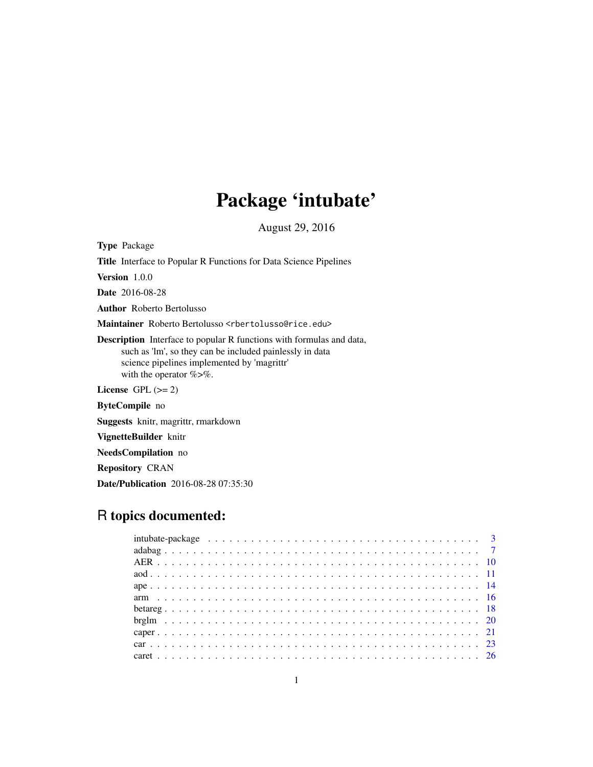# Package 'intubate'

August 29, 2016

**Type** Package

**Title** Interface to Popular R Functions for Data Science Pipelines

**Version** 1.0.0

**Date** 2016-08-28

**Author** Roberto Bertolusso

**Maintainer** Roberto Bertolusso <rbertolusso@rice.edu>

**Description** Interface to popular R functions with formulas and data, such as 'lm', so they can be included painlessly in data science pipelines implemented by 'magrittr' with the operator %>%.

**License** GPL (>= 2)

**ByteCompile** no

**Suggests** knitr, magrittr, rmarkdown

**VignetteBuilder** knitr

**NeedsCompilation** no

**Repository** CRAN

**Date/Publication** 2016-08-28 07:35:30

## R topics documented:

| | |
|---|---|
| intubate-package | 3 |
| adabag | 7 |
| AER | 10 |
| aod | 11 |
| ape | 14 |
| arm | 16 |
| betareg | 18 |
| brglm | 20 |
| caper | 21 |
| car | 23 |
| caret | 26 |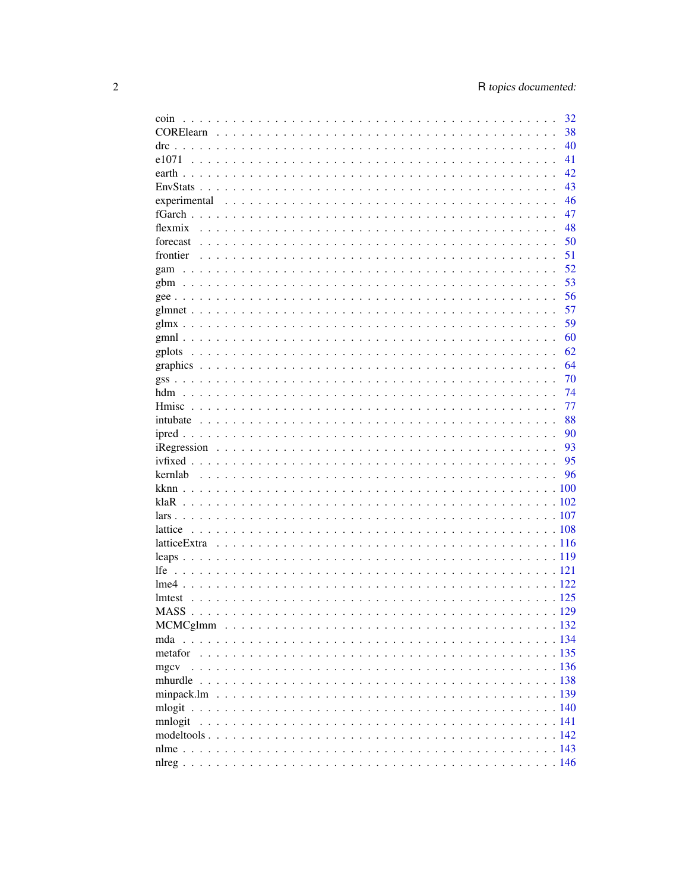coin . . . . . . . . . . . . . . . . . . . . . . . . . . . . . . . . . . . . . . . . . . . 32
CORElearn . . . . . . . . . . . . . . . . . . . . . . . . . . . . . . . . . . . . . . . . 38
drc . . . . . . . . . . . . . . . . . . . . . . . . . . . . . . . . . . . . . . . . . . . . 40
e1071 . . . . . . . . . . . . . . . . . . . . . . . . . . . . . . . . . . . . . . . . . . 41
earth . . . . . . . . . . . . . . . . . . . . . . . . . . . . . . . . . . . . . . . . . . . 42
EnvStats . . . . . . . . . . . . . . . . . . . . . . . . . . . . . . . . . . . . . . . . . 43
experimental . . . . . . . . . . . . . . . . . . . . . . . . . . . . . . . . . . . . . . . 46
fGarch . . . . . . . . . . . . . . . . . . . . . . . . . . . . . . . . . . . . . . . . . . 47
flexmix . . . . . . . . . . . . . . . . . . . . . . . . . . . . . . . . . . . . . . . . . . 48
forecast . . . . . . . . . . . . . . . . . . . . . . . . . . . . . . . . . . . . . . . . . 50
frontier . . . . . . . . . . . . . . . . . . . . . . . . . . . . . . . . . . . . . . . . . . 51
gam . . . . . . . . . . . . . . . . . . . . . . . . . . . . . . . . . . . . . . . . . . . . 52
gbm . . . . . . . . . . . . . . . . . . . . . . . . . . . . . . . . . . . . . . . . . . . . 53
gee . . . . . . . . . . . . . . . . . . . . . . . . . . . . . . . . . . . . . . . . . . . . 56
glmnet . . . . . . . . . . . . . . . . . . . . . . . . . . . . . . . . . . . . . . . . . . 57
glmx . . . . . . . . . . . . . . . . . . . . . . . . . . . . . . . . . . . . . . . . . . . 59
gmnl . . . . . . . . . . . . . . . . . . . . . . . . . . . . . . . . . . . . . . . . . . . 60
gplots . . . . . . . . . . . . . . . . . . . . . . . . . . . . . . . . . . . . . . . . . . 62
graphics . . . . . . . . . . . . . . . . . . . . . . . . . . . . . . . . . . . . . . . . . 64
gss . . . . . . . . . . . . . . . . . . . . . . . . . . . . . . . . . . . . . . . . . . . . 70
hdm . . . . . . . . . . . . . . . . . . . . . . . . . . . . . . . . . . . . . . . . . . . . 74
Hmisc . . . . . . . . . . . . . . . . . . . . . . . . . . . . . . . . . . . . . . . . . . 77
intubate . . . . . . . . . . . . . . . . . . . . . . . . . . . . . . . . . . . . . . . . . 88
ipred . . . . . . . . . . . . . . . . . . . . . . . . . . . . . . . . . . . . . . . . . . . 90
iRegression . . . . . . . . . . . . . . . . . . . . . . . . . . . . . . . . . . . . . . . 93
ivfixed . . . . . . . . . . . . . . . . . . . . . . . . . . . . . . . . . . . . . . . . . . 95
kernlab . . . . . . . . . . . . . . . . . . . . . . . . . . . . . . . . . . . . . . . . . . 96
kknn . . . . . . . . . . . . . . . . . . . . . . . . . . . . . . . . . . . . . . . . . . . 100
klaR . . . . . . . . . . . . . . . . . . . . . . . . . . . . . . . . . . . . . . . . . . . 102
lars . . . . . . . . . . . . . . . . . . . . . . . . . . . . . . . . . . . . . . . . . . . . 107
lattice . . . . . . . . . . . . . . . . . . . . . . . . . . . . . . . . . . . . . . . . . . 108
latticeExtra . . . . . . . . . . . . . . . . . . . . . . . . . . . . . . . . . . . . . . . 116
leaps . . . . . . . . . . . . . . . . . . . . . . . . . . . . . . . . . . . . . . . . . . . 119
lfe . . . . . . . . . . . . . . . . . . . . . . . . . . . . . . . . . . . . . . . . . . . . . 121
lme4 . . . . . . . . . . . . . . . . . . . . . . . . . . . . . . . . . . . . . . . . . . . 122
lmtest . . . . . . . . . . . . . . . . . . . . . . . . . . . . . . . . . . . . . . . . . . 125
MASS . . . . . . . . . . . . . . . . . . . . . . . . . . . . . . . . . . . . . . . . . . 129
MCMCglmm . . . . . . . . . . . . . . . . . . . . . . . . . . . . . . . . . . . . . . 132
mda . . . . . . . . . . . . . . . . . . . . . . . . . . . . . . . . . . . . . . . . . . . 134
metafor . . . . . . . . . . . . . . . . . . . . . . . . . . . . . . . . . . . . . . . . . 135
mgcv . . . . . . . . . . . . . . . . . . . . . . . . . . . . . . . . . . . . . . . . . . . 136
mhurdle . . . . . . . . . . . . . . . . . . . . . . . . . . . . . . . . . . . . . . . . . 138
minpack.lm . . . . . . . . . . . . . . . . . . . . . . . . . . . . . . . . . . . . . . . 139
mlogit . . . . . . . . . . . . . . . . . . . . . . . . . . . . . . . . . . . . . . . . . . 140
mnlogit . . . . . . . . . . . . . . . . . . . . . . . . . . . . . . . . . . . . . . . . . 141
modeltools . . . . . . . . . . . . . . . . . . . . . . . . . . . . . . . . . . . . . . . 142
nlme . . . . . . . . . . . . . . . . . . . . . . . . . . . . . . . . . . . . . . . . . . . 143
nlreg . . . . . . . . . . . . . . . . . . . . . . . . . . . . . . . . . . . . . . . . . . . 146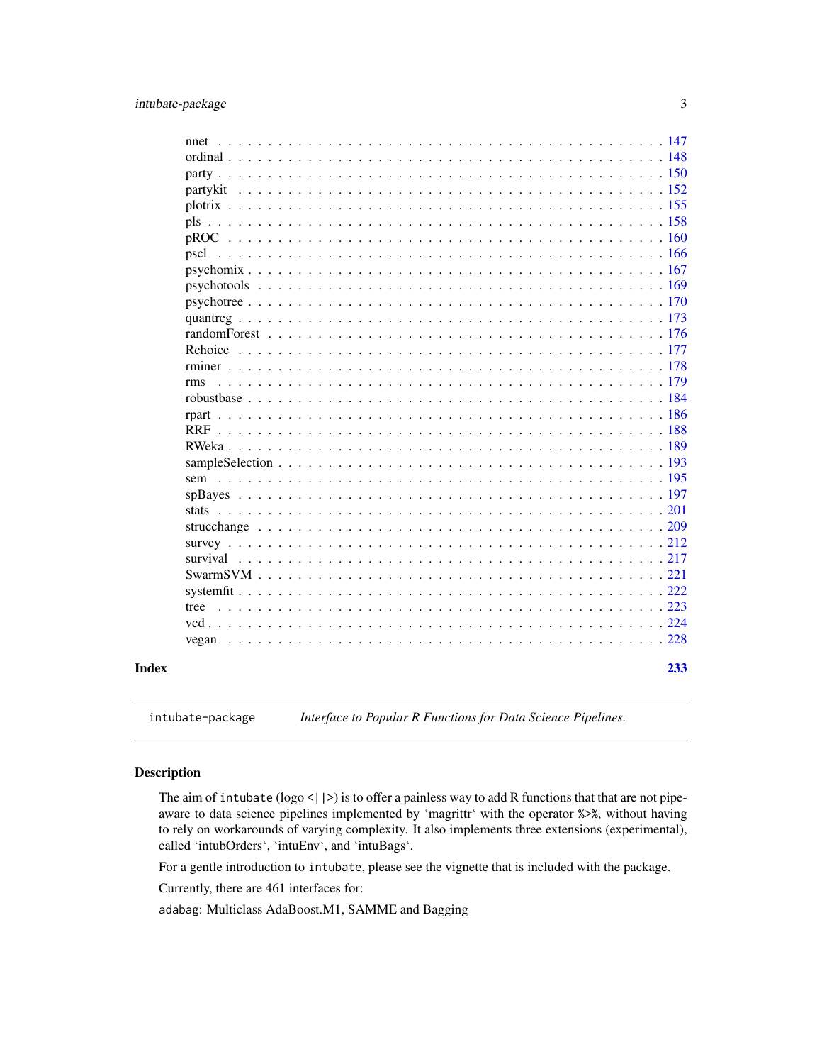nnet . . . . . . . . . . . . . . . . . . . . . . . . . . . . . . . . . . . . . . . . . 147
ordinal . . . . . . . . . . . . . . . . . . . . . . . . . . . . . . . . . . . . . . . 148
party . . . . . . . . . . . . . . . . . . . . . . . . . . . . . . . . . . . . . . . . 150
partykit . . . . . . . . . . . . . . . . . . . . . . . . . . . . . . . . . . . . . . 152
plotrix . . . . . . . . . . . . . . . . . . . . . . . . . . . . . . . . . . . . . . . 155
pls . . . . . . . . . . . . . . . . . . . . . . . . . . . . . . . . . . . . . . . . . 158
pROC . . . . . . . . . . . . . . . . . . . . . . . . . . . . . . . . . . . . . . . . 160
pscl . . . . . . . . . . . . . . . . . . . . . . . . . . . . . . . . . . . . . . . . 166
psychomix . . . . . . . . . . . . . . . . . . . . . . . . . . . . . . . . . . . . . 167
psychotools . . . . . . . . . . . . . . . . . . . . . . . . . . . . . . . . . . . . 169
psychotree . . . . . . . . . . . . . . . . . . . . . . . . . . . . . . . . . . . . . 170
quantreg . . . . . . . . . . . . . . . . . . . . . . . . . . . . . . . . . . . . . . 173
randomForest . . . . . . . . . . . . . . . . . . . . . . . . . . . . . . . . . . . 176
Rchoice . . . . . . . . . . . . . . . . . . . . . . . . . . . . . . . . . . . . . . 177
rminer . . . . . . . . . . . . . . . . . . . . . . . . . . . . . . . . . . . . . . . 178
rms . . . . . . . . . . . . . . . . . . . . . . . . . . . . . . . . . . . . . . . . . 179
robustbase . . . . . . . . . . . . . . . . . . . . . . . . . . . . . . . . . . . . . 184
rpart . . . . . . . . . . . . . . . . . . . . . . . . . . . . . . . . . . . . . . . . 186
RRF . . . . . . . . . . . . . . . . . . . . . . . . . . . . . . . . . . . . . . . . . 188
RWeka . . . . . . . . . . . . . . . . . . . . . . . . . . . . . . . . . . . . . . . . 189
sampleSelection . . . . . . . . . . . . . . . . . . . . . . . . . . . . . . . . . . 193
sem . . . . . . . . . . . . . . . . . . . . . . . . . . . . . . . . . . . . . . . . . 195
spBayes . . . . . . . . . . . . . . . . . . . . . . . . . . . . . . . . . . . . . . . 197
stats . . . . . . . . . . . . . . . . . . . . . . . . . . . . . . . . . . . . . . . . 201
strucchange . . . . . . . . . . . . . . . . . . . . . . . . . . . . . . . . . . . . 209
survey . . . . . . . . . . . . . . . . . . . . . . . . . . . . . . . . . . . . . . . 212
survival . . . . . . . . . . . . . . . . . . . . . . . . . . . . . . . . . . . . . . 217
SwarmSVM . . . . . . . . . . . . . . . . . . . . . . . . . . . . . . . . . . . . . . 221
systemfit . . . . . . . . . . . . . . . . . . . . . . . . . . . . . . . . . . . . . . 222
tree . . . . . . . . . . . . . . . . . . . . . . . . . . . . . . . . . . . . . . . . 223
vcd . . . . . . . . . . . . . . . . . . . . . . . . . . . . . . . . . . . . . . . . . 224
vegan . . . . . . . . . . . . . . . . . . . . . . . . . . . . . . . . . . . . . . . . 228

**Index** **233**

---

`intubate-package` *Interface to Popular R Functions for Data Science Pipelines.*

---

## Description

The aim of `intubate` (logo <||>) is to offer a painless way to add R functions that that are not pipe-aware to data science pipelines implemented by 'magrittr' with the operator `%>%`, without having to rely on workarounds of varying complexity. It also implements three extensions (experimental), called 'intubOrders', 'intuEnv', and 'intuBags'.

For a gentle introduction to `intubate`, please see the vignette that is included with the package.

Currently, there are 461 interfaces for:

`adabag`: Multiclass AdaBoost.M1, SAMME and Bagging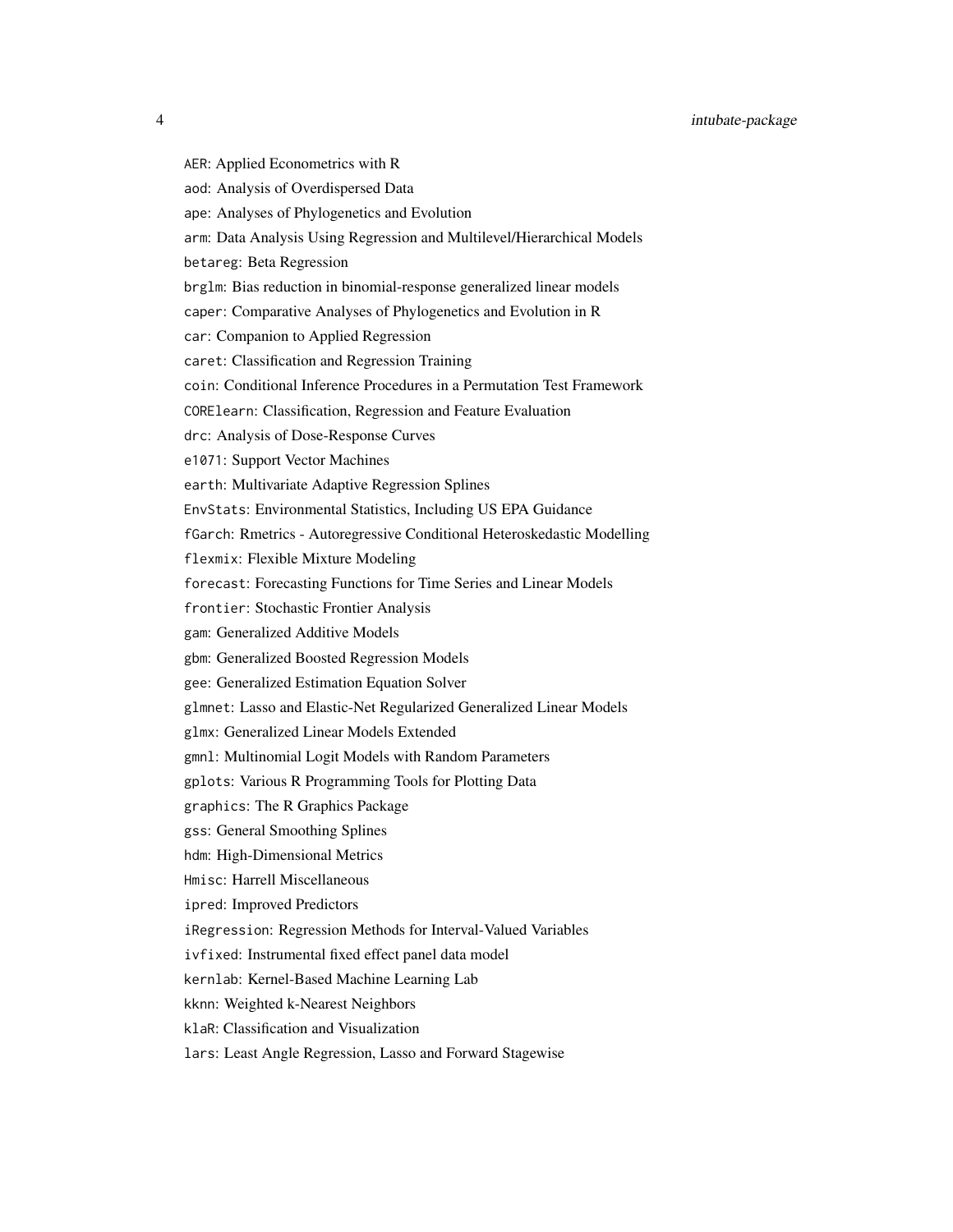`AER`: Applied Econometrics with R

`aod`: Analysis of Overdispersed Data

`ape`: Analyses of Phylogenetics and Evolution

`arm`: Data Analysis Using Regression and Multilevel/Hierarchical Models

`betareg`: Beta Regression

`brglm`: Bias reduction in binomial-response generalized linear models

`caper`: Comparative Analyses of Phylogenetics and Evolution in R

`car`: Companion to Applied Regression

`caret`: Classification and Regression Training

`coin`: Conditional Inference Procedures in a Permutation Test Framework

`CORElearn`: Classification, Regression and Feature Evaluation

`drc`: Analysis of Dose-Response Curves

`e1071`: Support Vector Machines

`earth`: Multivariate Adaptive Regression Splines

`EnvStats`: Environmental Statistics, Including US EPA Guidance

`fGarch`: Rmetrics - Autoregressive Conditional Heteroskedastic Modelling

`flexmix`: Flexible Mixture Modeling

`forecast`: Forecasting Functions for Time Series and Linear Models

`frontier`: Stochastic Frontier Analysis

`gam`: Generalized Additive Models

`gbm`: Generalized Boosted Regression Models

`gee`: Generalized Estimation Equation Solver

`glmnet`: Lasso and Elastic-Net Regularized Generalized Linear Models

`glmx`: Generalized Linear Models Extended

`gmnl`: Multinomial Logit Models with Random Parameters

`gplots`: Various R Programming Tools for Plotting Data

`graphics`: The R Graphics Package

`gss`: General Smoothing Splines

`hdm`: High-Dimensional Metrics

`Hmisc`: Harrell Miscellaneous

`ipred`: Improved Predictors

`iRegression`: Regression Methods for Interval-Valued Variables

`ivfixed`: Instrumental fixed effect panel data model

`kernlab`: Kernel-Based Machine Learning Lab

`kknn`: Weighted k-Nearest Neighbors

`klaR`: Classification and Visualization

`lars`: Least Angle Regression, Lasso and Forward Stagewise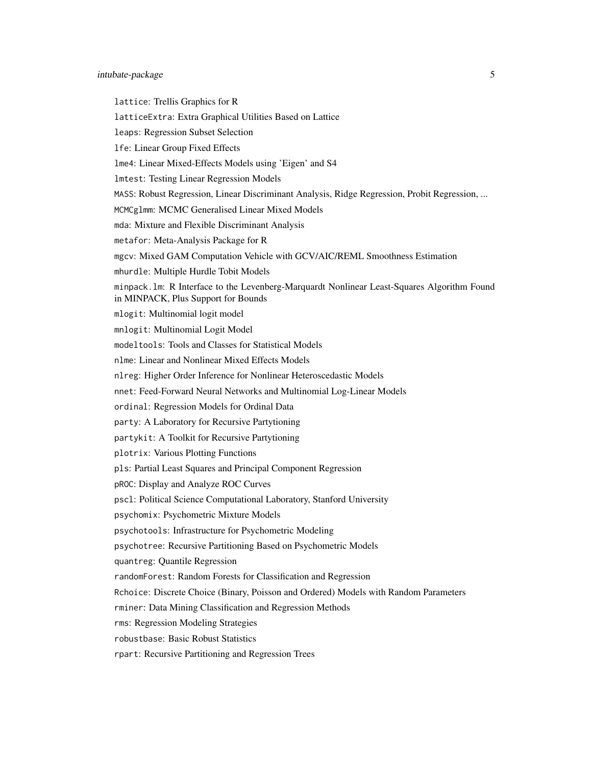`lattice`: Trellis Graphics for R

`latticeExtra`: Extra Graphical Utilities Based on Lattice

`leaps`: Regression Subset Selection

`lfe`: Linear Group Fixed Effects

`lme4`: Linear Mixed-Effects Models using 'Eigen' and S4

`lmtest`: Testing Linear Regression Models

`MASS`: Robust Regression, Linear Discriminant Analysis, Ridge Regression, Probit Regression, ...

`MCMCglmm`: MCMC Generalised Linear Mixed Models

`mda`: Mixture and Flexible Discriminant Analysis

`metafor`: Meta-Analysis Package for R

`mgcv`: Mixed GAM Computation Vehicle with GCV/AIC/REML Smoothness Estimation

`mhurdle`: Multiple Hurdle Tobit Models

`minpack.lm`: R Interface to the Levenberg-Marquardt Nonlinear Least-Squares Algorithm Found in MINPACK, Plus Support for Bounds

`mlogit`: Multinomial logit model

`mnlogit`: Multinomial Logit Model

`modeltools`: Tools and Classes for Statistical Models

`nlme`: Linear and Nonlinear Mixed Effects Models

`nlreg`: Higher Order Inference for Nonlinear Heteroscedastic Models

`nnet`: Feed-Forward Neural Networks and Multinomial Log-Linear Models

`ordinal`: Regression Models for Ordinal Data

`party`: A Laboratory for Recursive Partytioning

`partykit`: A Toolkit for Recursive Partytioning

`plotrix`: Various Plotting Functions

`pls`: Partial Least Squares and Principal Component Regression

`pROC`: Display and Analyze ROC Curves

`pscl`: Political Science Computational Laboratory, Stanford University

`psychomix`: Psychometric Mixture Models

`psychotools`: Infrastructure for Psychometric Modeling

`psychotree`: Recursive Partitioning Based on Psychometric Models

`quantreg`: Quantile Regression

`randomForest`: Random Forests for Classification and Regression

`Rchoice`: Discrete Choice (Binary, Poisson and Ordered) Models with Random Parameters

`rminer`: Data Mining Classification and Regression Methods

`rms`: Regression Modeling Strategies

`robustbase`: Basic Robust Statistics

`rpart`: Recursive Partitioning and Regression Trees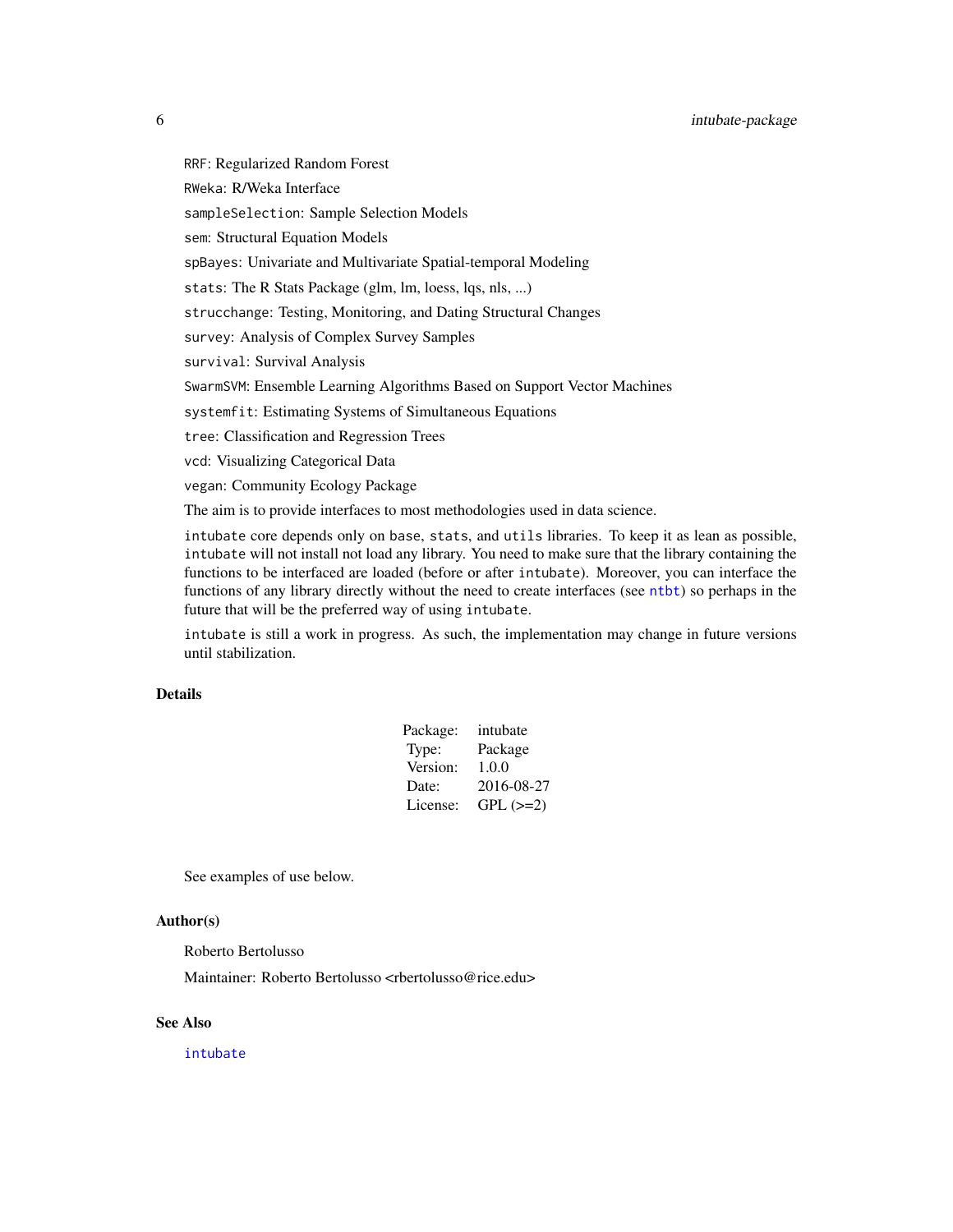`RRF`: Regularized Random Forest

`RWeka`: R/Weka Interface

`sampleSelection`: Sample Selection Models

`sem`: Structural Equation Models

`spBayes`: Univariate and Multivariate Spatial-temporal Modeling

`stats`: The R Stats Package (glm, lm, loess, lqs, nls, ...)

`strucchange`: Testing, Monitoring, and Dating Structural Changes

`survey`: Analysis of Complex Survey Samples

`survival`: Survival Analysis

`SwarmSVM`: Ensemble Learning Algorithms Based on Support Vector Machines

`systemfit`: Estimating Systems of Simultaneous Equations

`tree`: Classification and Regression Trees

`vcd`: Visualizing Categorical Data

`vegan`: Community Ecology Package

The aim is to provide interfaces to most methodologies used in data science.

`intubate` core depends only on `base`, `stats`, and `utils` libraries. To keep it as lean as possible, `intubate` will not install not load any library. You need to make sure that the library containing the functions to be interfaced are loaded (before or after `intubate`). Moreover, you can interface the functions of any library directly without the need to create interfaces (see `ntbt`) so perhaps in the future that will be the preferred way of using `intubate`.

`intubate` is still a work in progress. As such, the implementation may change in future versions until stabilization.

## Details

| | |
|---|---|
| Package: | intubate |
| Type: | Package |
| Version: | 1.0.0 |
| Date: | 2016-08-27 |
| License: | GPL (>=2) |

See examples of use below.

## Author(s)

Roberto Bertolusso

Maintainer: Roberto Bertolusso <rbertolusso@rice.edu>

## See Also

`intubate`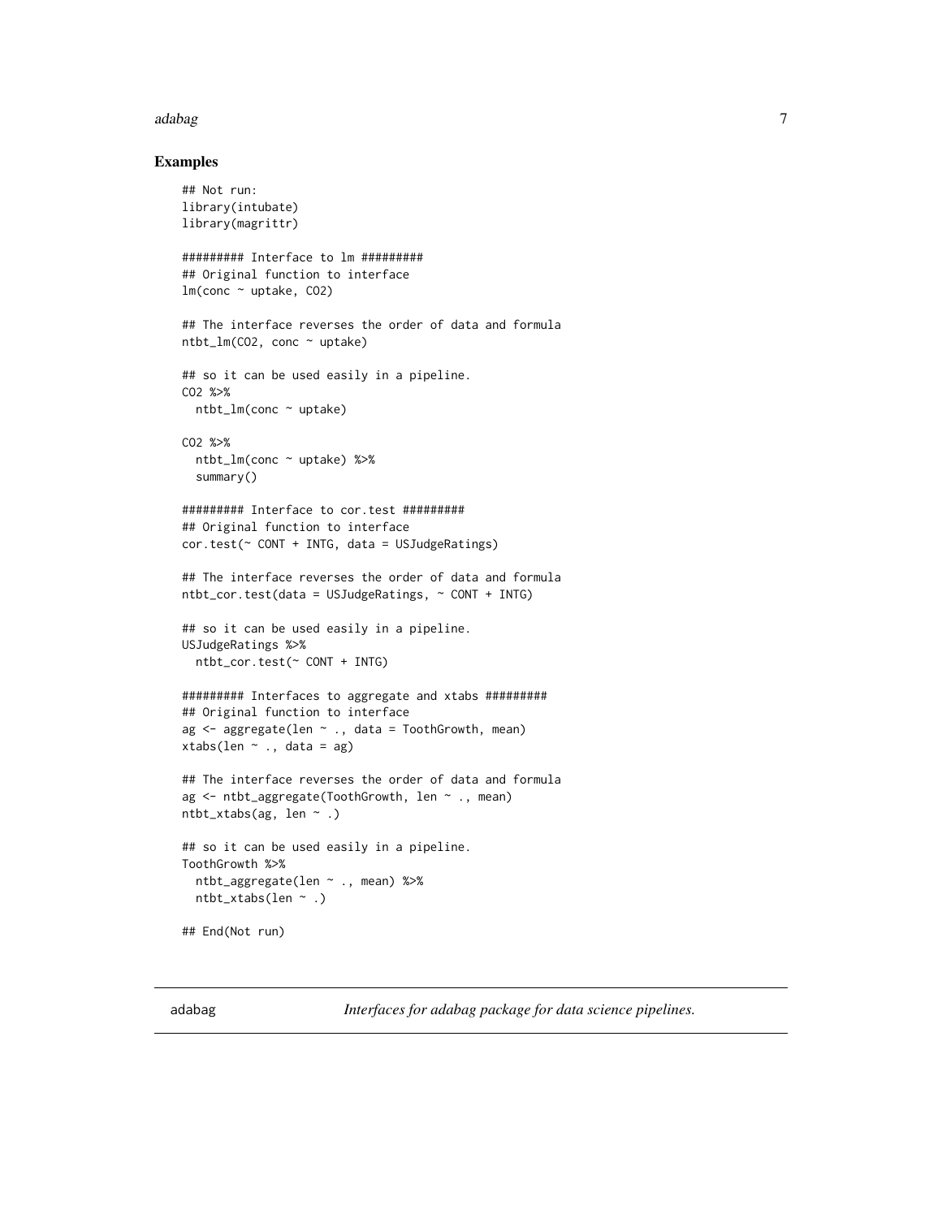## Examples

```
## Not run:
library(intubate)
library(magrittr)

######### Interface to lm #########
## Original function to interface
lm(conc ~ uptake, CO2)

## The interface reverses the order of data and formula
ntbt_lm(CO2, conc ~ uptake)

## so it can be used easily in a pipeline.
CO2 %>%
  ntbt_lm(conc ~ uptake)

CO2 %>%
  ntbt_lm(conc ~ uptake) %>%
  summary()

######### Interface to cor.test #########
## Original function to interface
cor.test(~ CONT + INTG, data = USJudgeRatings)

## The interface reverses the order of data and formula
ntbt_cor.test(data = USJudgeRatings, ~ CONT + INTG)

## so it can be used easily in a pipeline.
USJudgeRatings %>%
  ntbt_cor.test(~ CONT + INTG)

######### Interfaces to aggregate and xtabs #########
## Original function to interface
ag <- aggregate(len ~ ., data = ToothGrowth, mean)
xtabs(len ~ ., data = ag)

## The interface reverses the order of data and formula
ag <- ntbt_aggregate(ToothGrowth, len ~ ., mean)
ntbt_xtabs(ag, len ~ .)

## so it can be used easily in a pipeline.
ToothGrowth %>%
  ntbt_aggregate(len ~ ., mean) %>%
  ntbt_xtabs(len ~ .)

## End(Not run)
```

---

adabag *Interfaces for adabag package for data science pipelines.*

---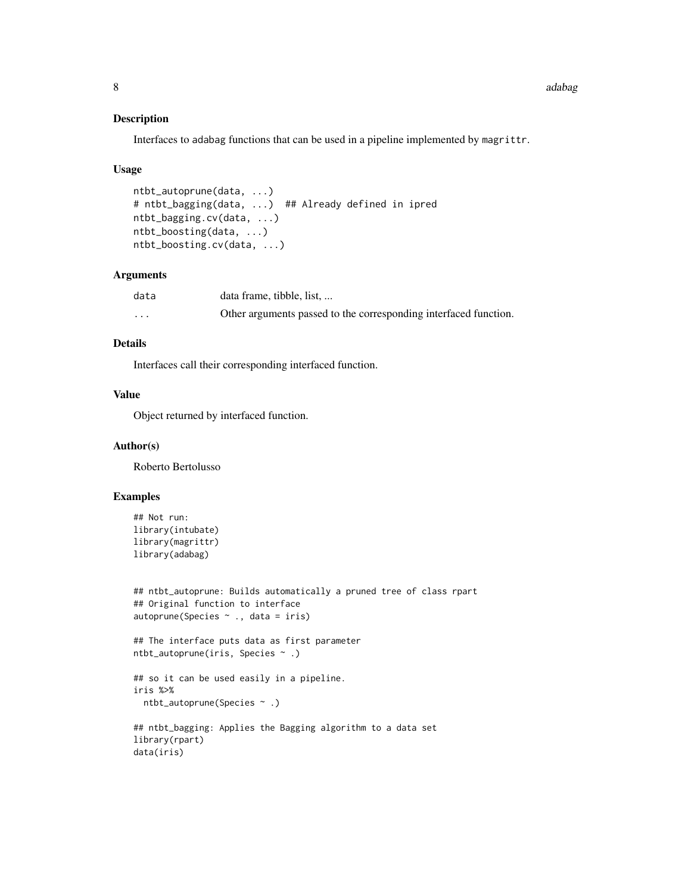## Description

Interfaces to adabag functions that can be used in a pipeline implemented by magrittr.

## Usage

```
ntbt_autoprune(data, ...)
# ntbt_bagging(data, ...)  ## Already defined in ipred
ntbt_bagging.cv(data, ...)
ntbt_boosting(data, ...)
ntbt_boosting.cv(data, ...)
```

## Arguments

| | |
|---|---|
| data | data frame, tibble, list, ... |
| ... | Other arguments passed to the corresponding interfaced function. |

## Details

Interfaces call their corresponding interfaced function.

## Value

Object returned by interfaced function.

## Author(s)

Roberto Bertolusso

## Examples

```
## Not run:
library(intubate)
library(magrittr)
library(adabag)


## ntbt_autoprune: Builds automatically a pruned tree of class rpart
## Original function to interface
autoprune(Species ~ ., data = iris)

## The interface puts data as first parameter
ntbt_autoprune(iris, Species ~ .)

## so it can be used easily in a pipeline.
iris %>%
  ntbt_autoprune(Species ~ .)

## ntbt_bagging: Applies the Bagging algorithm to a data set
library(rpart)
data(iris)
```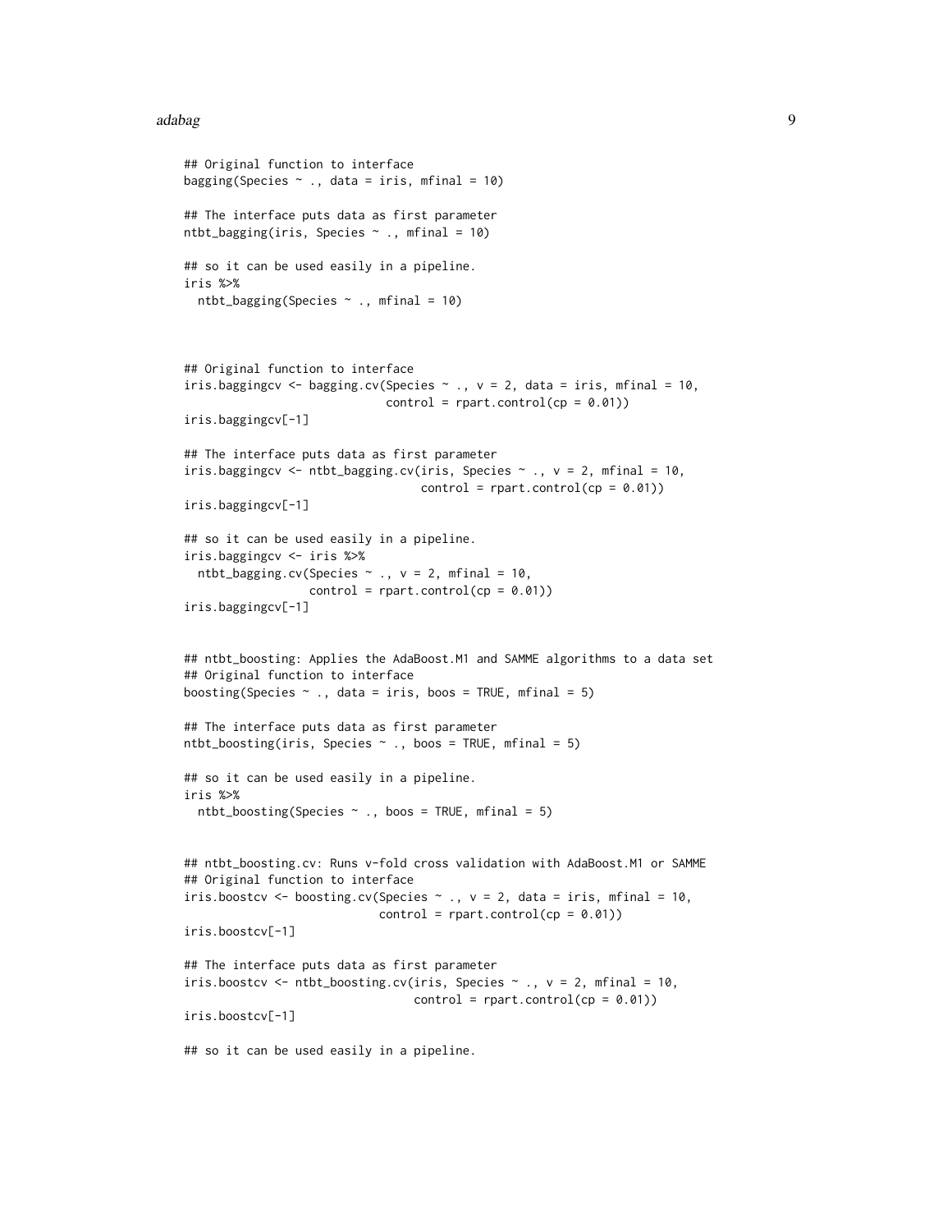```
## Original function to interface
bagging(Species ~ ., data = iris, mfinal = 10)

## The interface puts data as first parameter
ntbt_bagging(iris, Species ~ ., mfinal = 10)

## so it can be used easily in a pipeline.
iris %>%
  ntbt_bagging(Species ~ ., mfinal = 10)



## Original function to interface
iris.baggingcv <- bagging.cv(Species ~ ., v = 2, data = iris, mfinal = 10,
                             control = rpart.control(cp = 0.01))
iris.baggingcv[-1]

## The interface puts data as first parameter
iris.baggingcv <- ntbt_bagging.cv(iris, Species ~ ., v = 2, mfinal = 10,
                                  control = rpart.control(cp = 0.01))
iris.baggingcv[-1]

## so it can be used easily in a pipeline.
iris.baggingcv <- iris %>%
  ntbt_bagging.cv(Species ~ ., v = 2, mfinal = 10,
                  control = rpart.control(cp = 0.01))
iris.baggingcv[-1]


## ntbt_boosting: Applies the AdaBoost.M1 and SAMME algorithms to a data set
## Original function to interface
boosting(Species ~ ., data = iris, boos = TRUE, mfinal = 5)

## The interface puts data as first parameter
ntbt_boosting(iris, Species ~ ., boos = TRUE, mfinal = 5)

## so it can be used easily in a pipeline.
iris %>%
  ntbt_boosting(Species ~ ., boos = TRUE, mfinal = 5)


## ntbt_boosting.cv: Runs v-fold cross validation with AdaBoost.M1 or SAMME
## Original function to interface
iris.boostcv <- boosting.cv(Species ~ ., v = 2, data = iris, mfinal = 10,
                            control = rpart.control(cp = 0.01))
iris.boostcv[-1]

## The interface puts data as first parameter
iris.boostcv <- ntbt_boosting.cv(iris, Species ~ ., v = 2, mfinal = 10,
                                 control = rpart.control(cp = 0.01))
iris.boostcv[-1]

## so it can be used easily in a pipeline.
```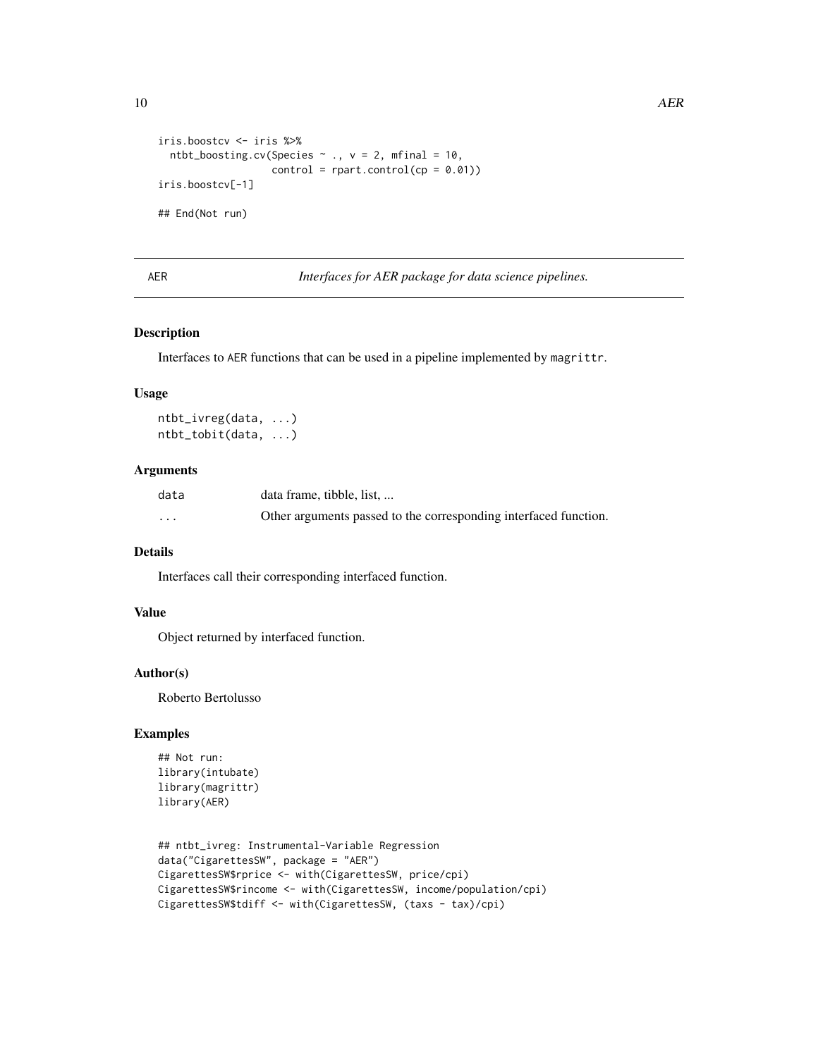```
iris.boostcv <- iris %>%
  ntbt_boosting.cv(Species ~ ., v = 2, mfinal = 10,
                   control = rpart.control(cp = 0.01))
iris.boostcv[-1]

## End(Not run)
```

---

## AER — *Interfaces for AER package for data science pipelines.*

---

### Description

Interfaces to AER functions that can be used in a pipeline implemented by magrittr.

### Usage

```
ntbt_ivreg(data, ...)
ntbt_tobit(data, ...)
```

### Arguments

| | |
|---|---|
| data | data frame, tibble, list, ... |
| ... | Other arguments passed to the corresponding interfaced function. |

### Details

Interfaces call their corresponding interfaced function.

### Value

Object returned by interfaced function.

### Author(s)

Roberto Bertolusso

### Examples

```
## Not run:
library(intubate)
library(magrittr)
library(AER)


## ntbt_ivreg: Instrumental-Variable Regression
data("CigarettesSW", package = "AER")
CigarettesSW$rprice <- with(CigarettesSW, price/cpi)
CigarettesSW$rincome <- with(CigarettesSW, income/population/cpi)
CigarettesSW$tdiff <- with(CigarettesSW, (taxs - tax)/cpi)
```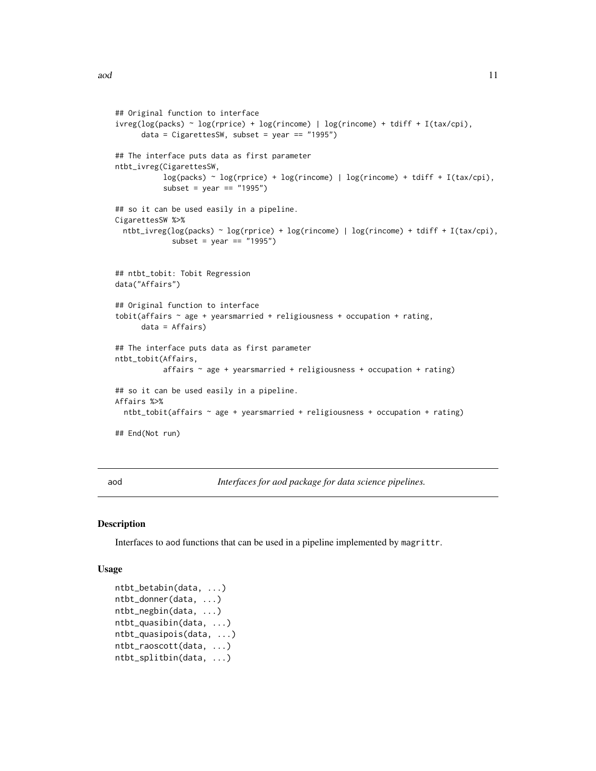```
## Original function to interface
ivreg(log(packs) ~ log(rprice) + log(rincome) | log(rincome) + tdiff + I(tax/cpi),
      data = CigarettesSW, subset = year == "1995")

## The interface puts data as first parameter
ntbt_ivreg(CigarettesSW,
           log(packs) ~ log(rprice) + log(rincome) | log(rincome) + tdiff + I(tax/cpi),
           subset = year == "1995")

## so it can be used easily in a pipeline.
CigarettesSW %>%
  ntbt_ivreg(log(packs) ~ log(rprice) + log(rincome) | log(rincome) + tdiff + I(tax/cpi),
             subset = year == "1995")


## ntbt_tobit: Tobit Regression
data("Affairs")

## Original function to interface
tobit(affairs ~ age + yearsmarried + religiousness + occupation + rating,
      data = Affairs)

## The interface puts data as first parameter
ntbt_tobit(Affairs,
           affairs ~ age + yearsmarried + religiousness + occupation + rating)

## so it can be used easily in a pipeline.
Affairs %>%
  ntbt_tobit(affairs ~ age + yearsmarried + religiousness + occupation + rating)

## End(Not run)
```

---

aod — *Interfaces for aod package for data science pipelines.*

---

### Description

Interfaces to aod functions that can be used in a pipeline implemented by magrittr.

### Usage

```
ntbt_betabin(data, ...)
ntbt_donner(data, ...)
ntbt_negbin(data, ...)
ntbt_quasibin(data, ...)
ntbt_quasipois(data, ...)
ntbt_raoscott(data, ...)
ntbt_splitbin(data, ...)
```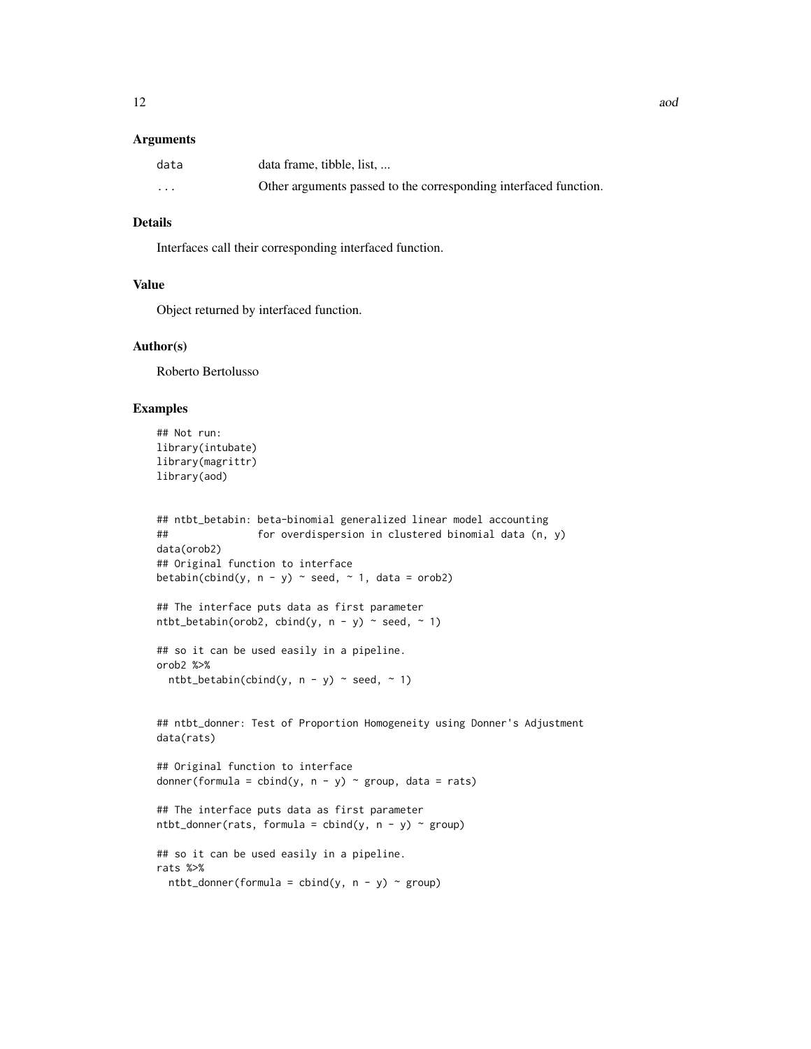### Arguments

| | |
|---|---|
| `data` | data frame, tibble, list, ... |
| `...` | Other arguments passed to the corresponding interfaced function. |

### Details

Interfaces call their corresponding interfaced function.

### Value

Object returned by interfaced function.

### Author(s)

Roberto Bertolusso

### Examples

```
## Not run:
library(intubate)
library(magrittr)
library(aod)


## ntbt_betabin: beta-binomial generalized linear model accounting
##               for overdispersion in clustered binomial data (n, y)
data(orob2)
## Original function to interface
betabin(cbind(y, n - y) ~ seed, ~ 1, data = orob2)

## The interface puts data as first parameter
ntbt_betabin(orob2, cbind(y, n - y) ~ seed, ~ 1)

## so it can be used easily in a pipeline.
orob2 %>%
  ntbt_betabin(cbind(y, n - y) ~ seed, ~ 1)


## ntbt_donner: Test of Proportion Homogeneity using Donner's Adjustment
data(rats)

## Original function to interface
donner(formula = cbind(y, n - y) ~ group, data = rats)

## The interface puts data as first parameter
ntbt_donner(rats, formula = cbind(y, n - y) ~ group)

## so it can be used easily in a pipeline.
rats %>%
  ntbt_donner(formula = cbind(y, n - y) ~ group)
```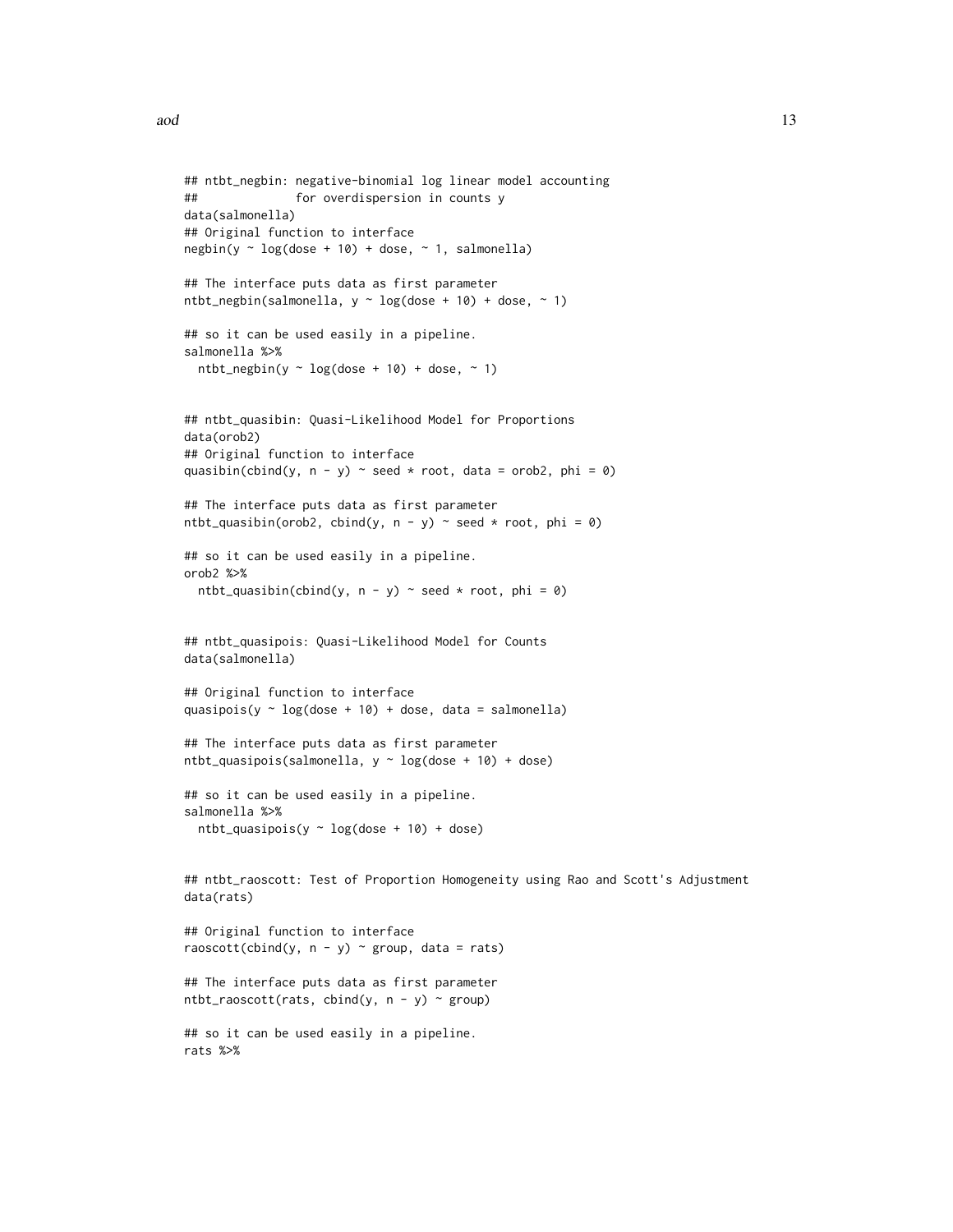```
## ntbt_negbin: negative-binomial log linear model accounting
##              for overdispersion in counts y
data(salmonella)
## Original function to interface
negbin(y ~ log(dose + 10) + dose, ~ 1, salmonella)

## The interface puts data as first parameter
ntbt_negbin(salmonella, y ~ log(dose + 10) + dose, ~ 1)

## so it can be used easily in a pipeline.
salmonella %>%
  ntbt_negbin(y ~ log(dose + 10) + dose, ~ 1)


## ntbt_quasibin: Quasi-Likelihood Model for Proportions
data(orob2)
## Original function to interface
quasibin(cbind(y, n - y) ~ seed * root, data = orob2, phi = 0)

## The interface puts data as first parameter
ntbt_quasibin(orob2, cbind(y, n - y) ~ seed * root, phi = 0)

## so it can be used easily in a pipeline.
orob2 %>%
  ntbt_quasibin(cbind(y, n - y) ~ seed * root, phi = 0)


## ntbt_quasipois: Quasi-Likelihood Model for Counts
data(salmonella)

## Original function to interface
quasipois(y ~ log(dose + 10) + dose, data = salmonella)

## The interface puts data as first parameter
ntbt_quasipois(salmonella, y ~ log(dose + 10) + dose)

## so it can be used easily in a pipeline.
salmonella %>%
  ntbt_quasipois(y ~ log(dose + 10) + dose)


## ntbt_raoscott: Test of Proportion Homogeneity using Rao and Scott's Adjustment
data(rats)

## Original function to interface
raoscott(cbind(y, n - y) ~ group, data = rats)

## The interface puts data as first parameter
ntbt_raoscott(rats, cbind(y, n - y) ~ group)

## so it can be used easily in a pipeline.
rats %>%
```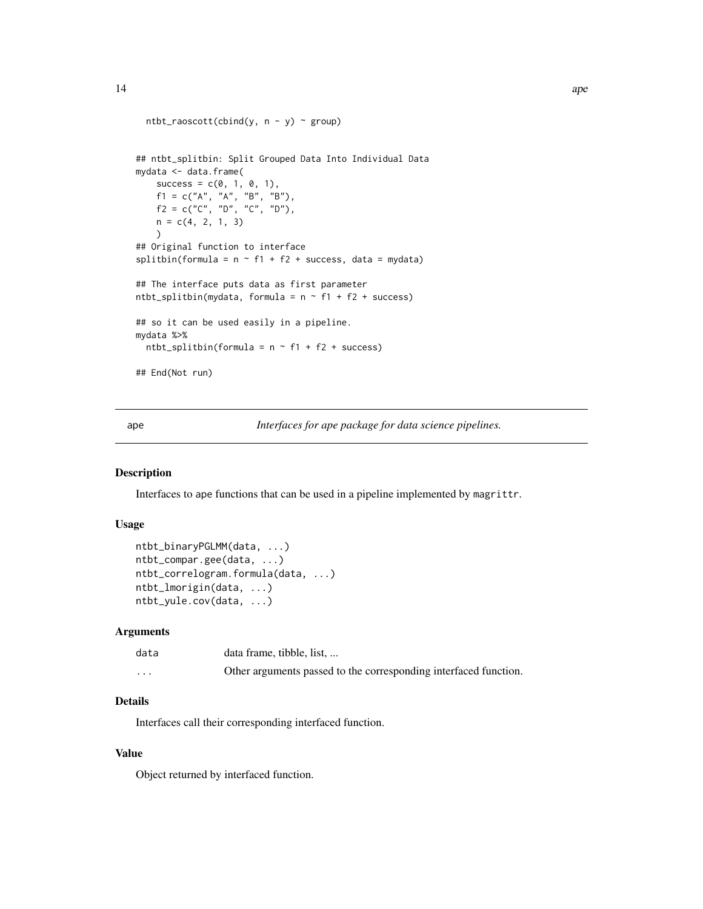```
  ntbt_raoscott(cbind(y, n - y) ~ group)


## ntbt_splitbin: Split Grouped Data Into Individual Data
mydata <- data.frame(
    success = c(0, 1, 0, 1),
    f1 = c("A", "A", "B", "B"),
    f2 = c("C", "D", "C", "D"),
    n = c(4, 2, 1, 3)
    )
## Original function to interface
splitbin(formula = n ~ f1 + f2 + success, data = mydata)

## The interface puts data as first parameter
ntbt_splitbin(mydata, formula = n ~ f1 + f2 + success)

## so it can be used easily in a pipeline.
mydata %>%
  ntbt_splitbin(formula = n ~ f1 + f2 + success)

## End(Not run)
```

---

## ape — *Interfaces for ape package for data science pipelines.*

---

### Description

Interfaces to ape functions that can be used in a pipeline implemented by magrittr.

### Usage

```
ntbt_binaryPGLMM(data, ...)
ntbt_compar.gee(data, ...)
ntbt_correlogram.formula(data, ...)
ntbt_lmorigin(data, ...)
ntbt_yule.cov(data, ...)
```

### Arguments

| | |
|---|---|
| data | data frame, tibble, list, ... |
| ... | Other arguments passed to the corresponding interfaced function. |

### Details

Interfaces call their corresponding interfaced function.

### Value

Object returned by interfaced function.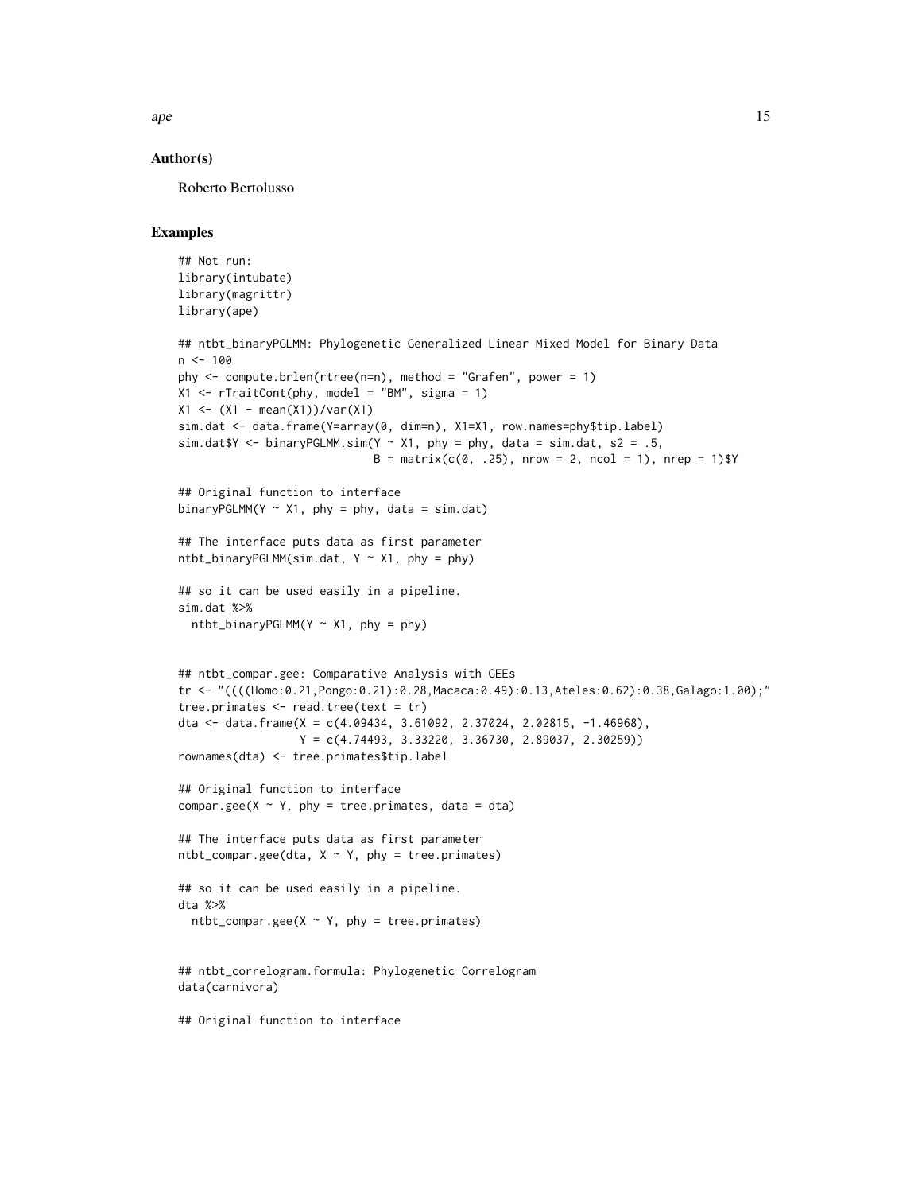### Author(s)

Roberto Bertolusso

### Examples

```
## Not run:
library(intubate)
library(magrittr)
library(ape)

## ntbt_binaryPGLMM: Phylogenetic Generalized Linear Mixed Model for Binary Data
n <- 100
phy <- compute.brlen(rtree(n=n), method = "Grafen", power = 1)
X1 <- rTraitCont(phy, model = "BM", sigma = 1)
X1 <- (X1 - mean(X1))/var(X1)
sim.dat <- data.frame(Y=array(0, dim=n), X1=X1, row.names=phy$tip.label)
sim.dat$Y <- binaryPGLMM.sim(Y ~ X1, phy = phy, data = sim.dat, s2 = .5,
                             B = matrix(c(0, .25), nrow = 2, ncol = 1), nrep = 1)$Y

## Original function to interface
binaryPGLMM(Y ~ X1, phy = phy, data = sim.dat)

## The interface puts data as first parameter
ntbt_binaryPGLMM(sim.dat, Y ~ X1, phy = phy)

## so it can be used easily in a pipeline.
sim.dat %>%
  ntbt_binaryPGLMM(Y ~ X1, phy = phy)


## ntbt_compar.gee: Comparative Analysis with GEEs
tr <- "((((Homo:0.21,Pongo:0.21):0.28,Macaca:0.49):0.13,Ateles:0.62):0.38,Galago:1.00);"
tree.primates <- read.tree(text = tr)
dta <- data.frame(X = c(4.09434, 3.61092, 2.37024, 2.02815, -1.46968),
                  Y = c(4.74493, 3.33220, 3.36730, 2.89037, 2.30259))
rownames(dta) <- tree.primates$tip.label

## Original function to interface
compar.gee(X ~ Y, phy = tree.primates, data = dta)

## The interface puts data as first parameter
ntbt_compar.gee(dta, X ~ Y, phy = tree.primates)

## so it can be used easily in a pipeline.
dta %>%
  ntbt_compar.gee(X ~ Y, phy = tree.primates)


## ntbt_correlogram.formula: Phylogenetic Correlogram
data(carnivora)

## Original function to interface
```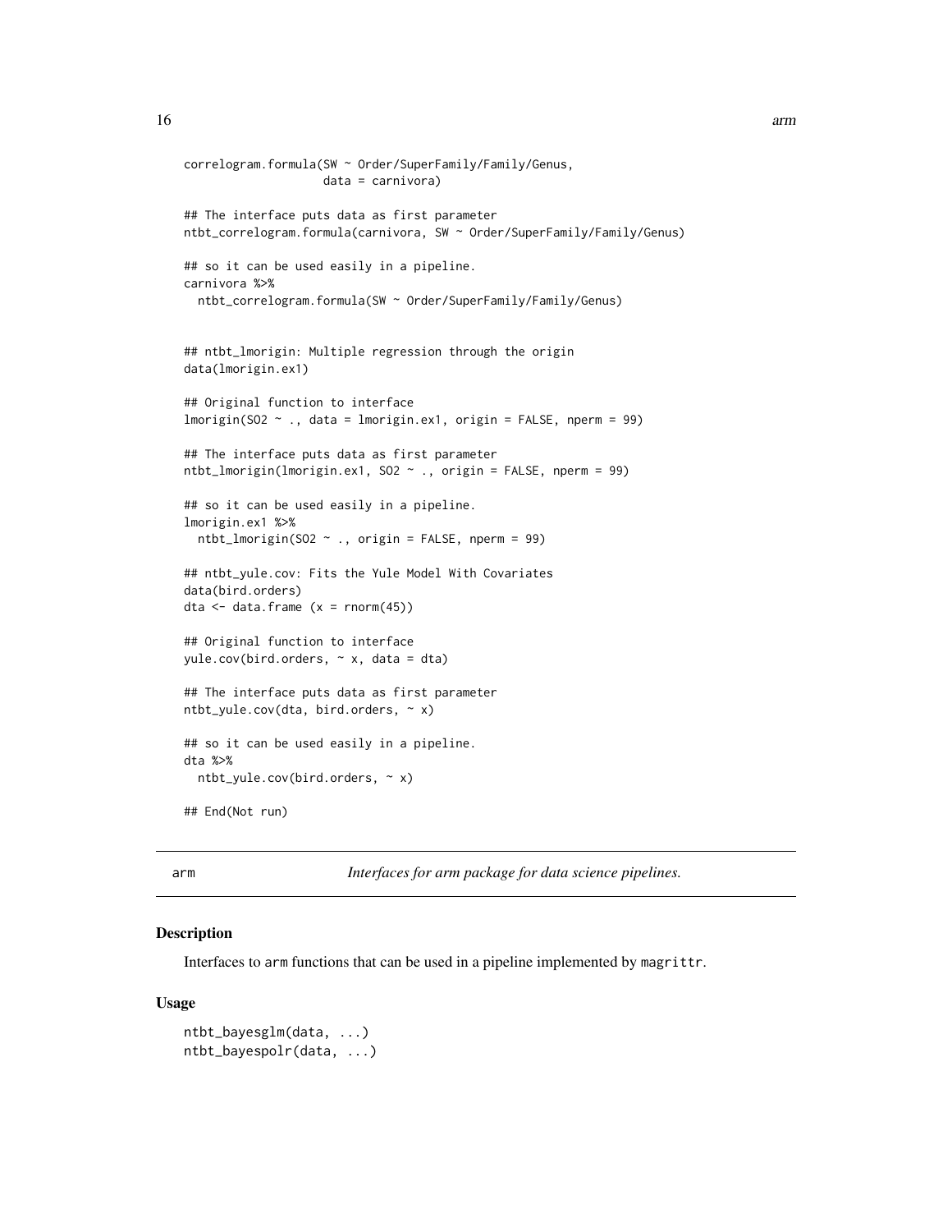```
correlogram.formula(SW ~ Order/SuperFamily/Family/Genus,
                    data = carnivora)

## The interface puts data as first parameter
ntbt_correlogram.formula(carnivora, SW ~ Order/SuperFamily/Family/Genus)

## so it can be used easily in a pipeline.
carnivora %>%
  ntbt_correlogram.formula(SW ~ Order/SuperFamily/Family/Genus)


## ntbt_lmorigin: Multiple regression through the origin
data(lmorigin.ex1)

## Original function to interface
lmorigin(SO2 ~ ., data = lmorigin.ex1, origin = FALSE, nperm = 99)

## The interface puts data as first parameter
ntbt_lmorigin(lmorigin.ex1, SO2 ~ ., origin = FALSE, nperm = 99)

## so it can be used easily in a pipeline.
lmorigin.ex1 %>%
  ntbt_lmorigin(SO2 ~ ., origin = FALSE, nperm = 99)

## ntbt_yule.cov: Fits the Yule Model With Covariates
data(bird.orders)
dta <- data.frame (x = rnorm(45))

## Original function to interface
yule.cov(bird.orders, ~ x, data = dta)

## The interface puts data as first parameter
ntbt_yule.cov(dta, bird.orders, ~ x)

## so it can be used easily in a pipeline.
dta %>%
  ntbt_yule.cov(bird.orders, ~ x)

## End(Not run)
```

## arm — *Interfaces for arm package for data science pipelines.*

### Description

Interfaces to arm functions that can be used in a pipeline implemented by magrittr.

### Usage

```
ntbt_bayesglm(data, ...)
ntbt_bayespolr(data, ...)
```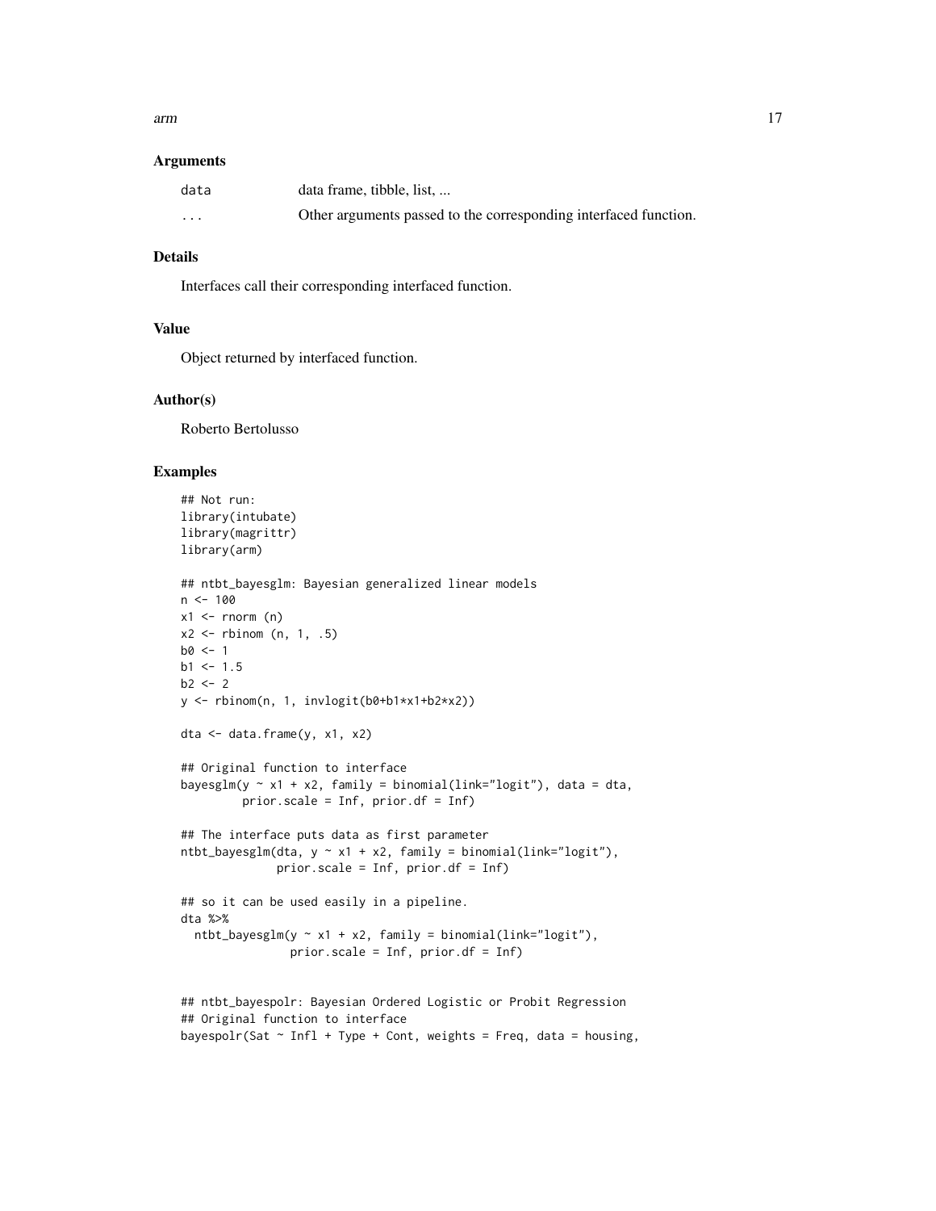### Arguments

| | |
|---|---|
| data | data frame, tibble, list, ... |
| ... | Other arguments passed to the corresponding interfaced function. |

### Details

Interfaces call their corresponding interfaced function.

### Value

Object returned by interfaced function.

### Author(s)

Roberto Bertolusso

### Examples

```
## Not run:
library(intubate)
library(magrittr)
library(arm)

## ntbt_bayesglm: Bayesian generalized linear models
n <- 100
x1 <- rnorm (n)
x2 <- rbinom (n, 1, .5)
b0 <- 1
b1 <- 1.5
b2 <- 2
y <- rbinom(n, 1, invlogit(b0+b1*x1+b2*x2))

dta <- data.frame(y, x1, x2)

## Original function to interface
bayesglm(y ~ x1 + x2, family = binomial(link="logit"), data = dta,
         prior.scale = Inf, prior.df = Inf)

## The interface puts data as first parameter
ntbt_bayesglm(dta, y ~ x1 + x2, family = binomial(link="logit"),
              prior.scale = Inf, prior.df = Inf)

## so it can be used easily in a pipeline.
dta %>%
  ntbt_bayesglm(y ~ x1 + x2, family = binomial(link="logit"),
                prior.scale = Inf, prior.df = Inf)


## ntbt_bayespolr: Bayesian Ordered Logistic or Probit Regression
## Original function to interface
bayespolr(Sat ~ Infl + Type + Cont, weights = Freq, data = housing,
```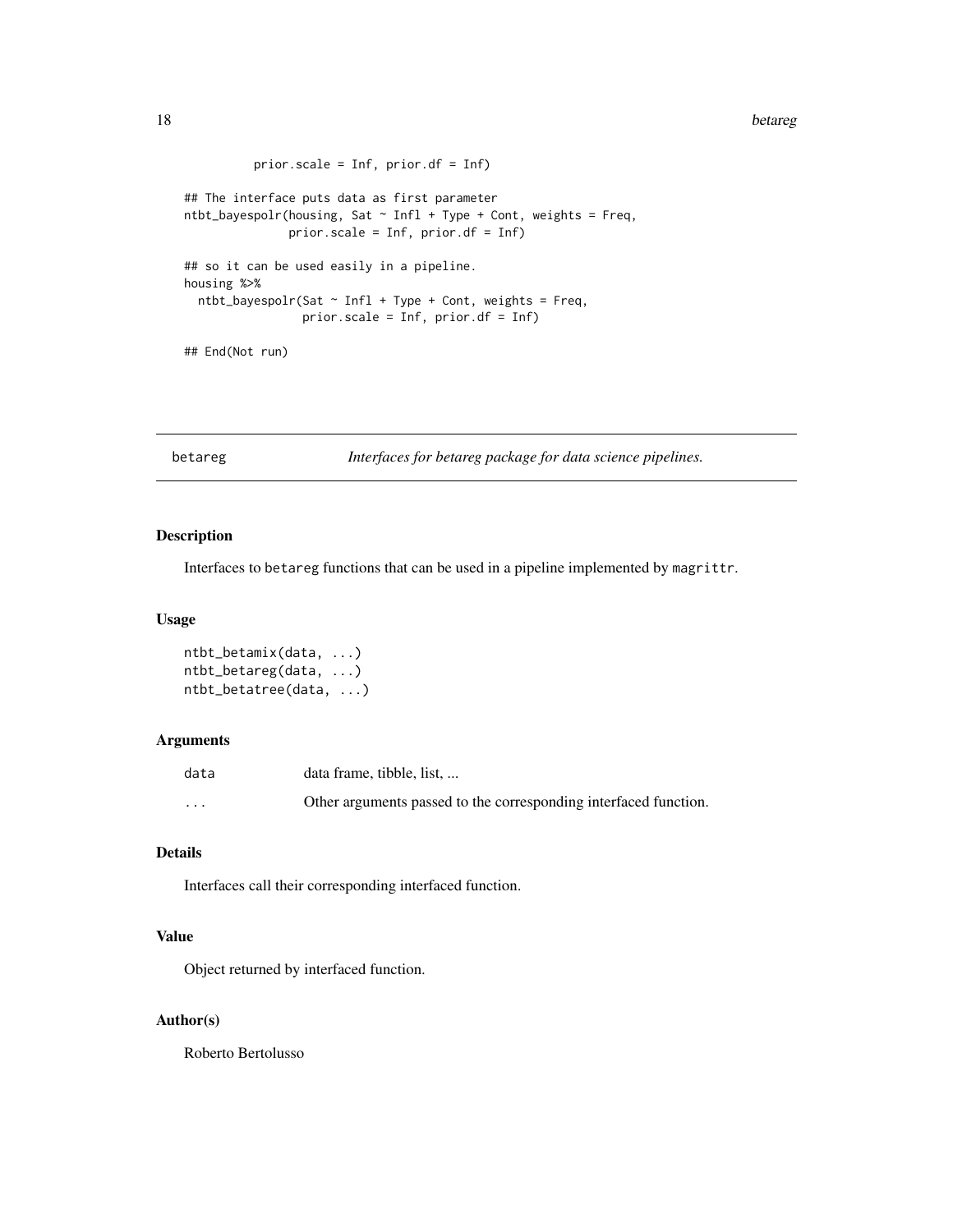```
            prior.scale = Inf, prior.df = Inf)

## The interface puts data as first parameter
ntbt_bayespolr(housing, Sat ~ Infl + Type + Cont, weights = Freq,
               prior.scale = Inf, prior.df = Inf)

## so it can be used easily in a pipeline.
housing %>%
  ntbt_bayespolr(Sat ~ Infl + Type + Cont, weights = Freq,
                 prior.scale = Inf, prior.df = Inf)

## End(Not run)
```

---

betareg *Interfaces for betareg package for data science pipelines.*

---

## Description

Interfaces to betareg functions that can be used in a pipeline implemented by magrittr.

## Usage

```
ntbt_betamix(data, ...)
ntbt_betareg(data, ...)
ntbt_betatree(data, ...)
```

## Arguments

| | |
|---|---|
| data | data frame, tibble, list, ... |
| ... | Other arguments passed to the corresponding interfaced function. |

## Details

Interfaces call their corresponding interfaced function.

## Value

Object returned by interfaced function.

## Author(s)

Roberto Bertolusso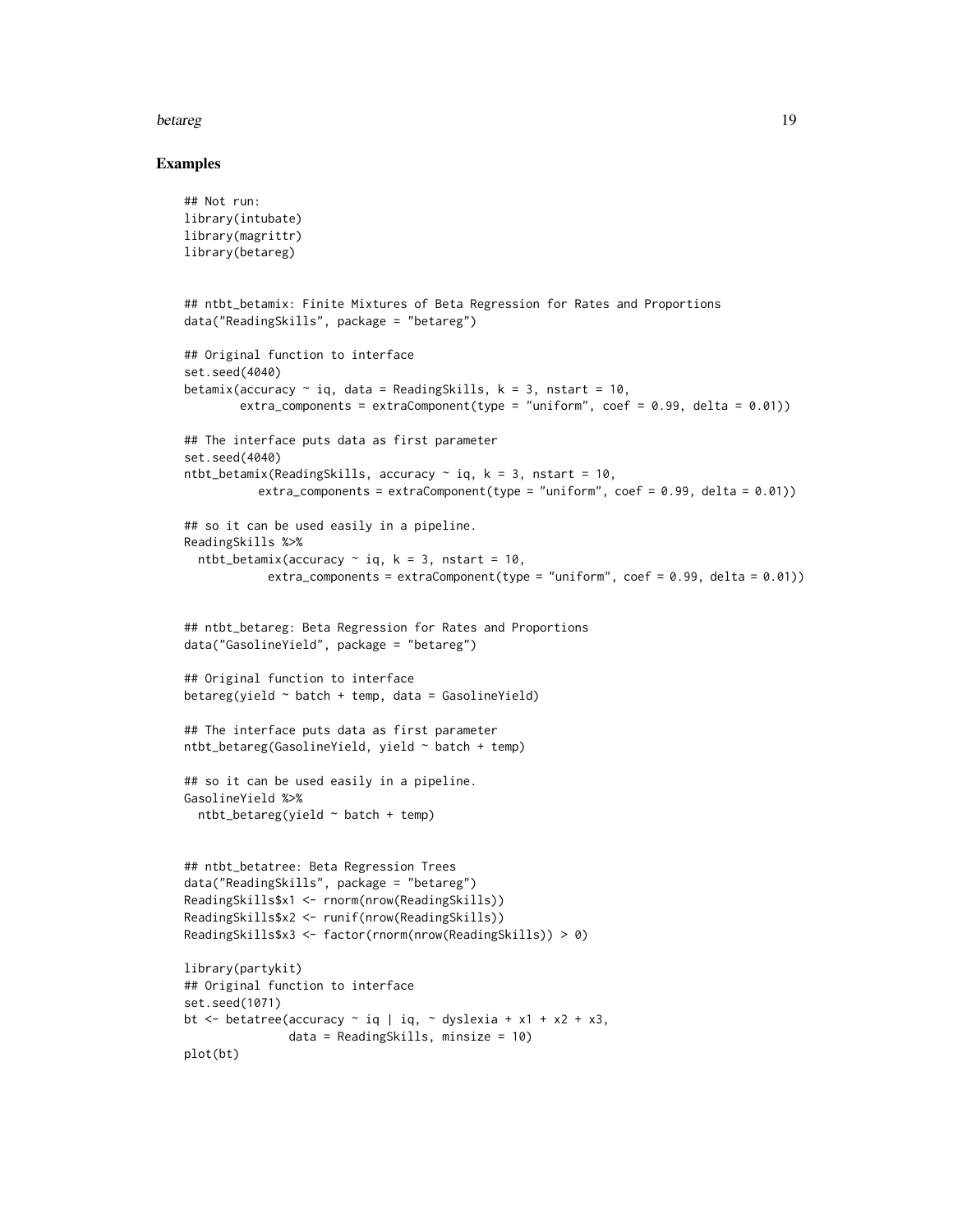## Examples

```
## Not run:
library(intubate)
library(magrittr)
library(betareg)


## ntbt_betamix: Finite Mixtures of Beta Regression for Rates and Proportions
data("ReadingSkills", package = "betareg")

## Original function to interface
set.seed(4040)
betamix(accuracy ~ iq, data = ReadingSkills, k = 3, nstart = 10,
        extra_components = extraComponent(type = "uniform", coef = 0.99, delta = 0.01))

## The interface puts data as first parameter
set.seed(4040)
ntbt_betamix(ReadingSkills, accuracy ~ iq, k = 3, nstart = 10,
           extra_components = extraComponent(type = "uniform", coef = 0.99, delta = 0.01))

## so it can be used easily in a pipeline.
ReadingSkills %>%
  ntbt_betamix(accuracy ~ iq, k = 3, nstart = 10,
             extra_components = extraComponent(type = "uniform", coef = 0.99, delta = 0.01))


## ntbt_betareg: Beta Regression for Rates and Proportions
data("GasolineYield", package = "betareg")

## Original function to interface
betareg(yield ~ batch + temp, data = GasolineYield)

## The interface puts data as first parameter
ntbt_betareg(GasolineYield, yield ~ batch + temp)

## so it can be used easily in a pipeline.
GasolineYield %>%
  ntbt_betareg(yield ~ batch + temp)


## ntbt_betatree: Beta Regression Trees
data("ReadingSkills", package = "betareg")
ReadingSkills$x1 <- rnorm(nrow(ReadingSkills))
ReadingSkills$x2 <- runif(nrow(ReadingSkills))
ReadingSkills$x3 <- factor(rnorm(nrow(ReadingSkills)) > 0)

library(partykit)
## Original function to interface
set.seed(1071)
bt <- betatree(accuracy ~ iq | iq, ~ dyslexia + x1 + x2 + x3,
               data = ReadingSkills, minsize = 10)
plot(bt)
```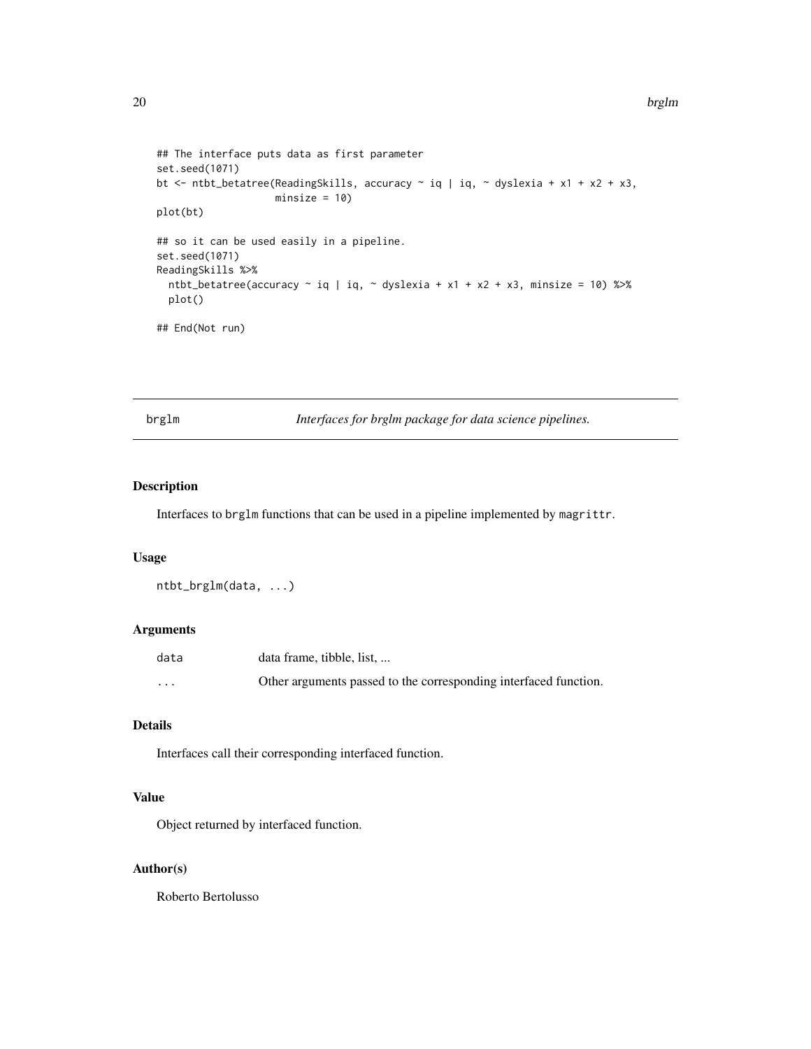```
## The interface puts data as first parameter
set.seed(1071)
bt <- ntbt_betatree(ReadingSkills, accuracy ~ iq | iq, ~ dyslexia + x1 + x2 + x3,
                    minsize = 10)
plot(bt)

## so it can be used easily in a pipeline.
set.seed(1071)
ReadingSkills %>%
  ntbt_betatree(accuracy ~ iq | iq, ~ dyslexia + x1 + x2 + x3, minsize = 10) %>%
  plot()

## End(Not run)
```

## brglm — *Interfaces for brglm package for data science pipelines.*

### Description

Interfaces to `brglm` functions that can be used in a pipeline implemented by `magrittr`.

### Usage

```
ntbt_brglm(data, ...)
```

### Arguments

| | |
|---|---|
| `data` | data frame, tibble, list, ... |
| `...` | Other arguments passed to the corresponding interfaced function. |

### Details

Interfaces call their corresponding interfaced function.

### Value

Object returned by interfaced function.

### Author(s)

Roberto Bertolusso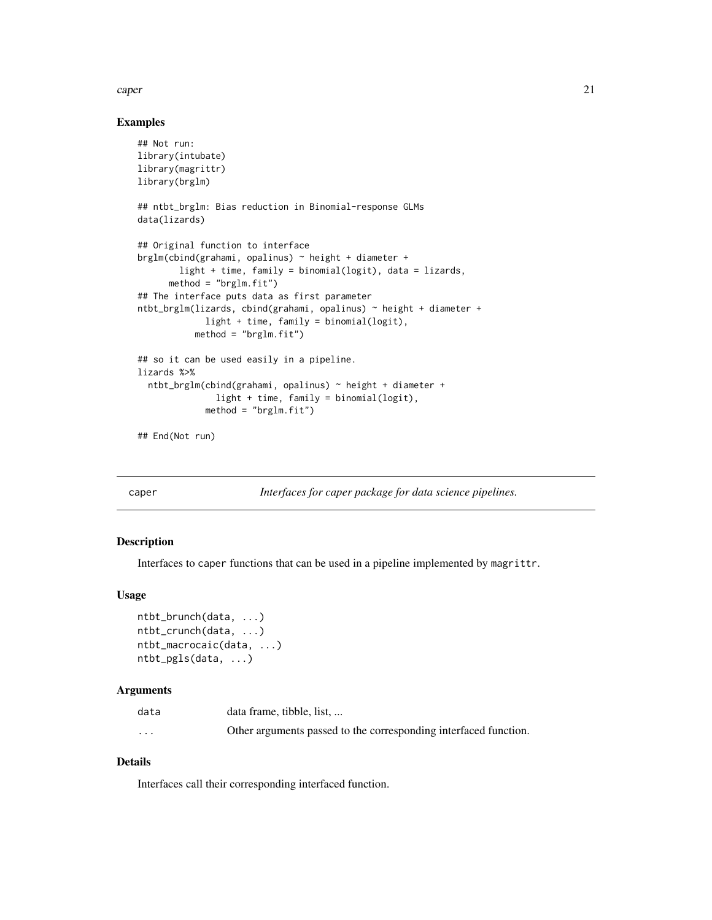### Examples

```
## Not run:
library(intubate)
library(magrittr)
library(brglm)

## ntbt_brglm: Bias reduction in Binomial-response GLMs
data(lizards)

## Original function to interface
brglm(cbind(grahami, opalinus) ~ height + diameter +
        light + time, family = binomial(logit), data = lizards,
      method = "brglm.fit")
## The interface puts data as first parameter
ntbt_brglm(lizards, cbind(grahami, opalinus) ~ height + diameter +
             light + time, family = binomial(logit),
           method = "brglm.fit")

## so it can be used easily in a pipeline.
lizards %>%
  ntbt_brglm(cbind(grahami, opalinus) ~ height + diameter +
               light + time, family = binomial(logit),
             method = "brglm.fit")

## End(Not run)
```

---

## caper — *Interfaces for caper package for data science pipelines.*

### Description

Interfaces to `caper` functions that can be used in a pipeline implemented by `magrittr`.

### Usage

```
ntbt_brunch(data, ...)
ntbt_crunch(data, ...)
ntbt_macrocaic(data, ...)
ntbt_pgls(data, ...)
```

### Arguments

| | |
|---|---|
| data | data frame, tibble, list, ... |
| ... | Other arguments passed to the corresponding interfaced function. |

### Details

Interfaces call their corresponding interfaced function.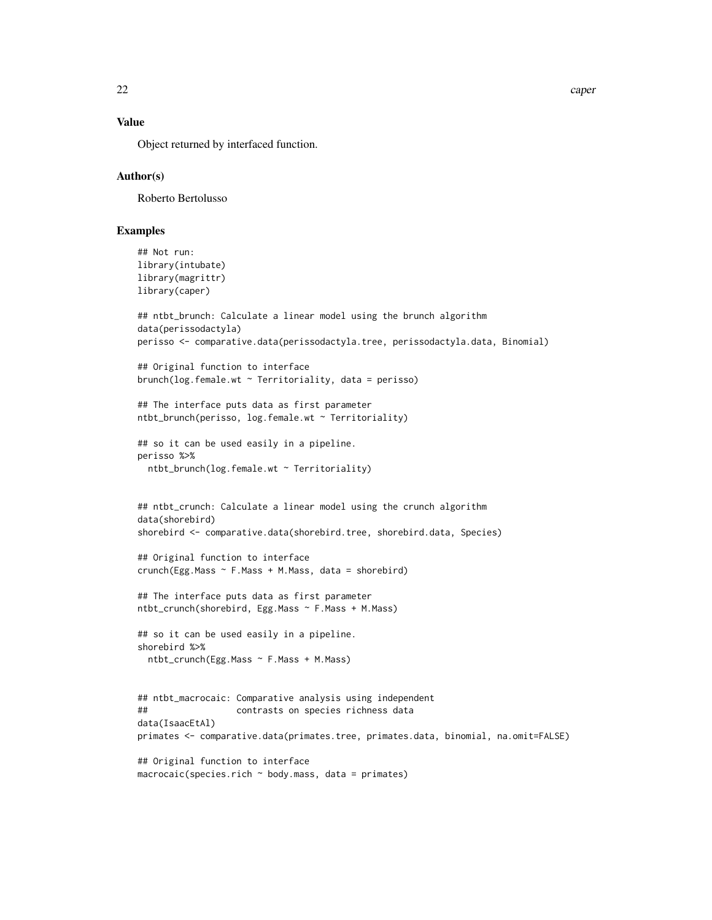### Value

Object returned by interfaced function.

### Author(s)

Roberto Bertolusso

### Examples

```
## Not run:
library(intubate)
library(magrittr)
library(caper)

## ntbt_brunch: Calculate a linear model using the brunch algorithm
data(perissodactyla)
perisso <- comparative.data(perissodactyla.tree, perissodactyla.data, Binomial)

## Original function to interface
brunch(log.female.wt ~ Territoriality, data = perisso)

## The interface puts data as first parameter
ntbt_brunch(perisso, log.female.wt ~ Territoriality)

## so it can be used easily in a pipeline.
perisso %>%
  ntbt_brunch(log.female.wt ~ Territoriality)


## ntbt_crunch: Calculate a linear model using the crunch algorithm
data(shorebird)
shorebird <- comparative.data(shorebird.tree, shorebird.data, Species)

## Original function to interface
crunch(Egg.Mass ~ F.Mass + M.Mass, data = shorebird)

## The interface puts data as first parameter
ntbt_crunch(shorebird, Egg.Mass ~ F.Mass + M.Mass)

## so it can be used easily in a pipeline.
shorebird %>%
  ntbt_crunch(Egg.Mass ~ F.Mass + M.Mass)


## ntbt_macrocaic: Comparative analysis using independent
##                 contrasts on species richness data
data(IsaacEtAl)
primates <- comparative.data(primates.tree, primates.data, binomial, na.omit=FALSE)

## Original function to interface
macrocaic(species.rich ~ body.mass, data = primates)
```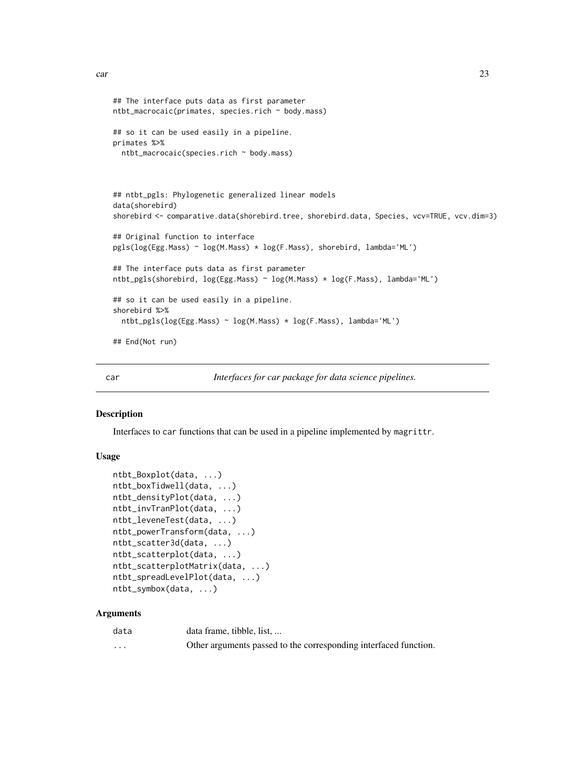```
## The interface puts data as first parameter
ntbt_macrocaic(primates, species.rich ~ body.mass)

## so it can be used easily in a pipeline.
primates %>%
  ntbt_macrocaic(species.rich ~ body.mass)



## ntbt_pgls: Phylogenetic generalized linear models
data(shorebird)
shorebird <- comparative.data(shorebird.tree, shorebird.data, Species, vcv=TRUE, vcv.dim=3)

## Original function to interface
pgls(log(Egg.Mass) ~ log(M.Mass) * log(F.Mass), shorebird, lambda='ML')

## The interface puts data as first parameter
ntbt_pgls(shorebird, log(Egg.Mass) ~ log(M.Mass) * log(F.Mass), lambda='ML')

## so it can be used easily in a pipeline.
shorebird %>%
  ntbt_pgls(log(Egg.Mass) ~ log(M.Mass) * log(F.Mass), lambda='ML')

## End(Not run)
```

---

car *Interfaces for car package for data science pipelines.*

---

### Description

Interfaces to car functions that can be used in a pipeline implemented by magrittr.

### Usage

```
ntbt_Boxplot(data, ...)
ntbt_boxTidwell(data, ...)
ntbt_densityPlot(data, ...)
ntbt_invTranPlot(data, ...)
ntbt_leveneTest(data, ...)
ntbt_powerTransform(data, ...)
ntbt_scatter3d(data, ...)
ntbt_scatterplot(data, ...)
ntbt_scatterplotMatrix(data, ...)
ntbt_spreadLevelPlot(data, ...)
ntbt_symbox(data, ...)
```

### Arguments

| | |
|---|---|
| data | data frame, tibble, list, ... |
| ... | Other arguments passed to the corresponding interfaced function. |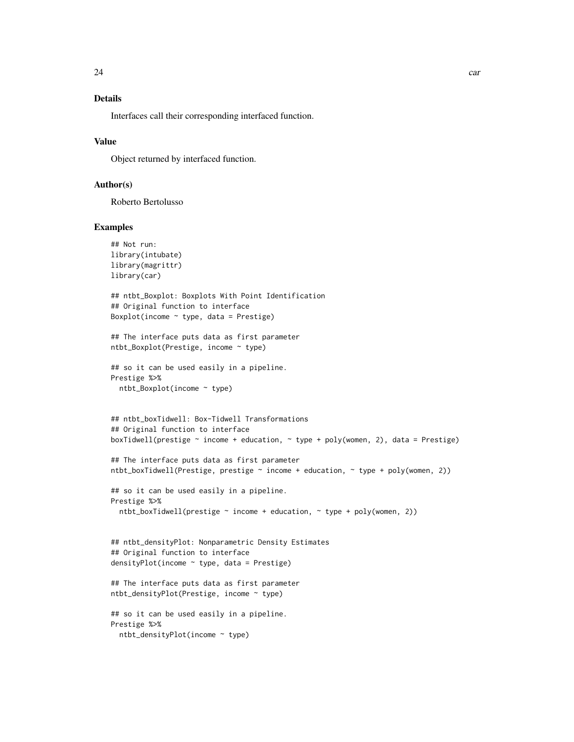## Details

Interfaces call their corresponding interfaced function.

## Value

Object returned by interfaced function.

## Author(s)

Roberto Bertolusso

## Examples

```
## Not run:
library(intubate)
library(magrittr)
library(car)

## ntbt_Boxplot: Boxplots With Point Identification
## Original function to interface
Boxplot(income ~ type, data = Prestige)

## The interface puts data as first parameter
ntbt_Boxplot(Prestige, income ~ type)

## so it can be used easily in a pipeline.
Prestige %>%
  ntbt_Boxplot(income ~ type)


## ntbt_boxTidwell: Box-Tidwell Transformations
## Original function to interface
boxTidwell(prestige ~ income + education, ~ type + poly(women, 2), data = Prestige)

## The interface puts data as first parameter
ntbt_boxTidwell(Prestige, prestige ~ income + education, ~ type + poly(women, 2))

## so it can be used easily in a pipeline.
Prestige %>%
  ntbt_boxTidwell(prestige ~ income + education, ~ type + poly(women, 2))


## ntbt_densityPlot: Nonparametric Density Estimates
## Original function to interface
densityPlot(income ~ type, data = Prestige)

## The interface puts data as first parameter
ntbt_densityPlot(Prestige, income ~ type)

## so it can be used easily in a pipeline.
Prestige %>%
  ntbt_densityPlot(income ~ type)
```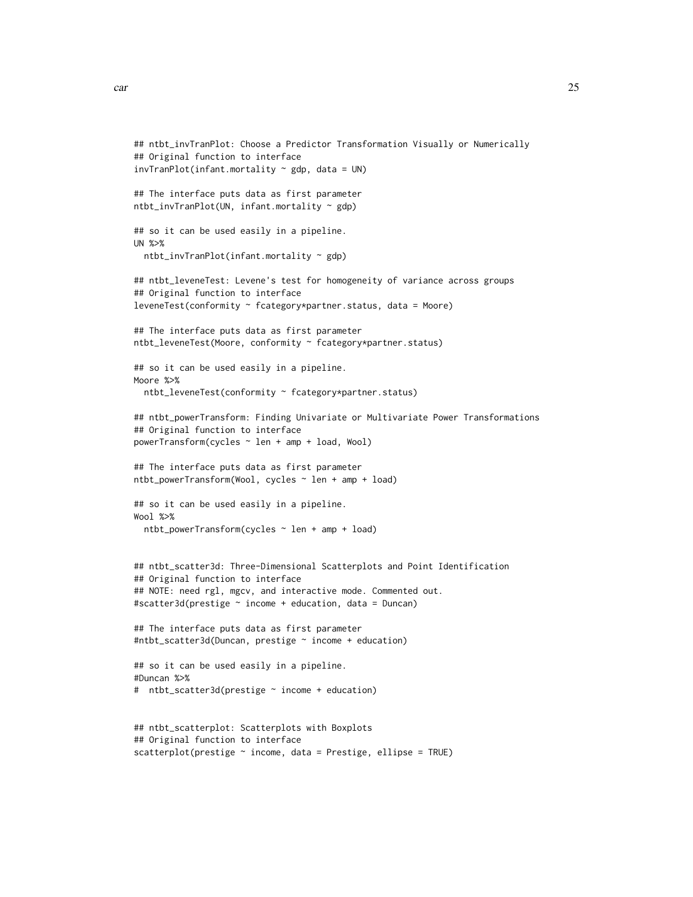```
## ntbt_invTranPlot: Choose a Predictor Transformation Visually or Numerically
## Original function to interface
invTranPlot(infant.mortality ~ gdp, data = UN)

## The interface puts data as first parameter
ntbt_invTranPlot(UN, infant.mortality ~ gdp)

## so it can be used easily in a pipeline.
UN %>%
  ntbt_invTranPlot(infant.mortality ~ gdp)

## ntbt_leveneTest: Levene's test for homogeneity of variance across groups
## Original function to interface
leveneTest(conformity ~ fcategory*partner.status, data = Moore)

## The interface puts data as first parameter
ntbt_leveneTest(Moore, conformity ~ fcategory*partner.status)

## so it can be used easily in a pipeline.
Moore %>%
  ntbt_leveneTest(conformity ~ fcategory*partner.status)

## ntbt_powerTransform: Finding Univariate or Multivariate Power Transformations
## Original function to interface
powerTransform(cycles ~ len + amp + load, Wool)

## The interface puts data as first parameter
ntbt_powerTransform(Wool, cycles ~ len + amp + load)

## so it can be used easily in a pipeline.
Wool %>%
  ntbt_powerTransform(cycles ~ len + amp + load)


## ntbt_scatter3d: Three-Dimensional Scatterplots and Point Identification
## Original function to interface
## NOTE: need rgl, mgcv, and interactive mode. Commented out.
#scatter3d(prestige ~ income + education, data = Duncan)

## The interface puts data as first parameter
#ntbt_scatter3d(Duncan, prestige ~ income + education)

## so it can be used easily in a pipeline.
#Duncan %>%
#  ntbt_scatter3d(prestige ~ income + education)


## ntbt_scatterplot: Scatterplots with Boxplots
## Original function to interface
scatterplot(prestige ~ income, data = Prestige, ellipse = TRUE)
```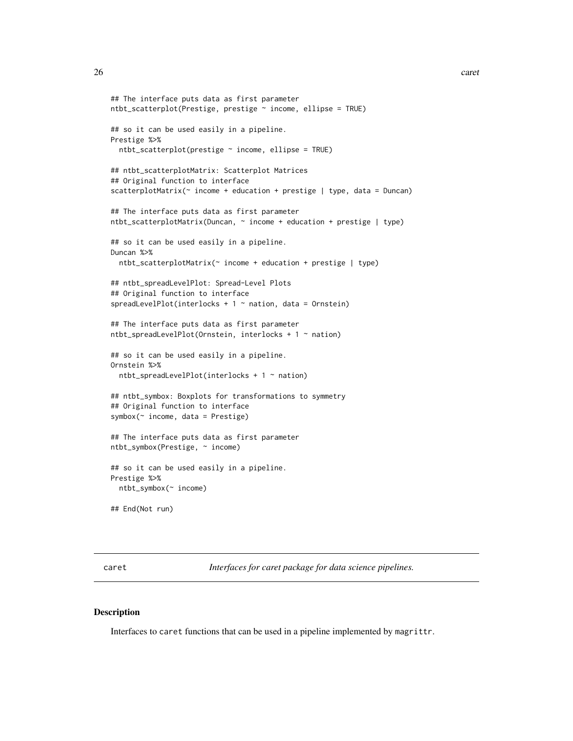```
## The interface puts data as first parameter
ntbt_scatterplot(Prestige, prestige ~ income, ellipse = TRUE)

## so it can be used easily in a pipeline.
Prestige %>%
  ntbt_scatterplot(prestige ~ income, ellipse = TRUE)

## ntbt_scatterplotMatrix: Scatterplot Matrices
## Original function to interface
scatterplotMatrix(~ income + education + prestige | type, data = Duncan)

## The interface puts data as first parameter
ntbt_scatterplotMatrix(Duncan, ~ income + education + prestige | type)

## so it can be used easily in a pipeline.
Duncan %>%
  ntbt_scatterplotMatrix(~ income + education + prestige | type)

## ntbt_spreadLevelPlot: Spread-Level Plots
## Original function to interface
spreadLevelPlot(interlocks + 1 ~ nation, data = Ornstein)

## The interface puts data as first parameter
ntbt_spreadLevelPlot(Ornstein, interlocks + 1 ~ nation)

## so it can be used easily in a pipeline.
Ornstein %>%
  ntbt_spreadLevelPlot(interlocks + 1 ~ nation)

## ntbt_symbox: Boxplots for transformations to symmetry
## Original function to interface
symbox(~ income, data = Prestige)

## The interface puts data as first parameter
ntbt_symbox(Prestige, ~ income)

## so it can be used easily in a pipeline.
Prestige %>%
  ntbt_symbox(~ income)

## End(Not run)
```

## caret — *Interfaces for caret package for data science pipelines.*

### Description

Interfaces to caret functions that can be used in a pipeline implemented by magrittr.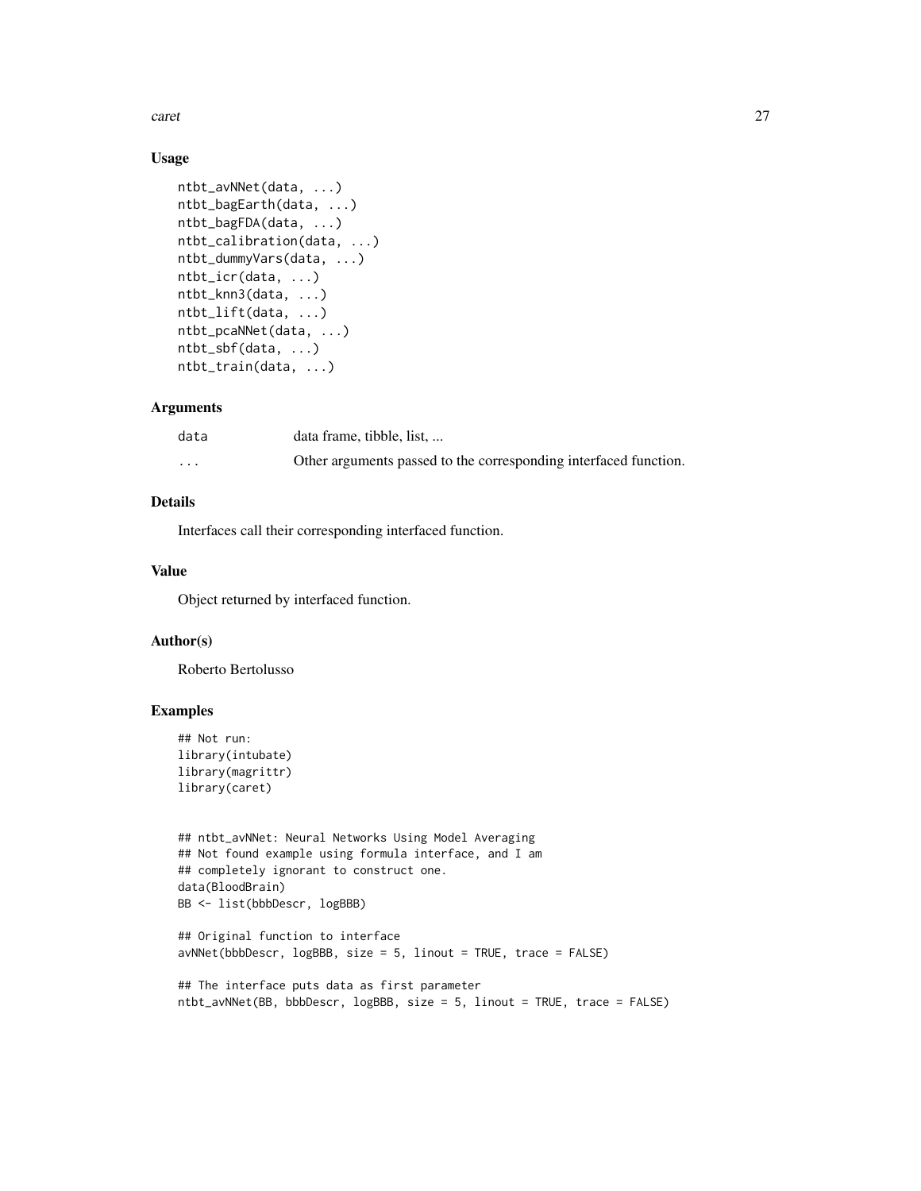### Usage

```
ntbt_avNNet(data, ...)
ntbt_bagEarth(data, ...)
ntbt_bagFDA(data, ...)
ntbt_calibration(data, ...)
ntbt_dummyVars(data, ...)
ntbt_icr(data, ...)
ntbt_knn3(data, ...)
ntbt_lift(data, ...)
ntbt_pcaNNet(data, ...)
ntbt_sbf(data, ...)
ntbt_train(data, ...)
```

### Arguments

| | |
|---|---|
| `data` | data frame, tibble, list, ... |
| `...` | Other arguments passed to the corresponding interfaced function. |

### Details

Interfaces call their corresponding interfaced function.

### Value

Object returned by interfaced function.

### Author(s)

Roberto Bertolusso

### Examples

```
## Not run:
library(intubate)
library(magrittr)
library(caret)


## ntbt_avNNet: Neural Networks Using Model Averaging
## Not found example using formula interface, and I am
## completely ignorant to construct one.
data(BloodBrain)
BB <- list(bbbDescr, logBBB)

## Original function to interface
avNNet(bbbDescr, logBBB, size = 5, linout = TRUE, trace = FALSE)

## The interface puts data as first parameter
ntbt_avNNet(BB, bbbDescr, logBBB, size = 5, linout = TRUE, trace = FALSE)
```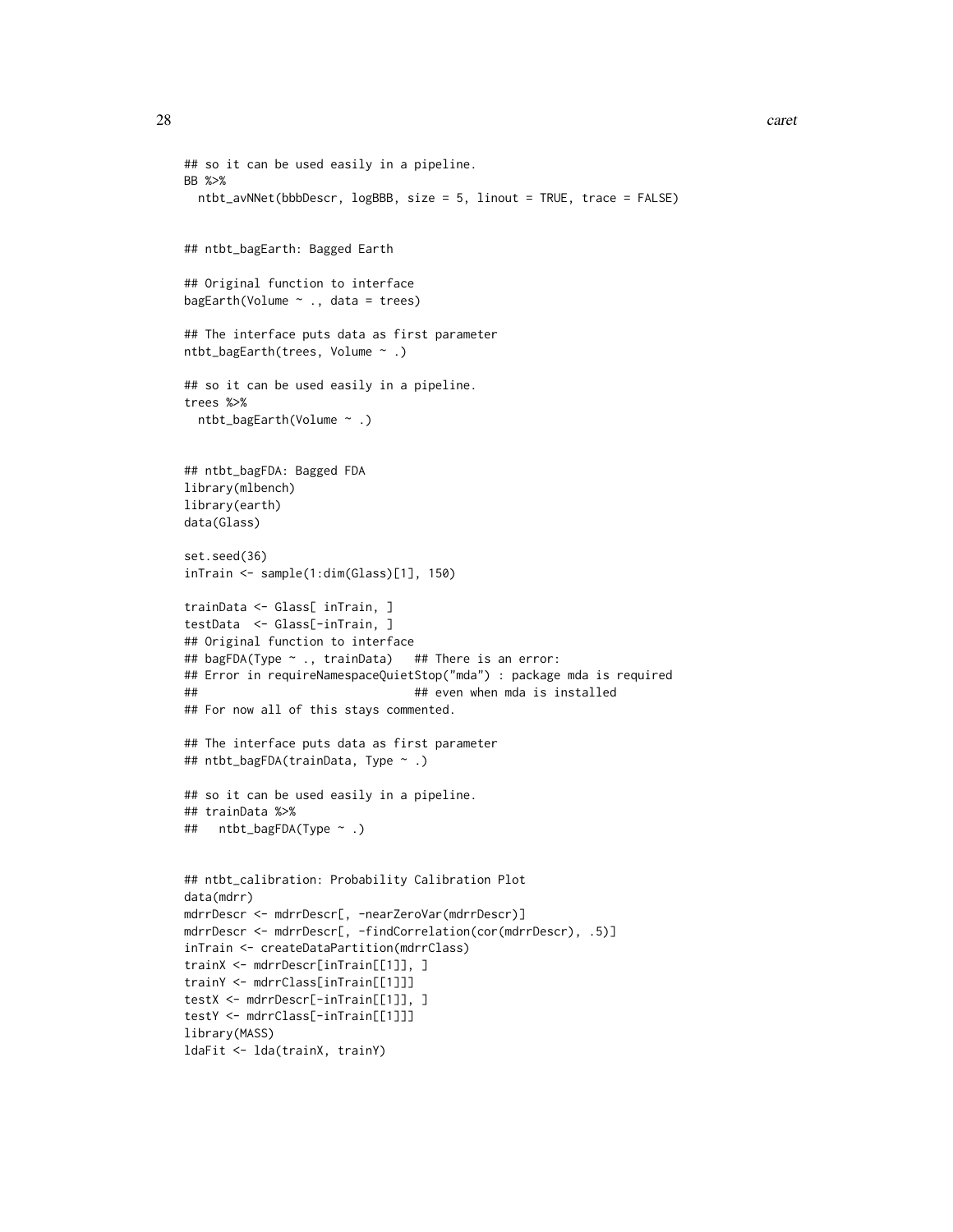```
## so it can be used easily in a pipeline.
BB %>%
  ntbt_avNNet(bbbDescr, logBBB, size = 5, linout = TRUE, trace = FALSE)


## ntbt_bagEarth: Bagged Earth

## Original function to interface
bagEarth(Volume ~ ., data = trees)

## The interface puts data as first parameter
ntbt_bagEarth(trees, Volume ~ .)

## so it can be used easily in a pipeline.
trees %>%
  ntbt_bagEarth(Volume ~ .)


## ntbt_bagFDA: Bagged FDA
library(mlbench)
library(earth)
data(Glass)

set.seed(36)
inTrain <- sample(1:dim(Glass)[1], 150)

trainData <- Glass[ inTrain, ]
testData  <- Glass[-inTrain, ]
## Original function to interface
## bagFDA(Type ~ ., trainData)   ## There is an error:
## Error in requireNamespaceQuietStop("mda") : package mda is required
##                               ## even when mda is installed
## For now all of this stays commented.

## The interface puts data as first parameter
## ntbt_bagFDA(trainData, Type ~ .)

## so it can be used easily in a pipeline.
## trainData %>%
##   ntbt_bagFDA(Type ~ .)


## ntbt_calibration: Probability Calibration Plot
data(mdrr)
mdrrDescr <- mdrrDescr[, -nearZeroVar(mdrrDescr)]
mdrrDescr <- mdrrDescr[, -findCorrelation(cor(mdrrDescr), .5)]
inTrain <- createDataPartition(mdrrClass)
trainX <- mdrrDescr[inTrain[[1]], ]
trainY <- mdrrClass[inTrain[[1]]]
testX <- mdrrDescr[-inTrain[[1]], ]
testY <- mdrrClass[-inTrain[[1]]]
library(MASS)
ldaFit <- lda(trainX, trainY)
```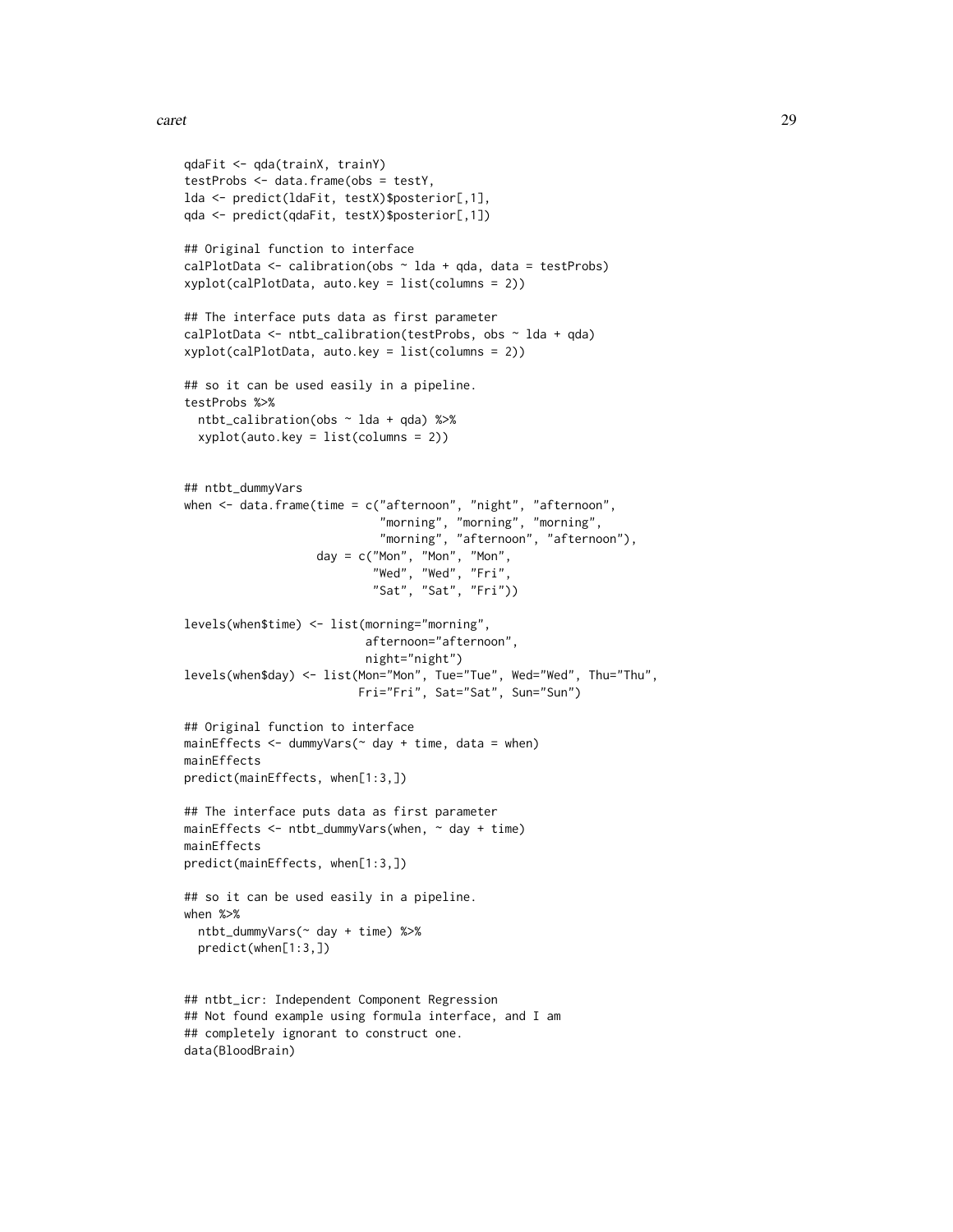```
qdaFit <- qda(trainX, trainY)
testProbs <- data.frame(obs = testY,
lda <- predict(ldaFit, testX)$posterior[,1],
qda <- predict(qdaFit, testX)$posterior[,1])

## Original function to interface
calPlotData <- calibration(obs ~ lda + qda, data = testProbs)
xyplot(calPlotData, auto.key = list(columns = 2))

## The interface puts data as first parameter
calPlotData <- ntbt_calibration(testProbs, obs ~ lda + qda)
xyplot(calPlotData, auto.key = list(columns = 2))

## so it can be used easily in a pipeline.
testProbs %>%
  ntbt_calibration(obs ~ lda + qda) %>%
  xyplot(auto.key = list(columns = 2))


## ntbt_dummyVars
when <- data.frame(time = c("afternoon", "night", "afternoon",
                            "morning", "morning", "morning",
                            "morning", "afternoon", "afternoon"),
                   day = c("Mon", "Mon", "Mon",
                           "Wed", "Wed", "Fri",
                           "Sat", "Sat", "Fri"))

levels(when$time) <- list(morning="morning",
                          afternoon="afternoon",
                          night="night")
levels(when$day) <- list(Mon="Mon", Tue="Tue", Wed="Wed", Thu="Thu",
                         Fri="Fri", Sat="Sat", Sun="Sun")

## Original function to interface
mainEffects <- dummyVars(~ day + time, data = when)
mainEffects
predict(mainEffects, when[1:3,])

## The interface puts data as first parameter
mainEffects <- ntbt_dummyVars(when, ~ day + time)
mainEffects
predict(mainEffects, when[1:3,])

## so it can be used easily in a pipeline.
when %>%
  ntbt_dummyVars(~ day + time) %>%
  predict(when[1:3,])


## ntbt_icr: Independent Component Regression
## Not found example using formula interface, and I am
## completely ignorant to construct one.
data(BloodBrain)
```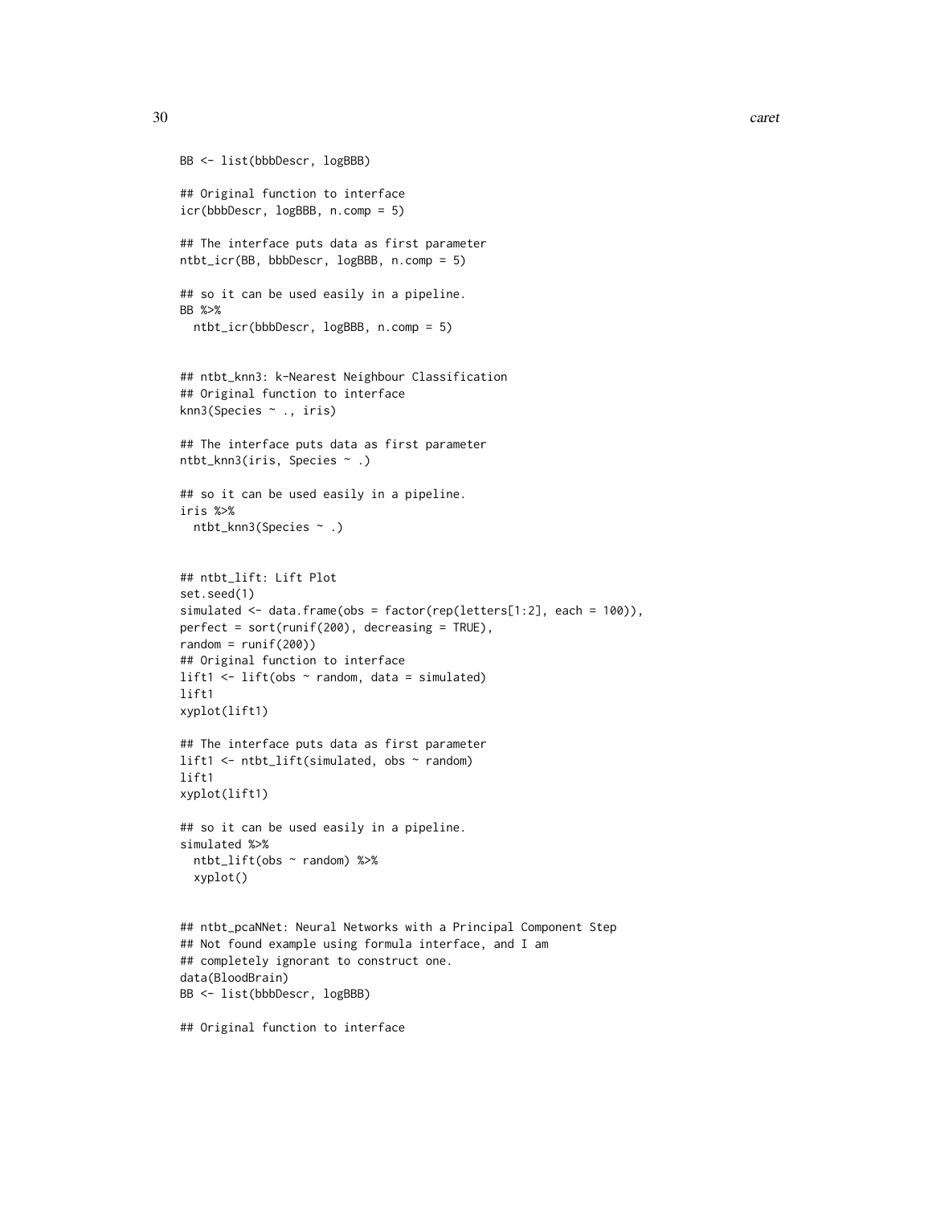```
BB <- list(bbbDescr, logBBB)

## Original function to interface
icr(bbbDescr, logBBB, n.comp = 5)

## The interface puts data as first parameter
ntbt_icr(BB, bbbDescr, logBBB, n.comp = 5)

## so it can be used easily in a pipeline.
BB %>%
  ntbt_icr(bbbDescr, logBBB, n.comp = 5)


## ntbt_knn3: k-Nearest Neighbour Classification
## Original function to interface
knn3(Species ~ ., iris)

## The interface puts data as first parameter
ntbt_knn3(iris, Species ~ .)

## so it can be used easily in a pipeline.
iris %>%
  ntbt_knn3(Species ~ .)


## ntbt_lift: Lift Plot
set.seed(1)
simulated <- data.frame(obs = factor(rep(letters[1:2], each = 100)),
perfect = sort(runif(200), decreasing = TRUE),
random = runif(200))
## Original function to interface
lift1 <- lift(obs ~ random, data = simulated)
lift1
xyplot(lift1)

## The interface puts data as first parameter
lift1 <- ntbt_lift(simulated, obs ~ random)
lift1
xyplot(lift1)

## so it can be used easily in a pipeline.
simulated %>%
  ntbt_lift(obs ~ random) %>%
  xyplot()


## ntbt_pcaNNet: Neural Networks with a Principal Component Step
## Not found example using formula interface, and I am
## completely ignorant to construct one.
data(BloodBrain)
BB <- list(bbbDescr, logBBB)

## Original function to interface
```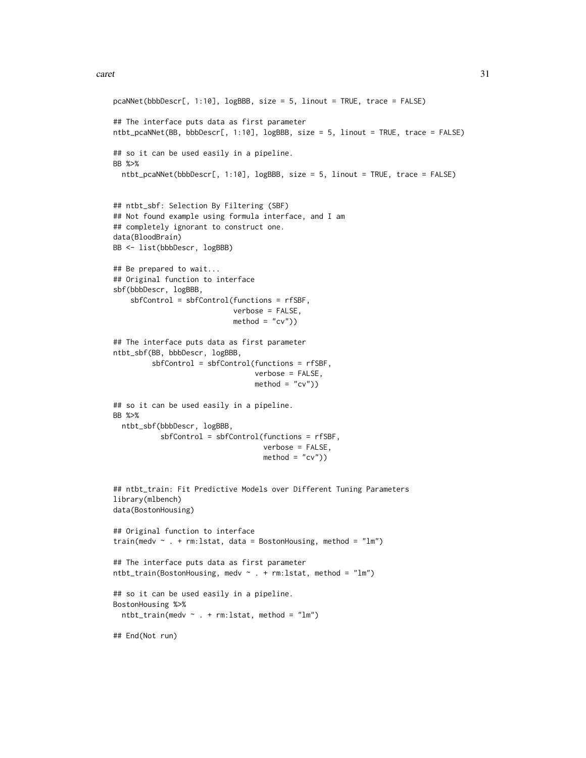```
pcaNNet(bbbDescr[, 1:10], logBBB, size = 5, linout = TRUE, trace = FALSE)

## The interface puts data as first parameter
ntbt_pcaNNet(BB, bbbDescr[, 1:10], logBBB, size = 5, linout = TRUE, trace = FALSE)

## so it can be used easily in a pipeline.
BB %>%
  ntbt_pcaNNet(bbbDescr[, 1:10], logBBB, size = 5, linout = TRUE, trace = FALSE)


## ntbt_sbf: Selection By Filtering (SBF)
## Not found example using formula interface, and I am
## completely ignorant to construct one.
data(BloodBrain)
BB <- list(bbbDescr, logBBB)

## Be prepared to wait...
## Original function to interface
sbf(bbbDescr, logBBB,
    sbfControl = sbfControl(functions = rfSBF,
                            verbose = FALSE,
                            method = "cv"))

## The interface puts data as first parameter
ntbt_sbf(BB, bbbDescr, logBBB,
         sbfControl = sbfControl(functions = rfSBF,
                                 verbose = FALSE,
                                 method = "cv"))

## so it can be used easily in a pipeline.
BB %>%
  ntbt_sbf(bbbDescr, logBBB,
           sbfControl = sbfControl(functions = rfSBF,
                                   verbose = FALSE,
                                   method = "cv"))


## ntbt_train: Fit Predictive Models over Different Tuning Parameters
library(mlbench)
data(BostonHousing)

## Original function to interface
train(medv ~ . + rm:lstat, data = BostonHousing, method = "lm")

## The interface puts data as first parameter
ntbt_train(BostonHousing, medv ~ . + rm:lstat, method = "lm")

## so it can be used easily in a pipeline.
BostonHousing %>%
  ntbt_train(medv ~ . + rm:lstat, method = "lm")

## End(Not run)
```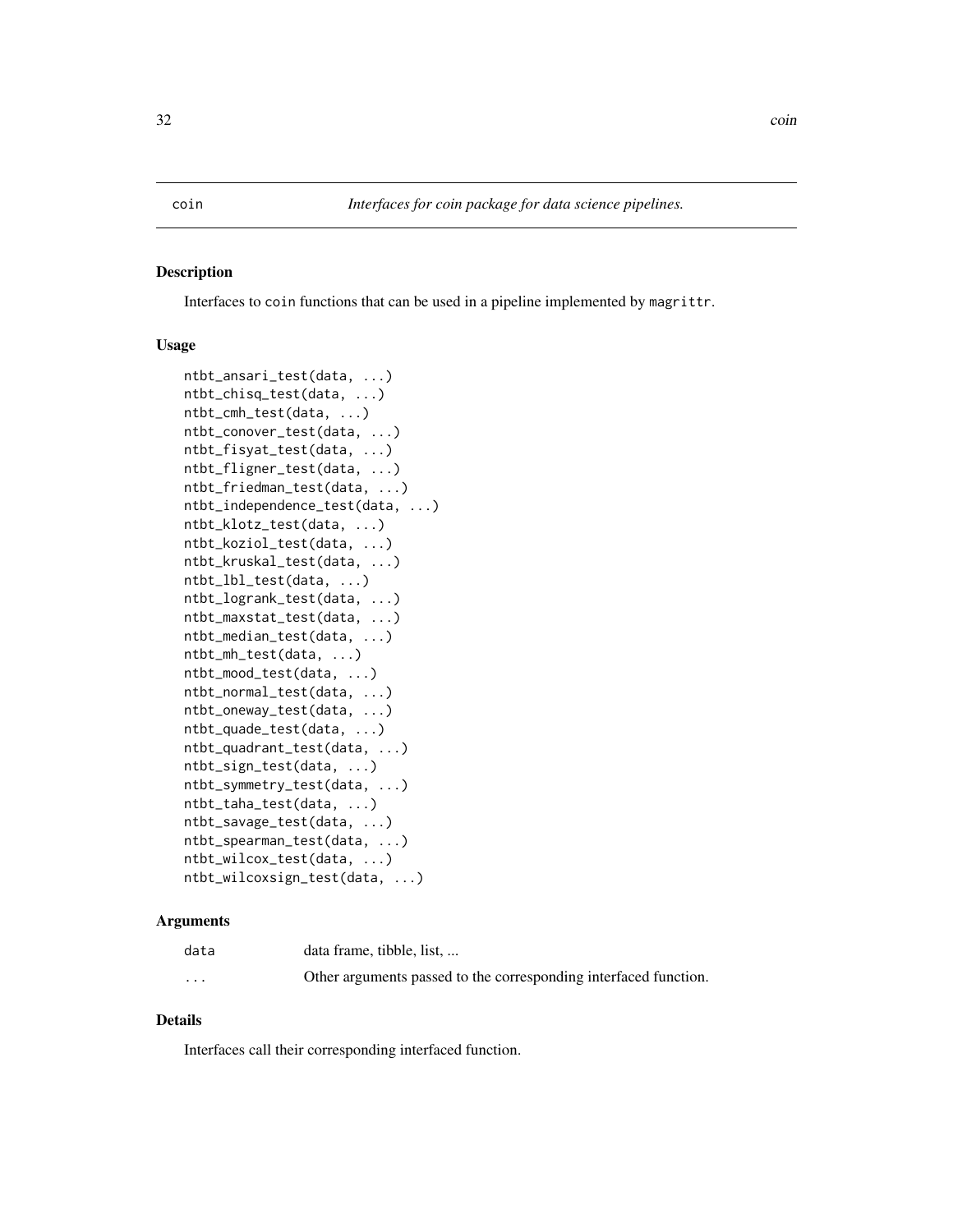coin *Interfaces for coin package for data science pipelines.*

### Description

Interfaces to coin functions that can be used in a pipeline implemented by magrittr.

### Usage

```
ntbt_ansari_test(data, ...)
ntbt_chisq_test(data, ...)
ntbt_cmh_test(data, ...)
ntbt_conover_test(data, ...)
ntbt_fisyat_test(data, ...)
ntbt_fligner_test(data, ...)
ntbt_friedman_test(data, ...)
ntbt_independence_test(data, ...)
ntbt_klotz_test(data, ...)
ntbt_koziol_test(data, ...)
ntbt_kruskal_test(data, ...)
ntbt_lbl_test(data, ...)
ntbt_logrank_test(data, ...)
ntbt_maxstat_test(data, ...)
ntbt_median_test(data, ...)
ntbt_mh_test(data, ...)
ntbt_mood_test(data, ...)
ntbt_normal_test(data, ...)
ntbt_oneway_test(data, ...)
ntbt_quade_test(data, ...)
ntbt_quadrant_test(data, ...)
ntbt_sign_test(data, ...)
ntbt_symmetry_test(data, ...)
ntbt_taha_test(data, ...)
ntbt_savage_test(data, ...)
ntbt_spearman_test(data, ...)
ntbt_wilcox_test(data, ...)
ntbt_wilcoxsign_test(data, ...)
```

### Arguments

| | |
|---|---|
| data | data frame, tibble, list, ... |
| ... | Other arguments passed to the corresponding interfaced function. |

### Details

Interfaces call their corresponding interfaced function.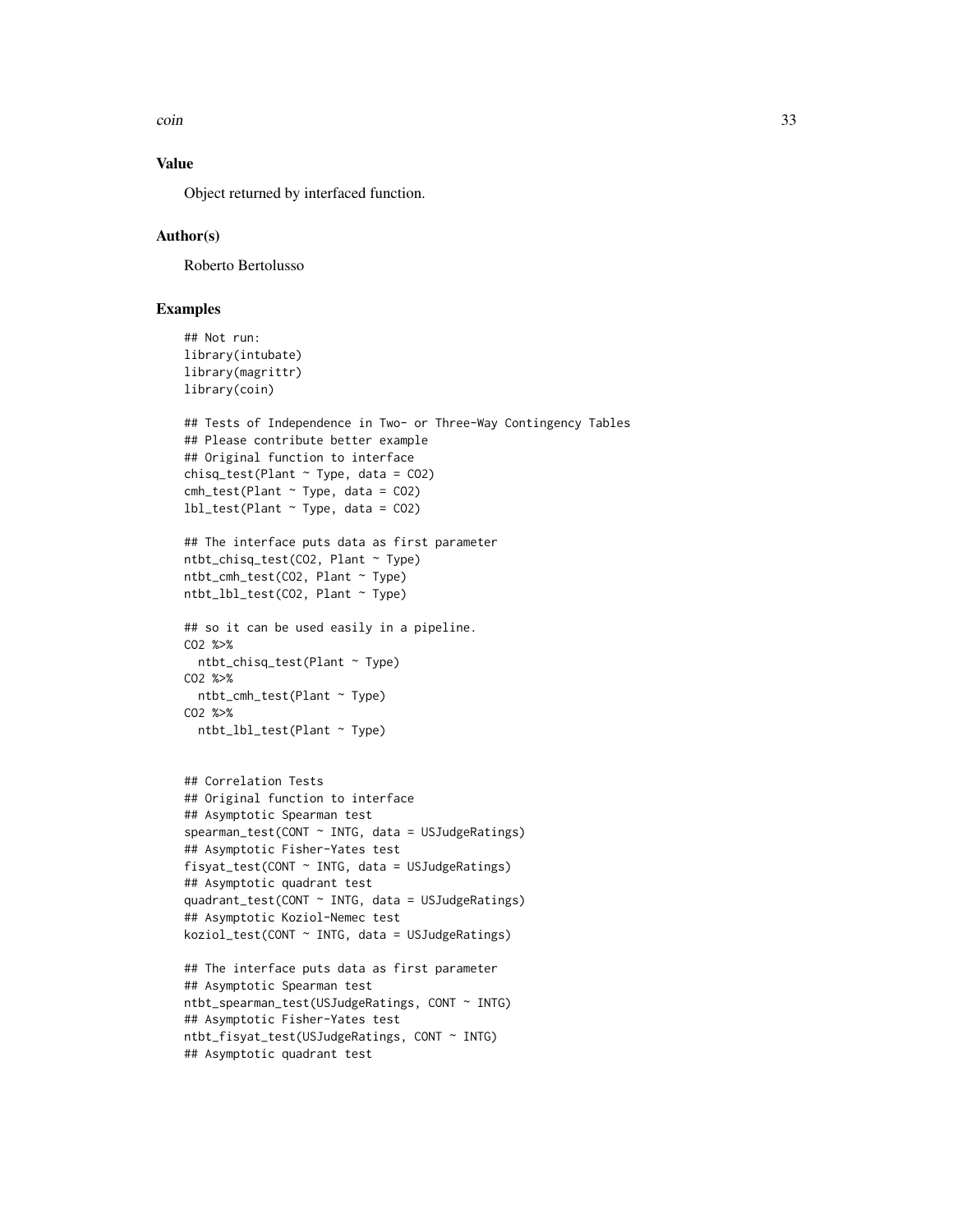## Value

Object returned by interfaced function.

## Author(s)

Roberto Bertolusso

## Examples

```
## Not run:
library(intubate)
library(magrittr)
library(coin)

## Tests of Independence in Two- or Three-Way Contingency Tables
## Please contribute better example
## Original function to interface
chisq_test(Plant ~ Type, data = CO2)
cmh_test(Plant ~ Type, data = CO2)
lbl_test(Plant ~ Type, data = CO2)

## The interface puts data as first parameter
ntbt_chisq_test(CO2, Plant ~ Type)
ntbt_cmh_test(CO2, Plant ~ Type)
ntbt_lbl_test(CO2, Plant ~ Type)

## so it can be used easily in a pipeline.
CO2 %>%
  ntbt_chisq_test(Plant ~ Type)
CO2 %>%
  ntbt_cmh_test(Plant ~ Type)
CO2 %>%
  ntbt_lbl_test(Plant ~ Type)


## Correlation Tests
## Original function to interface
## Asymptotic Spearman test
spearman_test(CONT ~ INTG, data = USJudgeRatings)
## Asymptotic Fisher-Yates test
fisyat_test(CONT ~ INTG, data = USJudgeRatings)
## Asymptotic quadrant test
quadrant_test(CONT ~ INTG, data = USJudgeRatings)
## Asymptotic Koziol-Nemec test
koziol_test(CONT ~ INTG, data = USJudgeRatings)

## The interface puts data as first parameter
## Asymptotic Spearman test
ntbt_spearman_test(USJudgeRatings, CONT ~ INTG)
## Asymptotic Fisher-Yates test
ntbt_fisyat_test(USJudgeRatings, CONT ~ INTG)
## Asymptotic quadrant test
```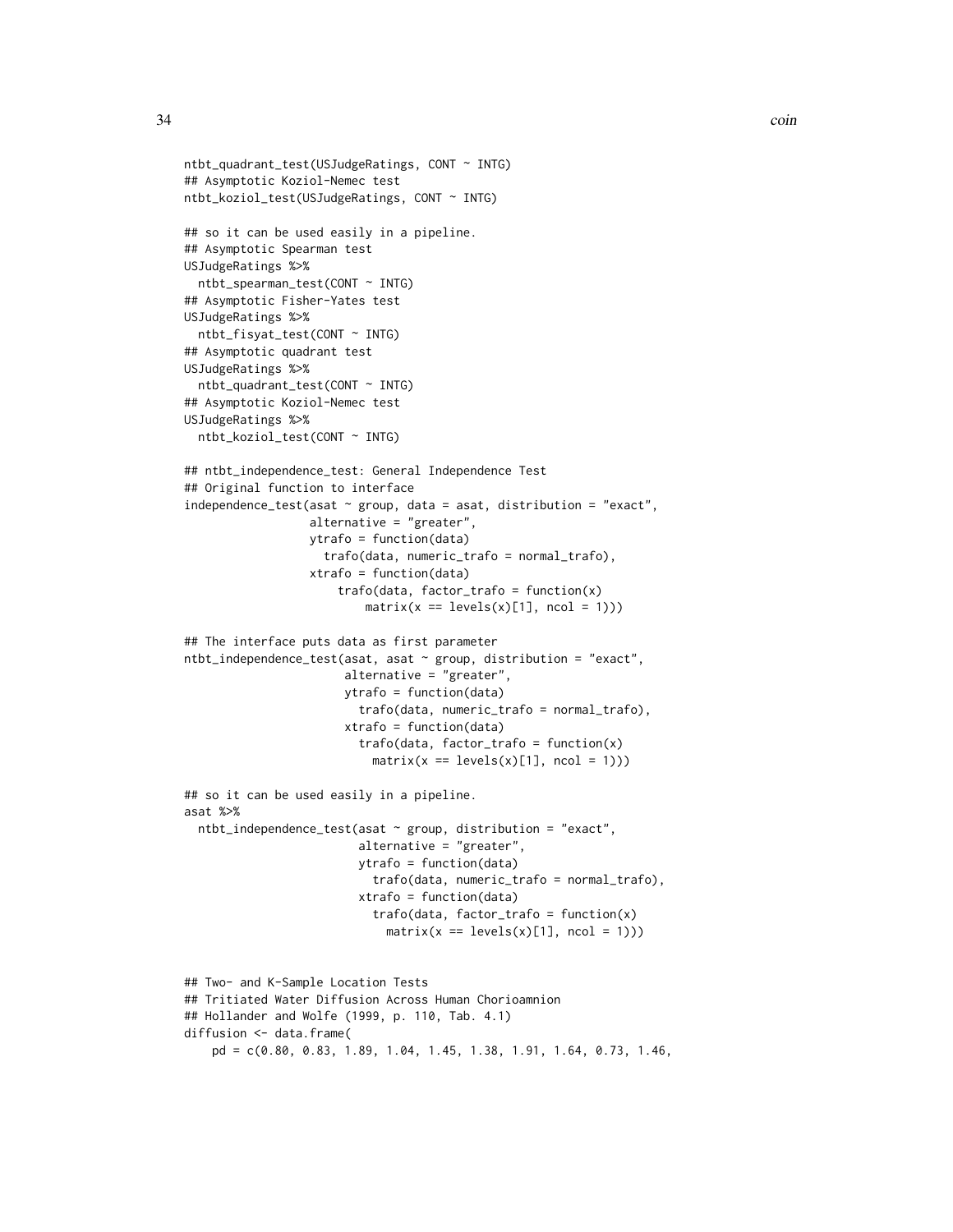```
ntbt_quadrant_test(USJudgeRatings, CONT ~ INTG)
## Asymptotic Koziol-Nemec test
ntbt_koziol_test(USJudgeRatings, CONT ~ INTG)

## so it can be used easily in a pipeline.
## Asymptotic Spearman test
USJudgeRatings %>%
  ntbt_spearman_test(CONT ~ INTG)
## Asymptotic Fisher-Yates test
USJudgeRatings %>%
  ntbt_fisyat_test(CONT ~ INTG)
## Asymptotic quadrant test
USJudgeRatings %>%
  ntbt_quadrant_test(CONT ~ INTG)
## Asymptotic Koziol-Nemec test
USJudgeRatings %>%
  ntbt_koziol_test(CONT ~ INTG)

## ntbt_independence_test: General Independence Test
## Original function to interface
independence_test(asat ~ group, data = asat, distribution = "exact",
                  alternative = "greater",
                  ytrafo = function(data)
                    trafo(data, numeric_trafo = normal_trafo),
                  xtrafo = function(data)
                      trafo(data, factor_trafo = function(x)
                          matrix(x == levels(x)[1], ncol = 1)))

## The interface puts data as first parameter
ntbt_independence_test(asat, asat ~ group, distribution = "exact",
                       alternative = "greater",
                       ytrafo = function(data)
                         trafo(data, numeric_trafo = normal_trafo),
                       xtrafo = function(data)
                         trafo(data, factor_trafo = function(x)
                           matrix(x == levels(x)[1], ncol = 1)))

## so it can be used easily in a pipeline.
asat %>%
  ntbt_independence_test(asat ~ group, distribution = "exact",
                         alternative = "greater",
                         ytrafo = function(data)
                           trafo(data, numeric_trafo = normal_trafo),
                         xtrafo = function(data)
                           trafo(data, factor_trafo = function(x)
                             matrix(x == levels(x)[1], ncol = 1)))


## Two- and K-Sample Location Tests
## Tritiated Water Diffusion Across Human Chorioamnion
## Hollander and Wolfe (1999, p. 110, Tab. 4.1)
diffusion <- data.frame(
    pd = c(0.80, 0.83, 1.89, 1.04, 1.45, 1.38, 1.91, 1.64, 0.73, 1.46,
```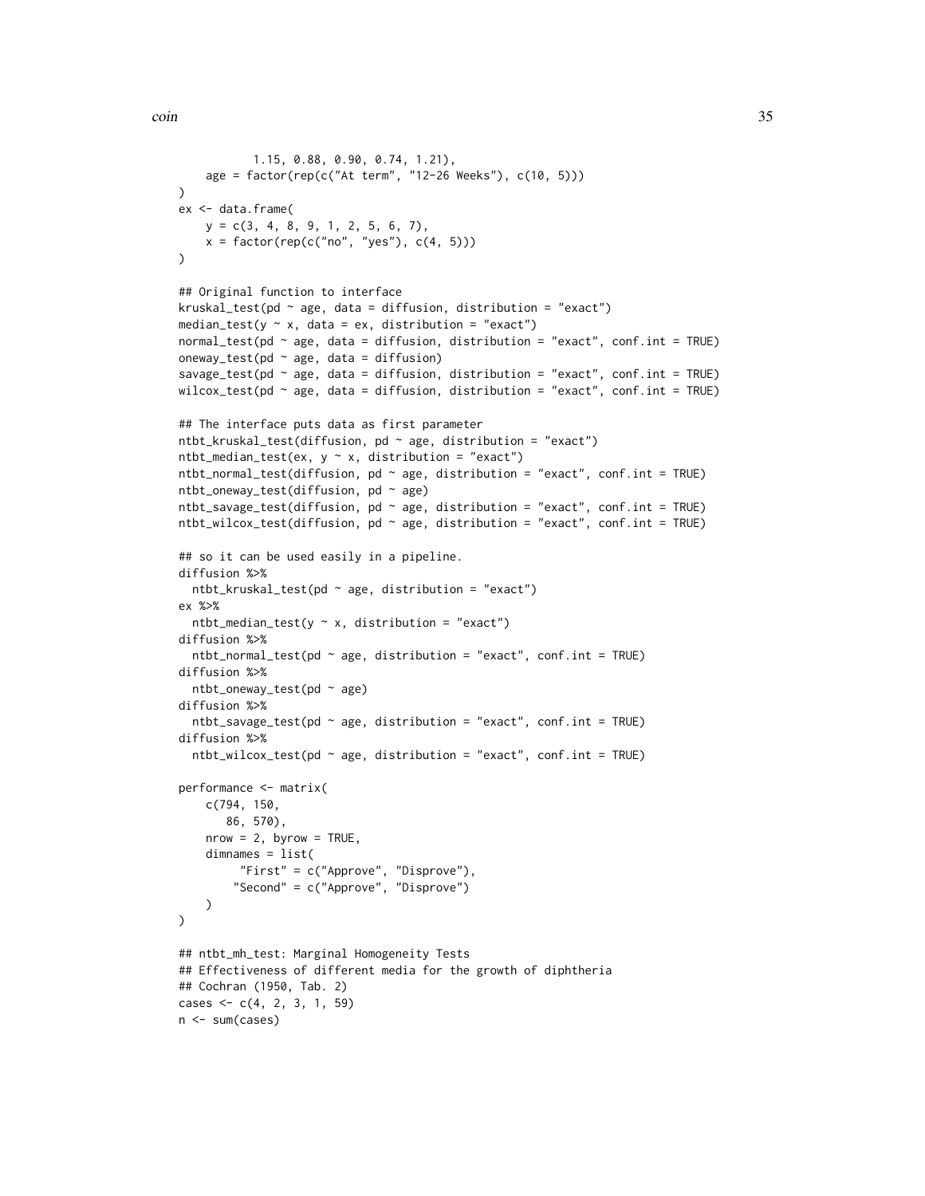```
           1.15, 0.88, 0.90, 0.74, 1.21),
    age = factor(rep(c("At term", "12-26 Weeks"), c(10, 5)))
)
ex <- data.frame(
    y = c(3, 4, 8, 9, 1, 2, 5, 6, 7),
    x = factor(rep(c("no", "yes"), c(4, 5)))
)

## Original function to interface
kruskal_test(pd ~ age, data = diffusion, distribution = "exact")
median_test(y ~ x, data = ex, distribution = "exact")
normal_test(pd ~ age, data = diffusion, distribution = "exact", conf.int = TRUE)
oneway_test(pd ~ age, data = diffusion)
savage_test(pd ~ age, data = diffusion, distribution = "exact", conf.int = TRUE)
wilcox_test(pd ~ age, data = diffusion, distribution = "exact", conf.int = TRUE)

## The interface puts data as first parameter
ntbt_kruskal_test(diffusion, pd ~ age, distribution = "exact")
ntbt_median_test(ex, y ~ x, distribution = "exact")
ntbt_normal_test(diffusion, pd ~ age, distribution = "exact", conf.int = TRUE)
ntbt_oneway_test(diffusion, pd ~ age)
ntbt_savage_test(diffusion, pd ~ age, distribution = "exact", conf.int = TRUE)
ntbt_wilcox_test(diffusion, pd ~ age, distribution = "exact", conf.int = TRUE)

## so it can be used easily in a pipeline.
diffusion %>%
  ntbt_kruskal_test(pd ~ age, distribution = "exact")
ex %>%
  ntbt_median_test(y ~ x, distribution = "exact")
diffusion %>%
  ntbt_normal_test(pd ~ age, distribution = "exact", conf.int = TRUE)
diffusion %>%
  ntbt_oneway_test(pd ~ age)
diffusion %>%
  ntbt_savage_test(pd ~ age, distribution = "exact", conf.int = TRUE)
diffusion %>%
  ntbt_wilcox_test(pd ~ age, distribution = "exact", conf.int = TRUE)

performance <- matrix(
    c(794, 150,
       86, 570),
    nrow = 2, byrow = TRUE,
    dimnames = list(
         "First" = c("Approve", "Disprove"),
        "Second" = c("Approve", "Disprove")
    )
)

## ntbt_mh_test: Marginal Homogeneity Tests
## Effectiveness of different media for the growth of diphtheria
## Cochran (1950, Tab. 2)
cases <- c(4, 2, 3, 1, 59)
n <- sum(cases)
```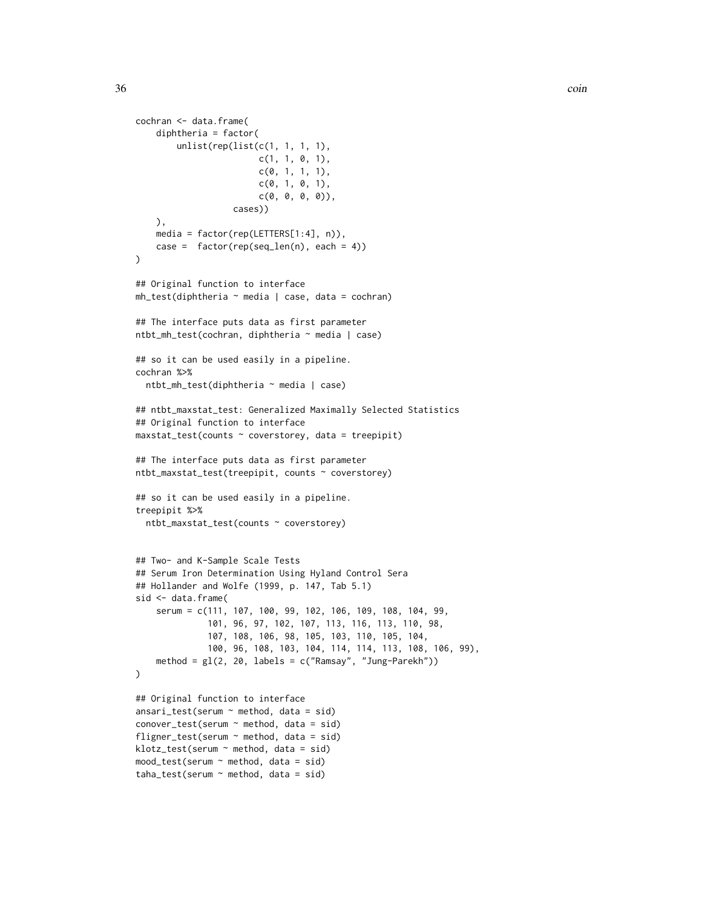```
cochran <- data.frame(
    diphtheria = factor(
        unlist(rep(list(c(1, 1, 1, 1),
                        c(1, 1, 0, 1),
                        c(0, 1, 1, 1),
                        c(0, 1, 0, 1),
                        c(0, 0, 0, 0)),
                   cases))
    ),
    media = factor(rep(LETTERS[1:4], n)),
    case =  factor(rep(seq_len(n), each = 4))
)

## Original function to interface
mh_test(diphtheria ~ media | case, data = cochran)

## The interface puts data as first parameter
ntbt_mh_test(cochran, diphtheria ~ media | case)

## so it can be used easily in a pipeline.
cochran %>%
  ntbt_mh_test(diphtheria ~ media | case)

## ntbt_maxstat_test: Generalized Maximally Selected Statistics
## Original function to interface
maxstat_test(counts ~ coverstorey, data = treepipit)

## The interface puts data as first parameter
ntbt_maxstat_test(treepipit, counts ~ coverstorey)

## so it can be used easily in a pipeline.
treepipit %>%
  ntbt_maxstat_test(counts ~ coverstorey)


## Two- and K-Sample Scale Tests
## Serum Iron Determination Using Hyland Control Sera
## Hollander and Wolfe (1999, p. 147, Tab 5.1)
sid <- data.frame(
    serum = c(111, 107, 100, 99, 102, 106, 109, 108, 104, 99,
              101, 96, 97, 102, 107, 113, 116, 113, 110, 98,
              107, 108, 106, 98, 105, 103, 110, 105, 104,
              100, 96, 108, 103, 104, 114, 114, 113, 108, 106, 99),
    method = gl(2, 20, labels = c("Ramsay", "Jung-Parekh"))
)

## Original function to interface
ansari_test(serum ~ method, data = sid)
conover_test(serum ~ method, data = sid)
fligner_test(serum ~ method, data = sid)
klotz_test(serum ~ method, data = sid)
mood_test(serum ~ method, data = sid)
taha_test(serum ~ method, data = sid)
```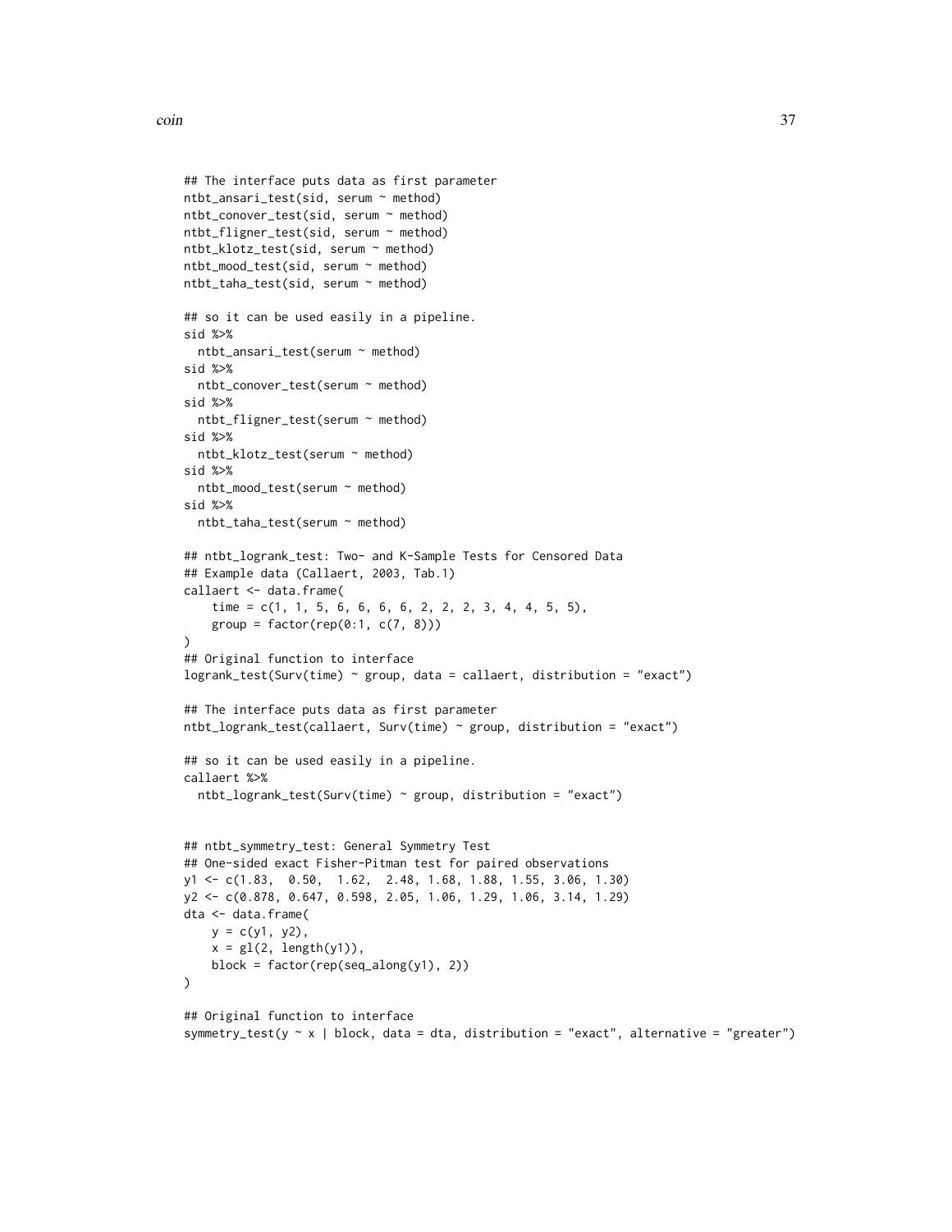```
## The interface puts data as first parameter
ntbt_ansari_test(sid, serum ~ method)
ntbt_conover_test(sid, serum ~ method)
ntbt_fligner_test(sid, serum ~ method)
ntbt_klotz_test(sid, serum ~ method)
ntbt_mood_test(sid, serum ~ method)
ntbt_taha_test(sid, serum ~ method)

## so it can be used easily in a pipeline.
sid %>%
  ntbt_ansari_test(serum ~ method)
sid %>%
  ntbt_conover_test(serum ~ method)
sid %>%
  ntbt_fligner_test(serum ~ method)
sid %>%
  ntbt_klotz_test(serum ~ method)
sid %>%
  ntbt_mood_test(serum ~ method)
sid %>%
  ntbt_taha_test(serum ~ method)

## ntbt_logrank_test: Two- and K-Sample Tests for Censored Data
## Example data (Callaert, 2003, Tab.1)
callaert <- data.frame(
    time = c(1, 1, 5, 6, 6, 6, 6, 2, 2, 2, 3, 4, 4, 5, 5),
    group = factor(rep(0:1, c(7, 8)))
)
## Original function to interface
logrank_test(Surv(time) ~ group, data = callaert, distribution = "exact")

## The interface puts data as first parameter
ntbt_logrank_test(callaert, Surv(time) ~ group, distribution = "exact")

## so it can be used easily in a pipeline.
callaert %>%
  ntbt_logrank_test(Surv(time) ~ group, distribution = "exact")


## ntbt_symmetry_test: General Symmetry Test
## One-sided exact Fisher-Pitman test for paired observations
y1 <- c(1.83,  0.50,  1.62,  2.48, 1.68, 1.88, 1.55, 3.06, 1.30)
y2 <- c(0.878, 0.647, 0.598, 2.05, 1.06, 1.29, 1.06, 3.14, 1.29)
dta <- data.frame(
    y = c(y1, y2),
    x = gl(2, length(y1)),
    block = factor(rep(seq_along(y1), 2))
)

## Original function to interface
symmetry_test(y ~ x | block, data = dta, distribution = "exact", alternative = "greater")
```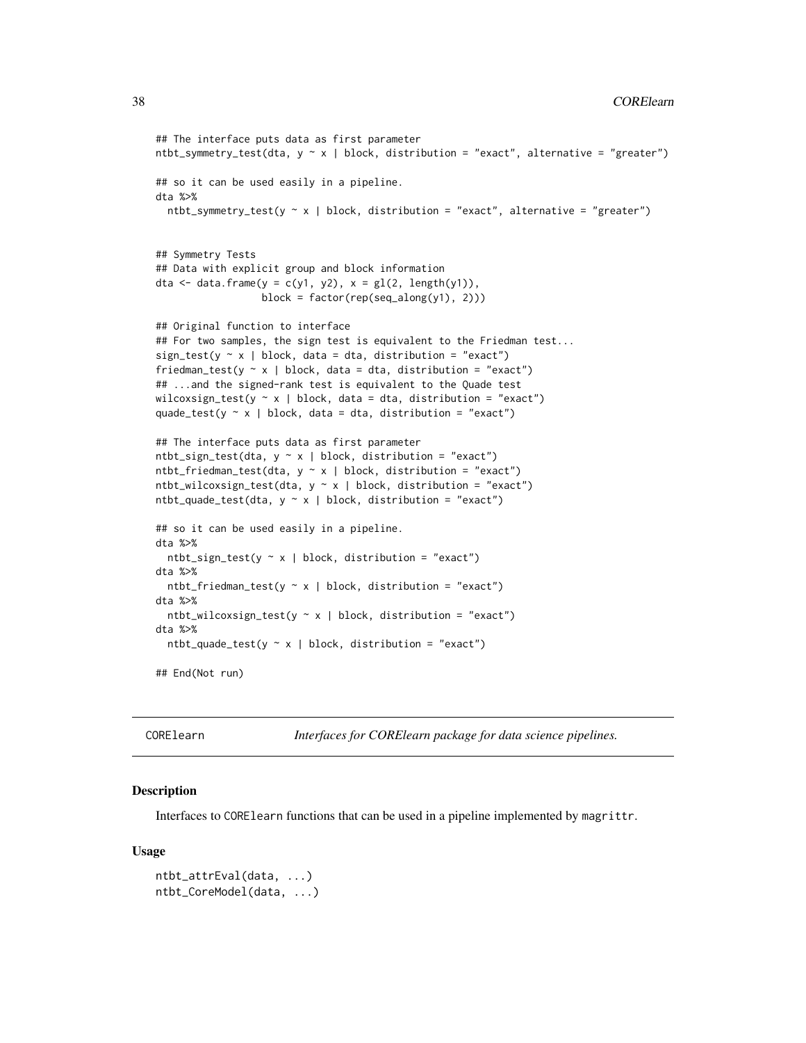```
## The interface puts data as first parameter
ntbt_symmetry_test(dta, y ~ x | block, distribution = "exact", alternative = "greater")

## so it can be used easily in a pipeline.
dta %>%
  ntbt_symmetry_test(y ~ x | block, distribution = "exact", alternative = "greater")


## Symmetry Tests
## Data with explicit group and block information
dta <- data.frame(y = c(y1, y2), x = gl(2, length(y1)),
                  block = factor(rep(seq_along(y1), 2)))

## Original function to interface
## For two samples, the sign test is equivalent to the Friedman test...
sign_test(y ~ x | block, data = dta, distribution = "exact")
friedman_test(y ~ x | block, data = dta, distribution = "exact")
## ...and the signed-rank test is equivalent to the Quade test
wilcoxsign_test(y ~ x | block, data = dta, distribution = "exact")
quade_test(y ~ x | block, data = dta, distribution = "exact")

## The interface puts data as first parameter
ntbt_sign_test(dta, y ~ x | block, distribution = "exact")
ntbt_friedman_test(dta, y ~ x | block, distribution = "exact")
ntbt_wilcoxsign_test(dta, y ~ x | block, distribution = "exact")
ntbt_quade_test(dta, y ~ x | block, distribution = "exact")

## so it can be used easily in a pipeline.
dta %>%
  ntbt_sign_test(y ~ x | block, distribution = "exact")
dta %>%
  ntbt_friedman_test(y ~ x | block, distribution = "exact")
dta %>%
  ntbt_wilcoxsign_test(y ~ x | block, distribution = "exact")
dta %>%
  ntbt_quade_test(y ~ x | block, distribution = "exact")

## End(Not run)
```

---

## CORElearn — *Interfaces for CORElearn package for data science pipelines.*

### Description

Interfaces to `CORElearn` functions that can be used in a pipeline implemented by `magrittr`.

### Usage

```
ntbt_attrEval(data, ...)
ntbt_CoreModel(data, ...)
```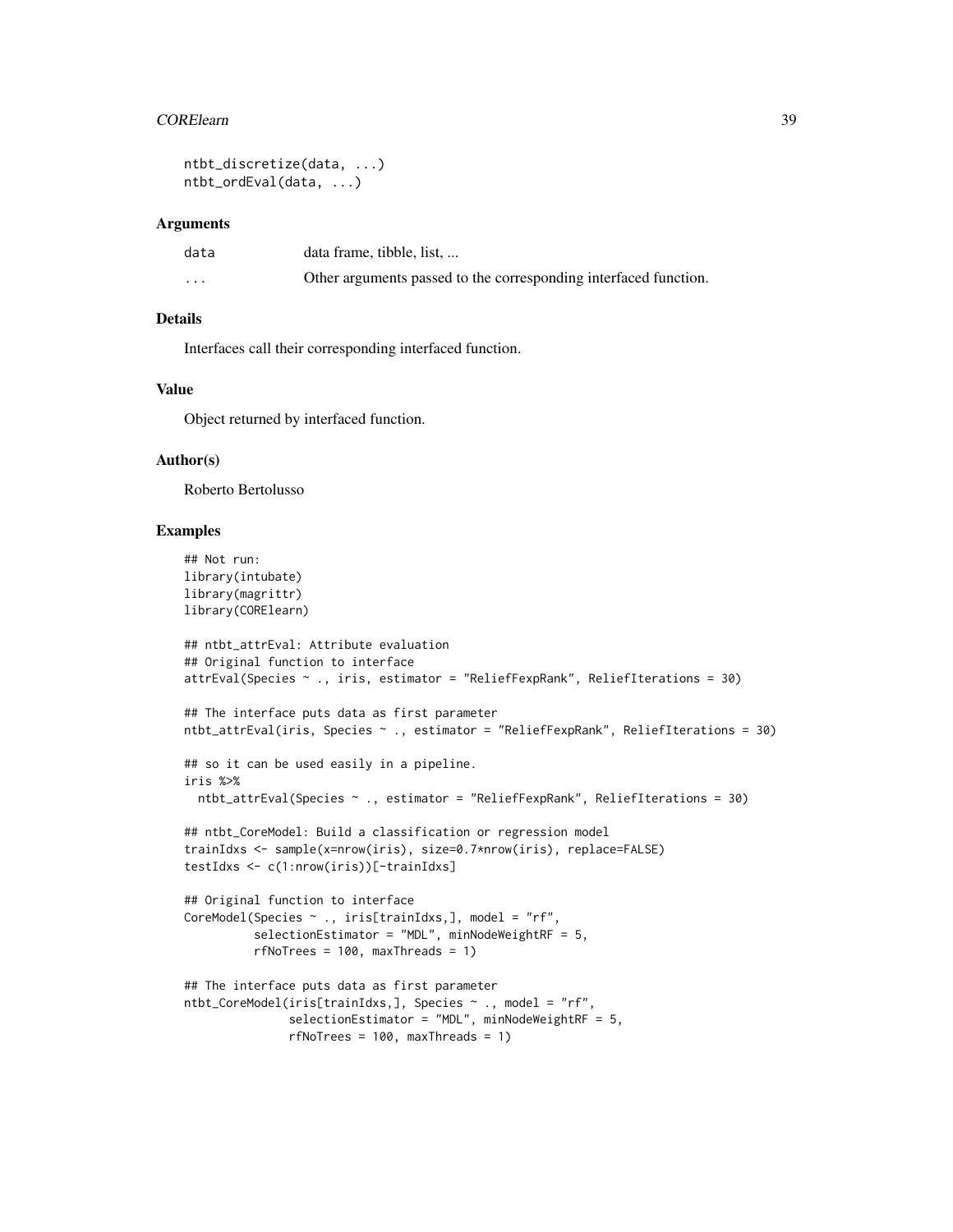```
ntbt_discretize(data, ...)
ntbt_ordEval(data, ...)
```

## Arguments

| | |
|---|---|
| data | data frame, tibble, list, ... |
| ... | Other arguments passed to the corresponding interfaced function. |

## Details

Interfaces call their corresponding interfaced function.

## Value

Object returned by interfaced function.

## Author(s)

Roberto Bertolusso

## Examples

```
## Not run:
library(intubate)
library(magrittr)
library(CORElearn)

## ntbt_attrEval: Attribute evaluation
## Original function to interface
attrEval(Species ~ ., iris, estimator = "ReliefFexpRank", ReliefIterations = 30)

## The interface puts data as first parameter
ntbt_attrEval(iris, Species ~ ., estimator = "ReliefFexpRank", ReliefIterations = 30)

## so it can be used easily in a pipeline.
iris %>%
  ntbt_attrEval(Species ~ ., estimator = "ReliefFexpRank", ReliefIterations = 30)

## ntbt_CoreModel: Build a classification or regression model
trainIdxs <- sample(x=nrow(iris), size=0.7*nrow(iris), replace=FALSE)
testIdxs <- c(1:nrow(iris))[-trainIdxs]

## Original function to interface
CoreModel(Species ~ ., iris[trainIdxs,], model = "rf",
          selectionEstimator = "MDL", minNodeWeightRF = 5,
          rfNoTrees = 100, maxThreads = 1)

## The interface puts data as first parameter
ntbt_CoreModel(iris[trainIdxs,], Species ~ ., model = "rf",
               selectionEstimator = "MDL", minNodeWeightRF = 5,
               rfNoTrees = 100, maxThreads = 1)
```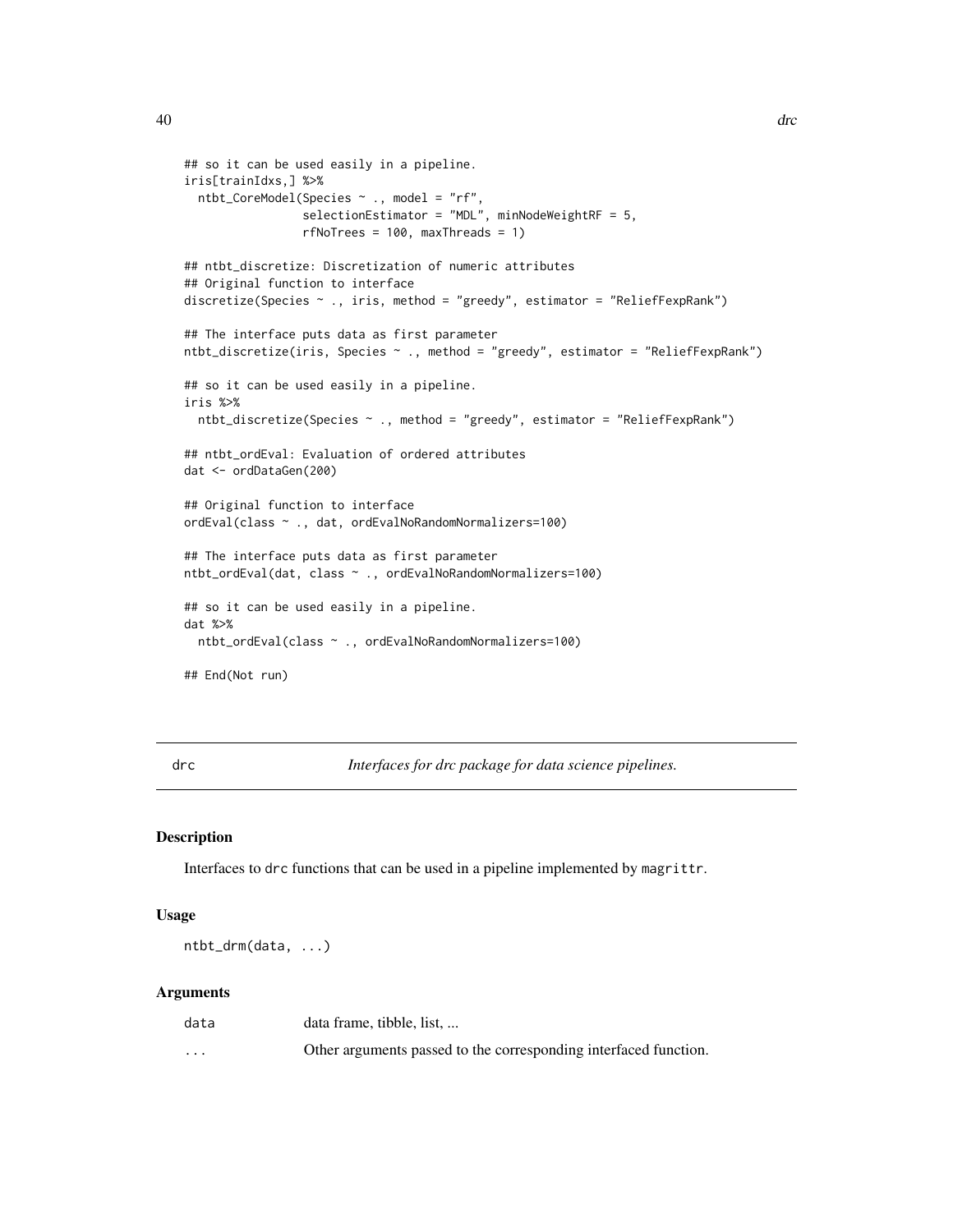```
## so it can be used easily in a pipeline.
iris[trainIdxs,] %>%
  ntbt_CoreModel(Species ~ ., model = "rf",
                 selectionEstimator = "MDL", minNodeWeightRF = 5,
                 rfNoTrees = 100, maxThreads = 1)

## ntbt_discretize: Discretization of numeric attributes
## Original function to interface
discretize(Species ~ ., iris, method = "greedy", estimator = "ReliefFexpRank")

## The interface puts data as first parameter
ntbt_discretize(iris, Species ~ ., method = "greedy", estimator = "ReliefFexpRank")

## so it can be used easily in a pipeline.
iris %>%
  ntbt_discretize(Species ~ ., method = "greedy", estimator = "ReliefFexpRank")

## ntbt_ordEval: Evaluation of ordered attributes
dat <- ordDataGen(200)

## Original function to interface
ordEval(class ~ ., dat, ordEvalNoRandomNormalizers=100)

## The interface puts data as first parameter
ntbt_ordEval(dat, class ~ ., ordEvalNoRandomNormalizers=100)

## so it can be used easily in a pipeline.
dat %>%
  ntbt_ordEval(class ~ ., ordEvalNoRandomNormalizers=100)

## End(Not run)
```

---

drc — *Interfaces for drc package for data science pipelines.*

---

### Description

Interfaces to `drc` functions that can be used in a pipeline implemented by `magrittr`.

### Usage

```
ntbt_drm(data, ...)
```

### Arguments

| | |
|---|---|
| `data` | data frame, tibble, list, ... |
| `...` | Other arguments passed to the corresponding interfaced function. |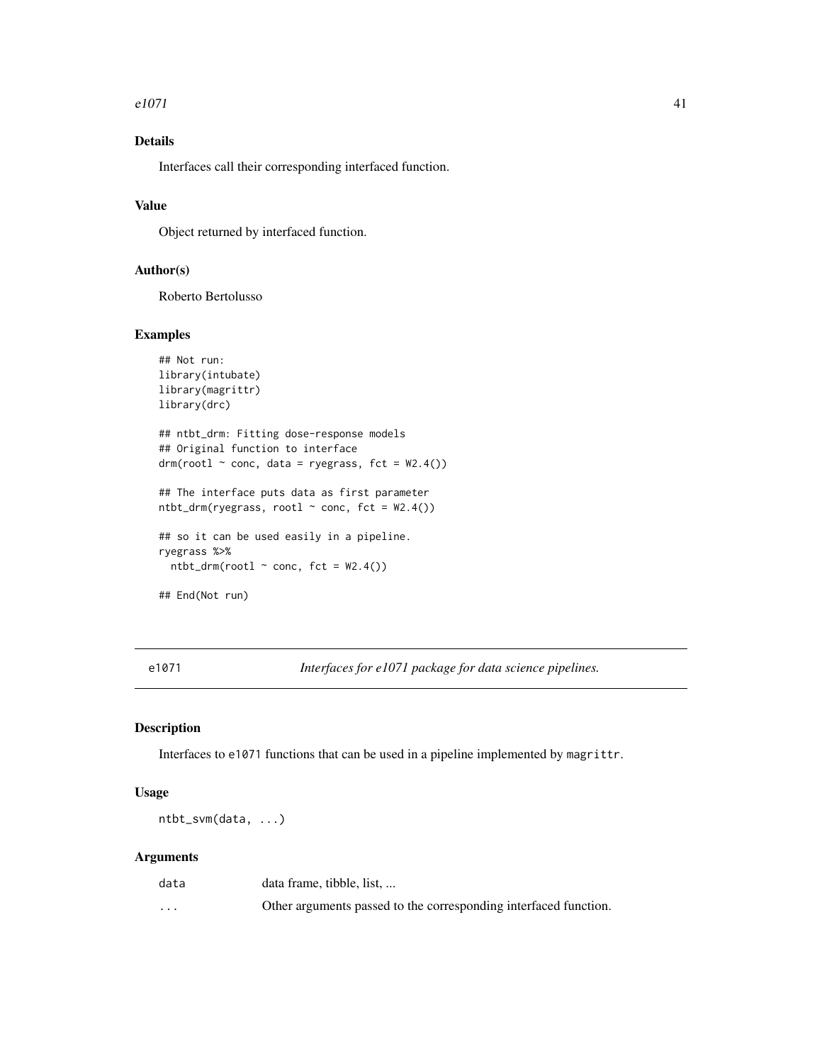### Details

Interfaces call their corresponding interfaced function.

### Value

Object returned by interfaced function.

### Author(s)

Roberto Bertolusso

### Examples

```
## Not run:
library(intubate)
library(magrittr)
library(drc)

## ntbt_drm: Fitting dose-response models
## Original function to interface
drm(rootl ~ conc, data = ryegrass, fct = W2.4())

## The interface puts data as first parameter
ntbt_drm(ryegrass, rootl ~ conc, fct = W2.4())

## so it can be used easily in a pipeline.
ryegrass %>%
  ntbt_drm(rootl ~ conc, fct = W2.4())

## End(Not run)
```

---

## e1071 — *Interfaces for e1071 package for data science pipelines.*

---

### Description

Interfaces to `e1071` functions that can be used in a pipeline implemented by `magrittr`.

### Usage

```
ntbt_svm(data, ...)
```

### Arguments

| | |
|---|---|
| `data` | data frame, tibble, list, ... |
| `...` | Other arguments passed to the corresponding interfaced function. |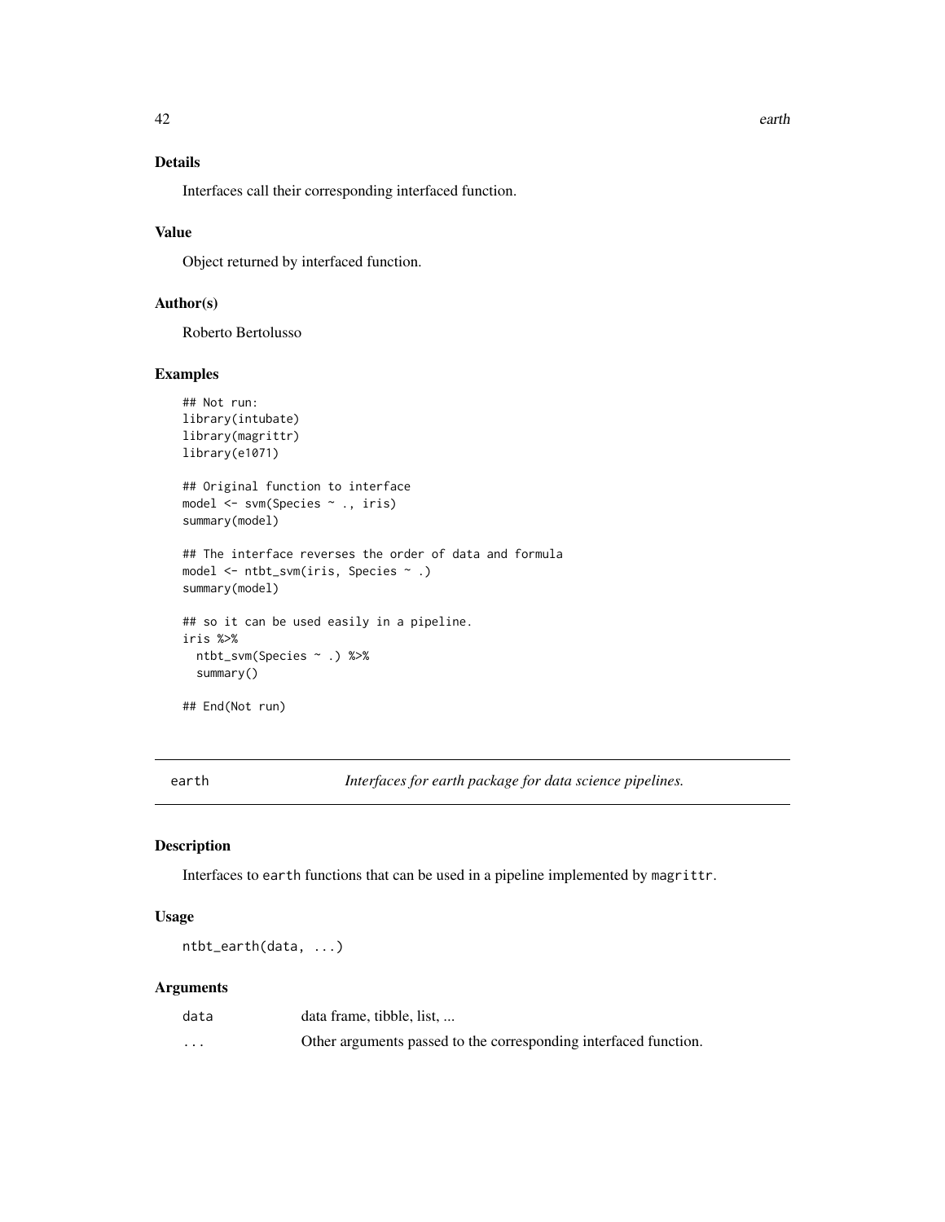### Details

Interfaces call their corresponding interfaced function.

### Value

Object returned by interfaced function.

### Author(s)

Roberto Bertolusso

### Examples

```
## Not run:
library(intubate)
library(magrittr)
library(e1071)

## Original function to interface
model <- svm(Species ~ ., iris)
summary(model)

## The interface reverses the order of data and formula
model <- ntbt_svm(iris, Species ~ .)
summary(model)

## so it can be used easily in a pipeline.
iris %>%
  ntbt_svm(Species ~ .) %>%
  summary()

## End(Not run)
```

---

## earth — *Interfaces for earth package for data science pipelines.*

### Description

Interfaces to `earth` functions that can be used in a pipeline implemented by `magrittr`.

### Usage

```
ntbt_earth(data, ...)
```

### Arguments

| | |
|---|---|
| data | data frame, tibble, list, ... |
| ... | Other arguments passed to the corresponding interfaced function. |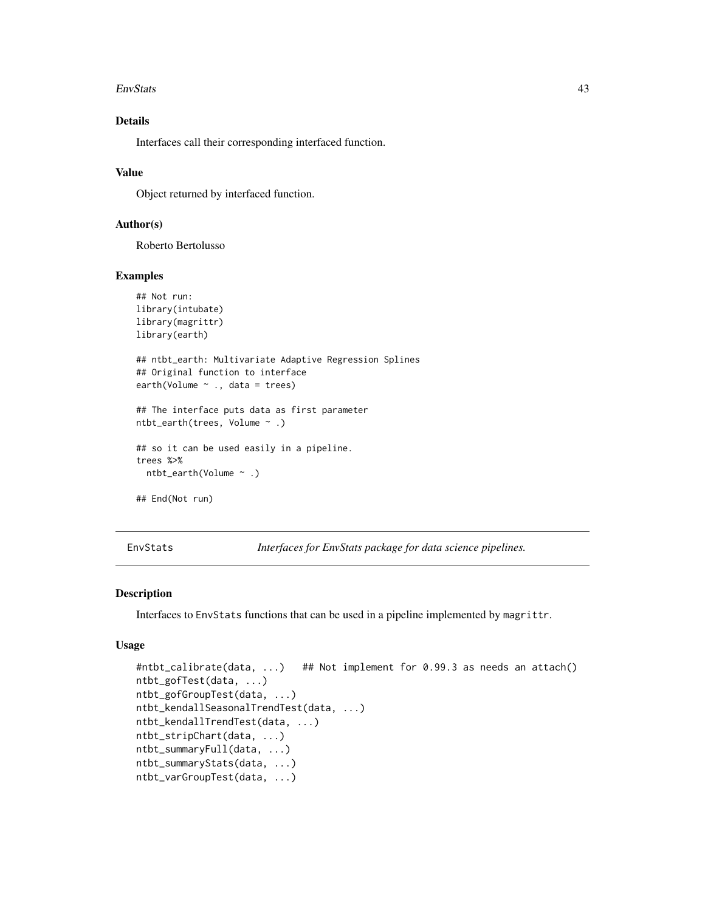### Details

Interfaces call their corresponding interfaced function.

### Value

Object returned by interfaced function.

### Author(s)

Roberto Bertolusso

### Examples

```
## Not run:
library(intubate)
library(magrittr)
library(earth)

## ntbt_earth: Multivariate Adaptive Regression Splines
## Original function to interface
earth(Volume ~ ., data = trees)

## The interface puts data as first parameter
ntbt_earth(trees, Volume ~ .)

## so it can be used easily in a pipeline.
trees %>%
  ntbt_earth(Volume ~ .)

## End(Not run)
```

---

## EnvStats — *Interfaces for EnvStats package for data science pipelines.*

---

### Description

Interfaces to EnvStats functions that can be used in a pipeline implemented by magrittr.

### Usage

```
#ntbt_calibrate(data, ...)   ## Not implement for 0.99.3 as needs an attach()
ntbt_gofTest(data, ...)
ntbt_gofGroupTest(data, ...)
ntbt_kendallSeasonalTrendTest(data, ...)
ntbt_kendallTrendTest(data, ...)
ntbt_stripChart(data, ...)
ntbt_summaryFull(data, ...)
ntbt_summaryStats(data, ...)
ntbt_varGroupTest(data, ...)
```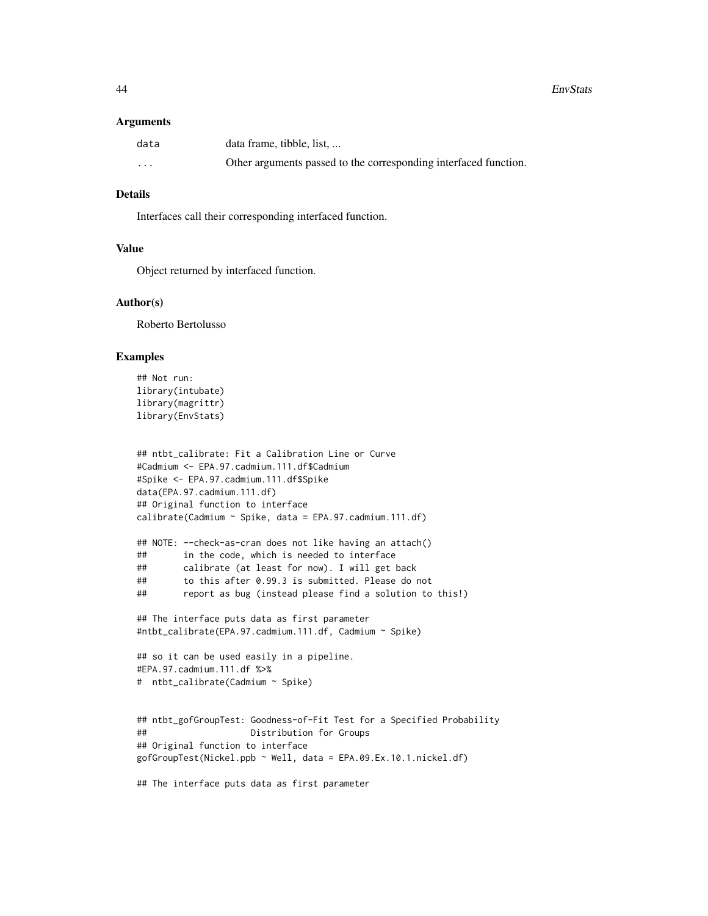### Arguments

| | |
|---|---|
| data | data frame, tibble, list, ... |
| ... | Other arguments passed to the corresponding interfaced function. |

### Details

Interfaces call their corresponding interfaced function.

### Value

Object returned by interfaced function.

### Author(s)

Roberto Bertolusso

### Examples

```
## Not run:
library(intubate)
library(magrittr)
library(EnvStats)


## ntbt_calibrate: Fit a Calibration Line or Curve
#Cadmium <- EPA.97.cadmium.111.df$Cadmium
#Spike <- EPA.97.cadmium.111.df$Spike
data(EPA.97.cadmium.111.df)
## Original function to interface
calibrate(Cadmium ~ Spike, data = EPA.97.cadmium.111.df)

## NOTE: --check-as-cran does not like having an attach()
##       in the code, which is needed to interface
##       calibrate (at least for now). I will get back
##       to this after 0.99.3 is submitted. Please do not
##       report as bug (instead please find a solution to this!)

## The interface puts data as first parameter
#ntbt_calibrate(EPA.97.cadmium.111.df, Cadmium ~ Spike)

## so it can be used easily in a pipeline.
#EPA.97.cadmium.111.df %>%
#  ntbt_calibrate(Cadmium ~ Spike)


## ntbt_gofGroupTest: Goodness-of-Fit Test for a Specified Probability
##                    Distribution for Groups
## Original function to interface
gofGroupTest(Nickel.ppb ~ Well, data = EPA.09.Ex.10.1.nickel.df)

## The interface puts data as first parameter
```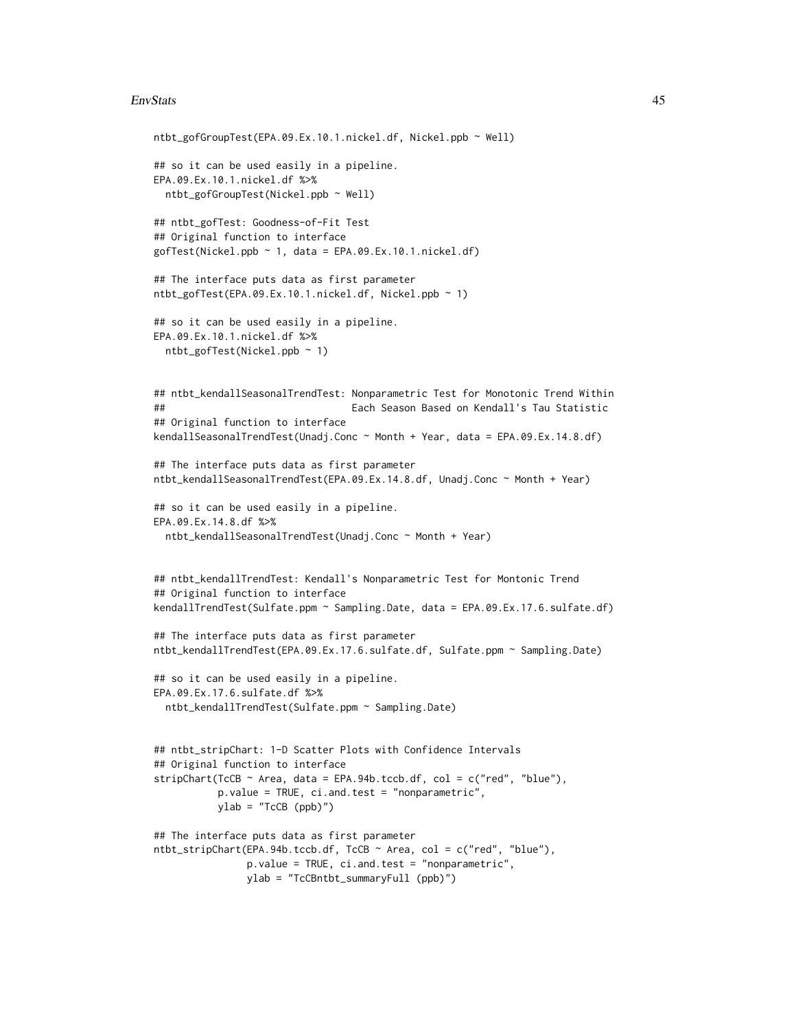```
ntbt_gofGroupTest(EPA.09.Ex.10.1.nickel.df, Nickel.ppb ~ Well)

## so it can be used easily in a pipeline.
EPA.09.Ex.10.1.nickel.df %>%
  ntbt_gofGroupTest(Nickel.ppb ~ Well)

## ntbt_gofTest: Goodness-of-Fit Test
## Original function to interface
gofTest(Nickel.ppb ~ 1, data = EPA.09.Ex.10.1.nickel.df)

## The interface puts data as first parameter
ntbt_gofTest(EPA.09.Ex.10.1.nickel.df, Nickel.ppb ~ 1)

## so it can be used easily in a pipeline.
EPA.09.Ex.10.1.nickel.df %>%
  ntbt_gofTest(Nickel.ppb ~ 1)


## ntbt_kendallSeasonalTrendTest: Nonparametric Test for Monotonic Trend Within
##                                Each Season Based on Kendall's Tau Statistic
## Original function to interface
kendallSeasonalTrendTest(Unadj.Conc ~ Month + Year, data = EPA.09.Ex.14.8.df)

## The interface puts data as first parameter
ntbt_kendallSeasonalTrendTest(EPA.09.Ex.14.8.df, Unadj.Conc ~ Month + Year)

## so it can be used easily in a pipeline.
EPA.09.Ex.14.8.df %>%
  ntbt_kendallSeasonalTrendTest(Unadj.Conc ~ Month + Year)


## ntbt_kendallTrendTest: Kendall's Nonparametric Test for Montonic Trend
## Original function to interface
kendallTrendTest(Sulfate.ppm ~ Sampling.Date, data = EPA.09.Ex.17.6.sulfate.df)

## The interface puts data as first parameter
ntbt_kendallTrendTest(EPA.09.Ex.17.6.sulfate.df, Sulfate.ppm ~ Sampling.Date)

## so it can be used easily in a pipeline.
EPA.09.Ex.17.6.sulfate.df %>%
  ntbt_kendallTrendTest(Sulfate.ppm ~ Sampling.Date)


## ntbt_stripChart: 1-D Scatter Plots with Confidence Intervals
## Original function to interface
stripChart(TcCB ~ Area, data = EPA.94b.tccb.df, col = c("red", "blue"),
           p.value = TRUE, ci.and.test = "nonparametric",
           ylab = "TcCB (ppb)")

## The interface puts data as first parameter
ntbt_stripChart(EPA.94b.tccb.df, TcCB ~ Area, col = c("red", "blue"),
                p.value = TRUE, ci.and.test = "nonparametric",
                ylab = "TcCBntbt_summaryFull (ppb)")
```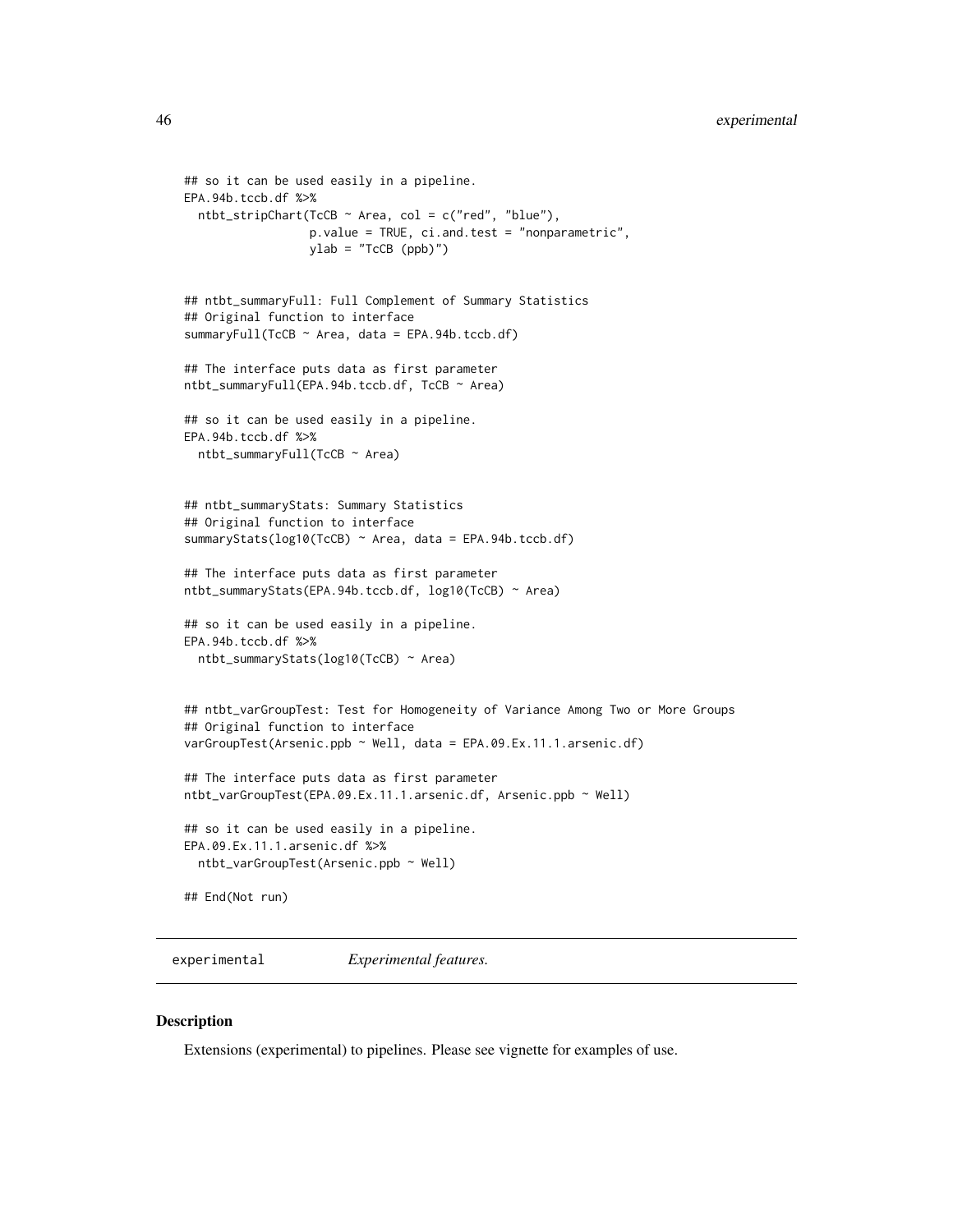```
## so it can be used easily in a pipeline.
EPA.94b.tccb.df %>%
  ntbt_stripChart(TcCB ~ Area, col = c("red", "blue"),
                 p.value = TRUE, ci.and.test = "nonparametric",
                 ylab = "TcCB (ppb)")


## ntbt_summaryFull: Full Complement of Summary Statistics
## Original function to interface
summaryFull(TcCB ~ Area, data = EPA.94b.tccb.df)

## The interface puts data as first parameter
ntbt_summaryFull(EPA.94b.tccb.df, TcCB ~ Area)

## so it can be used easily in a pipeline.
EPA.94b.tccb.df %>%
  ntbt_summaryFull(TcCB ~ Area)


## ntbt_summaryStats: Summary Statistics
## Original function to interface
summaryStats(log10(TcCB) ~ Area, data = EPA.94b.tccb.df)

## The interface puts data as first parameter
ntbt_summaryStats(EPA.94b.tccb.df, log10(TcCB) ~ Area)

## so it can be used easily in a pipeline.
EPA.94b.tccb.df %>%
  ntbt_summaryStats(log10(TcCB) ~ Area)


## ntbt_varGroupTest: Test for Homogeneity of Variance Among Two or More Groups
## Original function to interface
varGroupTest(Arsenic.ppb ~ Well, data = EPA.09.Ex.11.1.arsenic.df)

## The interface puts data as first parameter
ntbt_varGroupTest(EPA.09.Ex.11.1.arsenic.df, Arsenic.ppb ~ Well)

## so it can be used easily in a pipeline.
EPA.09.Ex.11.1.arsenic.df %>%
  ntbt_varGroupTest(Arsenic.ppb ~ Well)

## End(Not run)
```

---

experimental *Experimental features.*

---

### Description

Extensions (experimental) to pipelines. Please see vignette for examples of use.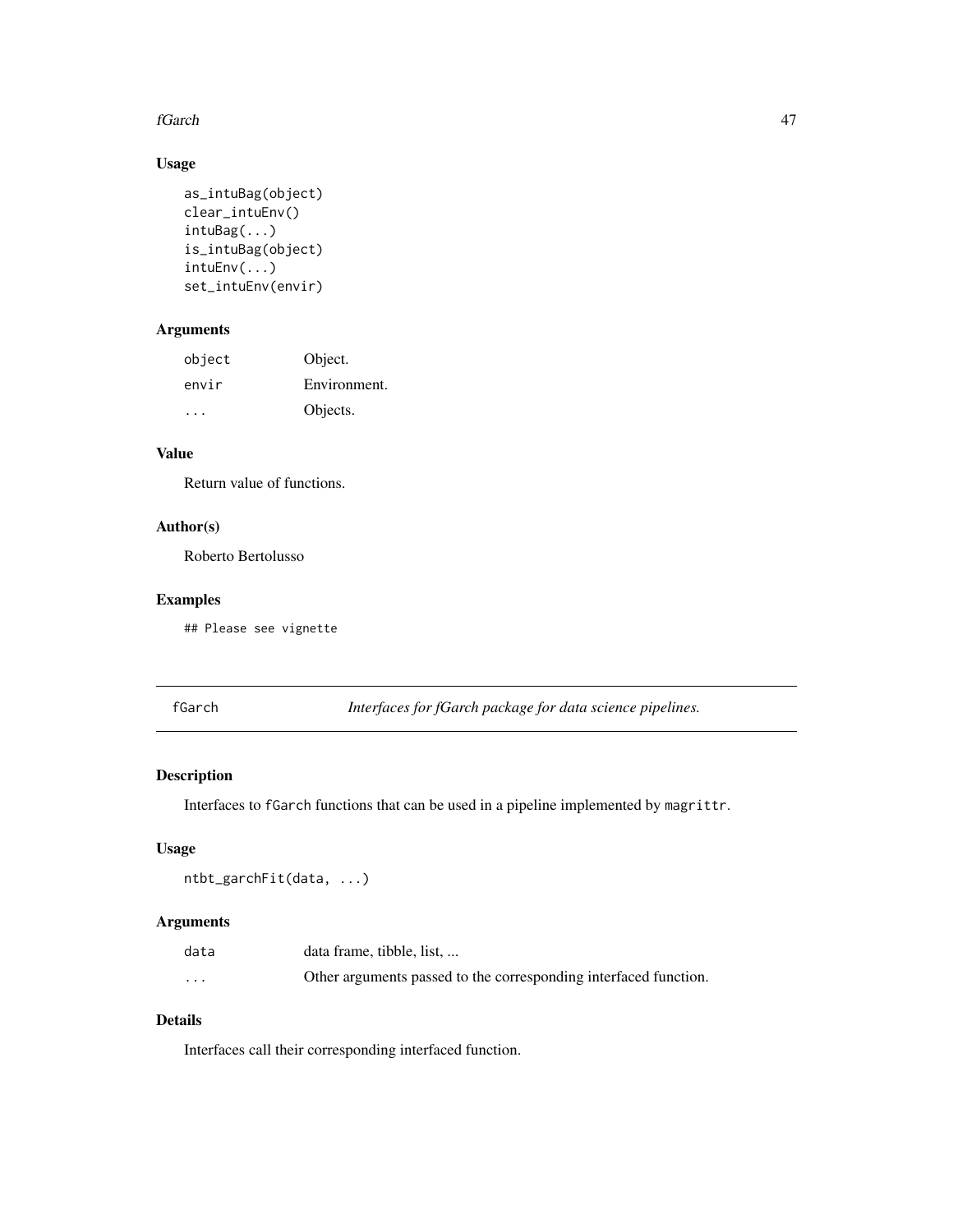## Usage

```
as_intuBag(object)
clear_intuEnv()
intuBag(...)
is_intuBag(object)
intuEnv(...)
set_intuEnv(envir)
```

## Arguments

| | |
|---|---|
| object | Object. |
| envir | Environment. |
| ... | Objects. |

## Value

Return value of functions.

## Author(s)

Roberto Bertolusso

## Examples

```
## Please see vignette
```

---

# fGarch *Interfaces for fGarch package for data science pipelines.*

---

## Description

Interfaces to fGarch functions that can be used in a pipeline implemented by magrittr.

## Usage

```
ntbt_garchFit(data, ...)
```

## Arguments

| | |
|---|---|
| data | data frame, tibble, list, ... |
| ... | Other arguments passed to the corresponding interfaced function. |

## Details

Interfaces call their corresponding interfaced function.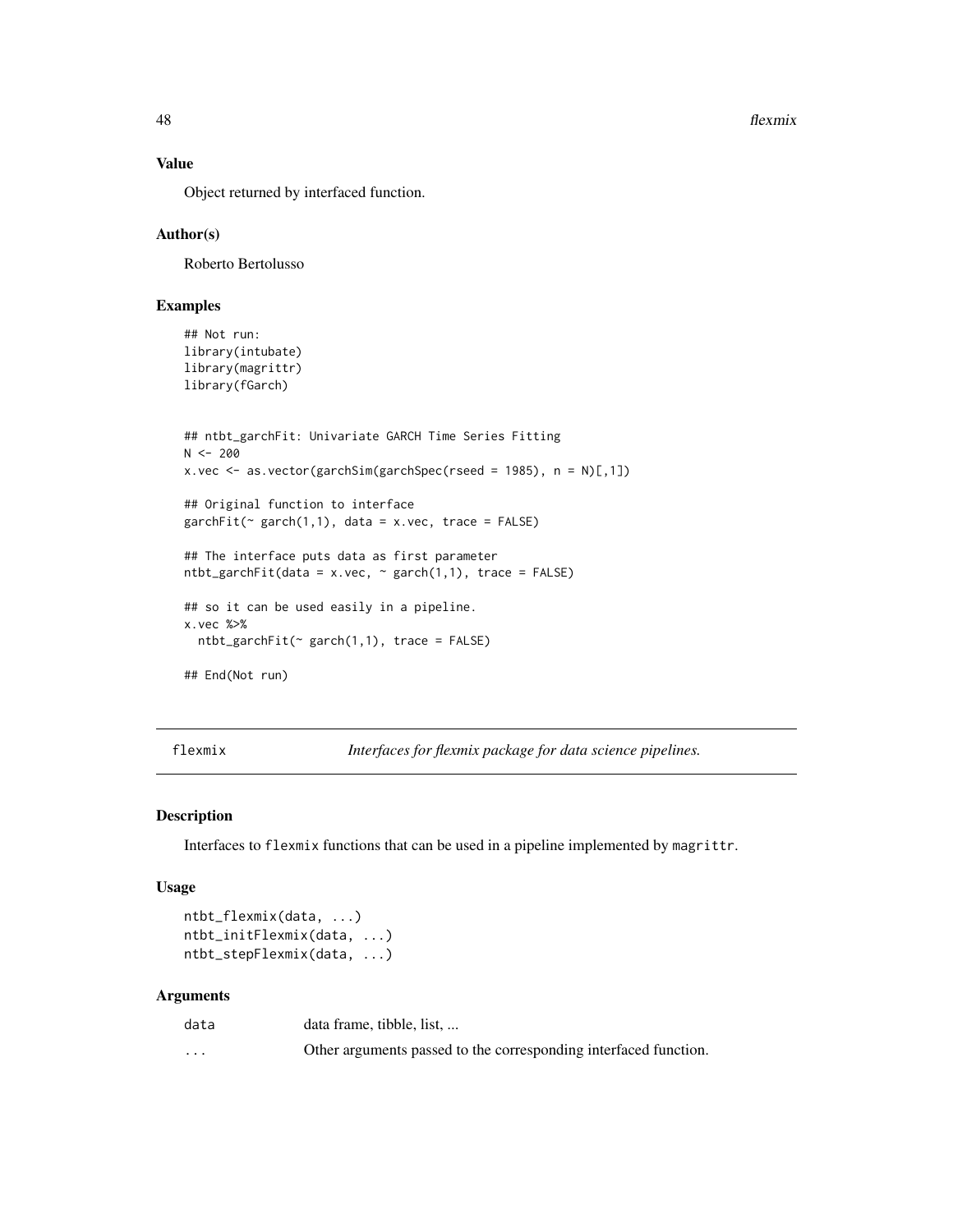### Value

Object returned by interfaced function.

### Author(s)

Roberto Bertolusso

### Examples

```
## Not run:
library(intubate)
library(magrittr)
library(fGarch)


## ntbt_garchFit: Univariate GARCH Time Series Fitting
N <- 200
x.vec <- as.vector(garchSim(garchSpec(rseed = 1985), n = N)[,1])

## Original function to interface
garchFit(~ garch(1,1), data = x.vec, trace = FALSE)

## The interface puts data as first parameter
ntbt_garchFit(data = x.vec, ~ garch(1,1), trace = FALSE)

## so it can be used easily in a pipeline.
x.vec %>%
  ntbt_garchFit(~ garch(1,1), trace = FALSE)

## End(Not run)
```

---

## flexmix — *Interfaces for flexmix package for data science pipelines.*

### Description

Interfaces to `flexmix` functions that can be used in a pipeline implemented by `magrittr`.

### Usage

```
ntbt_flexmix(data, ...)
ntbt_initFlexmix(data, ...)
ntbt_stepFlexmix(data, ...)
```

### Arguments

| | |
|---|---|
| data | data frame, tibble, list, ... |
| ... | Other arguments passed to the corresponding interfaced function. |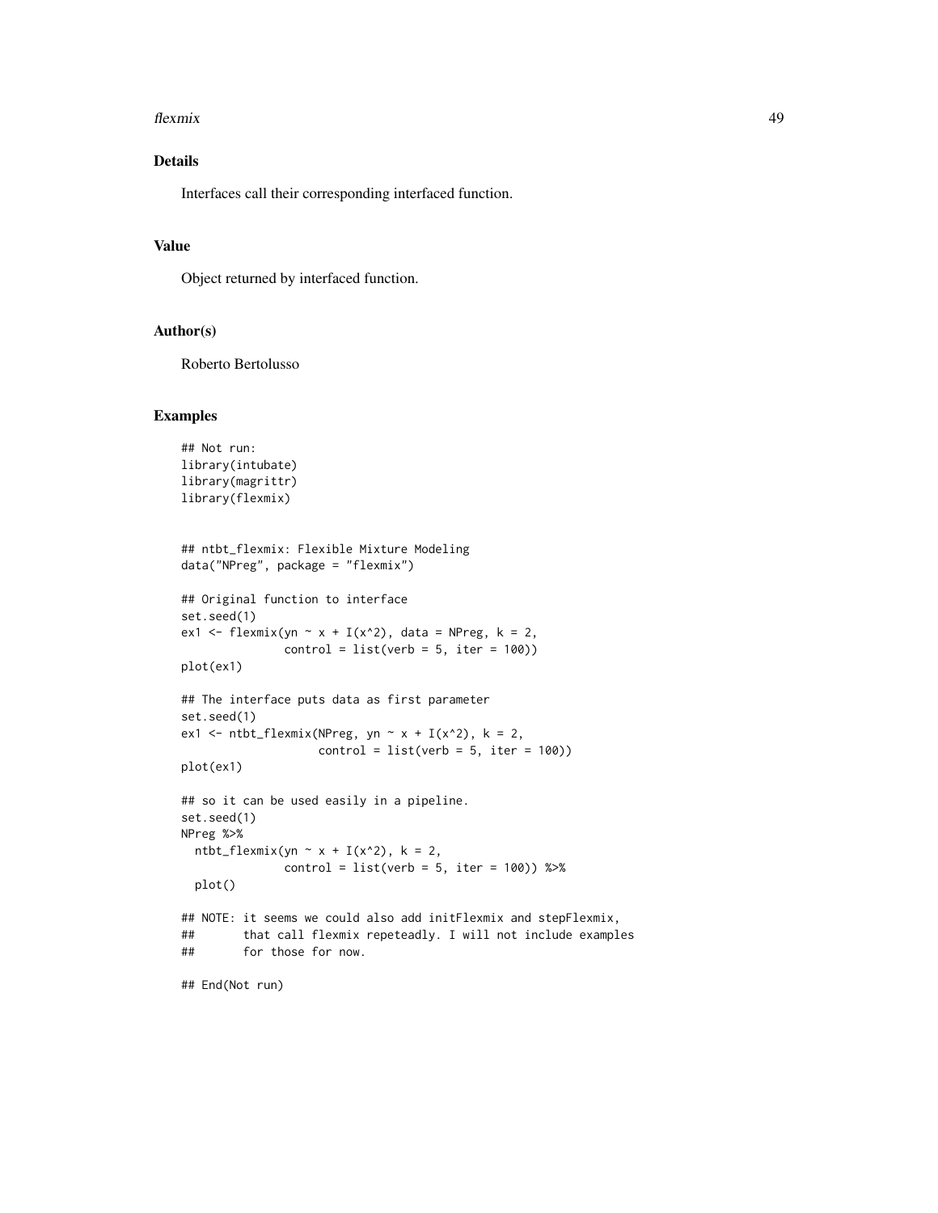## Details

Interfaces call their corresponding interfaced function.

## Value

Object returned by interfaced function.

## Author(s)

Roberto Bertolusso

## Examples

```
## Not run:
library(intubate)
library(magrittr)
library(flexmix)


## ntbt_flexmix: Flexible Mixture Modeling
data("NPreg", package = "flexmix")

## Original function to interface
set.seed(1)
ex1 <- flexmix(yn ~ x + I(x^2), data = NPreg, k = 2,
               control = list(verb = 5, iter = 100))
plot(ex1)

## The interface puts data as first parameter
set.seed(1)
ex1 <- ntbt_flexmix(NPreg, yn ~ x + I(x^2), k = 2,
                    control = list(verb = 5, iter = 100))
plot(ex1)

## so it can be used easily in a pipeline.
set.seed(1)
NPreg %>%
  ntbt_flexmix(yn ~ x + I(x^2), k = 2,
               control = list(verb = 5, iter = 100)) %>%
  plot()

## NOTE: it seems we could also add initFlexmix and stepFlexmix,
##       that call flexmix repeteadly. I will not include examples
##       for those for now.

## End(Not run)
```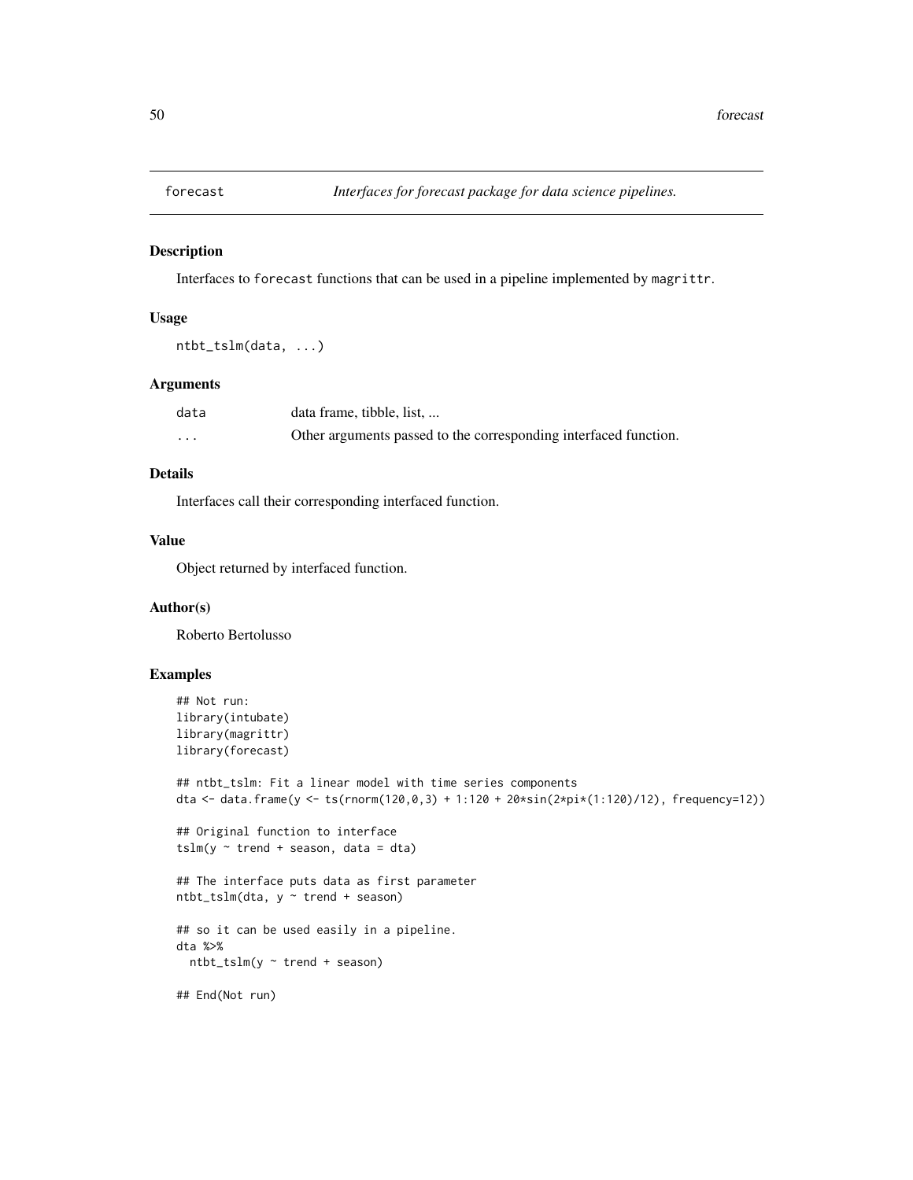# forecast — *Interfaces for forecast package for data science pipelines.*

## Description

Interfaces to `forecast` functions that can be used in a pipeline implemented by `magrittr`.

## Usage

```
ntbt_tslm(data, ...)
```

## Arguments

| | |
|---|---|
| data | data frame, tibble, list, ... |
| ... | Other arguments passed to the corresponding interfaced function. |

## Details

Interfaces call their corresponding interfaced function.

## Value

Object returned by interfaced function.

## Author(s)

Roberto Bertolusso

## Examples

```
## Not run:
library(intubate)
library(magrittr)
library(forecast)

## ntbt_tslm: Fit a linear model with time series components
dta <- data.frame(y <- ts(rnorm(120,0,3) + 1:120 + 20*sin(2*pi*(1:120)/12), frequency=12))

## Original function to interface
tslm(y ~ trend + season, data = dta)

## The interface puts data as first parameter
ntbt_tslm(dta, y ~ trend + season)

## so it can be used easily in a pipeline.
dta %>%
  ntbt_tslm(y ~ trend + season)

## End(Not run)
```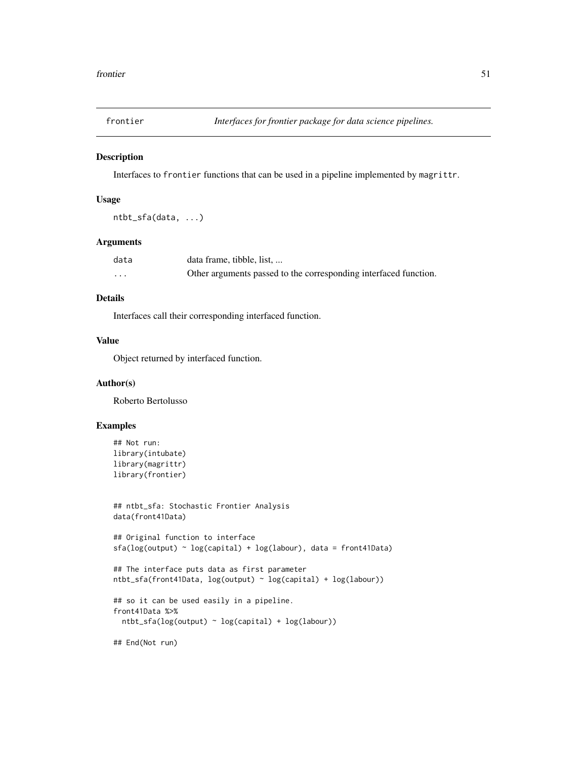# frontier — *Interfaces for frontier package for data science pipelines.*

## Description

Interfaces to `frontier` functions that can be used in a pipeline implemented by `magrittr`.

## Usage

```
ntbt_sfa(data, ...)
```

## Arguments

| | |
|---|---|
| data | data frame, tibble, list, ... |
| ... | Other arguments passed to the corresponding interfaced function. |

## Details

Interfaces call their corresponding interfaced function.

## Value

Object returned by interfaced function.

## Author(s)

Roberto Bertolusso

## Examples

```
## Not run:
library(intubate)
library(magrittr)
library(frontier)


## ntbt_sfa: Stochastic Frontier Analysis
data(front41Data)

## Original function to interface
sfa(log(output) ~ log(capital) + log(labour), data = front41Data)

## The interface puts data as first parameter
ntbt_sfa(front41Data, log(output) ~ log(capital) + log(labour))

## so it can be used easily in a pipeline.
front41Data %>%
  ntbt_sfa(log(output) ~ log(capital) + log(labour))

## End(Not run)
```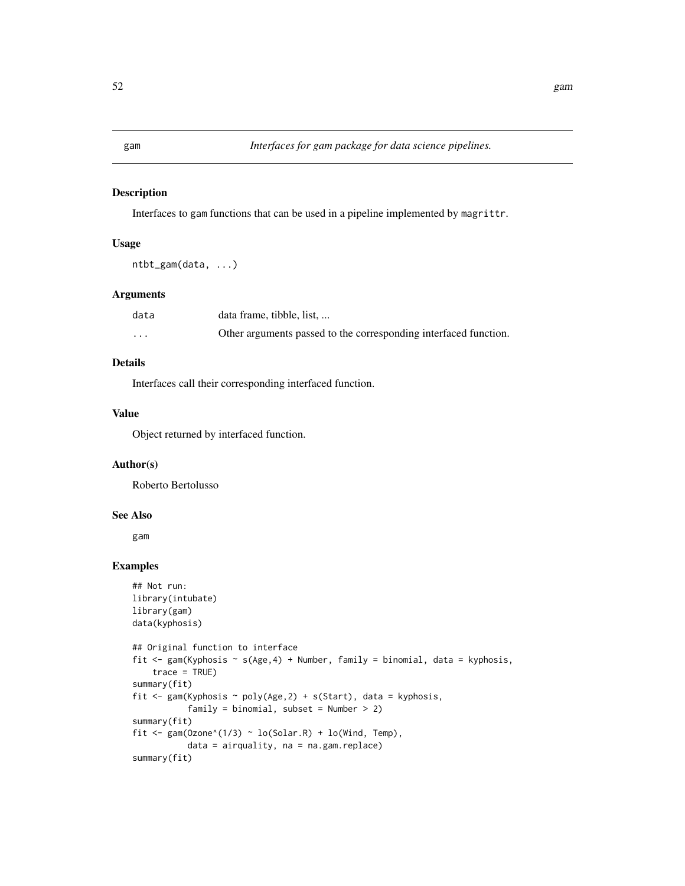# gam — *Interfaces for gam package for data science pipelines.*

## Description

Interfaces to gam functions that can be used in a pipeline implemented by `magrittr`.

## Usage

```
ntbt_gam(data, ...)
```

## Arguments

| | |
|---|---|
| data | data frame, tibble, list, ... |
| ... | Other arguments passed to the corresponding interfaced function. |

## Details

Interfaces call their corresponding interfaced function.

## Value

Object returned by interfaced function.

## Author(s)

Roberto Bertolusso

## See Also

gam

## Examples

```
## Not run:
library(intubate)
library(gam)
data(kyphosis)

## Original function to interface
fit <- gam(Kyphosis ~ s(Age,4) + Number, family = binomial, data = kyphosis,
    trace = TRUE)
summary(fit)
fit <- gam(Kyphosis ~ poly(Age,2) + s(Start), data = kyphosis,
          family = binomial, subset = Number > 2)
summary(fit)
fit <- gam(Ozone^(1/3) ~ lo(Solar.R) + lo(Wind, Temp),
          data = airquality, na = na.gam.replace)
summary(fit)
```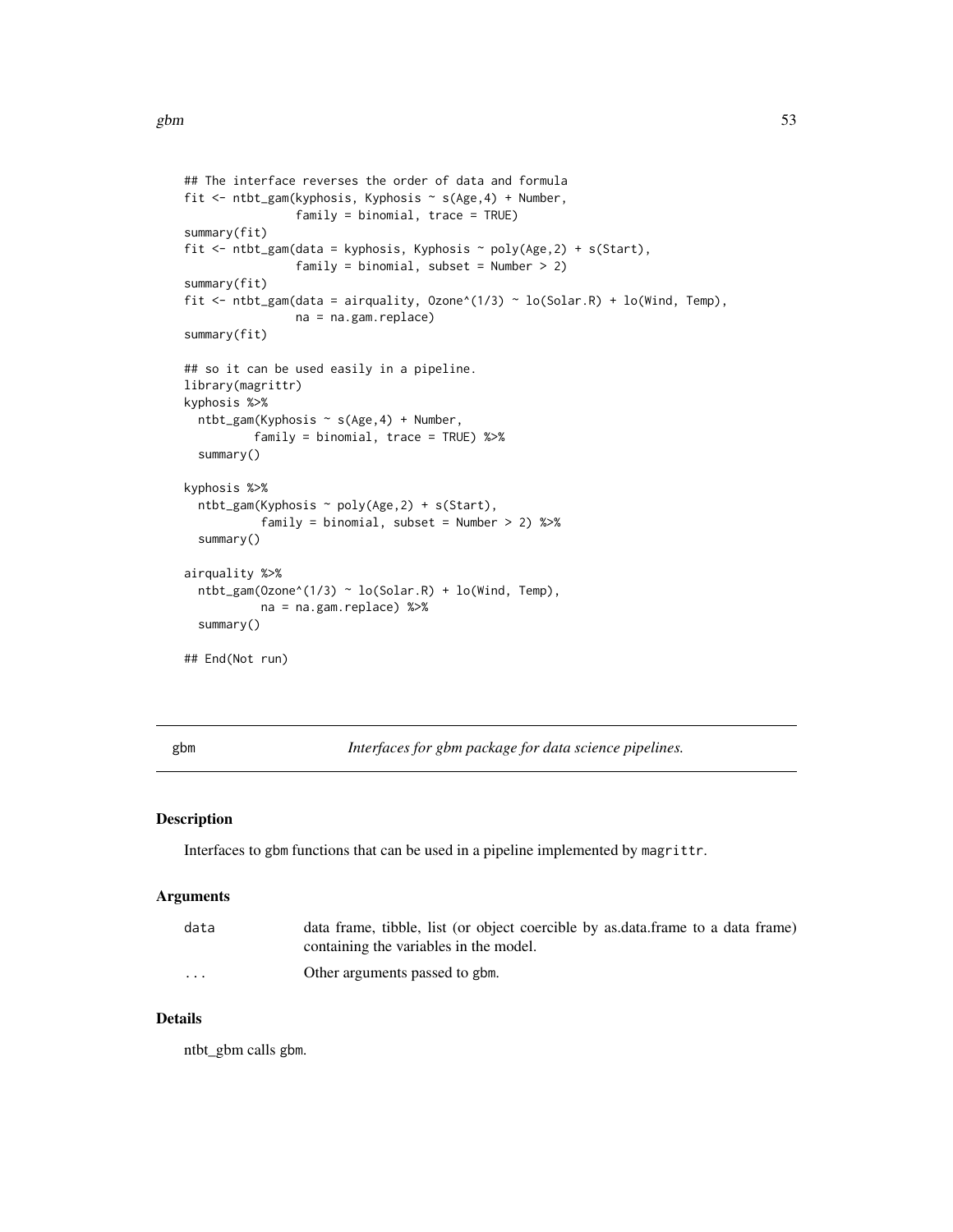```
## The interface reverses the order of data and formula
fit <- ntbt_gam(kyphosis, Kyphosis ~ s(Age,4) + Number,
                family = binomial, trace = TRUE)
summary(fit)
fit <- ntbt_gam(data = kyphosis, Kyphosis ~ poly(Age,2) + s(Start),
                family = binomial, subset = Number > 2)
summary(fit)
fit <- ntbt_gam(data = airquality, Ozone^(1/3) ~ lo(Solar.R) + lo(Wind, Temp),
                na = na.gam.replace)
summary(fit)

## so it can be used easily in a pipeline.
library(magrittr)
kyphosis %>%
  ntbt_gam(Kyphosis ~ s(Age,4) + Number,
          family = binomial, trace = TRUE) %>%
  summary()

kyphosis %>%
  ntbt_gam(Kyphosis ~ poly(Age,2) + s(Start),
           family = binomial, subset = Number > 2) %>%
  summary()

airquality %>%
  ntbt_gam(Ozone^(1/3) ~ lo(Solar.R) + lo(Wind, Temp),
           na = na.gam.replace) %>%
  summary()

## End(Not run)
```

---

## gbm — *Interfaces for gbm package for data science pipelines.*

### Description

Interfaces to gbm functions that can be used in a pipeline implemented by magrittr.

### Arguments

| | |
|---|---|
| data | data frame, tibble, list (or object coercible by as.data.frame to a data frame) containing the variables in the model. |
| ... | Other arguments passed to gbm. |

### Details

ntbt_gbm calls gbm.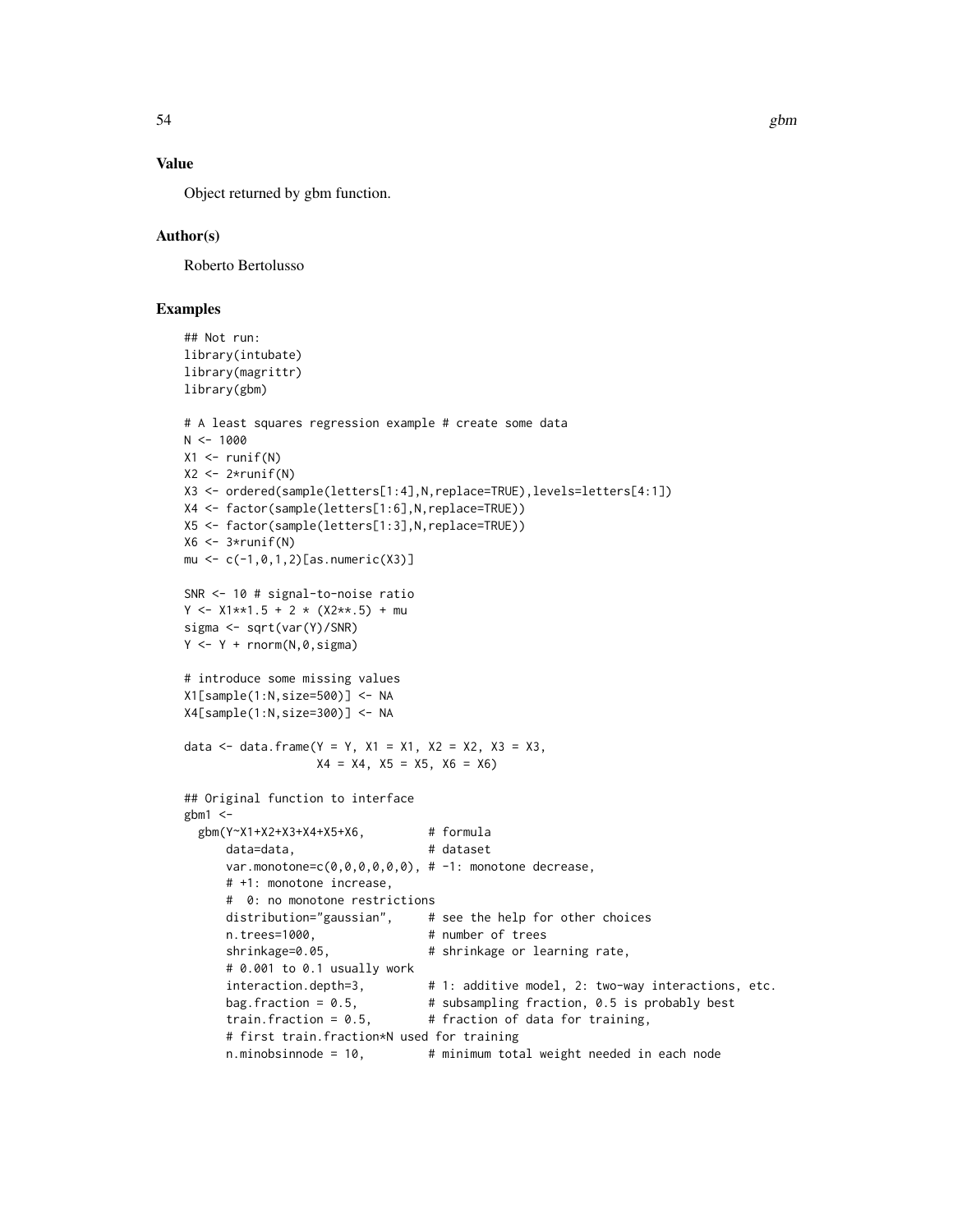### Value

Object returned by gbm function.

### Author(s)

Roberto Bertolusso

### Examples

```
## Not run:
library(intubate)
library(magrittr)
library(gbm)

# A least squares regression example # create some data
N <- 1000
X1 <- runif(N)
X2 <- 2*runif(N)
X3 <- ordered(sample(letters[1:4],N,replace=TRUE),levels=letters[4:1])
X4 <- factor(sample(letters[1:6],N,replace=TRUE))
X5 <- factor(sample(letters[1:3],N,replace=TRUE))
X6 <- 3*runif(N)
mu <- c(-1,0,1,2)[as.numeric(X3)]

SNR <- 10 # signal-to-noise ratio
Y <- X1**1.5 + 2 * (X2**.5) + mu
sigma <- sqrt(var(Y)/SNR)
Y <- Y + rnorm(N,0,sigma)

# introduce some missing values
X1[sample(1:N,size=500)] <- NA
X4[sample(1:N,size=300)] <- NA

data <- data.frame(Y = Y, X1 = X1, X2 = X2, X3 = X3,
                   X4 = X4, X5 = X5, X6 = X6)

## Original function to interface
gbm1 <-
  gbm(Y~X1+X2+X3+X4+X5+X6,         # formula
      data=data,                   # dataset
      var.monotone=c(0,0,0,0,0,0), # -1: monotone decrease,
      # +1: monotone increase,
      #  0: no monotone restrictions
      distribution="gaussian",     # see the help for other choices
      n.trees=1000,                # number of trees
      shrinkage=0.05,              # shrinkage or learning rate,
      # 0.001 to 0.1 usually work
      interaction.depth=3,         # 1: additive model, 2: two-way interactions, etc.
      bag.fraction = 0.5,          # subsampling fraction, 0.5 is probably best
      train.fraction = 0.5,        # fraction of data for training,
      # first train.fraction*N used for training
      n.minobsinnode = 10,         # minimum total weight needed in each node
```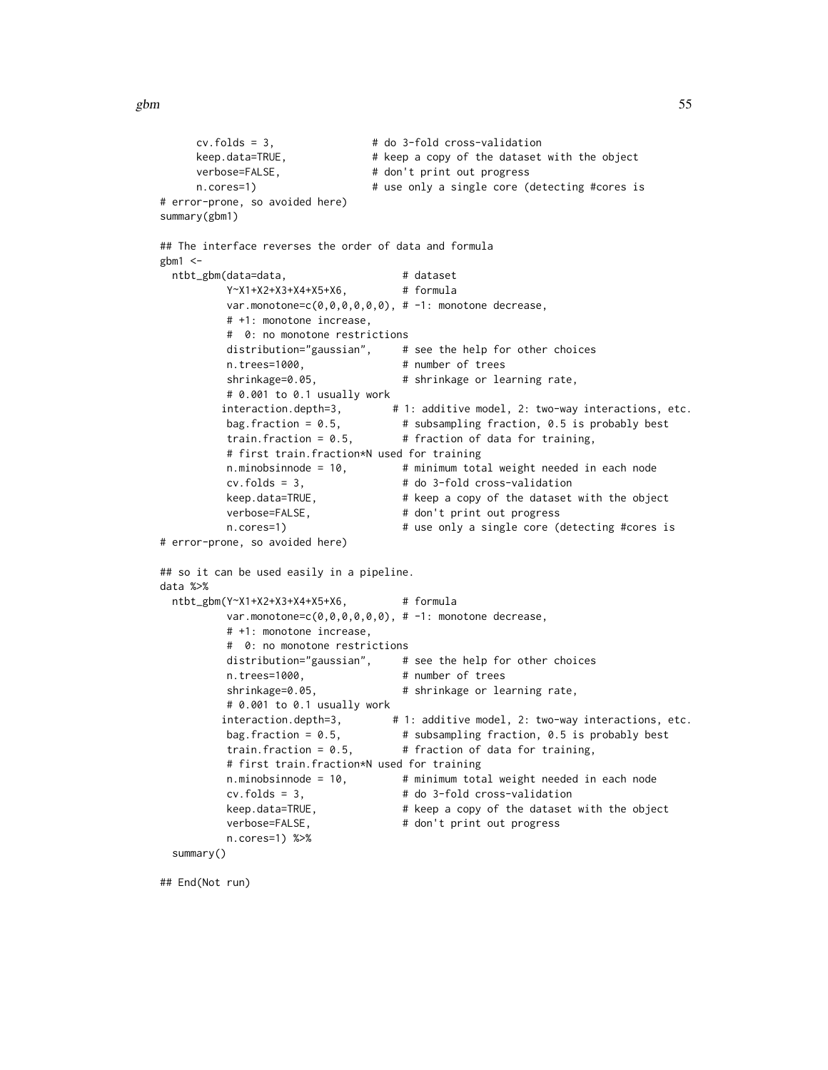```
      cv.folds = 3,                # do 3-fold cross-validation
      keep.data=TRUE,              # keep a copy of the dataset with the object
      verbose=FALSE,               # don't print out progress
      n.cores=1)                   # use only a single core (detecting #cores is
# error-prone, so avoided here)
summary(gbm1)

## The interface reverses the order of data and formula
gbm1 <-
  ntbt_gbm(data=data,                   # dataset
           Y~X1+X2+X3+X4+X5+X6,         # formula
           var.monotone=c(0,0,0,0,0,0), # -1: monotone decrease,
           # +1: monotone increase,
           #  0: no monotone restrictions
           distribution="gaussian",     # see the help for other choices
           n.trees=1000,                # number of trees
           shrinkage=0.05,              # shrinkage or learning rate,
           # 0.001 to 0.1 usually work
          interaction.depth=3,        # 1: additive model, 2: two-way interactions, etc.
           bag.fraction = 0.5,          # subsampling fraction, 0.5 is probably best
           train.fraction = 0.5,        # fraction of data for training,
           # first train.fraction*N used for training
           n.minobsinnode = 10,         # minimum total weight needed in each node
           cv.folds = 3,                # do 3-fold cross-validation
           keep.data=TRUE,              # keep a copy of the dataset with the object
           verbose=FALSE,               # don't print out progress
           n.cores=1)                   # use only a single core (detecting #cores is
# error-prone, so avoided here)

## so it can be used easily in a pipeline.
data %>%
  ntbt_gbm(Y~X1+X2+X3+X4+X5+X6,         # formula
           var.monotone=c(0,0,0,0,0,0), # -1: monotone decrease,
           # +1: monotone increase,
           #  0: no monotone restrictions
           distribution="gaussian",     # see the help for other choices
           n.trees=1000,                # number of trees
           shrinkage=0.05,              # shrinkage or learning rate,
           # 0.001 to 0.1 usually work
          interaction.depth=3,        # 1: additive model, 2: two-way interactions, etc.
           bag.fraction = 0.5,          # subsampling fraction, 0.5 is probably best
           train.fraction = 0.5,        # fraction of data for training,
           # first train.fraction*N used for training
           n.minobsinnode = 10,         # minimum total weight needed in each node
           cv.folds = 3,                # do 3-fold cross-validation
           keep.data=TRUE,              # keep a copy of the dataset with the object
           verbose=FALSE,               # don't print out progress
           n.cores=1) %>%
  summary()

## End(Not run)
```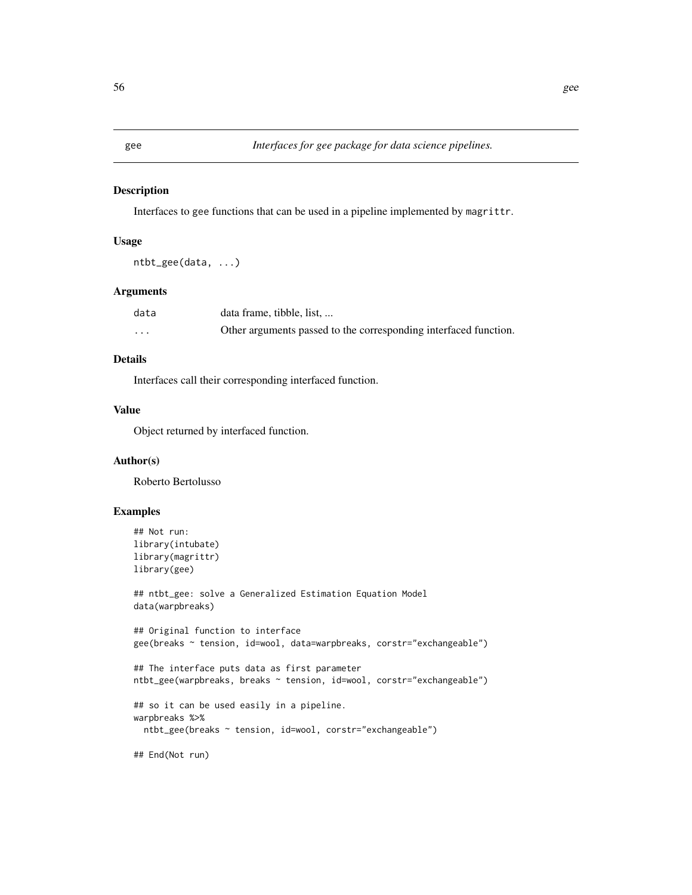# gee — *Interfaces for gee package for data science pipelines.*

## Description

Interfaces to gee functions that can be used in a pipeline implemented by `magrittr`.

## Usage

```
ntbt_gee(data, ...)
```

## Arguments

| | |
|---|---|
| `data` | data frame, tibble, list, ... |
| `...` | Other arguments passed to the corresponding interfaced function. |

## Details

Interfaces call their corresponding interfaced function.

## Value

Object returned by interfaced function.

## Author(s)

Roberto Bertolusso

## Examples

```
## Not run:
library(intubate)
library(magrittr)
library(gee)

## ntbt_gee: solve a Generalized Estimation Equation Model
data(warpbreaks)

## Original function to interface
gee(breaks ~ tension, id=wool, data=warpbreaks, corstr="exchangeable")

## The interface puts data as first parameter
ntbt_gee(warpbreaks, breaks ~ tension, id=wool, corstr="exchangeable")

## so it can be used easily in a pipeline.
warpbreaks %>%
  ntbt_gee(breaks ~ tension, id=wool, corstr="exchangeable")

## End(Not run)
```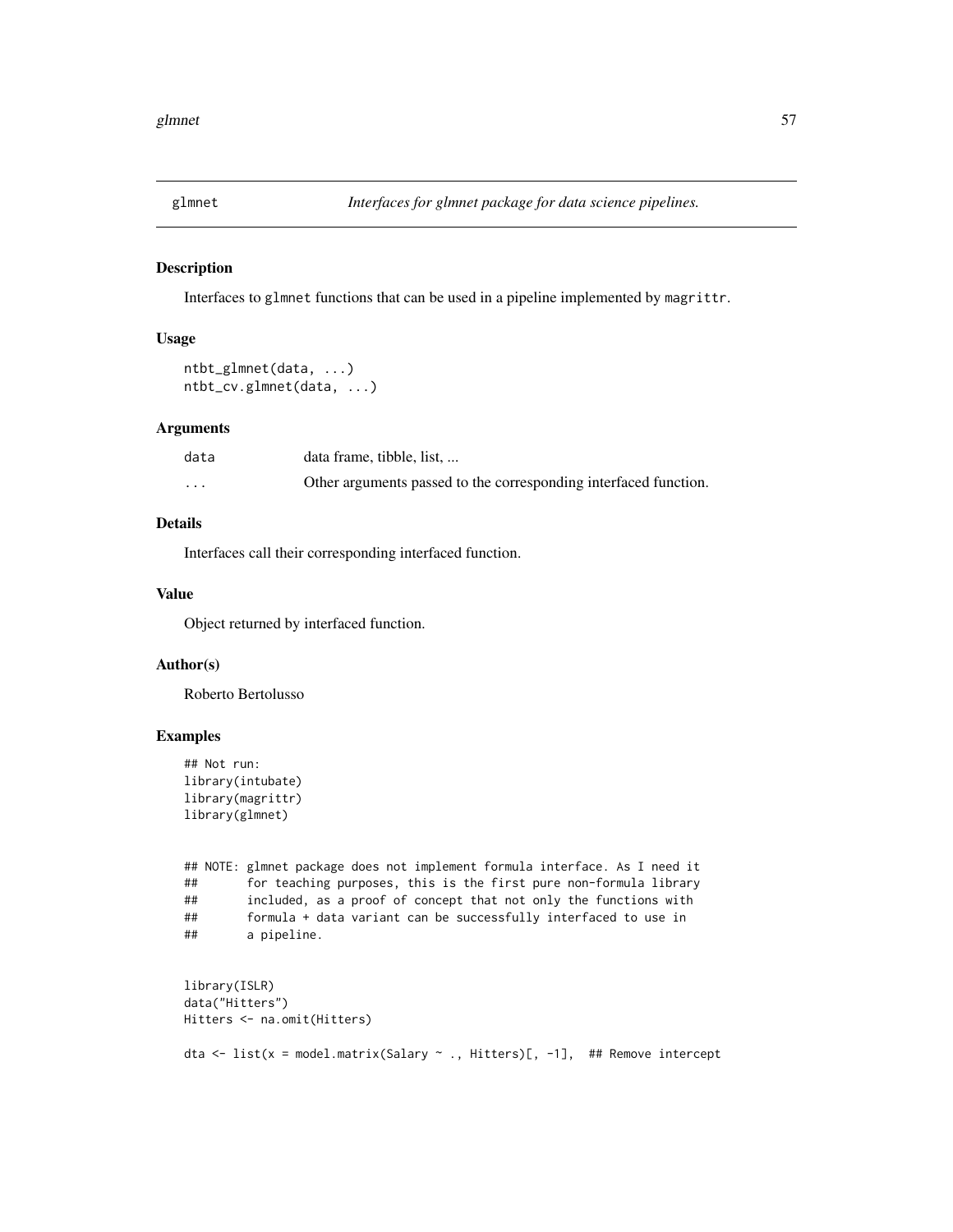glmnet — *Interfaces for glmnet package for data science pipelines.*

### Description

Interfaces to `glmnet` functions that can be used in a pipeline implemented by `magrittr`.

### Usage

```
ntbt_glmnet(data, ...)
ntbt_cv.glmnet(data, ...)
```

### Arguments

| | |
|---|---|
| data | data frame, tibble, list, ... |
| ... | Other arguments passed to the corresponding interfaced function. |

### Details

Interfaces call their corresponding interfaced function.

### Value

Object returned by interfaced function.

### Author(s)

Roberto Bertolusso

### Examples

```
## Not run:
library(intubate)
library(magrittr)
library(glmnet)


## NOTE: glmnet package does not implement formula interface. As I need it
##       for teaching purposes, this is the first pure non-formula library
##       included, as a proof of concept that not only the functions with
##       formula + data variant can be successfully interfaced to use in
##       a pipeline.


library(ISLR)
data("Hitters")
Hitters <- na.omit(Hitters)

dta <- list(x = model.matrix(Salary ~ ., Hitters)[, -1],  ## Remove intercept
```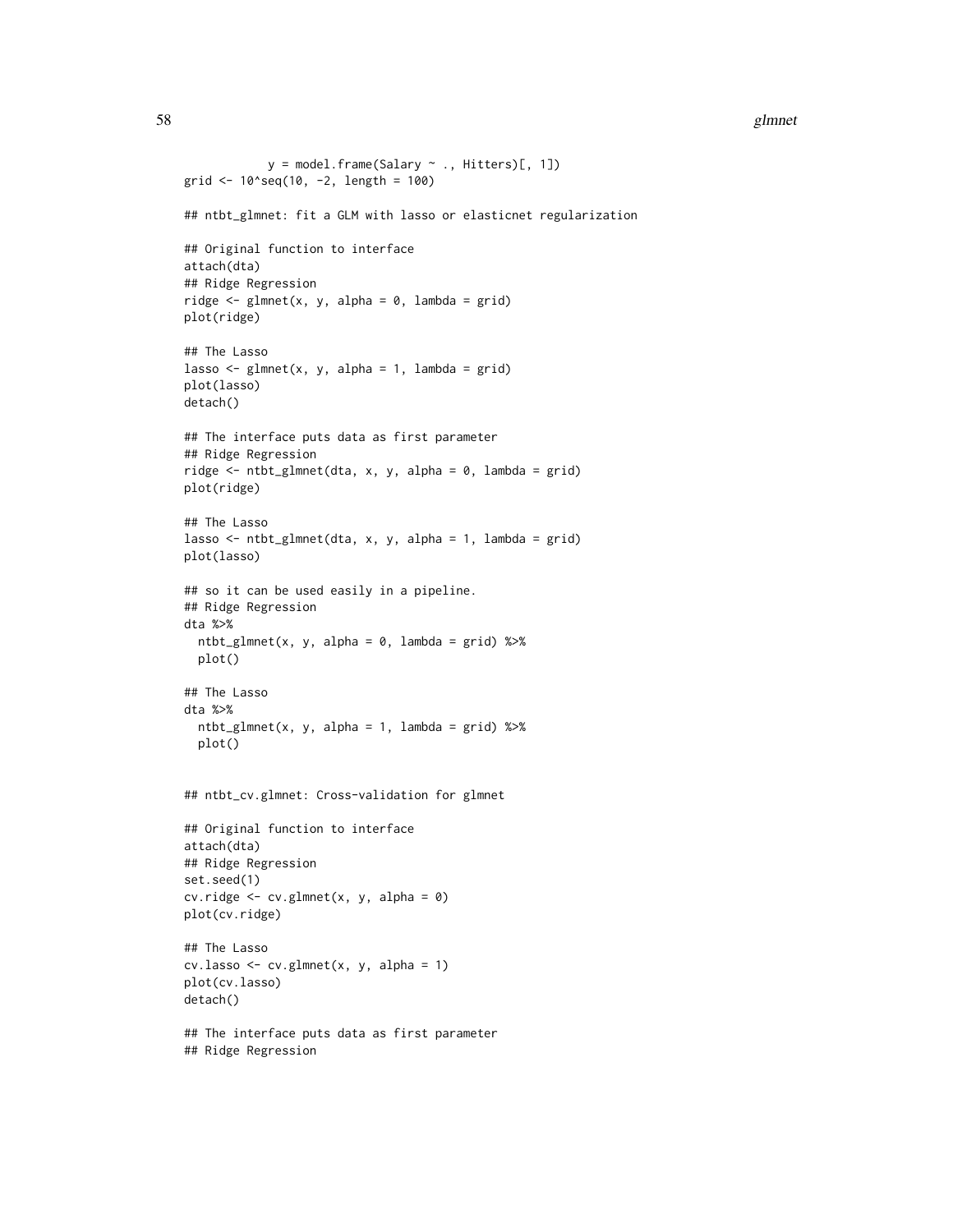```
            y = model.frame(Salary ~ ., Hitters)[, 1])
grid <- 10^seq(10, -2, length = 100)

## ntbt_glmnet: fit a GLM with lasso or elasticnet regularization

## Original function to interface
attach(dta)
## Ridge Regression
ridge <- glmnet(x, y, alpha = 0, lambda = grid)
plot(ridge)

## The Lasso
lasso <- glmnet(x, y, alpha = 1, lambda = grid)
plot(lasso)
detach()

## The interface puts data as first parameter
## Ridge Regression
ridge <- ntbt_glmnet(dta, x, y, alpha = 0, lambda = grid)
plot(ridge)

## The Lasso
lasso <- ntbt_glmnet(dta, x, y, alpha = 1, lambda = grid)
plot(lasso)

## so it can be used easily in a pipeline.
## Ridge Regression
dta %>%
  ntbt_glmnet(x, y, alpha = 0, lambda = grid) %>%
  plot()

## The Lasso
dta %>%
  ntbt_glmnet(x, y, alpha = 1, lambda = grid) %>%
  plot()


## ntbt_cv.glmnet: Cross-validation for glmnet

## Original function to interface
attach(dta)
## Ridge Regression
set.seed(1)
cv.ridge <- cv.glmnet(x, y, alpha = 0)
plot(cv.ridge)

## The Lasso
cv.lasso <- cv.glmnet(x, y, alpha = 1)
plot(cv.lasso)
detach()

## The interface puts data as first parameter
## Ridge Regression
```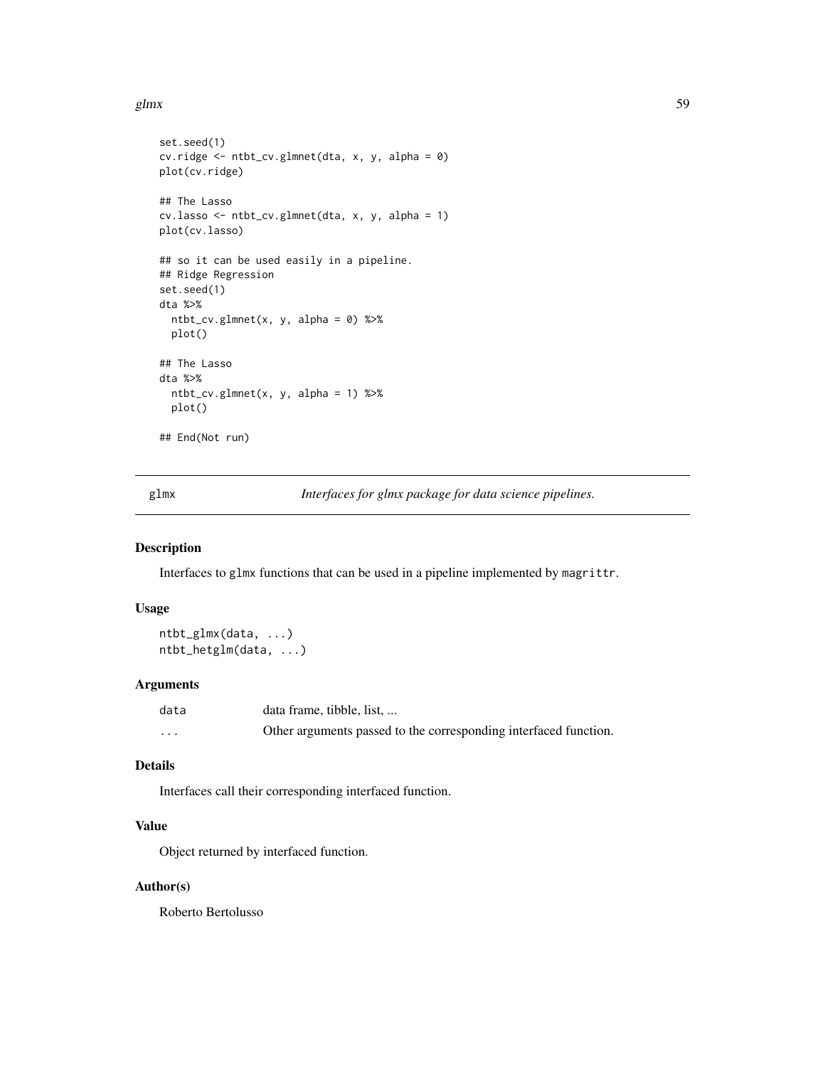```
set.seed(1)
cv.ridge <- ntbt_cv.glmnet(dta, x, y, alpha = 0)
plot(cv.ridge)

## The Lasso
cv.lasso <- ntbt_cv.glmnet(dta, x, y, alpha = 1)
plot(cv.lasso)

## so it can be used easily in a pipeline.
## Ridge Regression
set.seed(1)
dta %>%
  ntbt_cv.glmnet(x, y, alpha = 0) %>%
  plot()

## The Lasso
dta %>%
  ntbt_cv.glmnet(x, y, alpha = 1) %>%
  plot()

## End(Not run)
```

---

## glmx — *Interfaces for glmx package for data science pipelines.*

### Description

Interfaces to `glmx` functions that can be used in a pipeline implemented by `magrittr`.

### Usage

```
ntbt_glmx(data, ...)
ntbt_hetglm(data, ...)
```

### Arguments

| | |
|---|---|
| `data` | data frame, tibble, list, ... |
| `...` | Other arguments passed to the corresponding interfaced function. |

### Details

Interfaces call their corresponding interfaced function.

### Value

Object returned by interfaced function.

### Author(s)

Roberto Bertolusso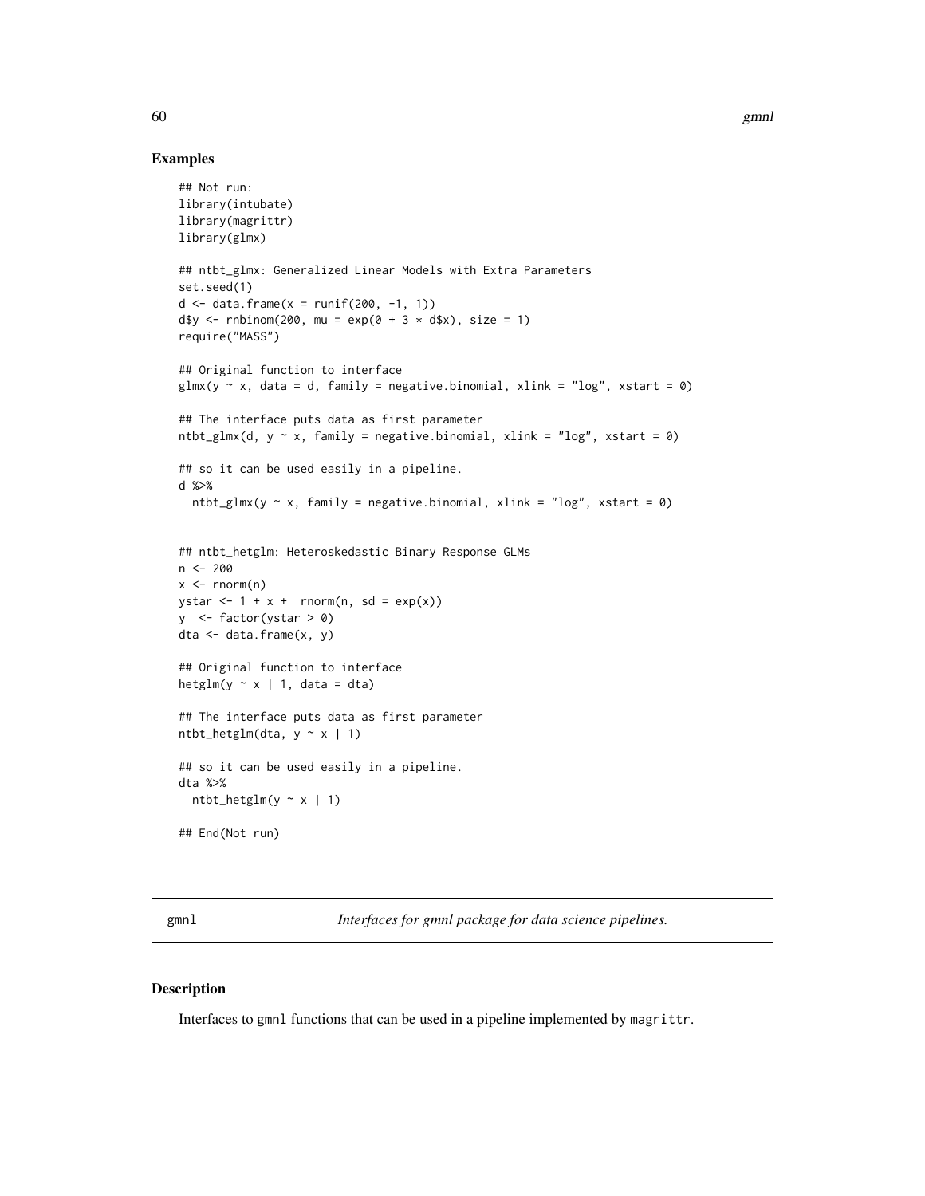### Examples

```
## Not run:
library(intubate)
library(magrittr)
library(glmx)

## ntbt_glmx: Generalized Linear Models with Extra Parameters
set.seed(1)
d <- data.frame(x = runif(200, -1, 1))
d$y <- rnbinom(200, mu = exp(0 + 3 * d$x), size = 1)
require("MASS")

## Original function to interface
glmx(y ~ x, data = d, family = negative.binomial, xlink = "log", xstart = 0)

## The interface puts data as first parameter
ntbt_glmx(d, y ~ x, family = negative.binomial, xlink = "log", xstart = 0)

## so it can be used easily in a pipeline.
d %>%
  ntbt_glmx(y ~ x, family = negative.binomial, xlink = "log", xstart = 0)


## ntbt_hetglm: Heteroskedastic Binary Response GLMs
n <- 200
x <- rnorm(n)
ystar <- 1 + x +  rnorm(n, sd = exp(x))
y  <- factor(ystar > 0)
dta <- data.frame(x, y)

## Original function to interface
hetglm(y ~ x | 1, data = dta)

## The interface puts data as first parameter
ntbt_hetglm(dta, y ~ x | 1)

## so it can be used easily in a pipeline.
dta %>%
  ntbt_hetglm(y ~ x | 1)

## End(Not run)
```

---

## gmnl — *Interfaces for gmnl package for data science pipelines.*

---

### Description

Interfaces to gmnl functions that can be used in a pipeline implemented by magrittr.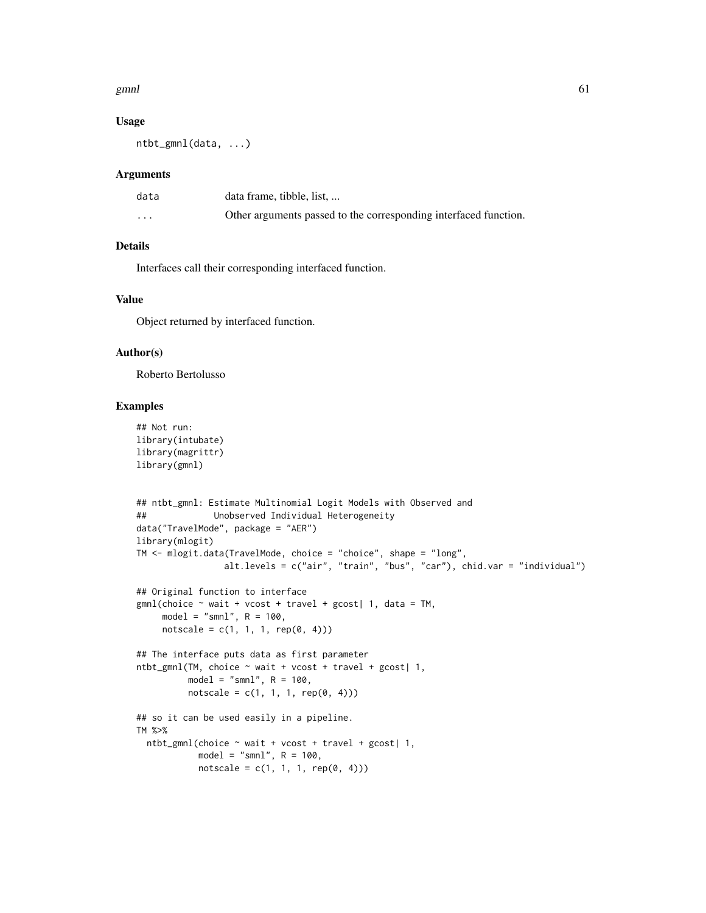### Usage

```
ntbt_gmnl(data, ...)
```

### Arguments

| | |
|---|---|
| data | data frame, tibble, list, ... |
| ... | Other arguments passed to the corresponding interfaced function. |

### Details

Interfaces call their corresponding interfaced function.

### Value

Object returned by interfaced function.

### Author(s)

Roberto Bertolusso

### Examples

```
## Not run:
library(intubate)
library(magrittr)
library(gmnl)


## ntbt_gmnl: Estimate Multinomial Logit Models with Observed and
##            Unobserved Individual Heterogeneity
data("TravelMode", package = "AER")
library(mlogit)
TM <- mlogit.data(TravelMode, choice = "choice", shape = "long",
                  alt.levels = c("air", "train", "bus", "car"), chid.var = "individual")

## Original function to interface
gmnl(choice ~ wait + vcost + travel + gcost| 1, data = TM,
     model = "smnl", R = 100,
     notscale = c(1, 1, 1, rep(0, 4)))

## The interface puts data as first parameter
ntbt_gmnl(TM, choice ~ wait + vcost + travel + gcost| 1,
          model = "smnl", R = 100,
          notscale = c(1, 1, 1, rep(0, 4)))

## so it can be used easily in a pipeline.
TM %>%
  ntbt_gmnl(choice ~ wait + vcost + travel + gcost| 1,
            model = "smnl", R = 100,
            notscale = c(1, 1, 1, rep(0, 4)))
```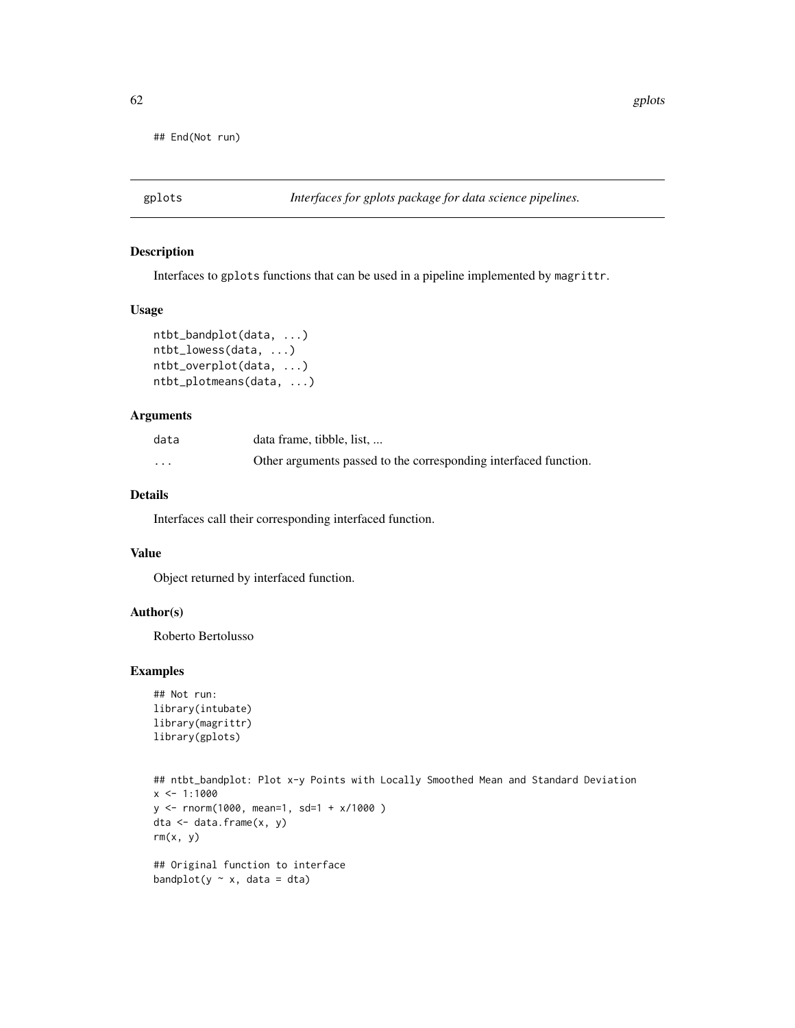```
## End(Not run)
```

## gplots — *Interfaces for gplots package for data science pipelines.*

### Description

Interfaces to `gplots` functions that can be used in a pipeline implemented by `magrittr`.

### Usage

```
ntbt_bandplot(data, ...)
ntbt_lowess(data, ...)
ntbt_overplot(data, ...)
ntbt_plotmeans(data, ...)
```

### Arguments

| | |
|---|---|
| data | data frame, tibble, list, ... |
| ... | Other arguments passed to the corresponding interfaced function. |

### Details

Interfaces call their corresponding interfaced function.

### Value

Object returned by interfaced function.

### Author(s)

Roberto Bertolusso

### Examples

```
## Not run:
library(intubate)
library(magrittr)
library(gplots)


## ntbt_bandplot: Plot x-y Points with Locally Smoothed Mean and Standard Deviation
x <- 1:1000
y <- rnorm(1000, mean=1, sd=1 + x/1000 )
dta <- data.frame(x, y)
rm(x, y)

## Original function to interface
bandplot(y ~ x, data = dta)
```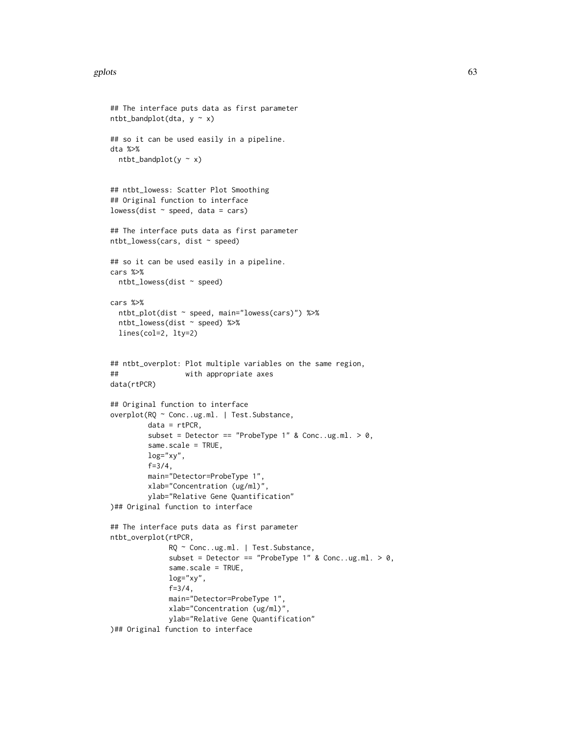```
## The interface puts data as first parameter
ntbt_bandplot(dta, y ~ x)

## so it can be used easily in a pipeline.
dta %>%
  ntbt_bandplot(y ~ x)


## ntbt_lowess: Scatter Plot Smoothing
## Original function to interface
lowess(dist ~ speed, data = cars)

## The interface puts data as first parameter
ntbt_lowess(cars, dist ~ speed)

## so it can be used easily in a pipeline.
cars %>%
  ntbt_lowess(dist ~ speed)

cars %>%
  ntbt_plot(dist ~ speed, main="lowess(cars)") %>%
  ntbt_lowess(dist ~ speed) %>%
  lines(col=2, lty=2)


## ntbt_overplot: Plot multiple variables on the same region,
##                with appropriate axes
data(rtPCR)

## Original function to interface
overplot(RQ ~ Conc..ug.ml. | Test.Substance,
         data = rtPCR,
         subset = Detector == "ProbeType 1" & Conc..ug.ml. > 0,
         same.scale = TRUE,
         log="xy",
         f=3/4,
         main="Detector=ProbeType 1",
         xlab="Concentration (ug/ml)",
         ylab="Relative Gene Quantification"
)## Original function to interface

## The interface puts data as first parameter
ntbt_overplot(rtPCR,
              RQ ~ Conc..ug.ml. | Test.Substance,
              subset = Detector == "ProbeType 1" & Conc..ug.ml. > 0,
              same.scale = TRUE,
              log="xy",
              f=3/4,
              main="Detector=ProbeType 1",
              xlab="Concentration (ug/ml)",
              ylab="Relative Gene Quantification"
)## Original function to interface
```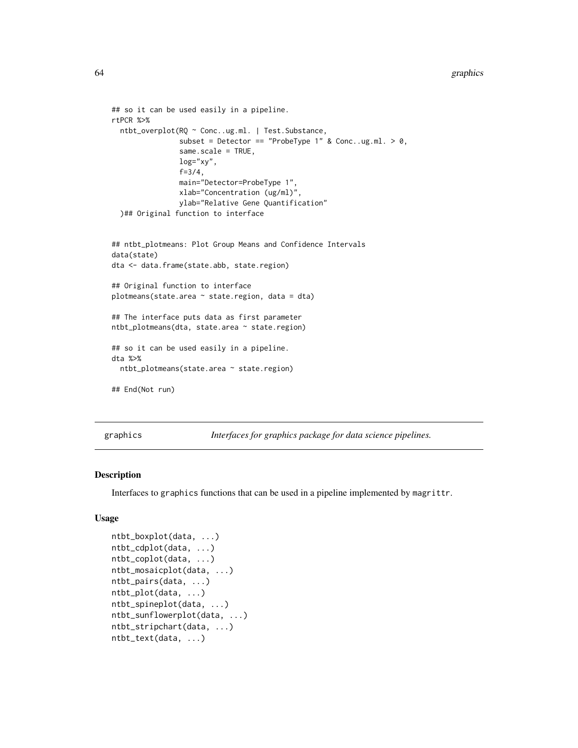```
## so it can be used easily in a pipeline.
rtPCR %>%
  ntbt_overplot(RQ ~ Conc..ug.ml. | Test.Substance,
                subset = Detector == "ProbeType 1" & Conc..ug.ml. > 0,
                same.scale = TRUE,
                log="xy",
                f=3/4,
                main="Detector=ProbeType 1",
                xlab="Concentration (ug/ml)",
                ylab="Relative Gene Quantification"
  )## Original function to interface


## ntbt_plotmeans: Plot Group Means and Confidence Intervals
data(state)
dta <- data.frame(state.abb, state.region)

## Original function to interface
plotmeans(state.area ~ state.region, data = dta)

## The interface puts data as first parameter
ntbt_plotmeans(dta, state.area ~ state.region)

## so it can be used easily in a pipeline.
dta %>%
  ntbt_plotmeans(state.area ~ state.region)

## End(Not run)
```

---

## graphics — *Interfaces for graphics package for data science pipelines.*

### Description

Interfaces to graphics functions that can be used in a pipeline implemented by magrittr.

### Usage

```
ntbt_boxplot(data, ...)
ntbt_cdplot(data, ...)
ntbt_coplot(data, ...)
ntbt_mosaicplot(data, ...)
ntbt_pairs(data, ...)
ntbt_plot(data, ...)
ntbt_spineplot(data, ...)
ntbt_sunflowerplot(data, ...)
ntbt_stripchart(data, ...)
ntbt_text(data, ...)
```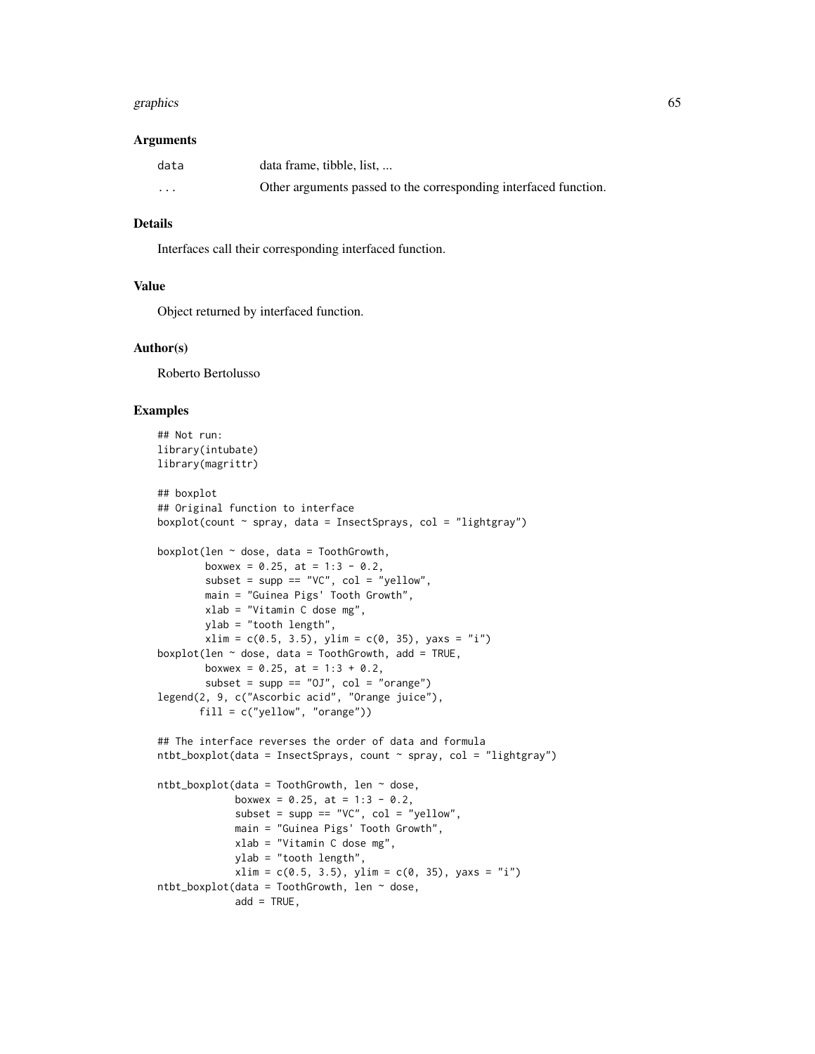### Arguments

| | |
|---|---|
| data | data frame, tibble, list, ... |
| ... | Other arguments passed to the corresponding interfaced function. |

### Details

Interfaces call their corresponding interfaced function.

### Value

Object returned by interfaced function.

### Author(s)

Roberto Bertolusso

### Examples

```
## Not run:
library(intubate)
library(magrittr)

## boxplot
## Original function to interface
boxplot(count ~ spray, data = InsectSprays, col = "lightgray")

boxplot(len ~ dose, data = ToothGrowth,
        boxwex = 0.25, at = 1:3 - 0.2,
        subset = supp == "VC", col = "yellow",
        main = "Guinea Pigs' Tooth Growth",
        xlab = "Vitamin C dose mg",
        ylab = "tooth length",
        xlim = c(0.5, 3.5), ylim = c(0, 35), yaxs = "i")
boxplot(len ~ dose, data = ToothGrowth, add = TRUE,
        boxwex = 0.25, at = 1:3 + 0.2,
        subset = supp == "OJ", col = "orange")
legend(2, 9, c("Ascorbic acid", "Orange juice"),
       fill = c("yellow", "orange"))

## The interface reverses the order of data and formula
ntbt_boxplot(data = InsectSprays, count ~ spray, col = "lightgray")

ntbt_boxplot(data = ToothGrowth, len ~ dose,
             boxwex = 0.25, at = 1:3 - 0.2,
             subset = supp == "VC", col = "yellow",
             main = "Guinea Pigs' Tooth Growth",
             xlab = "Vitamin C dose mg",
             ylab = "tooth length",
             xlim = c(0.5, 3.5), ylim = c(0, 35), yaxs = "i")
ntbt_boxplot(data = ToothGrowth, len ~ dose,
             add = TRUE,
```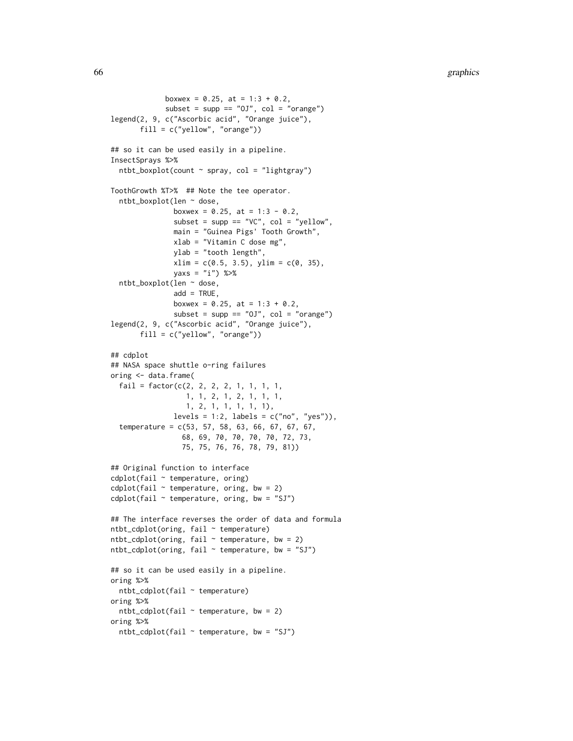```
            boxwex = 0.25, at = 1:3 + 0.2,
            subset = supp == "OJ", col = "orange")
legend(2, 9, c("Ascorbic acid", "Orange juice"),
       fill = c("yellow", "orange"))

## so it can be used easily in a pipeline.
InsectSprays %>%
  ntbt_boxplot(count ~ spray, col = "lightgray")

ToothGrowth %T>%  ## Note the tee operator.
  ntbt_boxplot(len ~ dose,
               boxwex = 0.25, at = 1:3 - 0.2,
               subset = supp == "VC", col = "yellow",
               main = "Guinea Pigs' Tooth Growth",
               xlab = "Vitamin C dose mg",
               ylab = "tooth length",
               xlim = c(0.5, 3.5), ylim = c(0, 35),
               yaxs = "i") %>%
  ntbt_boxplot(len ~ dose,
               add = TRUE,
               boxwex = 0.25, at = 1:3 + 0.2,
               subset = supp == "OJ", col = "orange")
legend(2, 9, c("Ascorbic acid", "Orange juice"),
       fill = c("yellow", "orange"))

## cdplot
## NASA space shuttle o-ring failures
oring <- data.frame(
  fail = factor(c(2, 2, 2, 2, 1, 1, 1, 1,
                  1, 1, 2, 1, 2, 1, 1, 1,
                  1, 2, 1, 1, 1, 1, 1),
               levels = 1:2, labels = c("no", "yes")),
  temperature = c(53, 57, 58, 63, 66, 67, 67, 67,
                  68, 69, 70, 70, 70, 70, 72, 73,
                  75, 75, 76, 76, 78, 79, 81))

## Original function to interface
cdplot(fail ~ temperature, oring)
cdplot(fail ~ temperature, oring, bw = 2)
cdplot(fail ~ temperature, oring, bw = "SJ")

## The interface reverses the order of data and formula
ntbt_cdplot(oring, fail ~ temperature)
ntbt_cdplot(oring, fail ~ temperature, bw = 2)
ntbt_cdplot(oring, fail ~ temperature, bw = "SJ")

## so it can be used easily in a pipeline.
oring %>%
  ntbt_cdplot(fail ~ temperature)
oring %>%
  ntbt_cdplot(fail ~ temperature, bw = 2)
oring %>%
  ntbt_cdplot(fail ~ temperature, bw = "SJ")
```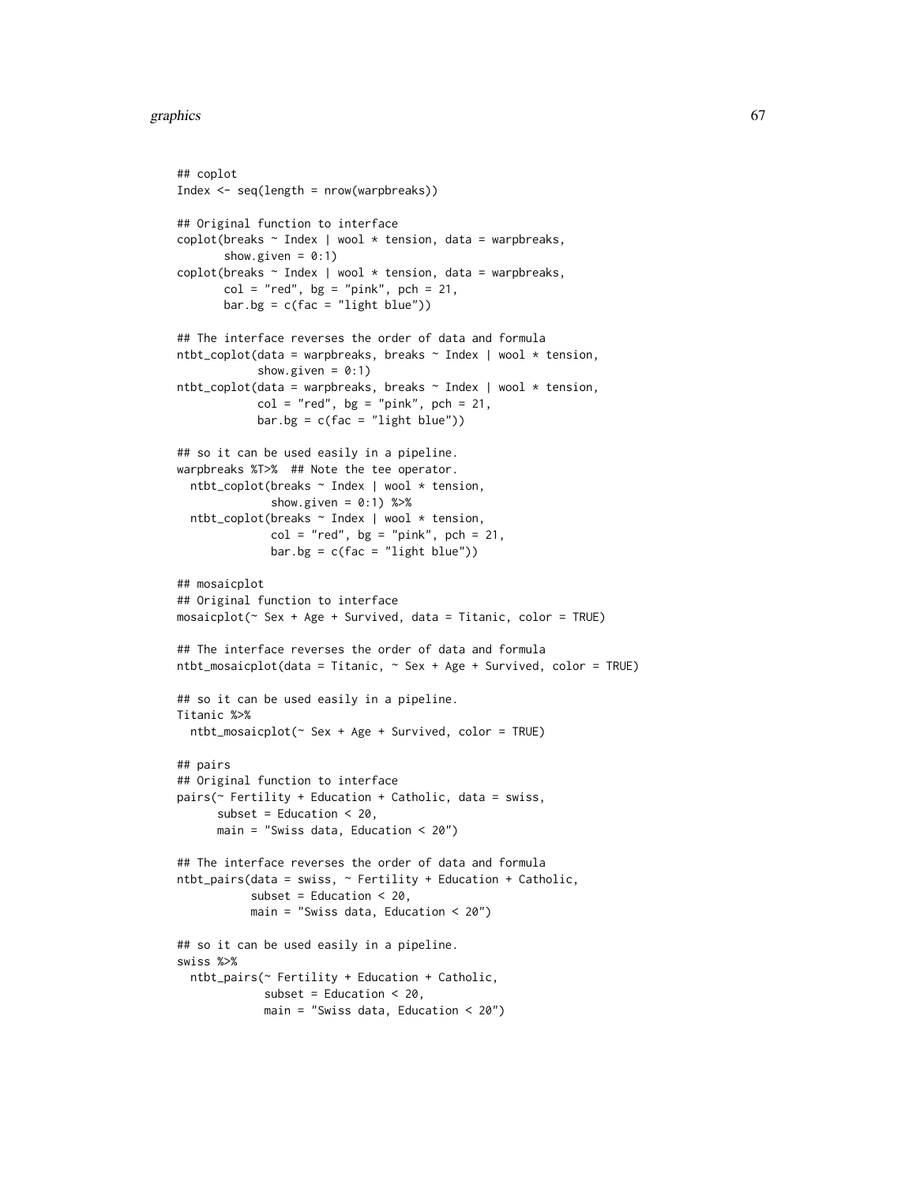```
## coplot
Index <- seq(length = nrow(warpbreaks))

## Original function to interface
coplot(breaks ~ Index | wool * tension, data = warpbreaks,
       show.given = 0:1)
coplot(breaks ~ Index | wool * tension, data = warpbreaks,
       col = "red", bg = "pink", pch = 21,
       bar.bg = c(fac = "light blue"))

## The interface reverses the order of data and formula
ntbt_coplot(data = warpbreaks, breaks ~ Index | wool * tension,
            show.given = 0:1)
ntbt_coplot(data = warpbreaks, breaks ~ Index | wool * tension,
            col = "red", bg = "pink", pch = 21,
            bar.bg = c(fac = "light blue"))

## so it can be used easily in a pipeline.
warpbreaks %T>%  ## Note the tee operator.
  ntbt_coplot(breaks ~ Index | wool * tension,
              show.given = 0:1) %>%
  ntbt_coplot(breaks ~ Index | wool * tension,
              col = "red", bg = "pink", pch = 21,
              bar.bg = c(fac = "light blue"))

## mosaicplot
## Original function to interface
mosaicplot(~ Sex + Age + Survived, data = Titanic, color = TRUE)

## The interface reverses the order of data and formula
ntbt_mosaicplot(data = Titanic, ~ Sex + Age + Survived, color = TRUE)

## so it can be used easily in a pipeline.
Titanic %>%
  ntbt_mosaicplot(~ Sex + Age + Survived, color = TRUE)

## pairs
## Original function to interface
pairs(~ Fertility + Education + Catholic, data = swiss,
      subset = Education < 20,
      main = "Swiss data, Education < 20")

## The interface reverses the order of data and formula
ntbt_pairs(data = swiss, ~ Fertility + Education + Catholic,
           subset = Education < 20,
           main = "Swiss data, Education < 20")

## so it can be used easily in a pipeline.
swiss %>%
  ntbt_pairs(~ Fertility + Education + Catholic,
             subset = Education < 20,
             main = "Swiss data, Education < 20")
```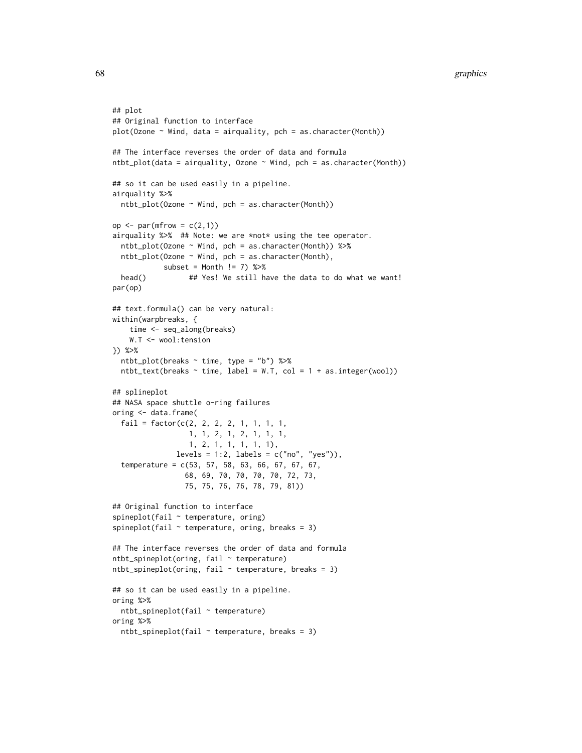```
## plot
## Original function to interface
plot(Ozone ~ Wind, data = airquality, pch = as.character(Month))

## The interface reverses the order of data and formula
ntbt_plot(data = airquality, Ozone ~ Wind, pch = as.character(Month))

## so it can be used easily in a pipeline.
airquality %>%
  ntbt_plot(Ozone ~ Wind, pch = as.character(Month))

op <- par(mfrow = c(2,1))
airquality %>%  ## Note: we are *not* using the tee operator.
  ntbt_plot(Ozone ~ Wind, pch = as.character(Month)) %>%
  ntbt_plot(Ozone ~ Wind, pch = as.character(Month),
            subset = Month != 7) %>%
  head()          ## Yes! We still have the data to do what we want!
par(op)

## text.formula() can be very natural:
within(warpbreaks, {
    time <- seq_along(breaks)
    W.T <- wool:tension
}) %>%
  ntbt_plot(breaks ~ time, type = "b") %>%
  ntbt_text(breaks ~ time, label = W.T, col = 1 + as.integer(wool))

## splineplot
## NASA space shuttle o-ring failures
oring <- data.frame(
  fail = factor(c(2, 2, 2, 2, 1, 1, 1, 1,
                  1, 1, 2, 1, 2, 1, 1, 1,
                  1, 2, 1, 1, 1, 1, 1),
               levels = 1:2, labels = c("no", "yes")),
  temperature = c(53, 57, 58, 63, 66, 67, 67, 67,
                 68, 69, 70, 70, 70, 70, 72, 73,
                 75, 75, 76, 76, 78, 79, 81))

## Original function to interface
spineplot(fail ~ temperature, oring)
spineplot(fail ~ temperature, oring, breaks = 3)

## The interface reverses the order of data and formula
ntbt_spineplot(oring, fail ~ temperature)
ntbt_spineplot(oring, fail ~ temperature, breaks = 3)

## so it can be used easily in a pipeline.
oring %>%
  ntbt_spineplot(fail ~ temperature)
oring %>%
  ntbt_spineplot(fail ~ temperature, breaks = 3)
```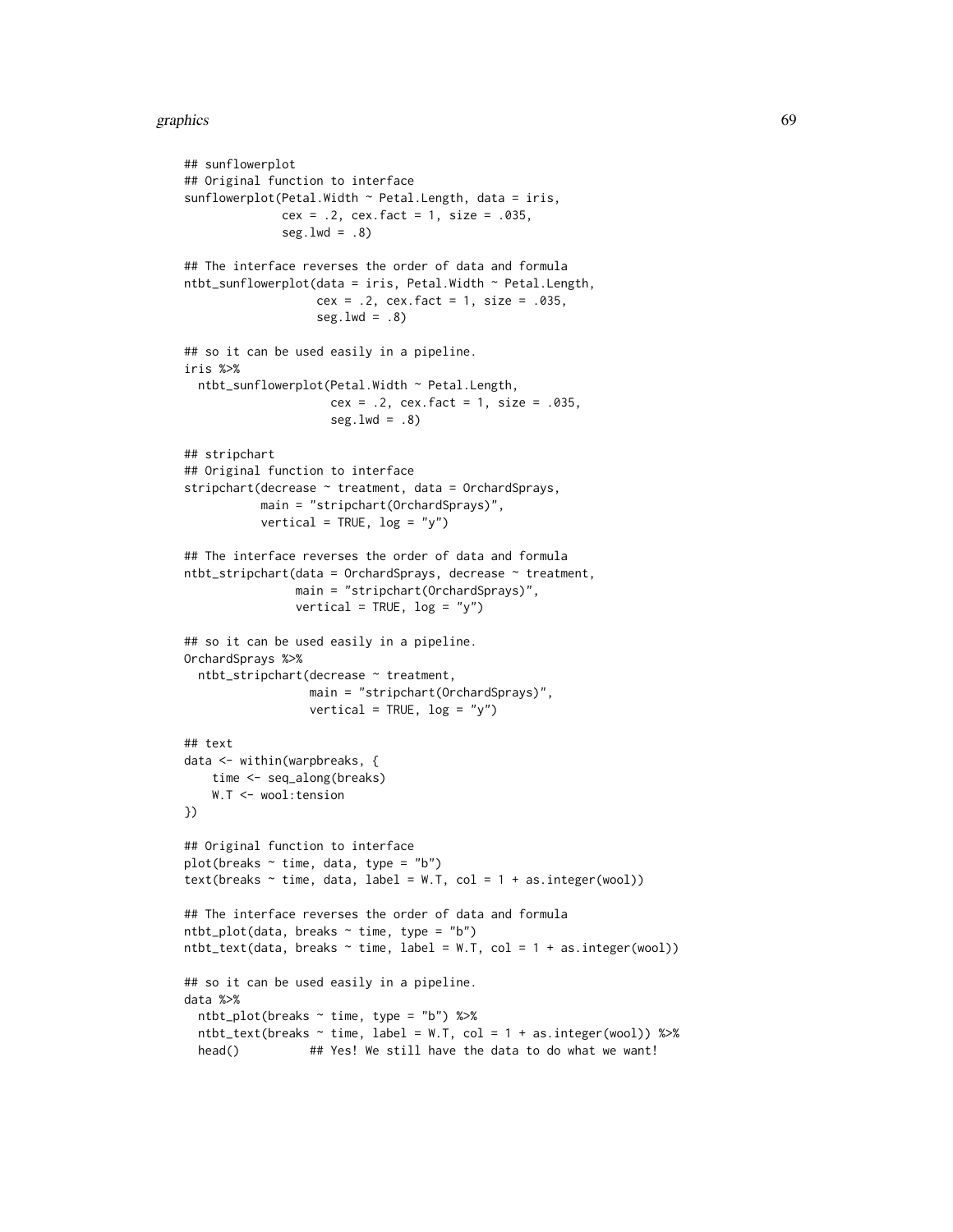```
## sunflowerplot
## Original function to interface
sunflowerplot(Petal.Width ~ Petal.Length, data = iris,
              cex = .2, cex.fact = 1, size = .035,
              seg.lwd = .8)

## The interface reverses the order of data and formula
ntbt_sunflowerplot(data = iris, Petal.Width ~ Petal.Length,
                   cex = .2, cex.fact = 1, size = .035,
                   seg.lwd = .8)

## so it can be used easily in a pipeline.
iris %>%
  ntbt_sunflowerplot(Petal.Width ~ Petal.Length,
                     cex = .2, cex.fact = 1, size = .035,
                     seg.lwd = .8)

## stripchart
## Original function to interface
stripchart(decrease ~ treatment, data = OrchardSprays,
           main = "stripchart(OrchardSprays)",
           vertical = TRUE, log = "y")

## The interface reverses the order of data and formula
ntbt_stripchart(data = OrchardSprays, decrease ~ treatment,
                main = "stripchart(OrchardSprays)",
                vertical = TRUE, log = "y")

## so it can be used easily in a pipeline.
OrchardSprays %>%
  ntbt_stripchart(decrease ~ treatment,
                  main = "stripchart(OrchardSprays)",
                  vertical = TRUE, log = "y")

## text
data <- within(warpbreaks, {
    time <- seq_along(breaks)
    W.T <- wool:tension
})

## Original function to interface
plot(breaks ~ time, data, type = "b")
text(breaks ~ time, data, label = W.T, col = 1 + as.integer(wool))

## The interface reverses the order of data and formula
ntbt_plot(data, breaks ~ time, type = "b")
ntbt_text(data, breaks ~ time, label = W.T, col = 1 + as.integer(wool))

## so it can be used easily in a pipeline.
data %>%
  ntbt_plot(breaks ~ time, type = "b") %>%
  ntbt_text(breaks ~ time, label = W.T, col = 1 + as.integer(wool)) %>%
  head()          ## Yes! We still have the data to do what we want!
```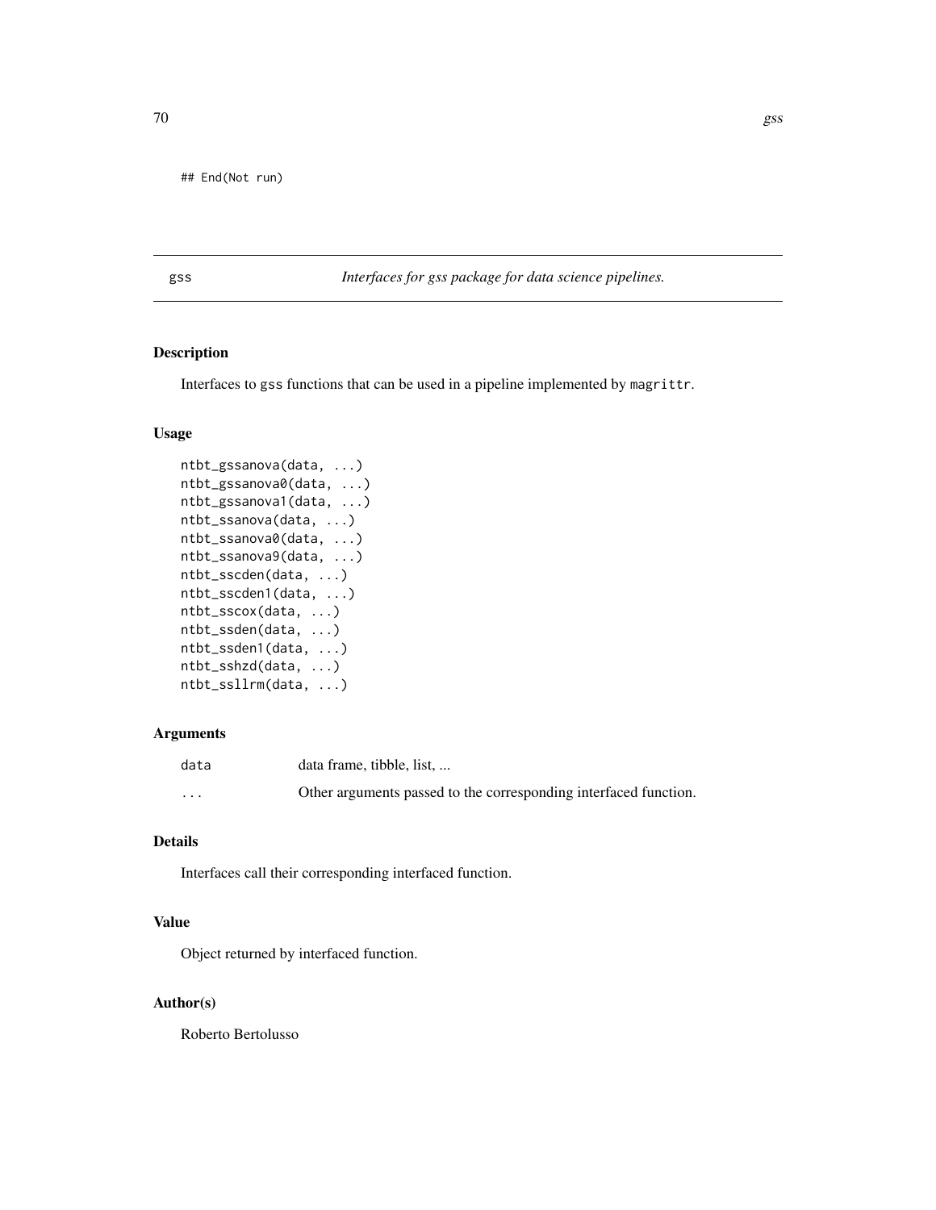```
## End(Not run)
```

## gss — *Interfaces for gss package for data science pipelines.*

### Description

Interfaces to gss functions that can be used in a pipeline implemented by magrittr.

### Usage

```
ntbt_gssanova(data, ...)
ntbt_gssanova0(data, ...)
ntbt_gssanova1(data, ...)
ntbt_ssanova(data, ...)
ntbt_ssanova0(data, ...)
ntbt_ssanova9(data, ...)
ntbt_sscden(data, ...)
ntbt_sscden1(data, ...)
ntbt_sscox(data, ...)
ntbt_ssden(data, ...)
ntbt_ssden1(data, ...)
ntbt_sshzd(data, ...)
ntbt_ssllrm(data, ...)
```

### Arguments

| | |
|---|---|
| data | data frame, tibble, list, ... |
| ... | Other arguments passed to the corresponding interfaced function. |

### Details

Interfaces call their corresponding interfaced function.

### Value

Object returned by interfaced function.

### Author(s)

Roberto Bertolusso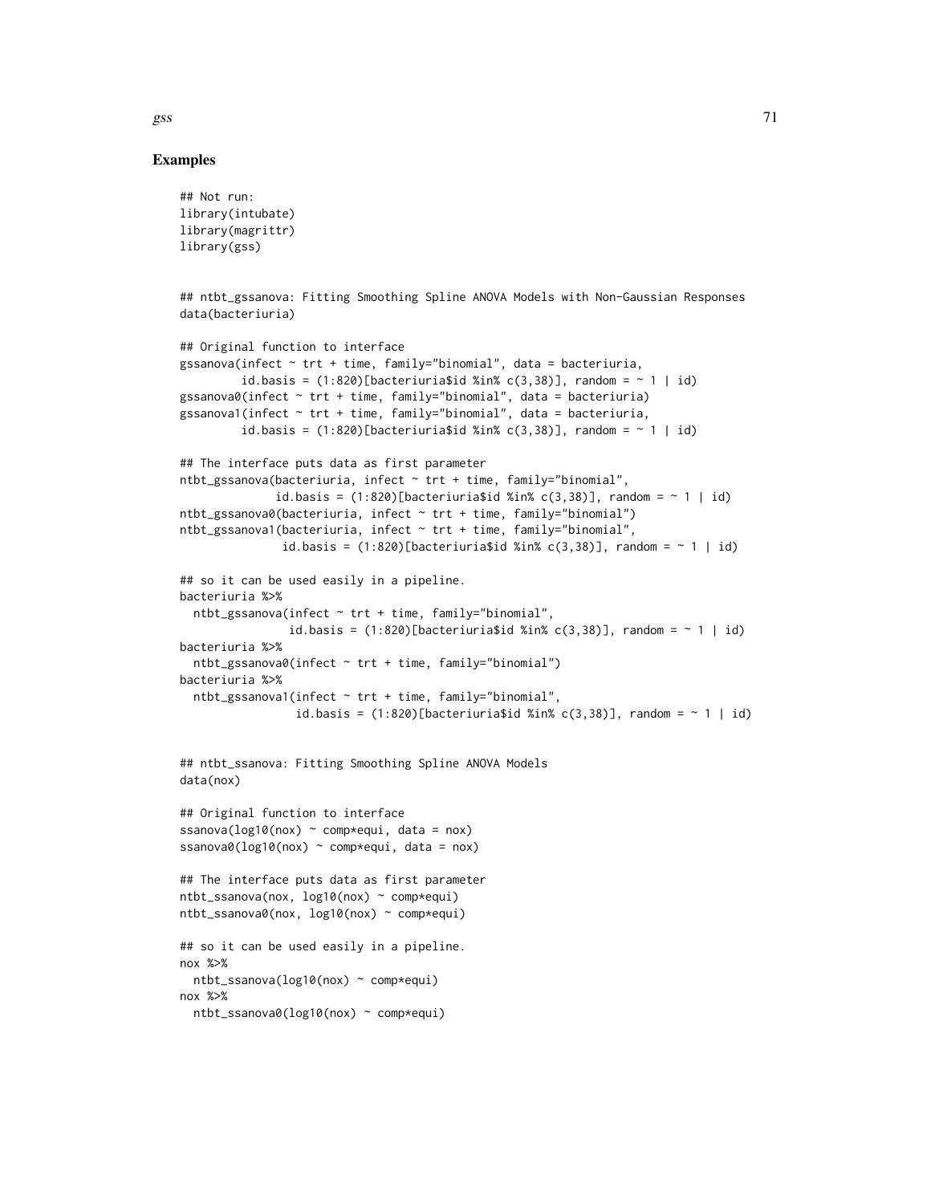### Examples

```
## Not run:
library(intubate)
library(magrittr)
library(gss)


## ntbt_gssanova: Fitting Smoothing Spline ANOVA Models with Non-Gaussian Responses
data(bacteriuria)

## Original function to interface
gssanova(infect ~ trt + time, family="binomial", data = bacteriuria,
         id.basis = (1:820)[bacteriuria$id %in% c(3,38)], random = ~ 1 | id)
gssanova0(infect ~ trt + time, family="binomial", data = bacteriuria)
gssanova1(infect ~ trt + time, family="binomial", data = bacteriuria,
         id.basis = (1:820)[bacteriuria$id %in% c(3,38)], random = ~ 1 | id)

## The interface puts data as first parameter
ntbt_gssanova(bacteriuria, infect ~ trt + time, family="binomial",
              id.basis = (1:820)[bacteriuria$id %in% c(3,38)], random = ~ 1 | id)
ntbt_gssanova0(bacteriuria, infect ~ trt + time, family="binomial")
ntbt_gssanova1(bacteriuria, infect ~ trt + time, family="binomial",
               id.basis = (1:820)[bacteriuria$id %in% c(3,38)], random = ~ 1 | id)

## so it can be used easily in a pipeline.
bacteriuria %>%
  ntbt_gssanova(infect ~ trt + time, family="binomial",
                id.basis = (1:820)[bacteriuria$id %in% c(3,38)], random = ~ 1 | id)
bacteriuria %>%
  ntbt_gssanova0(infect ~ trt + time, family="binomial")
bacteriuria %>%
  ntbt_gssanova1(infect ~ trt + time, family="binomial",
                 id.basis = (1:820)[bacteriuria$id %in% c(3,38)], random = ~ 1 | id)


## ntbt_ssanova: Fitting Smoothing Spline ANOVA Models
data(nox)

## Original function to interface
ssanova(log10(nox) ~ comp*equi, data = nox)
ssanova0(log10(nox) ~ comp*equi, data = nox)

## The interface puts data as first parameter
ntbt_ssanova(nox, log10(nox) ~ comp*equi)
ntbt_ssanova0(nox, log10(nox) ~ comp*equi)

## so it can be used easily in a pipeline.
nox %>%
  ntbt_ssanova(log10(nox) ~ comp*equi)
nox %>%
  ntbt_ssanova0(log10(nox) ~ comp*equi)
```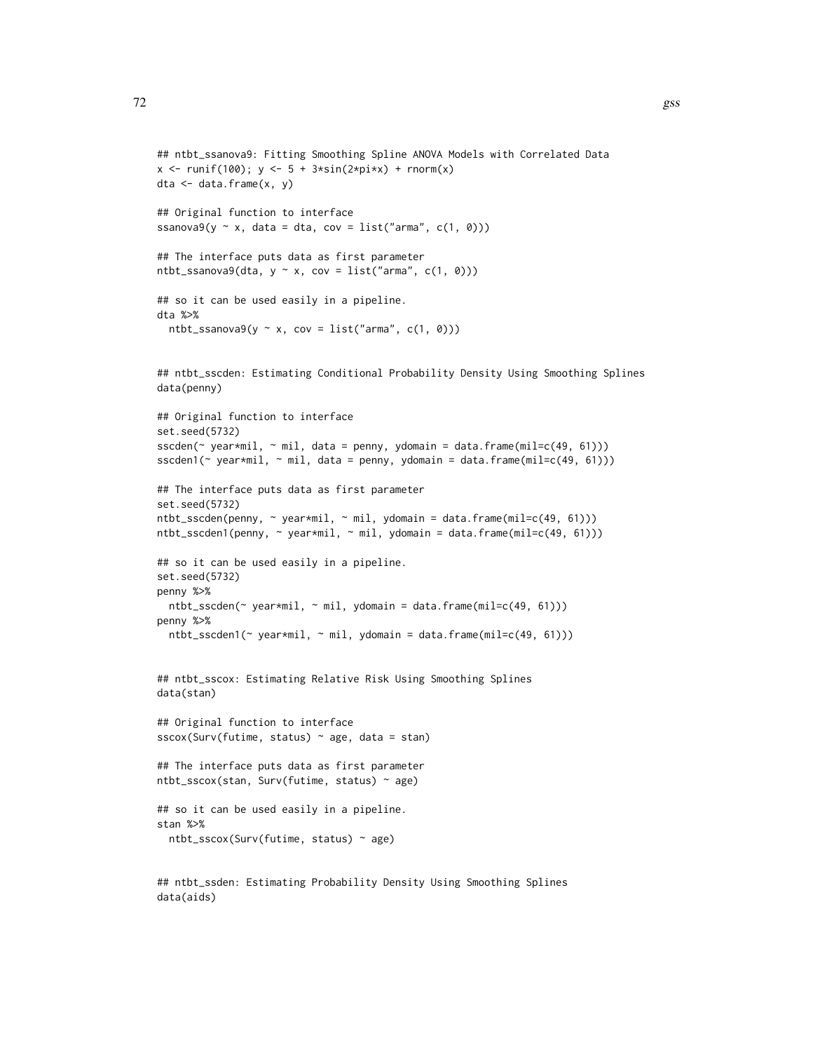```
## ntbt_ssanova9: Fitting Smoothing Spline ANOVA Models with Correlated Data
x <- runif(100); y <- 5 + 3*sin(2*pi*x) + rnorm(x)
dta <- data.frame(x, y)

## Original function to interface
ssanova9(y ~ x, data = dta, cov = list("arma", c(1, 0)))

## The interface puts data as first parameter
ntbt_ssanova9(dta, y ~ x, cov = list("arma", c(1, 0)))

## so it can be used easily in a pipeline.
dta %>%
  ntbt_ssanova9(y ~ x, cov = list("arma", c(1, 0)))


## ntbt_sscden: Estimating Conditional Probability Density Using Smoothing Splines
data(penny)

## Original function to interface
set.seed(5732)
sscden(~ year*mil, ~ mil, data = penny, ydomain = data.frame(mil=c(49, 61)))
sscden1(~ year*mil, ~ mil, data = penny, ydomain = data.frame(mil=c(49, 61)))

## The interface puts data as first parameter
set.seed(5732)
ntbt_sscden(penny, ~ year*mil, ~ mil, ydomain = data.frame(mil=c(49, 61)))
ntbt_sscden1(penny, ~ year*mil, ~ mil, ydomain = data.frame(mil=c(49, 61)))

## so it can be used easily in a pipeline.
set.seed(5732)
penny %>%
  ntbt_sscden(~ year*mil, ~ mil, ydomain = data.frame(mil=c(49, 61)))
penny %>%
  ntbt_sscden1(~ year*mil, ~ mil, ydomain = data.frame(mil=c(49, 61)))


## ntbt_sscox: Estimating Relative Risk Using Smoothing Splines
data(stan)

## Original function to interface
sscox(Surv(futime, status) ~ age, data = stan)

## The interface puts data as first parameter
ntbt_sscox(stan, Surv(futime, status) ~ age)

## so it can be used easily in a pipeline.
stan %>%
  ntbt_sscox(Surv(futime, status) ~ age)


## ntbt_ssden: Estimating Probability Density Using Smoothing Splines
data(aids)
```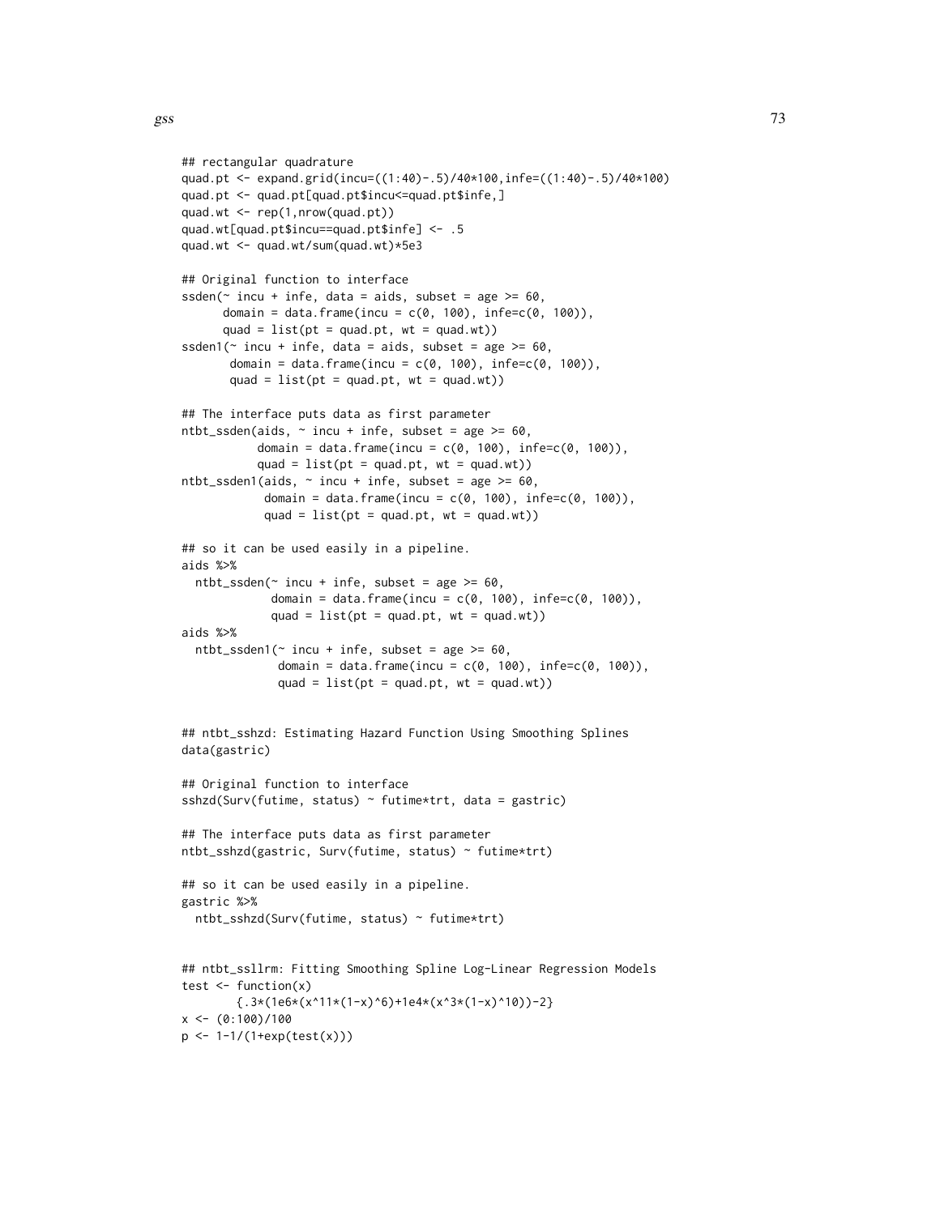```
## rectangular quadrature
quad.pt <- expand.grid(incu=((1:40)-.5)/40*100,infe=((1:40)-.5)/40*100)
quad.pt <- quad.pt[quad.pt$incu<=quad.pt$infe,]
quad.wt <- rep(1,nrow(quad.pt))
quad.wt[quad.pt$incu==quad.pt$infe] <- .5
quad.wt <- quad.wt/sum(quad.wt)*5e3

## Original function to interface
ssden(~ incu + infe, data = aids, subset = age >= 60,
      domain = data.frame(incu = c(0, 100), infe=c(0, 100)),
      quad = list(pt = quad.pt, wt = quad.wt))
ssden1(~ incu + infe, data = aids, subset = age >= 60,
       domain = data.frame(incu = c(0, 100), infe=c(0, 100)),
       quad = list(pt = quad.pt, wt = quad.wt))

## The interface puts data as first parameter
ntbt_ssden(aids, ~ incu + infe, subset = age >= 60,
           domain = data.frame(incu = c(0, 100), infe=c(0, 100)),
           quad = list(pt = quad.pt, wt = quad.wt))
ntbt_ssden1(aids, ~ incu + infe, subset = age >= 60,
            domain = data.frame(incu = c(0, 100), infe=c(0, 100)),
            quad = list(pt = quad.pt, wt = quad.wt))

## so it can be used easily in a pipeline.
aids %>%
  ntbt_ssden(~ incu + infe, subset = age >= 60,
             domain = data.frame(incu = c(0, 100), infe=c(0, 100)),
             quad = list(pt = quad.pt, wt = quad.wt))
aids %>%
  ntbt_ssden1(~ incu + infe, subset = age >= 60,
              domain = data.frame(incu = c(0, 100), infe=c(0, 100)),
              quad = list(pt = quad.pt, wt = quad.wt))


## ntbt_sshzd: Estimating Hazard Function Using Smoothing Splines
data(gastric)

## Original function to interface
sshzd(Surv(futime, status) ~ futime*trt, data = gastric)

## The interface puts data as first parameter
ntbt_sshzd(gastric, Surv(futime, status) ~ futime*trt)

## so it can be used easily in a pipeline.
gastric %>%
  ntbt_sshzd(Surv(futime, status) ~ futime*trt)


## ntbt_ssllrm: Fitting Smoothing Spline Log-Linear Regression Models
test <- function(x)
        {.3*(1e6*(x^11*(1-x)^6)+1e4*(x^3*(1-x)^10))-2}
x <- (0:100)/100
p <- 1-1/(1+exp(test(x)))
```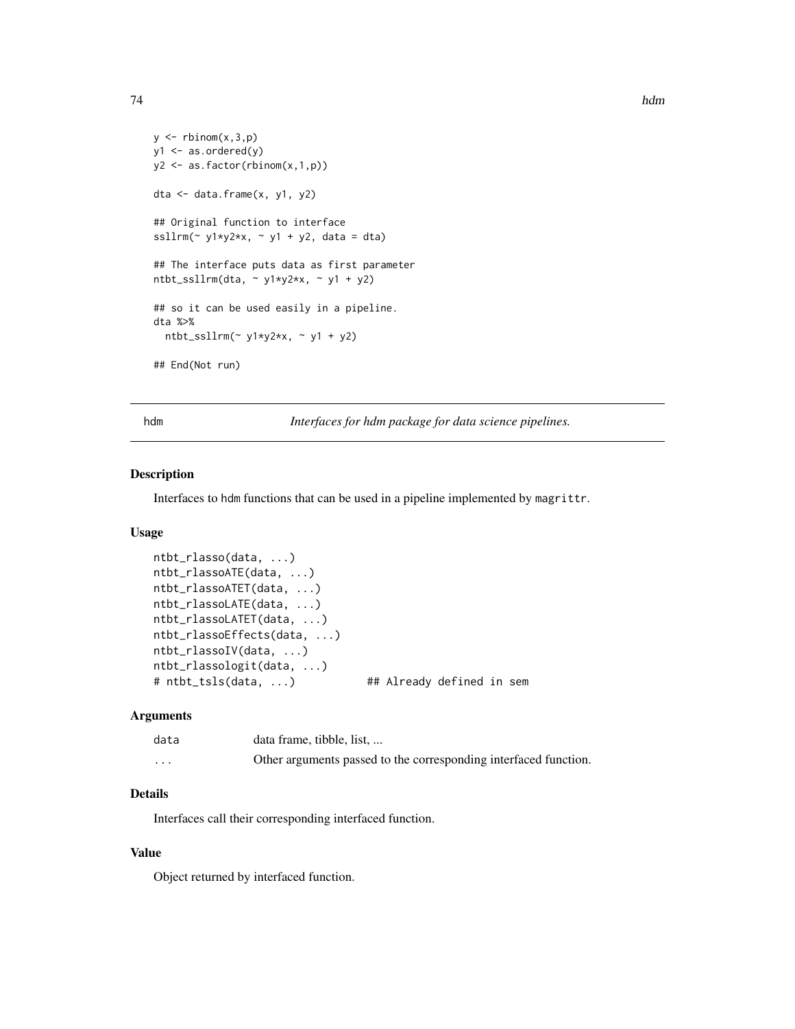```
y <- rbinom(x,3,p)
y1 <- as.ordered(y)
y2 <- as.factor(rbinom(x,1,p))

dta <- data.frame(x, y1, y2)

## Original function to interface
ssllrm(~ y1*y2*x, ~ y1 + y2, data = dta)

## The interface puts data as first parameter
ntbt_ssllrm(dta, ~ y1*y2*x, ~ y1 + y2)

## so it can be used easily in a pipeline.
dta %>%
  ntbt_ssllrm(~ y1*y2*x, ~ y1 + y2)

## End(Not run)
```

## hdm — *Interfaces for hdm package for data science pipelines.*

### Description

Interfaces to hdm functions that can be used in a pipeline implemented by magrittr.

### Usage

```
ntbt_rlasso(data, ...)
ntbt_rlassoATE(data, ...)
ntbt_rlassoATET(data, ...)
ntbt_rlassoLATE(data, ...)
ntbt_rlassoLATET(data, ...)
ntbt_rlassoEffects(data, ...)
ntbt_rlassoIV(data, ...)
ntbt_rlassologit(data, ...)
# ntbt_tsls(data, ...)           ## Already defined in sem
```

### Arguments

| | |
|---|---|
| data | data frame, tibble, list, ... |
| ... | Other arguments passed to the corresponding interfaced function. |

### Details

Interfaces call their corresponding interfaced function.

### Value

Object returned by interfaced function.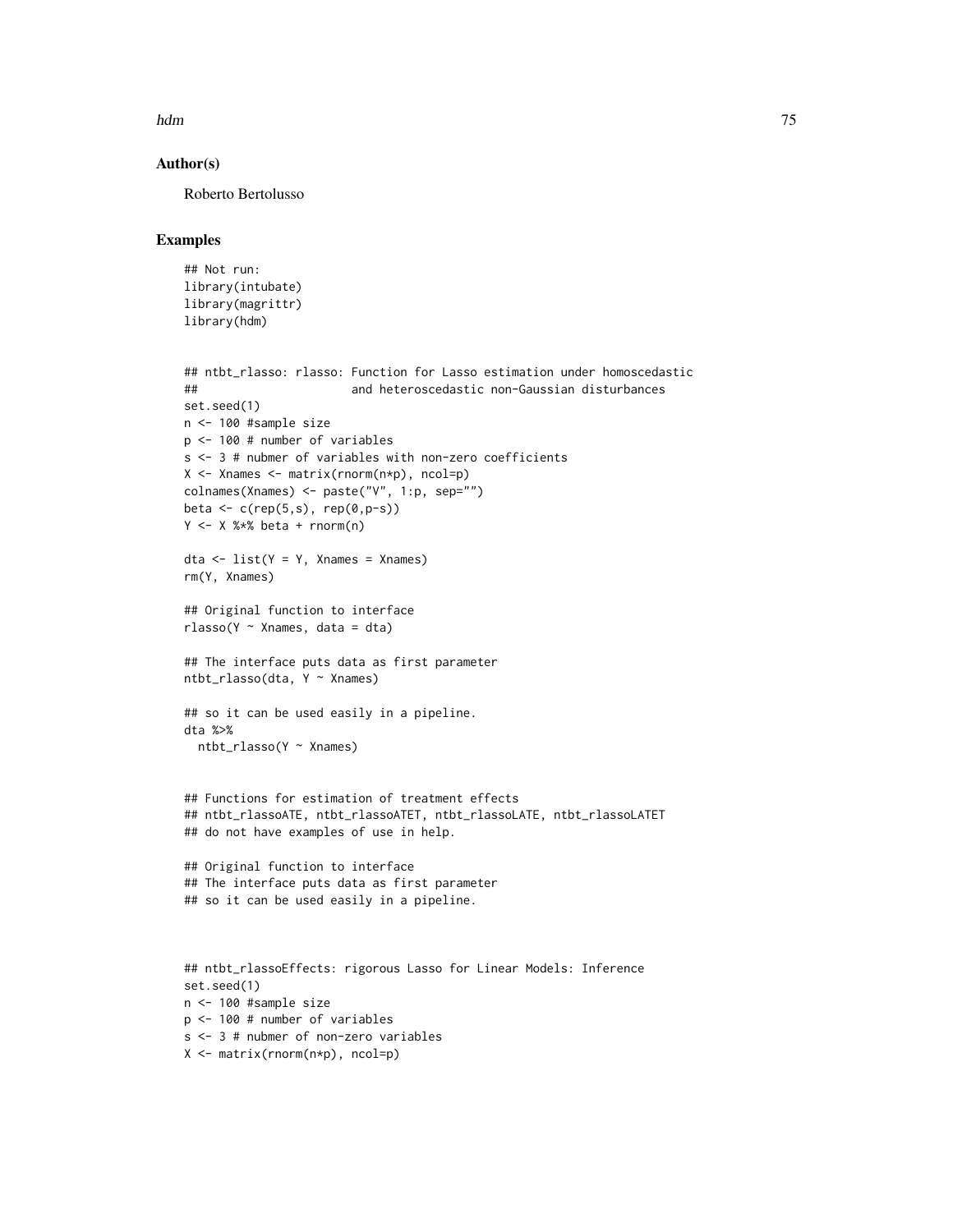## Author(s)

Roberto Bertolusso

## Examples

```
## Not run:
library(intubate)
library(magrittr)
library(hdm)


## ntbt_rlasso: rlasso: Function for Lasso estimation under homoscedastic
##                      and heteroscedastic non-Gaussian disturbances
set.seed(1)
n <- 100 #sample size
p <- 100 # number of variables
s <- 3 # nubmer of variables with non-zero coefficients
X <- Xnames <- matrix(rnorm(n*p), ncol=p)
colnames(Xnames) <- paste("V", 1:p, sep="")
beta <- c(rep(5,s), rep(0,p-s))
Y <- X %*% beta + rnorm(n)

dta <- list(Y = Y, Xnames = Xnames)
rm(Y, Xnames)

## Original function to interface
rlasso(Y ~ Xnames, data = dta)

## The interface puts data as first parameter
ntbt_rlasso(dta, Y ~ Xnames)

## so it can be used easily in a pipeline.
dta %>%
  ntbt_rlasso(Y ~ Xnames)


## Functions for estimation of treatment effects
## ntbt_rlassoATE, ntbt_rlassoATET, ntbt_rlassoLATE, ntbt_rlassoLATET
## do not have examples of use in help.

## Original function to interface
## The interface puts data as first parameter
## so it can be used easily in a pipeline.



## ntbt_rlassoEffects: rigorous Lasso for Linear Models: Inference
set.seed(1)
n <- 100 #sample size
p <- 100 # number of variables
s <- 3 # nubmer of non-zero variables
X <- matrix(rnorm(n*p), ncol=p)
```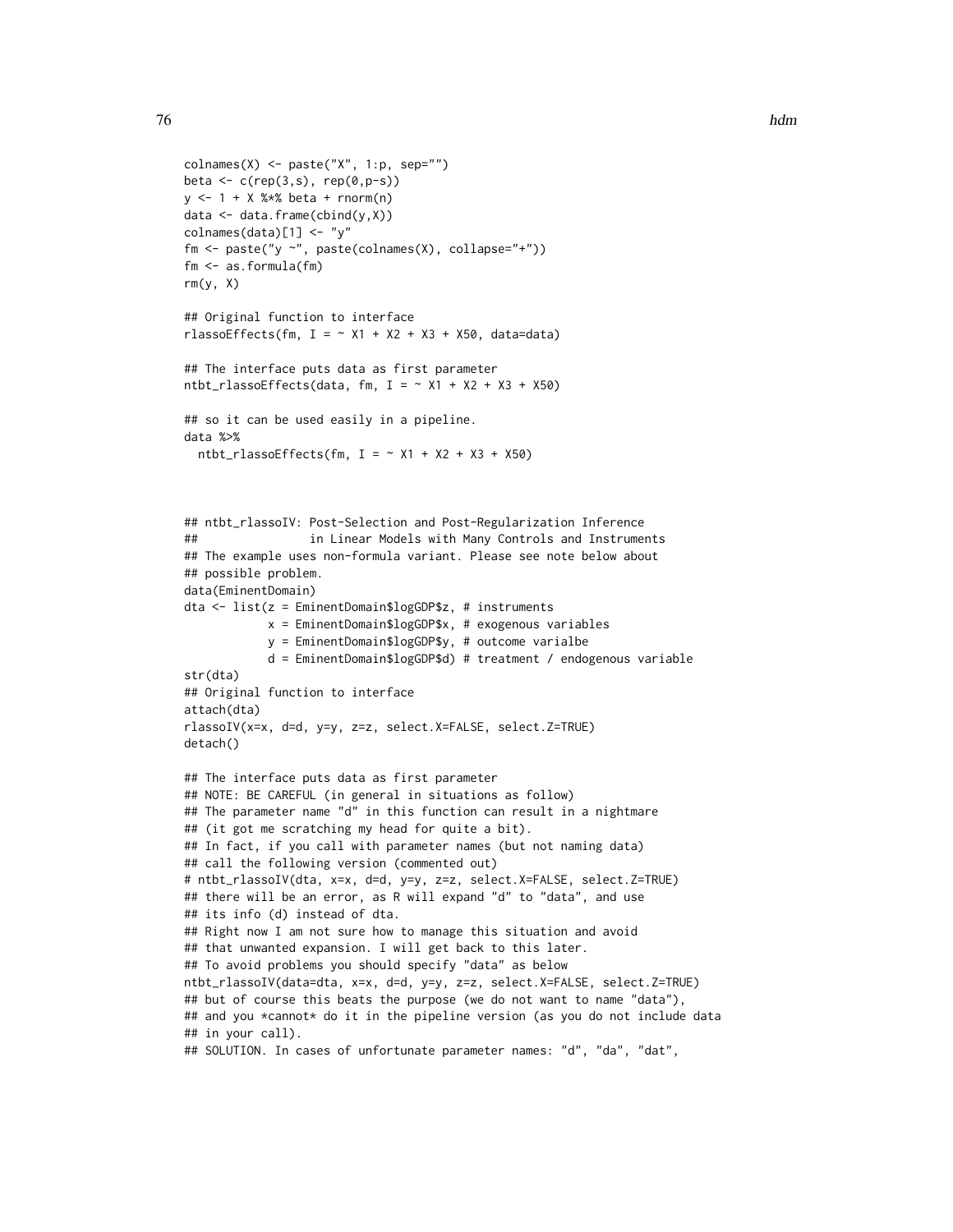```
colnames(X) <- paste("X", 1:p, sep="")
beta <- c(rep(3,s), rep(0,p-s))
y <- 1 + X %*% beta + rnorm(n)
data <- data.frame(cbind(y,X))
colnames(data)[1] <- "y"
fm <- paste("y ~", paste(colnames(X), collapse="+"))
fm <- as.formula(fm)
rm(y, X)

## Original function to interface
rlassoEffects(fm, I = ~ X1 + X2 + X3 + X50, data=data)

## The interface puts data as first parameter
ntbt_rlassoEffects(data, fm, I = ~ X1 + X2 + X3 + X50)

## so it can be used easily in a pipeline.
data %>%
  ntbt_rlassoEffects(fm, I = ~ X1 + X2 + X3 + X50)



## ntbt_rlassoIV: Post-Selection and Post-Regularization Inference
##                in Linear Models with Many Controls and Instruments
## The example uses non-formula variant. Please see note below about
## possible problem.
data(EminentDomain)
dta <- list(z = EminentDomain$logGDP$z, # instruments
            x = EminentDomain$logGDP$x, # exogenous variables
            y = EminentDomain$logGDP$y, # outcome varialbe
            d = EminentDomain$logGDP$d) # treatment / endogenous variable
str(dta)
## Original function to interface
attach(dta)
rlassoIV(x=x, d=d, y=y, z=z, select.X=FALSE, select.Z=TRUE)
detach()

## The interface puts data as first parameter
## NOTE: BE CAREFUL (in general in situations as follow)
## The parameter name "d" in this function can result in a nightmare
## (it got me scratching my head for quite a bit).
## In fact, if you call with parameter names (but not naming data)
## call the following version (commented out)
# ntbt_rlassoIV(dta, x=x, d=d, y=y, z=z, select.X=FALSE, select.Z=TRUE)
## there will be an error, as R will expand "d" to "data", and use
## its info (d) instead of dta.
## Right now I am not sure how to manage this situation and avoid
## that unwanted expansion. I will get back to this later.
## To avoid problems you should specify "data" as below
ntbt_rlassoIV(data=dta, x=x, d=d, y=y, z=z, select.X=FALSE, select.Z=TRUE)
## but of course this beats the purpose (we do not want to name "data"),
## and you *cannot* do it in the pipeline version (as you do not include data
## in your call).
## SOLUTION. In cases of unfortunate parameter names: "d", "da", "dat",
```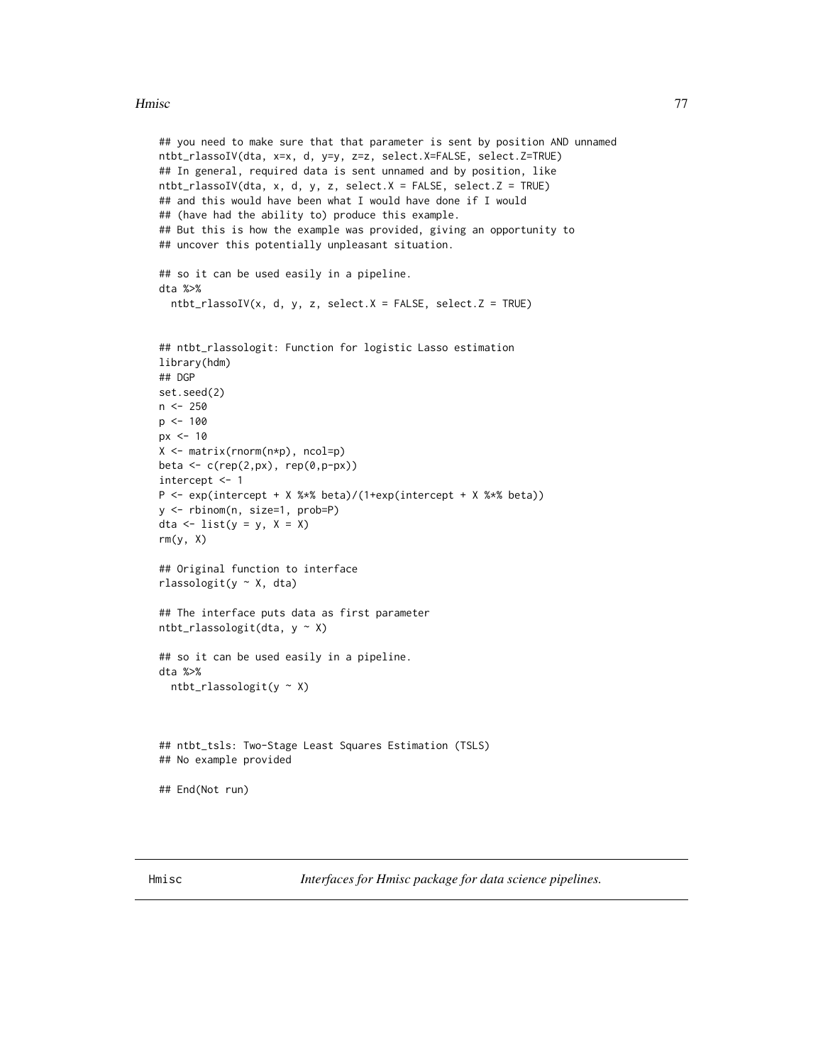```
## you need to make sure that that parameter is sent by position AND unnamed
ntbt_rlassoIV(dta, x=x, d, y=y, z=z, select.X=FALSE, select.Z=TRUE)
## In general, required data is sent unnamed and by position, like
ntbt_rlassoIV(dta, x, d, y, z, select.X = FALSE, select.Z = TRUE)
## and this would have been what I would have done if I would
## (have had the ability to) produce this example.
## But this is how the example was provided, giving an opportunity to
## uncover this potentially unpleasant situation.

## so it can be used easily in a pipeline.
dta %>%
  ntbt_rlassoIV(x, d, y, z, select.X = FALSE, select.Z = TRUE)


## ntbt_rlassologit: Function for logistic Lasso estimation
library(hdm)
## DGP
set.seed(2)
n <- 250
p <- 100
px <- 10
X <- matrix(rnorm(n*p), ncol=p)
beta <- c(rep(2,px), rep(0,p-px))
intercept <- 1
P <- exp(intercept + X %*% beta)/(1+exp(intercept + X %*% beta))
y <- rbinom(n, size=1, prob=P)
dta <- list(y = y, X = X)
rm(y, X)

## Original function to interface
rlassologit(y ~ X, dta)

## The interface puts data as first parameter
ntbt_rlassologit(dta, y ~ X)

## so it can be used easily in a pipeline.
dta %>%
  ntbt_rlassologit(y ~ X)



## ntbt_tsls: Two-Stage Least Squares Estimation (TSLS)
## No example provided

## End(Not run)
```

---

Hmisc *Interfaces for Hmisc package for data science pipelines.*

---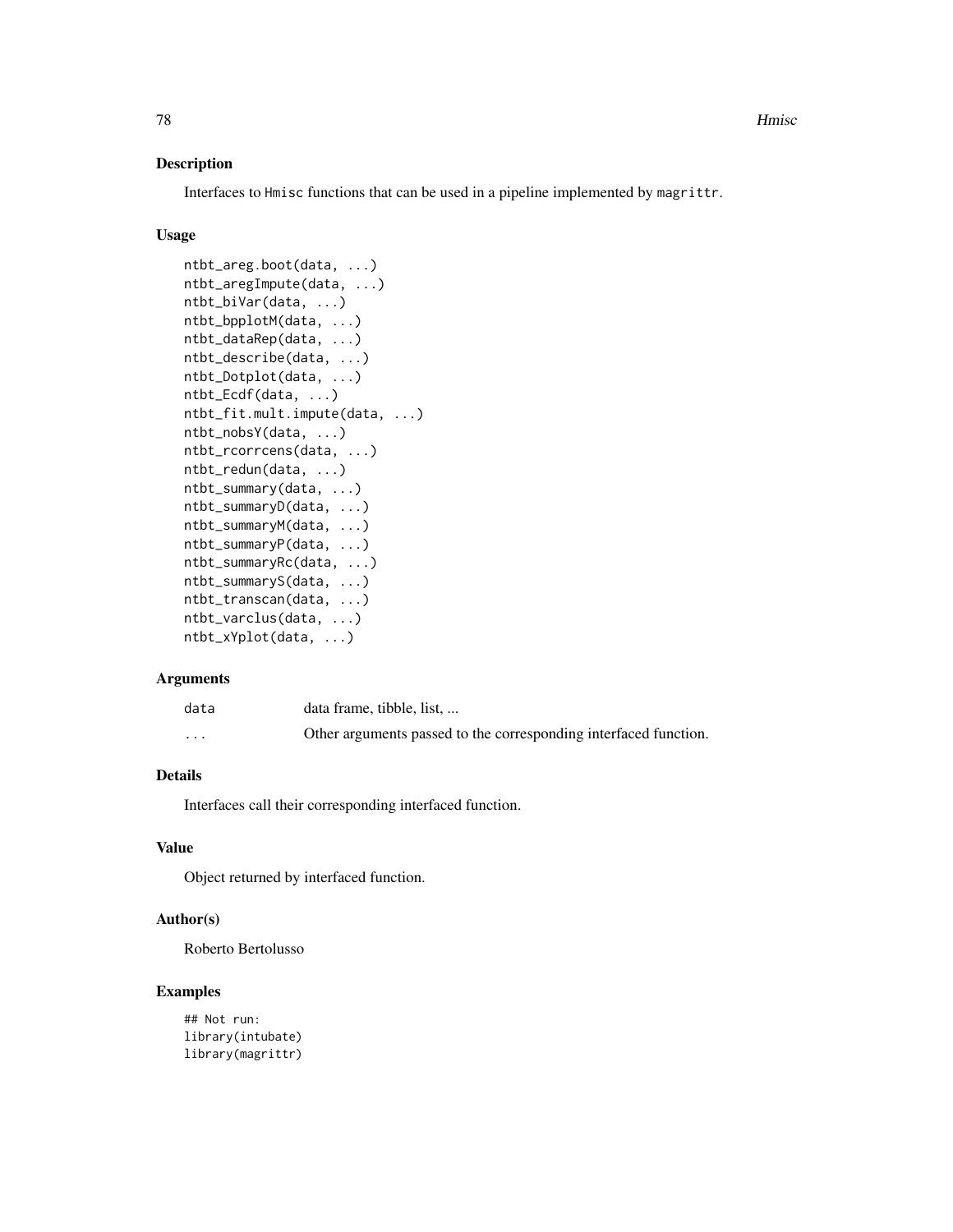## Description

Interfaces to Hmisc functions that can be used in a pipeline implemented by magrittr.

## Usage

```
ntbt_areg.boot(data, ...)
ntbt_aregImpute(data, ...)
ntbt_biVar(data, ...)
ntbt_bpplotM(data, ...)
ntbt_dataRep(data, ...)
ntbt_describe(data, ...)
ntbt_Dotplot(data, ...)
ntbt_Ecdf(data, ...)
ntbt_fit.mult.impute(data, ...)
ntbt_nobsY(data, ...)
ntbt_rcorrcens(data, ...)
ntbt_redun(data, ...)
ntbt_summary(data, ...)
ntbt_summaryD(data, ...)
ntbt_summaryM(data, ...)
ntbt_summaryP(data, ...)
ntbt_summaryRc(data, ...)
ntbt_summaryS(data, ...)
ntbt_transcan(data, ...)
ntbt_varclus(data, ...)
ntbt_xYplot(data, ...)
```

## Arguments

| | |
|---|---|
| data | data frame, tibble, list, ... |
| ... | Other arguments passed to the corresponding interfaced function. |

## Details

Interfaces call their corresponding interfaced function.

## Value

Object returned by interfaced function.

## Author(s)

Roberto Bertolusso

## Examples

```
## Not run:
library(intubate)
library(magrittr)
```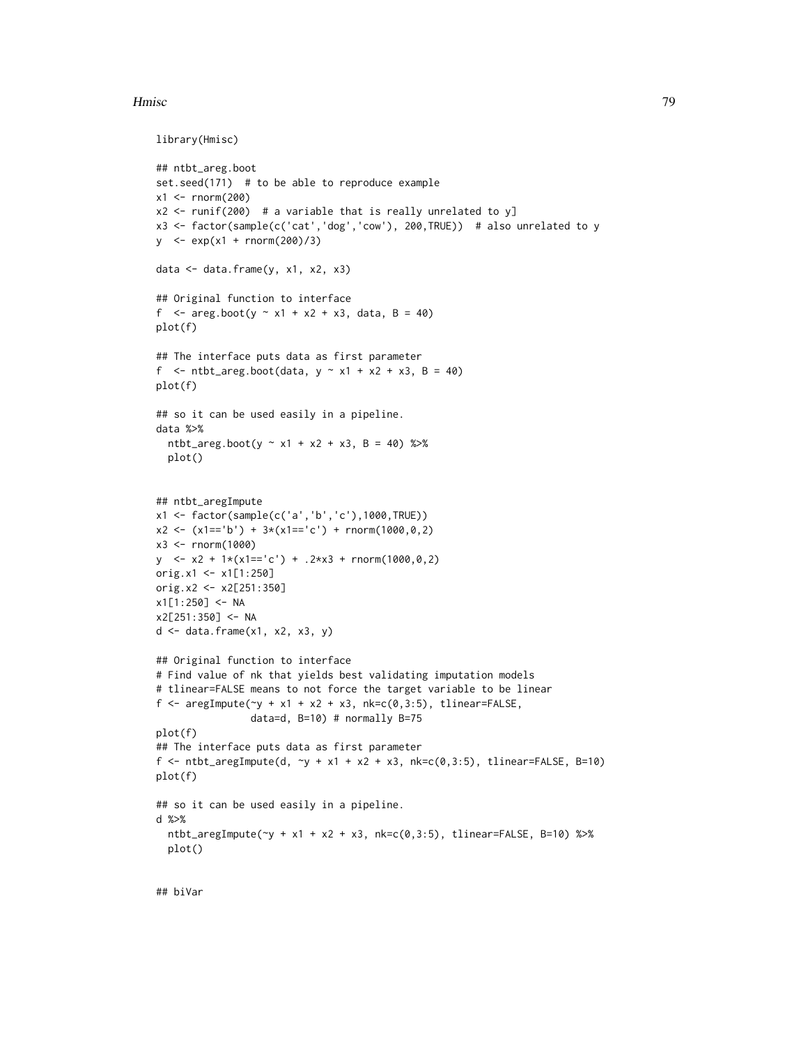```
library(Hmisc)

## ntbt_areg.boot
set.seed(171)  # to be able to reproduce example
x1 <- rnorm(200)
x2 <- runif(200)  # a variable that is really unrelated to y]
x3 <- factor(sample(c('cat','dog','cow'), 200,TRUE))  # also unrelated to y
y  <- exp(x1 + rnorm(200)/3)

data <- data.frame(y, x1, x2, x3)

## Original function to interface
f  <- areg.boot(y ~ x1 + x2 + x3, data, B = 40)
plot(f)

## The interface puts data as first parameter
f  <- ntbt_areg.boot(data, y ~ x1 + x2 + x3, B = 40)
plot(f)

## so it can be used easily in a pipeline.
data %>%
  ntbt_areg.boot(y ~ x1 + x2 + x3, B = 40) %>%
  plot()


## ntbt_aregImpute
x1 <- factor(sample(c('a','b','c'),1000,TRUE))
x2 <- (x1=='b') + 3*(x1=='c') + rnorm(1000,0,2)
x3 <- rnorm(1000)
y  <- x2 + 1*(x1=='c') + .2*x3 + rnorm(1000,0,2)
orig.x1 <- x1[1:250]
orig.x2 <- x2[251:350]
x1[1:250] <- NA
x2[251:350] <- NA
d <- data.frame(x1, x2, x3, y)

## Original function to interface
# Find value of nk that yields best validating imputation models
# tlinear=FALSE means to not force the target variable to be linear
f <- aregImpute(~y + x1 + x2 + x3, nk=c(0,3:5), tlinear=FALSE,
                data=d, B=10) # normally B=75
plot(f)
## The interface puts data as first parameter
f <- ntbt_aregImpute(d, ~y + x1 + x2 + x3, nk=c(0,3:5), tlinear=FALSE, B=10)
plot(f)

## so it can be used easily in a pipeline.
d %>%
  ntbt_aregImpute(~y + x1 + x2 + x3, nk=c(0,3:5), tlinear=FALSE, B=10) %>%
  plot()


## biVar
```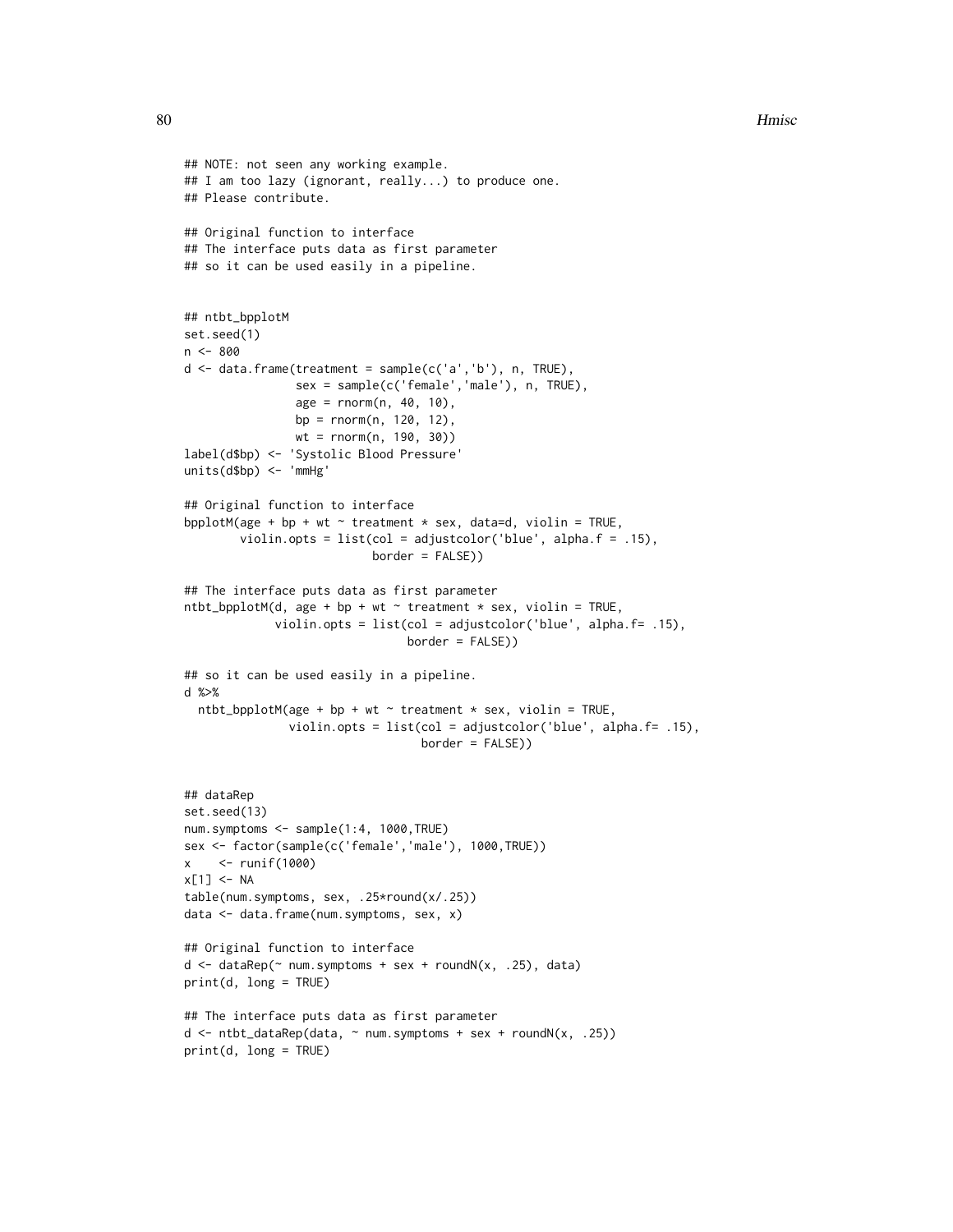```
## NOTE: not seen any working example.
## I am too lazy (ignorant, really...) to produce one.
## Please contribute.

## Original function to interface
## The interface puts data as first parameter
## so it can be used easily in a pipeline.


## ntbt_bpplotM
set.seed(1)
n <- 800
d <- data.frame(treatment = sample(c('a','b'), n, TRUE),
                sex = sample(c('female','male'), n, TRUE),
                age = rnorm(n, 40, 10),
                bp  = rnorm(n, 120, 12),
                wt  = rnorm(n, 190, 30))
label(d$bp) <- 'Systolic Blood Pressure'
units(d$bp) <- 'mmHg'

## Original function to interface
bpplotM(age + bp + wt ~ treatment * sex, data=d, violin = TRUE,
        violin.opts = list(col = adjustcolor('blue', alpha.f = .15),
                           border = FALSE))

## The interface puts data as first parameter
ntbt_bpplotM(d, age + bp + wt ~ treatment * sex, violin = TRUE,
             violin.opts = list(col = adjustcolor('blue', alpha.f= .15),
                                border = FALSE))

## so it can be used easily in a pipeline.
d %>%
  ntbt_bpplotM(age + bp + wt ~ treatment * sex, violin = TRUE,
               violin.opts = list(col = adjustcolor('blue', alpha.f= .15),
                                  border = FALSE))


## dataRep
set.seed(13)
num.symptoms <- sample(1:4, 1000,TRUE)
sex <- factor(sample(c('female','male'), 1000,TRUE))
x    <- runif(1000)
x[1] <- NA
table(num.symptoms, sex, .25*round(x/.25))
data <- data.frame(num.symptoms, sex, x)

## Original function to interface
d <- dataRep(~ num.symptoms + sex + roundN(x, .25), data)
print(d, long = TRUE)

## The interface puts data as first parameter
d <- ntbt_dataRep(data, ~ num.symptoms + sex + roundN(x, .25))
print(d, long = TRUE)
```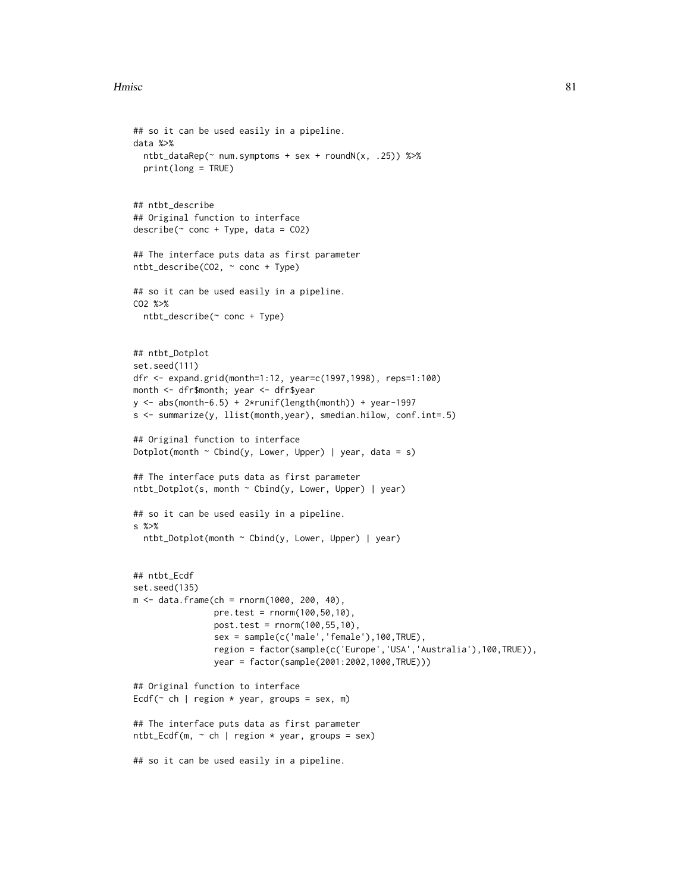```
## so it can be used easily in a pipeline.
data %>%
  ntbt_dataRep(~ num.symptoms + sex + roundN(x, .25)) %>%
  print(long = TRUE)


## ntbt_describe
## Original function to interface
describe(~ conc + Type, data = CO2)

## The interface puts data as first parameter
ntbt_describe(CO2, ~ conc + Type)

## so it can be used easily in a pipeline.
CO2 %>%
  ntbt_describe(~ conc + Type)


## ntbt_Dotplot
set.seed(111)
dfr <- expand.grid(month=1:12, year=c(1997,1998), reps=1:100)
month <- dfr$month; year <- dfr$year
y <- abs(month-6.5) + 2*runif(length(month)) + year-1997
s <- summarize(y, llist(month,year), smedian.hilow, conf.int=.5)

## Original function to interface
Dotplot(month ~ Cbind(y, Lower, Upper) | year, data = s)

## The interface puts data as first parameter
ntbt_Dotplot(s, month ~ Cbind(y, Lower, Upper) | year)

## so it can be used easily in a pipeline.
s %>%
  ntbt_Dotplot(month ~ Cbind(y, Lower, Upper) | year)


## ntbt_Ecdf
set.seed(135)
m <- data.frame(ch = rnorm(1000, 200, 40),
                pre.test = rnorm(100,50,10),
                post.test = rnorm(100,55,10),
                sex = sample(c('male','female'),100,TRUE),
                region = factor(sample(c('Europe','USA','Australia'),100,TRUE)),
                year = factor(sample(2001:2002,1000,TRUE)))

## Original function to interface
Ecdf(~ ch | region * year, groups = sex, m)

## The interface puts data as first parameter
ntbt_Ecdf(m, ~ ch | region * year, groups = sex)

## so it can be used easily in a pipeline.
```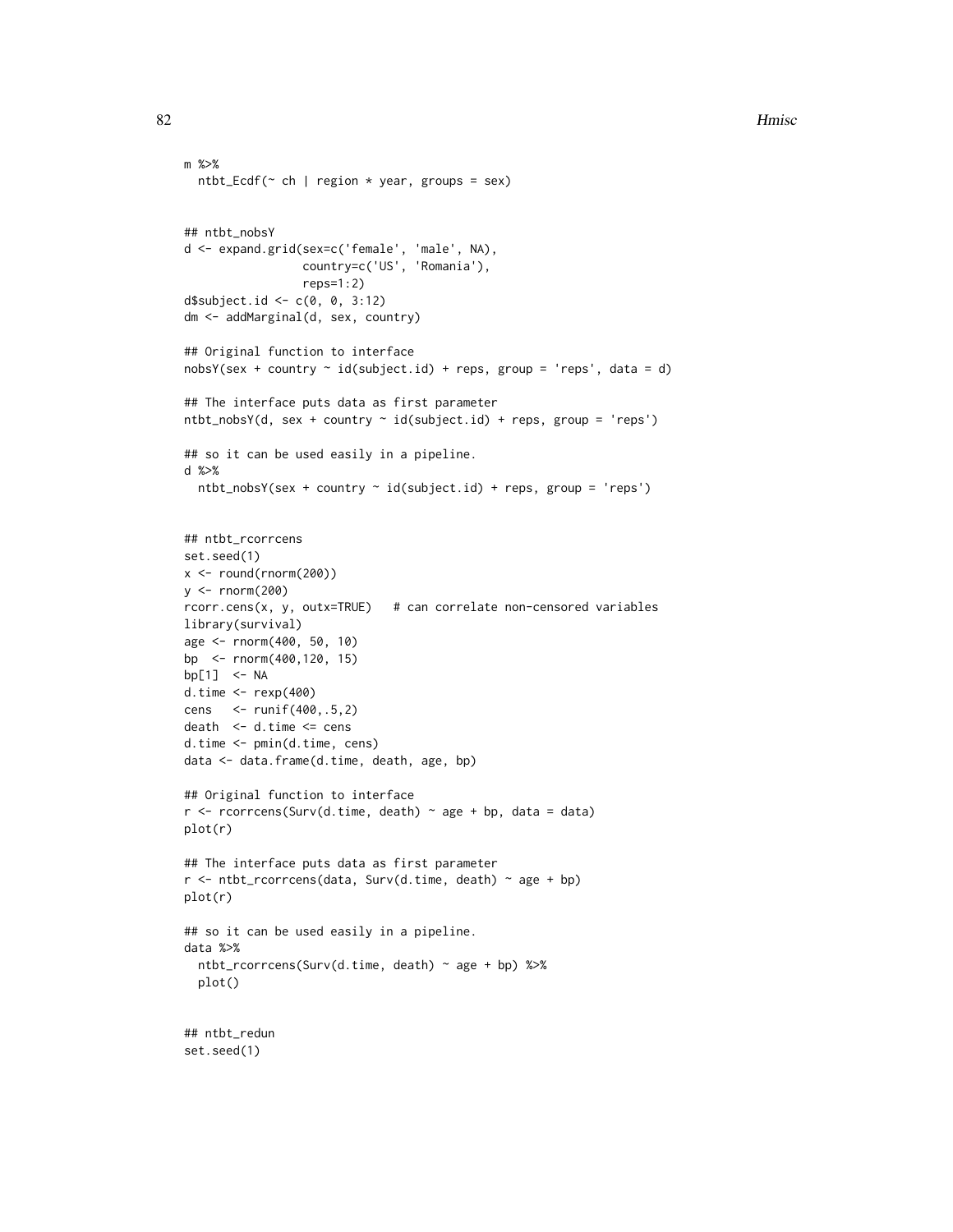```
m %>%
  ntbt_Ecdf(~ ch | region * year, groups = sex)


## ntbt_nobsY
d <- expand.grid(sex=c('female', 'male', NA),
                 country=c('US', 'Romania'),
                 reps=1:2)
d$subject.id <- c(0, 0, 3:12)
dm <- addMarginal(d, sex, country)

## Original function to interface
nobsY(sex + country ~ id(subject.id) + reps, group = 'reps', data = d)

## The interface puts data as first parameter
ntbt_nobsY(d, sex + country ~ id(subject.id) + reps, group = 'reps')

## so it can be used easily in a pipeline.
d %>%
  ntbt_nobsY(sex + country ~ id(subject.id) + reps, group = 'reps')


## ntbt_rcorrcens
set.seed(1)
x <- round(rnorm(200))
y <- rnorm(200)
rcorr.cens(x, y, outx=TRUE)   # can correlate non-censored variables
library(survival)
age <- rnorm(400, 50, 10)
bp  <- rnorm(400,120, 15)
bp[1]  <- NA
d.time <- rexp(400)
cens   <- runif(400,.5,2)
death  <- d.time <= cens
d.time <- pmin(d.time, cens)
data <- data.frame(d.time, death, age, bp)

## Original function to interface
r <- rcorrcens(Surv(d.time, death) ~ age + bp, data = data)
plot(r)

## The interface puts data as first parameter
r <- ntbt_rcorrcens(data, Surv(d.time, death) ~ age + bp)
plot(r)

## so it can be used easily in a pipeline.
data %>%
  ntbt_rcorrcens(Surv(d.time, death) ~ age + bp) %>%
  plot()


## ntbt_redun
set.seed(1)
```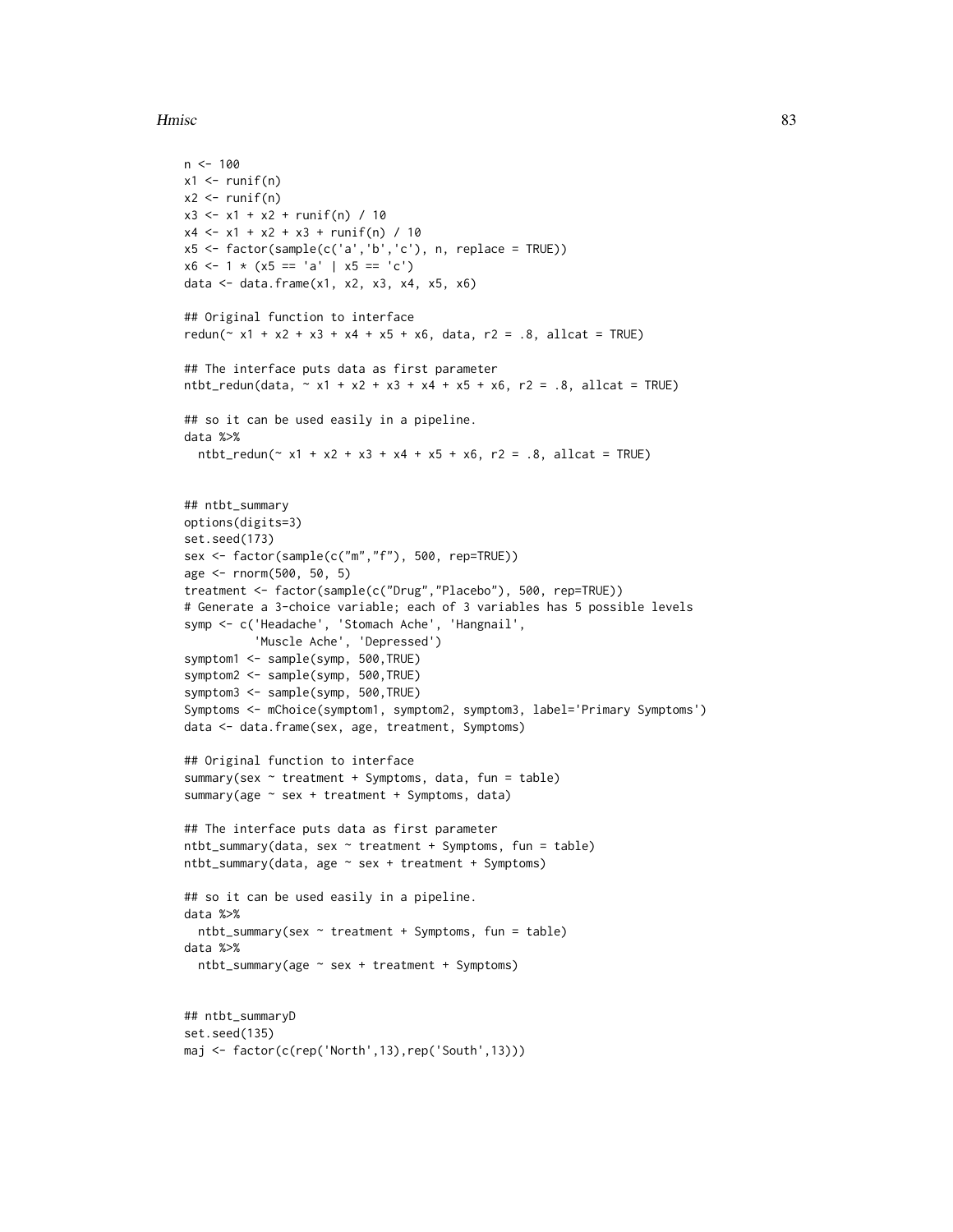```
n <- 100
x1 <- runif(n)
x2 <- runif(n)
x3 <- x1 + x2 + runif(n) / 10
x4 <- x1 + x2 + x3 + runif(n) / 10
x5 <- factor(sample(c('a','b','c'), n, replace = TRUE))
x6 <- 1 * (x5 == 'a' | x5 == 'c')
data <- data.frame(x1, x2, x3, x4, x5, x6)

## Original function to interface
redun(~ x1 + x2 + x3 + x4 + x5 + x6, data, r2 = .8, allcat = TRUE)

## The interface puts data as first parameter
ntbt_redun(data, ~ x1 + x2 + x3 + x4 + x5 + x6, r2 = .8, allcat = TRUE)

## so it can be used easily in a pipeline.
data %>%
  ntbt_redun(~ x1 + x2 + x3 + x4 + x5 + x6, r2 = .8, allcat = TRUE)


## ntbt_summary
options(digits=3)
set.seed(173)
sex <- factor(sample(c("m","f"), 500, rep=TRUE))
age <- rnorm(500, 50, 5)
treatment <- factor(sample(c("Drug","Placebo"), 500, rep=TRUE))
# Generate a 3-choice variable; each of 3 variables has 5 possible levels
symp <- c('Headache', 'Stomach Ache', 'Hangnail',
          'Muscle Ache', 'Depressed')
symptom1 <- sample(symp, 500,TRUE)
symptom2 <- sample(symp, 500,TRUE)
symptom3 <- sample(symp, 500,TRUE)
Symptoms <- mChoice(symptom1, symptom2, symptom3, label='Primary Symptoms')
data <- data.frame(sex, age, treatment, Symptoms)

## Original function to interface
summary(sex ~ treatment + Symptoms, data, fun = table)
summary(age ~ sex + treatment + Symptoms, data)

## The interface puts data as first parameter
ntbt_summary(data, sex ~ treatment + Symptoms, fun = table)
ntbt_summary(data, age ~ sex + treatment + Symptoms)

## so it can be used easily in a pipeline.
data %>%
  ntbt_summary(sex ~ treatment + Symptoms, fun = table)
data %>%
  ntbt_summary(age ~ sex + treatment + Symptoms)


## ntbt_summaryD
set.seed(135)
maj <- factor(c(rep('North',13),rep('South',13)))
```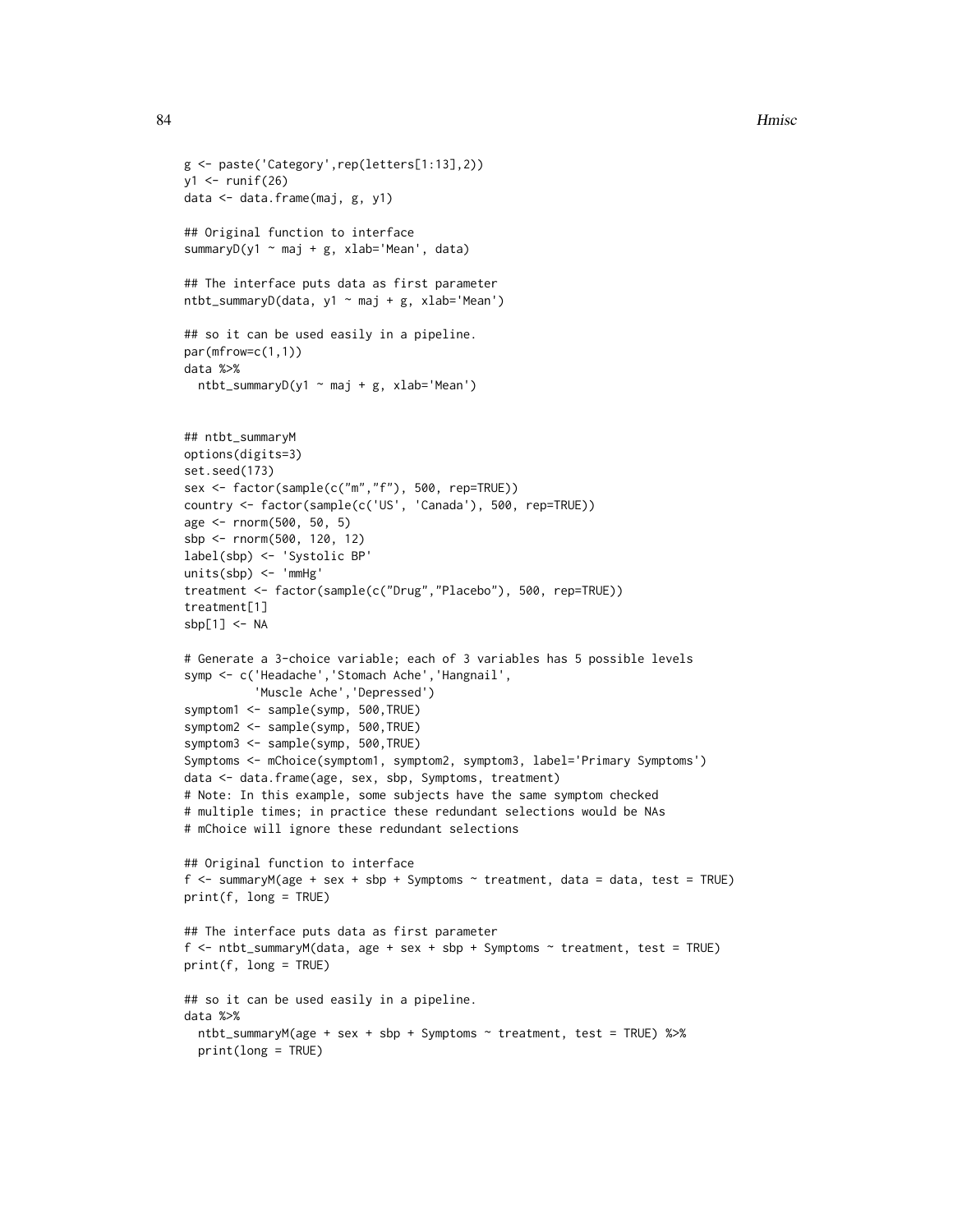```
g <- paste('Category',rep(letters[1:13],2))
y1 <- runif(26)
data <- data.frame(maj, g, y1)

## Original function to interface
summaryD(y1 ~ maj + g, xlab='Mean', data)

## The interface puts data as first parameter
ntbt_summaryD(data, y1 ~ maj + g, xlab='Mean')

## so it can be used easily in a pipeline.
par(mfrow=c(1,1))
data %>%
  ntbt_summaryD(y1 ~ maj + g, xlab='Mean')


## ntbt_summaryM
options(digits=3)
set.seed(173)
sex <- factor(sample(c("m","f"), 500, rep=TRUE))
country <- factor(sample(c('US', 'Canada'), 500, rep=TRUE))
age <- rnorm(500, 50, 5)
sbp <- rnorm(500, 120, 12)
label(sbp) <- 'Systolic BP'
units(sbp) <- 'mmHg'
treatment <- factor(sample(c("Drug","Placebo"), 500, rep=TRUE))
treatment[1]
sbp[1] <- NA

# Generate a 3-choice variable; each of 3 variables has 5 possible levels
symp <- c('Headache','Stomach Ache','Hangnail',
          'Muscle Ache','Depressed')
symptom1 <- sample(symp, 500,TRUE)
symptom2 <- sample(symp, 500,TRUE)
symptom3 <- sample(symp, 500,TRUE)
Symptoms <- mChoice(symptom1, symptom2, symptom3, label='Primary Symptoms')
data <- data.frame(age, sex, sbp, Symptoms, treatment)
# Note: In this example, some subjects have the same symptom checked
# multiple times; in practice these redundant selections would be NAs
# mChoice will ignore these redundant selections

## Original function to interface
f <- summaryM(age + sex + sbp + Symptoms ~ treatment, data = data, test = TRUE)
print(f, long = TRUE)

## The interface puts data as first parameter
f <- ntbt_summaryM(data, age + sex + sbp + Symptoms ~ treatment, test = TRUE)
print(f, long = TRUE)

## so it can be used easily in a pipeline.
data %>%
  ntbt_summaryM(age + sex + sbp + Symptoms ~ treatment, test = TRUE) %>%
  print(long = TRUE)
```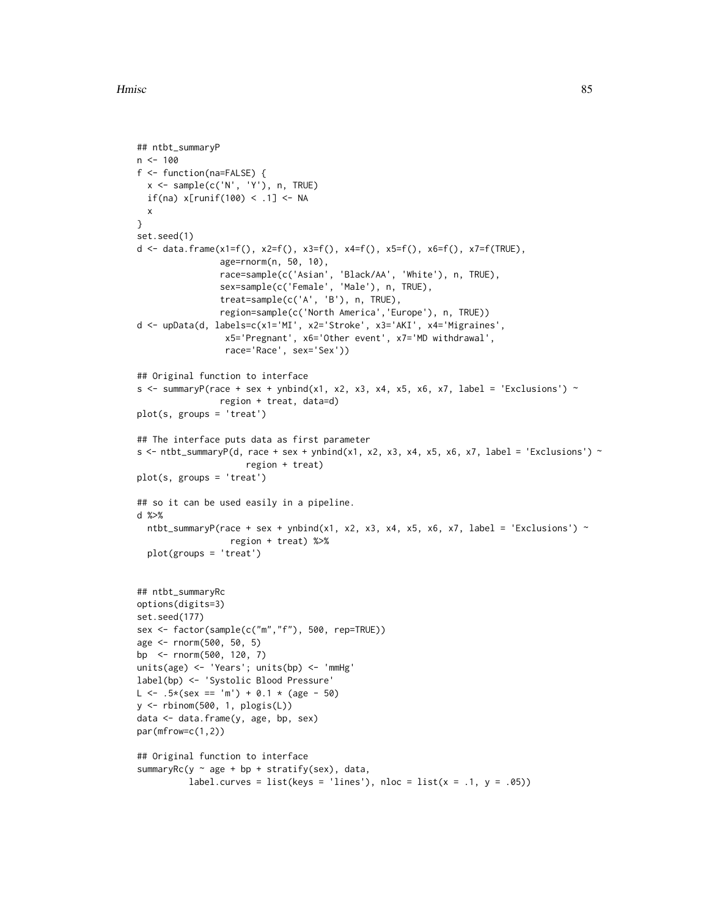```
## ntbt_summaryP
n <- 100
f <- function(na=FALSE) {
  x <- sample(c('N', 'Y'), n, TRUE)
  if(na) x[runif(100) < .1] <- NA
  x
}
set.seed(1)
d <- data.frame(x1=f(), x2=f(), x3=f(), x4=f(), x5=f(), x6=f(), x7=f(TRUE),
                age=rnorm(n, 50, 10),
                race=sample(c('Asian', 'Black/AA', 'White'), n, TRUE),
                sex=sample(c('Female', 'Male'), n, TRUE),
                treat=sample(c('A', 'B'), n, TRUE),
                region=sample(c('North America','Europe'), n, TRUE))
d <- upData(d, labels=c(x1='MI', x2='Stroke', x3='AKI', x4='Migraines',
                 x5='Pregnant', x6='Other event', x7='MD withdrawal',
                 race='Race', sex='Sex'))

## Original function to interface
s <- summaryP(race + sex + ynbind(x1, x2, x3, x4, x5, x6, x7, label = 'Exclusions') ~
                region + treat, data=d)
plot(s, groups = 'treat')

## The interface puts data as first parameter
s <- ntbt_summaryP(d, race + sex + ynbind(x1, x2, x3, x4, x5, x6, x7, label = 'Exclusions') ~
                     region + treat)
plot(s, groups = 'treat')

## so it can be used easily in a pipeline.
d %>%
  ntbt_summaryP(race + sex + ynbind(x1, x2, x3, x4, x5, x6, x7, label = 'Exclusions') ~
                  region + treat) %>%
  plot(groups = 'treat')


## ntbt_summaryRc
options(digits=3)
set.seed(177)
sex <- factor(sample(c("m","f"), 500, rep=TRUE))
age <- rnorm(500, 50, 5)
bp  <- rnorm(500, 120, 7)
units(age) <- 'Years'; units(bp) <- 'mmHg'
label(bp) <- 'Systolic Blood Pressure'
L <- .5*(sex == 'm') + 0.1 * (age - 50)
y <- rbinom(500, 1, plogis(L))
data <- data.frame(y, age, bp, sex)
par(mfrow=c(1,2))

## Original function to interface
summaryRc(y ~ age + bp + stratify(sex), data,
          label.curves = list(keys = 'lines'), nloc = list(x = .1, y = .05))
```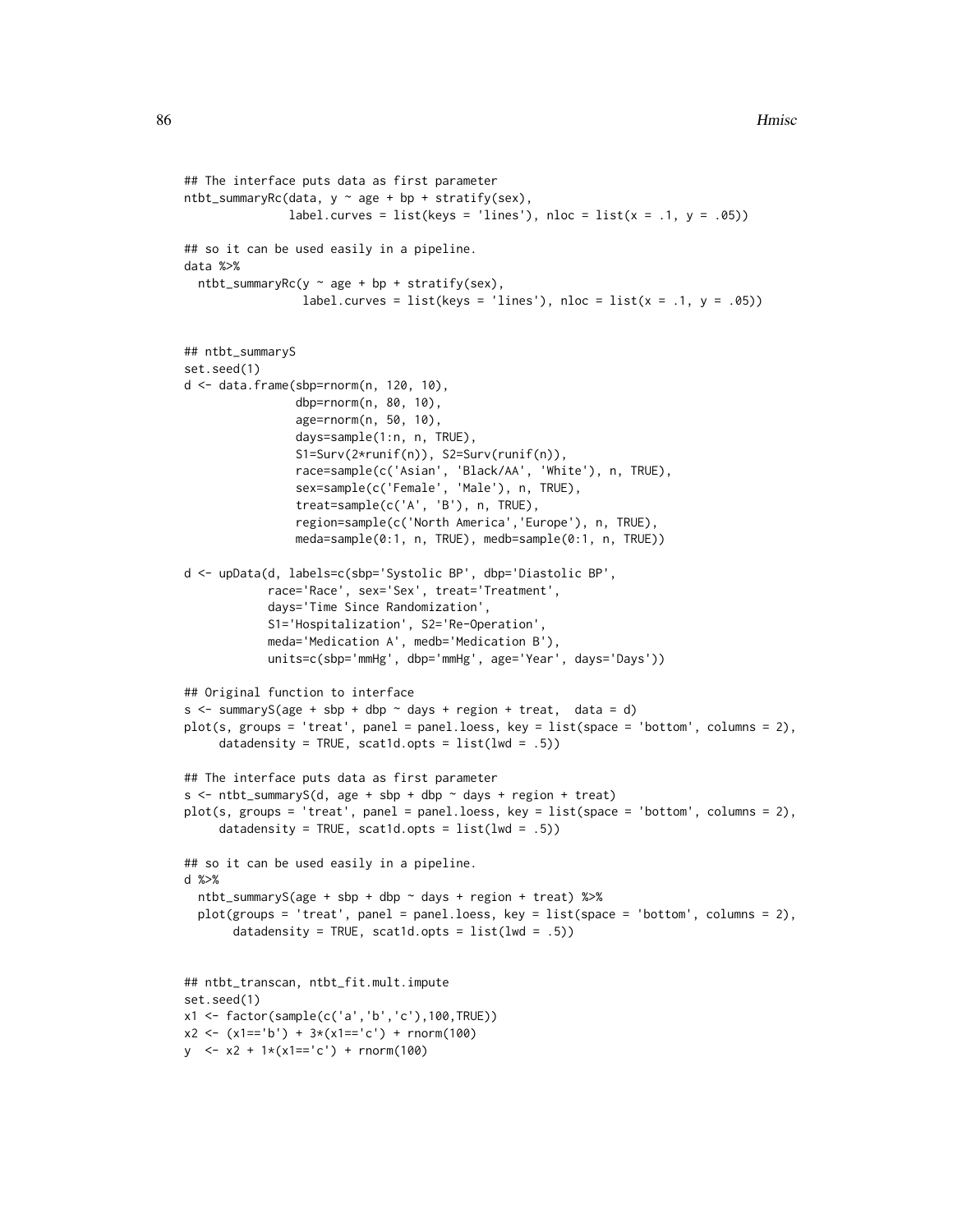```
## The interface puts data as first parameter
ntbt_summaryRc(data, y ~ age + bp + stratify(sex),
               label.curves = list(keys = 'lines'), nloc = list(x = .1, y = .05))

## so it can be used easily in a pipeline.
data %>%
  ntbt_summaryRc(y ~ age + bp + stratify(sex),
                 label.curves = list(keys = 'lines'), nloc = list(x = .1, y = .05))


## ntbt_summaryS
set.seed(1)
d <- data.frame(sbp=rnorm(n, 120, 10),
                dbp=rnorm(n, 80, 10),
                age=rnorm(n, 50, 10),
                days=sample(1:n, n, TRUE),
                S1=Surv(2*runif(n)), S2=Surv(runif(n)),
                race=sample(c('Asian', 'Black/AA', 'White'), n, TRUE),
                sex=sample(c('Female', 'Male'), n, TRUE),
                treat=sample(c('A', 'B'), n, TRUE),
                region=sample(c('North America','Europe'), n, TRUE),
                meda=sample(0:1, n, TRUE), medb=sample(0:1, n, TRUE))

d <- upData(d, labels=c(sbp='Systolic BP', dbp='Diastolic BP',
            race='Race', sex='Sex', treat='Treatment',
            days='Time Since Randomization',
            S1='Hospitalization', S2='Re-Operation',
            meda='Medication A', medb='Medication B'),
            units=c(sbp='mmHg', dbp='mmHg', age='Year', days='Days'))

## Original function to interface
s <- summaryS(age + sbp + dbp ~ days + region + treat,  data = d)
plot(s, groups = 'treat', panel = panel.loess, key = list(space = 'bottom', columns = 2),
     datadensity = TRUE, scat1d.opts = list(lwd = .5))

## The interface puts data as first parameter
s <- ntbt_summaryS(d, age + sbp + dbp ~ days + region + treat)
plot(s, groups = 'treat', panel = panel.loess, key = list(space = 'bottom', columns = 2),
     datadensity = TRUE, scat1d.opts = list(lwd = .5))

## so it can be used easily in a pipeline.
d %>%
  ntbt_summaryS(age + sbp + dbp ~ days + region + treat) %>%
  plot(groups = 'treat', panel = panel.loess, key = list(space = 'bottom', columns = 2),
       datadensity = TRUE, scat1d.opts = list(lwd = .5))


## ntbt_transcan, ntbt_fit.mult.impute
set.seed(1)
x1 <- factor(sample(c('a','b','c'),100,TRUE))
x2 <- (x1=='b') + 3*(x1=='c') + rnorm(100)
y  <- x2 + 1*(x1=='c') + rnorm(100)
```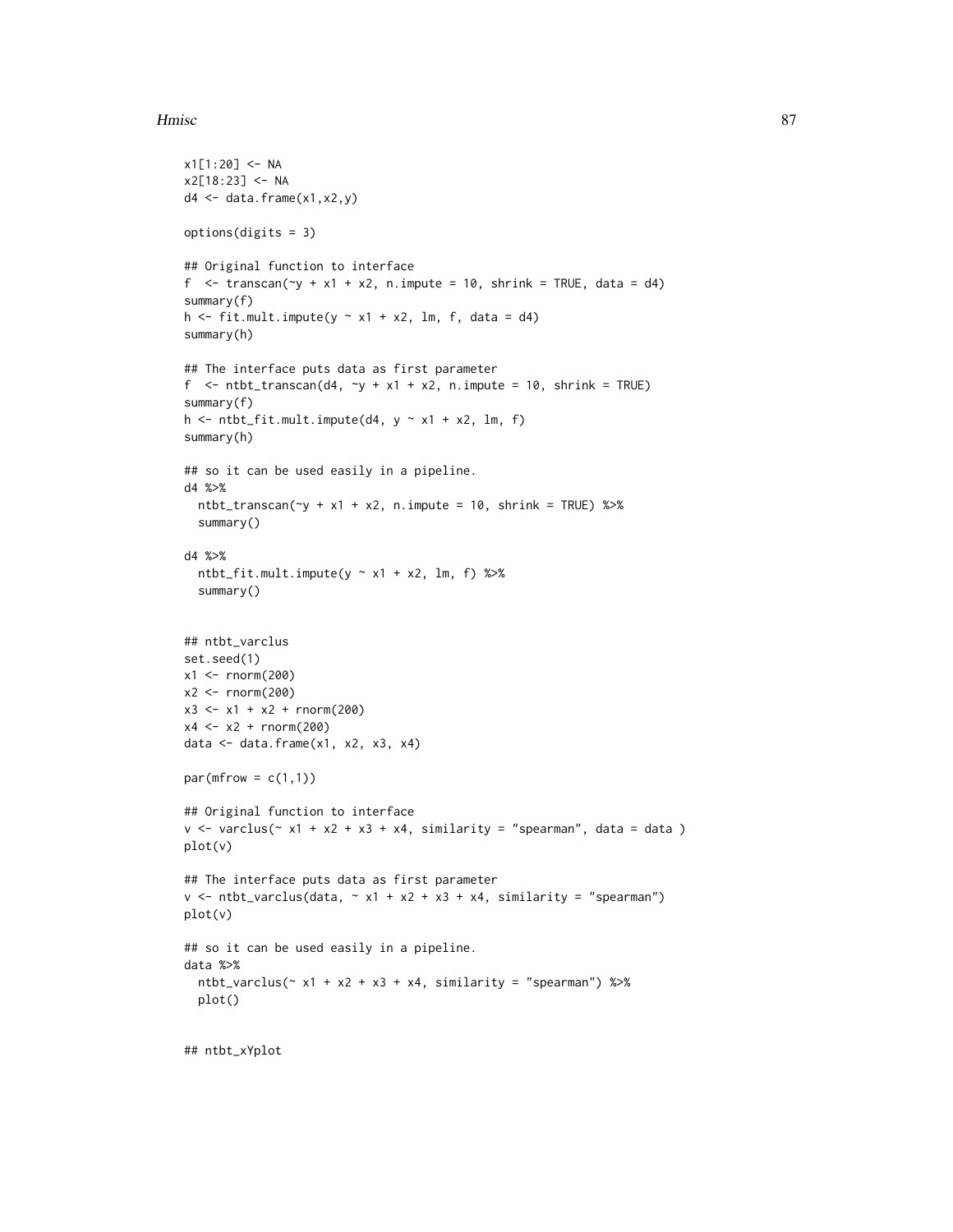```
x1[1:20] <- NA
x2[18:23] <- NA
d4 <- data.frame(x1,x2,y)

options(digits = 3)

## Original function to interface
f  <- transcan(~y + x1 + x2, n.impute = 10, shrink = TRUE, data = d4)
summary(f)
h <- fit.mult.impute(y ~ x1 + x2, lm, f, data = d4)
summary(h)

## The interface puts data as first parameter
f  <- ntbt_transcan(d4, ~y + x1 + x2, n.impute = 10, shrink = TRUE)
summary(f)
h <- ntbt_fit.mult.impute(d4, y ~ x1 + x2, lm, f)
summary(h)

## so it can be used easily in a pipeline.
d4 %>%
  ntbt_transcan(~y + x1 + x2, n.impute = 10, shrink = TRUE) %>%
  summary()

d4 %>%
  ntbt_fit.mult.impute(y ~ x1 + x2, lm, f) %>%
  summary()


## ntbt_varclus
set.seed(1)
x1 <- rnorm(200)
x2 <- rnorm(200)
x3 <- x1 + x2 + rnorm(200)
x4 <- x2 + rnorm(200)
data <- data.frame(x1, x2, x3, x4)

par(mfrow = c(1,1))

## Original function to interface
v <- varclus(~ x1 + x2 + x3 + x4, similarity = "spearman", data = data )
plot(v)

## The interface puts data as first parameter
v <- ntbt_varclus(data, ~ x1 + x2 + x3 + x4, similarity = "spearman")
plot(v)

## so it can be used easily in a pipeline.
data %>%
  ntbt_varclus(~ x1 + x2 + x3 + x4, similarity = "spearman") %>%
  plot()


## ntbt_xYplot
```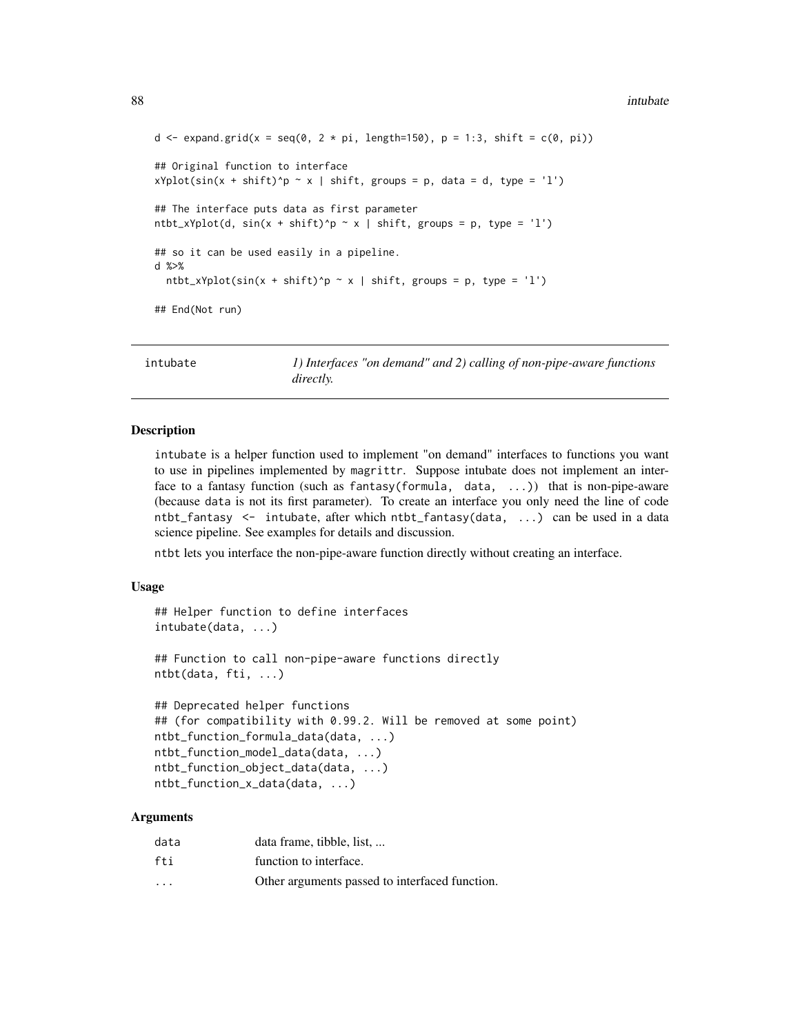```
d <- expand.grid(x = seq(0, 2 * pi, length=150), p = 1:3, shift = c(0, pi))

## Original function to interface
xYplot(sin(x + shift)^p ~ x | shift, groups = p, data = d, type = 'l')

## The interface puts data as first parameter
ntbt_xYplot(d, sin(x + shift)^p ~ x | shift, groups = p, type = 'l')

## so it can be used easily in a pipeline.
d %>%
  ntbt_xYplot(sin(x + shift)^p ~ x | shift, groups = p, type = 'l')

## End(Not run)
```

## intubate — *1) Interfaces "on demand" and 2) calling of non-pipe-aware functions directly.*

### Description

intubate is a helper function used to implement "on demand" interfaces to functions you want to use in pipelines implemented by magrittr. Suppose intubate does not implement an interface to a fantasy function (such as fantasy(formula, data, ...)) that is non-pipe-aware (because data is not its first parameter). To create an interface you only need the line of code ntbt_fantasy <- intubate, after which ntbt_fantasy(data, ...) can be used in a data science pipeline. See examples for details and discussion.

ntbt lets you interface the non-pipe-aware function directly without creating an interface.

### Usage

```
## Helper function to define interfaces
intubate(data, ...)

## Function to call non-pipe-aware functions directly
ntbt(data, fti, ...)

## Deprecated helper functions
## (for compatibility with 0.99.2. Will be removed at some point)
ntbt_function_formula_data(data, ...)
ntbt_function_model_data(data, ...)
ntbt_function_object_data(data, ...)
ntbt_function_x_data(data, ...)
```

### Arguments

| | |
|---|---|
| data | data frame, tibble, list, ... |
| fti | function to interface. |
| ... | Other arguments passed to interfaced function. |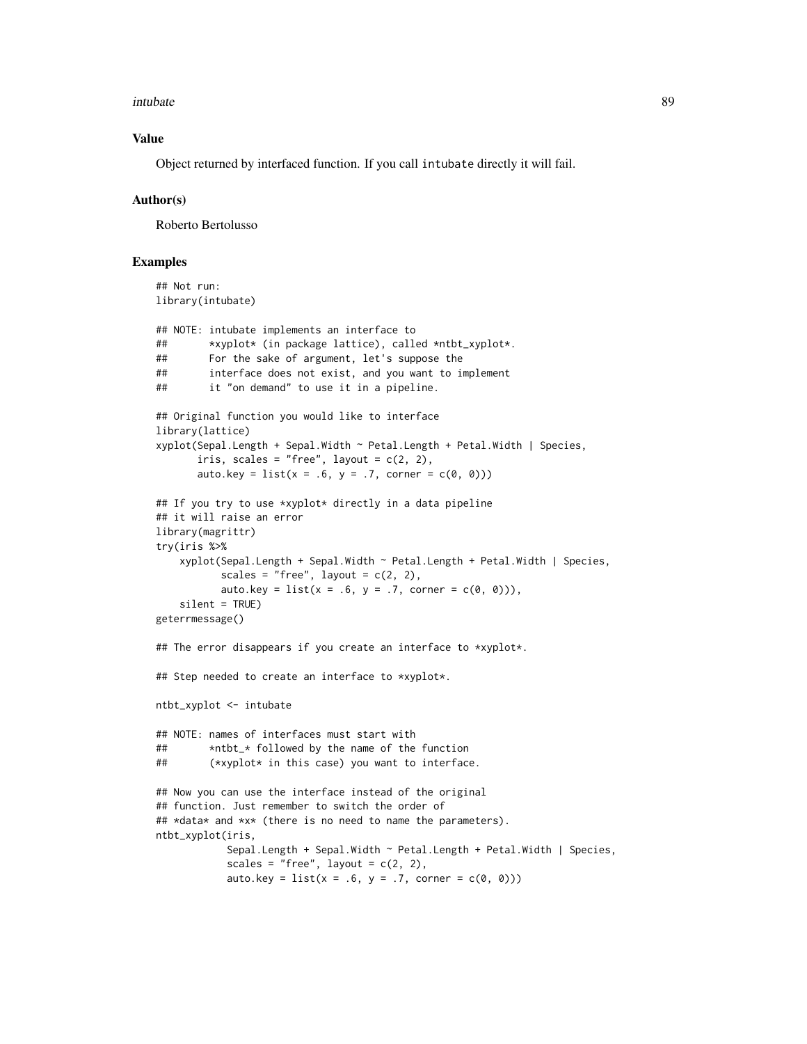### Value

Object returned by interfaced function. If you call `intubate` directly it will fail.

### Author(s)

Roberto Bertolusso

### Examples

```
## Not run:
library(intubate)

## NOTE: intubate implements an interface to
##       *xyplot* (in package lattice), called *ntbt_xyplot*.
##       For the sake of argument, let's suppose the
##       interface does not exist, and you want to implement
##       it "on demand" to use it in a pipeline.

## Original function you would like to interface
library(lattice)
xyplot(Sepal.Length + Sepal.Width ~ Petal.Length + Petal.Width | Species,
       iris, scales = "free", layout = c(2, 2),
       auto.key = list(x = .6, y = .7, corner = c(0, 0)))

## If you try to use *xyplot* directly in a data pipeline
## it will raise an error
library(magrittr)
try(iris %>%
    xyplot(Sepal.Length + Sepal.Width ~ Petal.Length + Petal.Width | Species,
           scales = "free", layout = c(2, 2),
           auto.key = list(x = .6, y = .7, corner = c(0, 0))),
    silent = TRUE)
geterrmessage()

## The error disappears if you create an interface to *xyplot*.

## Step needed to create an interface to *xyplot*.

ntbt_xyplot <- intubate

## NOTE: names of interfaces must start with
##       *ntbt_* followed by the name of the function
##       (*xyplot* in this case) you want to interface.

## Now you can use the interface instead of the original
## function. Just remember to switch the order of
## *data* and *x* (there is no need to name the parameters).
ntbt_xyplot(iris,
            Sepal.Length + Sepal.Width ~ Petal.Length + Petal.Width | Species,
            scales = "free", layout = c(2, 2),
            auto.key = list(x = .6, y = .7, corner = c(0, 0)))
```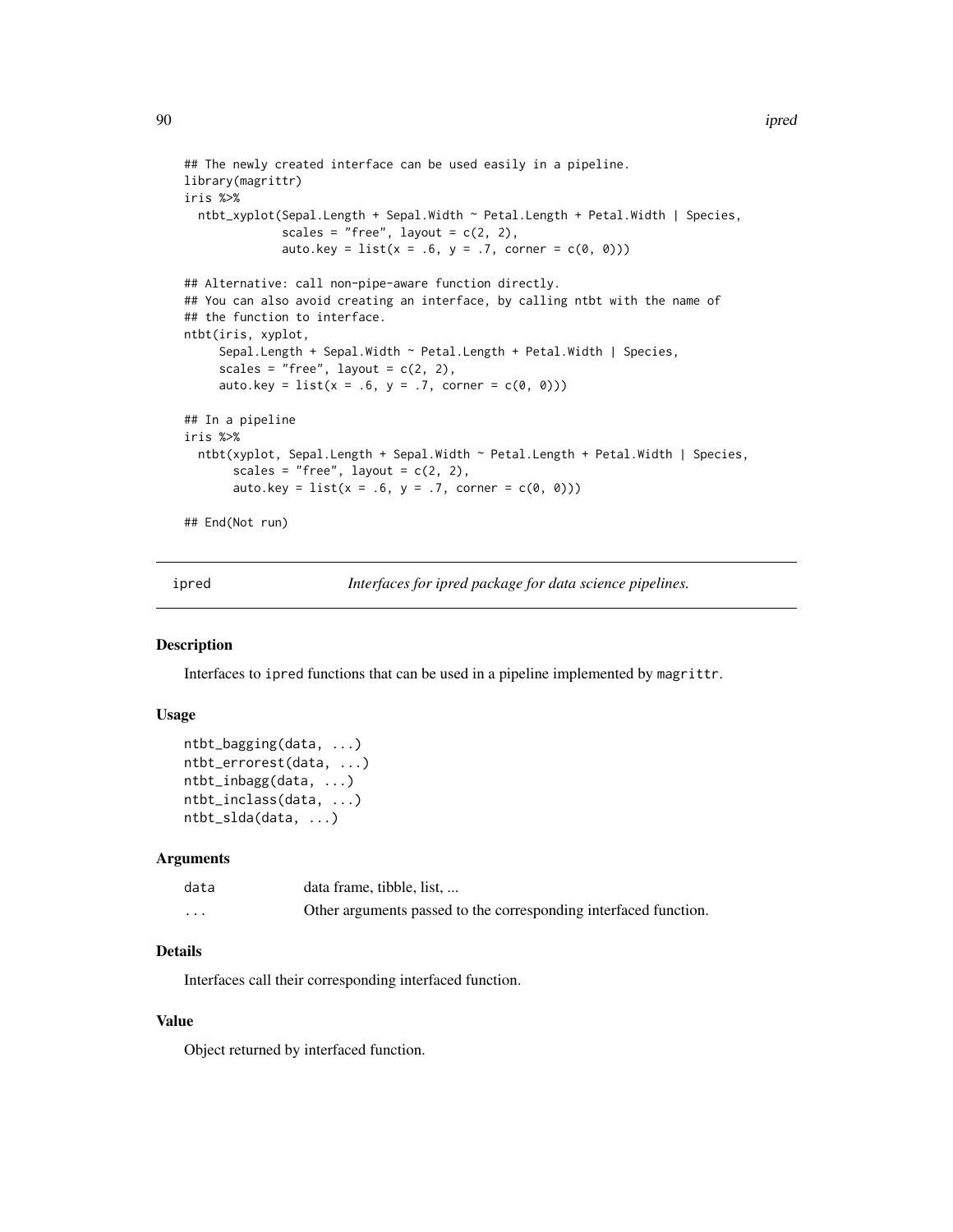```
## The newly created interface can be used easily in a pipeline.
library(magrittr)
iris %>%
  ntbt_xyplot(Sepal.Length + Sepal.Width ~ Petal.Length + Petal.Width | Species,
              scales = "free", layout = c(2, 2),
              auto.key = list(x = .6, y = .7, corner = c(0, 0)))

## Alternative: call non-pipe-aware function directly.
## You can also avoid creating an interface, by calling ntbt with the name of
## the function to interface.
ntbt(iris, xyplot,
     Sepal.Length + Sepal.Width ~ Petal.Length + Petal.Width | Species,
     scales = "free", layout = c(2, 2),
     auto.key = list(x = .6, y = .7, corner = c(0, 0)))

## In a pipeline
iris %>%
  ntbt(xyplot, Sepal.Length + Sepal.Width ~ Petal.Length + Petal.Width | Species,
       scales = "free", layout = c(2, 2),
       auto.key = list(x = .6, y = .7, corner = c(0, 0)))

## End(Not run)
```

---

## ipred — *Interfaces for ipred package for data science pipelines.*

### Description

Interfaces to ipred functions that can be used in a pipeline implemented by magrittr.

### Usage

```
ntbt_bagging(data, ...)
ntbt_errorest(data, ...)
ntbt_inbagg(data, ...)
ntbt_inclass(data, ...)
ntbt_slda(data, ...)
```

### Arguments

| | |
|---|---|
| data | data frame, tibble, list, ... |
| ... | Other arguments passed to the corresponding interfaced function. |

### Details

Interfaces call their corresponding interfaced function.

### Value

Object returned by interfaced function.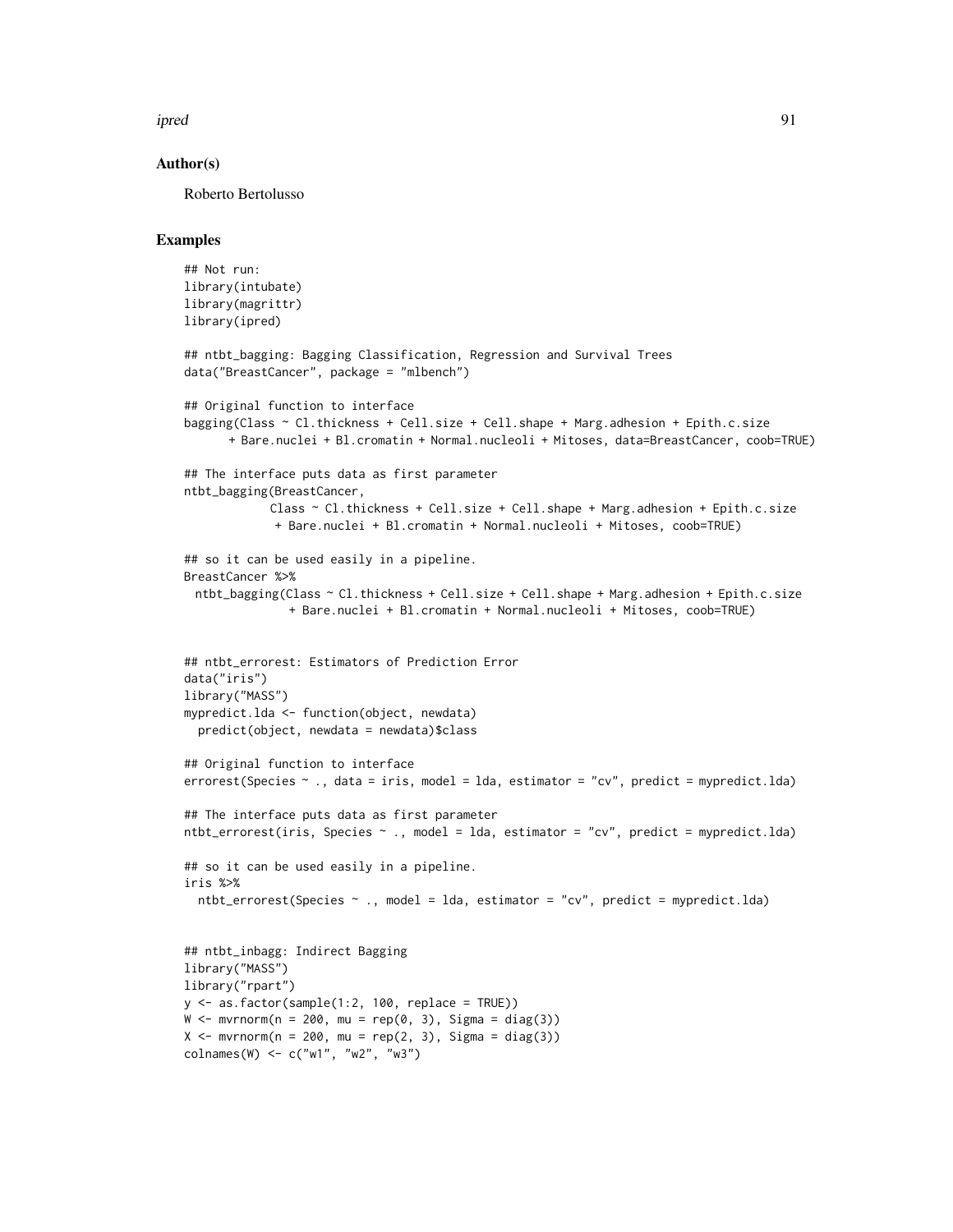### Author(s)

Roberto Bertolusso

### Examples

```
## Not run:
library(intubate)
library(magrittr)
library(ipred)

## ntbt_bagging: Bagging Classification, Regression and Survival Trees
data("BreastCancer", package = "mlbench")

## Original function to interface
bagging(Class ~ Cl.thickness + Cell.size + Cell.shape + Marg.adhesion + Epith.c.size
      + Bare.nuclei + Bl.cromatin + Normal.nucleoli + Mitoses, data=BreastCancer, coob=TRUE)

## The interface puts data as first parameter
ntbt_bagging(BreastCancer,
             Class ~ Cl.thickness + Cell.size + Cell.shape + Marg.adhesion + Epith.c.size
              + Bare.nuclei + Bl.cromatin + Normal.nucleoli + Mitoses, coob=TRUE)

## so it can be used easily in a pipeline.
BreastCancer %>%
  ntbt_bagging(Class ~ Cl.thickness + Cell.size + Cell.shape + Marg.adhesion + Epith.c.size
               + Bare.nuclei + Bl.cromatin + Normal.nucleoli + Mitoses, coob=TRUE)


## ntbt_errorest: Estimators of Prediction Error
data("iris")
library("MASS")
mypredict.lda <- function(object, newdata)
  predict(object, newdata = newdata)$class

## Original function to interface
errorest(Species ~ ., data = iris, model = lda, estimator = "cv", predict = mypredict.lda)

## The interface puts data as first parameter
ntbt_errorest(iris, Species ~ ., model = lda, estimator = "cv", predict = mypredict.lda)

## so it can be used easily in a pipeline.
iris %>%
  ntbt_errorest(Species ~ ., model = lda, estimator = "cv", predict = mypredict.lda)


## ntbt_inbagg: Indirect Bagging
library("MASS")
library("rpart")
y <- as.factor(sample(1:2, 100, replace = TRUE))
W <- mvrnorm(n = 200, mu = rep(0, 3), Sigma = diag(3))
X <- mvrnorm(n = 200, mu = rep(2, 3), Sigma = diag(3))
colnames(W) <- c("w1", "w2", "w3")
```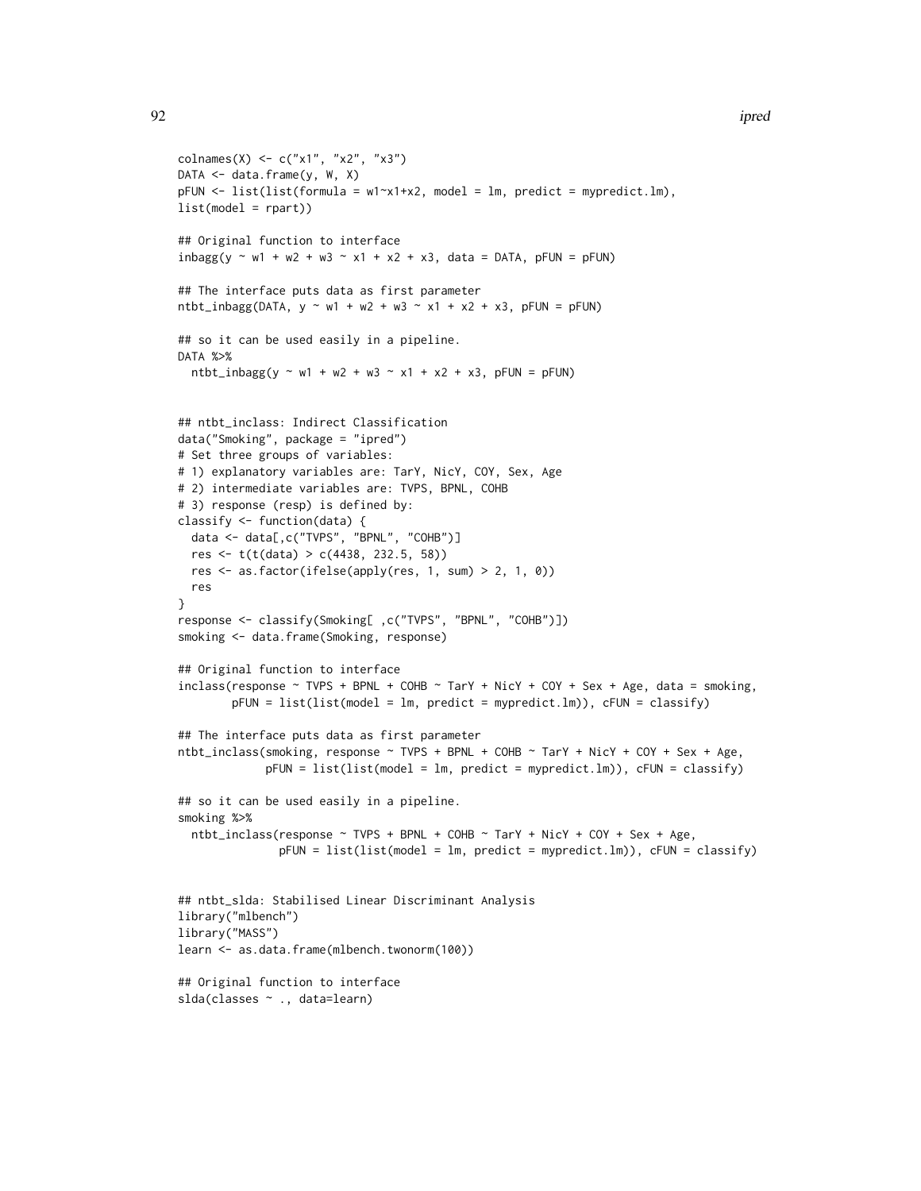```
colnames(X) <- c("x1", "x2", "x3")
DATA <- data.frame(y, W, X)
pFUN <- list(list(formula = w1~x1+x2, model = lm, predict = mypredict.lm),
list(model = rpart))

## Original function to interface
inbagg(y ~ w1 + w2 + w3 ~ x1 + x2 + x3, data = DATA, pFUN = pFUN)

## The interface puts data as first parameter
ntbt_inbagg(DATA, y ~ w1 + w2 + w3 ~ x1 + x2 + x3, pFUN = pFUN)

## so it can be used easily in a pipeline.
DATA %>%
  ntbt_inbagg(y ~ w1 + w2 + w3 ~ x1 + x2 + x3, pFUN = pFUN)


## ntbt_inclass: Indirect Classification
data("Smoking", package = "ipred")
# Set three groups of variables:
# 1) explanatory variables are: TarY, NicY, COY, Sex, Age
# 2) intermediate variables are: TVPS, BPNL, COHB
# 3) response (resp) is defined by:
classify <- function(data) {
  data <- data[,c("TVPS", "BPNL", "COHB")]
  res <- t(t(data) > c(4438, 232.5, 58))
  res <- as.factor(ifelse(apply(res, 1, sum) > 2, 1, 0))
  res
}
response <- classify(Smoking[ ,c("TVPS", "BPNL", "COHB")])
smoking <- data.frame(Smoking, response)

## Original function to interface
inclass(response ~ TVPS + BPNL + COHB ~ TarY + NicY + COY + Sex + Age, data = smoking,
        pFUN = list(list(model = lm, predict = mypredict.lm)), cFUN = classify)

## The interface puts data as first parameter
ntbt_inclass(smoking, response ~ TVPS + BPNL + COHB ~ TarY + NicY + COY + Sex + Age,
             pFUN = list(list(model = lm, predict = mypredict.lm)), cFUN = classify)

## so it can be used easily in a pipeline.
smoking %>%
  ntbt_inclass(response ~ TVPS + BPNL + COHB ~ TarY + NicY + COY + Sex + Age,
               pFUN = list(list(model = lm, predict = mypredict.lm)), cFUN = classify)


## ntbt_slda: Stabilised Linear Discriminant Analysis
library("mlbench")
library("MASS")
learn <- as.data.frame(mlbench.twonorm(100))

## Original function to interface
slda(classes ~ ., data=learn)
```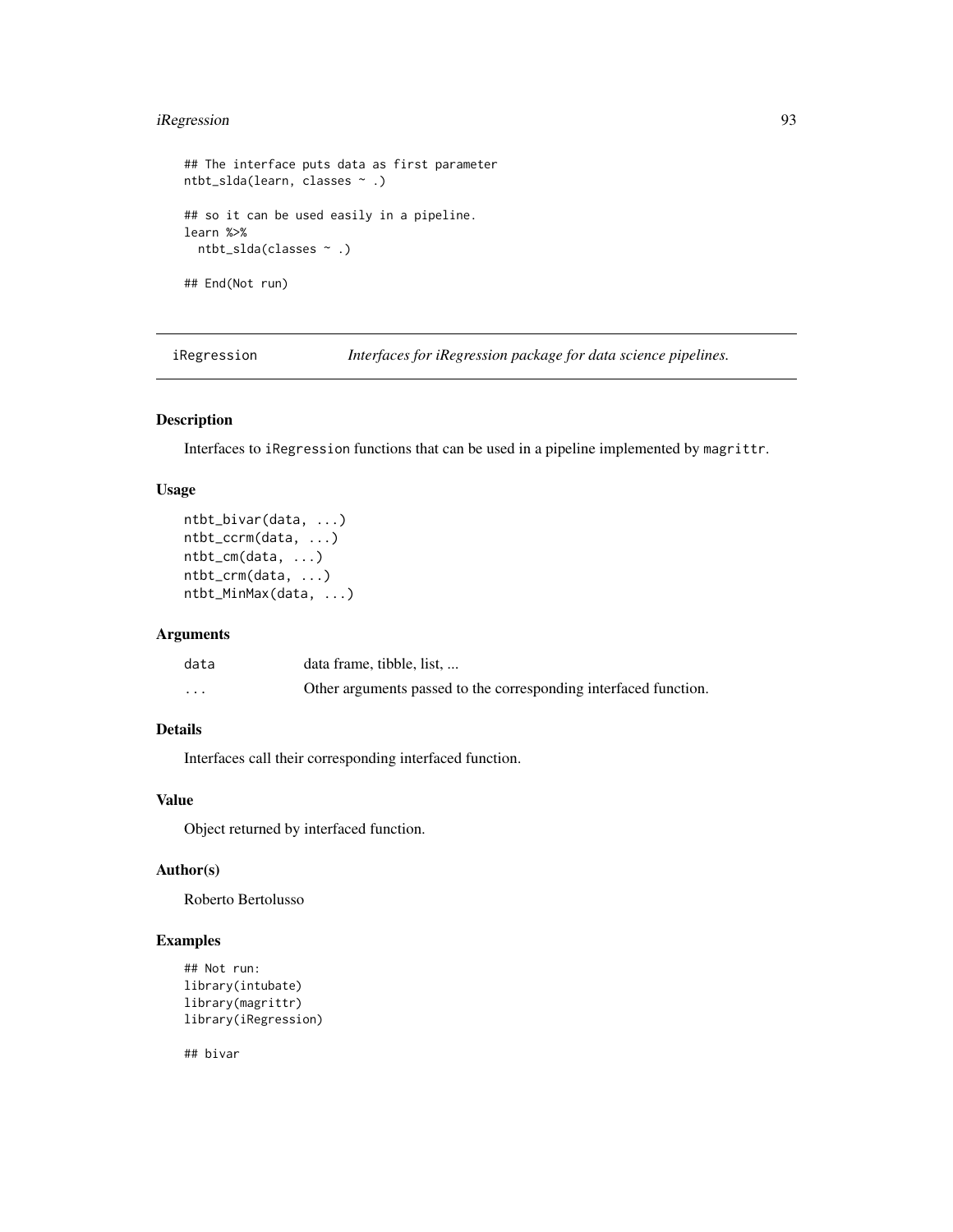```
## The interface puts data as first parameter
ntbt_slda(learn, classes ~ .)

## so it can be used easily in a pipeline.
learn %>%
  ntbt_slda(classes ~ .)

## End(Not run)
```

## iRegression — *Interfaces for iRegression package for data science pipelines.*

### Description

Interfaces to `iRegression` functions that can be used in a pipeline implemented by `magrittr`.

### Usage

```
ntbt_bivar(data, ...)
ntbt_ccrm(data, ...)
ntbt_cm(data, ...)
ntbt_crm(data, ...)
ntbt_MinMax(data, ...)
```

### Arguments

| | |
|---|---|
| `data` | data frame, tibble, list, ... |
| `...` | Other arguments passed to the corresponding interfaced function. |

### Details

Interfaces call their corresponding interfaced function.

### Value

Object returned by interfaced function.

### Author(s)

Roberto Bertolusso

### Examples

```
## Not run:
library(intubate)
library(magrittr)
library(iRegression)

## bivar
```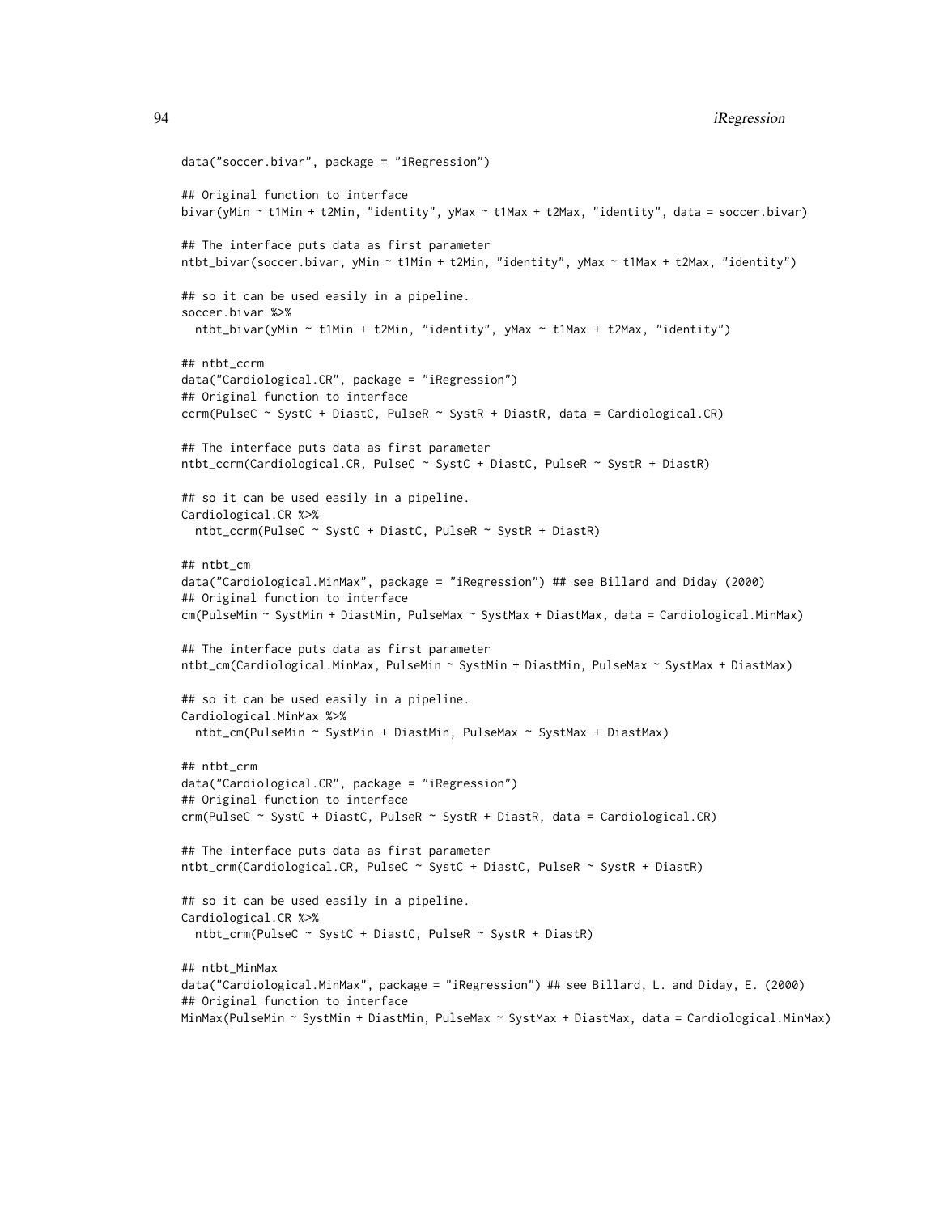```
data("soccer.bivar", package = "iRegression")

## Original function to interface
bivar(yMin ~ t1Min + t2Min, "identity", yMax ~ t1Max + t2Max, "identity", data = soccer.bivar)

## The interface puts data as first parameter
ntbt_bivar(soccer.bivar, yMin ~ t1Min + t2Min, "identity", yMax ~ t1Max + t2Max, "identity")

## so it can be used easily in a pipeline.
soccer.bivar %>%
  ntbt_bivar(yMin ~ t1Min + t2Min, "identity", yMax ~ t1Max + t2Max, "identity")

## ntbt_ccrm
data("Cardiological.CR", package = "iRegression")
## Original function to interface
ccrm(PulseC ~ SystC + DiastC, PulseR ~ SystR + DiastR, data = Cardiological.CR)

## The interface puts data as first parameter
ntbt_ccrm(Cardiological.CR, PulseC ~ SystC + DiastC, PulseR ~ SystR + DiastR)

## so it can be used easily in a pipeline.
Cardiological.CR %>%
  ntbt_ccrm(PulseC ~ SystC + DiastC, PulseR ~ SystR + DiastR)

## ntbt_cm
data("Cardiological.MinMax", package = "iRegression") ## see Billard and Diday (2000)
## Original function to interface
cm(PulseMin ~ SystMin + DiastMin, PulseMax ~ SystMax + DiastMax, data = Cardiological.MinMax)

## The interface puts data as first parameter
ntbt_cm(Cardiological.MinMax, PulseMin ~ SystMin + DiastMin, PulseMax ~ SystMax + DiastMax)

## so it can be used easily in a pipeline.
Cardiological.MinMax %>%
  ntbt_cm(PulseMin ~ SystMin + DiastMin, PulseMax ~ SystMax + DiastMax)

## ntbt_crm
data("Cardiological.CR", package = "iRegression")
## Original function to interface
crm(PulseC ~ SystC + DiastC, PulseR ~ SystR + DiastR, data = Cardiological.CR)

## The interface puts data as first parameter
ntbt_crm(Cardiological.CR, PulseC ~ SystC + DiastC, PulseR ~ SystR + DiastR)

## so it can be used easily in a pipeline.
Cardiological.CR %>%
  ntbt_crm(PulseC ~ SystC + DiastC, PulseR ~ SystR + DiastR)

## ntbt_MinMax
data("Cardiological.MinMax", package = "iRegression") ## see Billard, L. and Diday, E. (2000)
## Original function to interface
MinMax(PulseMin ~ SystMin + DiastMin, PulseMax ~ SystMax + DiastMax, data = Cardiological.MinMax)
```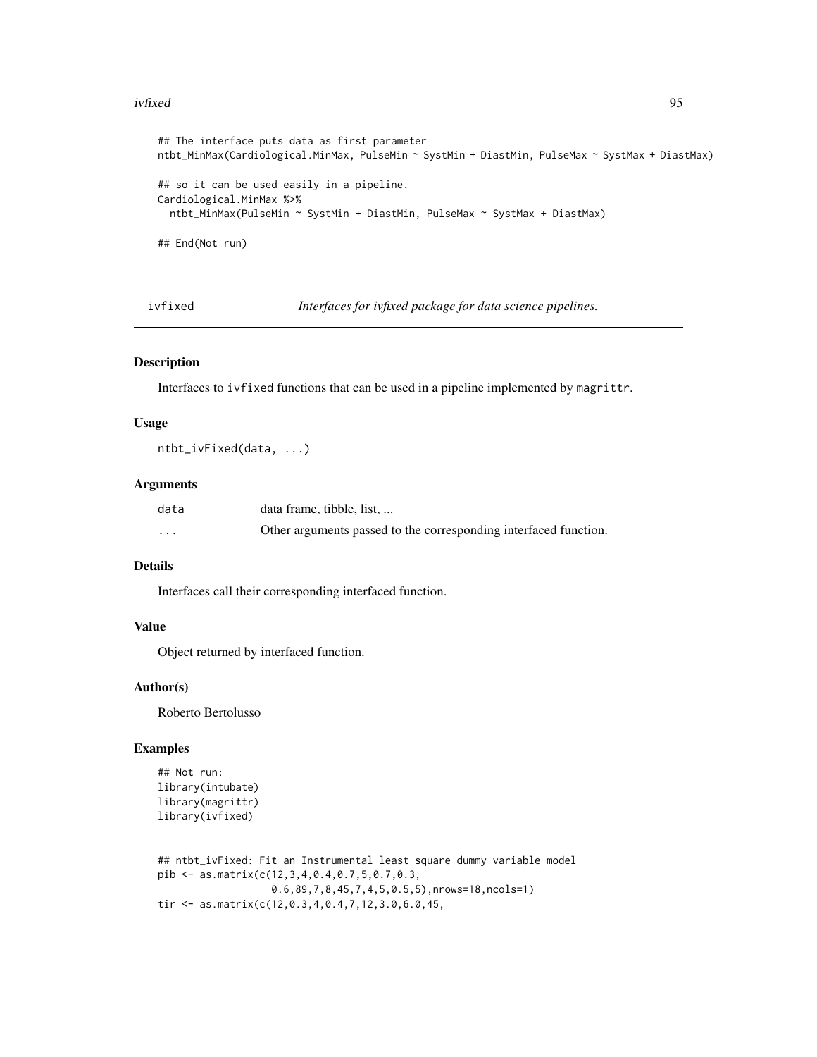```
## The interface puts data as first parameter
ntbt_MinMax(Cardiological.MinMax, PulseMin ~ SystMin + DiastMin, PulseMax ~ SystMax + DiastMax)

## so it can be used easily in a pipeline.
Cardiological.MinMax %>%
  ntbt_MinMax(PulseMin ~ SystMin + DiastMin, PulseMax ~ SystMax + DiastMax)

## End(Not run)
```

## ivfixed — *Interfaces for ivfixed package for data science pipelines.*

### Description

Interfaces to `ivfixed` functions that can be used in a pipeline implemented by `magrittr`.

### Usage

```
ntbt_ivFixed(data, ...)
```

### Arguments

| | |
|---|---|
| `data` | data frame, tibble, list, ... |
| `...` | Other arguments passed to the corresponding interfaced function. |

### Details

Interfaces call their corresponding interfaced function.

### Value

Object returned by interfaced function.

### Author(s)

Roberto Bertolusso

### Examples

```
## Not run:
library(intubate)
library(magrittr)
library(ivfixed)


## ntbt_ivFixed: Fit an Instrumental least square dummy variable model
pib <- as.matrix(c(12,3,4,0.4,0.7,5,0.7,0.3,
                   0.6,89,7,8,45,7,4,5,0.5,5),nrows=18,ncols=1)
tir <- as.matrix(c(12,0.3,4,0.4,7,12,3.0,6.0,45,
```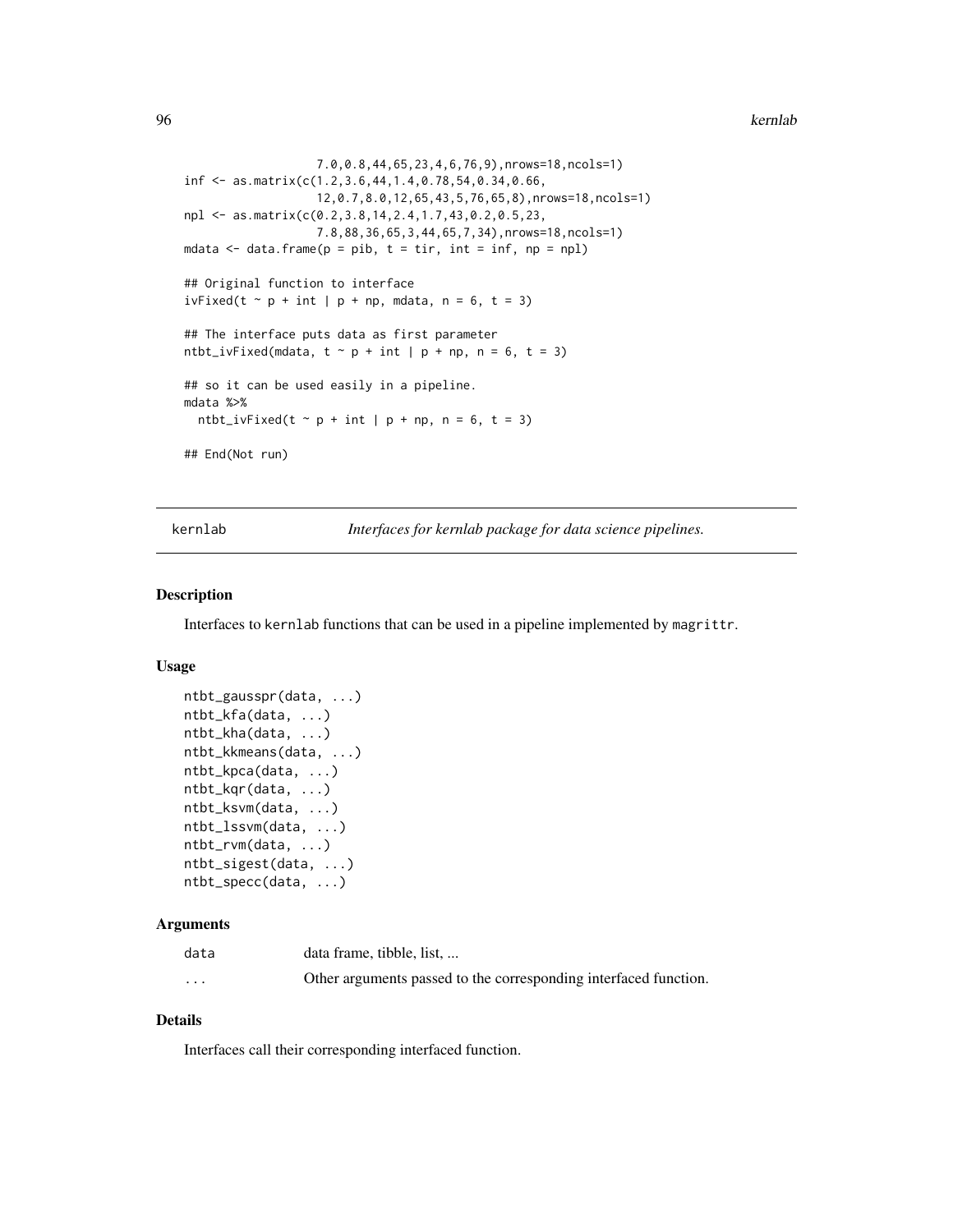```
                 7.0,0.8,44,65,23,4,6,76,9),nrows=18,ncols=1)
inf <- as.matrix(c(1.2,3.6,44,1.4,0.78,54,0.34,0.66,
                 12,0.7,8.0,12,65,43,5,76,65,8),nrows=18,ncols=1)
npl <- as.matrix(c(0.2,3.8,14,2.4,1.7,43,0.2,0.5,23,
                 7.8,88,36,65,3,44,65,7,34),nrows=18,ncols=1)
mdata <- data.frame(p = pib, t = tir, int = inf, np = npl)

## Original function to interface
ivFixed(t ~ p + int | p + np, mdata, n = 6, t = 3)

## The interface puts data as first parameter
ntbt_ivFixed(mdata, t ~ p + int | p + np, n = 6, t = 3)

## so it can be used easily in a pipeline.
mdata %>%
  ntbt_ivFixed(t ~ p + int | p + np, n = 6, t = 3)

## End(Not run)
```

---

## kernlab — *Interfaces for kernlab package for data science pipelines.*

### Description

Interfaces to kernlab functions that can be used in a pipeline implemented by magrittr.

### Usage

```
ntbt_gausspr(data, ...)
ntbt_kfa(data, ...)
ntbt_kha(data, ...)
ntbt_kkmeans(data, ...)
ntbt_kpca(data, ...)
ntbt_kqr(data, ...)
ntbt_ksvm(data, ...)
ntbt_lssvm(data, ...)
ntbt_rvm(data, ...)
ntbt_sigest(data, ...)
ntbt_specc(data, ...)
```

### Arguments

| | |
|---|---|
| data | data frame, tibble, list, ... |
| ... | Other arguments passed to the corresponding interfaced function. |

### Details

Interfaces call their corresponding interfaced function.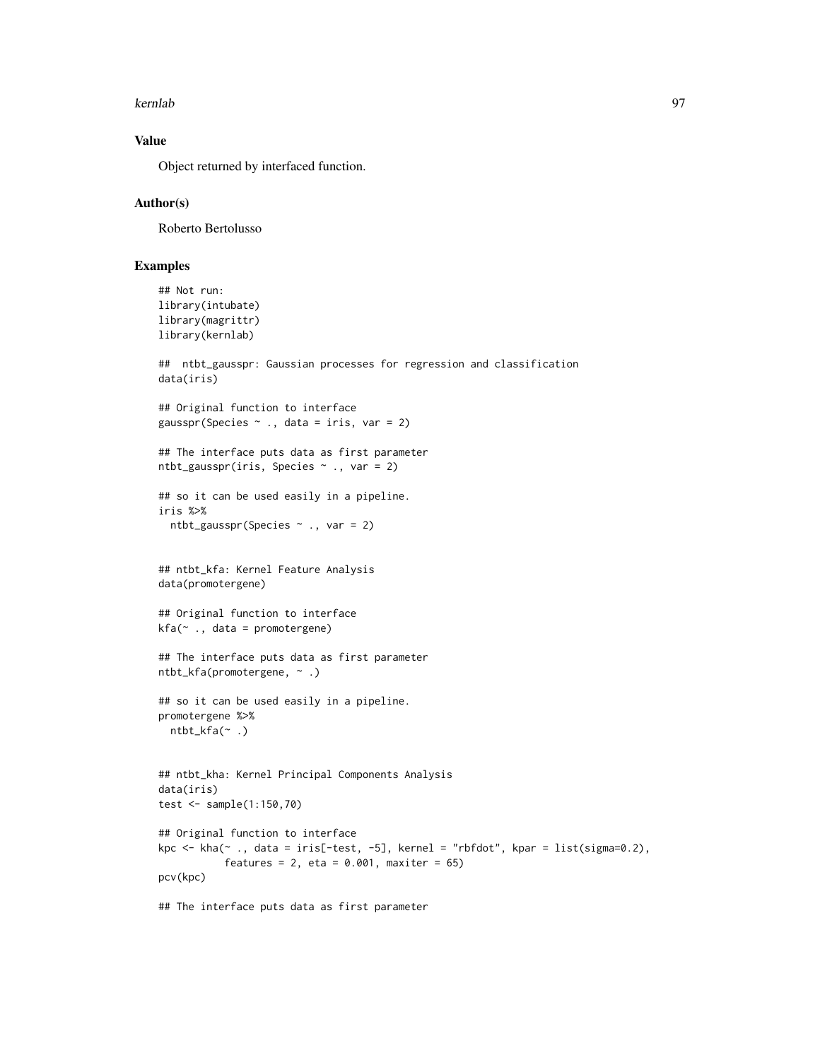## Value

Object returned by interfaced function.

## Author(s)

Roberto Bertolusso

## Examples

```
## Not run:
library(intubate)
library(magrittr)
library(kernlab)

##  ntbt_gausspr: Gaussian processes for regression and classification
data(iris)

## Original function to interface
gausspr(Species ~ ., data = iris, var = 2)

## The interface puts data as first parameter
ntbt_gausspr(iris, Species ~ ., var = 2)

## so it can be used easily in a pipeline.
iris %>%
  ntbt_gausspr(Species ~ ., var = 2)


## ntbt_kfa: Kernel Feature Analysis
data(promotergene)

## Original function to interface
kfa(~ ., data = promotergene)

## The interface puts data as first parameter
ntbt_kfa(promotergene, ~ .)

## so it can be used easily in a pipeline.
promotergene %>%
  ntbt_kfa(~ .)


## ntbt_kha: Kernel Principal Components Analysis
data(iris)
test <- sample(1:150,70)

## Original function to interface
kpc <- kha(~ ., data = iris[-test, -5], kernel = "rbfdot", kpar = list(sigma=0.2),
           features = 2, eta = 0.001, maxiter = 65)
pcv(kpc)

## The interface puts data as first parameter
```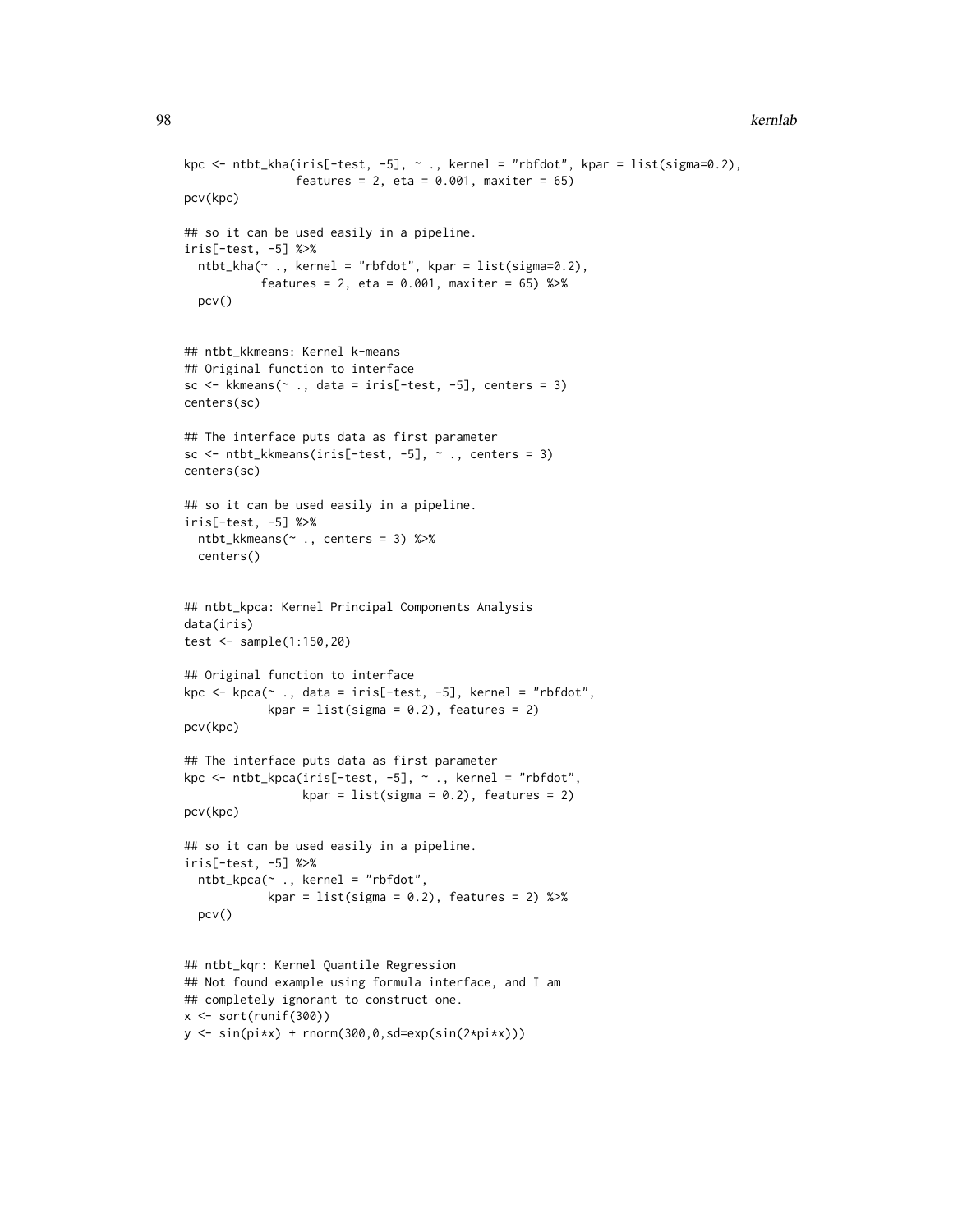```
kpc <- ntbt_kha(iris[-test, -5], ~ ., kernel = "rbfdot", kpar = list(sigma=0.2),
                features = 2, eta = 0.001, maxiter = 65)
pcv(kpc)

## so it can be used easily in a pipeline.
iris[-test, -5] %>%
  ntbt_kha(~ ., kernel = "rbfdot", kpar = list(sigma=0.2),
           features = 2, eta = 0.001, maxiter = 65) %>%
  pcv()


## ntbt_kkmeans: Kernel k-means
## Original function to interface
sc <- kkmeans(~ ., data = iris[-test, -5], centers = 3)
centers(sc)

## The interface puts data as first parameter
sc <- ntbt_kkmeans(iris[-test, -5], ~ ., centers = 3)
centers(sc)

## so it can be used easily in a pipeline.
iris[-test, -5] %>%
  ntbt_kkmeans(~ ., centers = 3) %>%
  centers()


## ntbt_kpca: Kernel Principal Components Analysis
data(iris)
test <- sample(1:150,20)

## Original function to interface
kpc <- kpca(~ ., data = iris[-test, -5], kernel = "rbfdot",
            kpar = list(sigma = 0.2), features = 2)
pcv(kpc)

## The interface puts data as first parameter
kpc <- ntbt_kpca(iris[-test, -5], ~ ., kernel = "rbfdot",
                 kpar = list(sigma = 0.2), features = 2)
pcv(kpc)

## so it can be used easily in a pipeline.
iris[-test, -5] %>%
  ntbt_kpca(~ ., kernel = "rbfdot",
            kpar = list(sigma = 0.2), features = 2) %>%
  pcv()


## ntbt_kqr: Kernel Quantile Regression
## Not found example using formula interface, and I am
## completely ignorant to construct one.
x <- sort(runif(300))
y <- sin(pi*x) + rnorm(300,0,sd=exp(sin(2*pi*x)))
```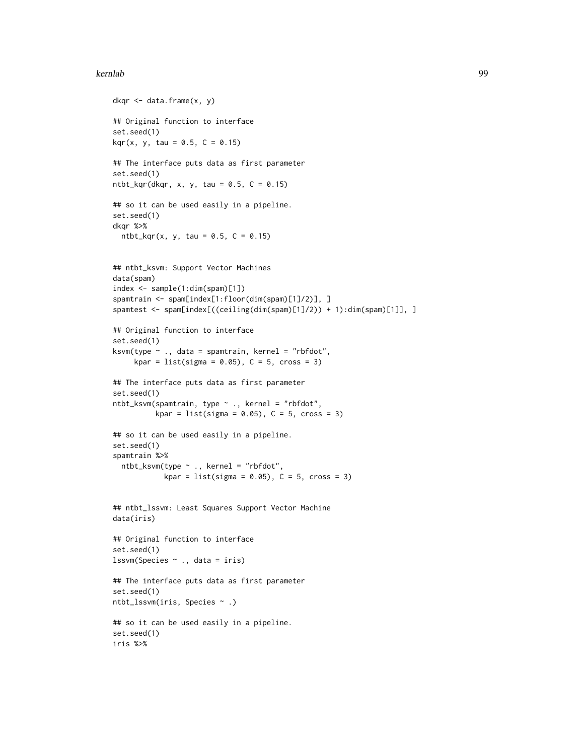```
dkqr <- data.frame(x, y)

## Original function to interface
set.seed(1)
kqr(x, y, tau = 0.5, C = 0.15)

## The interface puts data as first parameter
set.seed(1)
ntbt_kqr(dkqr, x, y, tau = 0.5, C = 0.15)

## so it can be used easily in a pipeline.
set.seed(1)
dkqr %>%
  ntbt_kqr(x, y, tau = 0.5, C = 0.15)


## ntbt_ksvm: Support Vector Machines
data(spam)
index <- sample(1:dim(spam)[1])
spamtrain <- spam[index[1:floor(dim(spam)[1]/2)], ]
spamtest <- spam[index[((ceiling(dim(spam)[1]/2)) + 1):dim(spam)[1]], ]

## Original function to interface
set.seed(1)
ksvm(type ~ ., data = spamtrain, kernel = "rbfdot",
     kpar = list(sigma = 0.05), C = 5, cross = 3)

## The interface puts data as first parameter
set.seed(1)
ntbt_ksvm(spamtrain, type ~ ., kernel = "rbfdot",
          kpar = list(sigma = 0.05), C = 5, cross = 3)

## so it can be used easily in a pipeline.
set.seed(1)
spamtrain %>%
  ntbt_ksvm(type ~ ., kernel = "rbfdot",
            kpar = list(sigma = 0.05), C = 5, cross = 3)


## ntbt_lssvm: Least Squares Support Vector Machine
data(iris)

## Original function to interface
set.seed(1)
lssvm(Species ~ ., data = iris)

## The interface puts data as first parameter
set.seed(1)
ntbt_lssvm(iris, Species ~ .)

## so it can be used easily in a pipeline.
set.seed(1)
iris %>%
```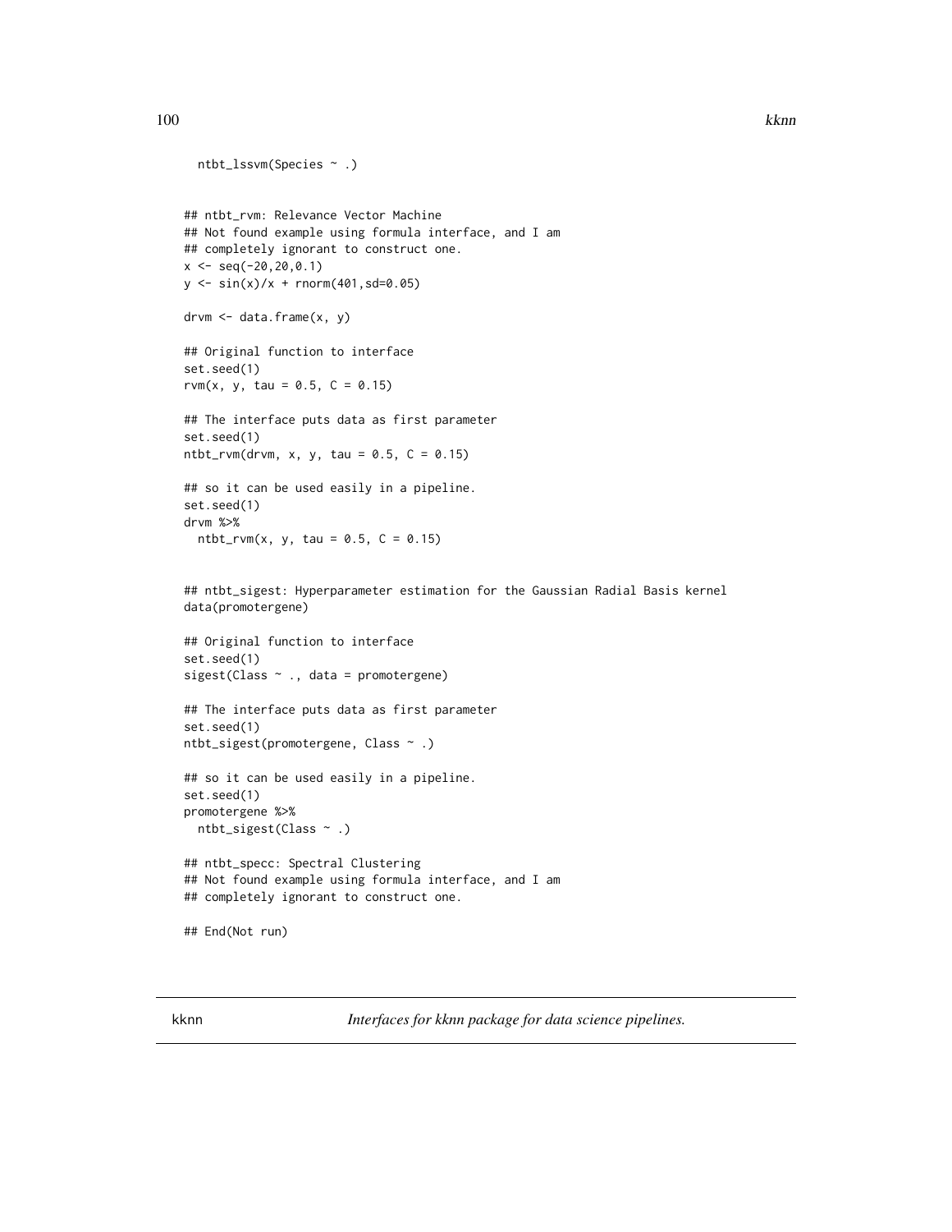```
  ntbt_lssvm(Species ~ .)


## ntbt_rvm: Relevance Vector Machine
## Not found example using formula interface, and I am
## completely ignorant to construct one.
x <- seq(-20,20,0.1)
y <- sin(x)/x + rnorm(401,sd=0.05)

drvm <- data.frame(x, y)

## Original function to interface
set.seed(1)
rvm(x, y, tau = 0.5, C = 0.15)

## The interface puts data as first parameter
set.seed(1)
ntbt_rvm(drvm, x, y, tau = 0.5, C = 0.15)

## so it can be used easily in a pipeline.
set.seed(1)
drvm %>%
  ntbt_rvm(x, y, tau = 0.5, C = 0.15)


## ntbt_sigest: Hyperparameter estimation for the Gaussian Radial Basis kernel
data(promotergene)

## Original function to interface
set.seed(1)
sigest(Class ~ ., data = promotergene)

## The interface puts data as first parameter
set.seed(1)
ntbt_sigest(promotergene, Class ~ .)

## so it can be used easily in a pipeline.
set.seed(1)
promotergene %>%
  ntbt_sigest(Class ~ .)

## ntbt_specc: Spectral Clustering
## Not found example using formula interface, and I am
## completely ignorant to construct one.

## End(Not run)
```

# kknn *Interfaces for kknn package for data science pipelines.*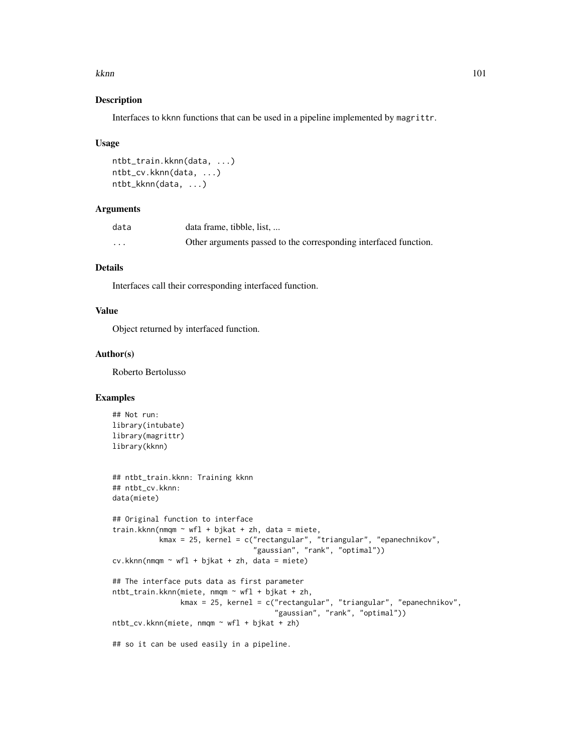## Description

Interfaces to kknn functions that can be used in a pipeline implemented by magrittr.

## Usage

```
ntbt_train.kknn(data, ...)
ntbt_cv.kknn(data, ...)
ntbt_kknn(data, ...)
```

## Arguments

| | |
|---|---|
| data | data frame, tibble, list, ... |
| ... | Other arguments passed to the corresponding interfaced function. |

## Details

Interfaces call their corresponding interfaced function.

## Value

Object returned by interfaced function.

## Author(s)

Roberto Bertolusso

## Examples

```
## Not run:
library(intubate)
library(magrittr)
library(kknn)


## ntbt_train.kknn: Training kknn
## ntbt_cv.kknn:
data(miete)

## Original function to interface
train.kknn(nmqm ~ wfl + bjkat + zh, data = miete,
           kmax = 25, kernel = c("rectangular", "triangular", "epanechnikov",
                                 "gaussian", "rank", "optimal"))
cv.kknn(nmqm ~ wfl + bjkat + zh, data = miete)

## The interface puts data as first parameter
ntbt_train.kknn(miete, nmqm ~ wfl + bjkat + zh,
                kmax = 25, kernel = c("rectangular", "triangular", "epanechnikov",
                                      "gaussian", "rank", "optimal"))
ntbt_cv.kknn(miete, nmqm ~ wfl + bjkat + zh)

## so it can be used easily in a pipeline.
```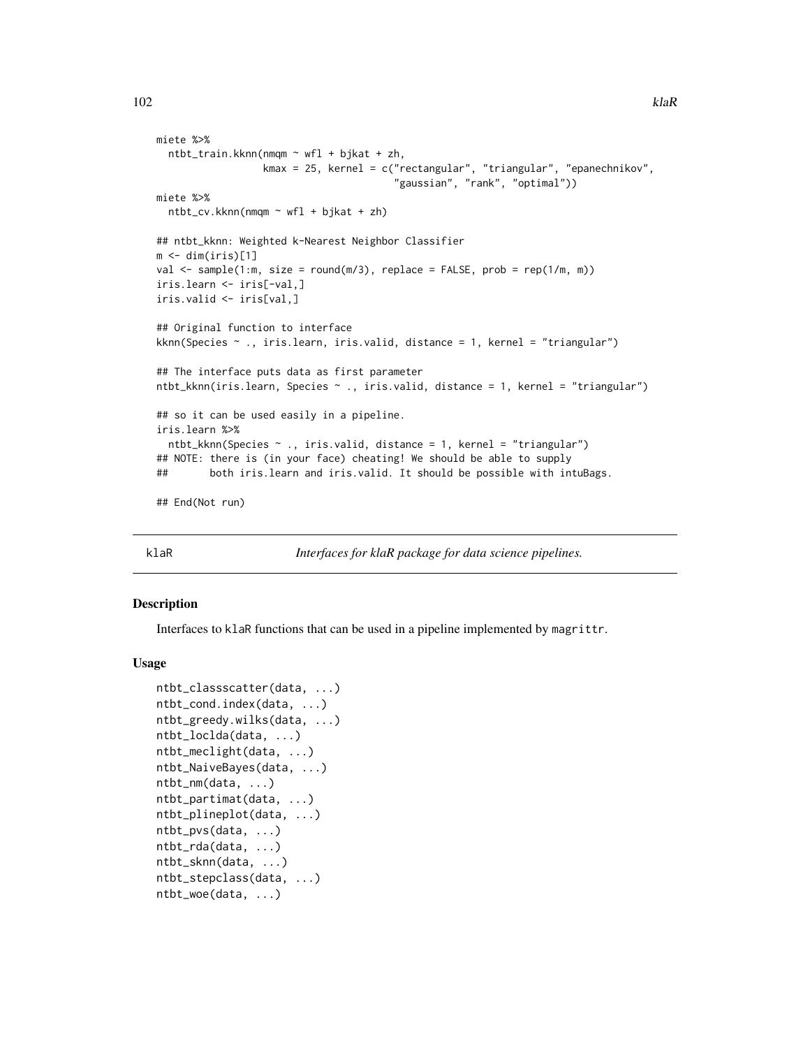```
miete %>%
  ntbt_train.kknn(nmqm ~ wfl + bjkat + zh,
                  kmax = 25, kernel = c("rectangular", "triangular", "epanechnikov",
                                        "gaussian", "rank", "optimal"))
miete %>%
  ntbt_cv.kknn(nmqm ~ wfl + bjkat + zh)

## ntbt_kknn: Weighted k-Nearest Neighbor Classifier
m <- dim(iris)[1]
val <- sample(1:m, size = round(m/3), replace = FALSE, prob = rep(1/m, m))
iris.learn <- iris[-val,]
iris.valid <- iris[val,]

## Original function to interface
kknn(Species ~ ., iris.learn, iris.valid, distance = 1, kernel = "triangular")

## The interface puts data as first parameter
ntbt_kknn(iris.learn, Species ~ ., iris.valid, distance = 1, kernel = "triangular")

## so it can be used easily in a pipeline.
iris.learn %>%
  ntbt_kknn(Species ~ ., iris.valid, distance = 1, kernel = "triangular")
## NOTE: there is (in your face) cheating! We should be able to supply
##       both iris.learn and iris.valid. It should be possible with intuBags.

## End(Not run)
```

## klaR — *Interfaces for klaR package for data science pipelines.*

### Description

Interfaces to klaR functions that can be used in a pipeline implemented by magrittr.

### Usage

```
ntbt_classscatter(data, ...)
ntbt_cond.index(data, ...)
ntbt_greedy.wilks(data, ...)
ntbt_loclda(data, ...)
ntbt_meclight(data, ...)
ntbt_NaiveBayes(data, ...)
ntbt_nm(data, ...)
ntbt_partimat(data, ...)
ntbt_plineplot(data, ...)
ntbt_pvs(data, ...)
ntbt_rda(data, ...)
ntbt_sknn(data, ...)
ntbt_stepclass(data, ...)
ntbt_woe(data, ...)
```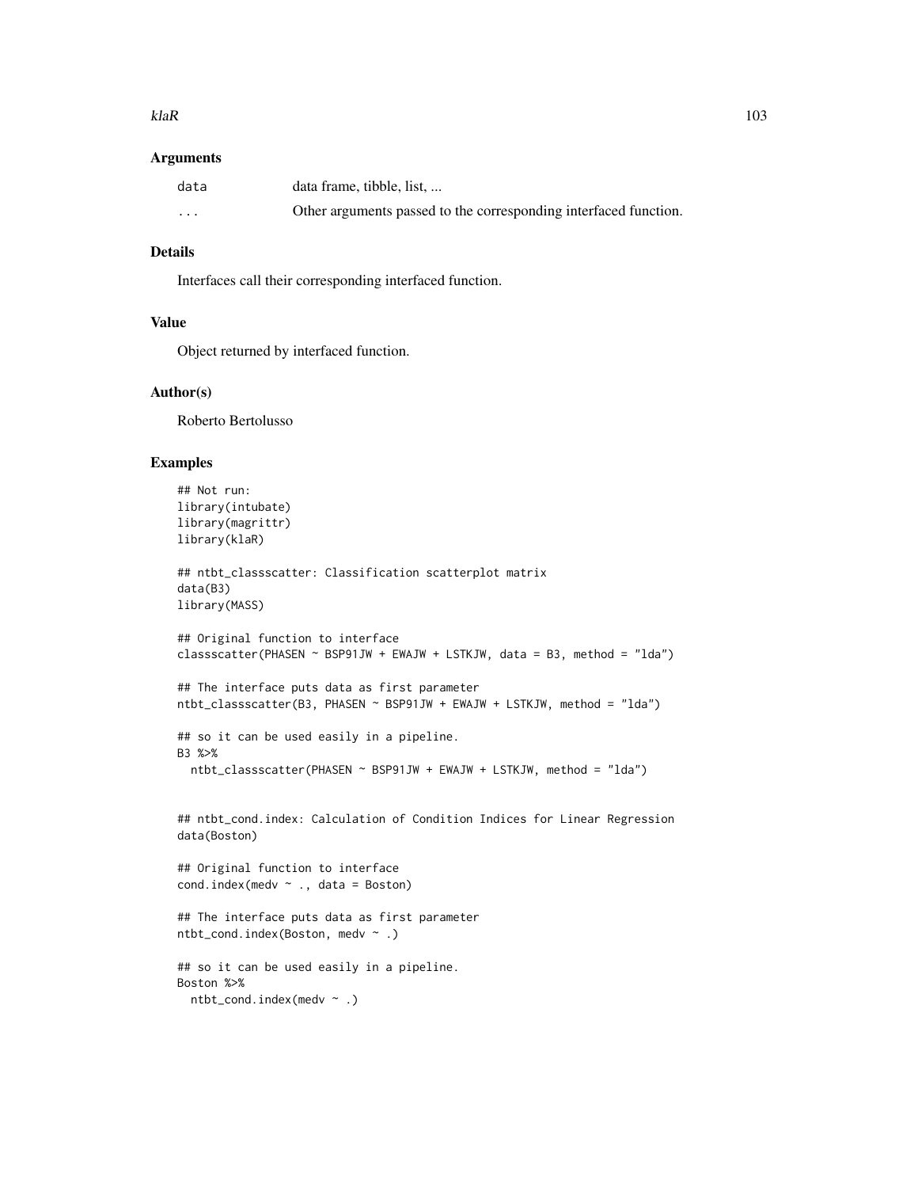### Arguments

| | |
|---|---|
| data | data frame, tibble, list, ... |
| ... | Other arguments passed to the corresponding interfaced function. |

### Details

Interfaces call their corresponding interfaced function.

### Value

Object returned by interfaced function.

### Author(s)

Roberto Bertolusso

### Examples

```
## Not run:
library(intubate)
library(magrittr)
library(klaR)

## ntbt_classscatter: Classification scatterplot matrix
data(B3)
library(MASS)

## Original function to interface
classscatter(PHASEN ~ BSP91JW + EWAJW + LSTKJW, data = B3, method = "lda")

## The interface puts data as first parameter
ntbt_classscatter(B3, PHASEN ~ BSP91JW + EWAJW + LSTKJW, method = "lda")

## so it can be used easily in a pipeline.
B3 %>%
  ntbt_classscatter(PHASEN ~ BSP91JW + EWAJW + LSTKJW, method = "lda")


## ntbt_cond.index: Calculation of Condition Indices for Linear Regression
data(Boston)

## Original function to interface
cond.index(medv ~ ., data = Boston)

## The interface puts data as first parameter
ntbt_cond.index(Boston, medv ~ .)

## so it can be used easily in a pipeline.
Boston %>%
  ntbt_cond.index(medv ~ .)
```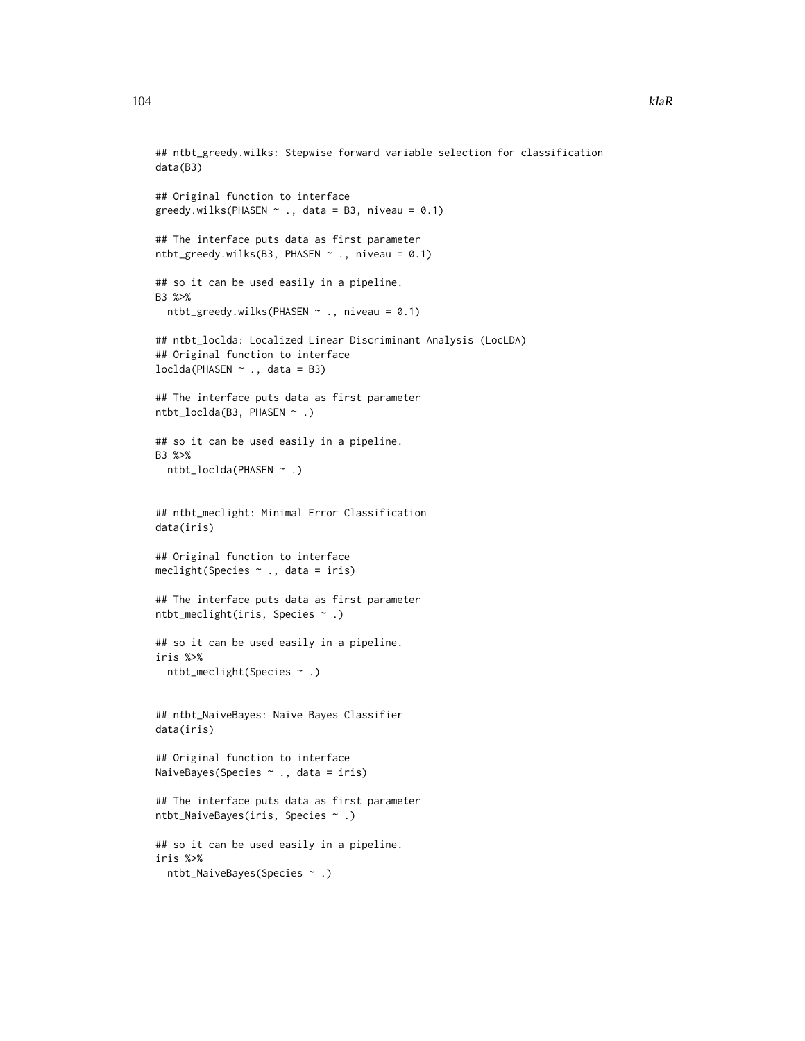```
## ntbt_greedy.wilks: Stepwise forward variable selection for classification
data(B3)

## Original function to interface
greedy.wilks(PHASEN ~ ., data = B3, niveau = 0.1)

## The interface puts data as first parameter
ntbt_greedy.wilks(B3, PHASEN ~ ., niveau = 0.1)

## so it can be used easily in a pipeline.
B3 %>%
  ntbt_greedy.wilks(PHASEN ~ ., niveau = 0.1)

## ntbt_loclda: Localized Linear Discriminant Analysis (LocLDA)
## Original function to interface
loclda(PHASEN ~ ., data = B3)

## The interface puts data as first parameter
ntbt_loclda(B3, PHASEN ~ .)

## so it can be used easily in a pipeline.
B3 %>%
  ntbt_loclda(PHASEN ~ .)


## ntbt_meclight: Minimal Error Classification
data(iris)

## Original function to interface
meclight(Species ~ ., data = iris)

## The interface puts data as first parameter
ntbt_meclight(iris, Species ~ .)

## so it can be used easily in a pipeline.
iris %>%
  ntbt_meclight(Species ~ .)


## ntbt_NaiveBayes: Naive Bayes Classifier
data(iris)

## Original function to interface
NaiveBayes(Species ~ ., data = iris)

## The interface puts data as first parameter
ntbt_NaiveBayes(iris, Species ~ .)

## so it can be used easily in a pipeline.
iris %>%
  ntbt_NaiveBayes(Species ~ .)
```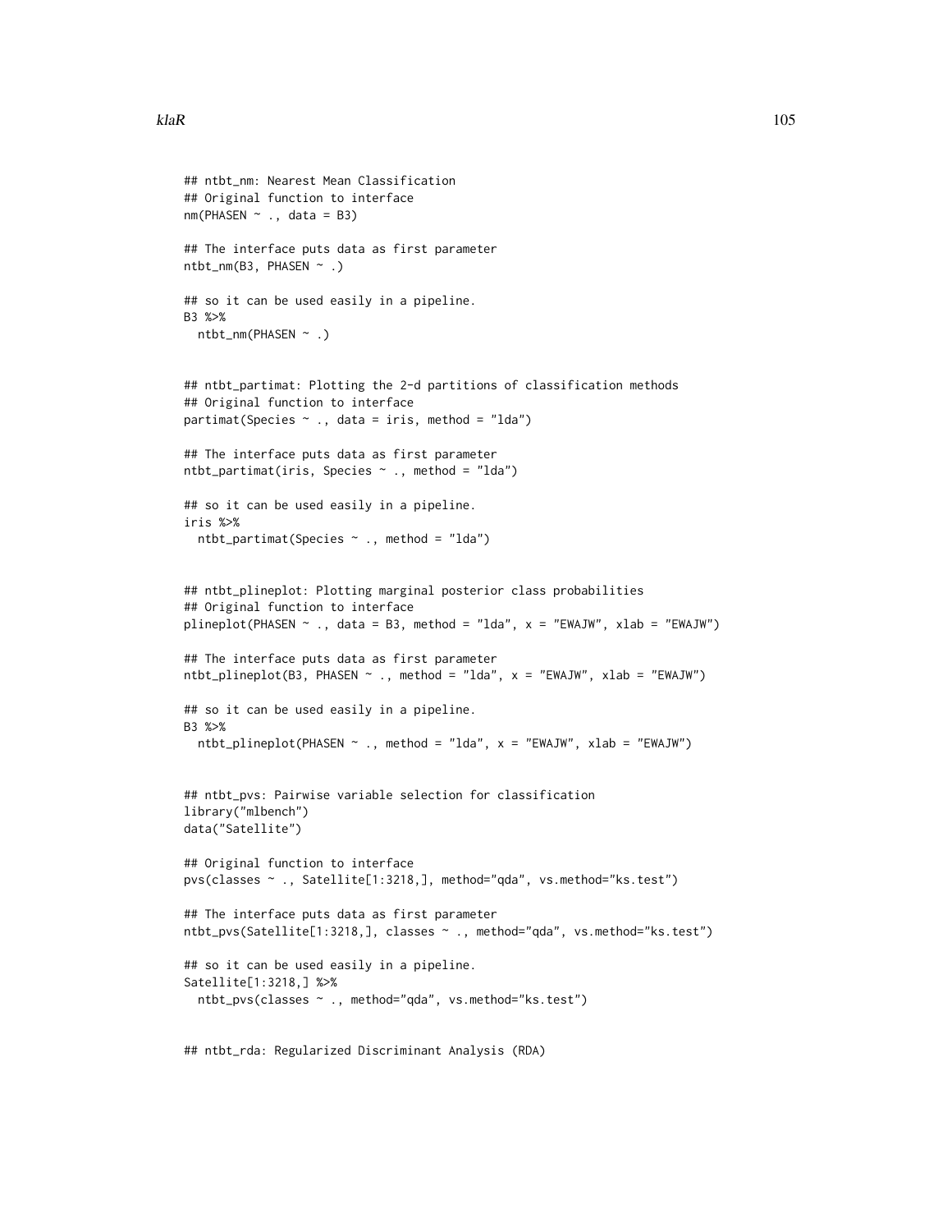```
## ntbt_nm: Nearest Mean Classification
## Original function to interface
nm(PHASEN ~ ., data = B3)

## The interface puts data as first parameter
ntbt_nm(B3, PHASEN ~ .)

## so it can be used easily in a pipeline.
B3 %>%
  ntbt_nm(PHASEN ~ .)


## ntbt_partimat: Plotting the 2-d partitions of classification methods
## Original function to interface
partimat(Species ~ ., data = iris, method = "lda")

## The interface puts data as first parameter
ntbt_partimat(iris, Species ~ ., method = "lda")

## so it can be used easily in a pipeline.
iris %>%
  ntbt_partimat(Species ~ ., method = "lda")


## ntbt_plineplot: Plotting marginal posterior class probabilities
## Original function to interface
plineplot(PHASEN ~ ., data = B3, method = "lda", x = "EWAJW", xlab = "EWAJW")

## The interface puts data as first parameter
ntbt_plineplot(B3, PHASEN ~ ., method = "lda", x = "EWAJW", xlab = "EWAJW")

## so it can be used easily in a pipeline.
B3 %>%
  ntbt_plineplot(PHASEN ~ ., method = "lda", x = "EWAJW", xlab = "EWAJW")


## ntbt_pvs: Pairwise variable selection for classification
library("mlbench")
data("Satellite")

## Original function to interface
pvs(classes ~ ., Satellite[1:3218,], method="qda", vs.method="ks.test")

## The interface puts data as first parameter
ntbt_pvs(Satellite[1:3218,], classes ~ ., method="qda", vs.method="ks.test")

## so it can be used easily in a pipeline.
Satellite[1:3218,] %>%
  ntbt_pvs(classes ~ ., method="qda", vs.method="ks.test")


## ntbt_rda: Regularized Discriminant Analysis (RDA)
```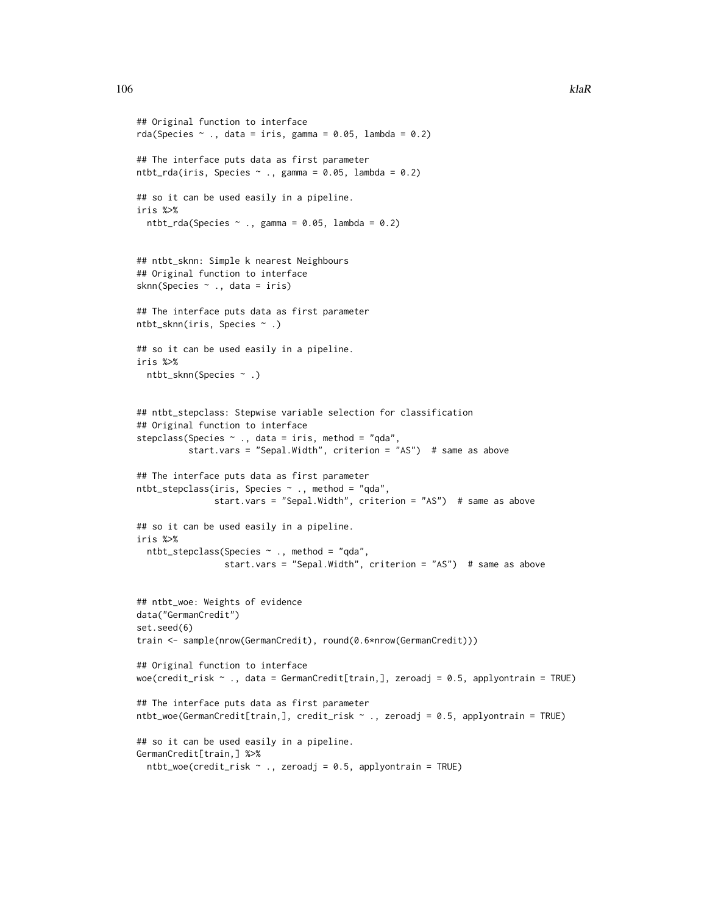```
## Original function to interface
rda(Species ~ ., data = iris, gamma = 0.05, lambda = 0.2)

## The interface puts data as first parameter
ntbt_rda(iris, Species ~ ., gamma = 0.05, lambda = 0.2)

## so it can be used easily in a pipeline.
iris %>%
  ntbt_rda(Species ~ ., gamma = 0.05, lambda = 0.2)


## ntbt_sknn: Simple k nearest Neighbours
## Original function to interface
sknn(Species ~ ., data = iris)

## The interface puts data as first parameter
ntbt_sknn(iris, Species ~ .)

## so it can be used easily in a pipeline.
iris %>%
  ntbt_sknn(Species ~ .)


## ntbt_stepclass: Stepwise variable selection for classification
## Original function to interface
stepclass(Species ~ ., data = iris, method = "qda",
          start.vars = "Sepal.Width", criterion = "AS")  # same as above

## The interface puts data as first parameter
ntbt_stepclass(iris, Species ~ ., method = "qda",
               start.vars = "Sepal.Width", criterion = "AS")  # same as above

## so it can be used easily in a pipeline.
iris %>%
  ntbt_stepclass(Species ~ ., method = "qda",
                 start.vars = "Sepal.Width", criterion = "AS")  # same as above


## ntbt_woe: Weights of evidence
data("GermanCredit")
set.seed(6)
train <- sample(nrow(GermanCredit), round(0.6*nrow(GermanCredit)))

## Original function to interface
woe(credit_risk ~ ., data = GermanCredit[train,], zeroadj = 0.5, applyontrain = TRUE)

## The interface puts data as first parameter
ntbt_woe(GermanCredit[train,], credit_risk ~ ., zeroadj = 0.5, applyontrain = TRUE)

## so it can be used easily in a pipeline.
GermanCredit[train,] %>%
  ntbt_woe(credit_risk ~ ., zeroadj = 0.5, applyontrain = TRUE)
```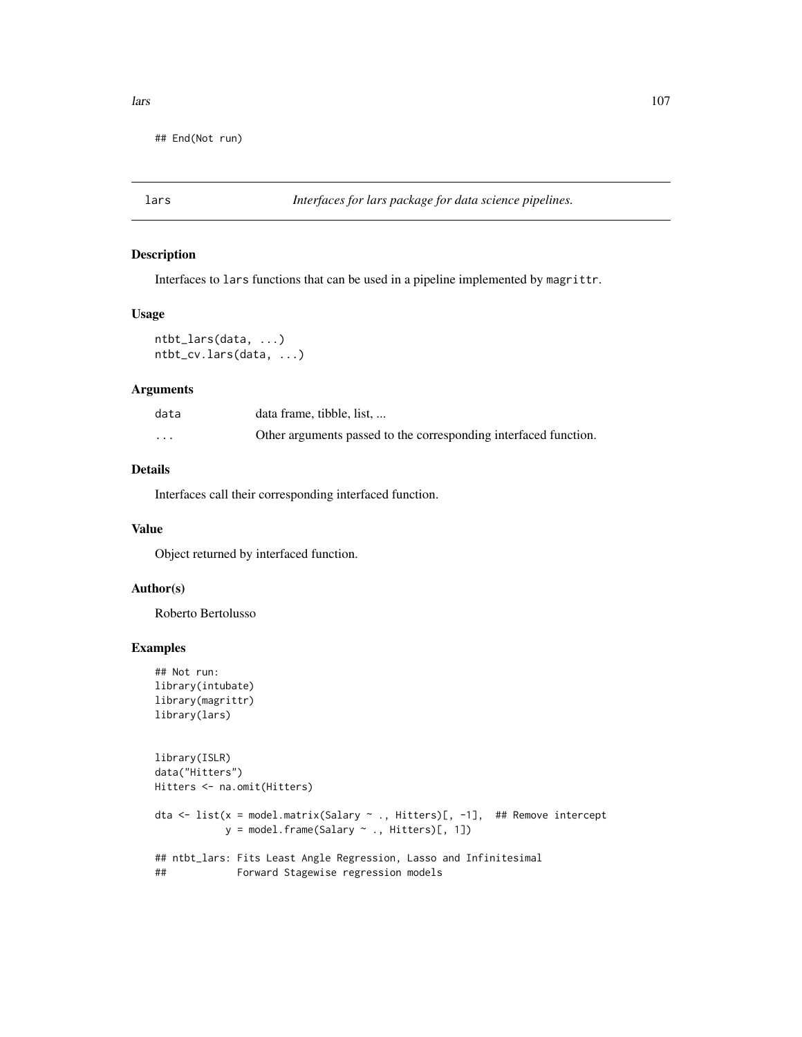```
## End(Not run)
```

---

lars — *Interfaces for lars package for data science pipelines.*

---

### Description

Interfaces to lars functions that can be used in a pipeline implemented by magrittr.

### Usage

```
ntbt_lars(data, ...)
ntbt_cv.lars(data, ...)
```

### Arguments

| | |
|---|---|
| data | data frame, tibble, list, ... |
| ... | Other arguments passed to the corresponding interfaced function. |

### Details

Interfaces call their corresponding interfaced function.

### Value

Object returned by interfaced function.

### Author(s)

Roberto Bertolusso

### Examples

```
## Not run:
library(intubate)
library(magrittr)
library(lars)


library(ISLR)
data("Hitters")
Hitters <- na.omit(Hitters)

dta <- list(x = model.matrix(Salary ~ ., Hitters)[, -1],  ## Remove intercept
            y = model.frame(Salary ~ ., Hitters)[, 1])

## ntbt_lars: Fits Least Angle Regression, Lasso and Infinitesimal
##            Forward Stagewise regression models
```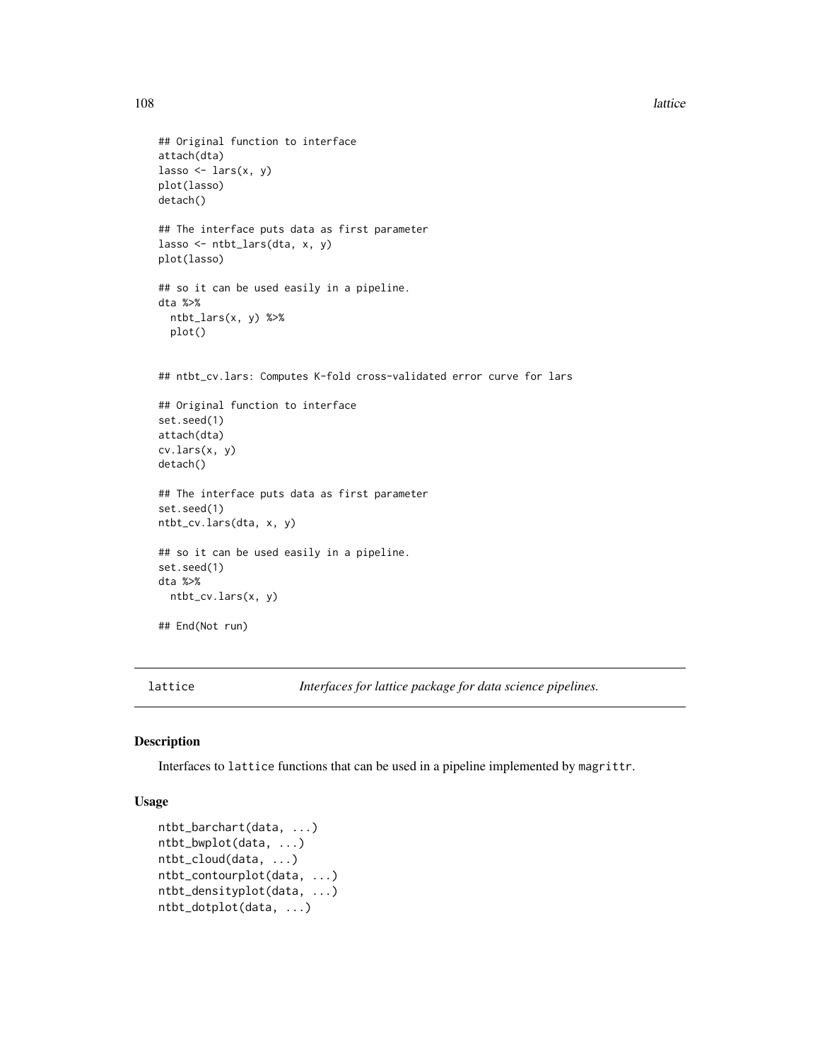```
## Original function to interface
attach(dta)
lasso <- lars(x, y)
plot(lasso)
detach()

## The interface puts data as first parameter
lasso <- ntbt_lars(dta, x, y)
plot(lasso)

## so it can be used easily in a pipeline.
dta %>%
  ntbt_lars(x, y) %>%
  plot()


## ntbt_cv.lars: Computes K-fold cross-validated error curve for lars

## Original function to interface
set.seed(1)
attach(dta)
cv.lars(x, y)
detach()

## The interface puts data as first parameter
set.seed(1)
ntbt_cv.lars(dta, x, y)

## so it can be used easily in a pipeline.
set.seed(1)
dta %>%
  ntbt_cv.lars(x, y)

## End(Not run)
```

---

lattice *Interfaces for lattice package for data science pipelines.*

---

### Description

Interfaces to lattice functions that can be used in a pipeline implemented by magrittr.

### Usage

```
ntbt_barchart(data, ...)
ntbt_bwplot(data, ...)
ntbt_cloud(data, ...)
ntbt_contourplot(data, ...)
ntbt_densityplot(data, ...)
ntbt_dotplot(data, ...)
```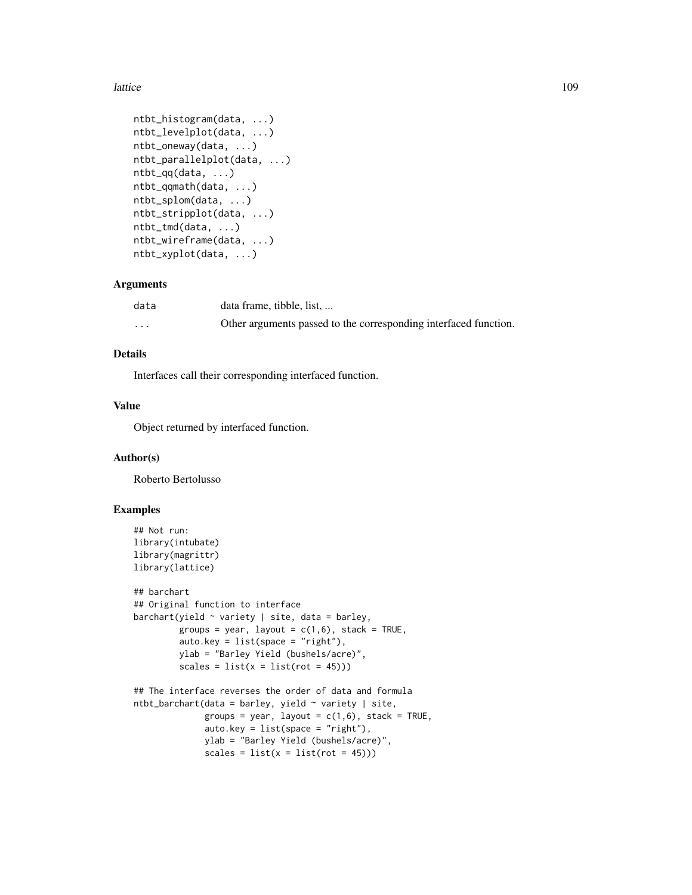```
ntbt_histogram(data, ...)
ntbt_levelplot(data, ...)
ntbt_oneway(data, ...)
ntbt_parallelplot(data, ...)
ntbt_qq(data, ...)
ntbt_qqmath(data, ...)
ntbt_splom(data, ...)
ntbt_stripplot(data, ...)
ntbt_tmd(data, ...)
ntbt_wireframe(data, ...)
ntbt_xyplot(data, ...)
```

### Arguments

| | |
|---|---|
| `data` | data frame, tibble, list, ... |
| `...` | Other arguments passed to the corresponding interfaced function. |

### Details

Interfaces call their corresponding interfaced function.

### Value

Object returned by interfaced function.

### Author(s)

Roberto Bertolusso

### Examples

```
## Not run:
library(intubate)
library(magrittr)
library(lattice)

## barchart
## Original function to interface
barchart(yield ~ variety | site, data = barley,
         groups = year, layout = c(1,6), stack = TRUE,
         auto.key = list(space = "right"),
         ylab = "Barley Yield (bushels/acre)",
         scales = list(x = list(rot = 45)))

## The interface reverses the order of data and formula
ntbt_barchart(data = barley, yield ~ variety | site,
              groups = year, layout = c(1,6), stack = TRUE,
              auto.key = list(space = "right"),
              ylab = "Barley Yield (bushels/acre)",
              scales = list(x = list(rot = 45)))
```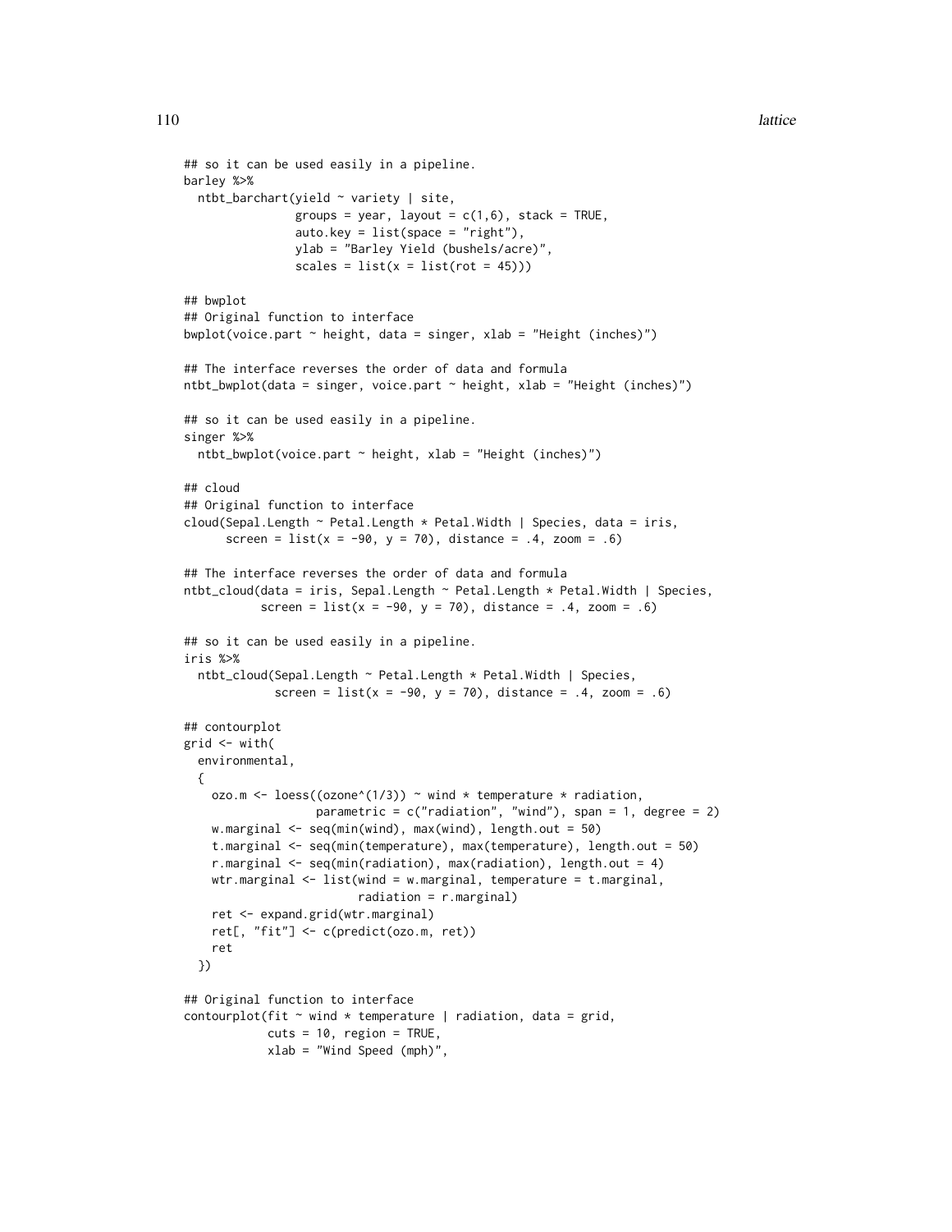```
## so it can be used easily in a pipeline.
barley %>%
  ntbt_barchart(yield ~ variety | site,
                groups = year, layout = c(1,6), stack = TRUE,
                auto.key = list(space = "right"),
                ylab = "Barley Yield (bushels/acre)",
                scales = list(x = list(rot = 45)))

## bwplot
## Original function to interface
bwplot(voice.part ~ height, data = singer, xlab = "Height (inches)")

## The interface reverses the order of data and formula
ntbt_bwplot(data = singer, voice.part ~ height, xlab = "Height (inches)")

## so it can be used easily in a pipeline.
singer %>%
  ntbt_bwplot(voice.part ~ height, xlab = "Height (inches)")

## cloud
## Original function to interface
cloud(Sepal.Length ~ Petal.Length * Petal.Width | Species, data = iris,
      screen = list(x = -90, y = 70), distance = .4, zoom = .6)

## The interface reverses the order of data and formula
ntbt_cloud(data = iris, Sepal.Length ~ Petal.Length * Petal.Width | Species,
           screen = list(x = -90, y = 70), distance = .4, zoom = .6)

## so it can be used easily in a pipeline.
iris %>%
  ntbt_cloud(Sepal.Length ~ Petal.Length * Petal.Width | Species,
             screen = list(x = -90, y = 70), distance = .4, zoom = .6)

## contourplot
grid <- with(
  environmental,
  {
    ozo.m <- loess((ozone^(1/3)) ~ wind * temperature * radiation,
                   parametric = c("radiation", "wind"), span = 1, degree = 2)
    w.marginal <- seq(min(wind), max(wind), length.out = 50)
    t.marginal <- seq(min(temperature), max(temperature), length.out = 50)
    r.marginal <- seq(min(radiation), max(radiation), length.out = 4)
    wtr.marginal <- list(wind = w.marginal, temperature = t.marginal,
                         radiation = r.marginal)
    ret <- expand.grid(wtr.marginal)
    ret[, "fit"] <- c(predict(ozo.m, ret))
    ret
  })

## Original function to interface
contourplot(fit ~ wind * temperature | radiation, data = grid,
            cuts = 10, region = TRUE,
            xlab = "Wind Speed (mph)",
```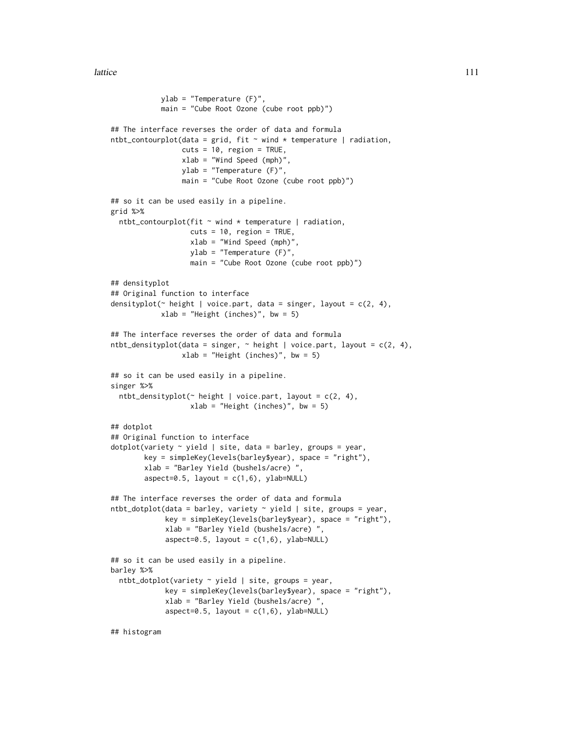```
            ylab = "Temperature (F)",
            main = "Cube Root Ozone (cube root ppb)")

## The interface reverses the order of data and formula
ntbt_contourplot(data = grid, fit ~ wind * temperature | radiation,
                 cuts = 10, region = TRUE,
                 xlab = "Wind Speed (mph)",
                 ylab = "Temperature (F)",
                 main = "Cube Root Ozone (cube root ppb)")

## so it can be used easily in a pipeline.
grid %>%
  ntbt_contourplot(fit ~ wind * temperature | radiation,
                   cuts = 10, region = TRUE,
                   xlab = "Wind Speed (mph)",
                   ylab = "Temperature (F)",
                   main = "Cube Root Ozone (cube root ppb)")

## densityplot
## Original function to interface
densityplot(~ height | voice.part, data = singer, layout = c(2, 4),
            xlab = "Height (inches)", bw = 5)

## The interface reverses the order of data and formula
ntbt_densityplot(data = singer, ~ height | voice.part, layout = c(2, 4),
                 xlab = "Height (inches)", bw = 5)

## so it can be used easily in a pipeline.
singer %>%
  ntbt_densityplot(~ height | voice.part, layout = c(2, 4),
                   xlab = "Height (inches)", bw = 5)

## dotplot
## Original function to interface
dotplot(variety ~ yield | site, data = barley, groups = year,
        key = simpleKey(levels(barley$year), space = "right"),
        xlab = "Barley Yield (bushels/acre) ",
        aspect=0.5, layout = c(1,6), ylab=NULL)

## The interface reverses the order of data and formula
ntbt_dotplot(data = barley, variety ~ yield | site, groups = year,
             key = simpleKey(levels(barley$year), space = "right"),
             xlab = "Barley Yield (bushels/acre) ",
             aspect=0.5, layout = c(1,6), ylab=NULL)

## so it can be used easily in a pipeline.
barley %>%
  ntbt_dotplot(variety ~ yield | site, groups = year,
             key = simpleKey(levels(barley$year), space = "right"),
             xlab = "Barley Yield (bushels/acre) ",
             aspect=0.5, layout = c(1,6), ylab=NULL)

## histogram
```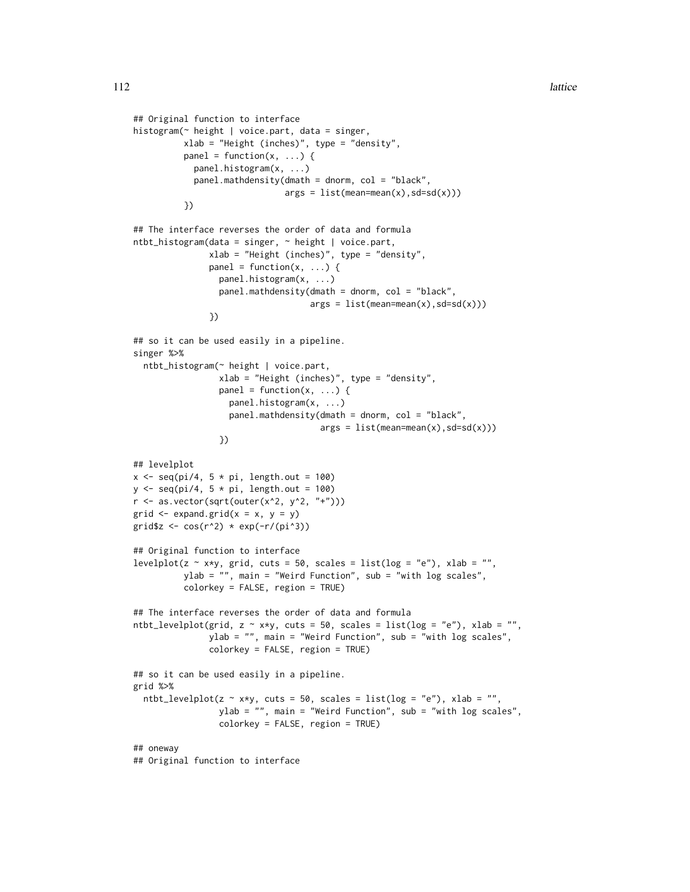```
## Original function to interface
histogram(~ height | voice.part, data = singer,
          xlab = "Height (inches)", type = "density",
          panel = function(x, ...) {
            panel.histogram(x, ...)
            panel.mathdensity(dmath = dnorm, col = "black",
                              args = list(mean=mean(x),sd=sd(x)))
          })

## The interface reverses the order of data and formula
ntbt_histogram(data = singer, ~ height | voice.part,
               xlab = "Height (inches)", type = "density",
               panel = function(x, ...) {
                 panel.histogram(x, ...)
                 panel.mathdensity(dmath = dnorm, col = "black",
                                   args = list(mean=mean(x),sd=sd(x)))
               })

## so it can be used easily in a pipeline.
singer %>%
  ntbt_histogram(~ height | voice.part,
                 xlab = "Height (inches)", type = "density",
                 panel = function(x, ...) {
                   panel.histogram(x, ...)
                   panel.mathdensity(dmath = dnorm, col = "black",
                                     args = list(mean=mean(x),sd=sd(x)))
                 })

## levelplot
x <- seq(pi/4, 5 * pi, length.out = 100)
y <- seq(pi/4, 5 * pi, length.out = 100)
r <- as.vector(sqrt(outer(x^2, y^2, "+")))
grid <- expand.grid(x = x, y = y)
grid$z <- cos(r^2) * exp(-r/(pi^3))

## Original function to interface
levelplot(z ~ x*y, grid, cuts = 50, scales = list(log = "e"), xlab = "",
          ylab = "", main = "Weird Function", sub = "with log scales",
          colorkey = FALSE, region = TRUE)

## The interface reverses the order of data and formula
ntbt_levelplot(grid, z ~ x*y, cuts = 50, scales = list(log = "e"), xlab = "",
               ylab = "", main = "Weird Function", sub = "with log scales",
               colorkey = FALSE, region = TRUE)

## so it can be used easily in a pipeline.
grid %>%
  ntbt_levelplot(z ~ x*y, cuts = 50, scales = list(log = "e"), xlab = "",
                 ylab = "", main = "Weird Function", sub = "with log scales",
                 colorkey = FALSE, region = TRUE)

## oneway
## Original function to interface
```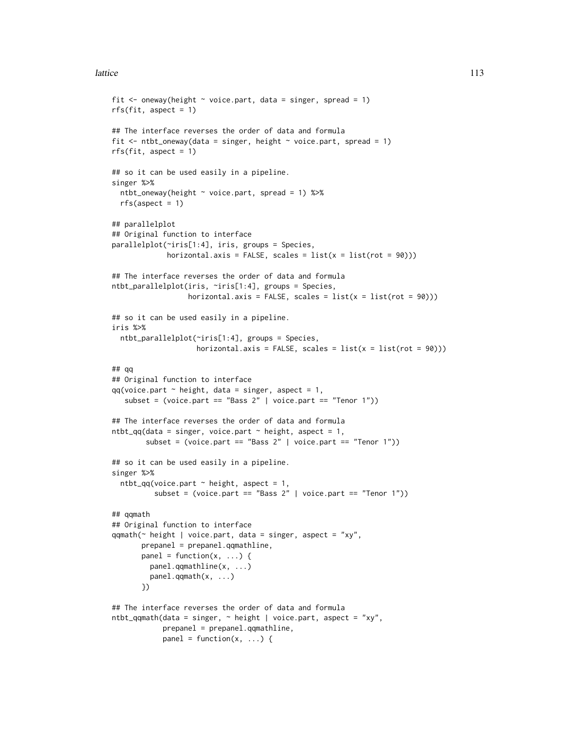```
fit <- oneway(height ~ voice.part, data = singer, spread = 1)
rfs(fit, aspect = 1)

## The interface reverses the order of data and formula
fit <- ntbt_oneway(data = singer, height ~ voice.part, spread = 1)
rfs(fit, aspect = 1)

## so it can be used easily in a pipeline.
singer %>%
  ntbt_oneway(height ~ voice.part, spread = 1) %>%
  rfs(aspect = 1)

## parallelplot
## Original function to interface
parallelplot(~iris[1:4], iris, groups = Species,
             horizontal.axis = FALSE, scales = list(x = list(rot = 90)))

## The interface reverses the order of data and formula
ntbt_parallelplot(iris, ~iris[1:4], groups = Species,
                  horizontal.axis = FALSE, scales = list(x = list(rot = 90)))

## so it can be used easily in a pipeline.
iris %>%
  ntbt_parallelplot(~iris[1:4], groups = Species,
                    horizontal.axis = FALSE, scales = list(x = list(rot = 90)))

## qq
## Original function to interface
qq(voice.part ~ height, data = singer, aspect = 1,
   subset = (voice.part == "Bass 2" | voice.part == "Tenor 1"))

## The interface reverses the order of data and formula
ntbt_qq(data = singer, voice.part ~ height, aspect = 1,
        subset = (voice.part == "Bass 2" | voice.part == "Tenor 1"))

## so it can be used easily in a pipeline.
singer %>%
  ntbt_qq(voice.part ~ height, aspect = 1,
          subset = (voice.part == "Bass 2" | voice.part == "Tenor 1"))

## qqmath
## Original function to interface
qqmath(~ height | voice.part, data = singer, aspect = "xy",
       prepanel = prepanel.qqmathline,
       panel = function(x, ...) {
         panel.qqmathline(x, ...)
         panel.qqmath(x, ...)
       })

## The interface reverses the order of data and formula
ntbt_qqmath(data = singer, ~ height | voice.part, aspect = "xy",
            prepanel = prepanel.qqmathline,
            panel = function(x, ...) {
```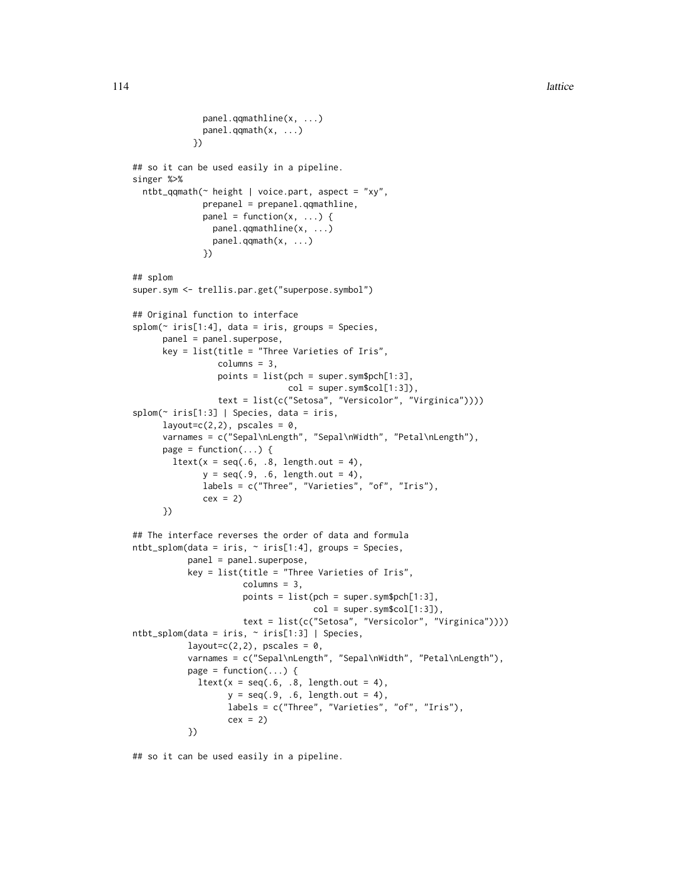```
              panel.qqmathline(x, ...)
              panel.qqmath(x, ...)
            })

## so it can be used easily in a pipeline.
singer %>%
  ntbt_qqmath(~ height | voice.part, aspect = "xy",
              prepanel = prepanel.qqmathline,
              panel = function(x, ...) {
                panel.qqmathline(x, ...)
                panel.qqmath(x, ...)
              })

## splom
super.sym <- trellis.par.get("superpose.symbol")

## Original function to interface
splom(~ iris[1:4], data = iris, groups = Species,
      panel = panel.superpose,
      key = list(title = "Three Varieties of Iris",
                 columns = 3,
                 points = list(pch = super.sym$pch[1:3],
                               col = super.sym$col[1:3]),
                 text = list(c("Setosa", "Versicolor", "Virginica"))))
splom(~ iris[1:3] | Species, data = iris,
      layout=c(2,2), pscales = 0,
      varnames = c("Sepal\nLength", "Sepal\nWidth", "Petal\nLength"),
      page = function(...) {
        ltext(x = seq(.6, .8, length.out = 4),
              y = seq(.9, .6, length.out = 4),
              labels = c("Three", "Varieties", "of", "Iris"),
              cex = 2)
      })

## The interface reverses the order of data and formula
ntbt_splom(data = iris, ~ iris[1:4], groups = Species,
           panel = panel.superpose,
           key = list(title = "Three Varieties of Iris",
                      columns = 3,
                      points = list(pch = super.sym$pch[1:3],
                                    col = super.sym$col[1:3]),
                      text = list(c("Setosa", "Versicolor", "Virginica"))))
ntbt_splom(data = iris, ~ iris[1:3] | Species,
           layout=c(2,2), pscales = 0,
           varnames = c("Sepal\nLength", "Sepal\nWidth", "Petal\nLength"),
           page = function(...) {
             ltext(x = seq(.6, .8, length.out = 4),
                   y = seq(.9, .6, length.out = 4),
                   labels = c("Three", "Varieties", "of", "Iris"),
                   cex = 2)
           })

## so it can be used easily in a pipeline.
```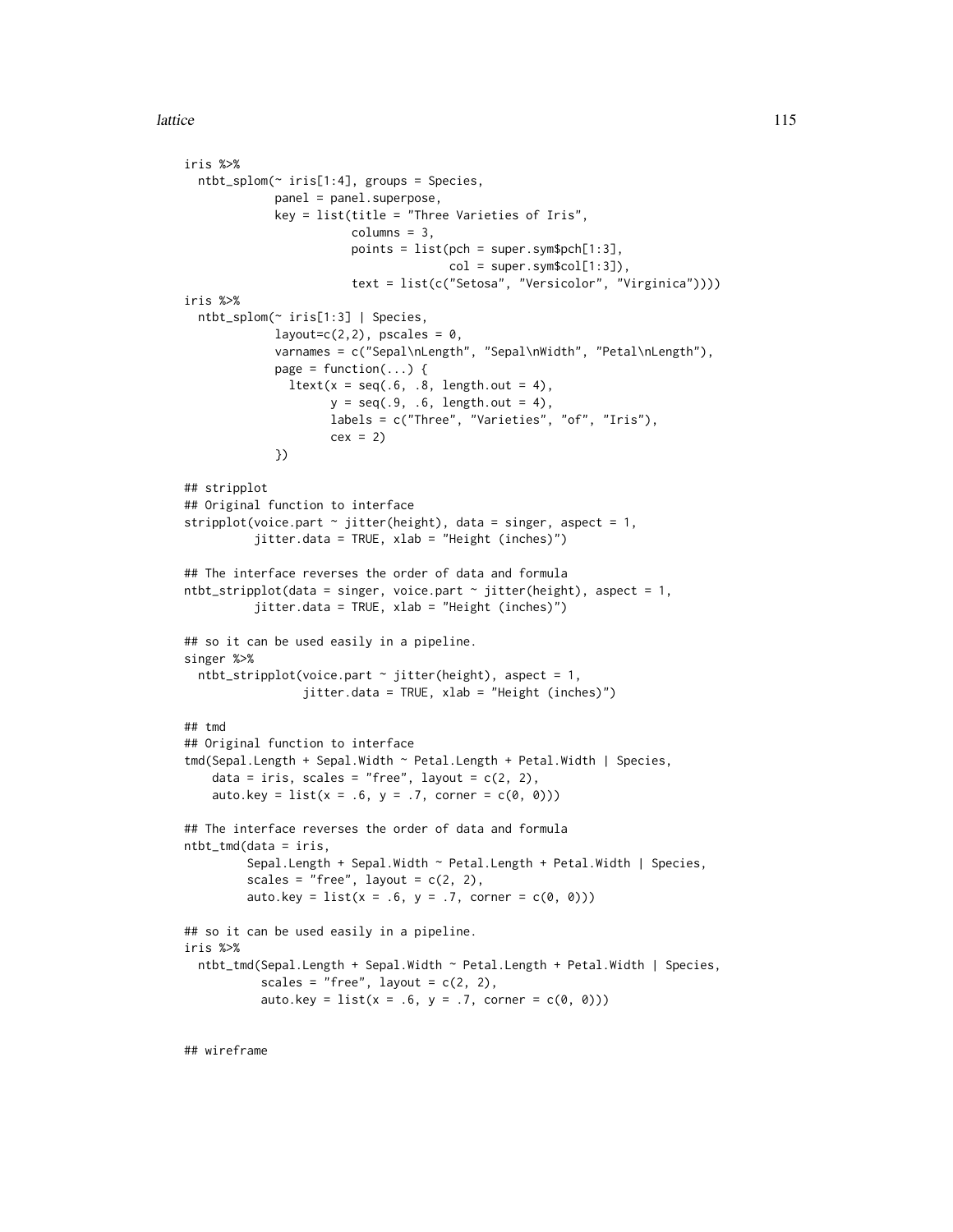```
iris %>%
  ntbt_splom(~ iris[1:4], groups = Species,
             panel = panel.superpose,
             key = list(title = "Three Varieties of Iris",
                        columns = 3,
                        points = list(pch = super.sym$pch[1:3],
                                      col = super.sym$col[1:3]),
                        text = list(c("Setosa", "Versicolor", "Virginica"))))
iris %>%
  ntbt_splom(~ iris[1:3] | Species,
             layout=c(2,2), pscales = 0,
             varnames = c("Sepal\nLength", "Sepal\nWidth", "Petal\nLength"),
             page = function(...) {
               ltext(x = seq(.6, .8, length.out = 4),
                     y = seq(.9, .6, length.out = 4),
                     labels = c("Three", "Varieties", "of", "Iris"),
                     cex = 2)
             })

## stripplot
## Original function to interface
stripplot(voice.part ~ jitter(height), data = singer, aspect = 1,
          jitter.data = TRUE, xlab = "Height (inches)")

## The interface reverses the order of data and formula
ntbt_stripplot(data = singer, voice.part ~ jitter(height), aspect = 1,
          jitter.data = TRUE, xlab = "Height (inches)")

## so it can be used easily in a pipeline.
singer %>%
  ntbt_stripplot(voice.part ~ jitter(height), aspect = 1,
                 jitter.data = TRUE, xlab = "Height (inches)")

## tmd
## Original function to interface
tmd(Sepal.Length + Sepal.Width ~ Petal.Length + Petal.Width | Species,
    data = iris, scales = "free", layout = c(2, 2),
    auto.key = list(x = .6, y = .7, corner = c(0, 0)))

## The interface reverses the order of data and formula
ntbt_tmd(data = iris,
         Sepal.Length + Sepal.Width ~ Petal.Length + Petal.Width | Species,
         scales = "free", layout = c(2, 2),
         auto.key = list(x = .6, y = .7, corner = c(0, 0)))

## so it can be used easily in a pipeline.
iris %>%
  ntbt_tmd(Sepal.Length + Sepal.Width ~ Petal.Length + Petal.Width | Species,
           scales = "free", layout = c(2, 2),
           auto.key = list(x = .6, y = .7, corner = c(0, 0)))


## wireframe
```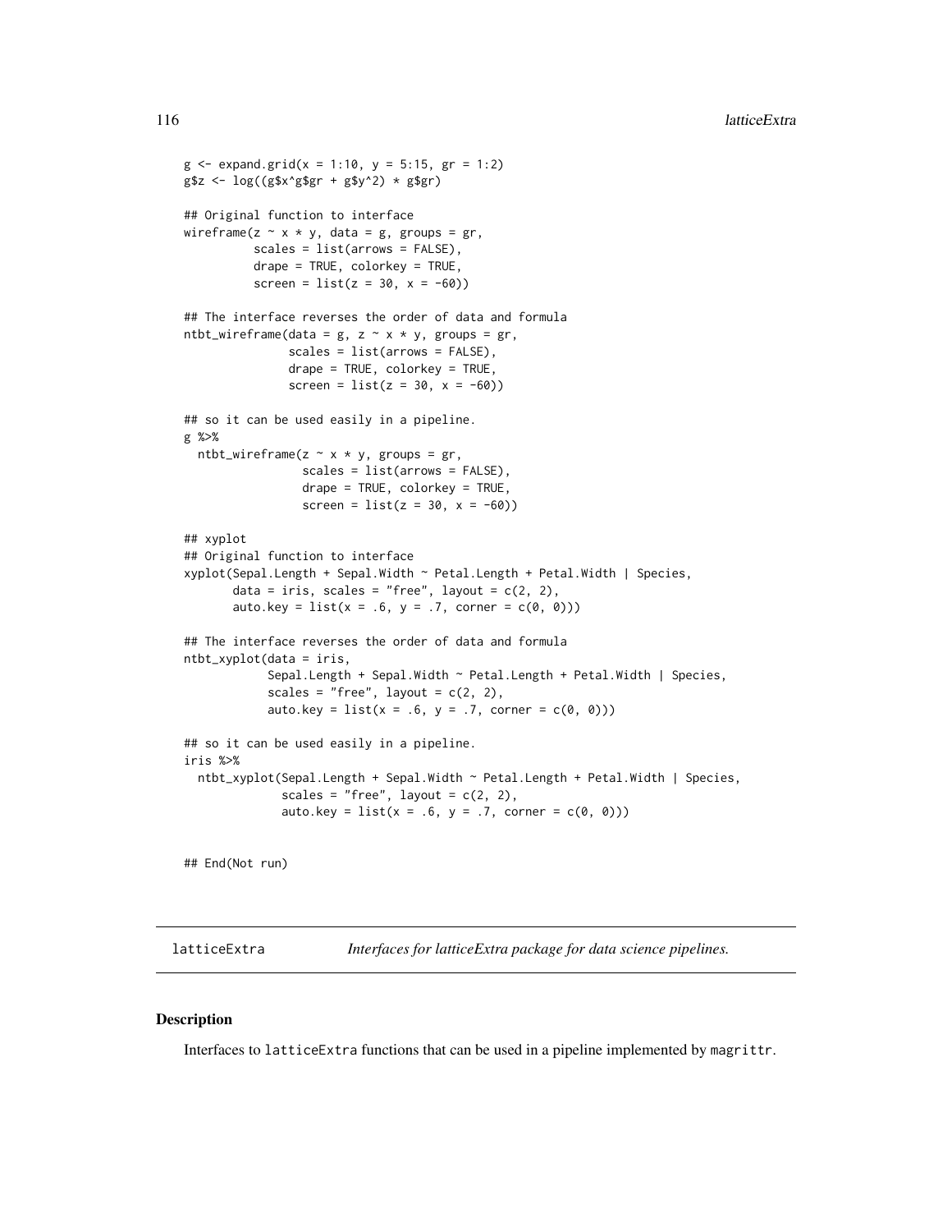```
g <- expand.grid(x = 1:10, y = 5:15, gr = 1:2)
g$z <- log((g$x^g$gr + g$y^2) * g$gr)

## Original function to interface
wireframe(z ~ x * y, data = g, groups = gr,
          scales = list(arrows = FALSE),
          drape = TRUE, colorkey = TRUE,
          screen = list(z = 30, x = -60))

## The interface reverses the order of data and formula
ntbt_wireframe(data = g, z ~ x * y, groups = gr,
               scales = list(arrows = FALSE),
               drape = TRUE, colorkey = TRUE,
               screen = list(z = 30, x = -60))

## so it can be used easily in a pipeline.
g %>%
  ntbt_wireframe(z ~ x * y, groups = gr,
                 scales = list(arrows = FALSE),
                 drape = TRUE, colorkey = TRUE,
                 screen = list(z = 30, x = -60))

## xyplot
## Original function to interface
xyplot(Sepal.Length + Sepal.Width ~ Petal.Length + Petal.Width | Species,
       data = iris, scales = "free", layout = c(2, 2),
       auto.key = list(x = .6, y = .7, corner = c(0, 0)))

## The interface reverses the order of data and formula
ntbt_xyplot(data = iris,
            Sepal.Length + Sepal.Width ~ Petal.Length + Petal.Width | Species,
            scales = "free", layout = c(2, 2),
            auto.key = list(x = .6, y = .7, corner = c(0, 0)))

## so it can be used easily in a pipeline.
iris %>%
  ntbt_xyplot(Sepal.Length + Sepal.Width ~ Petal.Length + Petal.Width | Species,
              scales = "free", layout = c(2, 2),
              auto.key = list(x = .6, y = .7, corner = c(0, 0)))


## End(Not run)
```

---

latticeExtra *Interfaces for latticeExtra package for data science pipelines.*

---

### Description

Interfaces to latticeExtra functions that can be used in a pipeline implemented by magrittr.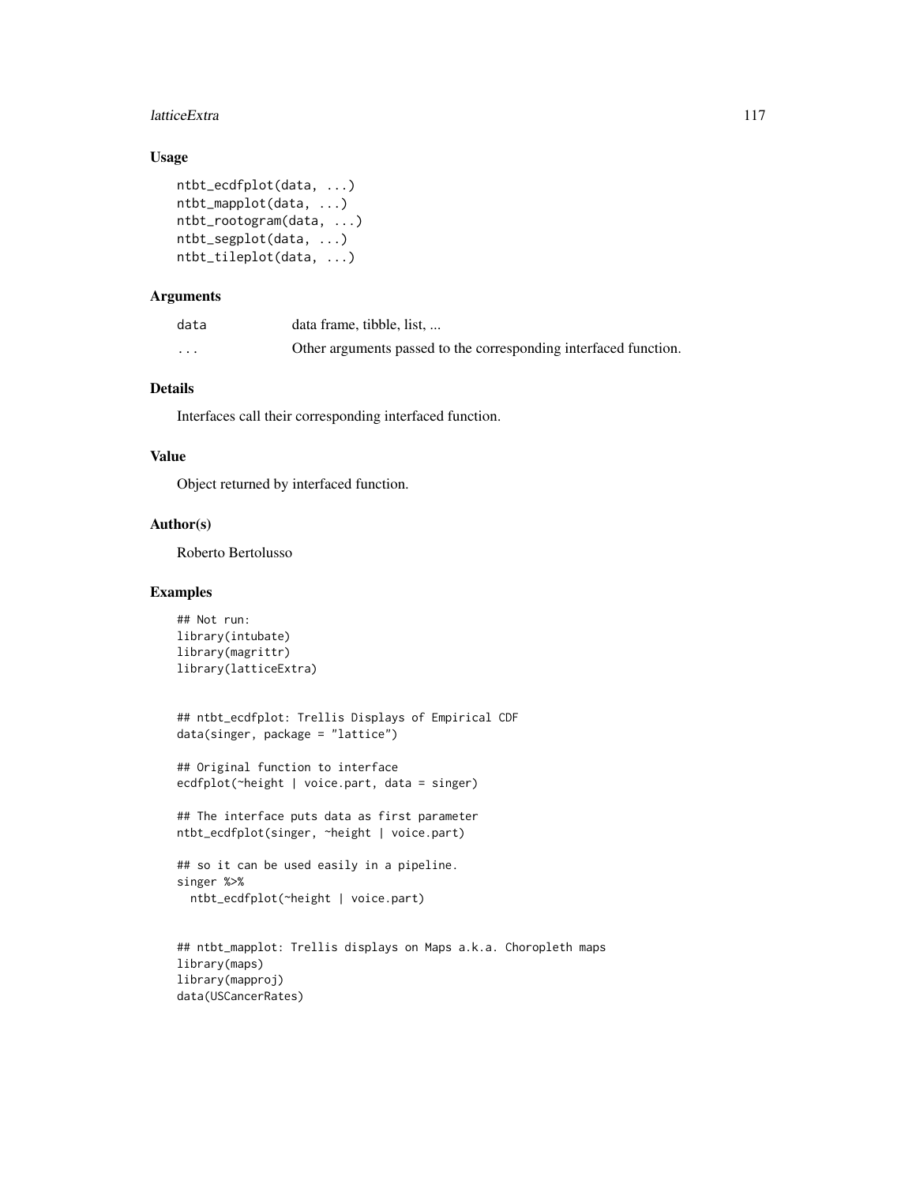### Usage

```
ntbt_ecdfplot(data, ...)
ntbt_mapplot(data, ...)
ntbt_rootogram(data, ...)
ntbt_segplot(data, ...)
ntbt_tileplot(data, ...)
```

### Arguments

| | |
|---|---|
| data | data frame, tibble, list, ... |
| ... | Other arguments passed to the corresponding interfaced function. |

### Details

Interfaces call their corresponding interfaced function.

### Value

Object returned by interfaced function.

### Author(s)

Roberto Bertolusso

### Examples

```
## Not run:
library(intubate)
library(magrittr)
library(latticeExtra)


## ntbt_ecdfplot: Trellis Displays of Empirical CDF
data(singer, package = "lattice")

## Original function to interface
ecdfplot(~height | voice.part, data = singer)

## The interface puts data as first parameter
ntbt_ecdfplot(singer, ~height | voice.part)

## so it can be used easily in a pipeline.
singer %>%
  ntbt_ecdfplot(~height | voice.part)


## ntbt_mapplot: Trellis displays on Maps a.k.a. Choropleth maps
library(maps)
library(mapproj)
data(USCancerRates)
```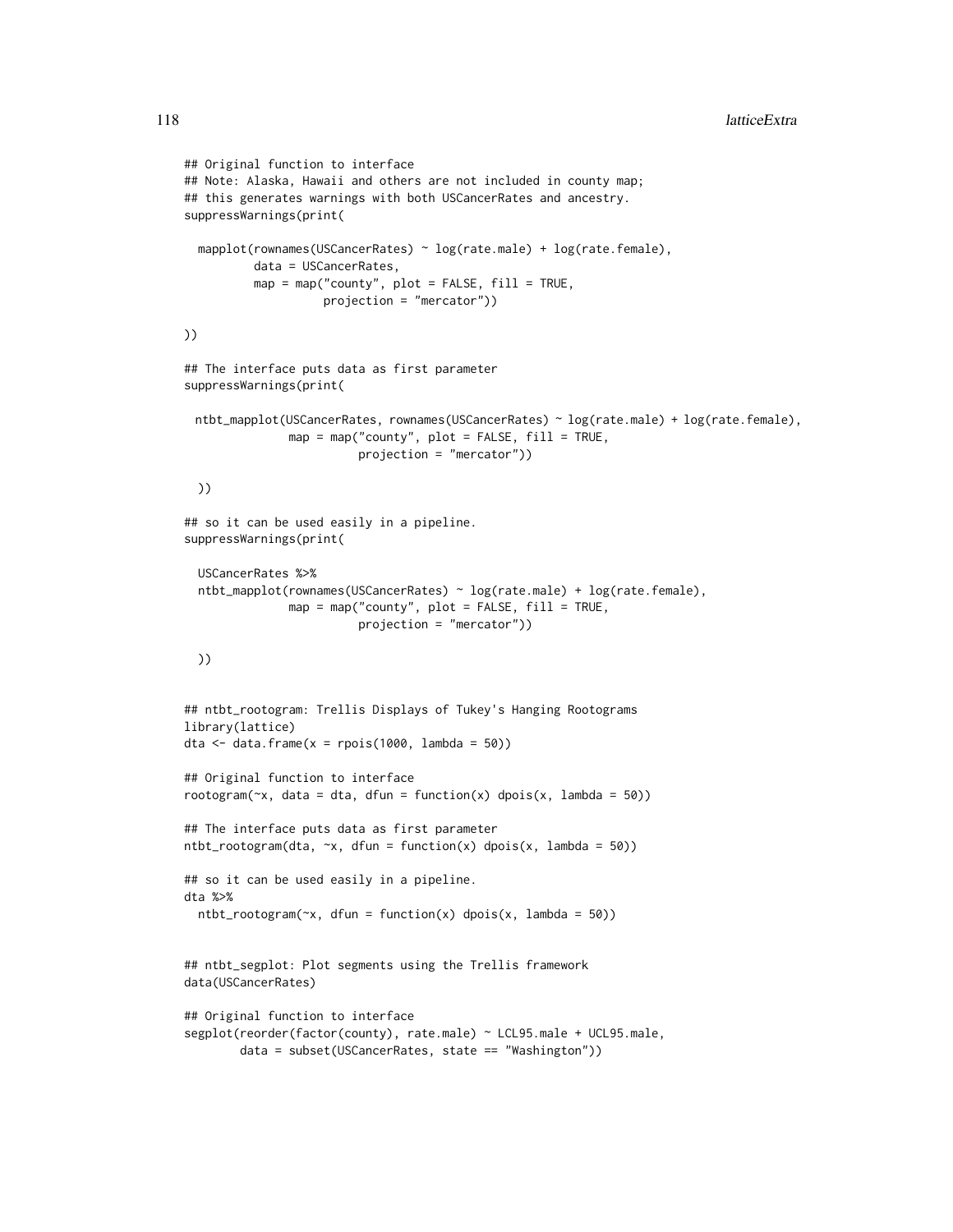```
## Original function to interface
## Note: Alaska, Hawaii and others are not included in county map;
## this generates warnings with both USCancerRates and ancestry.
suppressWarnings(print(

  mapplot(rownames(USCancerRates) ~ log(rate.male) + log(rate.female),
          data = USCancerRates,
          map = map("county", plot = FALSE, fill = TRUE,
                    projection = "mercator"))

))

## The interface puts data as first parameter
suppressWarnings(print(

  ntbt_mapplot(USCancerRates, rownames(USCancerRates) ~ log(rate.male) + log(rate.female),
               map = map("county", plot = FALSE, fill = TRUE,
                         projection = "mercator"))

  ))

## so it can be used easily in a pipeline.
suppressWarnings(print(

  USCancerRates %>%
  ntbt_mapplot(rownames(USCancerRates) ~ log(rate.male) + log(rate.female),
               map = map("county", plot = FALSE, fill = TRUE,
                         projection = "mercator"))

  ))


## ntbt_rootogram: Trellis Displays of Tukey's Hanging Rootograms
library(lattice)
dta <- data.frame(x = rpois(1000, lambda = 50))

## Original function to interface
rootogram(~x, data = dta, dfun = function(x) dpois(x, lambda = 50))

## The interface puts data as first parameter
ntbt_rootogram(dta, ~x, dfun = function(x) dpois(x, lambda = 50))

## so it can be used easily in a pipeline.
dta %>%
  ntbt_rootogram(~x, dfun = function(x) dpois(x, lambda = 50))


## ntbt_segplot: Plot segments using the Trellis framework
data(USCancerRates)

## Original function to interface
segplot(reorder(factor(county), rate.male) ~ LCL95.male + UCL95.male,
        data = subset(USCancerRates, state == "Washington"))
```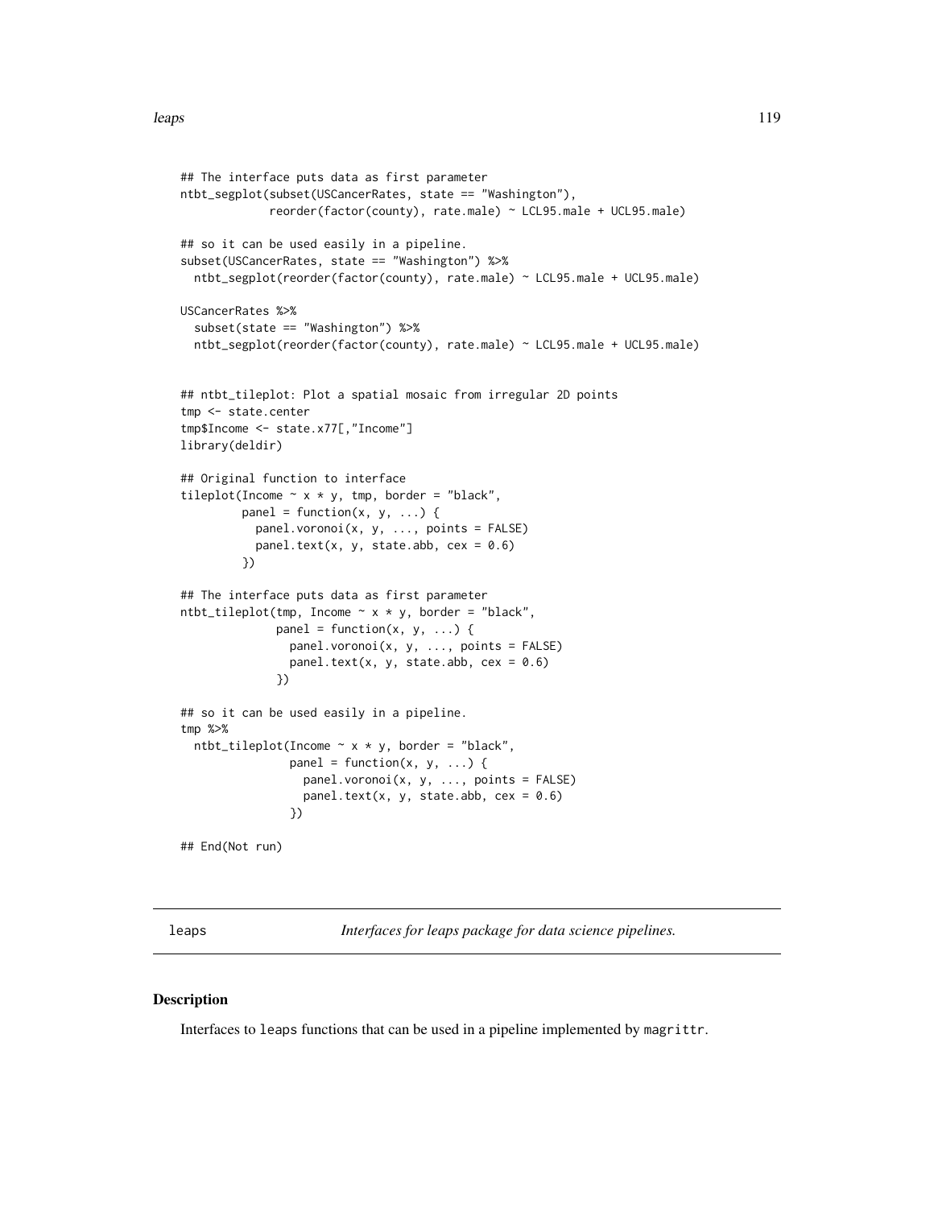```
## The interface puts data as first parameter
ntbt_segplot(subset(USCancerRates, state == "Washington"),
             reorder(factor(county), rate.male) ~ LCL95.male + UCL95.male)

## so it can be used easily in a pipeline.
subset(USCancerRates, state == "Washington") %>%
  ntbt_segplot(reorder(factor(county), rate.male) ~ LCL95.male + UCL95.male)

USCancerRates %>%
  subset(state == "Washington") %>%
  ntbt_segplot(reorder(factor(county), rate.male) ~ LCL95.male + UCL95.male)


## ntbt_tileplot: Plot a spatial mosaic from irregular 2D points
tmp <- state.center
tmp$Income <- state.x77[,"Income"]
library(deldir)

## Original function to interface
tileplot(Income ~ x * y, tmp, border = "black",
         panel = function(x, y, ...) {
           panel.voronoi(x, y, ..., points = FALSE)
           panel.text(x, y, state.abb, cex = 0.6)
         })

## The interface puts data as first parameter
ntbt_tileplot(tmp, Income ~ x * y, border = "black",
              panel = function(x, y, ...) {
                panel.voronoi(x, y, ..., points = FALSE)
                panel.text(x, y, state.abb, cex = 0.6)
              })

## so it can be used easily in a pipeline.
tmp %>%
  ntbt_tileplot(Income ~ x * y, border = "black",
                panel = function(x, y, ...) {
                  panel.voronoi(x, y, ..., points = FALSE)
                  panel.text(x, y, state.abb, cex = 0.6)
                })

## End(Not run)
```

## leaps — *Interfaces for leaps package for data science pipelines.*

### Description

Interfaces to `leaps` functions that can be used in a pipeline implemented by `magrittr`.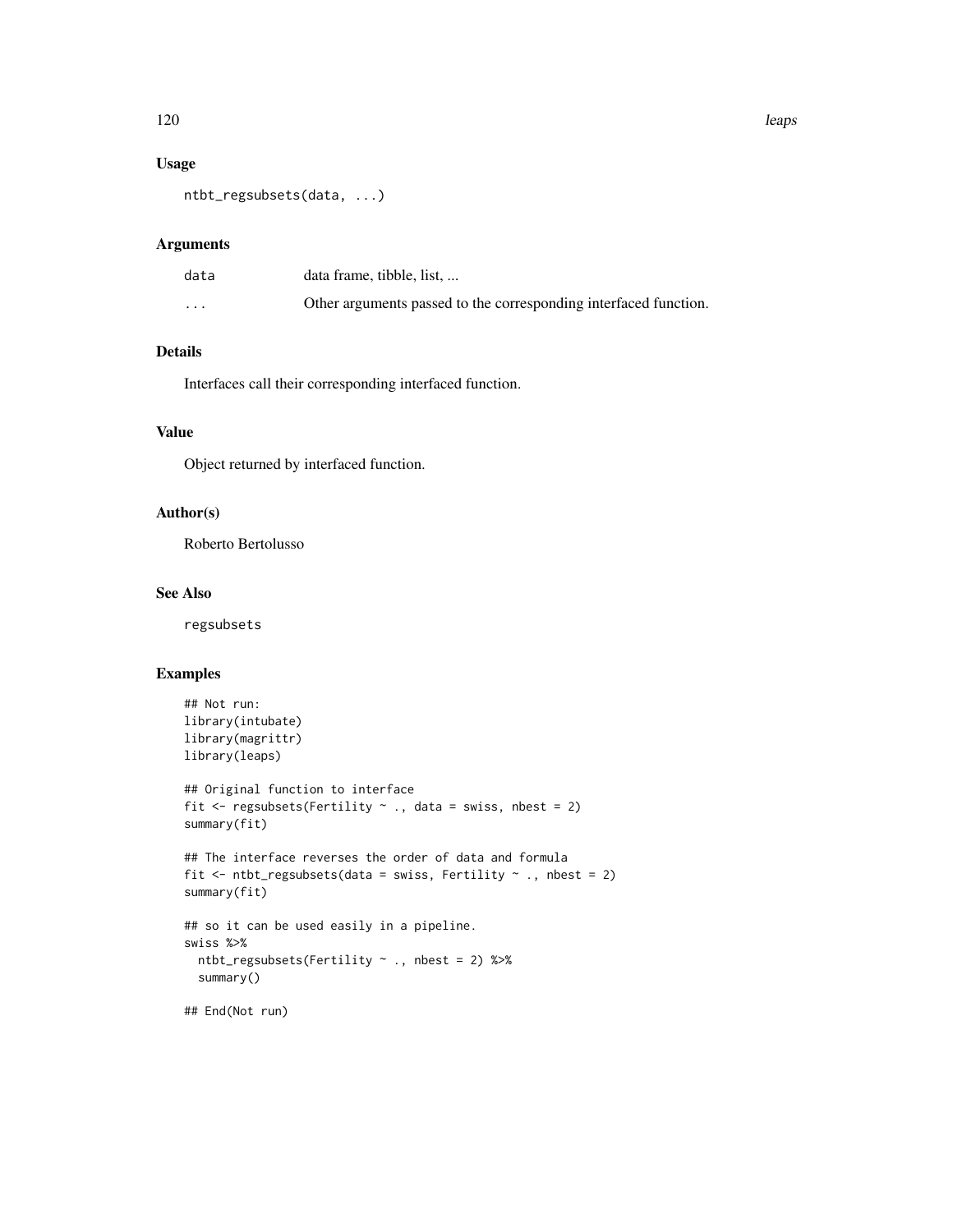### Usage

```
ntbt_regsubsets(data, ...)
```

### Arguments

| | |
|---|---|
| data | data frame, tibble, list, ... |
| ... | Other arguments passed to the corresponding interfaced function. |

### Details

Interfaces call their corresponding interfaced function.

### Value

Object returned by interfaced function.

### Author(s)

Roberto Bertolusso

### See Also

regsubsets

### Examples

```
## Not run:
library(intubate)
library(magrittr)
library(leaps)

## Original function to interface
fit <- regsubsets(Fertility ~ ., data = swiss, nbest = 2)
summary(fit)

## The interface reverses the order of data and formula
fit <- ntbt_regsubsets(data = swiss, Fertility ~ ., nbest = 2)
summary(fit)

## so it can be used easily in a pipeline.
swiss %>%
  ntbt_regsubsets(Fertility ~ ., nbest = 2) %>%
  summary()

## End(Not run)
```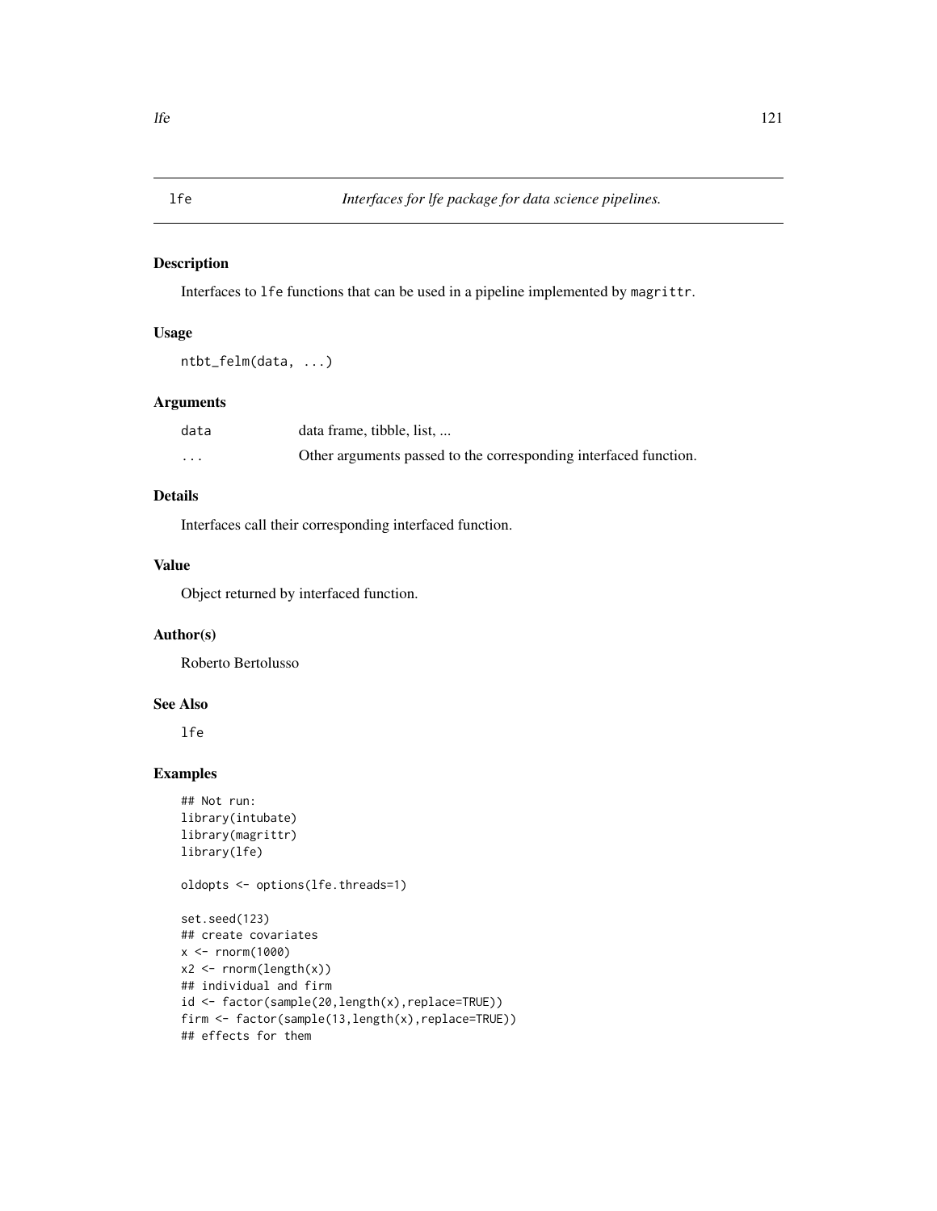# lfe — *Interfaces for lfe package for data science pipelines.*

## Description

Interfaces to `lfe` functions that can be used in a pipeline implemented by `magrittr`.

## Usage

```
ntbt_felm(data, ...)
```

## Arguments

| | |
|---|---|
| data | data frame, tibble, list, ... |
| ... | Other arguments passed to the corresponding interfaced function. |

## Details

Interfaces call their corresponding interfaced function.

## Value

Object returned by interfaced function.

## Author(s)

Roberto Bertolusso

## See Also

`lfe`

## Examples

```
## Not run:
library(intubate)
library(magrittr)
library(lfe)

oldopts <- options(lfe.threads=1)

set.seed(123)
## create covariates
x <- rnorm(1000)
x2 <- rnorm(length(x))
## individual and firm
id <- factor(sample(20,length(x),replace=TRUE))
firm <- factor(sample(13,length(x),replace=TRUE))
## effects for them
```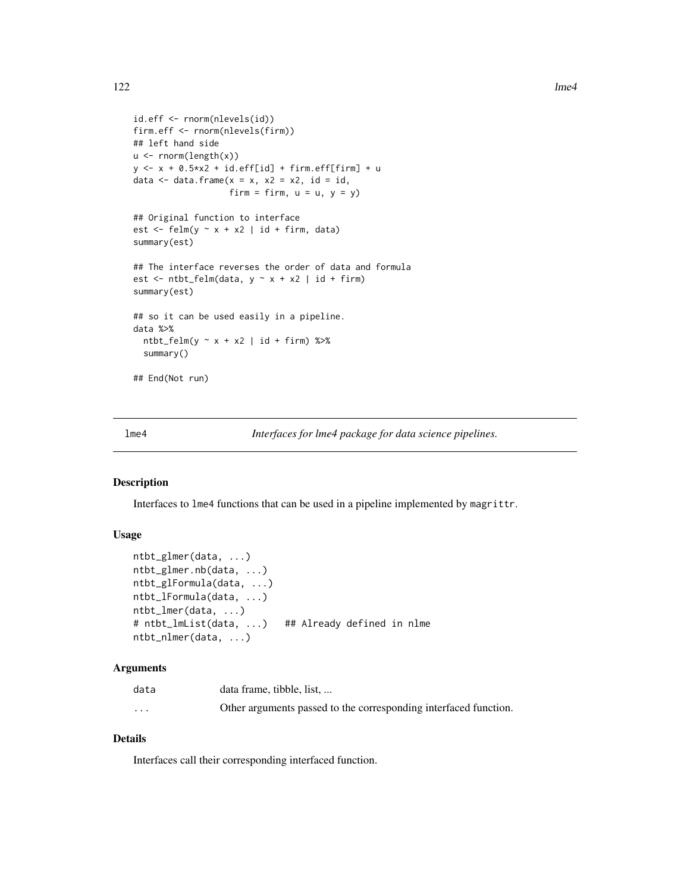```
id.eff <- rnorm(nlevels(id))
firm.eff <- rnorm(nlevels(firm))
## left hand side
u <- rnorm(length(x))
y <- x + 0.5*x2 + id.eff[id] + firm.eff[firm] + u
data <- data.frame(x = x, x2 = x2, id = id,
                   firm = firm, u = u, y = y)

## Original function to interface
est <- felm(y ~ x + x2 | id + firm, data)
summary(est)

## The interface reverses the order of data and formula
est <- ntbt_felm(data, y ~ x + x2 | id + firm)
summary(est)

## so it can be used easily in a pipeline.
data %>%
  ntbt_felm(y ~ x + x2 | id + firm) %>%
  summary()

## End(Not run)
```

---

## lme4 — *Interfaces for lme4 package for data science pipelines.*

---

### Description

Interfaces to lme4 functions that can be used in a pipeline implemented by magrittr.

### Usage

```
ntbt_glmer(data, ...)
ntbt_glmer.nb(data, ...)
ntbt_glFormula(data, ...)
ntbt_lFormula(data, ...)
ntbt_lmer(data, ...)
# ntbt_lmList(data, ...)   ## Already defined in nlme
ntbt_nlmer(data, ...)
```

### Arguments

| | |
|---|---|
| data | data frame, tibble, list, ... |
| ... | Other arguments passed to the corresponding interfaced function. |

### Details

Interfaces call their corresponding interfaced function.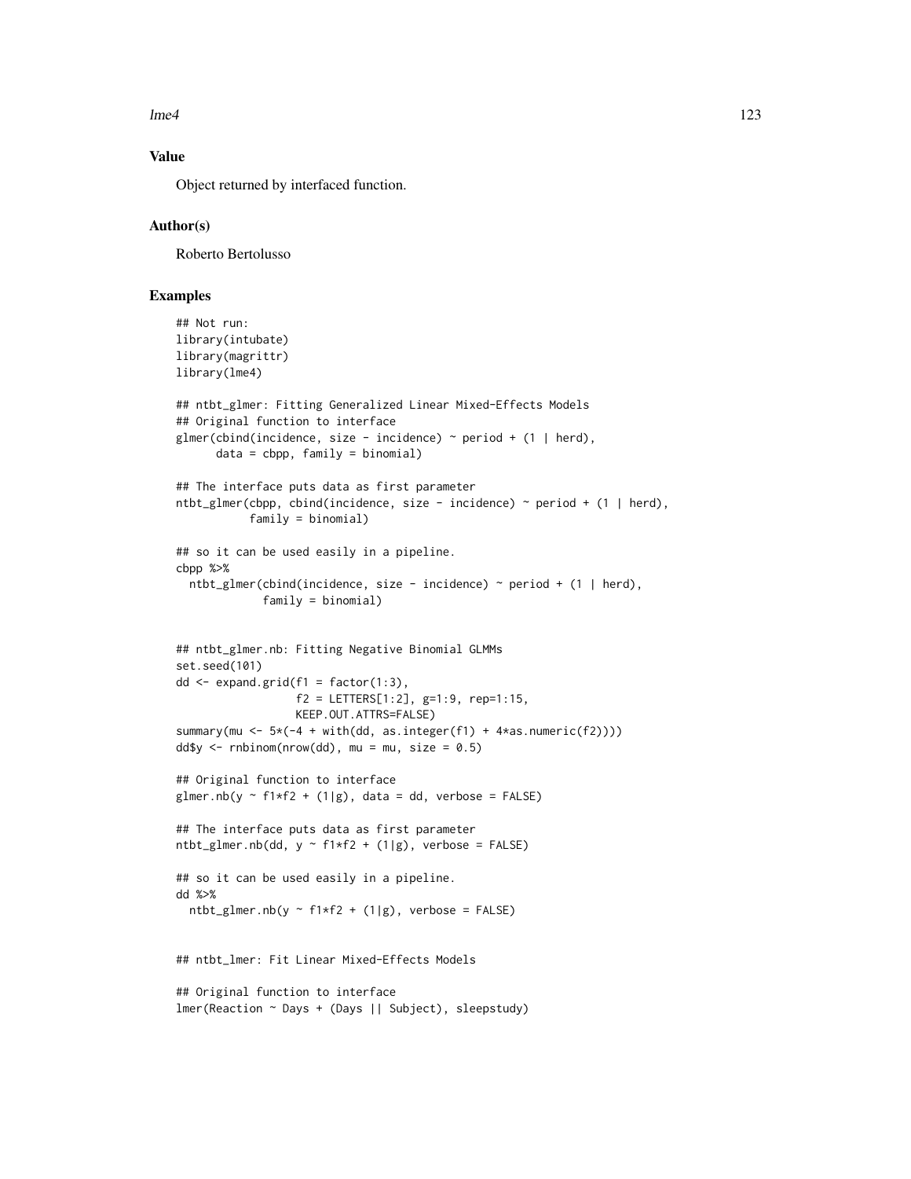## Value

Object returned by interfaced function.

## Author(s)

Roberto Bertolusso

## Examples

```
## Not run:
library(intubate)
library(magrittr)
library(lme4)

## ntbt_glmer: Fitting Generalized Linear Mixed-Effects Models
## Original function to interface
glmer(cbind(incidence, size - incidence) ~ period + (1 | herd),
      data = cbpp, family = binomial)

## The interface puts data as first parameter
ntbt_glmer(cbpp, cbind(incidence, size - incidence) ~ period + (1 | herd),
           family = binomial)

## so it can be used easily in a pipeline.
cbpp %>%
  ntbt_glmer(cbind(incidence, size - incidence) ~ period + (1 | herd),
             family = binomial)


## ntbt_glmer.nb: Fitting Negative Binomial GLMMs
set.seed(101)
dd <- expand.grid(f1 = factor(1:3),
                  f2 = LETTERS[1:2], g=1:9, rep=1:15,
                  KEEP.OUT.ATTRS=FALSE)
summary(mu <- 5*(-4 + with(dd, as.integer(f1) + 4*as.numeric(f2))))
dd$y <- rnbinom(nrow(dd), mu = mu, size = 0.5)

## Original function to interface
glmer.nb(y ~ f1*f2 + (1|g), data = dd, verbose = FALSE)

## The interface puts data as first parameter
ntbt_glmer.nb(dd, y ~ f1*f2 + (1|g), verbose = FALSE)

## so it can be used easily in a pipeline.
dd %>%
  ntbt_glmer.nb(y ~ f1*f2 + (1|g), verbose = FALSE)


## ntbt_lmer: Fit Linear Mixed-Effects Models

## Original function to interface
lmer(Reaction ~ Days + (Days || Subject), sleepstudy)
```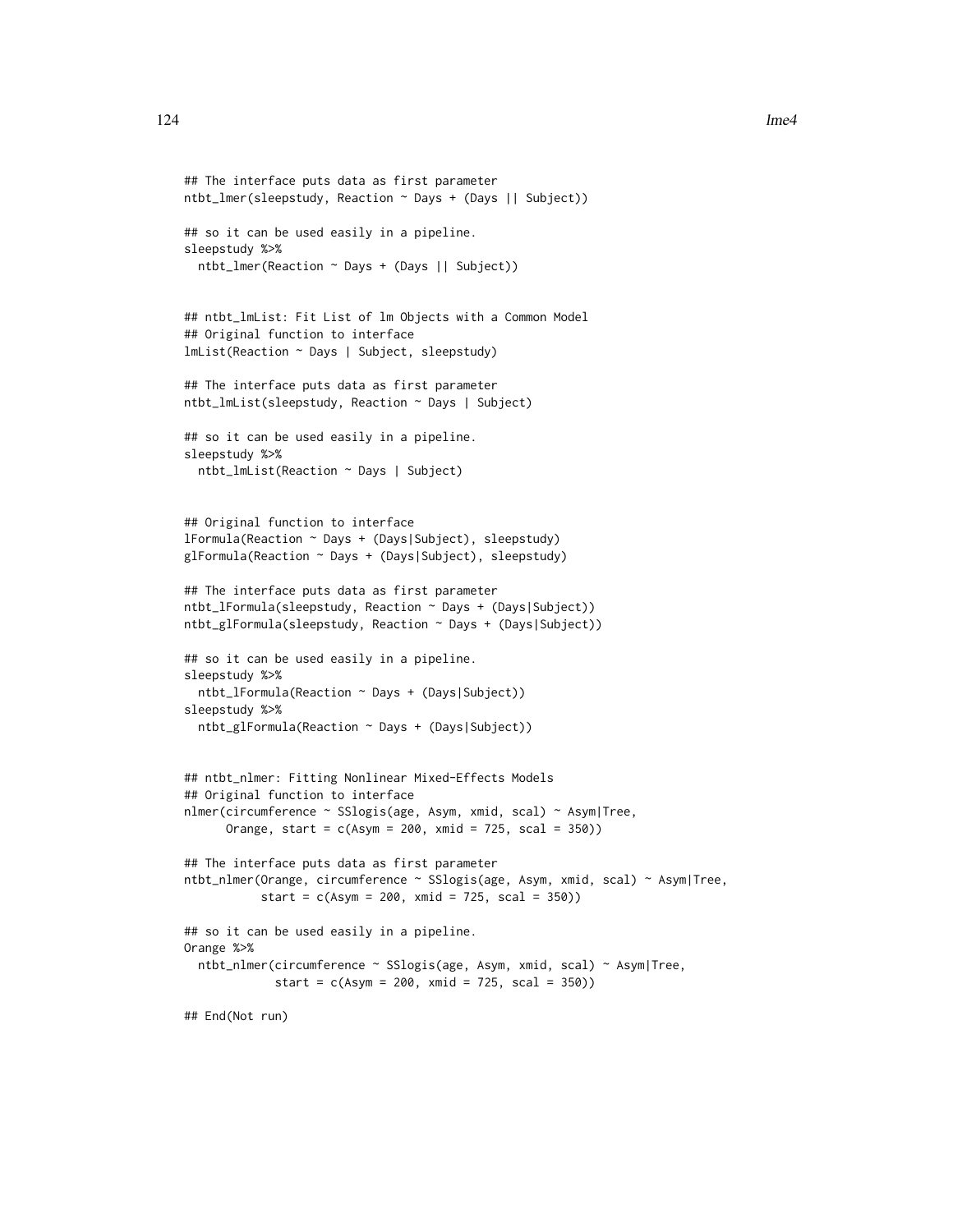```
## The interface puts data as first parameter
ntbt_lmer(sleepstudy, Reaction ~ Days + (Days || Subject))

## so it can be used easily in a pipeline.
sleepstudy %>%
  ntbt_lmer(Reaction ~ Days + (Days || Subject))


## ntbt_lmList: Fit List of lm Objects with a Common Model
## Original function to interface
lmList(Reaction ~ Days | Subject, sleepstudy)

## The interface puts data as first parameter
ntbt_lmList(sleepstudy, Reaction ~ Days | Subject)

## so it can be used easily in a pipeline.
sleepstudy %>%
  ntbt_lmList(Reaction ~ Days | Subject)


## Original function to interface
lFormula(Reaction ~ Days + (Days|Subject), sleepstudy)
glFormula(Reaction ~ Days + (Days|Subject), sleepstudy)

## The interface puts data as first parameter
ntbt_lFormula(sleepstudy, Reaction ~ Days + (Days|Subject))
ntbt_glFormula(sleepstudy, Reaction ~ Days + (Days|Subject))

## so it can be used easily in a pipeline.
sleepstudy %>%
  ntbt_lFormula(Reaction ~ Days + (Days|Subject))
sleepstudy %>%
  ntbt_glFormula(Reaction ~ Days + (Days|Subject))


## ntbt_nlmer: Fitting Nonlinear Mixed-Effects Models
## Original function to interface
nlmer(circumference ~ SSlogis(age, Asym, xmid, scal) ~ Asym|Tree,
      Orange, start = c(Asym = 200, xmid = 725, scal = 350))

## The interface puts data as first parameter
ntbt_nlmer(Orange, circumference ~ SSlogis(age, Asym, xmid, scal) ~ Asym|Tree,
           start = c(Asym = 200, xmid = 725, scal = 350))

## so it can be used easily in a pipeline.
Orange %>%
  ntbt_nlmer(circumference ~ SSlogis(age, Asym, xmid, scal) ~ Asym|Tree,
             start = c(Asym = 200, xmid = 725, scal = 350))

## End(Not run)
```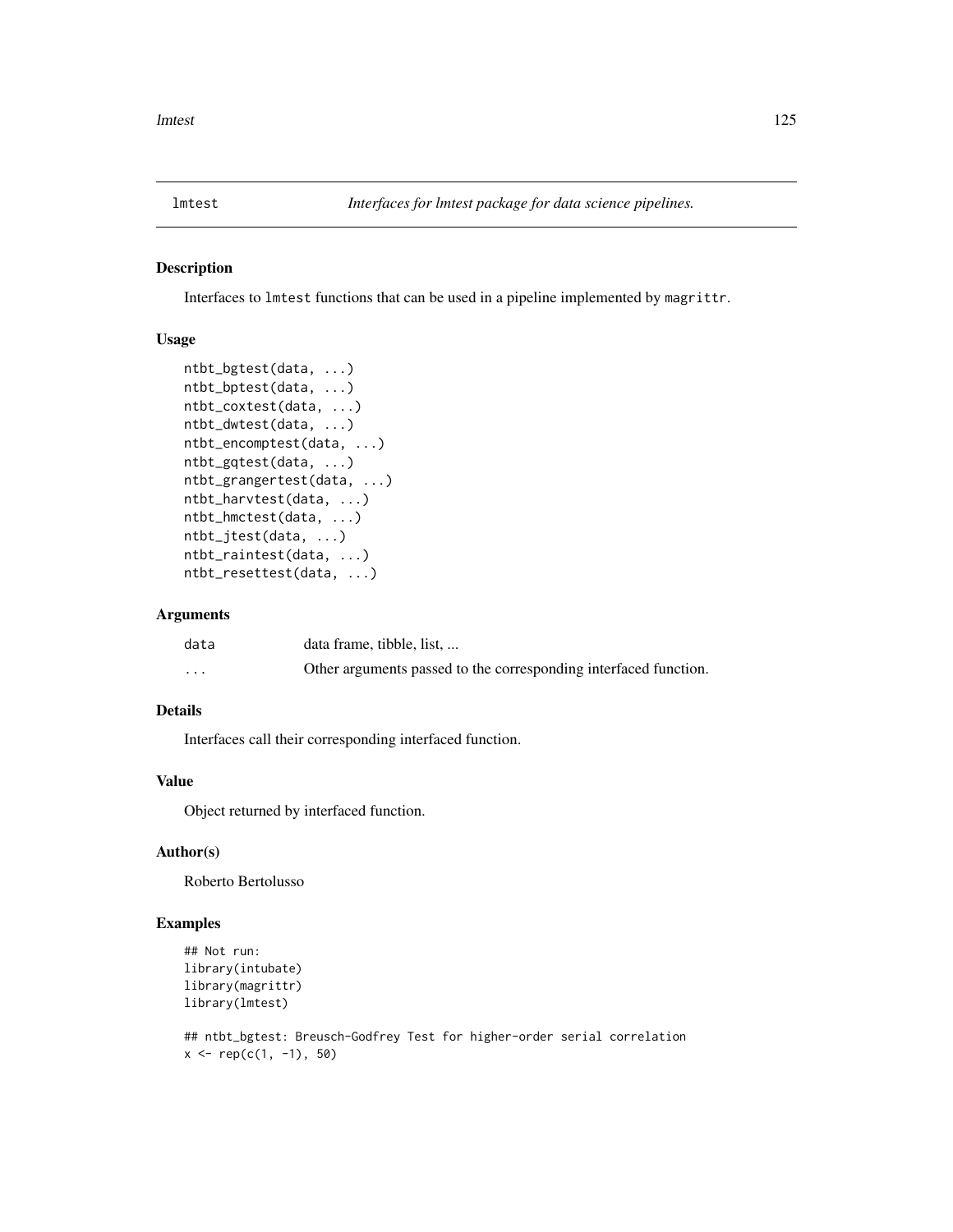# lmtest — *Interfaces for lmtest package for data science pipelines.*

## Description

Interfaces to `lmtest` functions that can be used in a pipeline implemented by `magrittr`.

## Usage

```
ntbt_bgtest(data, ...)
ntbt_bptest(data, ...)
ntbt_coxtest(data, ...)
ntbt_dwtest(data, ...)
ntbt_encomptest(data, ...)
ntbt_gqtest(data, ...)
ntbt_grangertest(data, ...)
ntbt_harvtest(data, ...)
ntbt_hmctest(data, ...)
ntbt_jtest(data, ...)
ntbt_raintest(data, ...)
ntbt_resettest(data, ...)
```

## Arguments

| | |
|---|---|
| `data` | data frame, tibble, list, ... |
| `...` | Other arguments passed to the corresponding interfaced function. |

## Details

Interfaces call their corresponding interfaced function.

## Value

Object returned by interfaced function.

## Author(s)

Roberto Bertolusso

## Examples

```
## Not run:
library(intubate)
library(magrittr)
library(lmtest)

## ntbt_bgtest: Breusch-Godfrey Test for higher-order serial correlation
x <- rep(c(1, -1), 50)
```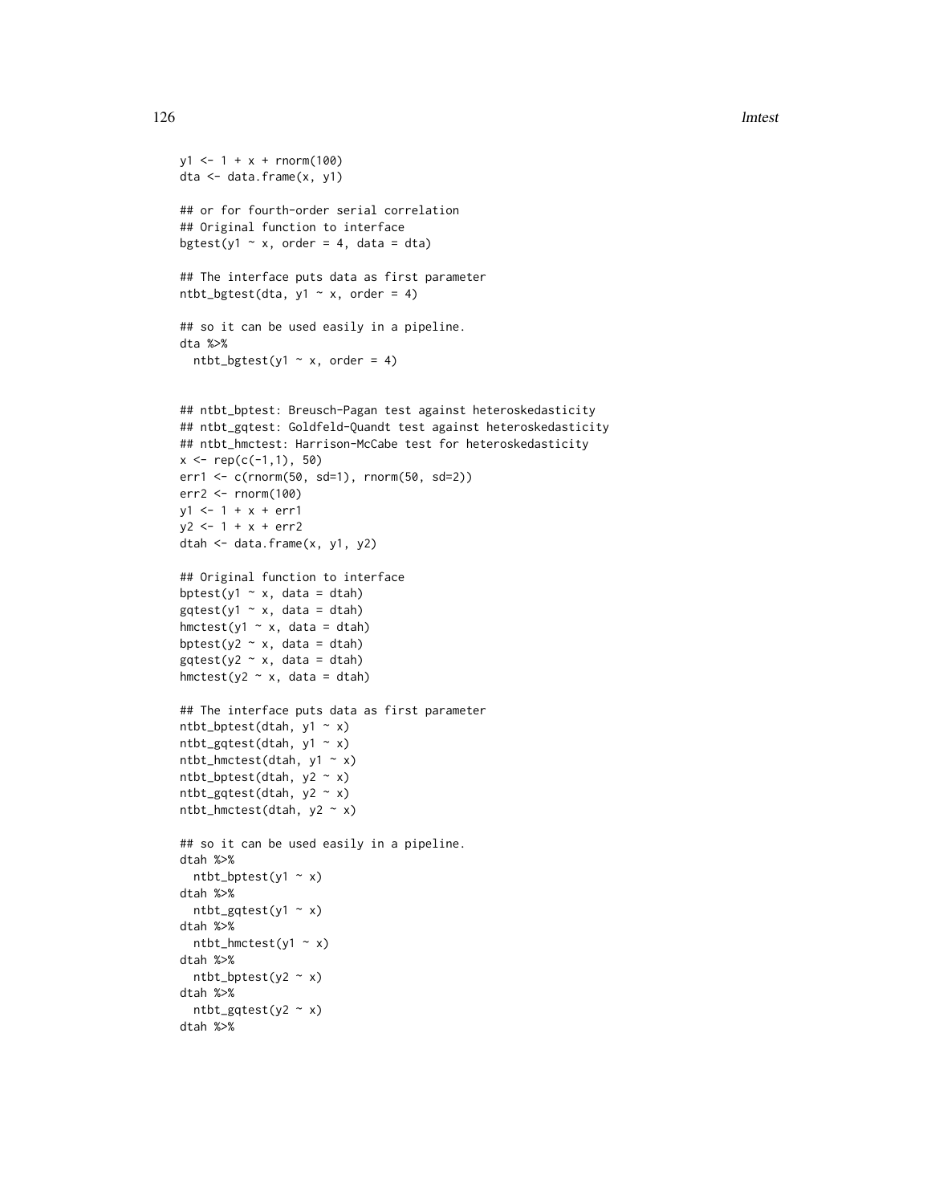```
y1 <- 1 + x + rnorm(100)
dta <- data.frame(x, y1)

## or for fourth-order serial correlation
## Original function to interface
bgtest(y1 ~ x, order = 4, data = dta)

## The interface puts data as first parameter
ntbt_bgtest(dta, y1 ~ x, order = 4)

## so it can be used easily in a pipeline.
dta %>%
  ntbt_bgtest(y1 ~ x, order = 4)


## ntbt_bptest: Breusch-Pagan test against heteroskedasticity
## ntbt_gqtest: Goldfeld-Quandt test against heteroskedasticity
## ntbt_hmctest: Harrison-McCabe test for heteroskedasticity
x <- rep(c(-1,1), 50)
err1 <- c(rnorm(50, sd=1), rnorm(50, sd=2))
err2 <- rnorm(100)
y1 <- 1 + x + err1
y2 <- 1 + x + err2
dtah <- data.frame(x, y1, y2)

## Original function to interface
bptest(y1 ~ x, data = dtah)
gqtest(y1 ~ x, data = dtah)
hmctest(y1 ~ x, data = dtah)
bptest(y2 ~ x, data = dtah)
gqtest(y2 ~ x, data = dtah)
hmctest(y2 ~ x, data = dtah)

## The interface puts data as first parameter
ntbt_bptest(dtah, y1 ~ x)
ntbt_gqtest(dtah, y1 ~ x)
ntbt_hmctest(dtah, y1 ~ x)
ntbt_bptest(dtah, y2 ~ x)
ntbt_gqtest(dtah, y2 ~ x)
ntbt_hmctest(dtah, y2 ~ x)

## so it can be used easily in a pipeline.
dtah %>%
  ntbt_bptest(y1 ~ x)
dtah %>%
  ntbt_gqtest(y1 ~ x)
dtah %>%
  ntbt_hmctest(y1 ~ x)
dtah %>%
  ntbt_bptest(y2 ~ x)
dtah %>%
  ntbt_gqtest(y2 ~ x)
dtah %>%
```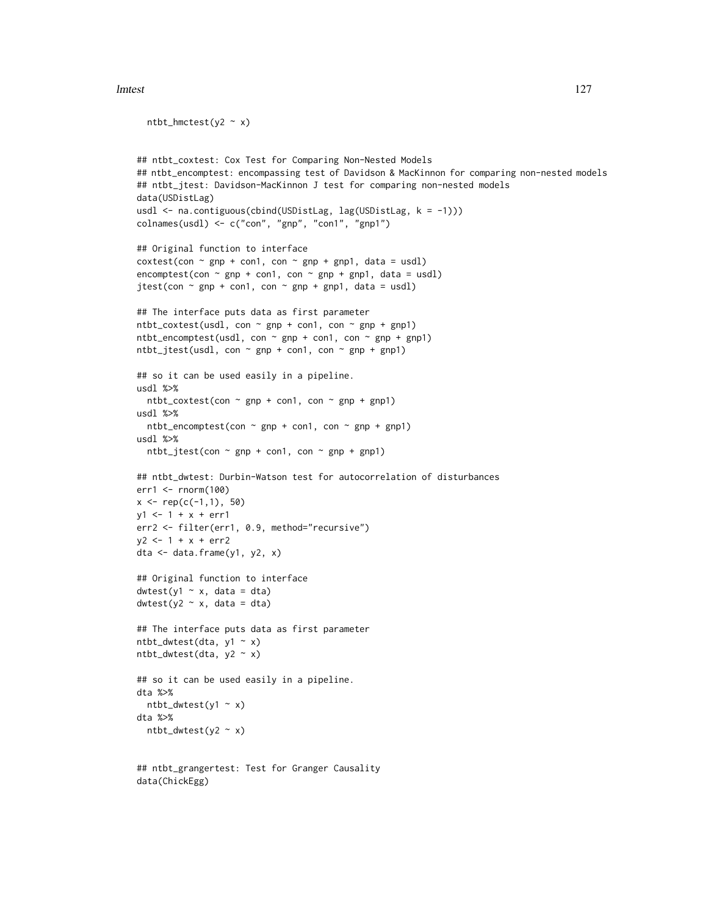```
  ntbt_hmctest(y2 ~ x)


## ntbt_coxtest: Cox Test for Comparing Non-Nested Models
## ntbt_encomptest: encompassing test of Davidson & MacKinnon for comparing non-nested models
## ntbt_jtest: Davidson-MacKinnon J test for comparing non-nested models
data(USDistLag)
usdl <- na.contiguous(cbind(USDistLag, lag(USDistLag, k = -1)))
colnames(usdl) <- c("con", "gnp", "con1", "gnp1")

## Original function to interface
coxtest(con ~ gnp + con1, con ~ gnp + gnp1, data = usdl)
encomptest(con ~ gnp + con1, con ~ gnp + gnp1, data = usdl)
jtest(con ~ gnp + con1, con ~ gnp + gnp1, data = usdl)

## The interface puts data as first parameter
ntbt_coxtest(usdl, con ~ gnp + con1, con ~ gnp + gnp1)
ntbt_encomptest(usdl, con ~ gnp + con1, con ~ gnp + gnp1)
ntbt_jtest(usdl, con ~ gnp + con1, con ~ gnp + gnp1)

## so it can be used easily in a pipeline.
usdl %>%
  ntbt_coxtest(con ~ gnp + con1, con ~ gnp + gnp1)
usdl %>%
  ntbt_encomptest(con ~ gnp + con1, con ~ gnp + gnp1)
usdl %>%
  ntbt_jtest(con ~ gnp + con1, con ~ gnp + gnp1)

## ntbt_dwtest: Durbin-Watson test for autocorrelation of disturbances
err1 <- rnorm(100)
x <- rep(c(-1,1), 50)
y1 <- 1 + x + err1
err2 <- filter(err1, 0.9, method="recursive")
y2 <- 1 + x + err2
dta <- data.frame(y1, y2, x)

## Original function to interface
dwtest(y1 ~ x, data = dta)
dwtest(y2 ~ x, data = dta)

## The interface puts data as first parameter
ntbt_dwtest(dta, y1 ~ x)
ntbt_dwtest(dta, y2 ~ x)

## so it can be used easily in a pipeline.
dta %>%
  ntbt_dwtest(y1 ~ x)
dta %>%
  ntbt_dwtest(y2 ~ x)


## ntbt_grangertest: Test for Granger Causality
data(ChickEgg)
```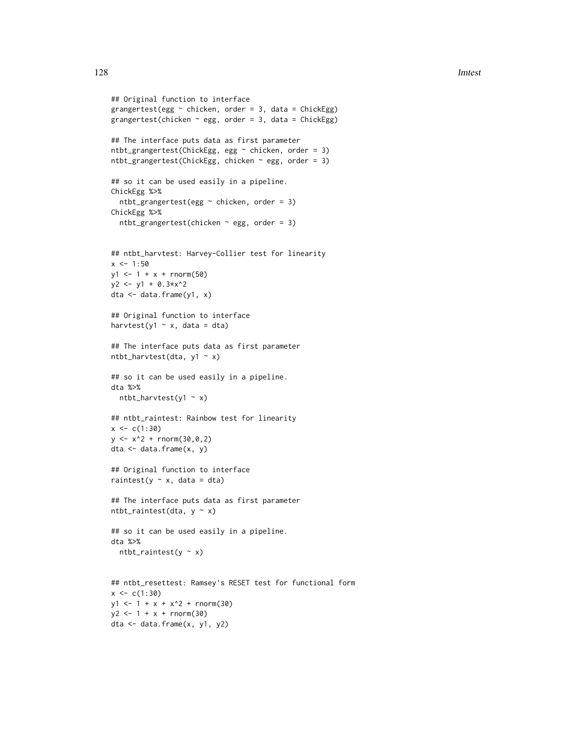```
## Original function to interface
grangertest(egg ~ chicken, order = 3, data = ChickEgg)
grangertest(chicken ~ egg, order = 3, data = ChickEgg)

## The interface puts data as first parameter
ntbt_grangertest(ChickEgg, egg ~ chicken, order = 3)
ntbt_grangertest(ChickEgg, chicken ~ egg, order = 3)

## so it can be used easily in a pipeline.
ChickEgg %>%
  ntbt_grangertest(egg ~ chicken, order = 3)
ChickEgg %>%
  ntbt_grangertest(chicken ~ egg, order = 3)


## ntbt_harvtest: Harvey-Collier test for linearity
x <- 1:50
y1 <- 1 + x + rnorm(50)
y2 <- y1 + 0.3*x^2
dta <- data.frame(y1, x)

## Original function to interface
harvtest(y1 ~ x, data = dta)

## The interface puts data as first parameter
ntbt_harvtest(dta, y1 ~ x)

## so it can be used easily in a pipeline.
dta %>%
  ntbt_harvtest(y1 ~ x)

## ntbt_raintest: Rainbow test for linearity
x <- c(1:30)
y <- x^2 + rnorm(30,0,2)
dta <- data.frame(x, y)

## Original function to interface
raintest(y ~ x, data = dta)

## The interface puts data as first parameter
ntbt_raintest(dta, y ~ x)

## so it can be used easily in a pipeline.
dta %>%
  ntbt_raintest(y ~ x)


## ntbt_resettest: Ramsey's RESET test for functional form
x <- c(1:30)
y1 <- 1 + x + x^2 + rnorm(30)
y2 <- 1 + x + rnorm(30)
dta <- data.frame(x, y1, y2)
```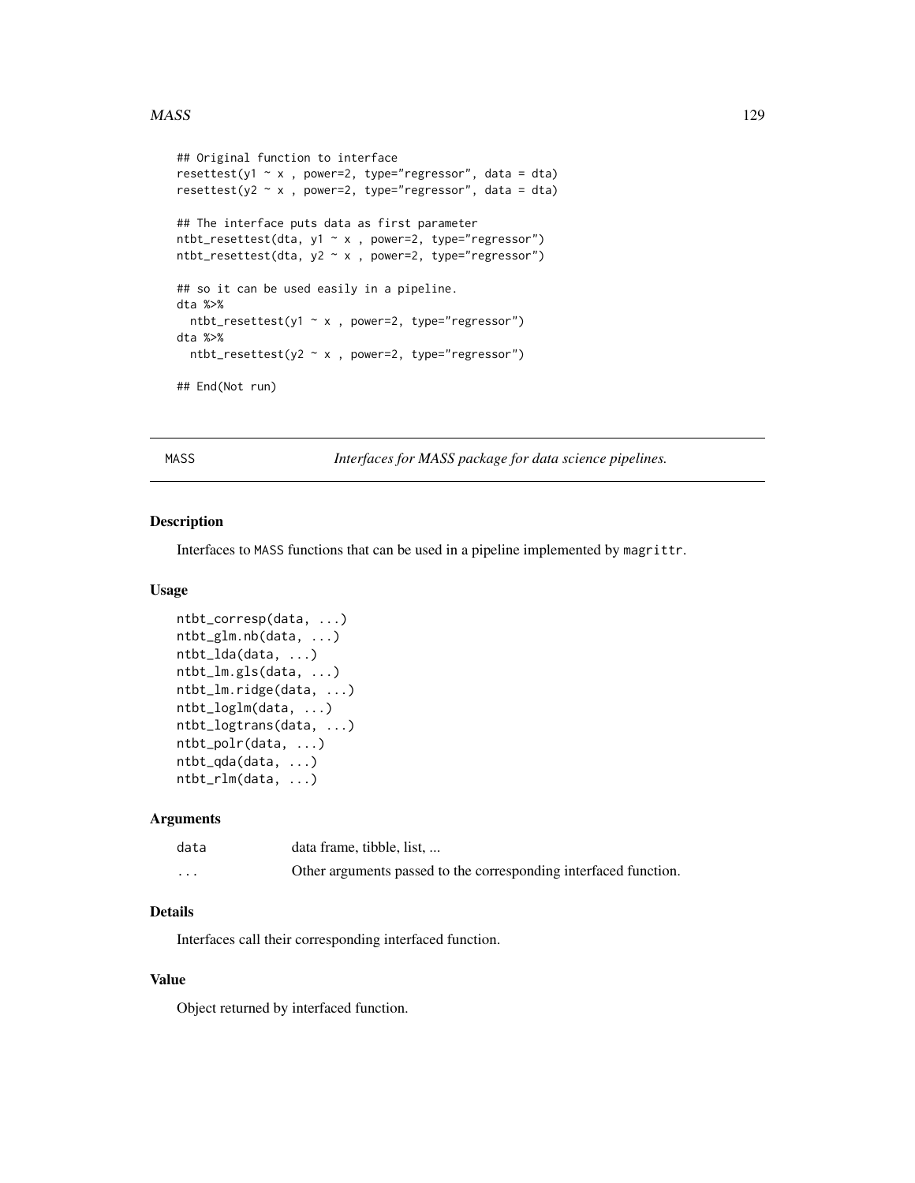```
## Original function to interface
resettest(y1 ~ x , power=2, type="regressor", data = dta)
resettest(y2 ~ x , power=2, type="regressor", data = dta)

## The interface puts data as first parameter
ntbt_resettest(dta, y1 ~ x , power=2, type="regressor")
ntbt_resettest(dta, y2 ~ x , power=2, type="regressor")

## so it can be used easily in a pipeline.
dta %>%
  ntbt_resettest(y1 ~ x , power=2, type="regressor")
dta %>%
  ntbt_resettest(y2 ~ x , power=2, type="regressor")

## End(Not run)
```

---

## MASS — *Interfaces for MASS package for data science pipelines.*

### Description

Interfaces to MASS functions that can be used in a pipeline implemented by magrittr.

### Usage

```
ntbt_corresp(data, ...)
ntbt_glm.nb(data, ...)
ntbt_lda(data, ...)
ntbt_lm.gls(data, ...)
ntbt_lm.ridge(data, ...)
ntbt_loglm(data, ...)
ntbt_logtrans(data, ...)
ntbt_polr(data, ...)
ntbt_qda(data, ...)
ntbt_rlm(data, ...)
```

### Arguments

| | |
|---|---|
| data | data frame, tibble, list, ... |
| ... | Other arguments passed to the corresponding interfaced function. |

### Details

Interfaces call their corresponding interfaced function.

### Value

Object returned by interfaced function.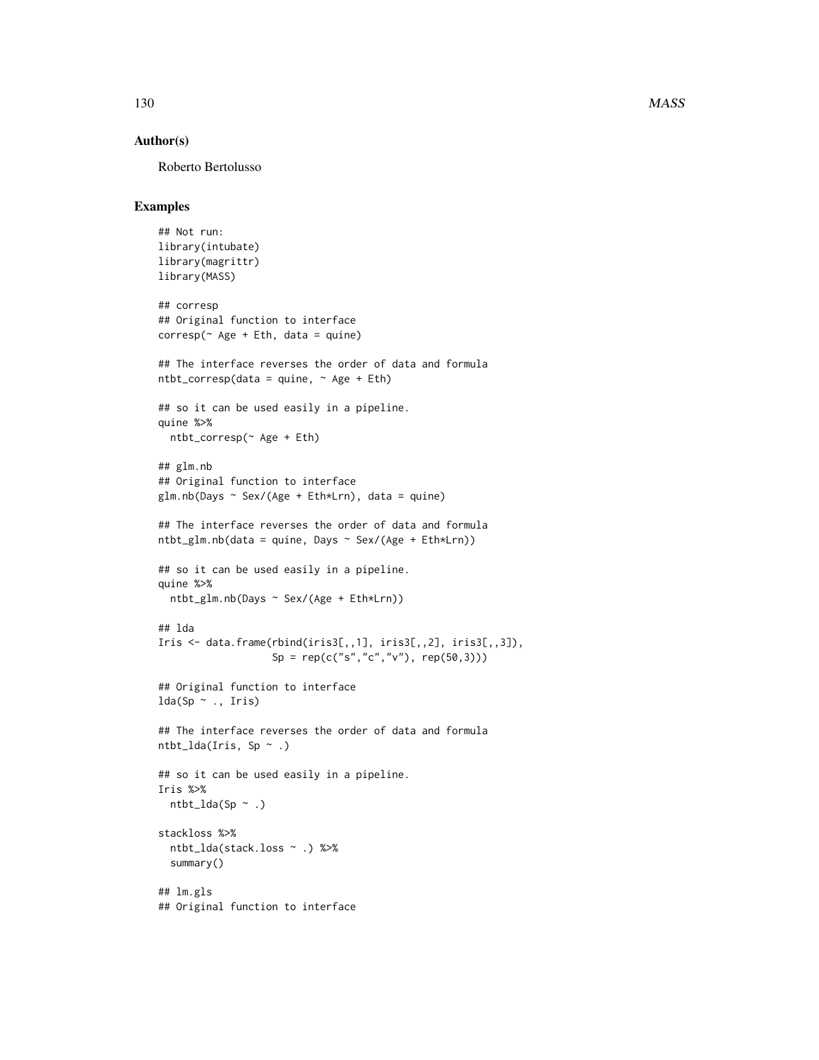### Author(s)

Roberto Bertolusso

### Examples

```
## Not run:
library(intubate)
library(magrittr)
library(MASS)

## corresp
## Original function to interface
corresp(~ Age + Eth, data = quine)

## The interface reverses the order of data and formula
ntbt_corresp(data = quine, ~ Age + Eth)

## so it can be used easily in a pipeline.
quine %>%
  ntbt_corresp(~ Age + Eth)

## glm.nb
## Original function to interface
glm.nb(Days ~ Sex/(Age + Eth*Lrn), data = quine)

## The interface reverses the order of data and formula
ntbt_glm.nb(data = quine, Days ~ Sex/(Age + Eth*Lrn))

## so it can be used easily in a pipeline.
quine %>%
  ntbt_glm.nb(Days ~ Sex/(Age + Eth*Lrn))

## lda
Iris <- data.frame(rbind(iris3[,,1], iris3[,,2], iris3[,,3]),
                   Sp = rep(c("s","c","v"), rep(50,3)))

## Original function to interface
lda(Sp ~ ., Iris)

## The interface reverses the order of data and formula
ntbt_lda(Iris, Sp ~ .)

## so it can be used easily in a pipeline.
Iris %>%
  ntbt_lda(Sp ~ .)

stackloss %>%
  ntbt_lda(stack.loss ~ .) %>%
  summary()

## lm.gls
## Original function to interface
```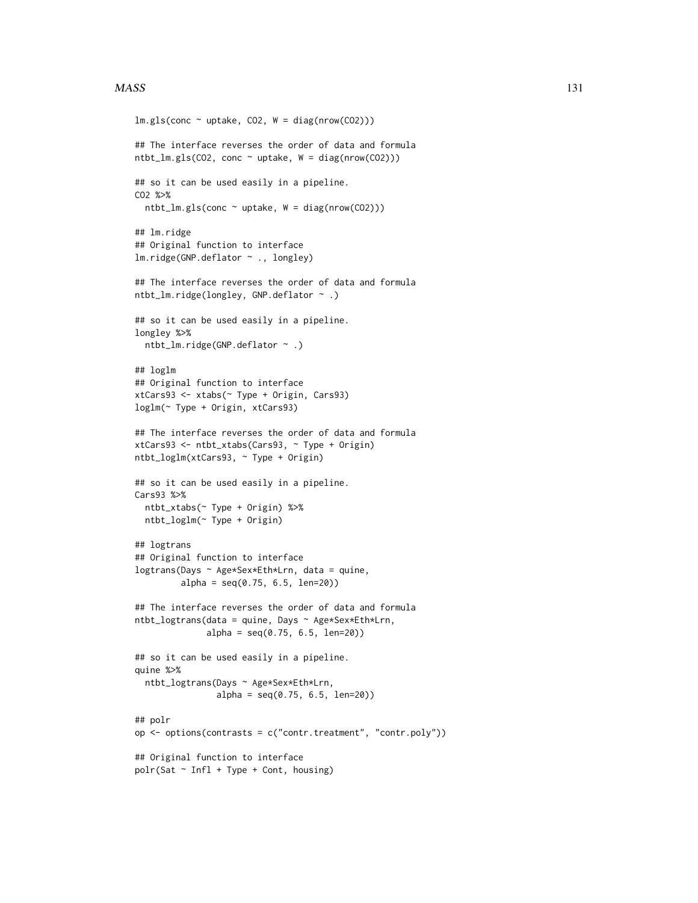```
lm.gls(conc ~ uptake, CO2, W = diag(nrow(CO2)))

## The interface reverses the order of data and formula
ntbt_lm.gls(CO2, conc ~ uptake, W = diag(nrow(CO2)))

## so it can be used easily in a pipeline.
CO2 %>%
  ntbt_lm.gls(conc ~ uptake, W = diag(nrow(CO2)))

## lm.ridge
## Original function to interface
lm.ridge(GNP.deflator ~ ., longley)

## The interface reverses the order of data and formula
ntbt_lm.ridge(longley, GNP.deflator ~ .)

## so it can be used easily in a pipeline.
longley %>%
  ntbt_lm.ridge(GNP.deflator ~ .)

## loglm
## Original function to interface
xtCars93 <- xtabs(~ Type + Origin, Cars93)
loglm(~ Type + Origin, xtCars93)

## The interface reverses the order of data and formula
xtCars93 <- ntbt_xtabs(Cars93, ~ Type + Origin)
ntbt_loglm(xtCars93, ~ Type + Origin)

## so it can be used easily in a pipeline.
Cars93 %>%
  ntbt_xtabs(~ Type + Origin) %>%
  ntbt_loglm(~ Type + Origin)

## logtrans
## Original function to interface
logtrans(Days ~ Age*Sex*Eth*Lrn, data = quine,
         alpha = seq(0.75, 6.5, len=20))

## The interface reverses the order of data and formula
ntbt_logtrans(data = quine, Days ~ Age*Sex*Eth*Lrn,
              alpha = seq(0.75, 6.5, len=20))

## so it can be used easily in a pipeline.
quine %>%
  ntbt_logtrans(Days ~ Age*Sex*Eth*Lrn,
                alpha = seq(0.75, 6.5, len=20))

## polr
op <- options(contrasts = c("contr.treatment", "contr.poly"))

## Original function to interface
polr(Sat ~ Infl + Type + Cont, housing)
```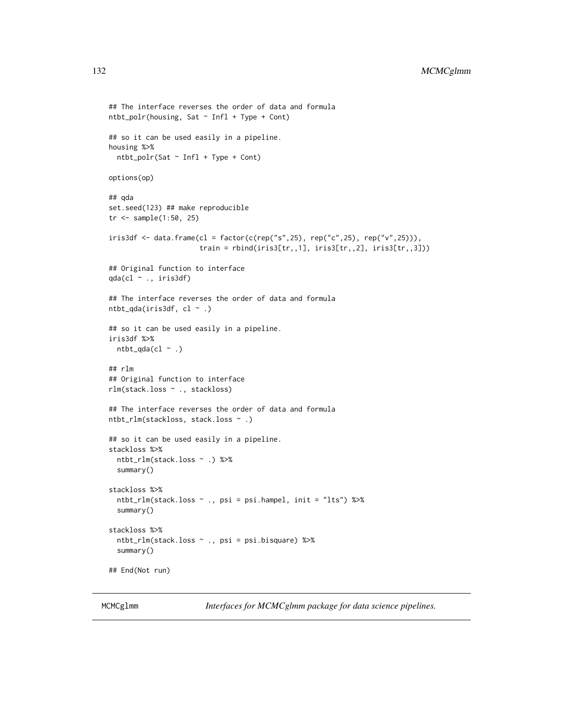```
## The interface reverses the order of data and formula
ntbt_polr(housing, Sat ~ Infl + Type + Cont)

## so it can be used easily in a pipeline.
housing %>%
  ntbt_polr(Sat ~ Infl + Type + Cont)

options(op)

## qda
set.seed(123) ## make reproducible
tr <- sample(1:50, 25)

iris3df <- data.frame(cl = factor(c(rep("s",25), rep("c",25), rep("v",25))),
                      train = rbind(iris3[tr,,1], iris3[tr,,2], iris3[tr,,3]))

## Original function to interface
qda(cl ~ ., iris3df)

## The interface reverses the order of data and formula
ntbt_qda(iris3df, cl ~ .)

## so it can be used easily in a pipeline.
iris3df %>%
  ntbt_qda(cl ~ .)

## rlm
## Original function to interface
rlm(stack.loss ~ ., stackloss)

## The interface reverses the order of data and formula
ntbt_rlm(stackloss, stack.loss ~ .)

## so it can be used easily in a pipeline.
stackloss %>%
  ntbt_rlm(stack.loss ~ .) %>%
  summary()

stackloss %>%
  ntbt_rlm(stack.loss ~ ., psi = psi.hampel, init = "lts") %>%
  summary()

stackloss %>%
  ntbt_rlm(stack.loss ~ ., psi = psi.bisquare) %>%
  summary()

## End(Not run)
```

---

MCMCglmm — *Interfaces for MCMCglmm package for data science pipelines.*

---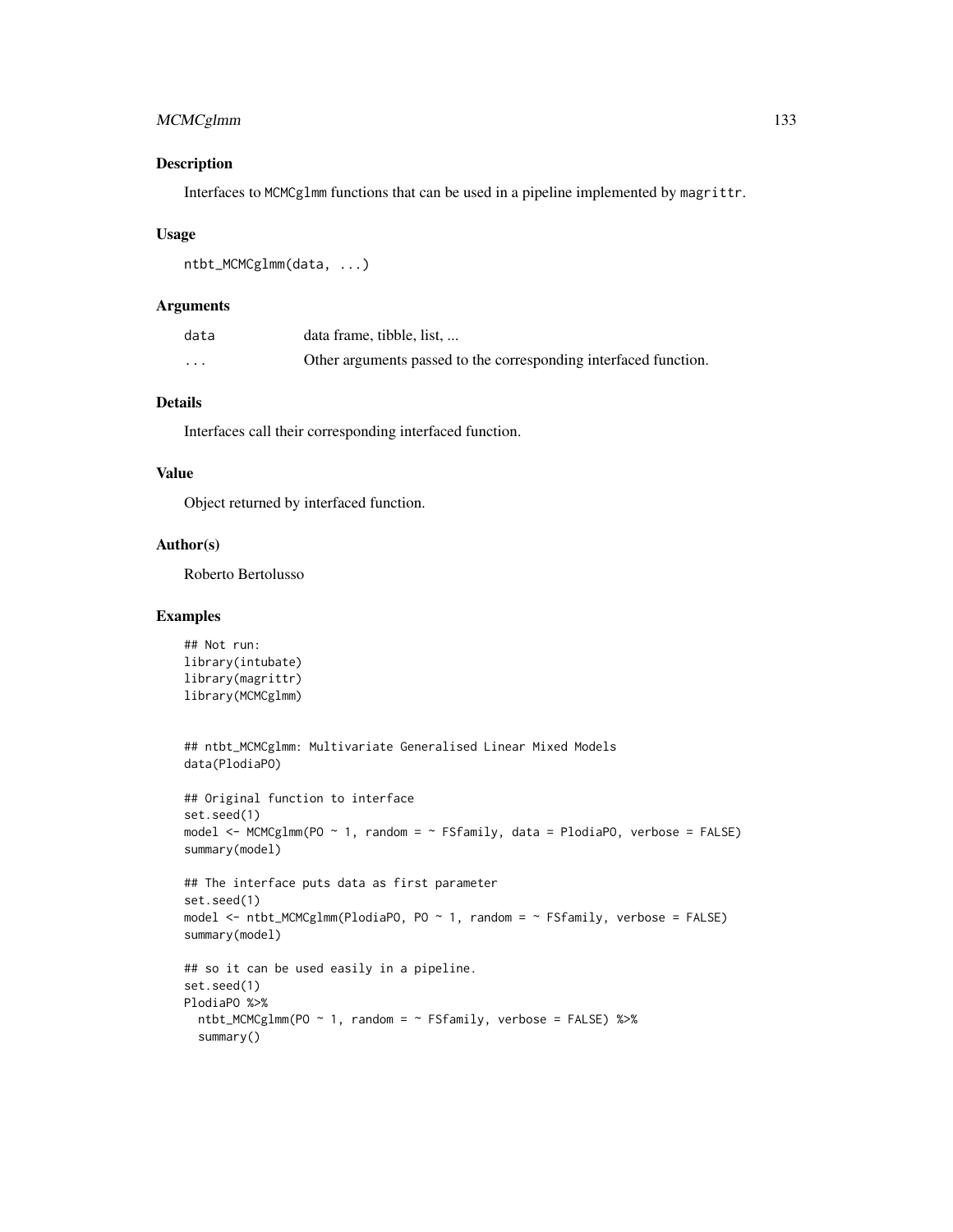## Description

Interfaces to MCMCglmm functions that can be used in a pipeline implemented by magrittr.

## Usage

```
ntbt_MCMCglmm(data, ...)
```

## Arguments

| | |
|---|---|
| data | data frame, tibble, list, ... |
| ... | Other arguments passed to the corresponding interfaced function. |

## Details

Interfaces call their corresponding interfaced function.

## Value

Object returned by interfaced function.

## Author(s)

Roberto Bertolusso

## Examples

```
## Not run:
library(intubate)
library(magrittr)
library(MCMCglmm)


## ntbt_MCMCglmm: Multivariate Generalised Linear Mixed Models
data(PlodiaPO)

## Original function to interface
set.seed(1)
model <- MCMCglmm(PO ~ 1, random = ~ FSfamily, data = PlodiaPO, verbose = FALSE)
summary(model)

## The interface puts data as first parameter
set.seed(1)
model <- ntbt_MCMCglmm(PlodiaPO, PO ~ 1, random = ~ FSfamily, verbose = FALSE)
summary(model)

## so it can be used easily in a pipeline.
set.seed(1)
PlodiaPO %>%
  ntbt_MCMCglmm(PO ~ 1, random = ~ FSfamily, verbose = FALSE) %>%
  summary()
```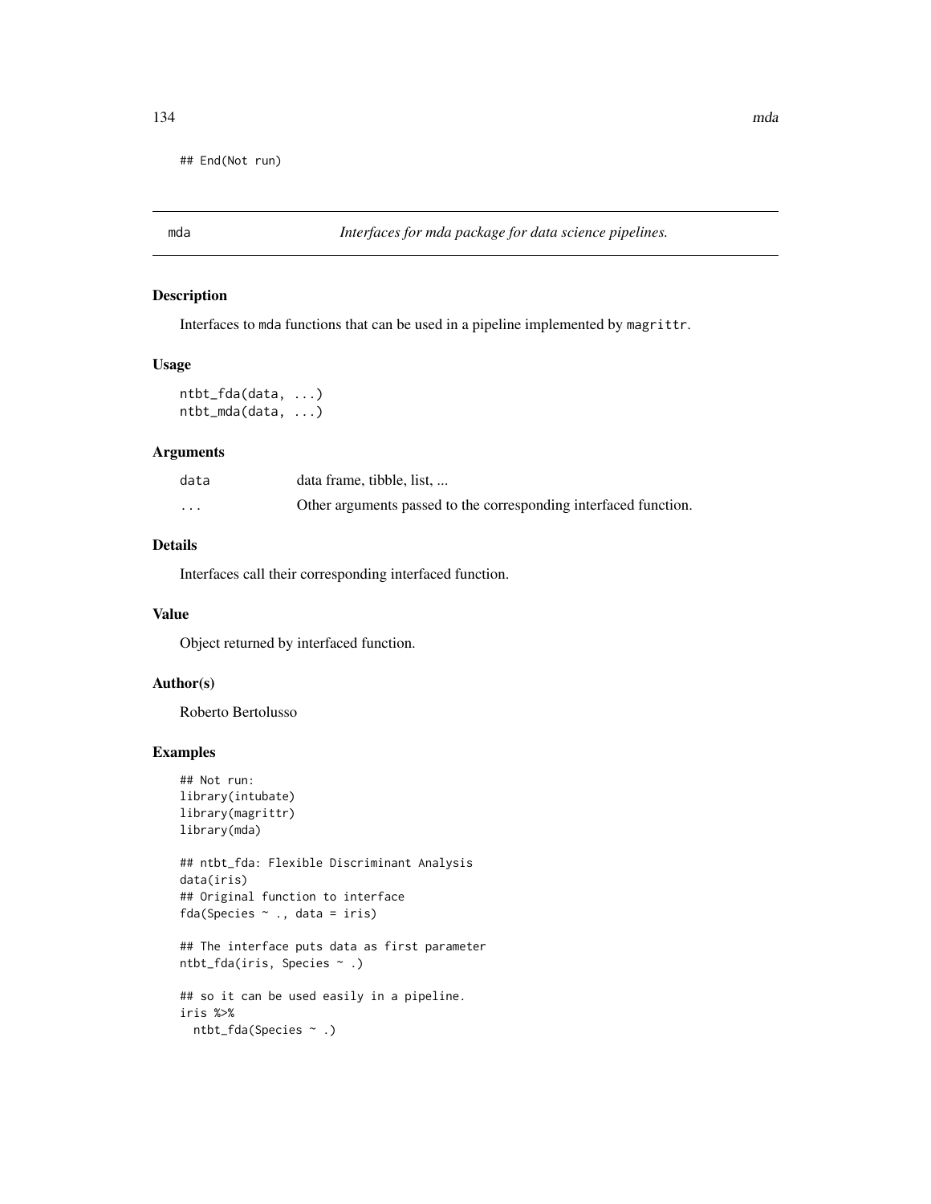```
## End(Not run)
```

---

# mda — *Interfaces for mda package for data science pipelines.*

## Description

Interfaces to `mda` functions that can be used in a pipeline implemented by `magrittr`.

## Usage

```
ntbt_fda(data, ...)
ntbt_mda(data, ...)
```

## Arguments

| | |
|---|---|
| `data` | data frame, tibble, list, ... |
| `...` | Other arguments passed to the corresponding interfaced function. |

## Details

Interfaces call their corresponding interfaced function.

## Value

Object returned by interfaced function.

## Author(s)

Roberto Bertolusso

## Examples

```
## Not run:
library(intubate)
library(magrittr)
library(mda)

## ntbt_fda: Flexible Discriminant Analysis
data(iris)
## Original function to interface
fda(Species ~ ., data = iris)

## The interface puts data as first parameter
ntbt_fda(iris, Species ~ .)

## so it can be used easily in a pipeline.
iris %>%
  ntbt_fda(Species ~ .)
```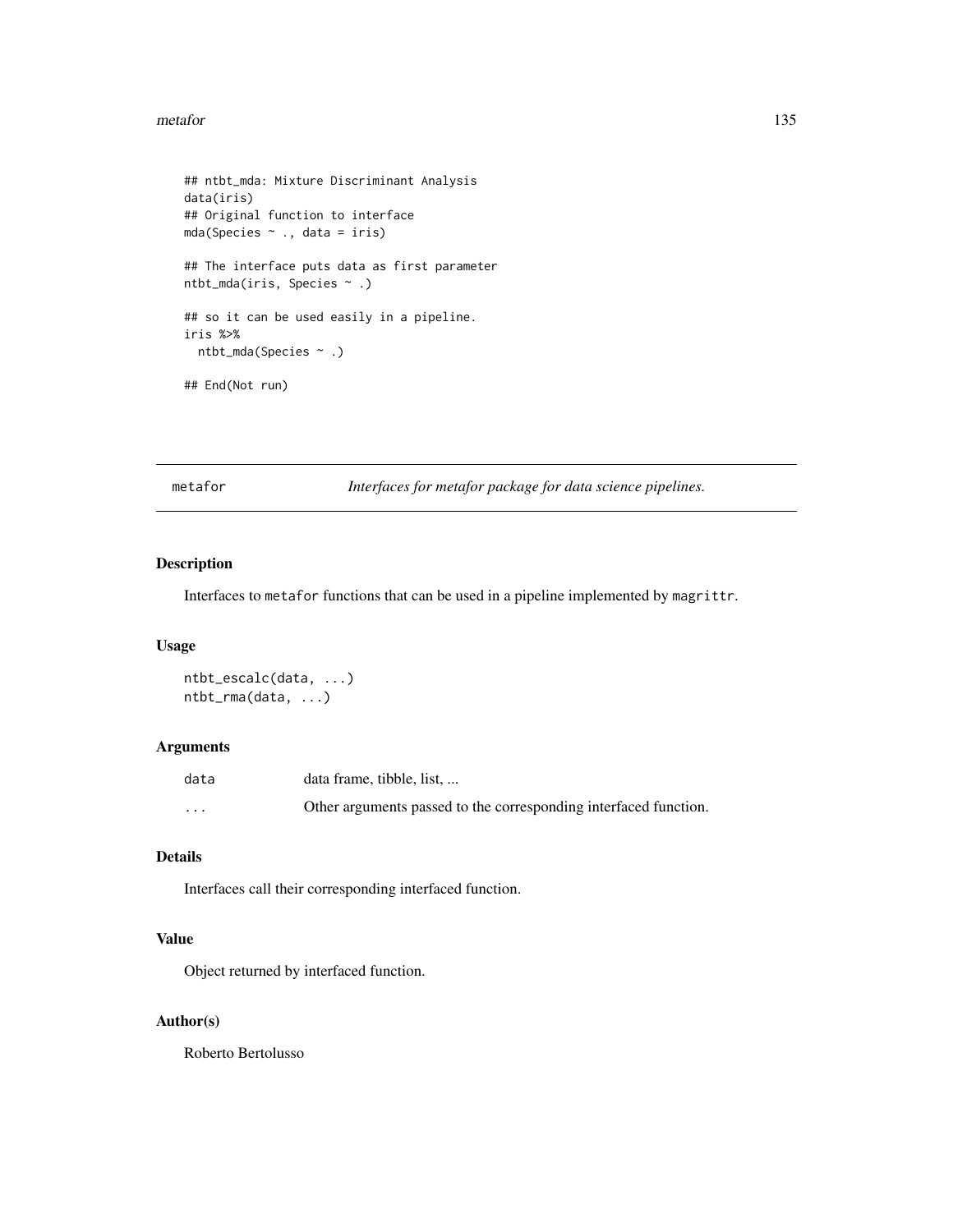```
## ntbt_mda: Mixture Discriminant Analysis
data(iris)
## Original function to interface
mda(Species ~ ., data = iris)

## The interface puts data as first parameter
ntbt_mda(iris, Species ~ .)

## so it can be used easily in a pipeline.
iris %>%
  ntbt_mda(Species ~ .)

## End(Not run)
```

---

`metafor` *Interfaces for metafor package for data science pipelines.*

---

## Description

Interfaces to `metafor` functions that can be used in a pipeline implemented by `magrittr`.

## Usage

```
ntbt_escalc(data, ...)
ntbt_rma(data, ...)
```

## Arguments

| | |
|---|---|
| `data` | data frame, tibble, list, ... |
| `...` | Other arguments passed to the corresponding interfaced function. |

## Details

Interfaces call their corresponding interfaced function.

## Value

Object returned by interfaced function.

## Author(s)

Roberto Bertolusso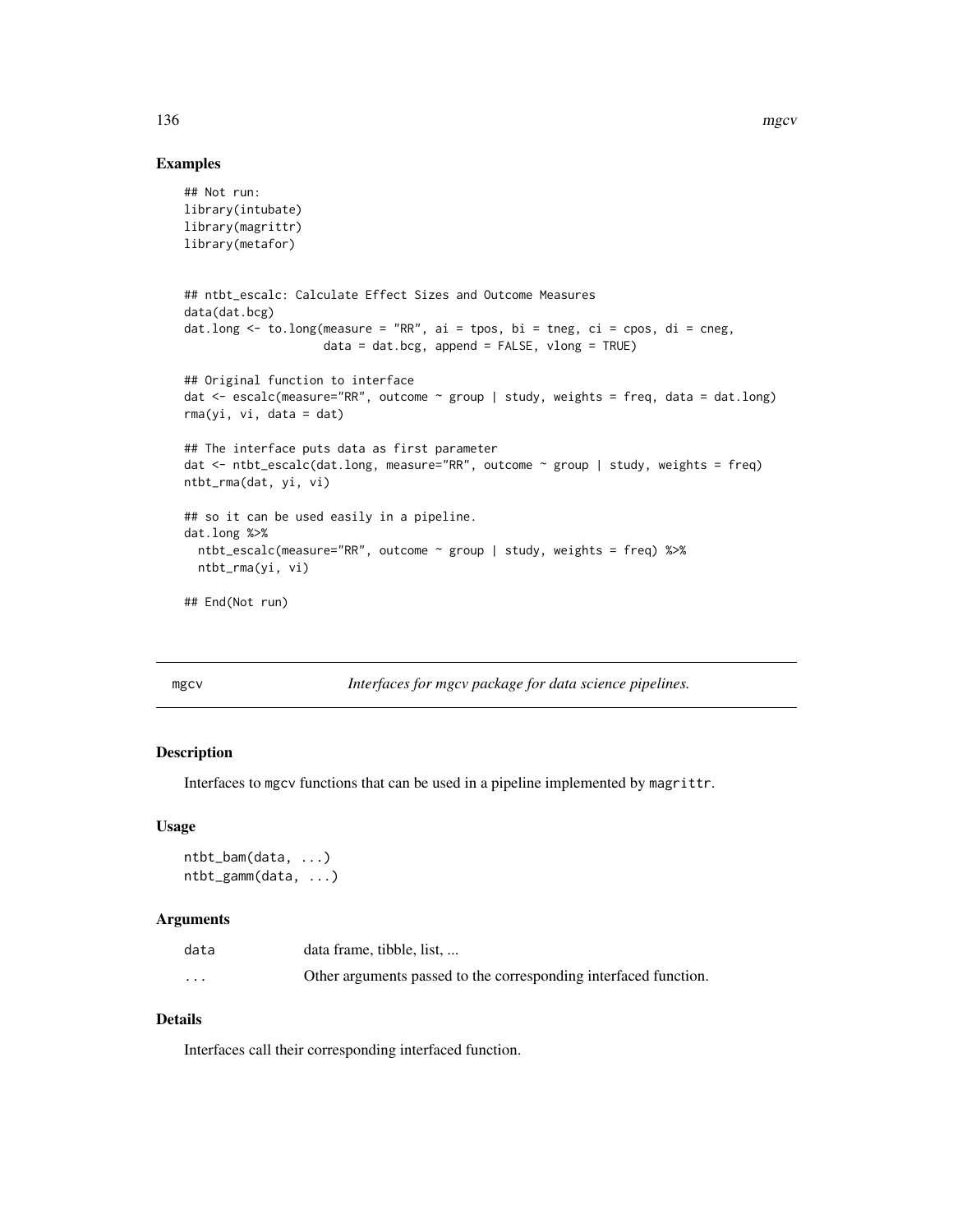### Examples

```
## Not run:
library(intubate)
library(magrittr)
library(metafor)


## ntbt_escalc: Calculate Effect Sizes and Outcome Measures
data(dat.bcg)
dat.long <- to.long(measure = "RR", ai = tpos, bi = tneg, ci = cpos, di = cneg,
                    data = dat.bcg, append = FALSE, vlong = TRUE)

## Original function to interface
dat <- escalc(measure="RR", outcome ~ group | study, weights = freq, data = dat.long)
rma(yi, vi, data = dat)

## The interface puts data as first parameter
dat <- ntbt_escalc(dat.long, measure="RR", outcome ~ group | study, weights = freq)
ntbt_rma(dat, yi, vi)

## so it can be used easily in a pipeline.
dat.long %>%
  ntbt_escalc(measure="RR", outcome ~ group | study, weights = freq) %>%
  ntbt_rma(yi, vi)

## End(Not run)
```

---

## mgcv — *Interfaces for mgcv package for data science pipelines.*

### Description

Interfaces to `mgcv` functions that can be used in a pipeline implemented by `magrittr`.

### Usage

```
ntbt_bam(data, ...)
ntbt_gamm(data, ...)
```

### Arguments

| | |
|---|---|
| `data` | data frame, tibble, list, ... |
| `...` | Other arguments passed to the corresponding interfaced function. |

### Details

Interfaces call their corresponding interfaced function.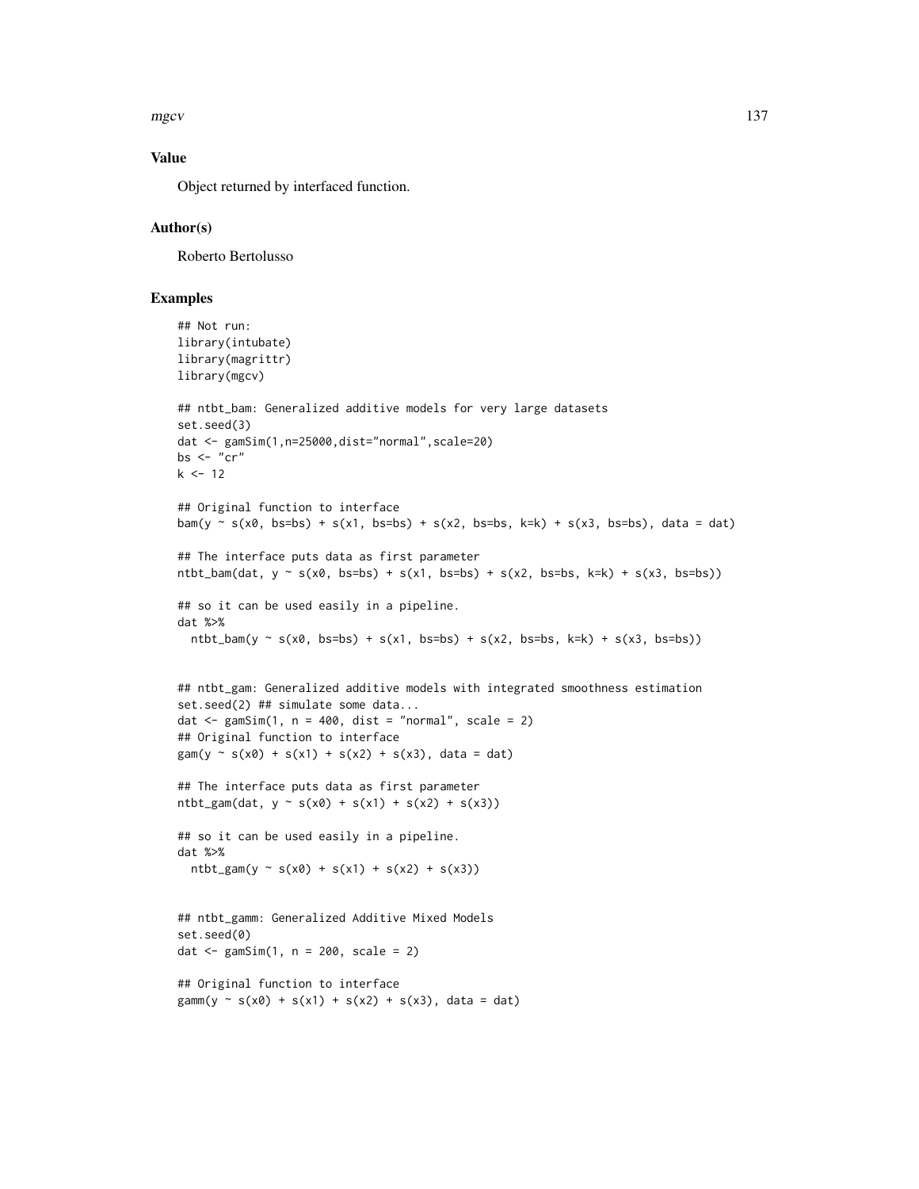### Value

Object returned by interfaced function.

### Author(s)

Roberto Bertolusso

### Examples

```
## Not run:
library(intubate)
library(magrittr)
library(mgcv)

## ntbt_bam: Generalized additive models for very large datasets
set.seed(3)
dat <- gamSim(1,n=25000,dist="normal",scale=20)
bs <- "cr"
k <- 12

## Original function to interface
bam(y ~ s(x0, bs=bs) + s(x1, bs=bs) + s(x2, bs=bs, k=k) + s(x3, bs=bs), data = dat)

## The interface puts data as first parameter
ntbt_bam(dat, y ~ s(x0, bs=bs) + s(x1, bs=bs) + s(x2, bs=bs, k=k) + s(x3, bs=bs))

## so it can be used easily in a pipeline.
dat %>%
  ntbt_bam(y ~ s(x0, bs=bs) + s(x1, bs=bs) + s(x2, bs=bs, k=k) + s(x3, bs=bs))


## ntbt_gam: Generalized additive models with integrated smoothness estimation
set.seed(2) ## simulate some data...
dat <- gamSim(1, n = 400, dist = "normal", scale = 2)
## Original function to interface
gam(y ~ s(x0) + s(x1) + s(x2) + s(x3), data = dat)

## The interface puts data as first parameter
ntbt_gam(dat, y ~ s(x0) + s(x1) + s(x2) + s(x3))

## so it can be used easily in a pipeline.
dat %>%
  ntbt_gam(y ~ s(x0) + s(x1) + s(x2) + s(x3))


## ntbt_gamm: Generalized Additive Mixed Models
set.seed(0)
dat <- gamSim(1, n = 200, scale = 2)

## Original function to interface
gamm(y ~ s(x0) + s(x1) + s(x2) + s(x3), data = dat)
```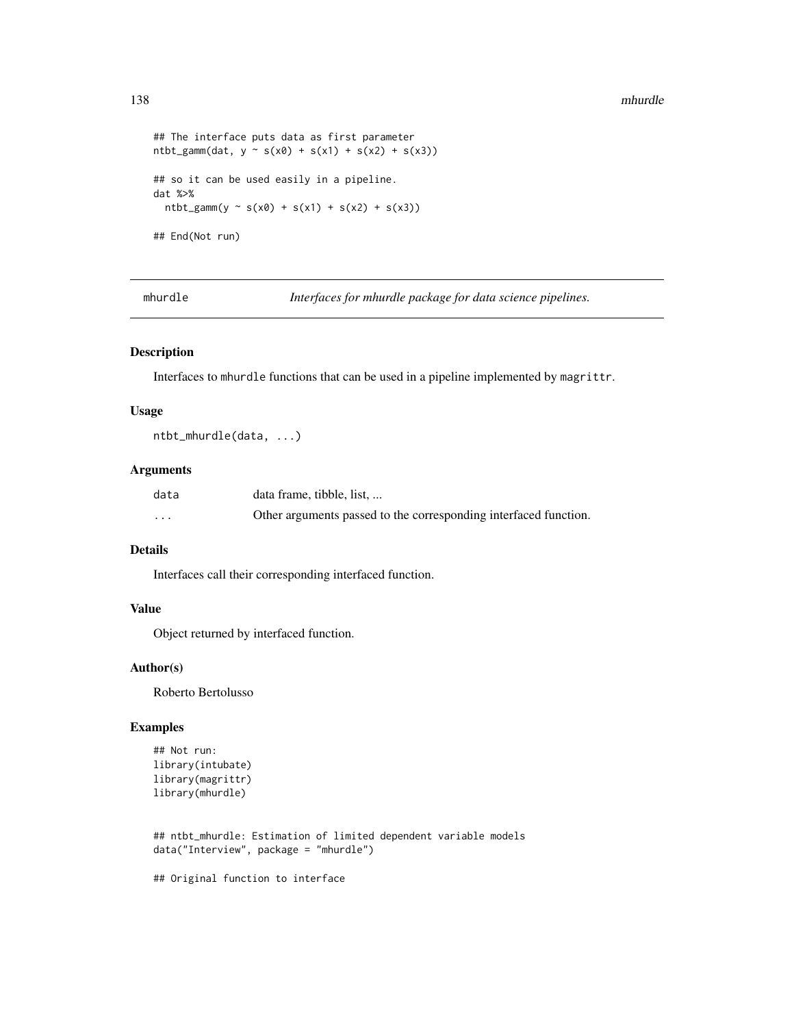```
## The interface puts data as first parameter
ntbt_gamm(dat, y ~ s(x0) + s(x1) + s(x2) + s(x3))

## so it can be used easily in a pipeline.
dat %>%
  ntbt_gamm(y ~ s(x0) + s(x1) + s(x2) + s(x3))

## End(Not run)
```

---

## mhurdle — *Interfaces for mhurdle package for data science pipelines.*

---

### Description

Interfaces to mhurdle functions that can be used in a pipeline implemented by magrittr.

### Usage

```
ntbt_mhurdle(data, ...)
```

### Arguments

| | |
|---|---|
| data | data frame, tibble, list, ... |
| ... | Other arguments passed to the corresponding interfaced function. |

### Details

Interfaces call their corresponding interfaced function.

### Value

Object returned by interfaced function.

### Author(s)

Roberto Bertolusso

### Examples

```
## Not run:
library(intubate)
library(magrittr)
library(mhurdle)


## ntbt_mhurdle: Estimation of limited dependent variable models
data("Interview", package = "mhurdle")

## Original function to interface
```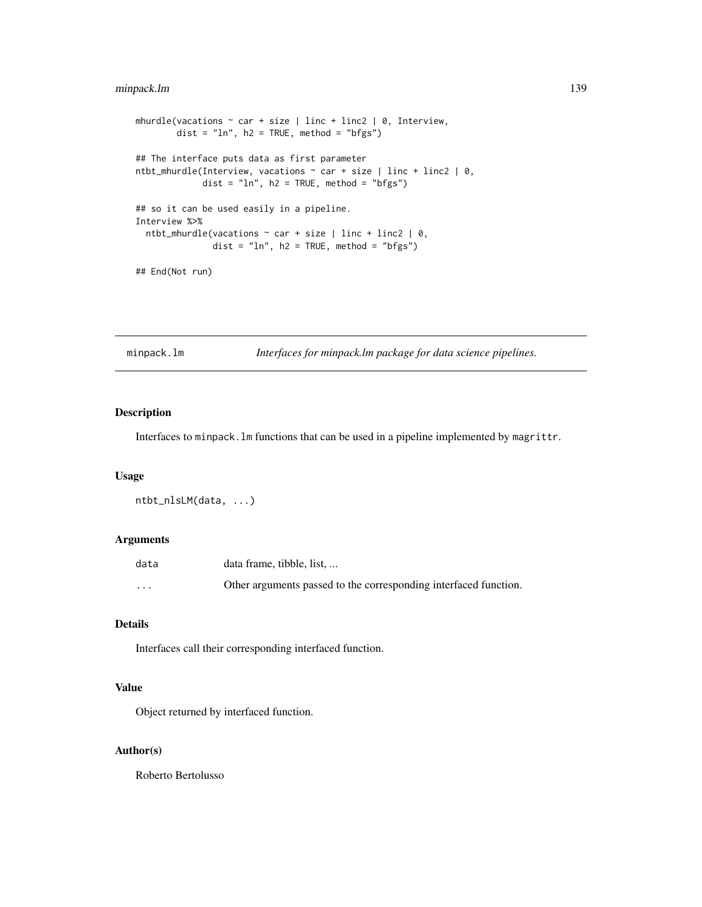```
mhurdle(vacations ~ car + size | linc + linc2 | 0, Interview,
        dist = "ln", h2 = TRUE, method = "bfgs")

## The interface puts data as first parameter
ntbt_mhurdle(Interview, vacations ~ car + size | linc + linc2 | 0,
             dist = "ln", h2 = TRUE, method = "bfgs")

## so it can be used easily in a pipeline.
Interview %>%
  ntbt_mhurdle(vacations ~ car + size | linc + linc2 | 0,
               dist = "ln", h2 = TRUE, method = "bfgs")

## End(Not run)
```

---

`minpack.lm` *Interfaces for minpack.lm package for data science pipelines.*

---

## Description

Interfaces to `minpack.lm` functions that can be used in a pipeline implemented by `magrittr`.

## Usage

```
ntbt_nlsLM(data, ...)
```

## Arguments

| | |
|---|---|
| `data` | data frame, tibble, list, ... |
| `...` | Other arguments passed to the corresponding interfaced function. |

## Details

Interfaces call their corresponding interfaced function.

## Value

Object returned by interfaced function.

## Author(s)

Roberto Bertolusso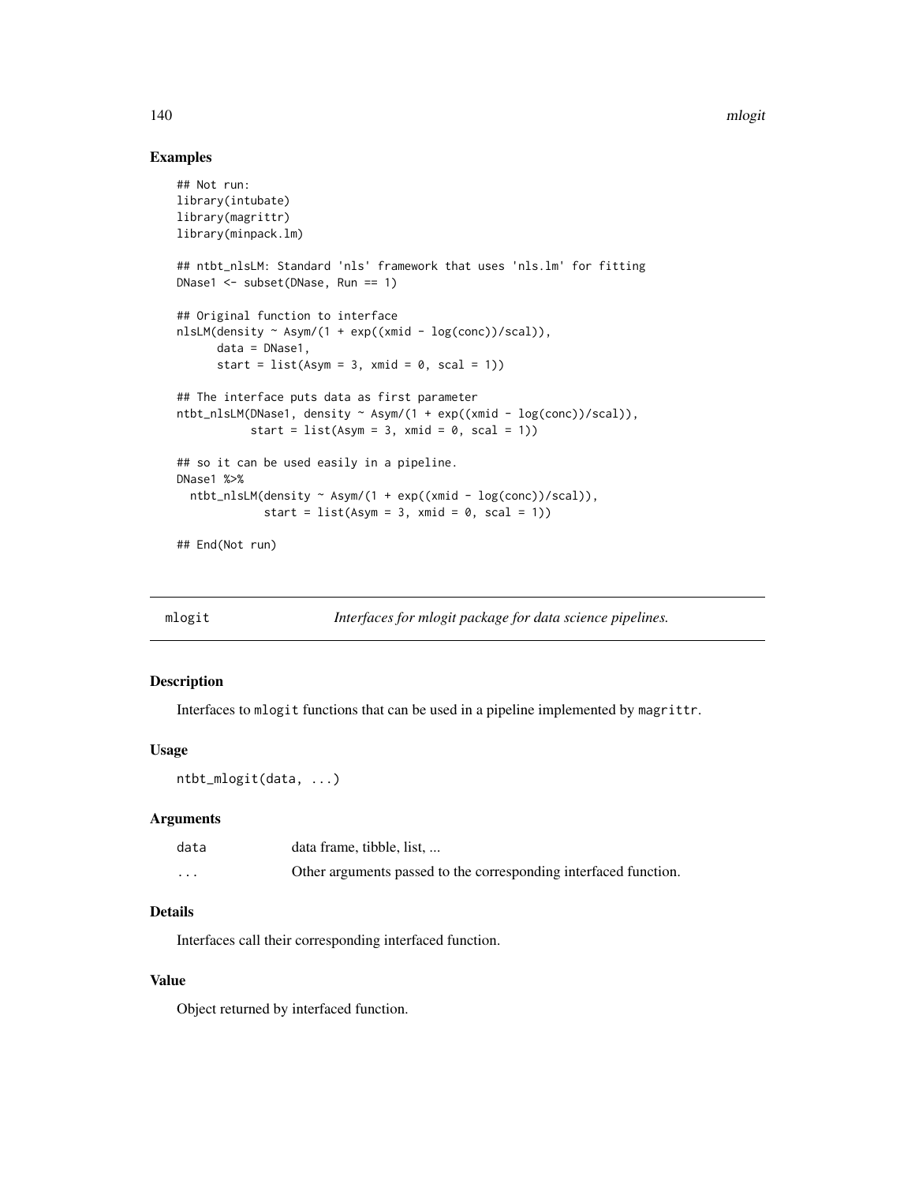## Examples

```
## Not run:
library(intubate)
library(magrittr)
library(minpack.lm)

## ntbt_nlsLM: Standard 'nls' framework that uses 'nls.lm' for fitting
DNase1 <- subset(DNase, Run == 1)

## Original function to interface
nlsLM(density ~ Asym/(1 + exp((xmid - log(conc))/scal)),
      data = DNase1,
      start = list(Asym = 3, xmid = 0, scal = 1))

## The interface puts data as first parameter
ntbt_nlsLM(DNase1, density ~ Asym/(1 + exp((xmid - log(conc))/scal)),
           start = list(Asym = 3, xmid = 0, scal = 1))

## so it can be used easily in a pipeline.
DNase1 %>%
  ntbt_nlsLM(density ~ Asym/(1 + exp((xmid - log(conc))/scal)),
             start = list(Asym = 3, xmid = 0, scal = 1))

## End(Not run)
```

---

# mlogit — *Interfaces for mlogit package for data science pipelines.*

---

## Description

Interfaces to `mlogit` functions that can be used in a pipeline implemented by `magrittr`.

## Usage

```
ntbt_mlogit(data, ...)
```

## Arguments

| | |
|---|---|
| `data` | data frame, tibble, list, ... |
| `...` | Other arguments passed to the corresponding interfaced function. |

## Details

Interfaces call their corresponding interfaced function.

## Value

Object returned by interfaced function.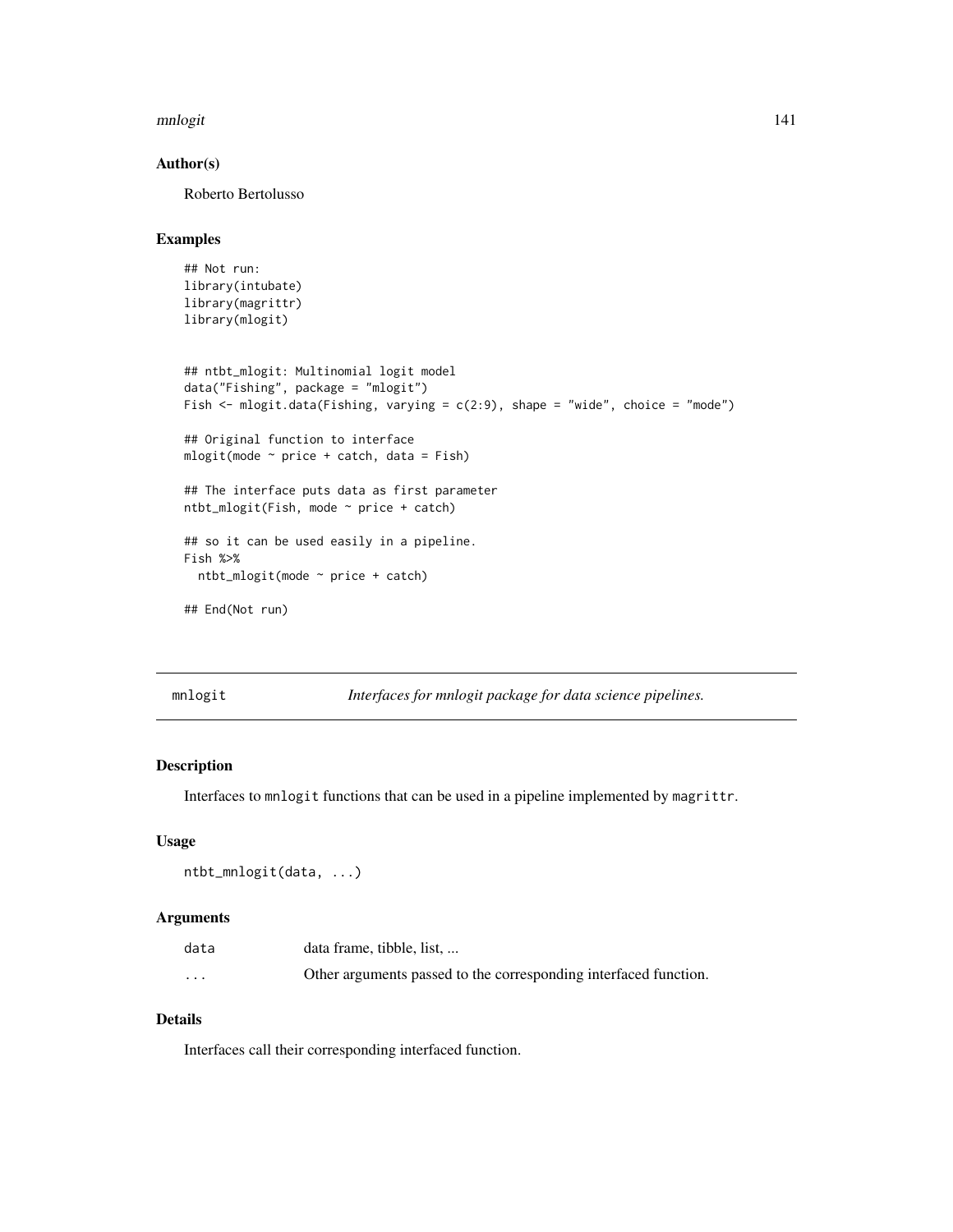### Author(s)

Roberto Bertolusso

### Examples

```
## Not run:
library(intubate)
library(magrittr)
library(mlogit)


## ntbt_mlogit: Multinomial logit model
data("Fishing", package = "mlogit")
Fish <- mlogit.data(Fishing, varying = c(2:9), shape = "wide", choice = "mode")

## Original function to interface
mlogit(mode ~ price + catch, data = Fish)

## The interface puts data as first parameter
ntbt_mlogit(Fish, mode ~ price + catch)

## so it can be used easily in a pipeline.
Fish %>%
  ntbt_mlogit(mode ~ price + catch)

## End(Not run)
```

---

## mnlogit — *Interfaces for mnlogit package for data science pipelines.*

---

### Description

Interfaces to `mnlogit` functions that can be used in a pipeline implemented by `magrittr`.

### Usage

```
ntbt_mnlogit(data, ...)
```

### Arguments

| | |
|---|---|
| `data` | data frame, tibble, list, ... |
| `...` | Other arguments passed to the corresponding interfaced function. |

### Details

Interfaces call their corresponding interfaced function.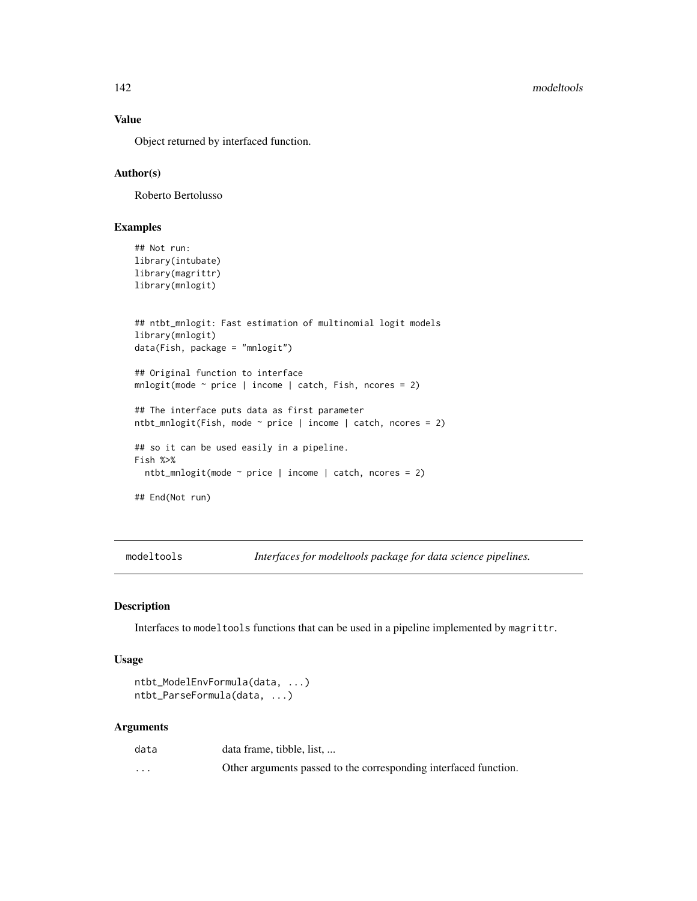### Value

Object returned by interfaced function.

### Author(s)

Roberto Bertolusso

### Examples

```
## Not run:
library(intubate)
library(magrittr)
library(mnlogit)


## ntbt_mnlogit: Fast estimation of multinomial logit models
library(mnlogit)
data(Fish, package = "mnlogit")

## Original function to interface
mnlogit(mode ~ price | income | catch, Fish, ncores = 2)

## The interface puts data as first parameter
ntbt_mnlogit(Fish, mode ~ price | income | catch, ncores = 2)

## so it can be used easily in a pipeline.
Fish %>%
  ntbt_mnlogit(mode ~ price | income | catch, ncores = 2)

## End(Not run)
```

---

## modeltools — *Interfaces for modeltools package for data science pipelines.*

### Description

Interfaces to `modeltools` functions that can be used in a pipeline implemented by `magrittr`.

### Usage

```
ntbt_ModelEnvFormula(data, ...)
ntbt_ParseFormula(data, ...)
```

### Arguments

| | |
|---|---|
| data | data frame, tibble, list, ... |
| ... | Other arguments passed to the corresponding interfaced function. |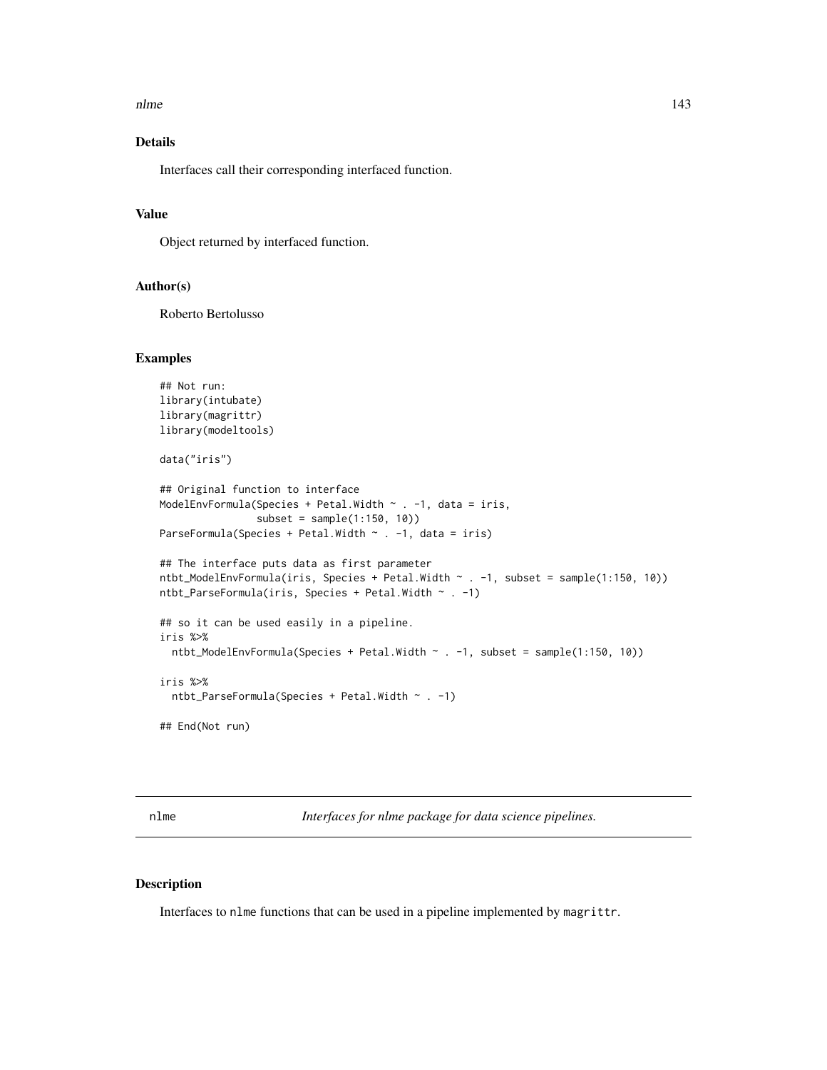### Details

Interfaces call their corresponding interfaced function.

### Value

Object returned by interfaced function.

### Author(s)

Roberto Bertolusso

### Examples

```
## Not run:
library(intubate)
library(magrittr)
library(modeltools)

data("iris")

## Original function to interface
ModelEnvFormula(Species + Petal.Width ~ . -1, data = iris,
                subset = sample(1:150, 10))
ParseFormula(Species + Petal.Width ~ . -1, data = iris)

## The interface puts data as first parameter
ntbt_ModelEnvFormula(iris, Species + Petal.Width ~ . -1, subset = sample(1:150, 10))
ntbt_ParseFormula(iris, Species + Petal.Width ~ . -1)

## so it can be used easily in a pipeline.
iris %>%
  ntbt_ModelEnvFormula(Species + Petal.Width ~ . -1, subset = sample(1:150, 10))

iris %>%
  ntbt_ParseFormula(Species + Petal.Width ~ . -1)

## End(Not run)
```

---

## nlme — *Interfaces for nlme package for data science pipelines.*

---

### Description

Interfaces to `nlme` functions that can be used in a pipeline implemented by `magrittr`.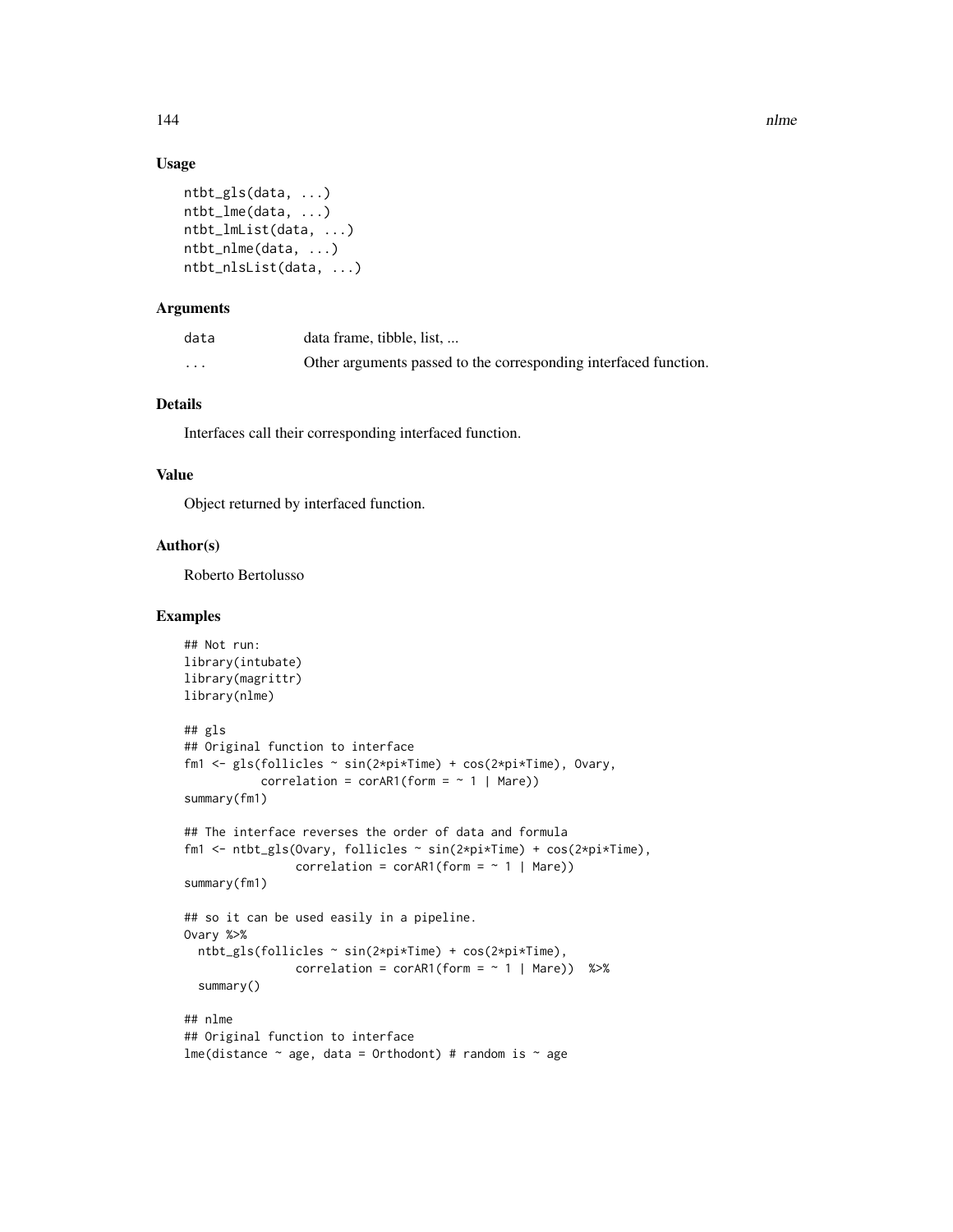### Usage

```
ntbt_gls(data, ...)
ntbt_lme(data, ...)
ntbt_lmList(data, ...)
ntbt_nlme(data, ...)
ntbt_nlsList(data, ...)
```

### Arguments

| | |
|---|---|
| data | data frame, tibble, list, ... |
| ... | Other arguments passed to the corresponding interfaced function. |

### Details

Interfaces call their corresponding interfaced function.

### Value

Object returned by interfaced function.

### Author(s)

Roberto Bertolusso

### Examples

```
## Not run:
library(intubate)
library(magrittr)
library(nlme)

## gls
## Original function to interface
fm1 <- gls(follicles ~ sin(2*pi*Time) + cos(2*pi*Time), Ovary,
           correlation = corAR1(form = ~ 1 | Mare))
summary(fm1)

## The interface reverses the order of data and formula
fm1 <- ntbt_gls(Ovary, follicles ~ sin(2*pi*Time) + cos(2*pi*Time),
                correlation = corAR1(form = ~ 1 | Mare))
summary(fm1)

## so it can be used easily in a pipeline.
Ovary %>%
  ntbt_gls(follicles ~ sin(2*pi*Time) + cos(2*pi*Time),
                correlation = corAR1(form = ~ 1 | Mare))  %>%
  summary()

## nlme
## Original function to interface
lme(distance ~ age, data = Orthodont) # random is ~ age
```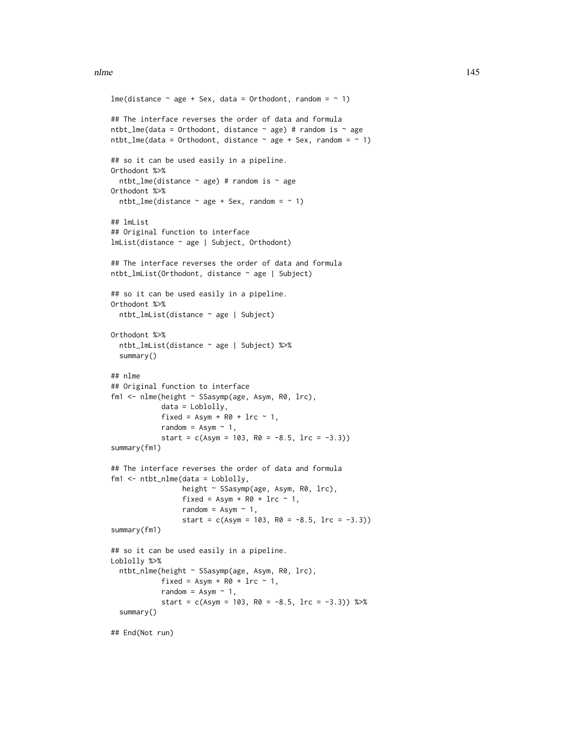```
lme(distance ~ age + Sex, data = Orthodont, random = ~ 1)

## The interface reverses the order of data and formula
ntbt_lme(data = Orthodont, distance ~ age) # random is ~ age
ntbt_lme(data = Orthodont, distance ~ age + Sex, random = ~ 1)

## so it can be used easily in a pipeline.
Orthodont %>%
  ntbt_lme(distance ~ age) # random is ~ age
Orthodont %>%
  ntbt_lme(distance ~ age + Sex, random = ~ 1)

## lmList
## Original function to interface
lmList(distance ~ age | Subject, Orthodont)

## The interface reverses the order of data and formula
ntbt_lmList(Orthodont, distance ~ age | Subject)

## so it can be used easily in a pipeline.
Orthodont %>%
  ntbt_lmList(distance ~ age | Subject)

Orthodont %>%
  ntbt_lmList(distance ~ age | Subject) %>%
  summary()

## nlme
## Original function to interface
fm1 <- nlme(height ~ SSasymp(age, Asym, R0, lrc),
            data = Loblolly,
            fixed = Asym + R0 + lrc ~ 1,
            random = Asym ~ 1,
            start = c(Asym = 103, R0 = -8.5, lrc = -3.3))
summary(fm1)

## The interface reverses the order of data and formula
fm1 <- ntbt_nlme(data = Loblolly,
                 height ~ SSasymp(age, Asym, R0, lrc),
                 fixed = Asym + R0 + lrc ~ 1,
                 random = Asym ~ 1,
                 start = c(Asym = 103, R0 = -8.5, lrc = -3.3))
summary(fm1)

## so it can be used easily in a pipeline.
Loblolly %>%
  ntbt_nlme(height ~ SSasymp(age, Asym, R0, lrc),
            fixed = Asym + R0 + lrc ~ 1,
            random = Asym ~ 1,
            start = c(Asym = 103, R0 = -8.5, lrc = -3.3)) %>%
  summary()

## End(Not run)
```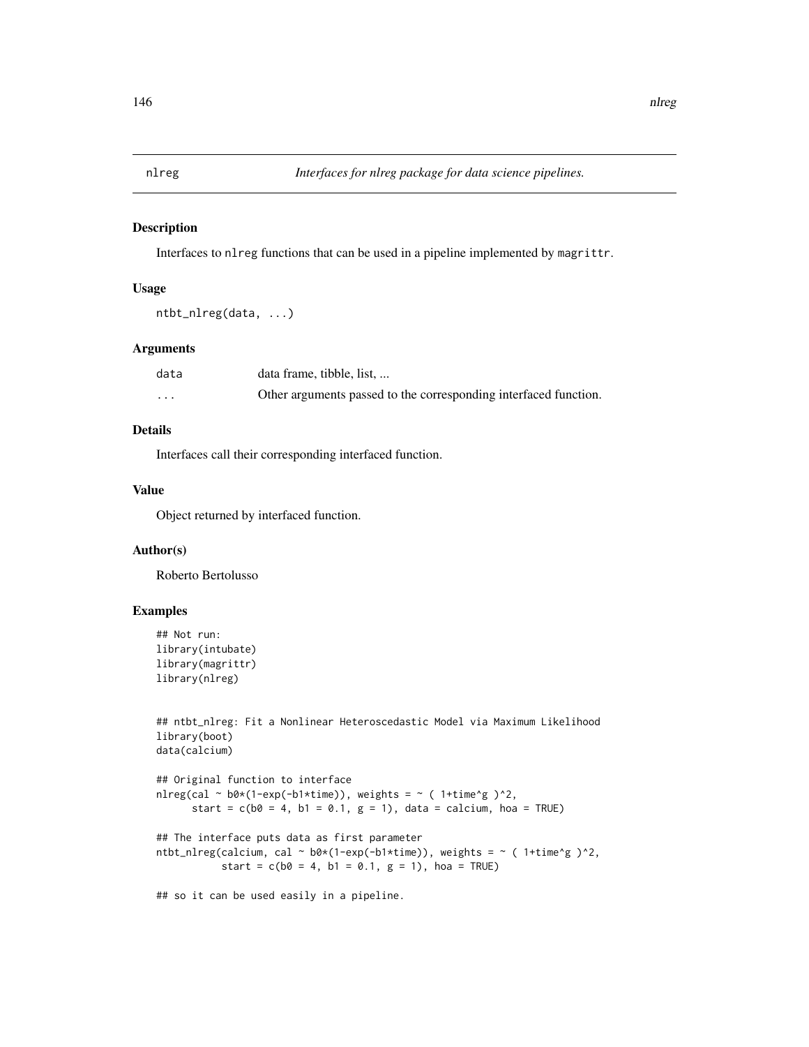# nlreg — *Interfaces for nlreg package for data science pipelines.*

## Description

Interfaces to `nlreg` functions that can be used in a pipeline implemented by `magrittr`.

## Usage

```
ntbt_nlreg(data, ...)
```

## Arguments

| | |
|---|---|
| `data` | data frame, tibble, list, ... |
| `...` | Other arguments passed to the corresponding interfaced function. |

## Details

Interfaces call their corresponding interfaced function.

## Value

Object returned by interfaced function.

## Author(s)

Roberto Bertolusso

## Examples

```
## Not run:
library(intubate)
library(magrittr)
library(nlreg)


## ntbt_nlreg: Fit a Nonlinear Heteroscedastic Model via Maximum Likelihood
library(boot)
data(calcium)

## Original function to interface
nlreg(cal ~ b0*(1-exp(-b1*time)), weights = ~ ( 1+time^g )^2,
      start = c(b0 = 4, b1 = 0.1, g = 1), data = calcium, hoa = TRUE)

## The interface puts data as first parameter
ntbt_nlreg(calcium, cal ~ b0*(1-exp(-b1*time)), weights = ~ ( 1+time^g )^2,
           start = c(b0 = 4, b1 = 0.1, g = 1), hoa = TRUE)

## so it can be used easily in a pipeline.
```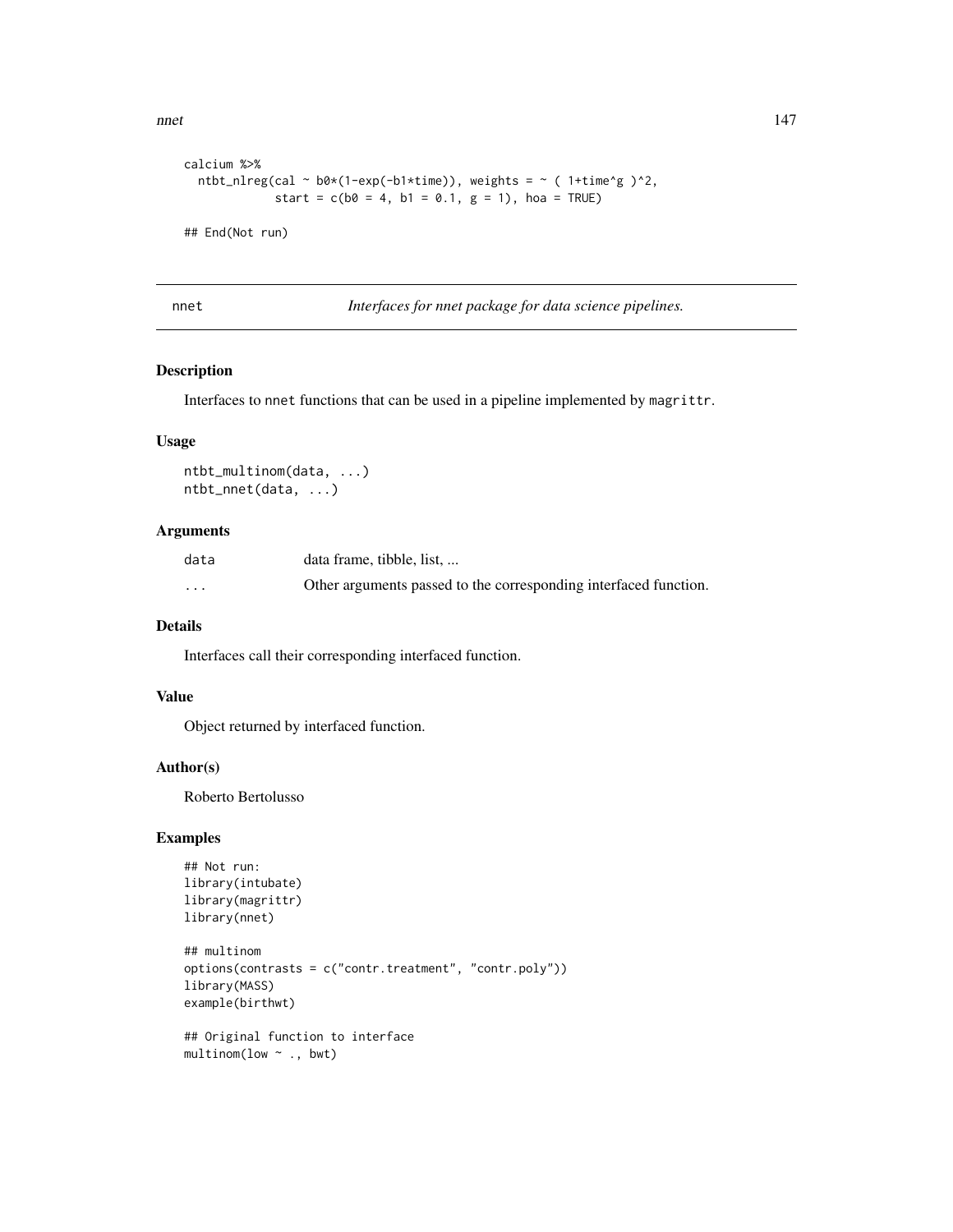```
calcium %>%
  ntbt_nlreg(cal ~ b0*(1-exp(-b1*time)), weights = ~ ( 1+time^g )^2,
             start = c(b0 = 4, b1 = 0.1, g = 1), hoa = TRUE)

## End(Not run)
```

---

## nnet — *Interfaces for nnet package for data science pipelines.*

### Description

Interfaces to nnet functions that can be used in a pipeline implemented by magrittr.

### Usage

```
ntbt_multinom(data, ...)
ntbt_nnet(data, ...)
```

### Arguments

| | |
|---|---|
| data | data frame, tibble, list, ... |
| ... | Other arguments passed to the corresponding interfaced function. |

### Details

Interfaces call their corresponding interfaced function.

### Value

Object returned by interfaced function.

### Author(s)

Roberto Bertolusso

### Examples

```
## Not run:
library(intubate)
library(magrittr)
library(nnet)

## multinom
options(contrasts = c("contr.treatment", "contr.poly"))
library(MASS)
example(birthwt)

## Original function to interface
multinom(low ~ ., bwt)
```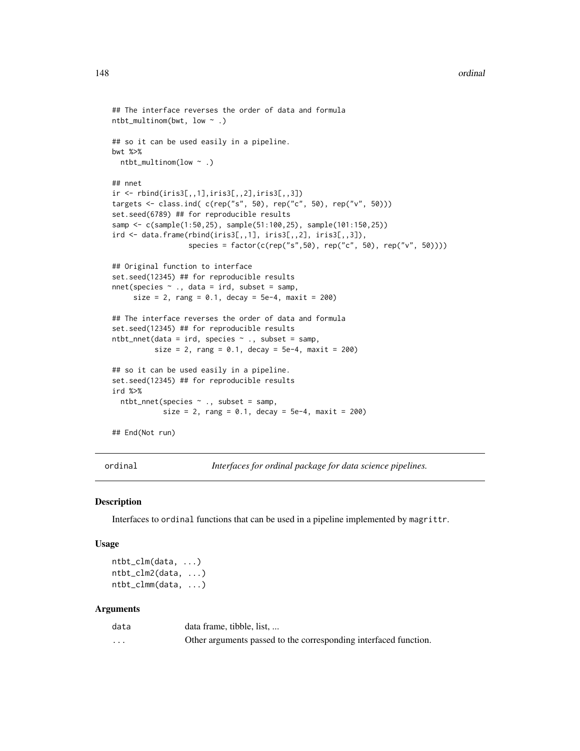```
## The interface reverses the order of data and formula
ntbt_multinom(bwt, low ~ .)

## so it can be used easily in a pipeline.
bwt %>%
  ntbt_multinom(low ~ .)

## nnet
ir <- rbind(iris3[,,1],iris3[,,2],iris3[,,3])
targets <- class.ind( c(rep("s", 50), rep("c", 50), rep("v", 50)))
set.seed(6789) ## for reproducible results
samp <- c(sample(1:50,25), sample(51:100,25), sample(101:150,25))
ird <- data.frame(rbind(iris3[,,1], iris3[,,2], iris3[,,3]),
                  species = factor(c(rep("s",50), rep("c", 50), rep("v", 50))))

## Original function to interface
set.seed(12345) ## for reproducible results
nnet(species ~ ., data = ird, subset = samp,
     size = 2, rang = 0.1, decay = 5e-4, maxit = 200)

## The interface reverses the order of data and formula
set.seed(12345) ## for reproducible results
ntbt_nnet(data = ird, species ~ ., subset = samp,
          size = 2, rang = 0.1, decay = 5e-4, maxit = 200)

## so it can be used easily in a pipeline.
set.seed(12345) ## for reproducible results
ird %>%
  ntbt_nnet(species ~ ., subset = samp,
            size = 2, rang = 0.1, decay = 5e-4, maxit = 200)

## End(Not run)
```

## ordinal — *Interfaces for ordinal package for data science pipelines.*

### Description

Interfaces to `ordinal` functions that can be used in a pipeline implemented by `magrittr`.

### Usage

```
ntbt_clm(data, ...)
ntbt_clm2(data, ...)
ntbt_clmm(data, ...)
```

### Arguments

| | |
|---|---|
| data | data frame, tibble, list, ... |
| ... | Other arguments passed to the corresponding interfaced function. |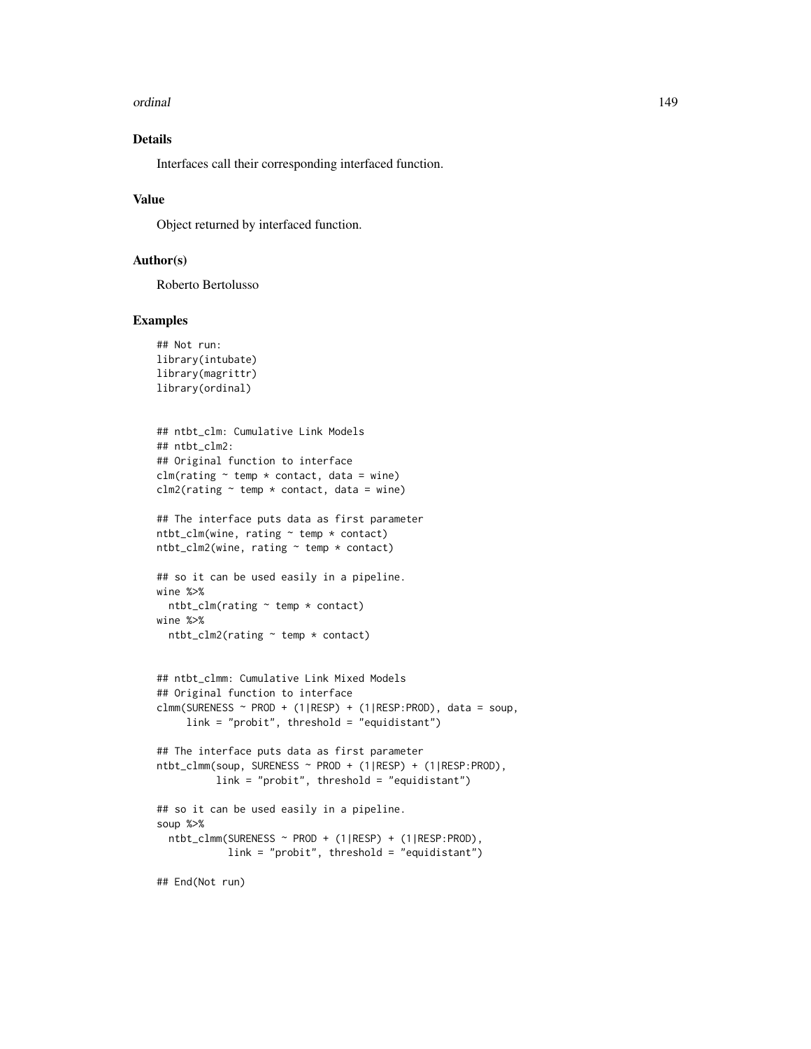## Details

Interfaces call their corresponding interfaced function.

## Value

Object returned by interfaced function.

## Author(s)

Roberto Bertolusso

## Examples

```
## Not run:
library(intubate)
library(magrittr)
library(ordinal)


## ntbt_clm: Cumulative Link Models
## ntbt_clm2:
## Original function to interface
clm(rating ~ temp * contact, data = wine)
clm2(rating ~ temp * contact, data = wine)

## The interface puts data as first parameter
ntbt_clm(wine, rating ~ temp * contact)
ntbt_clm2(wine, rating ~ temp * contact)

## so it can be used easily in a pipeline.
wine %>%
  ntbt_clm(rating ~ temp * contact)
wine %>%
  ntbt_clm2(rating ~ temp * contact)


## ntbt_clmm: Cumulative Link Mixed Models
## Original function to interface
clmm(SURENESS ~ PROD + (1|RESP) + (1|RESP:PROD), data = soup,
     link = "probit", threshold = "equidistant")

## The interface puts data as first parameter
ntbt_clmm(soup, SURENESS ~ PROD + (1|RESP) + (1|RESP:PROD),
          link = "probit", threshold = "equidistant")

## so it can be used easily in a pipeline.
soup %>%
  ntbt_clmm(SURENESS ~ PROD + (1|RESP) + (1|RESP:PROD),
            link = "probit", threshold = "equidistant")

## End(Not run)
```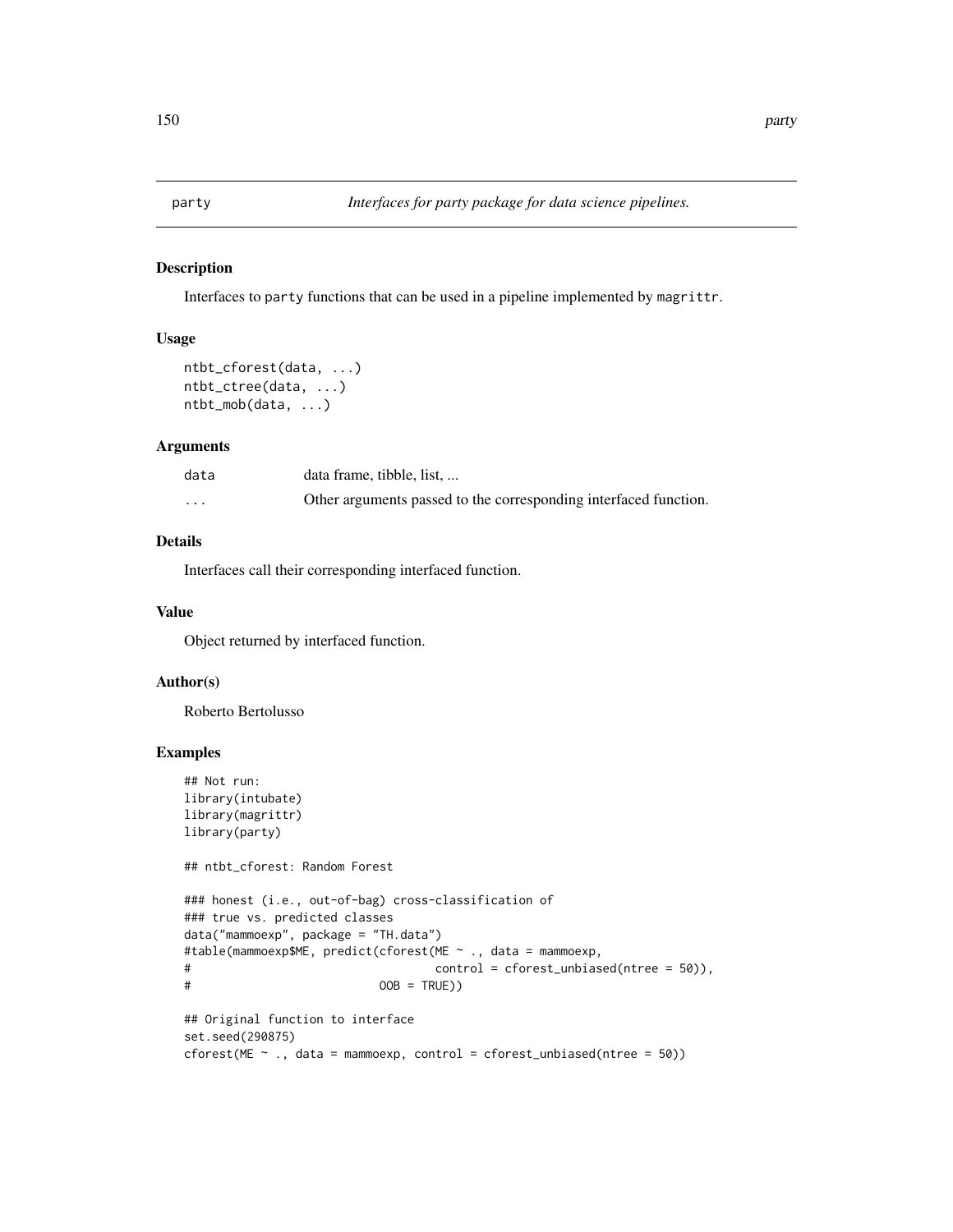# party *Interfaces for party package for data science pipelines.*

## Description

Interfaces to `party` functions that can be used in a pipeline implemented by `magrittr`.

## Usage

```
ntbt_cforest(data, ...)
ntbt_ctree(data, ...)
ntbt_mob(data, ...)
```

## Arguments

| | |
|---|---|
| data | data frame, tibble, list, ... |
| ... | Other arguments passed to the corresponding interfaced function. |

## Details

Interfaces call their corresponding interfaced function.

## Value

Object returned by interfaced function.

## Author(s)

Roberto Bertolusso

## Examples

```
## Not run:
library(intubate)
library(magrittr)
library(party)

## ntbt_cforest: Random Forest

### honest (i.e., out-of-bag) cross-classification of
### true vs. predicted classes
data("mammoexp", package = "TH.data")
#table(mammoexp$ME, predict(cforest(ME ~ ., data = mammoexp,
#                                   control = cforest_unbiased(ntree = 50)),
#                           OOB = TRUE))

## Original function to interface
set.seed(290875)
cforest(ME ~ ., data = mammoexp, control = cforest_unbiased(ntree = 50))
```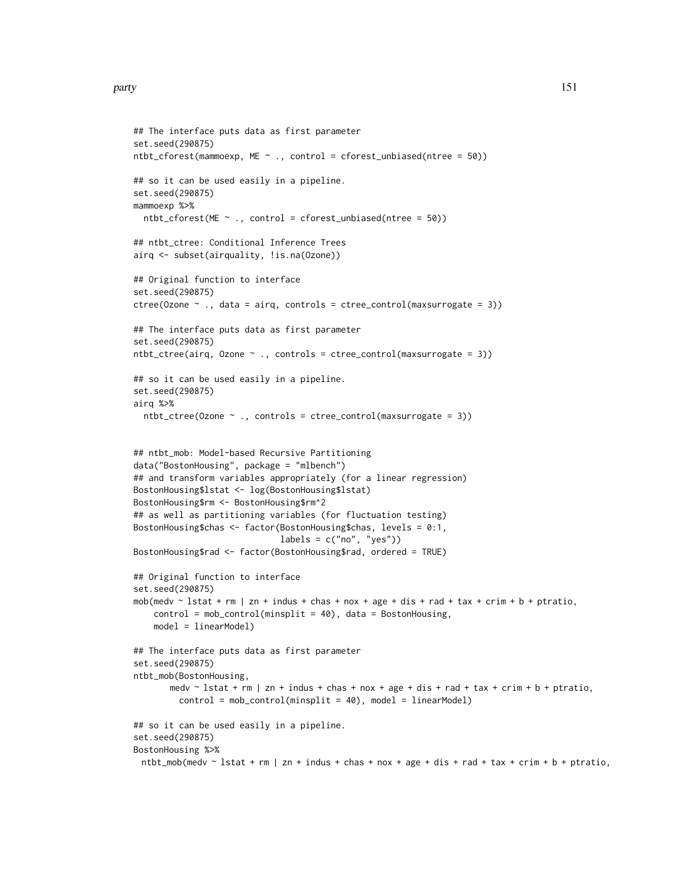```
## The interface puts data as first parameter
set.seed(290875)
ntbt_cforest(mammoexp, ME ~ ., control = cforest_unbiased(ntree = 50))

## so it can be used easily in a pipeline.
set.seed(290875)
mammoexp %>%
  ntbt_cforest(ME ~ ., control = cforest_unbiased(ntree = 50))

## ntbt_ctree: Conditional Inference Trees
airq <- subset(airquality, !is.na(Ozone))

## Original function to interface
set.seed(290875)
ctree(Ozone ~ ., data = airq, controls = ctree_control(maxsurrogate = 3))

## The interface puts data as first parameter
set.seed(290875)
ntbt_ctree(airq, Ozone ~ ., controls = ctree_control(maxsurrogate = 3))

## so it can be used easily in a pipeline.
set.seed(290875)
airq %>%
  ntbt_ctree(Ozone ~ ., controls = ctree_control(maxsurrogate = 3))


## ntbt_mob: Model-based Recursive Partitioning
data("BostonHousing", package = "mlbench")
## and transform variables appropriately (for a linear regression)
BostonHousing$lstat <- log(BostonHousing$lstat)
BostonHousing$rm <- BostonHousing$rm^2
## as well as partitioning variables (for fluctuation testing)
BostonHousing$chas <- factor(BostonHousing$chas, levels = 0:1,
                             labels = c("no", "yes"))
BostonHousing$rad <- factor(BostonHousing$rad, ordered = TRUE)

## Original function to interface
set.seed(290875)
mob(medv ~ lstat + rm | zn + indus + chas + nox + age + dis + rad + tax + crim + b + ptratio,
    control = mob_control(minsplit = 40), data = BostonHousing,
    model = linearModel)

## The interface puts data as first parameter
set.seed(290875)
ntbt_mob(BostonHousing,
       medv ~ lstat + rm | zn + indus + chas + nox + age + dis + rad + tax + crim + b + ptratio,
         control = mob_control(minsplit = 40), model = linearModel)

## so it can be used easily in a pipeline.
set.seed(290875)
BostonHousing %>%
  ntbt_mob(medv ~ lstat + rm | zn + indus + chas + nox + age + dis + rad + tax + crim + b + ptratio,
```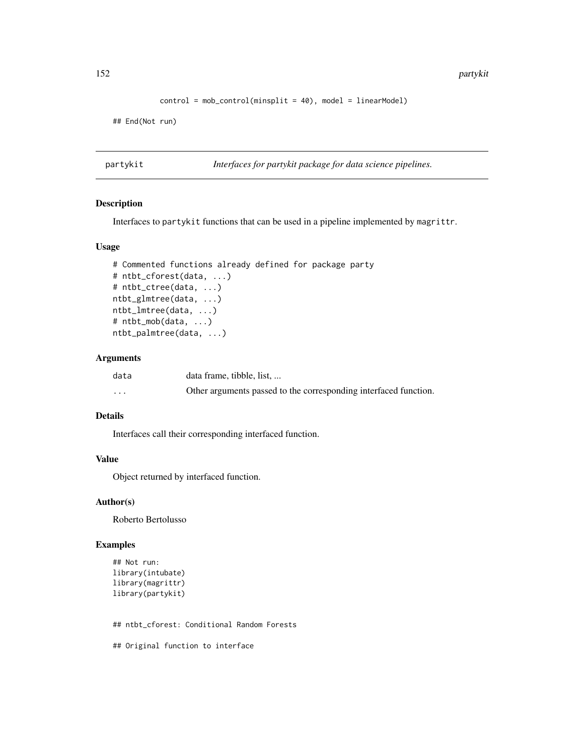```
            control = mob_control(minsplit = 40), model = linearModel)

## End(Not run)
```

---

partykit &nbsp;&nbsp;&nbsp;&nbsp;&nbsp;&nbsp;&nbsp;&nbsp; *Interfaces for partykit package for data science pipelines.*

---

### Description

Interfaces to `partykit` functions that can be used in a pipeline implemented by `magrittr`.

### Usage

```
# Commented functions already defined for package party
# ntbt_cforest(data, ...)
# ntbt_ctree(data, ...)
ntbt_glmtree(data, ...)
ntbt_lmtree(data, ...)
# ntbt_mob(data, ...)
ntbt_palmtree(data, ...)
```

### Arguments

| | |
|---|---|
| `data` | data frame, tibble, list, ... |
| `...` | Other arguments passed to the corresponding interfaced function. |

### Details

Interfaces call their corresponding interfaced function.

### Value

Object returned by interfaced function.

### Author(s)

Roberto Bertolusso

### Examples

```
## Not run:
library(intubate)
library(magrittr)
library(partykit)


## ntbt_cforest: Conditional Random Forests

## Original function to interface
```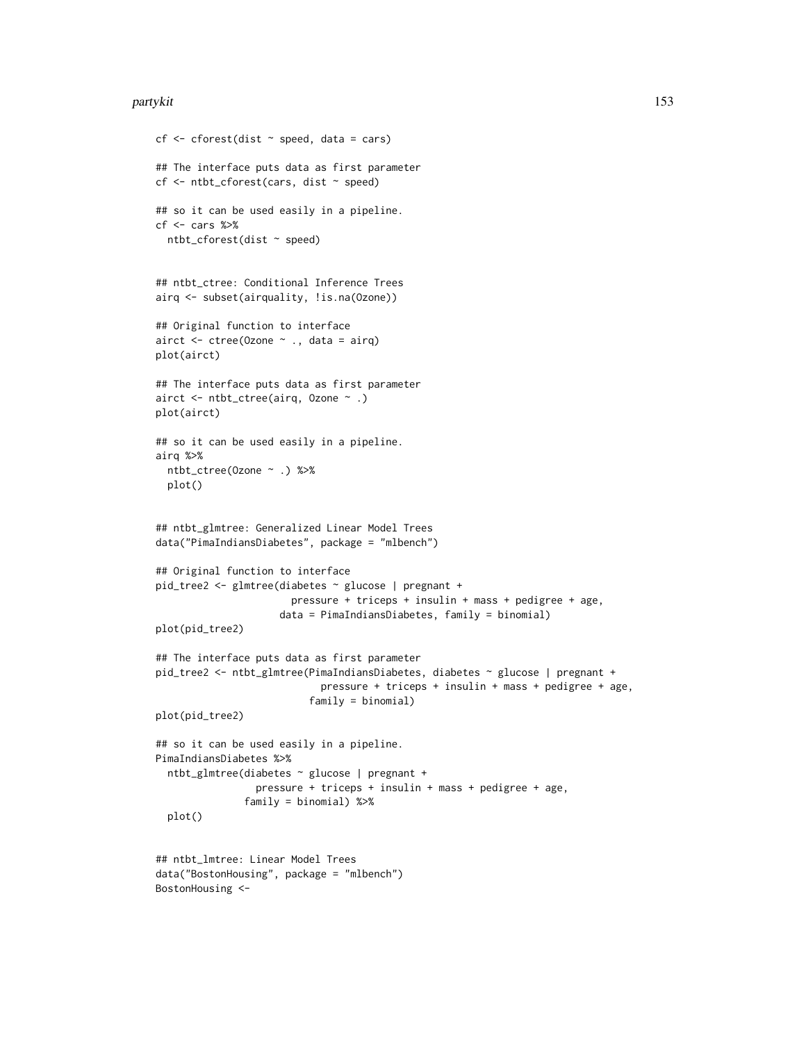```
cf <- cforest(dist ~ speed, data = cars)

## The interface puts data as first parameter
cf <- ntbt_cforest(cars, dist ~ speed)

## so it can be used easily in a pipeline.
cf <- cars %>%
  ntbt_cforest(dist ~ speed)


## ntbt_ctree: Conditional Inference Trees
airq <- subset(airquality, !is.na(Ozone))

## Original function to interface
airct <- ctree(Ozone ~ ., data = airq)
plot(airct)

## The interface puts data as first parameter
airct <- ntbt_ctree(airq, Ozone ~ .)
plot(airct)

## so it can be used easily in a pipeline.
airq %>%
  ntbt_ctree(Ozone ~ .) %>%
  plot()


## ntbt_glmtree: Generalized Linear Model Trees
data("PimaIndiansDiabetes", package = "mlbench")

## Original function to interface
pid_tree2 <- glmtree(diabetes ~ glucose | pregnant +
                       pressure + triceps + insulin + mass + pedigree + age,
                     data = PimaIndiansDiabetes, family = binomial)
plot(pid_tree2)

## The interface puts data as first parameter
pid_tree2 <- ntbt_glmtree(PimaIndiansDiabetes, diabetes ~ glucose | pregnant +
                            pressure + triceps + insulin + mass + pedigree + age,
                          family = binomial)
plot(pid_tree2)

## so it can be used easily in a pipeline.
PimaIndiansDiabetes %>%
  ntbt_glmtree(diabetes ~ glucose | pregnant +
                 pressure + triceps + insulin + mass + pedigree + age,
               family = binomial) %>%
  plot()


## ntbt_lmtree: Linear Model Trees
data("BostonHousing", package = "mlbench")
BostonHousing <-
```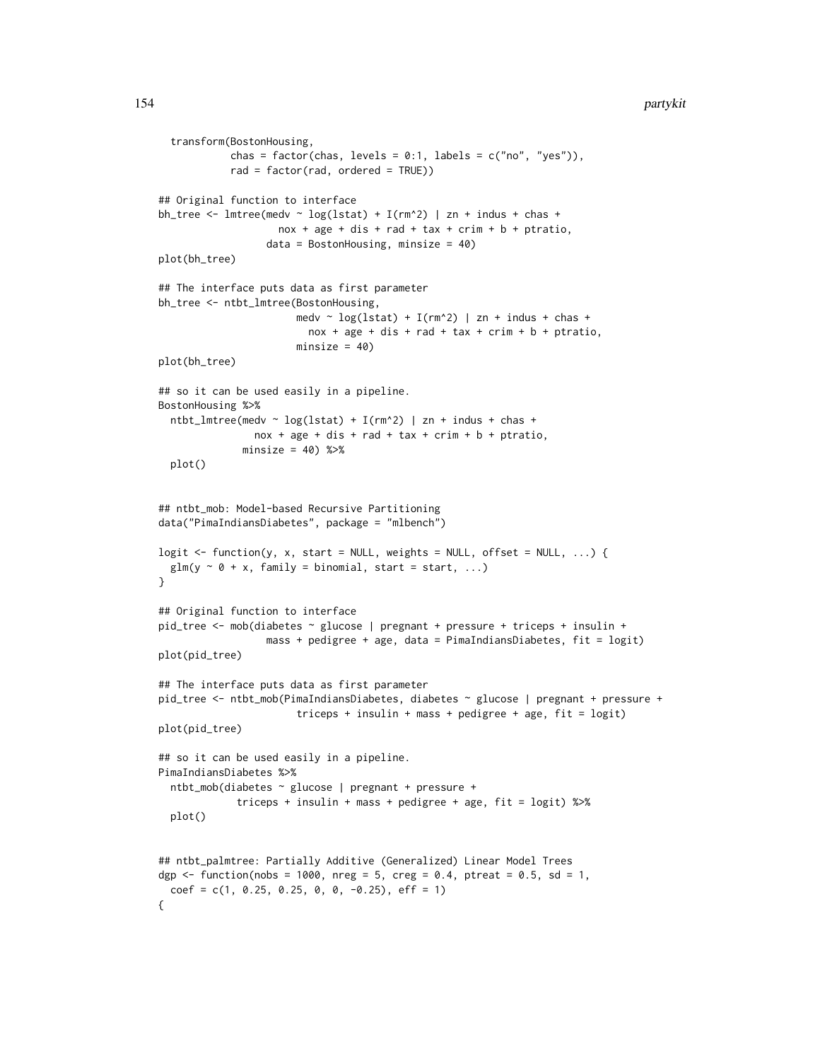```
  transform(BostonHousing,
            chas = factor(chas, levels = 0:1, labels = c("no", "yes")),
            rad = factor(rad, ordered = TRUE))

## Original function to interface
bh_tree <- lmtree(medv ~ log(lstat) + I(rm^2) | zn + indus + chas +
                    nox + age + dis + rad + tax + crim + b + ptratio,
                  data = BostonHousing, minsize = 40)
plot(bh_tree)

## The interface puts data as first parameter
bh_tree <- ntbt_lmtree(BostonHousing,
                       medv ~ log(lstat) + I(rm^2) | zn + indus + chas +
                         nox + age + dis + rad + tax + crim + b + ptratio,
                       minsize = 40)
plot(bh_tree)

## so it can be used easily in a pipeline.
BostonHousing %>%
  ntbt_lmtree(medv ~ log(lstat) + I(rm^2) | zn + indus + chas +
                nox + age + dis + rad + tax + crim + b + ptratio,
              minsize = 40) %>%
  plot()


## ntbt_mob: Model-based Recursive Partitioning
data("PimaIndiansDiabetes", package = "mlbench")

logit <- function(y, x, start = NULL, weights = NULL, offset = NULL, ...) {
  glm(y ~ 0 + x, family = binomial, start = start, ...)
}

## Original function to interface
pid_tree <- mob(diabetes ~ glucose | pregnant + pressure + triceps + insulin +
                  mass + pedigree + age, data = PimaIndiansDiabetes, fit = logit)
plot(pid_tree)

## The interface puts data as first parameter
pid_tree <- ntbt_mob(PimaIndiansDiabetes, diabetes ~ glucose | pregnant + pressure +
                       triceps + insulin + mass + pedigree + age, fit = logit)
plot(pid_tree)

## so it can be used easily in a pipeline.
PimaIndiansDiabetes %>%
  ntbt_mob(diabetes ~ glucose | pregnant + pressure +
             triceps + insulin + mass + pedigree + age, fit = logit) %>%
  plot()


## ntbt_palmtree: Partially Additive (Generalized) Linear Model Trees
dgp <- function(nobs = 1000, nreg = 5, creg = 0.4, ptreat = 0.5, sd = 1,
  coef = c(1, 0.25, 0.25, 0, 0, -0.25), eff = 1)
{
```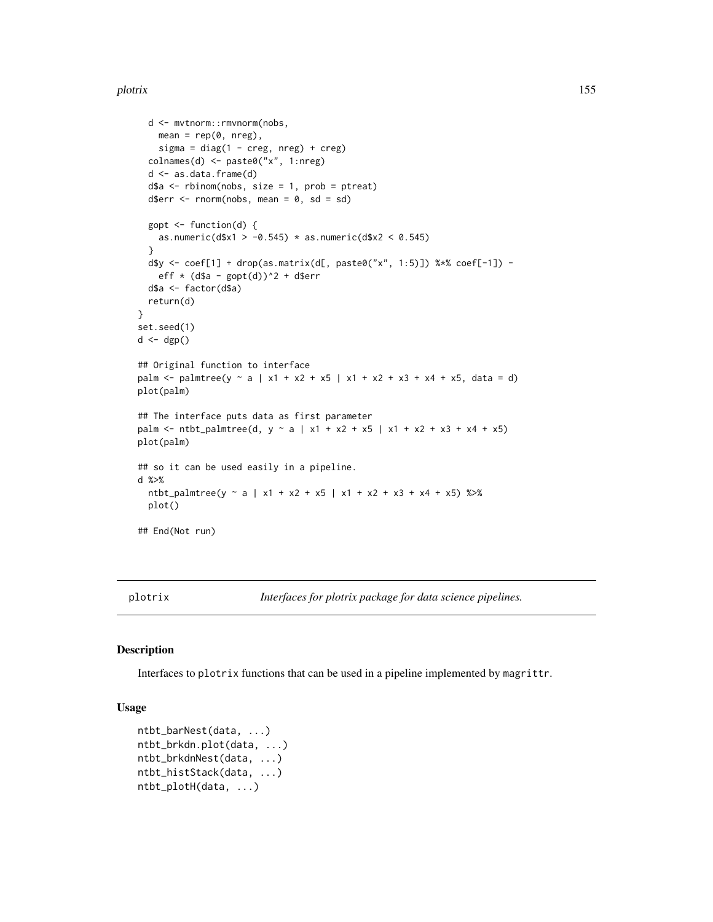```
  d <- mvtnorm::rmvnorm(nobs,
    mean = rep(0, nreg),
    sigma = diag(1 - creg, nreg) + creg)
  colnames(d) <- paste0("x", 1:nreg)
  d <- as.data.frame(d)
  d$a <- rbinom(nobs, size = 1, prob = ptreat)
  d$err <- rnorm(nobs, mean = 0, sd = sd)

  gopt <- function(d) {
    as.numeric(d$x1 > -0.545) * as.numeric(d$x2 < 0.545)
  }
  d$y <- coef[1] + drop(as.matrix(d[, paste0("x", 1:5)]) %*% coef[-1]) -
    eff * (d$a - gopt(d))^2 + d$err
  d$a <- factor(d$a)
  return(d)
}
set.seed(1)
d <- dgp()

## Original function to interface
palm <- palmtree(y ~ a | x1 + x2 + x5 | x1 + x2 + x3 + x4 + x5, data = d)
plot(palm)

## The interface puts data as first parameter
palm <- ntbt_palmtree(d, y ~ a | x1 + x2 + x5 | x1 + x2 + x3 + x4 + x5)
plot(palm)

## so it can be used easily in a pipeline.
d %>%
  ntbt_palmtree(y ~ a | x1 + x2 + x5 | x1 + x2 + x3 + x4 + x5) %>%
  plot()

## End(Not run)
```

## plotrix — *Interfaces for plotrix package for data science pipelines.*

### Description

Interfaces to `plotrix` functions that can be used in a pipeline implemented by `magrittr`.

### Usage

```
ntbt_barNest(data, ...)
ntbt_brkdn.plot(data, ...)
ntbt_brkdnNest(data, ...)
ntbt_histStack(data, ...)
ntbt_plotH(data, ...)
```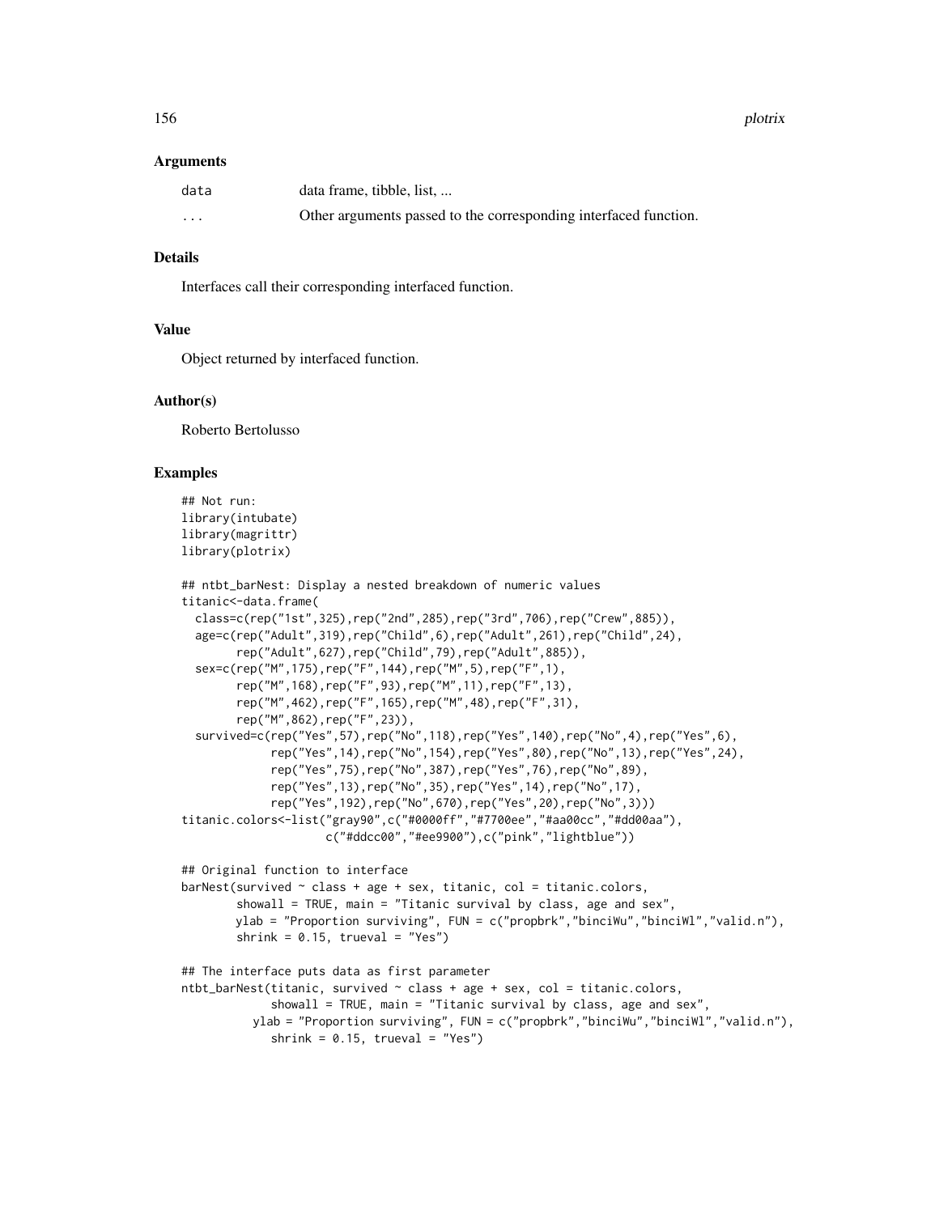### Arguments

| | |
|---|---|
| data | data frame, tibble, list, ... |
| ... | Other arguments passed to the corresponding interfaced function. |

### Details

Interfaces call their corresponding interfaced function.

### Value

Object returned by interfaced function.

### Author(s)

Roberto Bertolusso

### Examples

```
## Not run:
library(intubate)
library(magrittr)
library(plotrix)

## ntbt_barNest: Display a nested breakdown of numeric values
titanic<-data.frame(
  class=c(rep("1st",325),rep("2nd",285),rep("3rd",706),rep("Crew",885)),
  age=c(rep("Adult",319),rep("Child",6),rep("Adult",261),rep("Child",24),
        rep("Adult",627),rep("Child",79),rep("Adult",885)),
  sex=c(rep("M",175),rep("F",144),rep("M",5),rep("F",1),
        rep("M",168),rep("F",93),rep("M",11),rep("F",13),
        rep("M",462),rep("F",165),rep("M",48),rep("F",31),
        rep("M",862),rep("F",23)),
  survived=c(rep("Yes",57),rep("No",118),rep("Yes",140),rep("No",4),rep("Yes",6),
             rep("Yes",14),rep("No",154),rep("Yes",80),rep("No",13),rep("Yes",24),
             rep("Yes",75),rep("No",387),rep("Yes",76),rep("No",89),
             rep("Yes",13),rep("No",35),rep("Yes",14),rep("No",17),
             rep("Yes",192),rep("No",670),rep("Yes",20),rep("No",3)))
titanic.colors<-list("gray90",c("#0000ff","#7700ee","#aa00cc","#dd00aa"),
                     c("#ddcc00","#ee9900"),c("pink","lightblue"))

## Original function to interface
barNest(survived ~ class + age + sex, titanic, col = titanic.colors,
        showall = TRUE, main = "Titanic survival by class, age and sex",
        ylab = "Proportion surviving", FUN = c("propbrk","binciWu","binciWl","valid.n"),
        shrink = 0.15, trueval = "Yes")

## The interface puts data as first parameter
ntbt_barNest(titanic, survived ~ class + age + sex, col = titanic.colors,
             showall = TRUE, main = "Titanic survival by class, age and sex",
           ylab = "Proportion surviving", FUN = c("propbrk","binciWu","binciWl","valid.n"),
             shrink = 0.15, trueval = "Yes")
```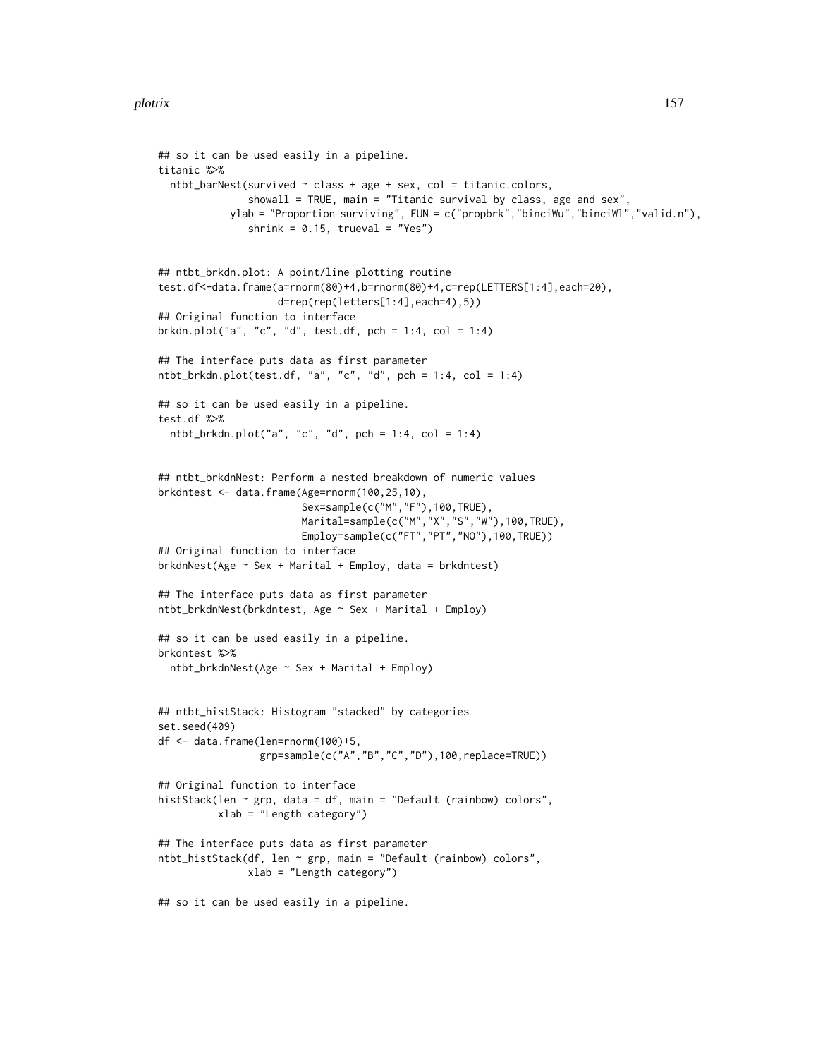```
## so it can be used easily in a pipeline.
titanic %>%
  ntbt_barNest(survived ~ class + age + sex, col = titanic.colors,
               showall = TRUE, main = "Titanic survival by class, age and sex",
            ylab = "Proportion surviving", FUN = c("propbrk","binciWu","binciWl","valid.n"),
               shrink = 0.15, trueval = "Yes")


## ntbt_brkdn.plot: A point/line plotting routine
test.df<-data.frame(a=rnorm(80)+4,b=rnorm(80)+4,c=rep(LETTERS[1:4],each=20),
                    d=rep(rep(letters[1:4],each=4),5))
## Original function to interface
brkdn.plot("a", "c", "d", test.df, pch = 1:4, col = 1:4)

## The interface puts data as first parameter
ntbt_brkdn.plot(test.df, "a", "c", "d", pch = 1:4, col = 1:4)

## so it can be used easily in a pipeline.
test.df %>%
  ntbt_brkdn.plot("a", "c", "d", pch = 1:4, col = 1:4)


## ntbt_brkdnNest: Perform a nested breakdown of numeric values
brkdntest <- data.frame(Age=rnorm(100,25,10),
                        Sex=sample(c("M","F"),100,TRUE),
                        Marital=sample(c("M","X","S","W"),100,TRUE),
                        Employ=sample(c("FT","PT","NO"),100,TRUE))
## Original function to interface
brkdnNest(Age ~ Sex + Marital + Employ, data = brkdntest)

## The interface puts data as first parameter
ntbt_brkdnNest(brkdntest, Age ~ Sex + Marital + Employ)

## so it can be used easily in a pipeline.
brkdntest %>%
  ntbt_brkdnNest(Age ~ Sex + Marital + Employ)


## ntbt_histStack: Histogram "stacked" by categories
set.seed(409)
df <- data.frame(len=rnorm(100)+5,
                 grp=sample(c("A","B","C","D"),100,replace=TRUE))

## Original function to interface
histStack(len ~ grp, data = df, main = "Default (rainbow) colors",
          xlab = "Length category")

## The interface puts data as first parameter
ntbt_histStack(df, len ~ grp, main = "Default (rainbow) colors",
               xlab = "Length category")

## so it can be used easily in a pipeline.
```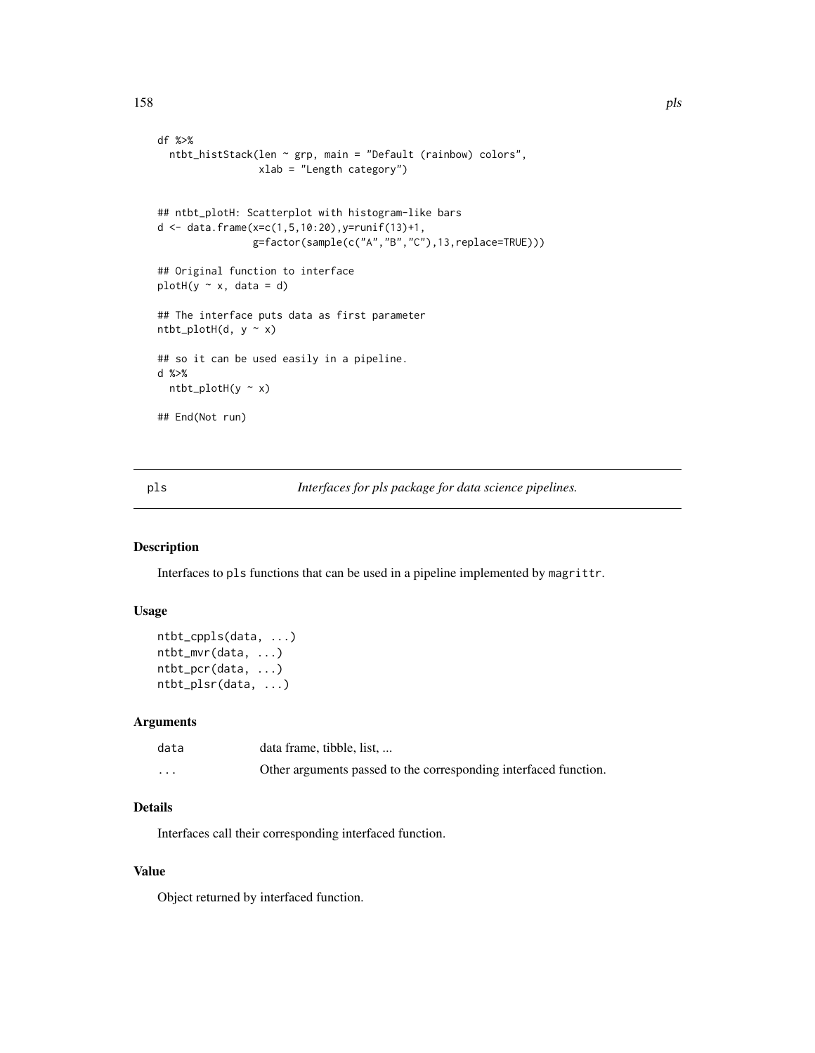```
df %>%
  ntbt_histStack(len ~ grp, main = "Default (rainbow) colors",
                 xlab = "Length category")


## ntbt_plotH: Scatterplot with histogram-like bars
d <- data.frame(x=c(1,5,10:20),y=runif(13)+1,
                g=factor(sample(c("A","B","C"),13,replace=TRUE)))

## Original function to interface
plotH(y ~ x, data = d)

## The interface puts data as first parameter
ntbt_plotH(d, y ~ x)

## so it can be used easily in a pipeline.
d %>%
  ntbt_plotH(y ~ x)

## End(Not run)
```

## pls — *Interfaces for pls package for data science pipelines.*

### Description

Interfaces to pls functions that can be used in a pipeline implemented by magrittr.

### Usage

```
ntbt_cppls(data, ...)
ntbt_mvr(data, ...)
ntbt_pcr(data, ...)
ntbt_plsr(data, ...)
```

### Arguments

| | |
|---|---|
| data | data frame, tibble, list, ... |
| ... | Other arguments passed to the corresponding interfaced function. |

### Details

Interfaces call their corresponding interfaced function.

### Value

Object returned by interfaced function.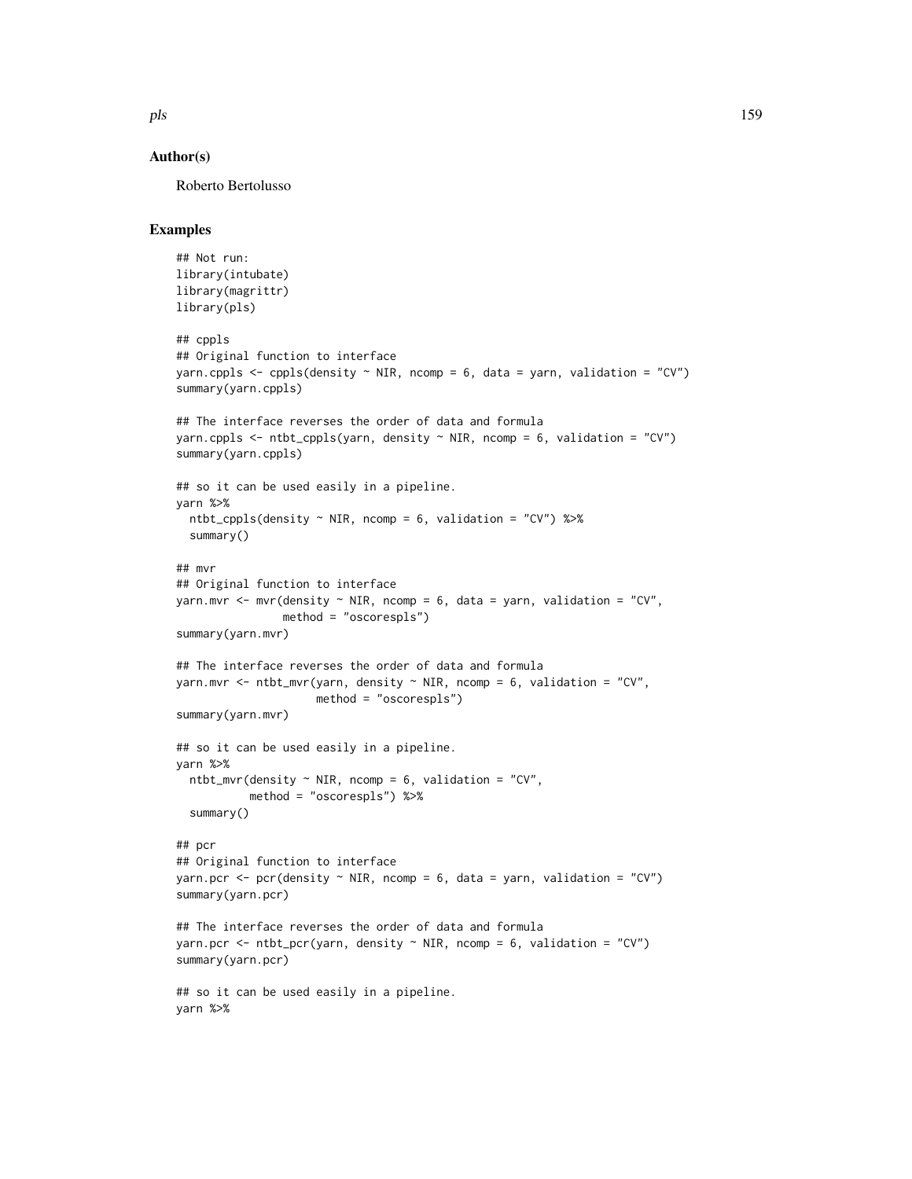### Author(s)

Roberto Bertolusso

### Examples

```
## Not run:
library(intubate)
library(magrittr)
library(pls)

## cppls
## Original function to interface
yarn.cppls <- cppls(density ~ NIR, ncomp = 6, data = yarn, validation = "CV")
summary(yarn.cppls)

## The interface reverses the order of data and formula
yarn.cppls <- ntbt_cppls(yarn, density ~ NIR, ncomp = 6, validation = "CV")
summary(yarn.cppls)

## so it can be used easily in a pipeline.
yarn %>%
  ntbt_cppls(density ~ NIR, ncomp = 6, validation = "CV") %>%
  summary()

## mvr
## Original function to interface
yarn.mvr <- mvr(density ~ NIR, ncomp = 6, data = yarn, validation = "CV",
                method = "oscorespls")
summary(yarn.mvr)

## The interface reverses the order of data and formula
yarn.mvr <- ntbt_mvr(yarn, density ~ NIR, ncomp = 6, validation = "CV",
                     method = "oscorespls")
summary(yarn.mvr)

## so it can be used easily in a pipeline.
yarn %>%
  ntbt_mvr(density ~ NIR, ncomp = 6, validation = "CV",
           method = "oscorespls") %>%
  summary()

## pcr
## Original function to interface
yarn.pcr <- pcr(density ~ NIR, ncomp = 6, data = yarn, validation = "CV")
summary(yarn.pcr)

## The interface reverses the order of data and formula
yarn.pcr <- ntbt_pcr(yarn, density ~ NIR, ncomp = 6, validation = "CV")
summary(yarn.pcr)

## so it can be used easily in a pipeline.
yarn %>%
```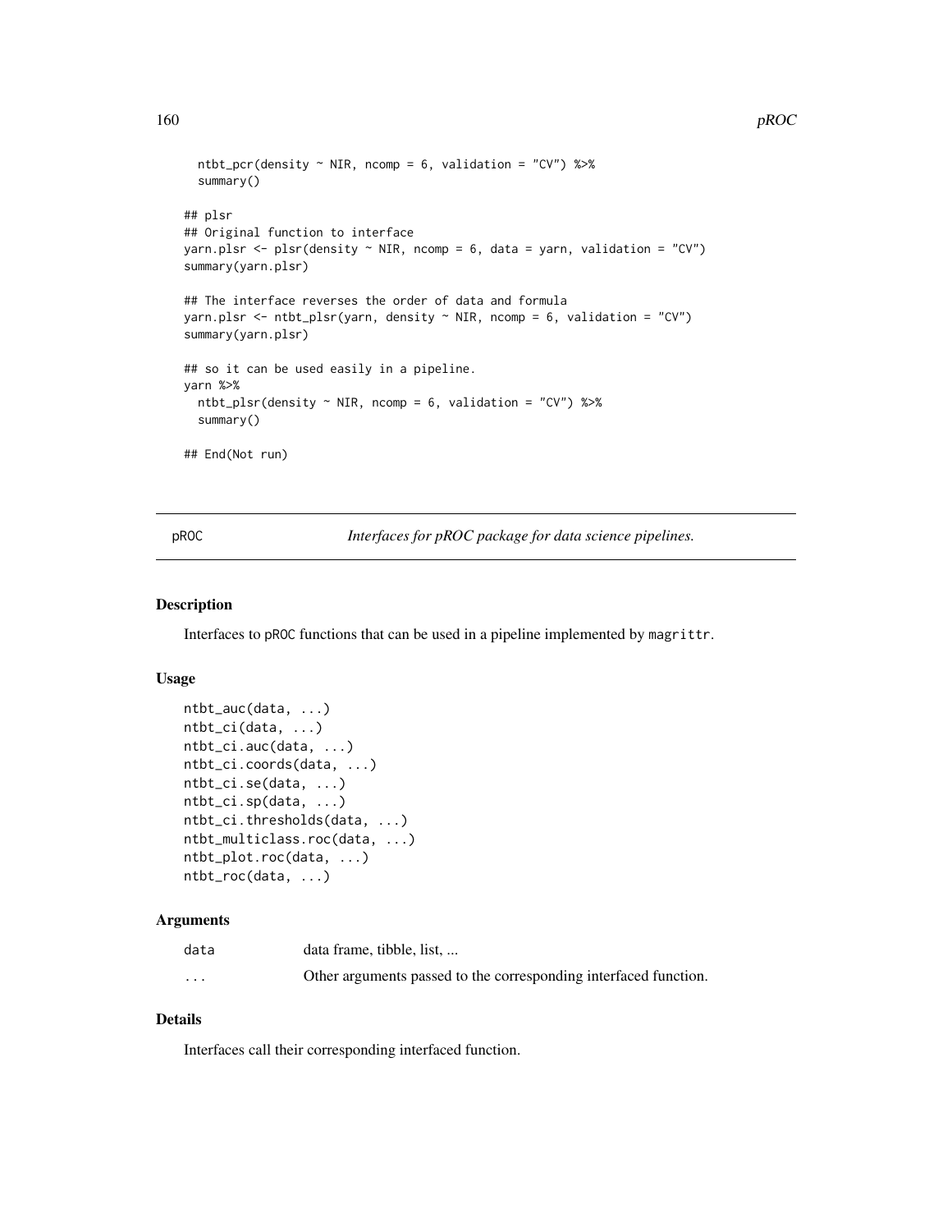```
  ntbt_pcr(density ~ NIR, ncomp = 6, validation = "CV") %>%
  summary()

## plsr
## Original function to interface
yarn.plsr <- plsr(density ~ NIR, ncomp = 6, data = yarn, validation = "CV")
summary(yarn.plsr)

## The interface reverses the order of data and formula
yarn.plsr <- ntbt_plsr(yarn, density ~ NIR, ncomp = 6, validation = "CV")
summary(yarn.plsr)

## so it can be used easily in a pipeline.
yarn %>%
  ntbt_plsr(density ~ NIR, ncomp = 6, validation = "CV") %>%
  summary()

## End(Not run)
```

---

## pROC — *Interfaces for pROC package for data science pipelines.*

### Description

Interfaces to pROC functions that can be used in a pipeline implemented by magrittr.

### Usage

```
ntbt_auc(data, ...)
ntbt_ci(data, ...)
ntbt_ci.auc(data, ...)
ntbt_ci.coords(data, ...)
ntbt_ci.se(data, ...)
ntbt_ci.sp(data, ...)
ntbt_ci.thresholds(data, ...)
ntbt_multiclass.roc(data, ...)
ntbt_plot.roc(data, ...)
ntbt_roc(data, ...)
```

### Arguments

| | |
|---|---|
| data | data frame, tibble, list, ... |
| ... | Other arguments passed to the corresponding interfaced function. |

### Details

Interfaces call their corresponding interfaced function.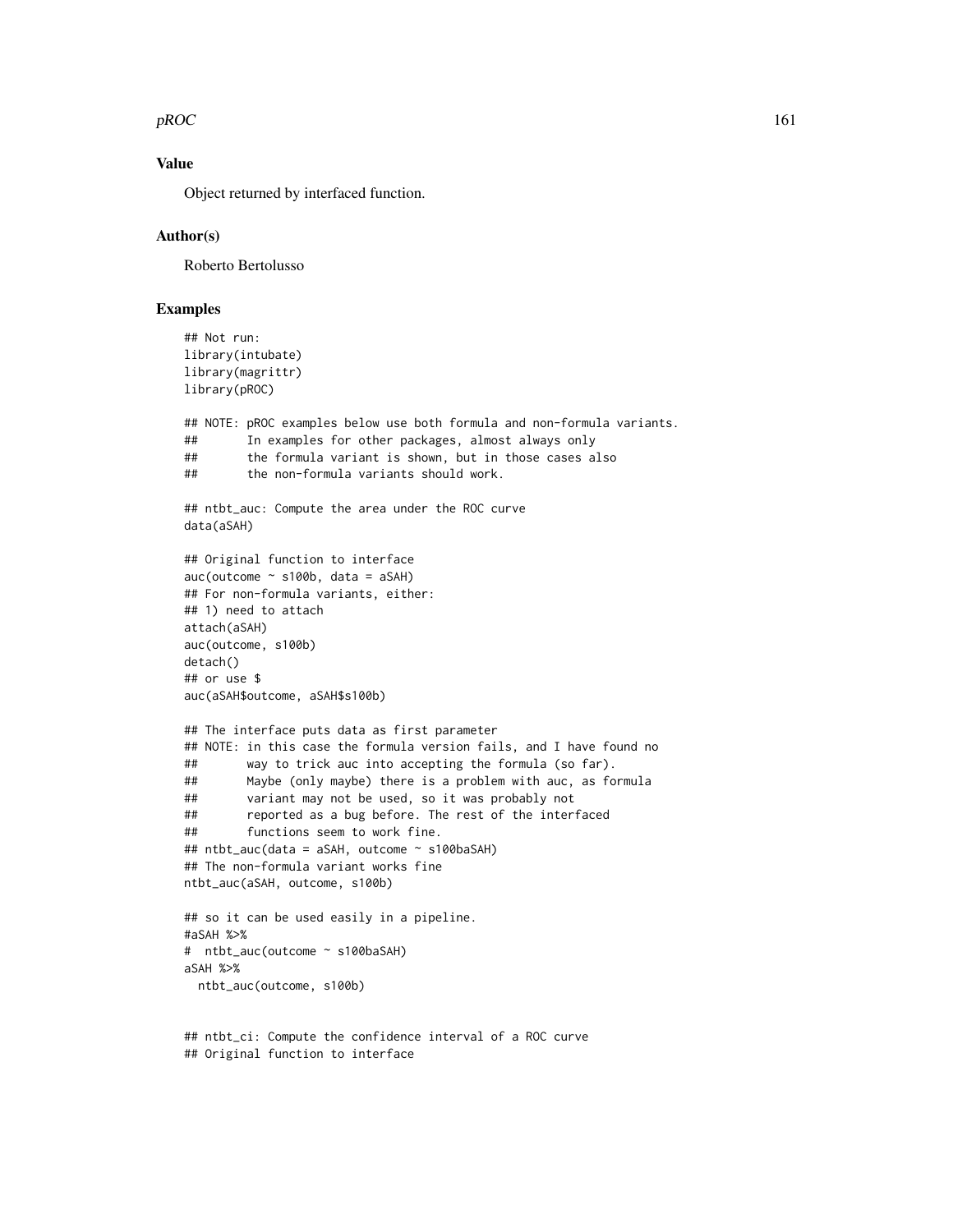### Value

Object returned by interfaced function.

### Author(s)

Roberto Bertolusso

### Examples

```
## Not run:
library(intubate)
library(magrittr)
library(pROC)

## NOTE: pROC examples below use both formula and non-formula variants.
##       In examples for other packages, almost always only
##       the formula variant is shown, but in those cases also
##       the non-formula variants should work.

## ntbt_auc: Compute the area under the ROC curve
data(aSAH)

## Original function to interface
auc(outcome ~ s100b, data = aSAH)
## For non-formula variants, either:
## 1) need to attach
attach(aSAH)
auc(outcome, s100b)
detach()
## or use $
auc(aSAH$outcome, aSAH$s100b)

## The interface puts data as first parameter
## NOTE: in this case the formula version fails, and I have found no
##       way to trick auc into accepting the formula (so far).
##       Maybe (only maybe) there is a problem with auc, as formula
##       variant may not be used, so it was probably not
##       reported as a bug before. The rest of the interfaced
##       functions seem to work fine.
## ntbt_auc(data = aSAH, outcome ~ s100baSAH)
## The non-formula variant works fine
ntbt_auc(aSAH, outcome, s100b)

## so it can be used easily in a pipeline.
#aSAH %>%
#  ntbt_auc(outcome ~ s100baSAH)
aSAH %>%
  ntbt_auc(outcome, s100b)


## ntbt_ci: Compute the confidence interval of a ROC curve
## Original function to interface
```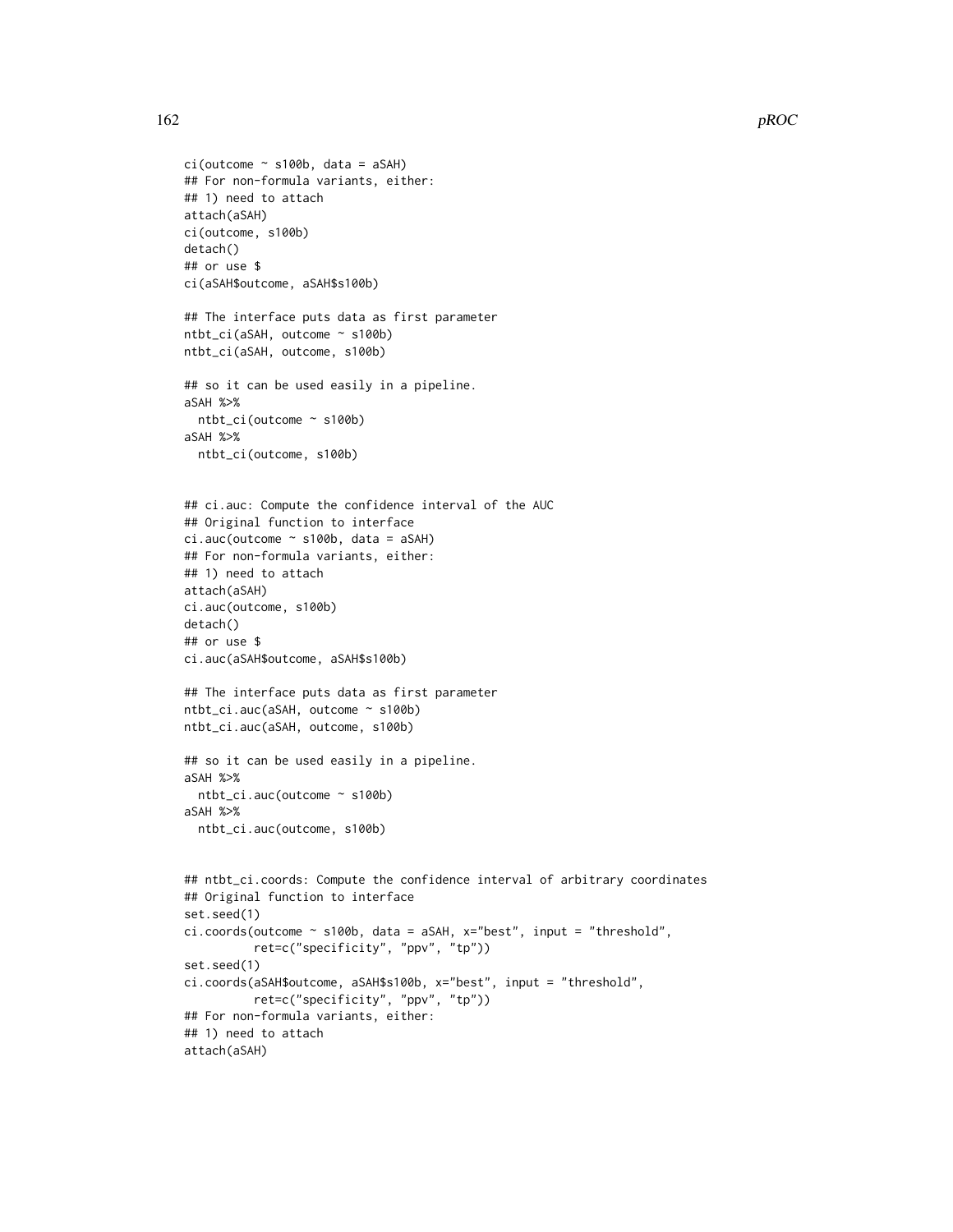```
ci(outcome ~ s100b, data = aSAH)
## For non-formula variants, either:
## 1) need to attach
attach(aSAH)
ci(outcome, s100b)
detach()
## or use $
ci(aSAH$outcome, aSAH$s100b)

## The interface puts data as first parameter
ntbt_ci(aSAH, outcome ~ s100b)
ntbt_ci(aSAH, outcome, s100b)

## so it can be used easily in a pipeline.
aSAH %>%
  ntbt_ci(outcome ~ s100b)
aSAH %>%
  ntbt_ci(outcome, s100b)


## ci.auc: Compute the confidence interval of the AUC
## Original function to interface
ci.auc(outcome ~ s100b, data = aSAH)
## For non-formula variants, either:
## 1) need to attach
attach(aSAH)
ci.auc(outcome, s100b)
detach()
## or use $
ci.auc(aSAH$outcome, aSAH$s100b)

## The interface puts data as first parameter
ntbt_ci.auc(aSAH, outcome ~ s100b)
ntbt_ci.auc(aSAH, outcome, s100b)

## so it can be used easily in a pipeline.
aSAH %>%
  ntbt_ci.auc(outcome ~ s100b)
aSAH %>%
  ntbt_ci.auc(outcome, s100b)


## ntbt_ci.coords: Compute the confidence interval of arbitrary coordinates
## Original function to interface
set.seed(1)
ci.coords(outcome ~ s100b, data = aSAH, x="best", input = "threshold",
          ret=c("specificity", "ppv", "tp"))
set.seed(1)
ci.coords(aSAH$outcome, aSAH$s100b, x="best", input = "threshold",
          ret=c("specificity", "ppv", "tp"))
## For non-formula variants, either:
## 1) need to attach
attach(aSAH)
```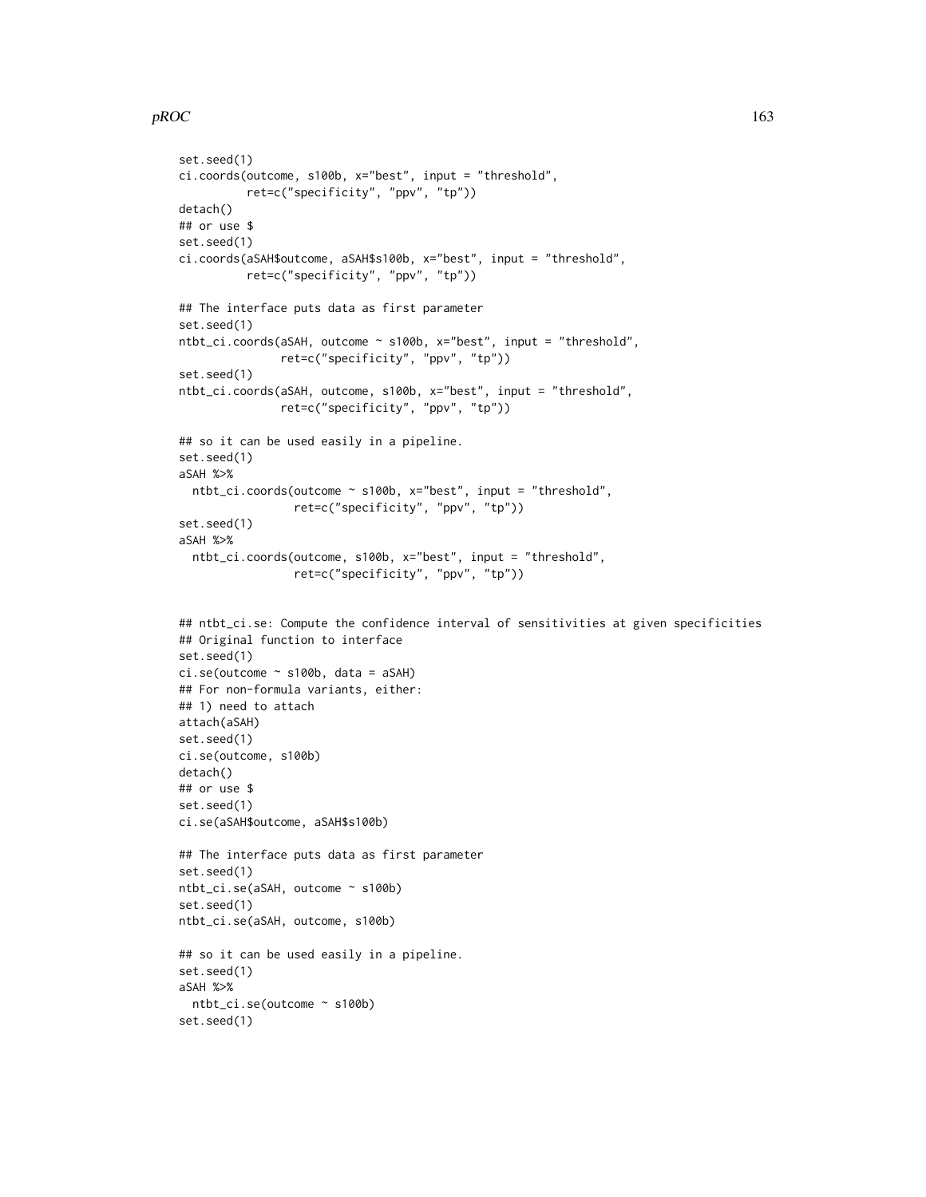```
set.seed(1)
ci.coords(outcome, s100b, x="best", input = "threshold",
          ret=c("specificity", "ppv", "tp"))
detach()
## or use $
set.seed(1)
ci.coords(aSAH$outcome, aSAH$s100b, x="best", input = "threshold",
          ret=c("specificity", "ppv", "tp"))

## The interface puts data as first parameter
set.seed(1)
ntbt_ci.coords(aSAH, outcome ~ s100b, x="best", input = "threshold",
               ret=c("specificity", "ppv", "tp"))
set.seed(1)
ntbt_ci.coords(aSAH, outcome, s100b, x="best", input = "threshold",
               ret=c("specificity", "ppv", "tp"))

## so it can be used easily in a pipeline.
set.seed(1)
aSAH %>%
  ntbt_ci.coords(outcome ~ s100b, x="best", input = "threshold",
                 ret=c("specificity", "ppv", "tp"))
set.seed(1)
aSAH %>%
  ntbt_ci.coords(outcome, s100b, x="best", input = "threshold",
                 ret=c("specificity", "ppv", "tp"))


## ntbt_ci.se: Compute the confidence interval of sensitivities at given specificities
## Original function to interface
set.seed(1)
ci.se(outcome ~ s100b, data = aSAH)
## For non-formula variants, either:
## 1) need to attach
attach(aSAH)
set.seed(1)
ci.se(outcome, s100b)
detach()
## or use $
set.seed(1)
ci.se(aSAH$outcome, aSAH$s100b)

## The interface puts data as first parameter
set.seed(1)
ntbt_ci.se(aSAH, outcome ~ s100b)
set.seed(1)
ntbt_ci.se(aSAH, outcome, s100b)

## so it can be used easily in a pipeline.
set.seed(1)
aSAH %>%
  ntbt_ci.se(outcome ~ s100b)
set.seed(1)
```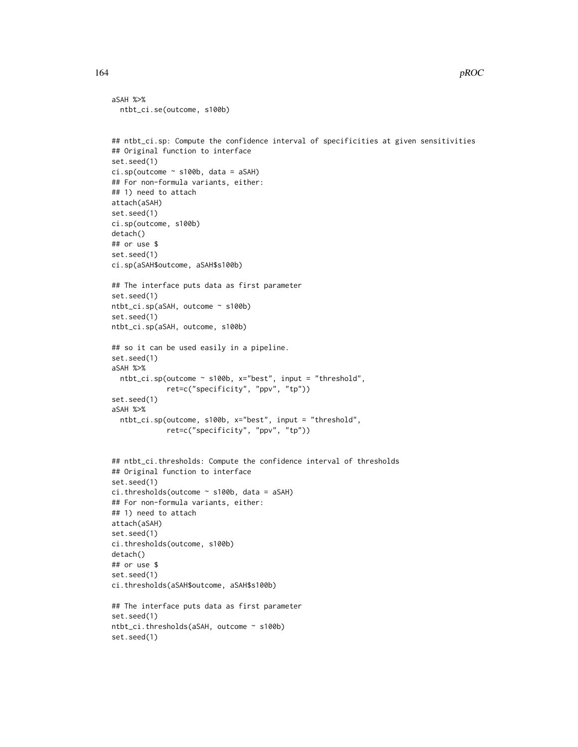```
aSAH %>%
  ntbt_ci.se(outcome, s100b)


## ntbt_ci.sp: Compute the confidence interval of specificities at given sensitivities
## Original function to interface
set.seed(1)
ci.sp(outcome ~ s100b, data = aSAH)
## For non-formula variants, either:
## 1) need to attach
attach(aSAH)
set.seed(1)
ci.sp(outcome, s100b)
detach()
## or use $
set.seed(1)
ci.sp(aSAH$outcome, aSAH$s100b)

## The interface puts data as first parameter
set.seed(1)
ntbt_ci.sp(aSAH, outcome ~ s100b)
set.seed(1)
ntbt_ci.sp(aSAH, outcome, s100b)

## so it can be used easily in a pipeline.
set.seed(1)
aSAH %>%
  ntbt_ci.sp(outcome ~ s100b, x="best", input = "threshold",
             ret=c("specificity", "ppv", "tp"))
set.seed(1)
aSAH %>%
  ntbt_ci.sp(outcome, s100b, x="best", input = "threshold",
             ret=c("specificity", "ppv", "tp"))


## ntbt_ci.thresholds: Compute the confidence interval of thresholds
## Original function to interface
set.seed(1)
ci.thresholds(outcome ~ s100b, data = aSAH)
## For non-formula variants, either:
## 1) need to attach
attach(aSAH)
set.seed(1)
ci.thresholds(outcome, s100b)
detach()
## or use $
set.seed(1)
ci.thresholds(aSAH$outcome, aSAH$s100b)

## The interface puts data as first parameter
set.seed(1)
ntbt_ci.thresholds(aSAH, outcome ~ s100b)
set.seed(1)
```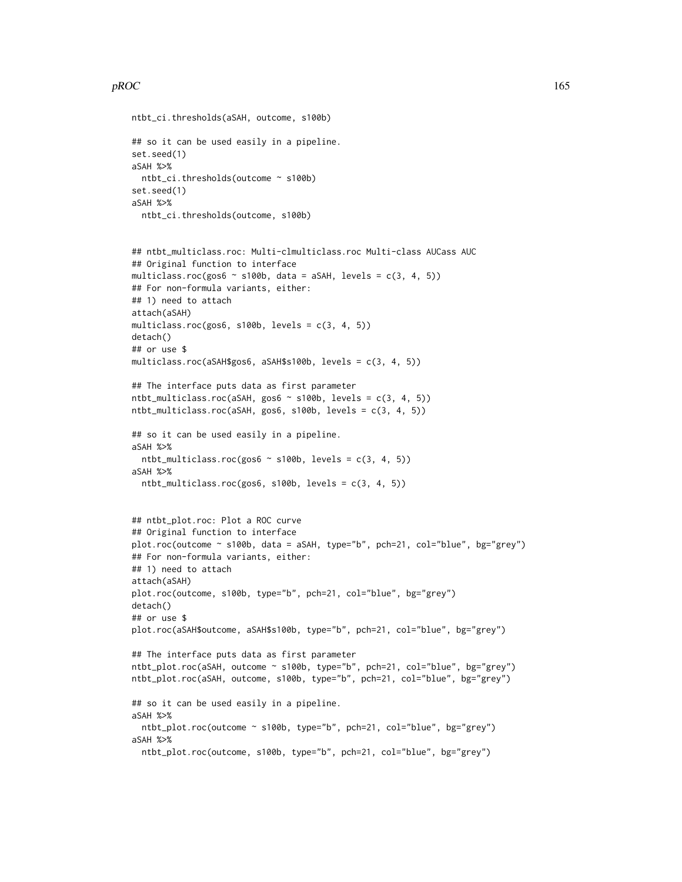```
ntbt_ci.thresholds(aSAH, outcome, s100b)

## so it can be used easily in a pipeline.
set.seed(1)
aSAH %>%
  ntbt_ci.thresholds(outcome ~ s100b)
set.seed(1)
aSAH %>%
  ntbt_ci.thresholds(outcome, s100b)


## ntbt_multiclass.roc: Multi-clmulticlass.roc Multi-class AUCass AUC
## Original function to interface
multiclass.roc(gos6 ~ s100b, data = aSAH, levels = c(3, 4, 5))
## For non-formula variants, either:
## 1) need to attach
attach(aSAH)
multiclass.roc(gos6, s100b, levels = c(3, 4, 5))
detach()
## or use $
multiclass.roc(aSAH$gos6, aSAH$s100b, levels = c(3, 4, 5))

## The interface puts data as first parameter
ntbt_multiclass.roc(aSAH, gos6 ~ s100b, levels = c(3, 4, 5))
ntbt_multiclass.roc(aSAH, gos6, s100b, levels = c(3, 4, 5))

## so it can be used easily in a pipeline.
aSAH %>%
  ntbt_multiclass.roc(gos6 ~ s100b, levels = c(3, 4, 5))
aSAH %>%
  ntbt_multiclass.roc(gos6, s100b, levels = c(3, 4, 5))


## ntbt_plot.roc: Plot a ROC curve
## Original function to interface
plot.roc(outcome ~ s100b, data = aSAH, type="b", pch=21, col="blue", bg="grey")
## For non-formula variants, either:
## 1) need to attach
attach(aSAH)
plot.roc(outcome, s100b, type="b", pch=21, col="blue", bg="grey")
detach()
## or use $
plot.roc(aSAH$outcome, aSAH$s100b, type="b", pch=21, col="blue", bg="grey")

## The interface puts data as first parameter
ntbt_plot.roc(aSAH, outcome ~ s100b, type="b", pch=21, col="blue", bg="grey")
ntbt_plot.roc(aSAH, outcome, s100b, type="b", pch=21, col="blue", bg="grey")

## so it can be used easily in a pipeline.
aSAH %>%
  ntbt_plot.roc(outcome ~ s100b, type="b", pch=21, col="blue", bg="grey")
aSAH %>%
  ntbt_plot.roc(outcome, s100b, type="b", pch=21, col="blue", bg="grey")
```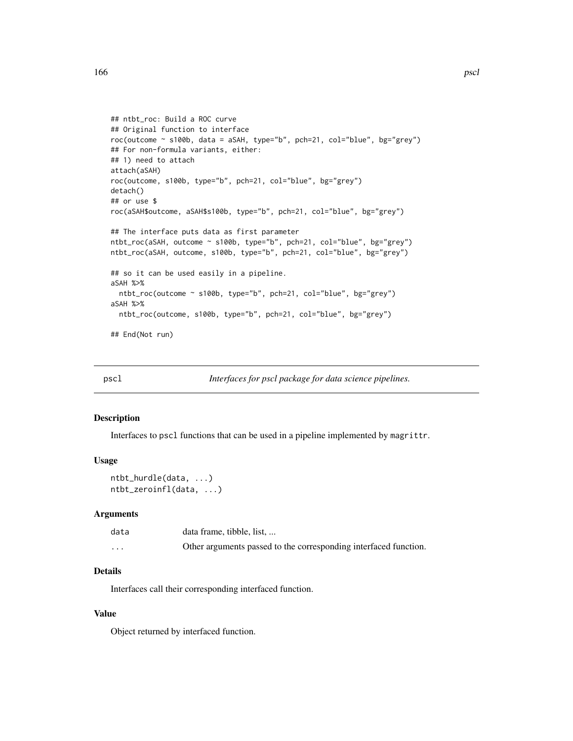```
## ntbt_roc: Build a ROC curve
## Original function to interface
roc(outcome ~ s100b, data = aSAH, type="b", pch=21, col="blue", bg="grey")
## For non-formula variants, either:
## 1) need to attach
attach(aSAH)
roc(outcome, s100b, type="b", pch=21, col="blue", bg="grey")
detach()
## or use $
roc(aSAH$outcome, aSAH$s100b, type="b", pch=21, col="blue", bg="grey")

## The interface puts data as first parameter
ntbt_roc(aSAH, outcome ~ s100b, type="b", pch=21, col="blue", bg="grey")
ntbt_roc(aSAH, outcome, s100b, type="b", pch=21, col="blue", bg="grey")

## so it can be used easily in a pipeline.
aSAH %>%
  ntbt_roc(outcome ~ s100b, type="b", pch=21, col="blue", bg="grey")
aSAH %>%
  ntbt_roc(outcome, s100b, type="b", pch=21, col="blue", bg="grey")

## End(Not run)
```

## pscl — *Interfaces for pscl package for data science pipelines.*

### Description

Interfaces to `pscl` functions that can be used in a pipeline implemented by `magrittr`.

### Usage

```
ntbt_hurdle(data, ...)
ntbt_zeroinfl(data, ...)
```

### Arguments

| | |
|---|---|
| data | data frame, tibble, list, ... |
| ... | Other arguments passed to the corresponding interfaced function. |

### Details

Interfaces call their corresponding interfaced function.

### Value

Object returned by interfaced function.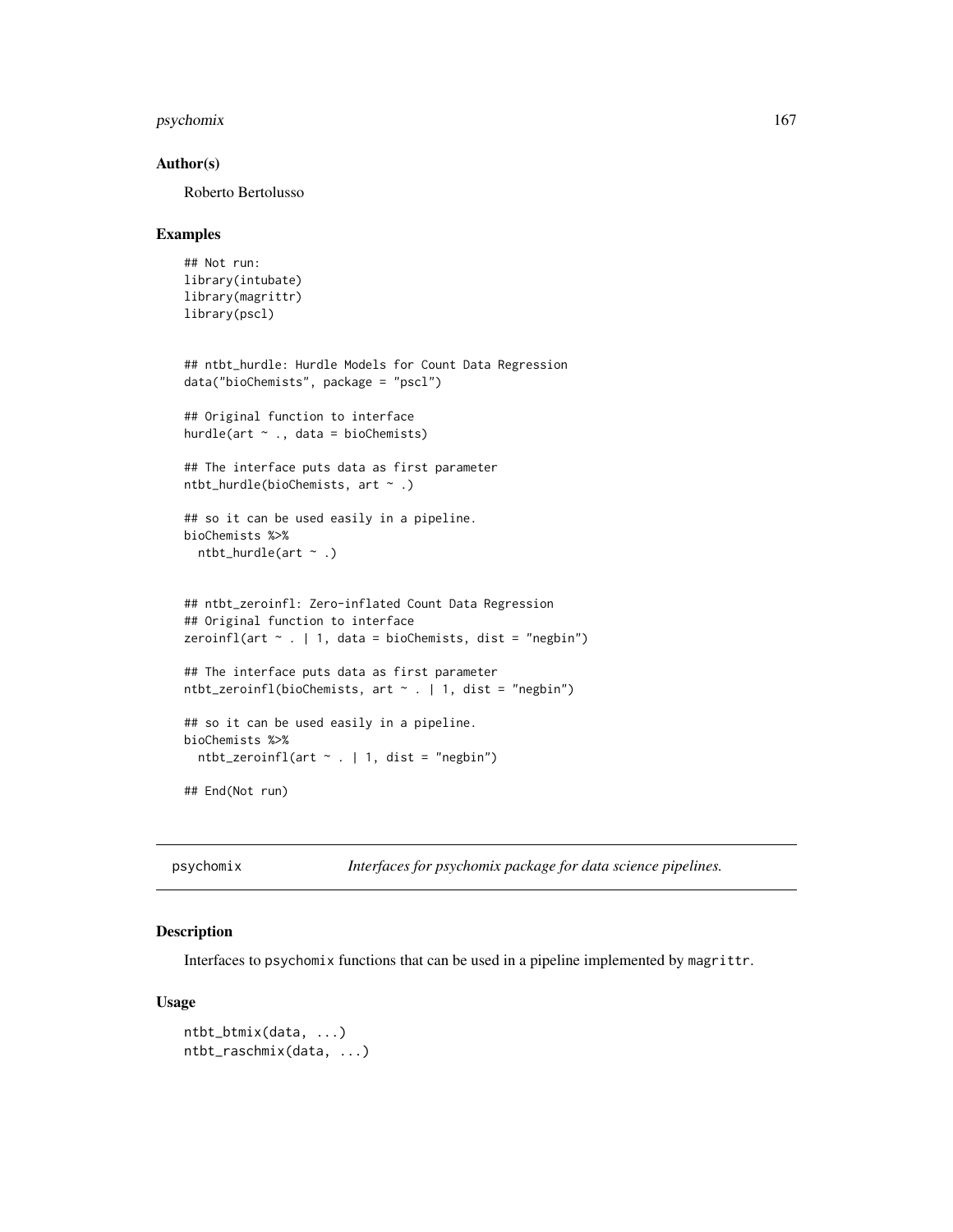## Author(s)

Roberto Bertolusso

## Examples

```
## Not run:
library(intubate)
library(magrittr)
library(pscl)


## ntbt_hurdle: Hurdle Models for Count Data Regression
data("bioChemists", package = "pscl")

## Original function to interface
hurdle(art ~ ., data = bioChemists)

## The interface puts data as first parameter
ntbt_hurdle(bioChemists, art ~ .)

## so it can be used easily in a pipeline.
bioChemists %>%
  ntbt_hurdle(art ~ .)


## ntbt_zeroinfl: Zero-inflated Count Data Regression
## Original function to interface
zeroinfl(art ~ . | 1, data = bioChemists, dist = "negbin")

## The interface puts data as first parameter
ntbt_zeroinfl(bioChemists, art ~ . | 1, dist = "negbin")

## so it can be used easily in a pipeline.
bioChemists %>%
  ntbt_zeroinfl(art ~ . | 1, dist = "negbin")

## End(Not run)
```

---

# psychomix — *Interfaces for psychomix package for data science pipelines.*

## Description

Interfaces to psychomix functions that can be used in a pipeline implemented by magrittr.

## Usage

```
ntbt_btmix(data, ...)
ntbt_raschmix(data, ...)
```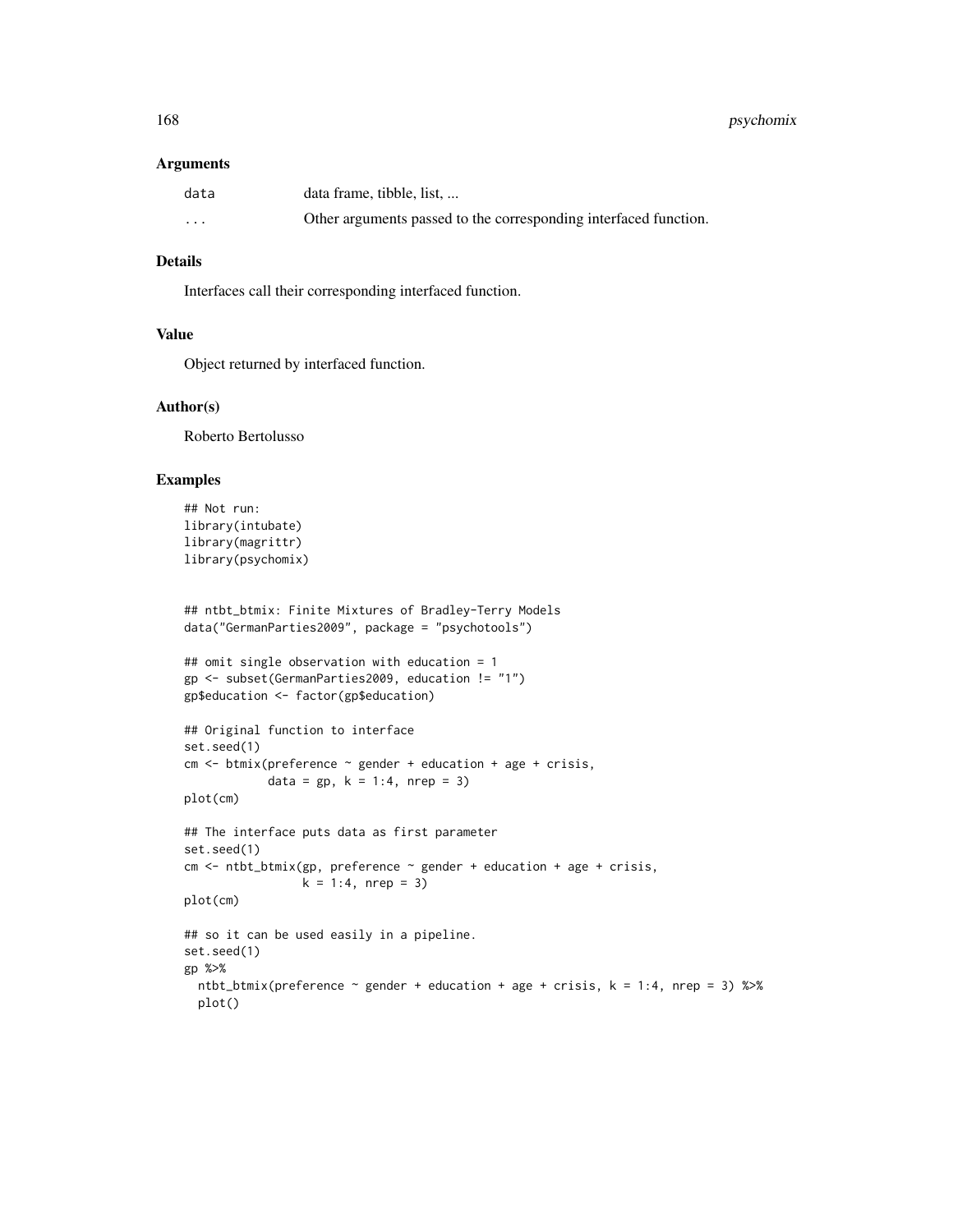### Arguments

| | |
|---|---|
| data | data frame, tibble, list, ... |
| ... | Other arguments passed to the corresponding interfaced function. |

### Details

Interfaces call their corresponding interfaced function.

### Value

Object returned by interfaced function.

### Author(s)

Roberto Bertolusso

### Examples

```
## Not run:
library(intubate)
library(magrittr)
library(psychomix)


## ntbt_btmix: Finite Mixtures of Bradley-Terry Models
data("GermanParties2009", package = "psychotools")

## omit single observation with education = 1
gp <- subset(GermanParties2009, education != "1")
gp$education <- factor(gp$education)

## Original function to interface
set.seed(1)
cm <- btmix(preference ~ gender + education + age + crisis,
            data = gp, k = 1:4, nrep = 3)
plot(cm)

## The interface puts data as first parameter
set.seed(1)
cm <- ntbt_btmix(gp, preference ~ gender + education + age + crisis,
                 k = 1:4, nrep = 3)
plot(cm)

## so it can be used easily in a pipeline.
set.seed(1)
gp %>%
  ntbt_btmix(preference ~ gender + education + age + crisis, k = 1:4, nrep = 3) %>%
  plot()
```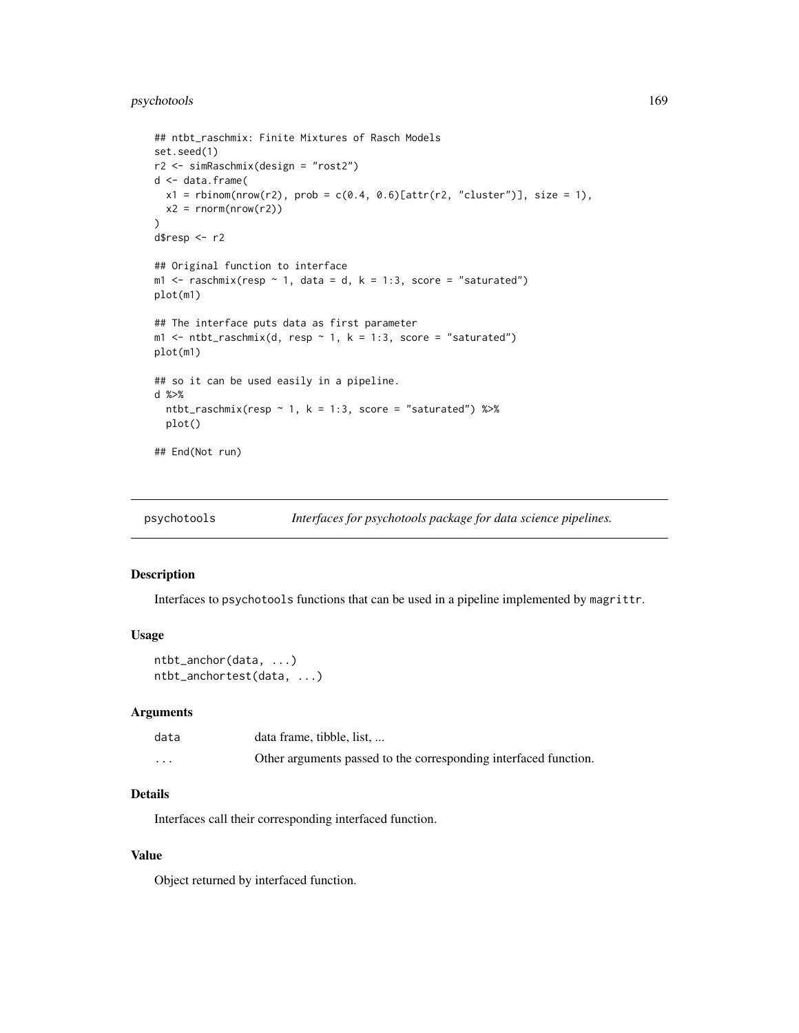```
## ntbt_raschmix: Finite Mixtures of Rasch Models
set.seed(1)
r2 <- simRaschmix(design = "rost2")
d <- data.frame(
  x1 = rbinom(nrow(r2), prob = c(0.4, 0.6)[attr(r2, "cluster")], size = 1),
  x2 = rnorm(nrow(r2))
)
d$resp <- r2

## Original function to interface
m1 <- raschmix(resp ~ 1, data = d, k = 1:3, score = "saturated")
plot(m1)

## The interface puts data as first parameter
m1 <- ntbt_raschmix(d, resp ~ 1, k = 1:3, score = "saturated")
plot(m1)

## so it can be used easily in a pipeline.
d %>%
  ntbt_raschmix(resp ~ 1, k = 1:3, score = "saturated") %>%
  plot()

## End(Not run)
```

---

`psychotools` — *Interfaces for psychotools package for data science pipelines.*

---

## Description

Interfaces to `psychotools` functions that can be used in a pipeline implemented by `magrittr`.

## Usage

```
ntbt_anchor(data, ...)
ntbt_anchortest(data, ...)
```

## Arguments

| | |
|---|---|
| `data` | data frame, tibble, list, ... |
| `...` | Other arguments passed to the corresponding interfaced function. |

## Details

Interfaces call their corresponding interfaced function.

## Value

Object returned by interfaced function.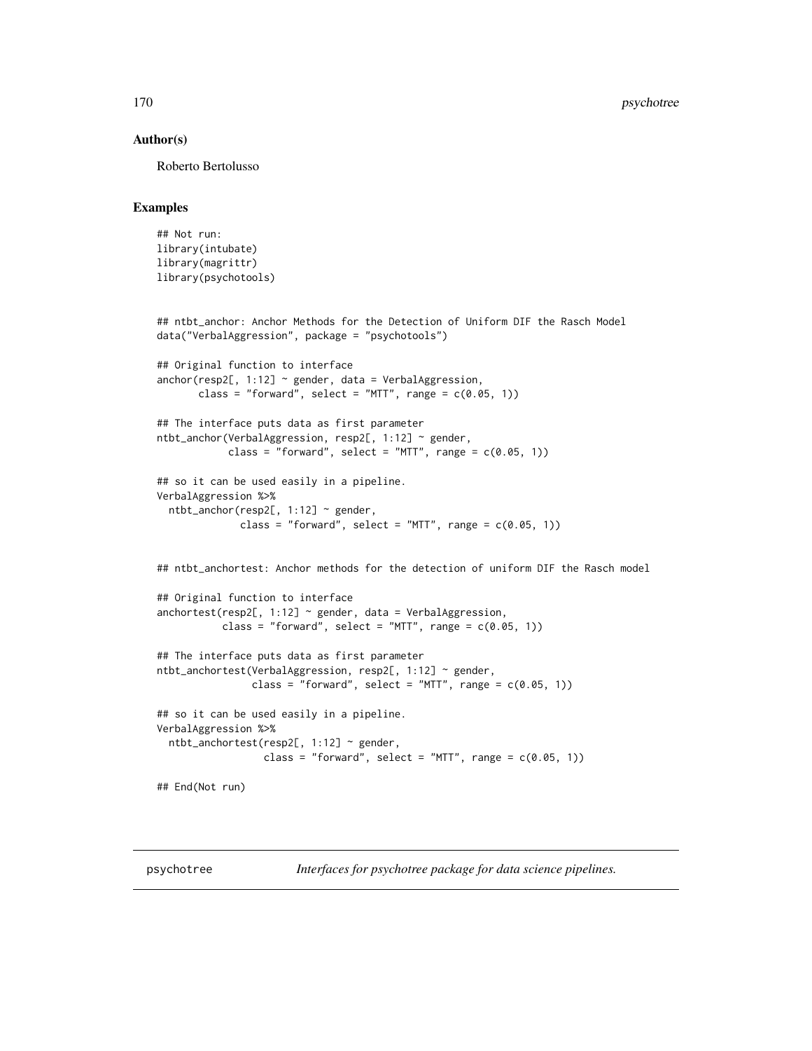## Author(s)

Roberto Bertolusso

## Examples

```
## Not run:
library(intubate)
library(magrittr)
library(psychotools)


## ntbt_anchor: Anchor Methods for the Detection of Uniform DIF the Rasch Model
data("VerbalAggression", package = "psychotools")

## Original function to interface
anchor(resp2[, 1:12] ~ gender, data = VerbalAggression,
       class = "forward", select = "MTT", range = c(0.05, 1))

## The interface puts data as first parameter
ntbt_anchor(VerbalAggression, resp2[, 1:12] ~ gender,
            class = "forward", select = "MTT", range = c(0.05, 1))

## so it can be used easily in a pipeline.
VerbalAggression %>%
  ntbt_anchor(resp2[, 1:12] ~ gender,
              class = "forward", select = "MTT", range = c(0.05, 1))


## ntbt_anchortest: Anchor methods for the detection of uniform DIF the Rasch model

## Original function to interface
anchortest(resp2[, 1:12] ~ gender, data = VerbalAggression,
           class = "forward", select = "MTT", range = c(0.05, 1))

## The interface puts data as first parameter
ntbt_anchortest(VerbalAggression, resp2[, 1:12] ~ gender,
                class = "forward", select = "MTT", range = c(0.05, 1))

## so it can be used easily in a pipeline.
VerbalAggression %>%
  ntbt_anchortest(resp2[, 1:12] ~ gender,
                  class = "forward", select = "MTT", range = c(0.05, 1))

## End(Not run)
```

---

psychotree    *Interfaces for psychotree package for data science pipelines.*

---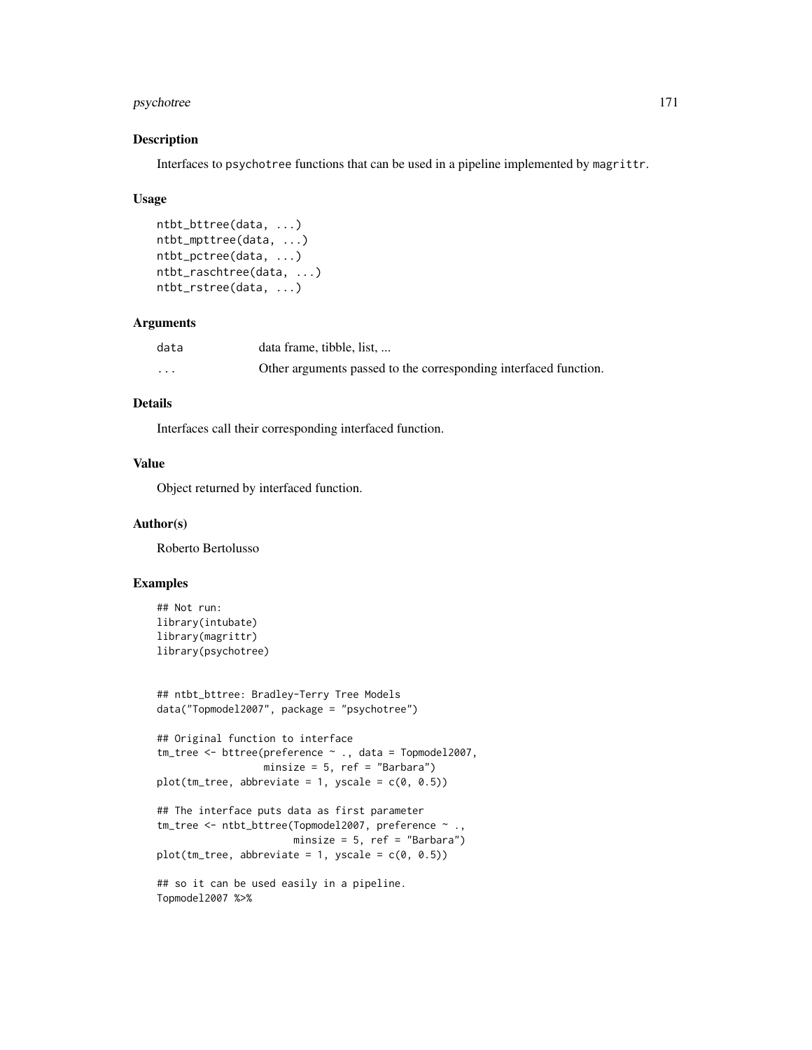### Description

Interfaces to psychotree functions that can be used in a pipeline implemented by magrittr.

### Usage

```
ntbt_bttree(data, ...)
ntbt_mpttree(data, ...)
ntbt_pctree(data, ...)
ntbt_raschtree(data, ...)
ntbt_rstree(data, ...)
```

### Arguments

| | |
|---|---|
| data | data frame, tibble, list, ... |
| ... | Other arguments passed to the corresponding interfaced function. |

### Details

Interfaces call their corresponding interfaced function.

### Value

Object returned by interfaced function.

### Author(s)

Roberto Bertolusso

### Examples

```
## Not run:
library(intubate)
library(magrittr)
library(psychotree)


## ntbt_bttree: Bradley-Terry Tree Models
data("Topmodel2007", package = "psychotree")

## Original function to interface
tm_tree <- bttree(preference ~ ., data = Topmodel2007,
                  minsize = 5, ref = "Barbara")
plot(tm_tree, abbreviate = 1, yscale = c(0, 0.5))

## The interface puts data as first parameter
tm_tree <- ntbt_bttree(Topmodel2007, preference ~ .,
                       minsize = 5, ref = "Barbara")
plot(tm_tree, abbreviate = 1, yscale = c(0, 0.5))

## so it can be used easily in a pipeline.
Topmodel2007 %>%
```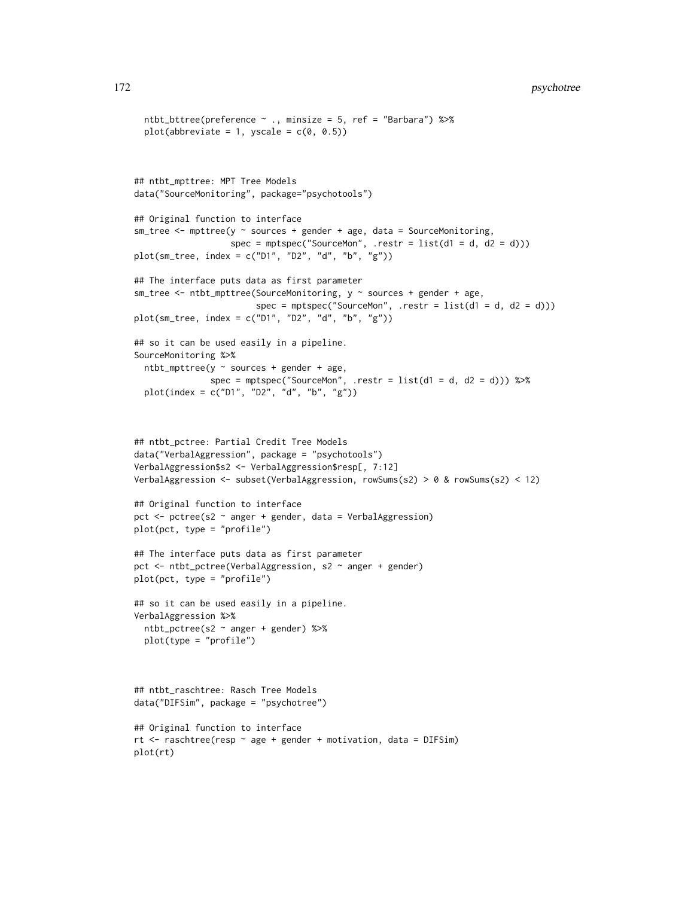```
  ntbt_bttree(preference ~ ., minsize = 5, ref = "Barbara") %>%
  plot(abbreviate = 1, yscale = c(0, 0.5))



## ntbt_mpttree: MPT Tree Models
data("SourceMonitoring", package="psychotools")

## Original function to interface
sm_tree <- mpttree(y ~ sources + gender + age, data = SourceMonitoring,
                   spec = mptspec("SourceMon", .restr = list(d1 = d, d2 = d)))
plot(sm_tree, index = c("D1", "D2", "d", "b", "g"))

## The interface puts data as first parameter
sm_tree <- ntbt_mpttree(SourceMonitoring, y ~ sources + gender + age,
                        spec = mptspec("SourceMon", .restr = list(d1 = d, d2 = d)))
plot(sm_tree, index = c("D1", "D2", "d", "b", "g"))

## so it can be used easily in a pipeline.
SourceMonitoring %>%
  ntbt_mpttree(y ~ sources + gender + age,
               spec = mptspec("SourceMon", .restr = list(d1 = d, d2 = d))) %>%
  plot(index = c("D1", "D2", "d", "b", "g"))



## ntbt_pctree: Partial Credit Tree Models
data("VerbalAggression", package = "psychotools")
VerbalAggression$s2 <- VerbalAggression$resp[, 7:12]
VerbalAggression <- subset(VerbalAggression, rowSums(s2) > 0 & rowSums(s2) < 12)

## Original function to interface
pct <- pctree(s2 ~ anger + gender, data = VerbalAggression)
plot(pct, type = "profile")

## The interface puts data as first parameter
pct <- ntbt_pctree(VerbalAggression, s2 ~ anger + gender)
plot(pct, type = "profile")

## so it can be used easily in a pipeline.
VerbalAggression %>%
  ntbt_pctree(s2 ~ anger + gender) %>%
  plot(type = "profile")



## ntbt_raschtree: Rasch Tree Models
data("DIFSim", package = "psychotree")

## Original function to interface
rt <- raschtree(resp ~ age + gender + motivation, data = DIFSim)
plot(rt)
```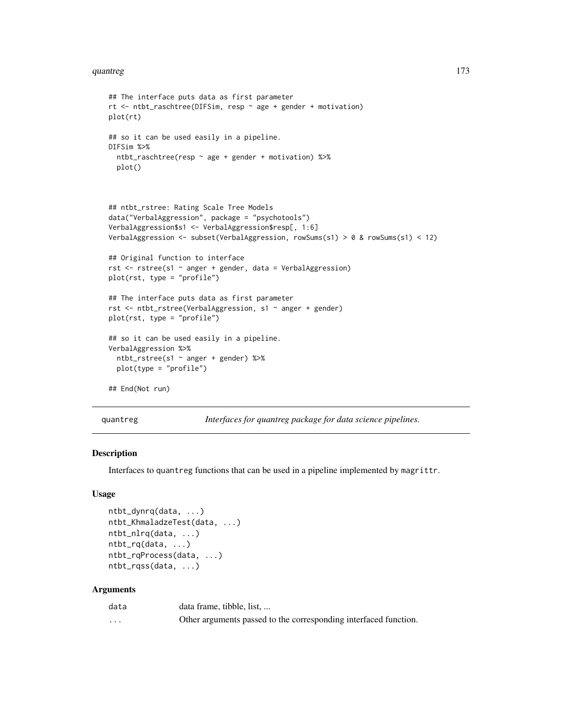```
## The interface puts data as first parameter
rt <- ntbt_raschtree(DIFSim, resp ~ age + gender + motivation)
plot(rt)

## so it can be used easily in a pipeline.
DIFSim %>%
  ntbt_raschtree(resp ~ age + gender + motivation) %>%
  plot()



## ntbt_rstree: Rating Scale Tree Models
data("VerbalAggression", package = "psychotools")
VerbalAggression$s1 <- VerbalAggression$resp[, 1:6]
VerbalAggression <- subset(VerbalAggression, rowSums(s1) > 0 & rowSums(s1) < 12)

## Original function to interface
rst <- rstree(s1 ~ anger + gender, data = VerbalAggression)
plot(rst, type = "profile")

## The interface puts data as first parameter
rst <- ntbt_rstree(VerbalAggression, s1 ~ anger + gender)
plot(rst, type = "profile")

## so it can be used easily in a pipeline.
VerbalAggression %>%
  ntbt_rstree(s1 ~ anger + gender) %>%
  plot(type = "profile")

## End(Not run)
```

---

## quantreg — *Interfaces for quantreg package for data science pipelines.*

### Description

Interfaces to quantreg functions that can be used in a pipeline implemented by magrittr.

### Usage

```
ntbt_dynrq(data, ...)
ntbt_KhmaladzeTest(data, ...)
ntbt_nlrq(data, ...)
ntbt_rq(data, ...)
ntbt_rqProcess(data, ...)
ntbt_rqss(data, ...)
```

### Arguments

| | |
|---|---|
| data | data frame, tibble, list, ... |
| ... | Other arguments passed to the corresponding interfaced function. |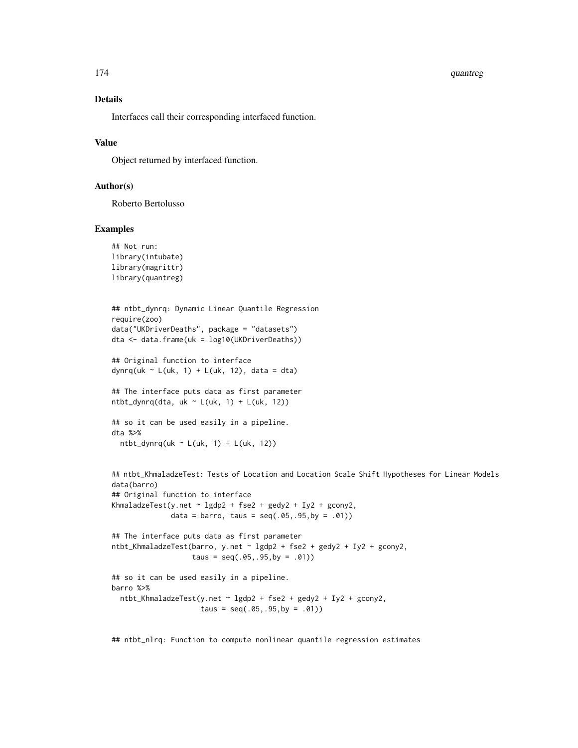### Details

Interfaces call their corresponding interfaced function.

### Value

Object returned by interfaced function.

### Author(s)

Roberto Bertolusso

### Examples

```
## Not run:
library(intubate)
library(magrittr)
library(quantreg)


## ntbt_dynrq: Dynamic Linear Quantile Regression
require(zoo)
data("UKDriverDeaths", package = "datasets")
dta <- data.frame(uk = log10(UKDriverDeaths))

## Original function to interface
dynrq(uk ~ L(uk, 1) + L(uk, 12), data = dta)

## The interface puts data as first parameter
ntbt_dynrq(dta, uk ~ L(uk, 1) + L(uk, 12))

## so it can be used easily in a pipeline.
dta %>%
  ntbt_dynrq(uk ~ L(uk, 1) + L(uk, 12))


## ntbt_KhmaladzeTest: Tests of Location and Location Scale Shift Hypotheses for Linear Models
data(barro)
## Original function to interface
KhmaladzeTest(y.net ~ lgdp2 + fse2 + gedy2 + Iy2 + gcony2,
              data = barro, taus = seq(.05,.95,by = .01))

## The interface puts data as first parameter
ntbt_KhmaladzeTest(barro, y.net ~ lgdp2 + fse2 + gedy2 + Iy2 + gcony2,
                   taus = seq(.05,.95,by = .01))

## so it can be used easily in a pipeline.
barro %>%
  ntbt_KhmaladzeTest(y.net ~ lgdp2 + fse2 + gedy2 + Iy2 + gcony2,
                     taus = seq(.05,.95,by = .01))


## ntbt_nlrq: Function to compute nonlinear quantile regression estimates
```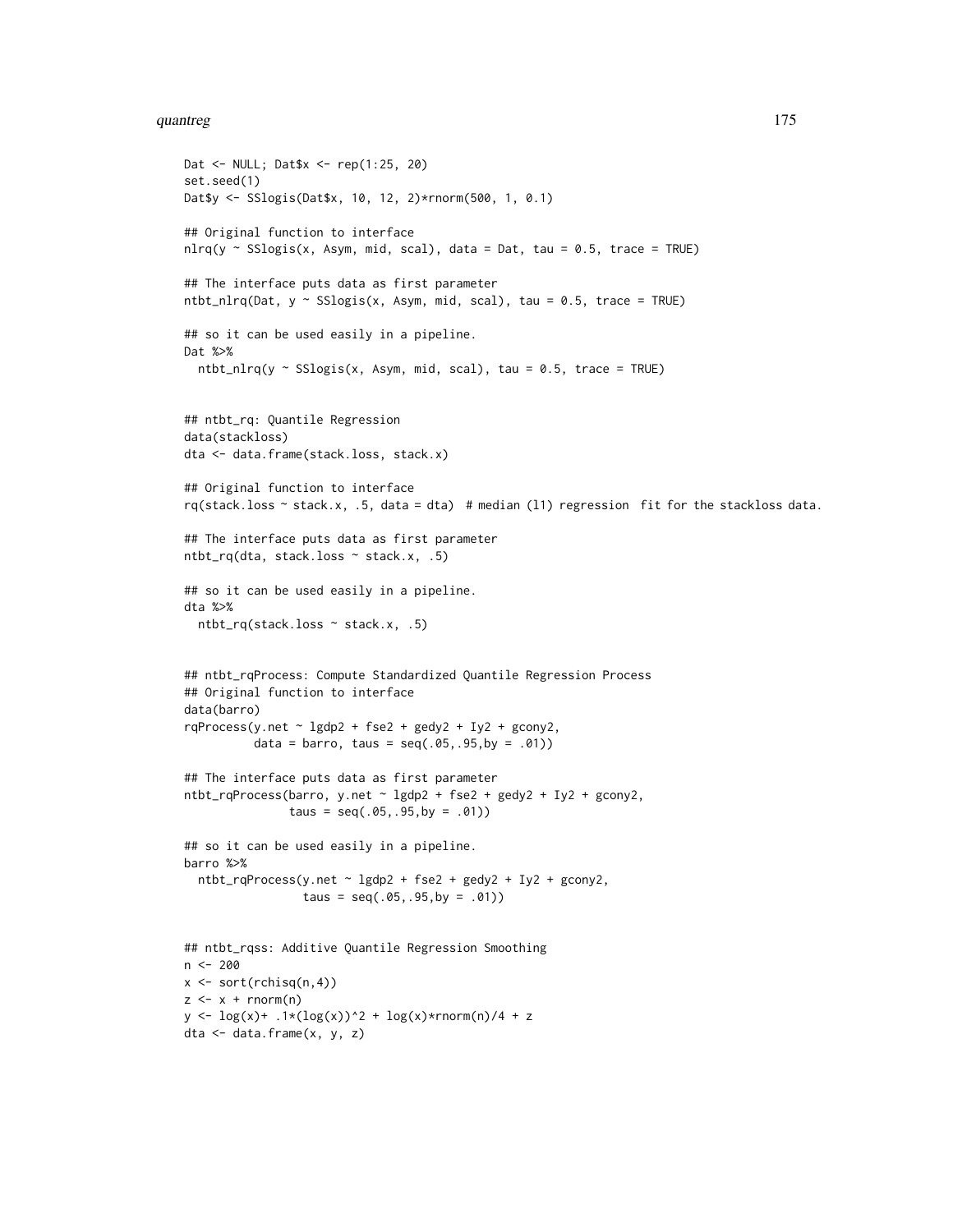```
Dat <- NULL; Dat$x <- rep(1:25, 20)
set.seed(1)
Dat$y <- SSlogis(Dat$x, 10, 12, 2)*rnorm(500, 1, 0.1)

## Original function to interface
nlrq(y ~ SSlogis(x, Asym, mid, scal), data = Dat, tau = 0.5, trace = TRUE)

## The interface puts data as first parameter
ntbt_nlrq(Dat, y ~ SSlogis(x, Asym, mid, scal), tau = 0.5, trace = TRUE)

## so it can be used easily in a pipeline.
Dat %>%
  ntbt_nlrq(y ~ SSlogis(x, Asym, mid, scal), tau = 0.5, trace = TRUE)


## ntbt_rq: Quantile Regression
data(stackloss)
dta <- data.frame(stack.loss, stack.x)

## Original function to interface
rq(stack.loss ~ stack.x, .5, data = dta)  # median (l1) regression  fit for the stackloss data.

## The interface puts data as first parameter
ntbt_rq(dta, stack.loss ~ stack.x, .5)

## so it can be used easily in a pipeline.
dta %>%
  ntbt_rq(stack.loss ~ stack.x, .5)


## ntbt_rqProcess: Compute Standardized Quantile Regression Process
## Original function to interface
data(barro)
rqProcess(y.net ~ lgdp2 + fse2 + gedy2 + Iy2 + gcony2,
          data = barro, taus = seq(.05,.95,by = .01))

## The interface puts data as first parameter
ntbt_rqProcess(barro, y.net ~ lgdp2 + fse2 + gedy2 + Iy2 + gcony2,
               taus = seq(.05,.95,by = .01))

## so it can be used easily in a pipeline.
barro %>%
  ntbt_rqProcess(y.net ~ lgdp2 + fse2 + gedy2 + Iy2 + gcony2,
                 taus = seq(.05,.95,by = .01))


## ntbt_rqss: Additive Quantile Regression Smoothing
n <- 200
x <- sort(rchisq(n,4))
z <- x + rnorm(n)
y <- log(x)+ .1*(log(x))^2 + log(x)*rnorm(n)/4 + z
dta <- data.frame(x, y, z)
```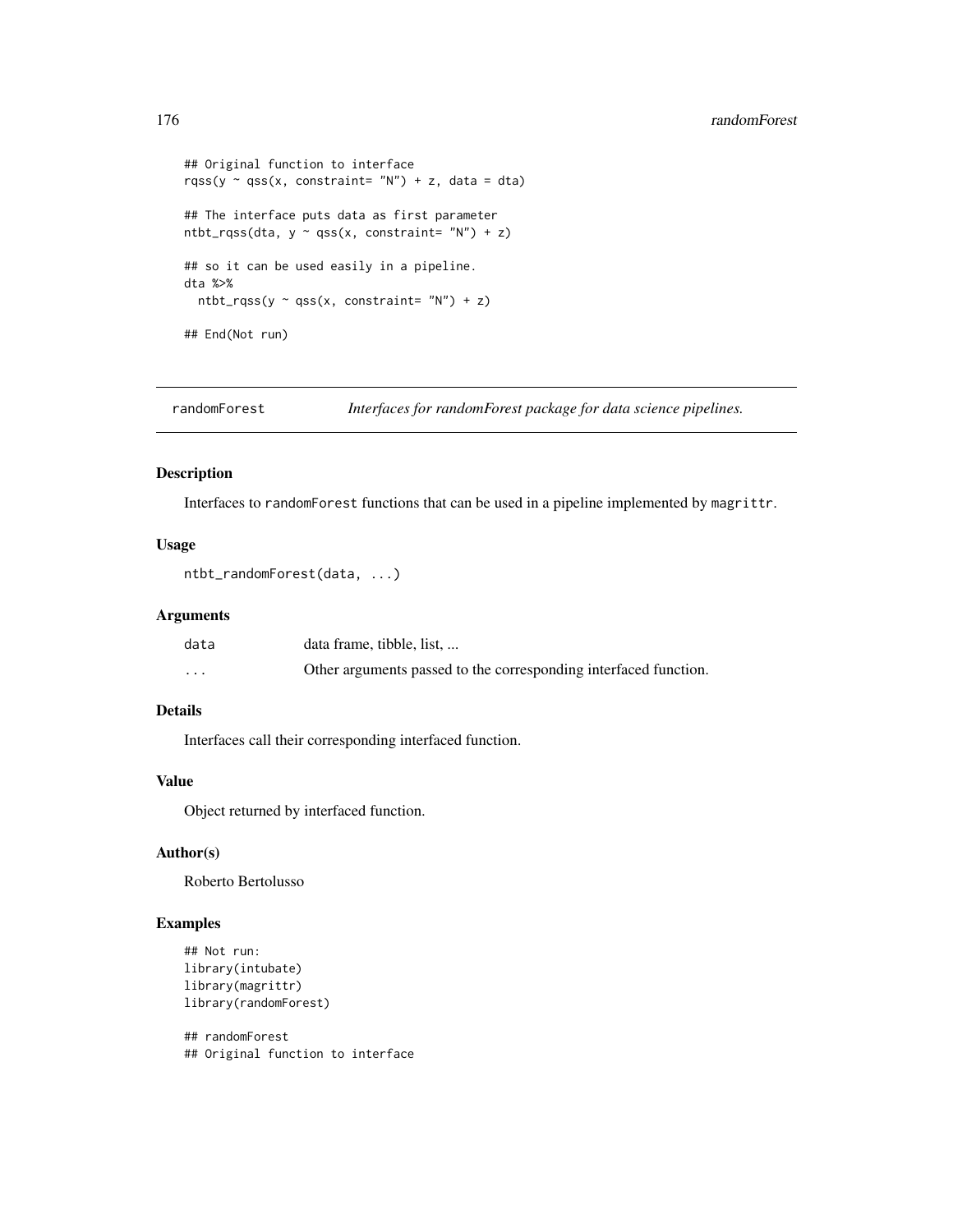```
## Original function to interface
rqss(y ~ qss(x, constraint= "N") + z, data = dta)

## The interface puts data as first parameter
ntbt_rqss(dta, y ~ qss(x, constraint= "N") + z)

## so it can be used easily in a pipeline.
dta %>%
  ntbt_rqss(y ~ qss(x, constraint= "N") + z)

## End(Not run)
```

---

## randomForest *Interfaces for randomForest package for data science pipelines.*

### Description

Interfaces to `randomForest` functions that can be used in a pipeline implemented by `magrittr`.

### Usage

```
ntbt_randomForest(data, ...)
```

### Arguments

| | |
|---|---|
| `data` | data frame, tibble, list, ... |
| `...` | Other arguments passed to the corresponding interfaced function. |

### Details

Interfaces call their corresponding interfaced function.

### Value

Object returned by interfaced function.

### Author(s)

Roberto Bertolusso

### Examples

```
## Not run:
library(intubate)
library(magrittr)
library(randomForest)

## randomForest
## Original function to interface
```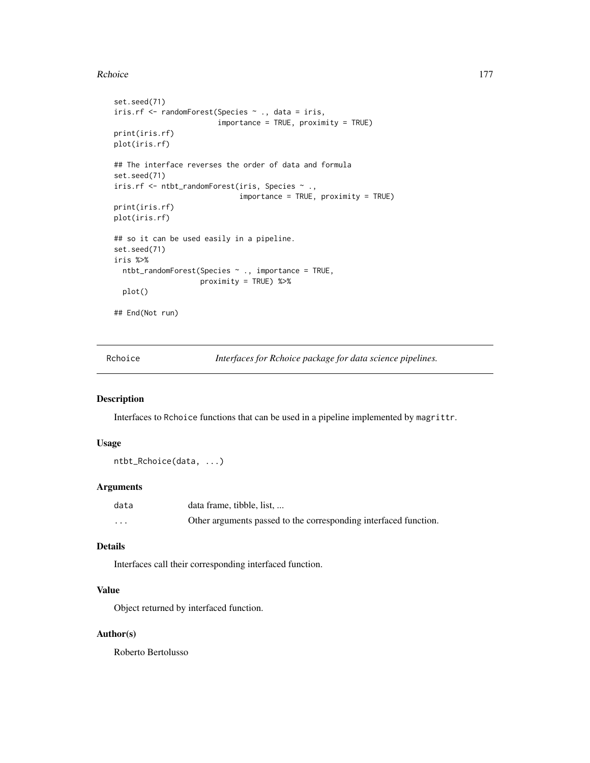```
set.seed(71)
iris.rf <- randomForest(Species ~ ., data = iris,
                        importance = TRUE, proximity = TRUE)
print(iris.rf)
plot(iris.rf)

## The interface reverses the order of data and formula
set.seed(71)
iris.rf <- ntbt_randomForest(iris, Species ~ .,
                             importance = TRUE, proximity = TRUE)
print(iris.rf)
plot(iris.rf)

## so it can be used easily in a pipeline.
set.seed(71)
iris %>%
  ntbt_randomForest(Species ~ ., importance = TRUE,
                    proximity = TRUE) %>%
  plot()

## End(Not run)
```

---

## Rchoice — *Interfaces for Rchoice package for data science pipelines.*

---

### Description

Interfaces to `Rchoice` functions that can be used in a pipeline implemented by `magrittr`.

### Usage

```
ntbt_Rchoice(data, ...)
```

### Arguments

| | |
|---|---|
| `data` | data frame, tibble, list, ... |
| `...` | Other arguments passed to the corresponding interfaced function. |

### Details

Interfaces call their corresponding interfaced function.

### Value

Object returned by interfaced function.

### Author(s)

Roberto Bertolusso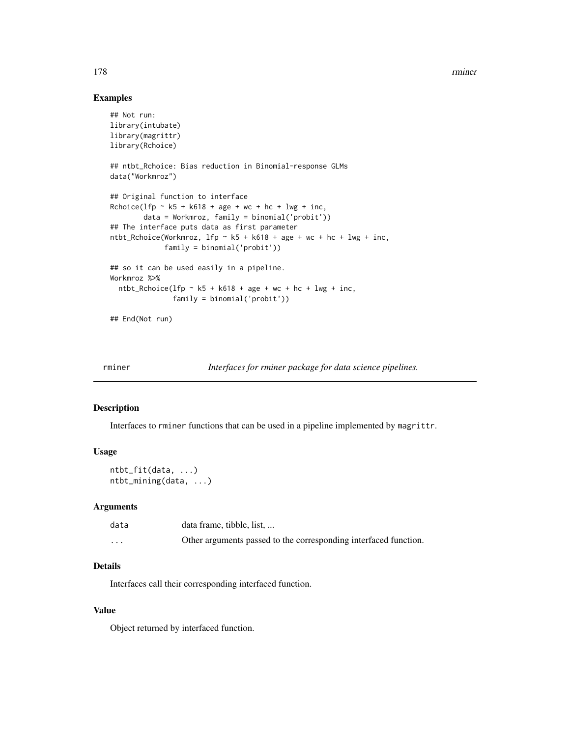### Examples

```
## Not run:
library(intubate)
library(magrittr)
library(Rchoice)

## ntbt_Rchoice: Bias reduction in Binomial-response GLMs
data("Workmroz")

## Original function to interface
Rchoice(lfp ~ k5 + k618 + age + wc + hc + lwg + inc,
        data = Workmroz, family = binomial('probit'))
## The interface puts data as first parameter
ntbt_Rchoice(Workmroz, lfp ~ k5 + k618 + age + wc + hc + lwg + inc,
             family = binomial('probit'))

## so it can be used easily in a pipeline.
Workmroz %>%
  ntbt_Rchoice(lfp ~ k5 + k618 + age + wc + hc + lwg + inc,
               family = binomial('probit'))

## End(Not run)
```

---

## rminer — *Interfaces for rminer package for data science pipelines.*

---

### Description

Interfaces to `rminer` functions that can be used in a pipeline implemented by `magrittr`.

### Usage

```
ntbt_fit(data, ...)
ntbt_mining(data, ...)
```

### Arguments

| | |
|---|---|
| `data` | data frame, tibble, list, ... |
| `...` | Other arguments passed to the corresponding interfaced function. |

### Details

Interfaces call their corresponding interfaced function.

### Value

Object returned by interfaced function.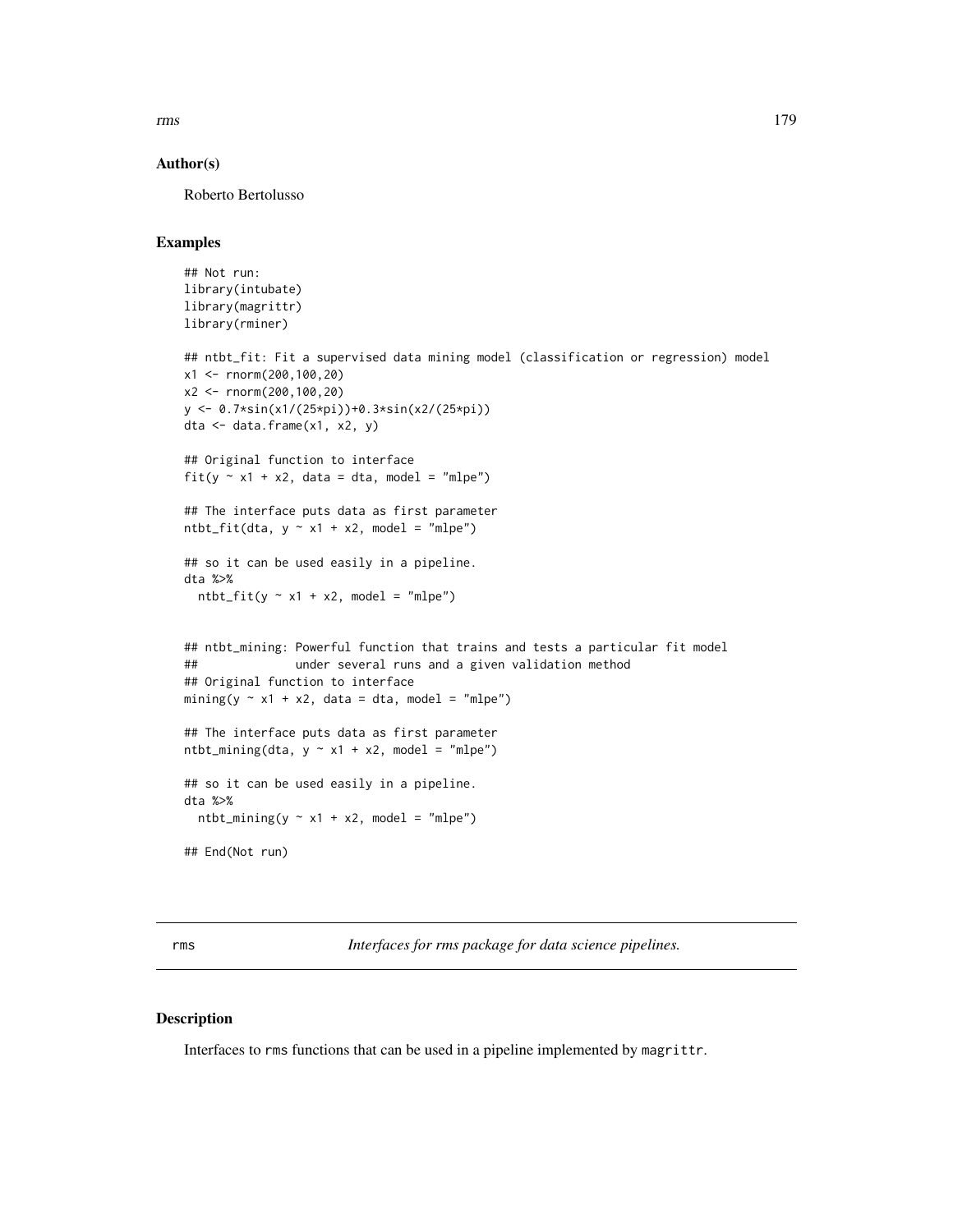### Author(s)

Roberto Bertolusso

### Examples

```
## Not run:
library(intubate)
library(magrittr)
library(rminer)

## ntbt_fit: Fit a supervised data mining model (classification or regression) model
x1 <- rnorm(200,100,20)
x2 <- rnorm(200,100,20)
y <- 0.7*sin(x1/(25*pi))+0.3*sin(x2/(25*pi))
dta <- data.frame(x1, x2, y)

## Original function to interface
fit(y ~ x1 + x2, data = dta, model = "mlpe")

## The interface puts data as first parameter
ntbt_fit(dta, y ~ x1 + x2, model = "mlpe")

## so it can be used easily in a pipeline.
dta %>%
  ntbt_fit(y ~ x1 + x2, model = "mlpe")


## ntbt_mining: Powerful function that trains and tests a particular fit model
##              under several runs and a given validation method
## Original function to interface
mining(y ~ x1 + x2, data = dta, model = "mlpe")

## The interface puts data as first parameter
ntbt_mining(dta, y ~ x1 + x2, model = "mlpe")

## so it can be used easily in a pipeline.
dta %>%
  ntbt_mining(y ~ x1 + x2, model = "mlpe")

## End(Not run)
```

---

## rms — *Interfaces for rms package for data science pipelines.*

### Description

Interfaces to rms functions that can be used in a pipeline implemented by magrittr.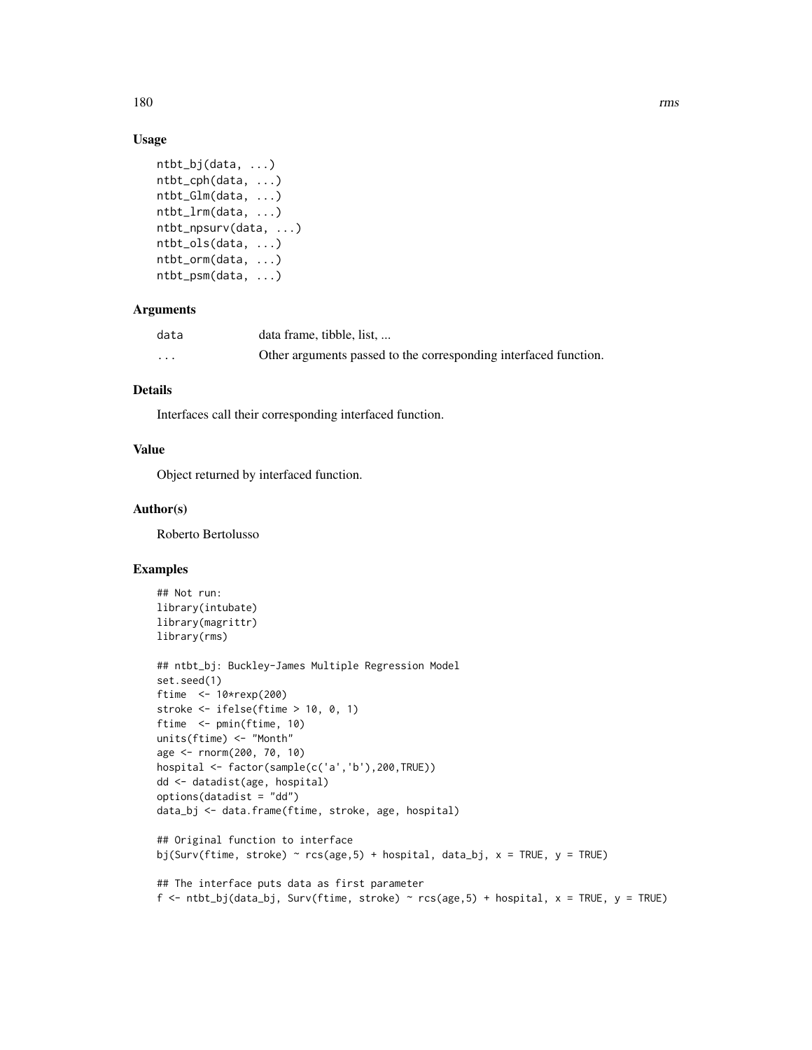### Usage

```
ntbt_bj(data, ...)
ntbt_cph(data, ...)
ntbt_Glm(data, ...)
ntbt_lrm(data, ...)
ntbt_npsurv(data, ...)
ntbt_ols(data, ...)
ntbt_orm(data, ...)
ntbt_psm(data, ...)
```

### Arguments

| | |
|---|---|
| data | data frame, tibble, list, ... |
| ... | Other arguments passed to the corresponding interfaced function. |

### Details

Interfaces call their corresponding interfaced function.

### Value

Object returned by interfaced function.

### Author(s)

Roberto Bertolusso

### Examples

```
## Not run:
library(intubate)
library(magrittr)
library(rms)

## ntbt_bj: Buckley-James Multiple Regression Model
set.seed(1)
ftime  <- 10*rexp(200)
stroke <- ifelse(ftime > 10, 0, 1)
ftime  <- pmin(ftime, 10)
units(ftime) <- "Month"
age <- rnorm(200, 70, 10)
hospital <- factor(sample(c('a','b'),200,TRUE))
dd <- datadist(age, hospital)
options(datadist = "dd")
data_bj <- data.frame(ftime, stroke, age, hospital)

## Original function to interface
bj(Surv(ftime, stroke) ~ rcs(age,5) + hospital, data_bj, x = TRUE, y = TRUE)

## The interface puts data as first parameter
f <- ntbt_bj(data_bj, Surv(ftime, stroke) ~ rcs(age,5) + hospital, x = TRUE, y = TRUE)
```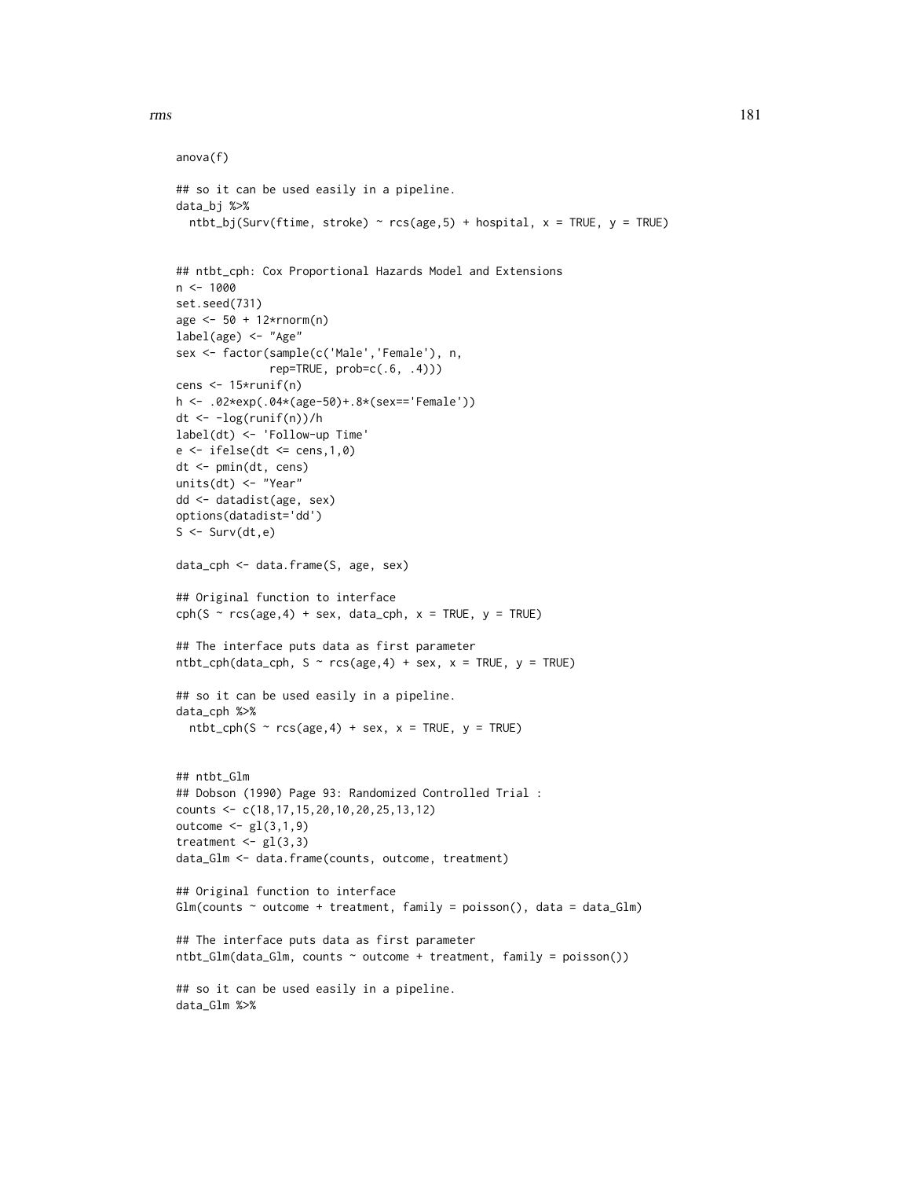```
anova(f)

## so it can be used easily in a pipeline.
data_bj %>%
  ntbt_bj(Surv(ftime, stroke) ~ rcs(age,5) + hospital, x = TRUE, y = TRUE)


## ntbt_cph: Cox Proportional Hazards Model and Extensions
n <- 1000
set.seed(731)
age <- 50 + 12*rnorm(n)
label(age) <- "Age"
sex <- factor(sample(c('Male','Female'), n,
              rep=TRUE, prob=c(.6, .4)))
cens <- 15*runif(n)
h <- .02*exp(.04*(age-50)+.8*(sex=='Female'))
dt <- -log(runif(n))/h
label(dt) <- 'Follow-up Time'
e <- ifelse(dt <= cens,1,0)
dt <- pmin(dt, cens)
units(dt) <- "Year"
dd <- datadist(age, sex)
options(datadist='dd')
S <- Surv(dt,e)

data_cph <- data.frame(S, age, sex)

## Original function to interface
cph(S ~ rcs(age,4) + sex, data_cph, x = TRUE, y = TRUE)

## The interface puts data as first parameter
ntbt_cph(data_cph, S ~ rcs(age,4) + sex, x = TRUE, y = TRUE)

## so it can be used easily in a pipeline.
data_cph %>%
  ntbt_cph(S ~ rcs(age,4) + sex, x = TRUE, y = TRUE)


## ntbt_Glm
## Dobson (1990) Page 93: Randomized Controlled Trial :
counts <- c(18,17,15,20,10,20,25,13,12)
outcome <- gl(3,1,9)
treatment <- gl(3,3)
data_Glm <- data.frame(counts, outcome, treatment)

## Original function to interface
Glm(counts ~ outcome + treatment, family = poisson(), data = data_Glm)

## The interface puts data as first parameter
ntbt_Glm(data_Glm, counts ~ outcome + treatment, family = poisson())

## so it can be used easily in a pipeline.
data_Glm %>%
```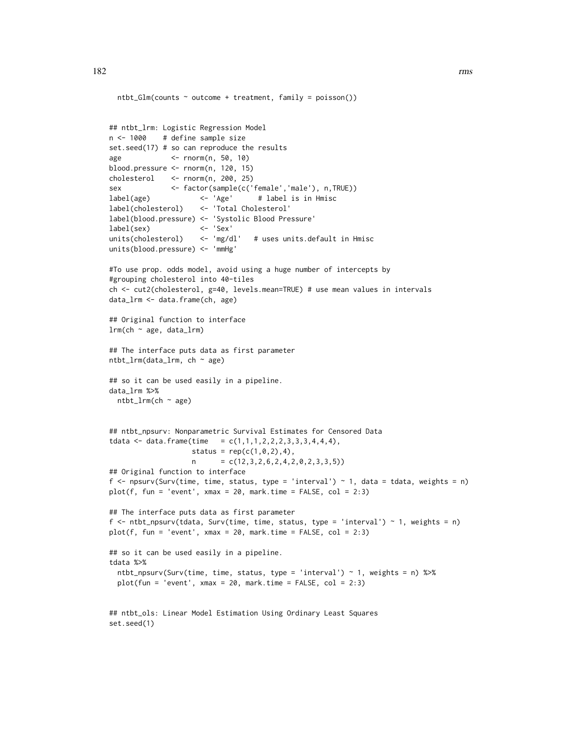```
  ntbt_Glm(counts ~ outcome + treatment, family = poisson())


## ntbt_lrm: Logistic Regression Model
n <- 1000    # define sample size
set.seed(17) # so can reproduce the results
age            <- rnorm(n, 50, 10)
blood.pressure <- rnorm(n, 120, 15)
cholesterol    <- rnorm(n, 200, 25)
sex            <- factor(sample(c('female','male'), n,TRUE))
label(age)            <- 'Age'      # label is in Hmisc
label(cholesterol)    <- 'Total Cholesterol'
label(blood.pressure) <- 'Systolic Blood Pressure'
label(sex)            <- 'Sex'
units(cholesterol)    <- 'mg/dl'   # uses units.default in Hmisc
units(blood.pressure) <- 'mmHg'

#To use prop. odds model, avoid using a huge number of intercepts by
#grouping cholesterol into 40-tiles
ch <- cut2(cholesterol, g=40, levels.mean=TRUE) # use mean values in intervals
data_lrm <- data.frame(ch, age)

## Original function to interface
lrm(ch ~ age, data_lrm)

## The interface puts data as first parameter
ntbt_lrm(data_lrm, ch ~ age)

## so it can be used easily in a pipeline.
data_lrm %>%
  ntbt_lrm(ch ~ age)


## ntbt_npsurv: Nonparametric Survival Estimates for Censored Data
tdata <- data.frame(time   = c(1,1,1,2,2,2,3,3,3,4,4,4),
                    status = rep(c(1,0,2),4),
                    n      = c(12,3,2,6,2,4,2,0,2,3,3,5))
## Original function to interface
f <- npsurv(Surv(time, time, status, type = 'interval') ~ 1, data = tdata, weights = n)
plot(f, fun = 'event', xmax = 20, mark.time = FALSE, col = 2:3)

## The interface puts data as first parameter
f <- ntbt_npsurv(tdata, Surv(time, time, status, type = 'interval') ~ 1, weights = n)
plot(f, fun = 'event', xmax = 20, mark.time = FALSE, col = 2:3)

## so it can be used easily in a pipeline.
tdata %>%
  ntbt_npsurv(Surv(time, time, status, type = 'interval') ~ 1, weights = n) %>%
  plot(fun = 'event', xmax = 20, mark.time = FALSE, col = 2:3)


## ntbt_ols: Linear Model Estimation Using Ordinary Least Squares
set.seed(1)
```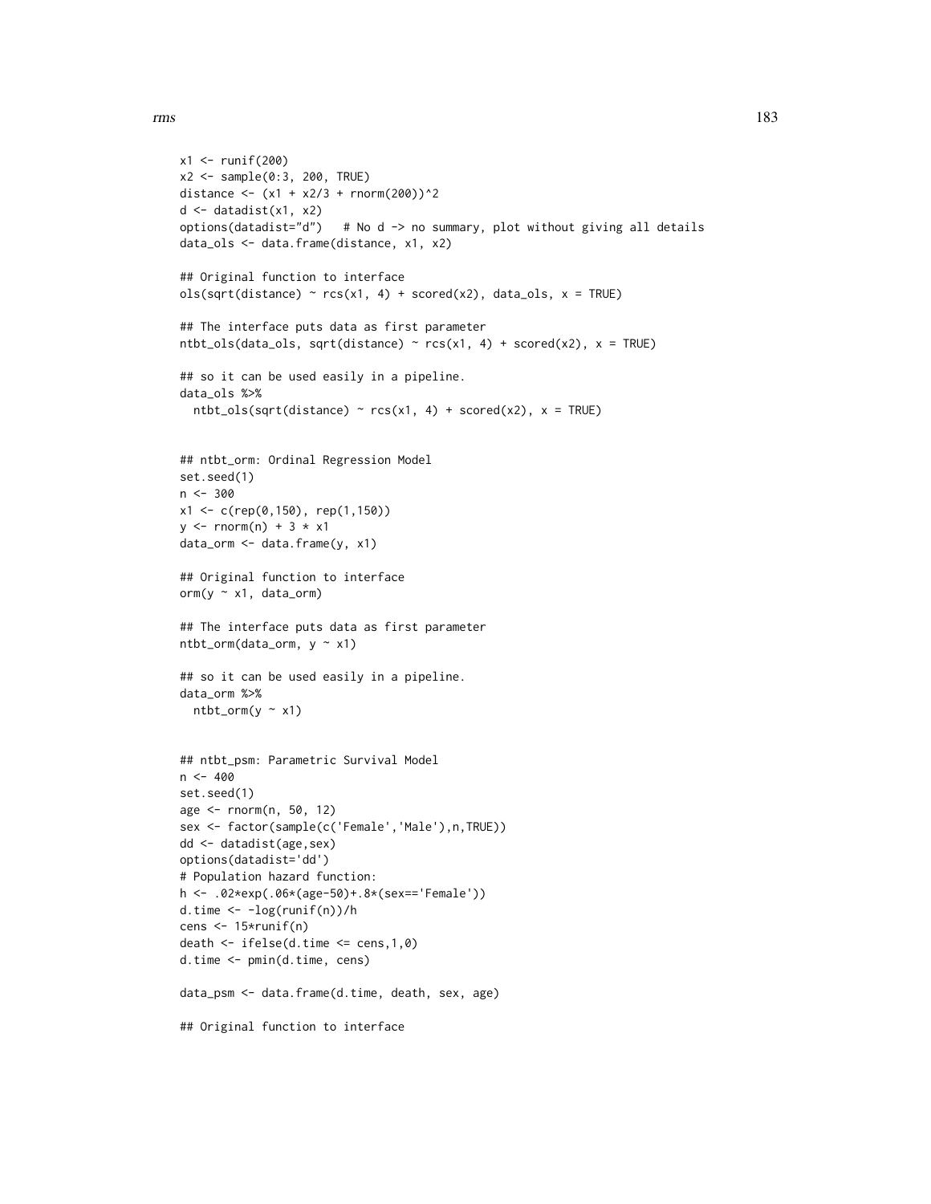```
x1 <- runif(200)
x2 <- sample(0:3, 200, TRUE)
distance <- (x1 + x2/3 + rnorm(200))^2
d <- datadist(x1, x2)
options(datadist="d")   # No d -> no summary, plot without giving all details
data_ols <- data.frame(distance, x1, x2)

## Original function to interface
ols(sqrt(distance) ~ rcs(x1, 4) + scored(x2), data_ols, x = TRUE)

## The interface puts data as first parameter
ntbt_ols(data_ols, sqrt(distance) ~ rcs(x1, 4) + scored(x2), x = TRUE)

## so it can be used easily in a pipeline.
data_ols %>%
  ntbt_ols(sqrt(distance) ~ rcs(x1, 4) + scored(x2), x = TRUE)


## ntbt_orm: Ordinal Regression Model
set.seed(1)
n <- 300
x1 <- c(rep(0,150), rep(1,150))
y <- rnorm(n) + 3 * x1
data_orm <- data.frame(y, x1)

## Original function to interface
orm(y ~ x1, data_orm)

## The interface puts data as first parameter
ntbt_orm(data_orm, y ~ x1)

## so it can be used easily in a pipeline.
data_orm %>%
  ntbt_orm(y ~ x1)


## ntbt_psm: Parametric Survival Model
n <- 400
set.seed(1)
age <- rnorm(n, 50, 12)
sex <- factor(sample(c('Female','Male'),n,TRUE))
dd <- datadist(age,sex)
options(datadist='dd')
# Population hazard function:
h <- .02*exp(.06*(age-50)+.8*(sex=='Female'))
d.time <- -log(runif(n))/h
cens <- 15*runif(n)
death <- ifelse(d.time <= cens,1,0)
d.time <- pmin(d.time, cens)

data_psm <- data.frame(d.time, death, sex, age)

## Original function to interface
```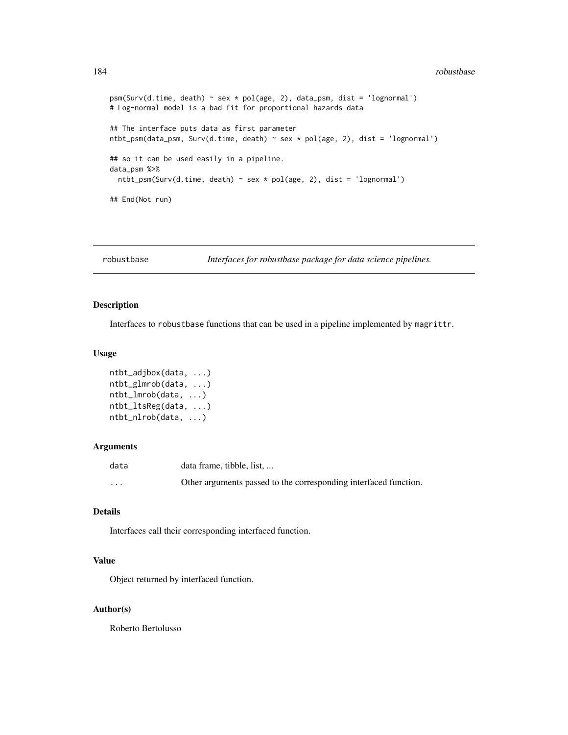```
psm(Surv(d.time, death) ~ sex * pol(age, 2), data_psm, dist = 'lognormal')
# Log-normal model is a bad fit for proportional hazards data

## The interface puts data as first parameter
ntbt_psm(data_psm, Surv(d.time, death) ~ sex * pol(age, 2), dist = 'lognormal')

## so it can be used easily in a pipeline.
data_psm %>%
  ntbt_psm(Surv(d.time, death) ~ sex * pol(age, 2), dist = 'lognormal')

## End(Not run)
```

---

## robustbase — *Interfaces for robustbase package for data science pipelines.*

---

### Description

Interfaces to `robustbase` functions that can be used in a pipeline implemented by `magrittr`.

### Usage

```
ntbt_adjbox(data, ...)
ntbt_glmrob(data, ...)
ntbt_lmrob(data, ...)
ntbt_ltsReg(data, ...)
ntbt_nlrob(data, ...)
```

### Arguments

| | |
|---|---|
| `data` | data frame, tibble, list, ... |
| `...` | Other arguments passed to the corresponding interfaced function. |

### Details

Interfaces call their corresponding interfaced function.

### Value

Object returned by interfaced function.

### Author(s)

Roberto Bertolusso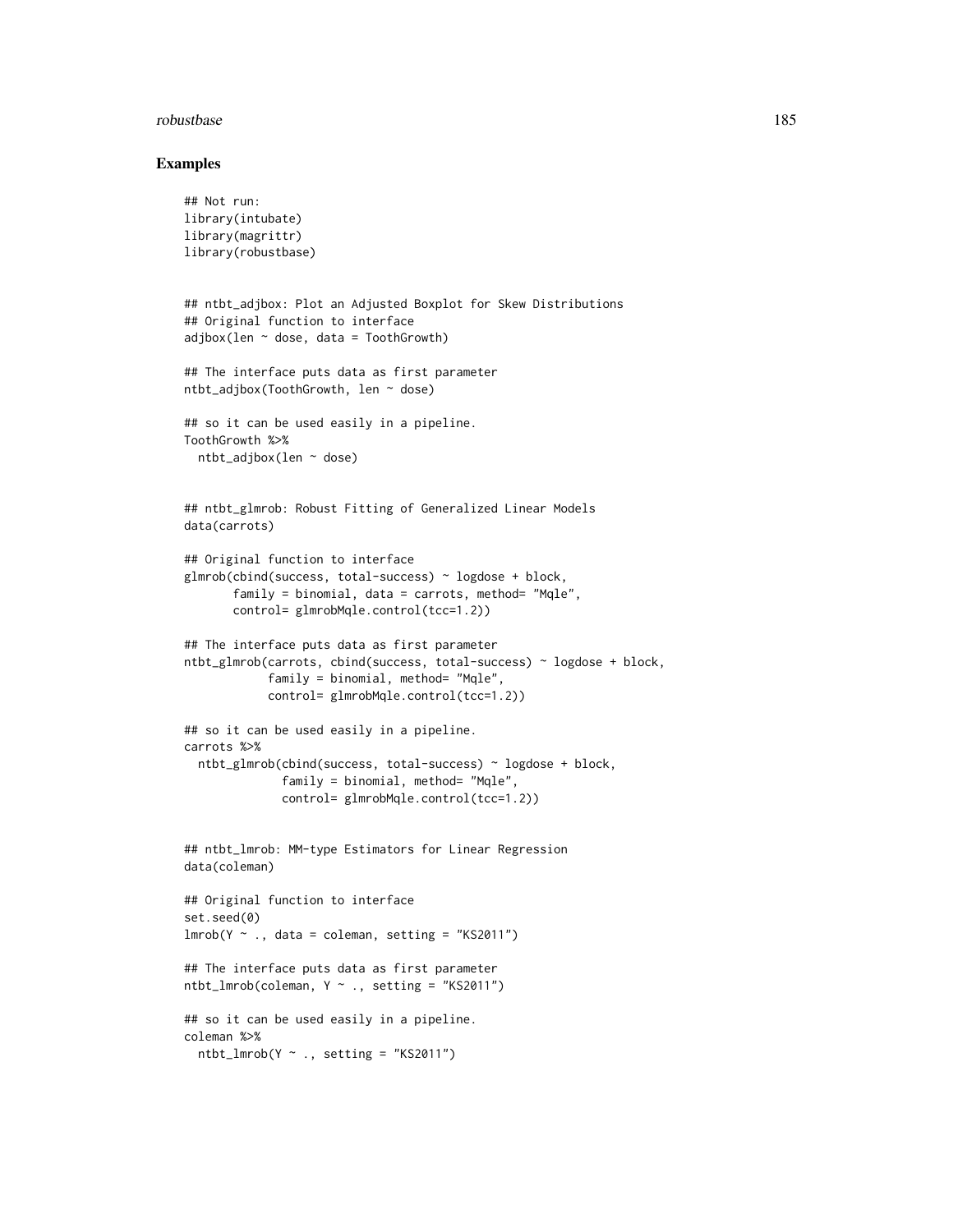## Examples

```
## Not run:
library(intubate)
library(magrittr)
library(robustbase)


## ntbt_adjbox: Plot an Adjusted Boxplot for Skew Distributions
## Original function to interface
adjbox(len ~ dose, data = ToothGrowth)

## The interface puts data as first parameter
ntbt_adjbox(ToothGrowth, len ~ dose)

## so it can be used easily in a pipeline.
ToothGrowth %>%
  ntbt_adjbox(len ~ dose)


## ntbt_glmrob: Robust Fitting of Generalized Linear Models
data(carrots)

## Original function to interface
glmrob(cbind(success, total-success) ~ logdose + block,
       family = binomial, data = carrots, method= "Mqle",
       control= glmrobMqle.control(tcc=1.2))

## The interface puts data as first parameter
ntbt_glmrob(carrots, cbind(success, total-success) ~ logdose + block,
            family = binomial, method= "Mqle",
            control= glmrobMqle.control(tcc=1.2))

## so it can be used easily in a pipeline.
carrots %>%
  ntbt_glmrob(cbind(success, total-success) ~ logdose + block,
              family = binomial, method= "Mqle",
              control= glmrobMqle.control(tcc=1.2))


## ntbt_lmrob: MM-type Estimators for Linear Regression
data(coleman)

## Original function to interface
set.seed(0)
lmrob(Y ~ ., data = coleman, setting = "KS2011")

## The interface puts data as first parameter
ntbt_lmrob(coleman, Y ~ ., setting = "KS2011")

## so it can be used easily in a pipeline.
coleman %>%
  ntbt_lmrob(Y ~ ., setting = "KS2011")
```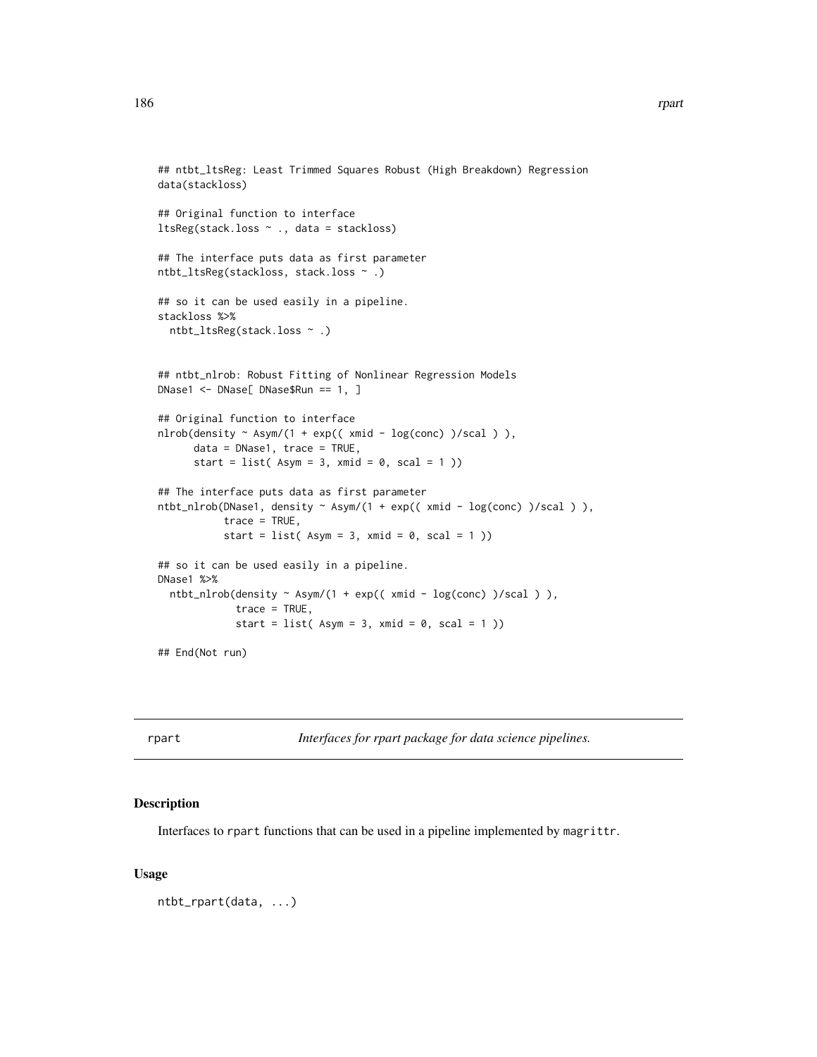```
## ntbt_ltsReg: Least Trimmed Squares Robust (High Breakdown) Regression
data(stackloss)

## Original function to interface
ltsReg(stack.loss ~ ., data = stackloss)

## The interface puts data as first parameter
ntbt_ltsReg(stackloss, stack.loss ~ .)

## so it can be used easily in a pipeline.
stackloss %>%
  ntbt_ltsReg(stack.loss ~ .)


## ntbt_nlrob: Robust Fitting of Nonlinear Regression Models
DNase1 <- DNase[ DNase$Run == 1, ]

## Original function to interface
nlrob(density ~ Asym/(1 + exp(( xmid - log(conc) )/scal ) ),
      data = DNase1, trace = TRUE,
      start = list( Asym = 3, xmid = 0, scal = 1 ))

## The interface puts data as first parameter
ntbt_nlrob(DNase1, density ~ Asym/(1 + exp(( xmid - log(conc) )/scal ) ),
           trace = TRUE,
           start = list( Asym = 3, xmid = 0, scal = 1 ))

## so it can be used easily in a pipeline.
DNase1 %>%
  ntbt_nlrob(density ~ Asym/(1 + exp(( xmid - log(conc) )/scal ) ),
             trace = TRUE,
             start = list( Asym = 3, xmid = 0, scal = 1 ))

## End(Not run)
```

---

rpart — *Interfaces for rpart package for data science pipelines.*

---

### Description

Interfaces to rpart functions that can be used in a pipeline implemented by magrittr.

### Usage

```
ntbt_rpart(data, ...)
```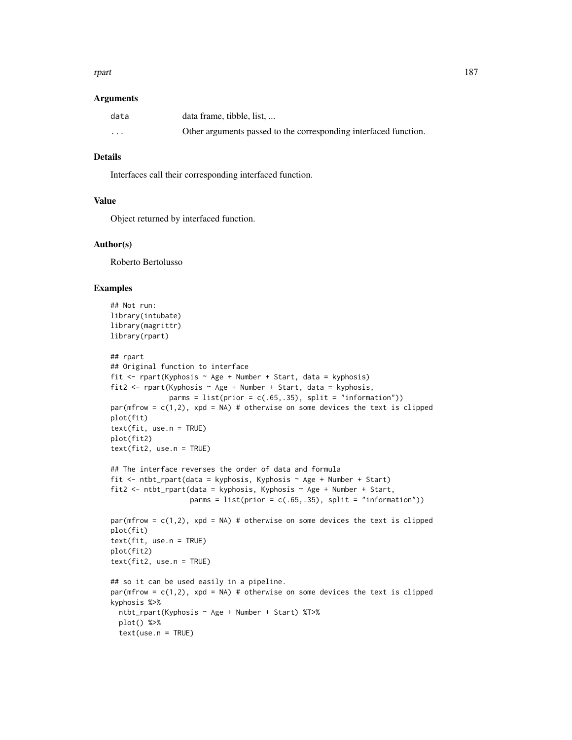### Arguments

| | |
|---|---|
| `data` | data frame, tibble, list, ... |
| `...` | Other arguments passed to the corresponding interfaced function. |

### Details

Interfaces call their corresponding interfaced function.

### Value

Object returned by interfaced function.

### Author(s)

Roberto Bertolusso

### Examples

```
## Not run:
library(intubate)
library(magrittr)
library(rpart)

## rpart
## Original function to interface
fit <- rpart(Kyphosis ~ Age + Number + Start, data = kyphosis)
fit2 <- rpart(Kyphosis ~ Age + Number + Start, data = kyphosis,
              parms = list(prior = c(.65,.35), split = "information"))
par(mfrow = c(1,2), xpd = NA) # otherwise on some devices the text is clipped
plot(fit)
text(fit, use.n = TRUE)
plot(fit2)
text(fit2, use.n = TRUE)

## The interface reverses the order of data and formula
fit <- ntbt_rpart(data = kyphosis, Kyphosis ~ Age + Number + Start)
fit2 <- ntbt_rpart(data = kyphosis, Kyphosis ~ Age + Number + Start,
                   parms = list(prior = c(.65,.35), split = "information"))

par(mfrow = c(1,2), xpd = NA) # otherwise on some devices the text is clipped
plot(fit)
text(fit, use.n = TRUE)
plot(fit2)
text(fit2, use.n = TRUE)

## so it can be used easily in a pipeline.
par(mfrow = c(1,2), xpd = NA) # otherwise on some devices the text is clipped
kyphosis %>%
  ntbt_rpart(Kyphosis ~ Age + Number + Start) %T>%
  plot() %>%
  text(use.n = TRUE)
```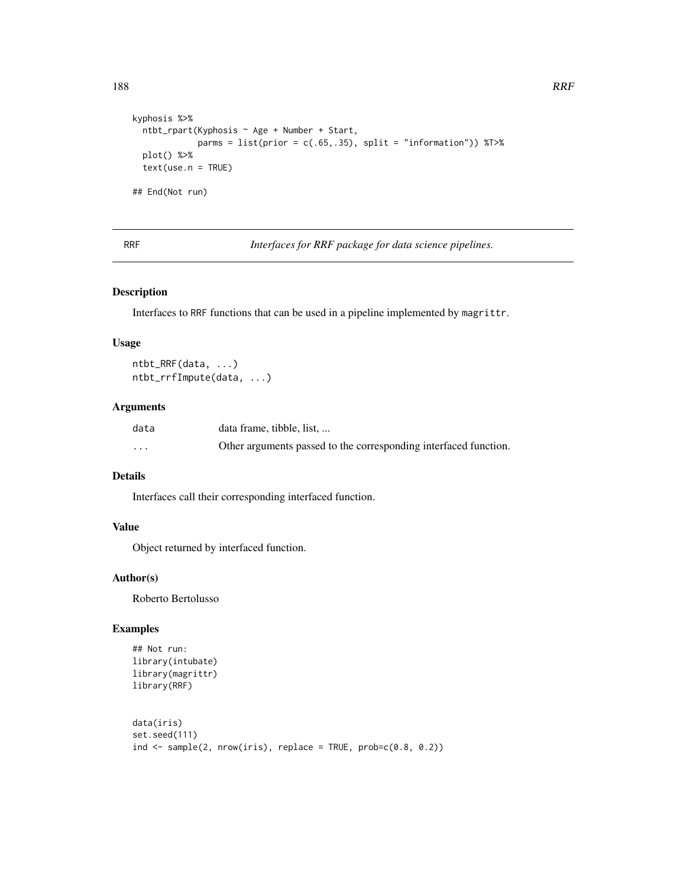```
kyphosis %>%
  ntbt_rpart(Kyphosis ~ Age + Number + Start,
             parms = list(prior = c(.65,.35), split = "information")) %T>%
  plot() %>%
  text(use.n = TRUE)

## End(Not run)
```

---

RRF — *Interfaces for RRF package for data science pipelines.*

---

### Description

Interfaces to RRF functions that can be used in a pipeline implemented by magrittr.

### Usage

```
ntbt_RRF(data, ...)
ntbt_rrfImpute(data, ...)
```

### Arguments

| | |
|---|---|
| data | data frame, tibble, list, ... |
| ... | Other arguments passed to the corresponding interfaced function. |

### Details

Interfaces call their corresponding interfaced function.

### Value

Object returned by interfaced function.

### Author(s)

Roberto Bertolusso

### Examples

```
## Not run:
library(intubate)
library(magrittr)
library(RRF)


data(iris)
set.seed(111)
ind <- sample(2, nrow(iris), replace = TRUE, prob=c(0.8, 0.2))
```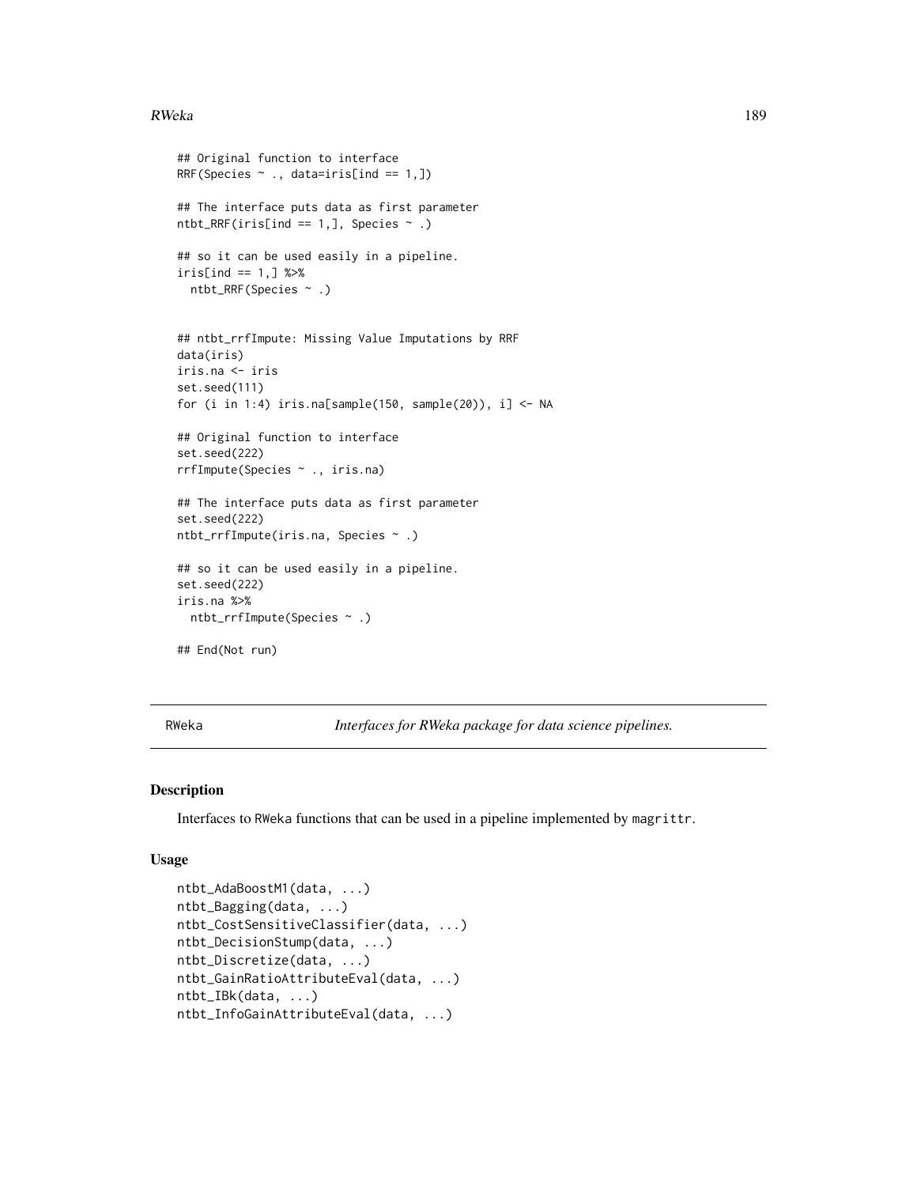```
## Original function to interface
RRF(Species ~ ., data=iris[ind == 1,])

## The interface puts data as first parameter
ntbt_RRF(iris[ind == 1,], Species ~ .)

## so it can be used easily in a pipeline.
iris[ind == 1,] %>%
  ntbt_RRF(Species ~ .)


## ntbt_rrfImpute: Missing Value Imputations by RRF
data(iris)
iris.na <- iris
set.seed(111)
for (i in 1:4) iris.na[sample(150, sample(20)), i] <- NA

## Original function to interface
set.seed(222)
rrfImpute(Species ~ ., iris.na)

## The interface puts data as first parameter
set.seed(222)
ntbt_rrfImpute(iris.na, Species ~ .)

## so it can be used easily in a pipeline.
set.seed(222)
iris.na %>%
  ntbt_rrfImpute(Species ~ .)

## End(Not run)
```

## RWeka — *Interfaces for RWeka package for data science pipelines.*

### Description

Interfaces to RWeka functions that can be used in a pipeline implemented by magrittr.

### Usage

```
ntbt_AdaBoostM1(data, ...)
ntbt_Bagging(data, ...)
ntbt_CostSensitiveClassifier(data, ...)
ntbt_DecisionStump(data, ...)
ntbt_Discretize(data, ...)
ntbt_GainRatioAttributeEval(data, ...)
ntbt_IBk(data, ...)
ntbt_InfoGainAttributeEval(data, ...)
```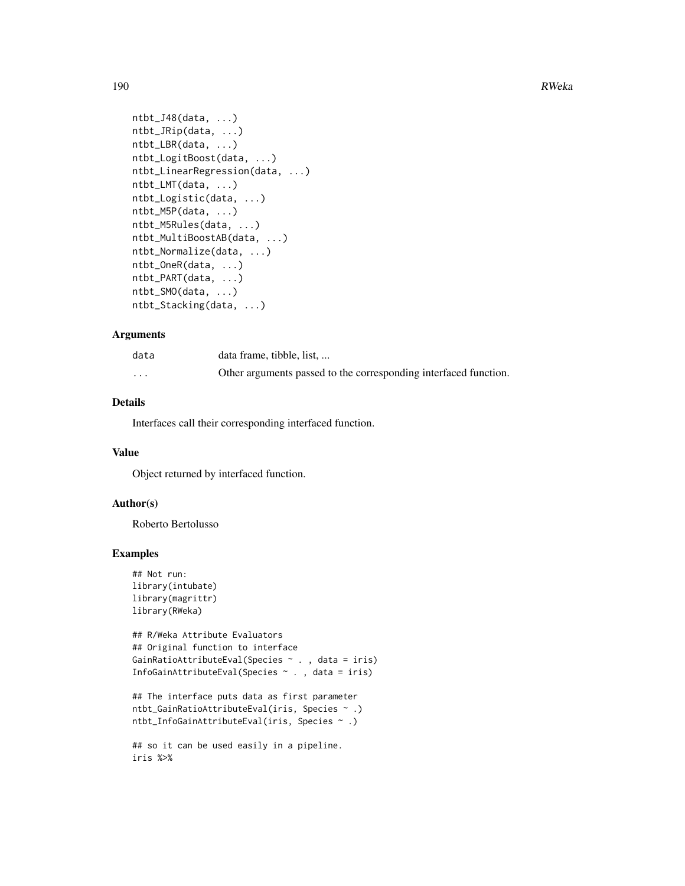```
ntbt_J48(data, ...)
ntbt_JRip(data, ...)
ntbt_LBR(data, ...)
ntbt_LogitBoost(data, ...)
ntbt_LinearRegression(data, ...)
ntbt_LMT(data, ...)
ntbt_Logistic(data, ...)
ntbt_M5P(data, ...)
ntbt_M5Rules(data, ...)
ntbt_MultiBoostAB(data, ...)
ntbt_Normalize(data, ...)
ntbt_OneR(data, ...)
ntbt_PART(data, ...)
ntbt_SMO(data, ...)
ntbt_Stacking(data, ...)
```

## Arguments

| | |
|---|---|
| `data` | data frame, tibble, list, ... |
| `...` | Other arguments passed to the corresponding interfaced function. |

## Details

Interfaces call their corresponding interfaced function.

## Value

Object returned by interfaced function.

## Author(s)

Roberto Bertolusso

## Examples

```
## Not run:
library(intubate)
library(magrittr)
library(RWeka)

## R/Weka Attribute Evaluators
## Original function to interface
GainRatioAttributeEval(Species ~ . , data = iris)
InfoGainAttributeEval(Species ~ . , data = iris)

## The interface puts data as first parameter
ntbt_GainRatioAttributeEval(iris, Species ~ .)
ntbt_InfoGainAttributeEval(iris, Species ~ .)

## so it can be used easily in a pipeline.
iris %>%
```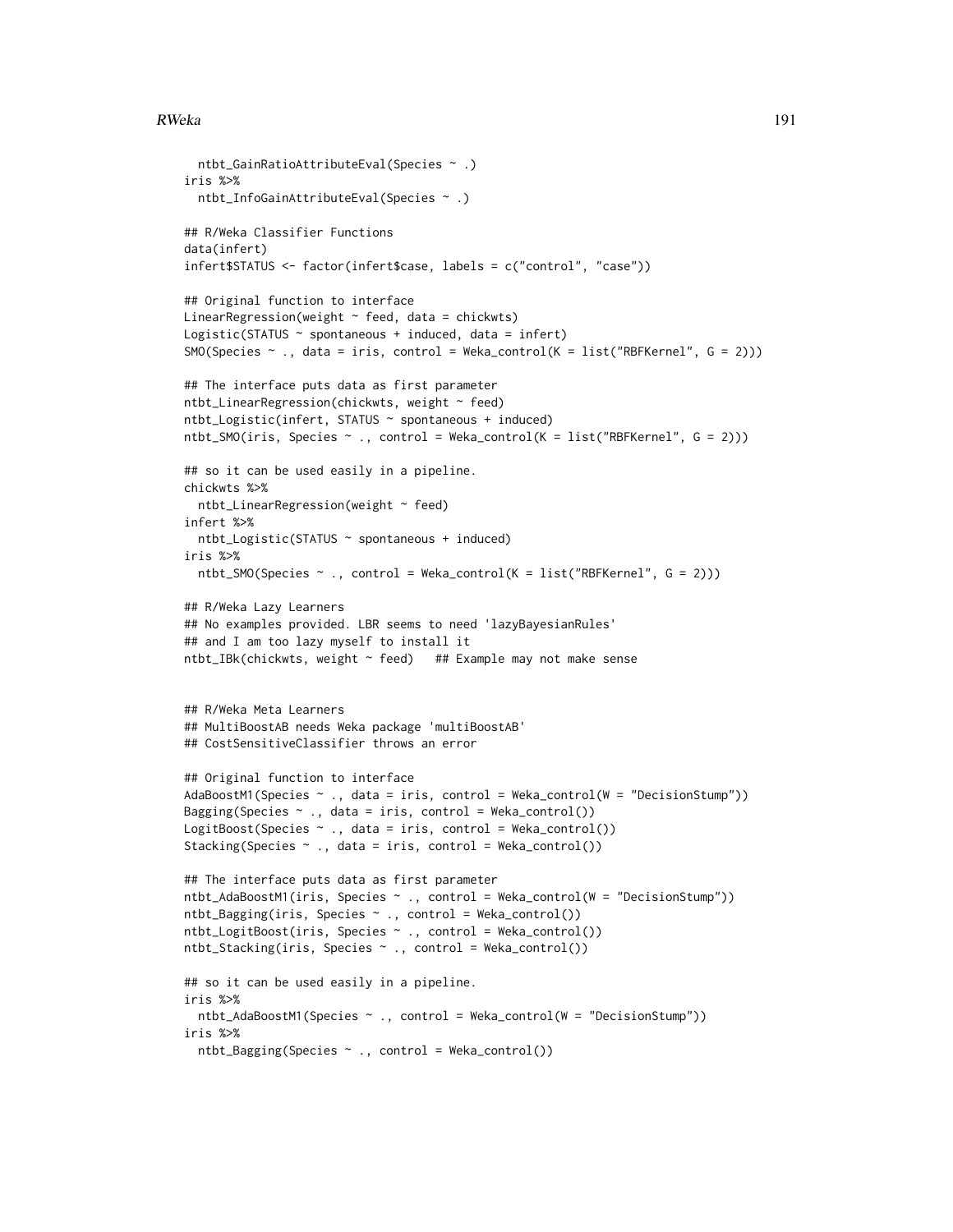```
  ntbt_GainRatioAttributeEval(Species ~ .)
iris %>%
  ntbt_InfoGainAttributeEval(Species ~ .)

## R/Weka Classifier Functions
data(infert)
infert$STATUS <- factor(infert$case, labels = c("control", "case"))

## Original function to interface
LinearRegression(weight ~ feed, data = chickwts)
Logistic(STATUS ~ spontaneous + induced, data = infert)
SMO(Species ~ ., data = iris, control = Weka_control(K = list("RBFKernel", G = 2)))

## The interface puts data as first parameter
ntbt_LinearRegression(chickwts, weight ~ feed)
ntbt_Logistic(infert, STATUS ~ spontaneous + induced)
ntbt_SMO(iris, Species ~ ., control = Weka_control(K = list("RBFKernel", G = 2)))

## so it can be used easily in a pipeline.
chickwts %>%
  ntbt_LinearRegression(weight ~ feed)
infert %>%
  ntbt_Logistic(STATUS ~ spontaneous + induced)
iris %>%
  ntbt_SMO(Species ~ ., control = Weka_control(K = list("RBFKernel", G = 2)))

## R/Weka Lazy Learners
## No examples provided. LBR seems to need 'lazyBayesianRules'
## and I am too lazy myself to install it
ntbt_IBk(chickwts, weight ~ feed)   ## Example may not make sense


## R/Weka Meta Learners
## MultiBoostAB needs Weka package 'multiBoostAB'
## CostSensitiveClassifier throws an error

## Original function to interface
AdaBoostM1(Species ~ ., data = iris, control = Weka_control(W = "DecisionStump"))
Bagging(Species ~ ., data = iris, control = Weka_control())
LogitBoost(Species ~ ., data = iris, control = Weka_control())
Stacking(Species ~ ., data = iris, control = Weka_control())

## The interface puts data as first parameter
ntbt_AdaBoostM1(iris, Species ~ ., control = Weka_control(W = "DecisionStump"))
ntbt_Bagging(iris, Species ~ ., control = Weka_control())
ntbt_LogitBoost(iris, Species ~ ., control = Weka_control())
ntbt_Stacking(iris, Species ~ ., control = Weka_control())

## so it can be used easily in a pipeline.
iris %>%
  ntbt_AdaBoostM1(Species ~ ., control = Weka_control(W = "DecisionStump"))
iris %>%
  ntbt_Bagging(Species ~ ., control = Weka_control())
```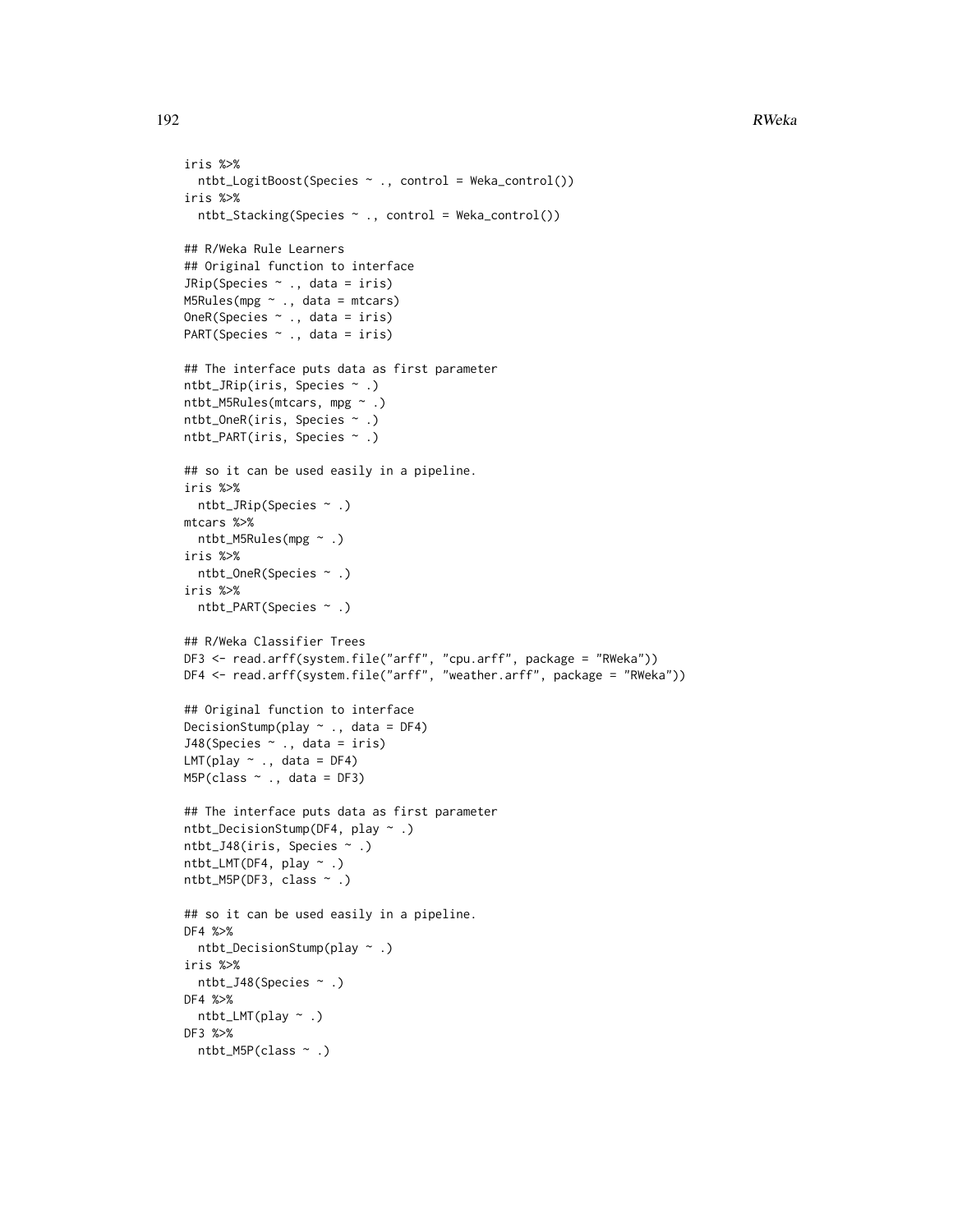```
iris %>%
  ntbt_LogitBoost(Species ~ ., control = Weka_control())
iris %>%
  ntbt_Stacking(Species ~ ., control = Weka_control())

## R/Weka Rule Learners
## Original function to interface
JRip(Species ~ ., data = iris)
M5Rules(mpg ~ ., data = mtcars)
OneR(Species ~ ., data = iris)
PART(Species ~ ., data = iris)

## The interface puts data as first parameter
ntbt_JRip(iris, Species ~ .)
ntbt_M5Rules(mtcars, mpg ~ .)
ntbt_OneR(iris, Species ~ .)
ntbt_PART(iris, Species ~ .)

## so it can be used easily in a pipeline.
iris %>%
  ntbt_JRip(Species ~ .)
mtcars %>%
  ntbt_M5Rules(mpg ~ .)
iris %>%
  ntbt_OneR(Species ~ .)
iris %>%
  ntbt_PART(Species ~ .)

## R/Weka Classifier Trees
DF3 <- read.arff(system.file("arff", "cpu.arff", package = "RWeka"))
DF4 <- read.arff(system.file("arff", "weather.arff", package = "RWeka"))

## Original function to interface
DecisionStump(play ~ ., data = DF4)
J48(Species ~ ., data = iris)
LMT(play ~ ., data = DF4)
M5P(class ~ ., data = DF3)

## The interface puts data as first parameter
ntbt_DecisionStump(DF4, play ~ .)
ntbt_J48(iris, Species ~ .)
ntbt_LMT(DF4, play ~ .)
ntbt_M5P(DF3, class ~ .)

## so it can be used easily in a pipeline.
DF4 %>%
  ntbt_DecisionStump(play ~ .)
iris %>%
  ntbt_J48(Species ~ .)
DF4 %>%
  ntbt_LMT(play ~ .)
DF3 %>%
  ntbt_M5P(class ~ .)
```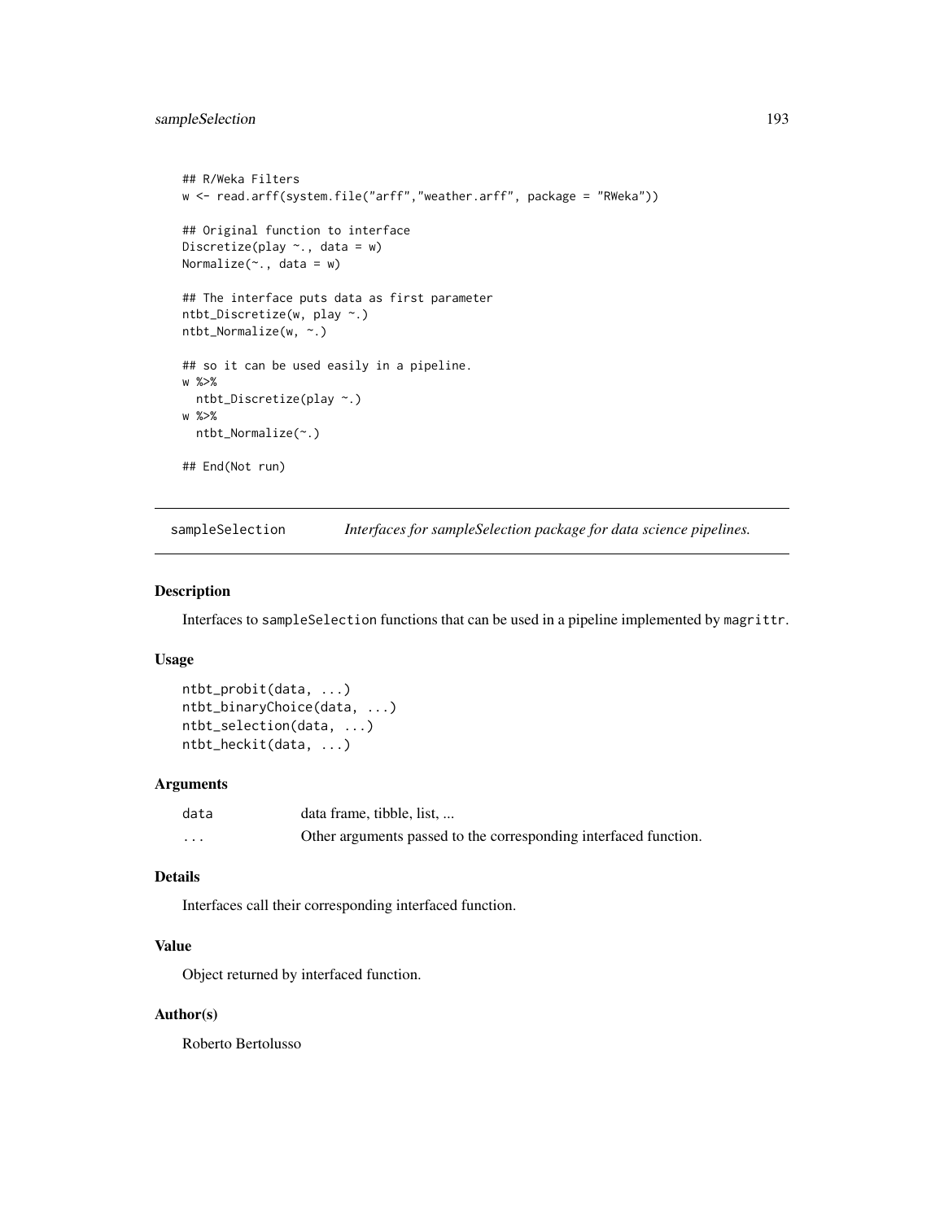```
## R/Weka Filters
w <- read.arff(system.file("arff","weather.arff", package = "RWeka"))

## Original function to interface
Discretize(play ~., data = w)
Normalize(~., data = w)

## The interface puts data as first parameter
ntbt_Discretize(w, play ~.)
ntbt_Normalize(w, ~.)

## so it can be used easily in a pipeline.
w %>%
  ntbt_Discretize(play ~.)
w %>%
  ntbt_Normalize(~.)

## End(Not run)
```

## sampleSelection — *Interfaces for sampleSelection package for data science pipelines.*

### Description

Interfaces to `sampleSelection` functions that can be used in a pipeline implemented by `magrittr`.

### Usage

```
ntbt_probit(data, ...)
ntbt_binaryChoice(data, ...)
ntbt_selection(data, ...)
ntbt_heckit(data, ...)
```

### Arguments

| | |
|---|---|
| `data` | data frame, tibble, list, ... |
| `...` | Other arguments passed to the corresponding interfaced function. |

### Details

Interfaces call their corresponding interfaced function.

### Value

Object returned by interfaced function.

### Author(s)

Roberto Bertolusso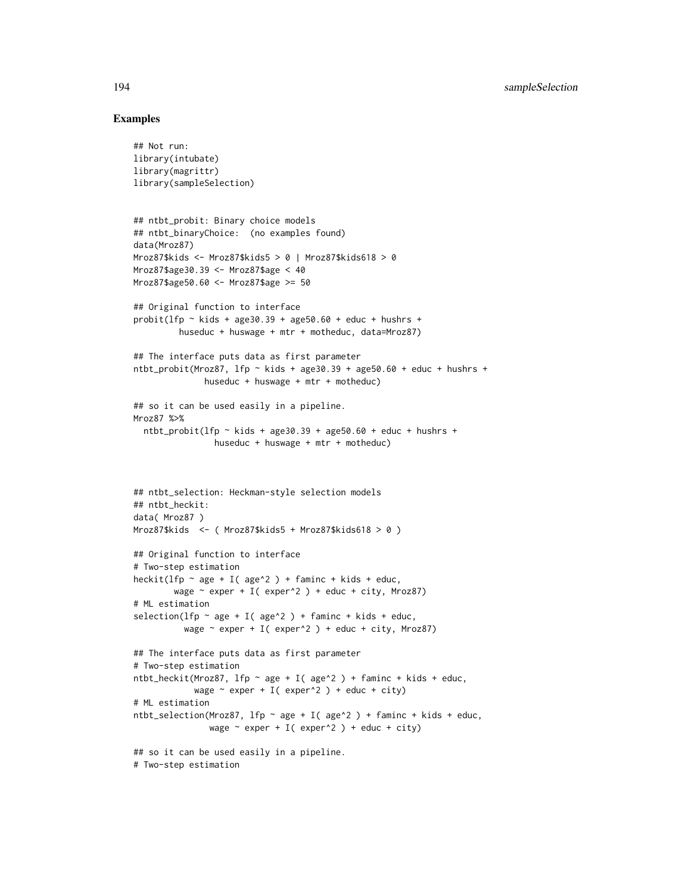## Examples

```
## Not run:
library(intubate)
library(magrittr)
library(sampleSelection)


## ntbt_probit: Binary choice models
## ntbt_binaryChoice:  (no examples found)
data(Mroz87)
Mroz87$kids <- Mroz87$kids5 > 0 | Mroz87$kids618 > 0
Mroz87$age30.39 <- Mroz87$age < 40
Mroz87$age50.60 <- Mroz87$age >= 50

## Original function to interface
probit(lfp ~ kids + age30.39 + age50.60 + educ + hushrs +
         huseduc + huswage + mtr + motheduc, data=Mroz87)

## The interface puts data as first parameter
ntbt_probit(Mroz87, lfp ~ kids + age30.39 + age50.60 + educ + hushrs +
              huseduc + huswage + mtr + motheduc)

## so it can be used easily in a pipeline.
Mroz87 %>%
  ntbt_probit(lfp ~ kids + age30.39 + age50.60 + educ + hushrs +
                huseduc + huswage + mtr + motheduc)



## ntbt_selection: Heckman-style selection models
## ntbt_heckit:
data( Mroz87 )
Mroz87$kids  <- ( Mroz87$kids5 + Mroz87$kids618 > 0 )

## Original function to interface
# Two-step estimation
heckit(lfp ~ age + I( age^2 ) + faminc + kids + educ,
        wage ~ exper + I( exper^2 ) + educ + city, Mroz87)
# ML estimation
selection(lfp ~ age + I( age^2 ) + faminc + kids + educ,
          wage ~ exper + I( exper^2 ) + educ + city, Mroz87)

## The interface puts data as first parameter
# Two-step estimation
ntbt_heckit(Mroz87, lfp ~ age + I( age^2 ) + faminc + kids + educ,
            wage ~ exper + I( exper^2 ) + educ + city)
# ML estimation
ntbt_selection(Mroz87, lfp ~ age + I( age^2 ) + faminc + kids + educ,
               wage ~ exper + I( exper^2 ) + educ + city)

## so it can be used easily in a pipeline.
# Two-step estimation
```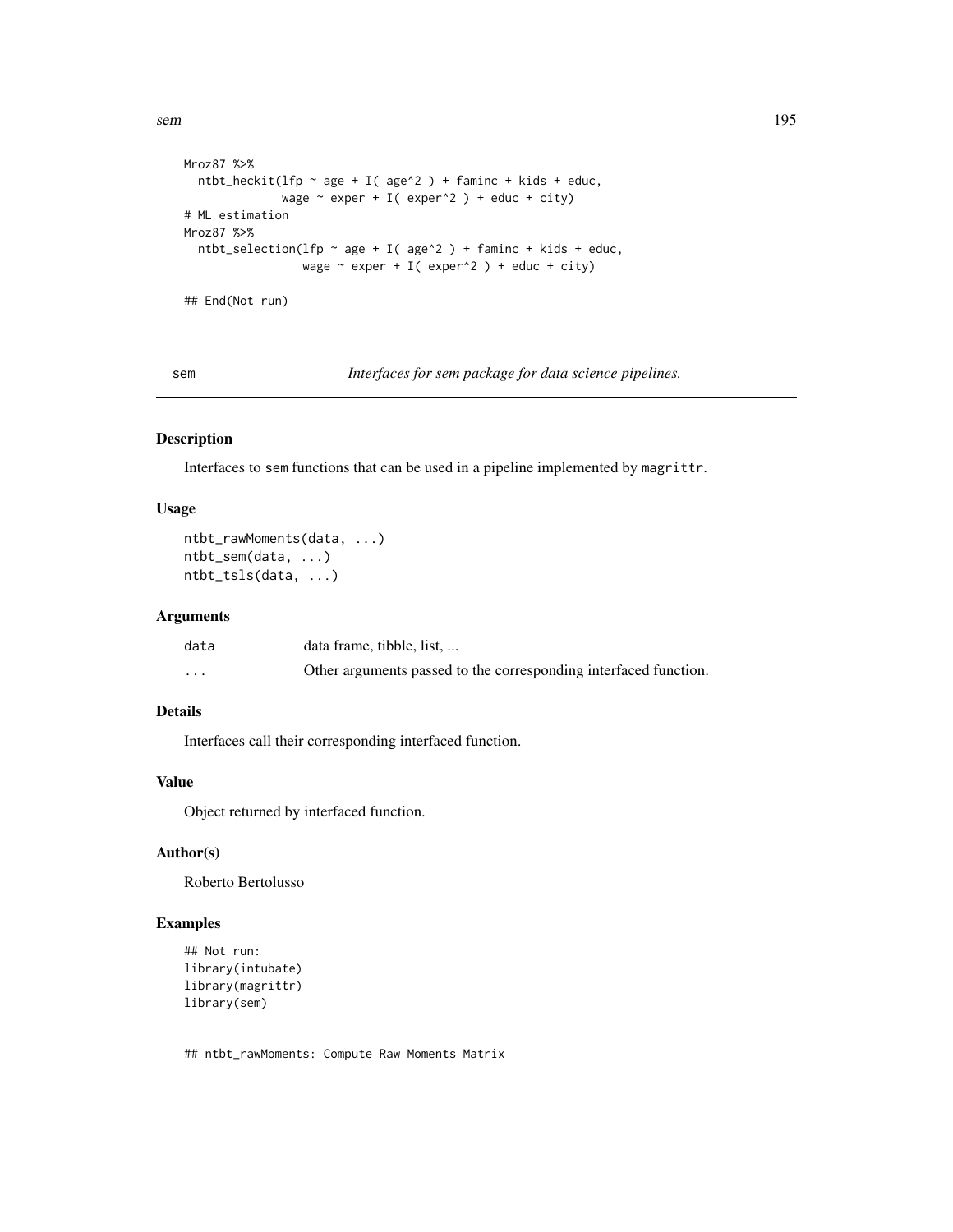```
Mroz87 %>%
  ntbt_heckit(lfp ~ age + I( age^2 ) + faminc + kids + educ,
              wage ~ exper + I( exper^2 ) + educ + city)
# ML estimation
Mroz87 %>%
  ntbt_selection(lfp ~ age + I( age^2 ) + faminc + kids + educ,
                 wage ~ exper + I( exper^2 ) + educ + city)

## End(Not run)
```

---

## sem — *Interfaces for sem package for data science pipelines.*

### Description

Interfaces to sem functions that can be used in a pipeline implemented by magrittr.

### Usage

```
ntbt_rawMoments(data, ...)
ntbt_sem(data, ...)
ntbt_tsls(data, ...)
```

### Arguments

| | |
|---|---|
| data | data frame, tibble, list, ... |
| ... | Other arguments passed to the corresponding interfaced function. |

### Details

Interfaces call their corresponding interfaced function.

### Value

Object returned by interfaced function.

### Author(s)

Roberto Bertolusso

### Examples

```
## Not run:
library(intubate)
library(magrittr)
library(sem)


## ntbt_rawMoments: Compute Raw Moments Matrix
```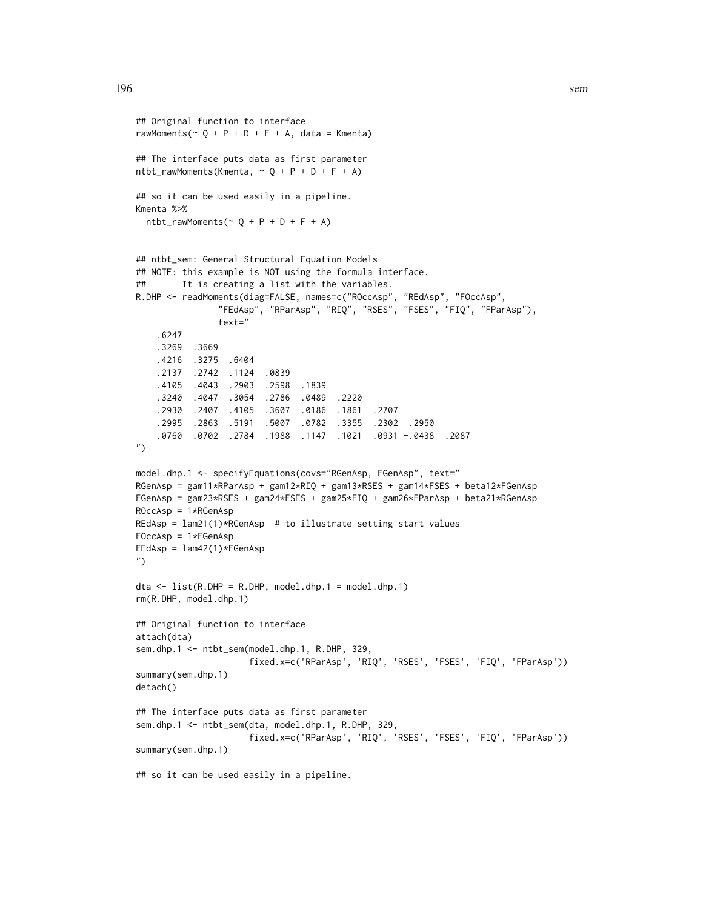```
## Original function to interface
rawMoments(~ Q + P + D + F + A, data = Kmenta)

## The interface puts data as first parameter
ntbt_rawMoments(Kmenta, ~ Q + P + D + F + A)

## so it can be used easily in a pipeline.
Kmenta %>%
  ntbt_rawMoments(~ Q + P + D + F + A)


## ntbt_sem: General Structural Equation Models
## NOTE: this example is NOT using the formula interface.
##       It is creating a list with the variables.
R.DHP <- readMoments(diag=FALSE, names=c("ROccAsp", "REdAsp", "FOccAsp",
                "FEdAsp", "RParAsp", "RIQ", "RSES", "FSES", "FIQ", "FParAsp"),
                text="
    .6247
    .3269  .3669
    .4216  .3275  .6404
    .2137  .2742  .1124  .0839
    .4105  .4043  .2903  .2598  .1839
    .3240  .4047  .3054  .2786  .0489  .2220
    .2930  .2407  .4105  .3607  .0186  .1861  .2707
    .2995  .2863  .5191  .5007  .0782  .3355  .2302  .2950
    .0760  .0702  .2784  .1988  .1147  .1021  .0931 -.0438  .2087
")

model.dhp.1 <- specifyEquations(covs="RGenAsp, FGenAsp", text="
RGenAsp = gam11*RParAsp + gam12*RIQ + gam13*RSES + gam14*FSES + beta12*FGenAsp
FGenAsp = gam23*RSES + gam24*FSES + gam25*FIQ + gam26*FParAsp + beta21*RGenAsp
ROccAsp = 1*RGenAsp
REdAsp = lam21(1)*RGenAsp  # to illustrate setting start values
FOccAsp = 1*FGenAsp
FEdAsp = lam42(1)*FGenAsp
")

dta <- list(R.DHP = R.DHP, model.dhp.1 = model.dhp.1)
rm(R.DHP, model.dhp.1)

## Original function to interface
attach(dta)
sem.dhp.1 <- ntbt_sem(model.dhp.1, R.DHP, 329,
                      fixed.x=c('RParAsp', 'RIQ', 'RSES', 'FSES', 'FIQ', 'FParAsp'))
summary(sem.dhp.1)
detach()

## The interface puts data as first parameter
sem.dhp.1 <- ntbt_sem(dta, model.dhp.1, R.DHP, 329,
                      fixed.x=c('RParAsp', 'RIQ', 'RSES', 'FSES', 'FIQ', 'FParAsp'))
summary(sem.dhp.1)

## so it can be used easily in a pipeline.
```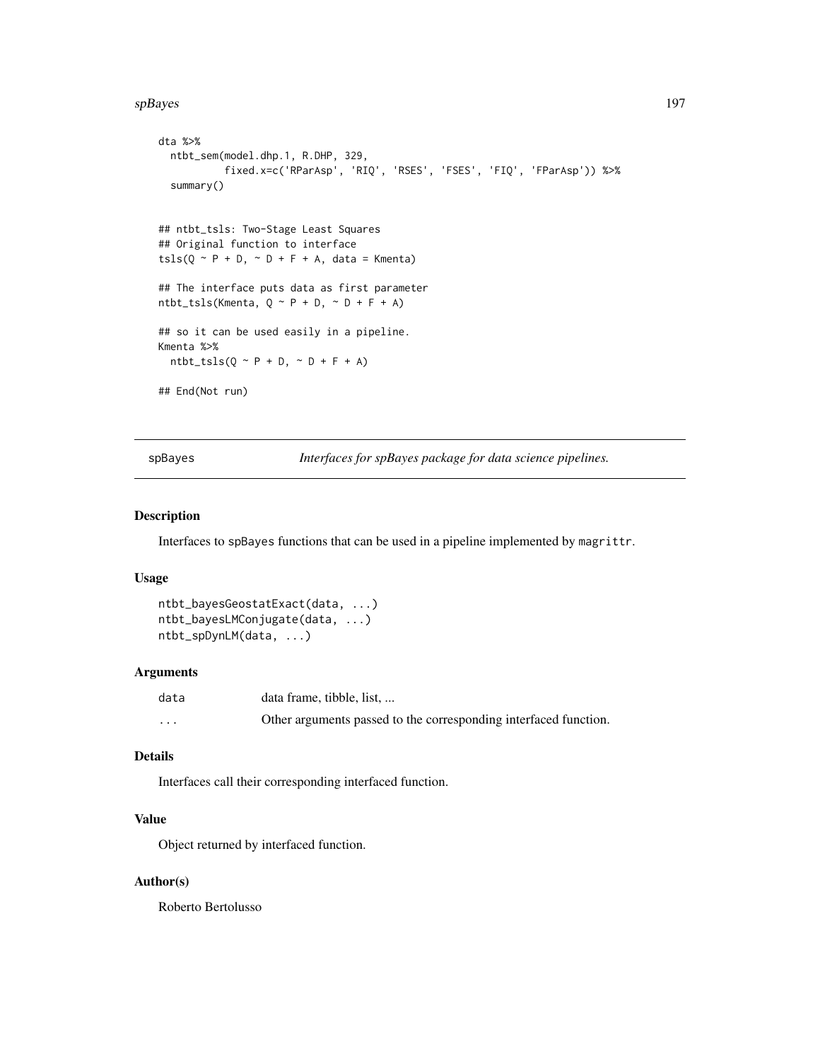```
dta %>%
  ntbt_sem(model.dhp.1, R.DHP, 329,
           fixed.x=c('RParAsp', 'RIQ', 'RSES', 'FSES', 'FIQ', 'FParAsp')) %>%
  summary()


## ntbt_tsls: Two-Stage Least Squares
## Original function to interface
tsls(Q ~ P + D, ~ D + F + A, data = Kmenta)

## The interface puts data as first parameter
ntbt_tsls(Kmenta, Q ~ P + D, ~ D + F + A)

## so it can be used easily in a pipeline.
Kmenta %>%
  ntbt_tsls(Q ~ P + D, ~ D + F + A)

## End(Not run)
```

---

## spBayes — *Interfaces for spBayes package for data science pipelines.*

### Description

Interfaces to spBayes functions that can be used in a pipeline implemented by magrittr.

### Usage

```
ntbt_bayesGeostatExact(data, ...)
ntbt_bayesLMConjugate(data, ...)
ntbt_spDynLM(data, ...)
```

### Arguments

| | |
|---|---|
| data | data frame, tibble, list, ... |
| ... | Other arguments passed to the corresponding interfaced function. |

### Details

Interfaces call their corresponding interfaced function.

### Value

Object returned by interfaced function.

### Author(s)

Roberto Bertolusso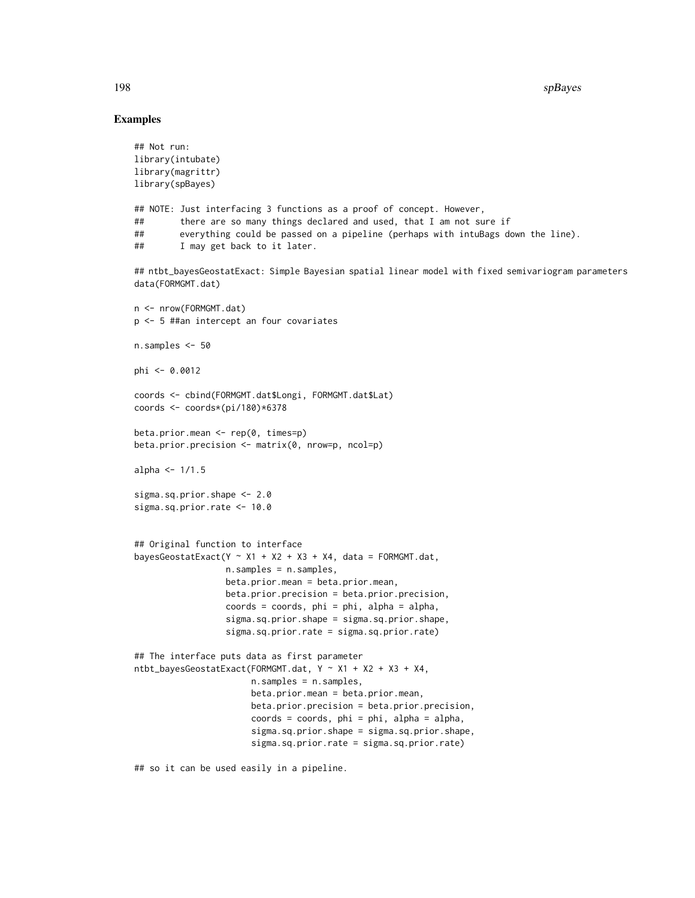## Examples

```
## Not run:
library(intubate)
library(magrittr)
library(spBayes)

## NOTE: Just interfacing 3 functions as a proof of concept. However,
##       there are so many things declared and used, that I am not sure if
##       everything could be passed on a pipeline (perhaps with intuBags down the line).
##       I may get back to it later.

## ntbt_bayesGeostatExact: Simple Bayesian spatial linear model with fixed semivariogram parameters
data(FORMGMT.dat)

n <- nrow(FORMGMT.dat)
p <- 5 ##an intercept an four covariates

n.samples <- 50

phi <- 0.0012

coords <- cbind(FORMGMT.dat$Longi, FORMGMT.dat$Lat)
coords <- coords*(pi/180)*6378

beta.prior.mean <- rep(0, times=p)
beta.prior.precision <- matrix(0, nrow=p, ncol=p)

alpha <- 1/1.5

sigma.sq.prior.shape <- 2.0
sigma.sq.prior.rate <- 10.0


## Original function to interface
bayesGeostatExact(Y ~ X1 + X2 + X3 + X4, data = FORMGMT.dat,
                  n.samples = n.samples,
                  beta.prior.mean = beta.prior.mean,
                  beta.prior.precision = beta.prior.precision,
                  coords = coords, phi = phi, alpha = alpha,
                  sigma.sq.prior.shape = sigma.sq.prior.shape,
                  sigma.sq.prior.rate = sigma.sq.prior.rate)

## The interface puts data as first parameter
ntbt_bayesGeostatExact(FORMGMT.dat, Y ~ X1 + X2 + X3 + X4,
                       n.samples = n.samples,
                       beta.prior.mean = beta.prior.mean,
                       beta.prior.precision = beta.prior.precision,
                       coords = coords, phi = phi, alpha = alpha,
                       sigma.sq.prior.shape = sigma.sq.prior.shape,
                       sigma.sq.prior.rate = sigma.sq.prior.rate)

## so it can be used easily in a pipeline.
```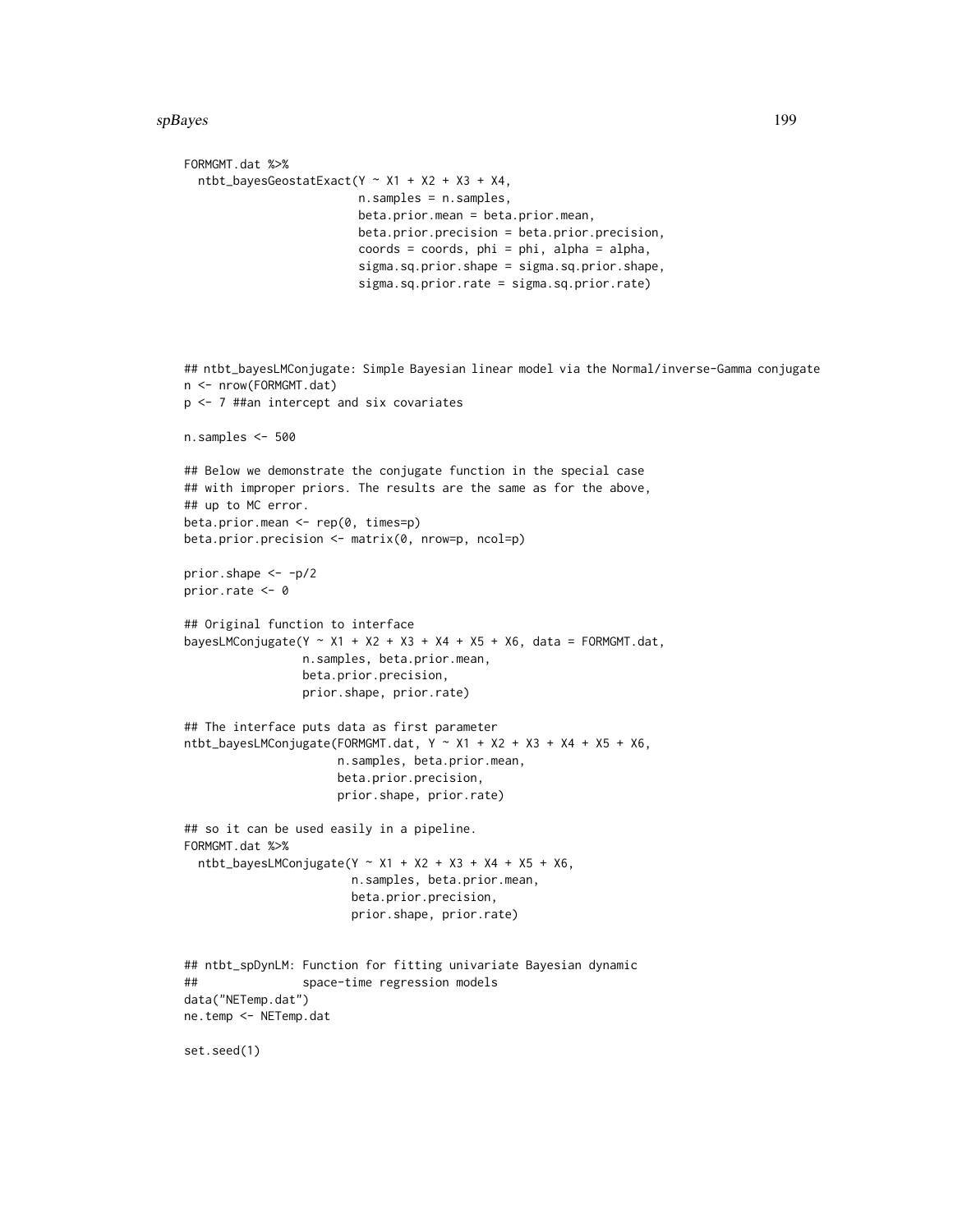```
FORMGMT.dat %>%
  ntbt_bayesGeostatExact(Y ~ X1 + X2 + X3 + X4,
                         n.samples = n.samples,
                         beta.prior.mean = beta.prior.mean,
                         beta.prior.precision = beta.prior.precision,
                         coords = coords, phi = phi, alpha = alpha,
                         sigma.sq.prior.shape = sigma.sq.prior.shape,
                         sigma.sq.prior.rate = sigma.sq.prior.rate)



## ntbt_bayesLMConjugate: Simple Bayesian linear model via the Normal/inverse-Gamma conjugate
n <- nrow(FORMGMT.dat)
p <- 7 ##an intercept and six covariates

n.samples <- 500

## Below we demonstrate the conjugate function in the special case
## with improper priors. The results are the same as for the above,
## up to MC error.
beta.prior.mean <- rep(0, times=p)
beta.prior.precision <- matrix(0, nrow=p, ncol=p)

prior.shape <- -p/2
prior.rate <- 0

## Original function to interface
bayesLMConjugate(Y ~ X1 + X2 + X3 + X4 + X5 + X6, data = FORMGMT.dat,
                 n.samples, beta.prior.mean,
                 beta.prior.precision,
                 prior.shape, prior.rate)

## The interface puts data as first parameter
ntbt_bayesLMConjugate(FORMGMT.dat, Y ~ X1 + X2 + X3 + X4 + X5 + X6,
                      n.samples, beta.prior.mean,
                      beta.prior.precision,
                      prior.shape, prior.rate)

## so it can be used easily in a pipeline.
FORMGMT.dat %>%
  ntbt_bayesLMConjugate(Y ~ X1 + X2 + X3 + X4 + X5 + X6,
                        n.samples, beta.prior.mean,
                        beta.prior.precision,
                        prior.shape, prior.rate)


## ntbt_spDynLM: Function for fitting univariate Bayesian dynamic
##               space-time regression models
data("NETemp.dat")
ne.temp <- NETemp.dat

set.seed(1)
```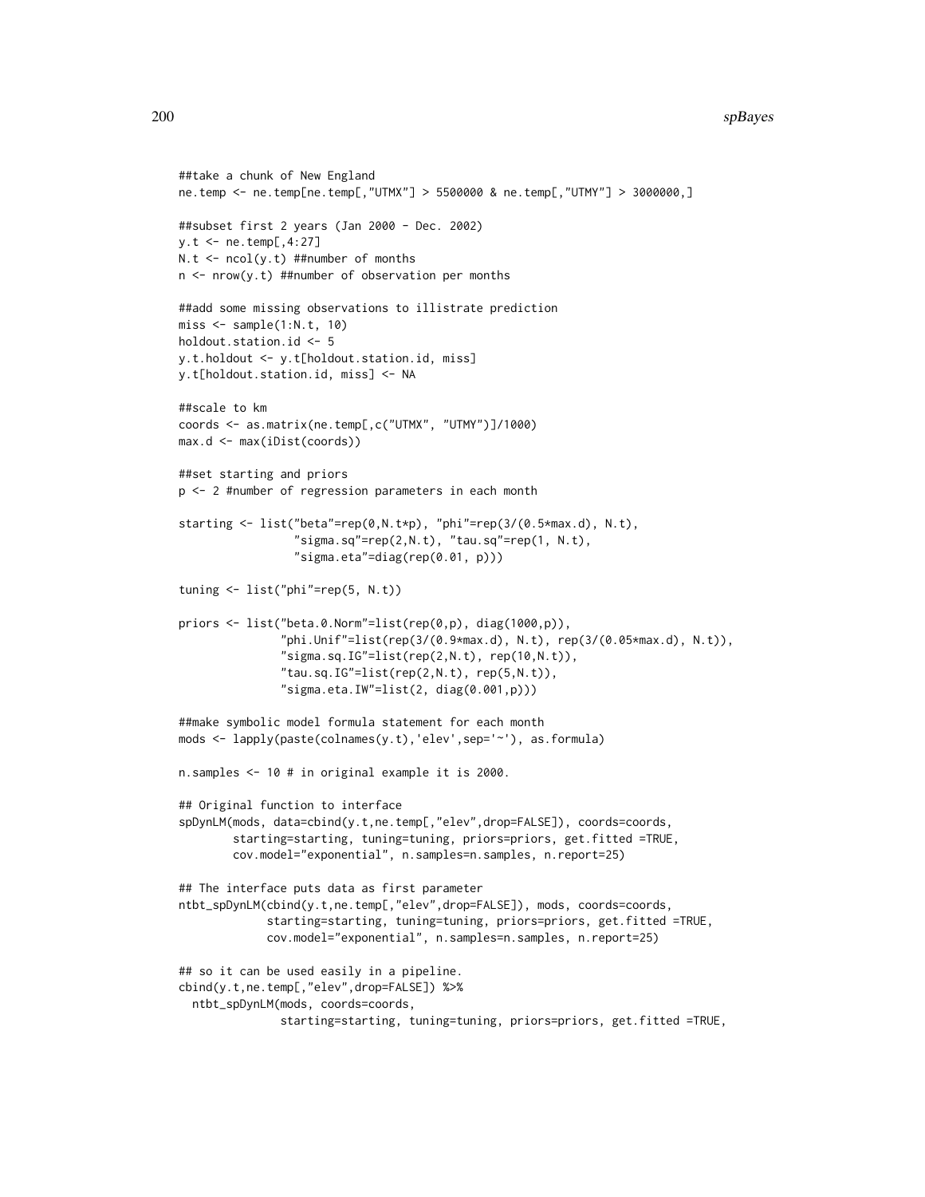```
##take a chunk of New England
ne.temp <- ne.temp[ne.temp[,"UTMX"] > 5500000 & ne.temp[,"UTMY"] > 3000000,]

##subset first 2 years (Jan 2000 - Dec. 2002)
y.t <- ne.temp[,4:27]
N.t <- ncol(y.t) ##number of months
n <- nrow(y.t) ##number of observation per months

##add some missing observations to illistrate prediction
miss <- sample(1:N.t, 10)
holdout.station.id <- 5
y.t.holdout <- y.t[holdout.station.id, miss]
y.t[holdout.station.id, miss] <- NA

##scale to km
coords <- as.matrix(ne.temp[,c("UTMX", "UTMY")]/1000)
max.d <- max(iDist(coords))

##set starting and priors
p <- 2 #number of regression parameters in each month

starting <- list("beta"=rep(0,N.t*p), "phi"=rep(3/(0.5*max.d), N.t),
                 "sigma.sq"=rep(2,N.t), "tau.sq"=rep(1, N.t),
                 "sigma.eta"=diag(rep(0.01, p)))

tuning <- list("phi"=rep(5, N.t))

priors <- list("beta.0.Norm"=list(rep(0,p), diag(1000,p)),
               "phi.Unif"=list(rep(3/(0.9*max.d), N.t), rep(3/(0.05*max.d), N.t)),
               "sigma.sq.IG"=list(rep(2,N.t), rep(10,N.t)),
               "tau.sq.IG"=list(rep(2,N.t), rep(5,N.t)),
               "sigma.eta.IW"=list(2, diag(0.001,p)))

##make symbolic model formula statement for each month
mods <- lapply(paste(colnames(y.t),'elev',sep='~'), as.formula)

n.samples <- 10 # in original example it is 2000.

## Original function to interface
spDynLM(mods, data=cbind(y.t,ne.temp[,"elev",drop=FALSE]), coords=coords,
        starting=starting, tuning=tuning, priors=priors, get.fitted =TRUE,
        cov.model="exponential", n.samples=n.samples, n.report=25)

## The interface puts data as first parameter
ntbt_spDynLM(cbind(y.t,ne.temp[,"elev",drop=FALSE]), mods, coords=coords,
             starting=starting, tuning=tuning, priors=priors, get.fitted =TRUE,
             cov.model="exponential", n.samples=n.samples, n.report=25)

## so it can be used easily in a pipeline.
cbind(y.t,ne.temp[,"elev",drop=FALSE]) %>%
  ntbt_spDynLM(mods, coords=coords,
               starting=starting, tuning=tuning, priors=priors, get.fitted =TRUE,
```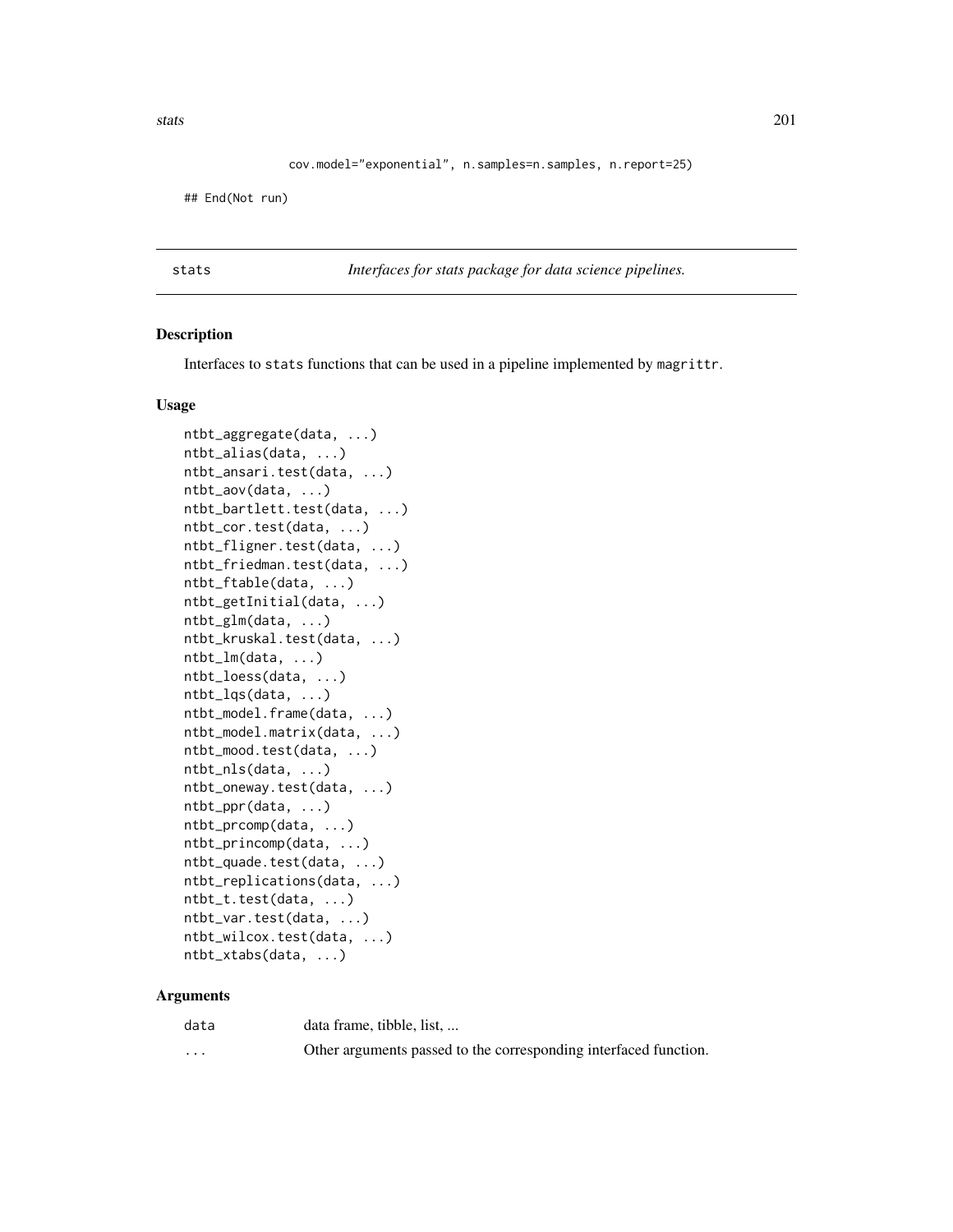```
            cov.model="exponential", n.samples=n.samples, n.report=25)

## End(Not run)
```

---

stats *Interfaces for stats package for data science pipelines.*

---

## Description

Interfaces to `stats` functions that can be used in a pipeline implemented by `magrittr`.

## Usage

```
ntbt_aggregate(data, ...)
ntbt_alias(data, ...)
ntbt_ansari.test(data, ...)
ntbt_aov(data, ...)
ntbt_bartlett.test(data, ...)
ntbt_cor.test(data, ...)
ntbt_fligner.test(data, ...)
ntbt_friedman.test(data, ...)
ntbt_ftable(data, ...)
ntbt_getInitial(data, ...)
ntbt_glm(data, ...)
ntbt_kruskal.test(data, ...)
ntbt_lm(data, ...)
ntbt_loess(data, ...)
ntbt_lqs(data, ...)
ntbt_model.frame(data, ...)
ntbt_model.matrix(data, ...)
ntbt_mood.test(data, ...)
ntbt_nls(data, ...)
ntbt_oneway.test(data, ...)
ntbt_ppr(data, ...)
ntbt_prcomp(data, ...)
ntbt_princomp(data, ...)
ntbt_quade.test(data, ...)
ntbt_replications(data, ...)
ntbt_t.test(data, ...)
ntbt_var.test(data, ...)
ntbt_wilcox.test(data, ...)
ntbt_xtabs(data, ...)
```

## Arguments

| | |
|---|---|
| `data` | data frame, tibble, list, ... |
| `...` | Other arguments passed to the corresponding interfaced function. |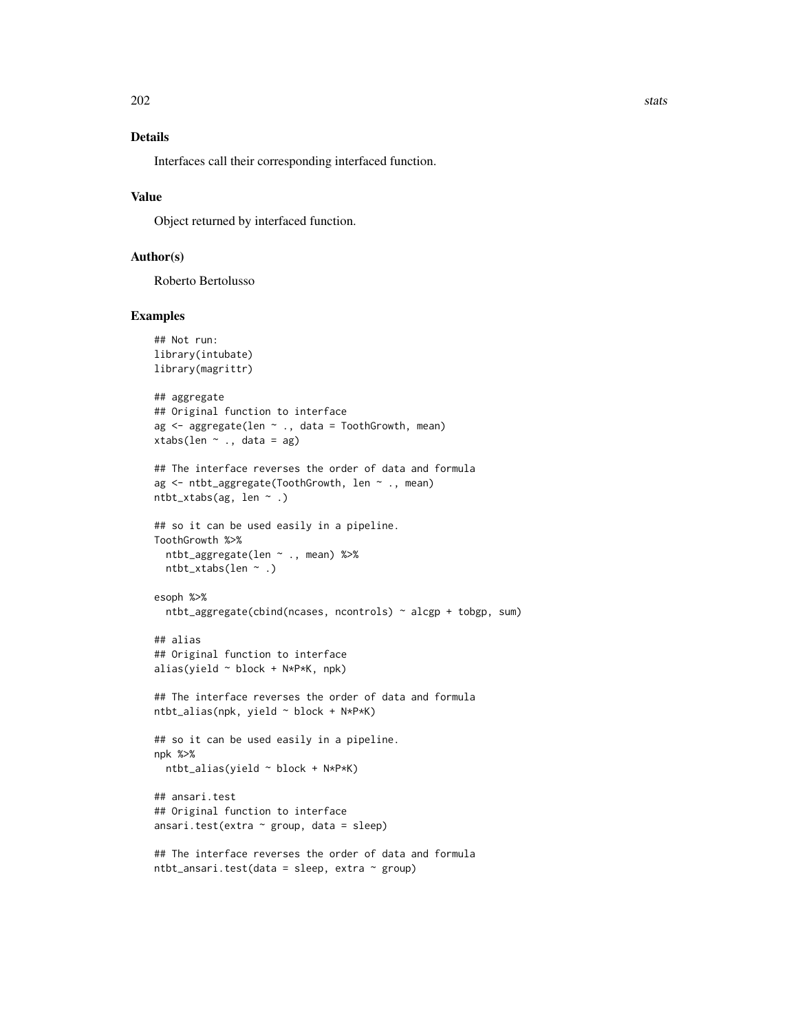### Details

Interfaces call their corresponding interfaced function.

### Value

Object returned by interfaced function.

### Author(s)

Roberto Bertolusso

### Examples

```
## Not run:
library(intubate)
library(magrittr)

## aggregate
## Original function to interface
ag <- aggregate(len ~ ., data = ToothGrowth, mean)
xtabs(len ~ ., data = ag)

## The interface reverses the order of data and formula
ag <- ntbt_aggregate(ToothGrowth, len ~ ., mean)
ntbt_xtabs(ag, len ~ .)

## so it can be used easily in a pipeline.
ToothGrowth %>%
  ntbt_aggregate(len ~ ., mean) %>%
  ntbt_xtabs(len ~ .)

esoph %>%
  ntbt_aggregate(cbind(ncases, ncontrols) ~ alcgp + tobgp, sum)

## alias
## Original function to interface
alias(yield ~ block + N*P*K, npk)

## The interface reverses the order of data and formula
ntbt_alias(npk, yield ~ block + N*P*K)

## so it can be used easily in a pipeline.
npk %>%
  ntbt_alias(yield ~ block + N*P*K)

## ansari.test
## Original function to interface
ansari.test(extra ~ group, data = sleep)

## The interface reverses the order of data and formula
ntbt_ansari.test(data = sleep, extra ~ group)
```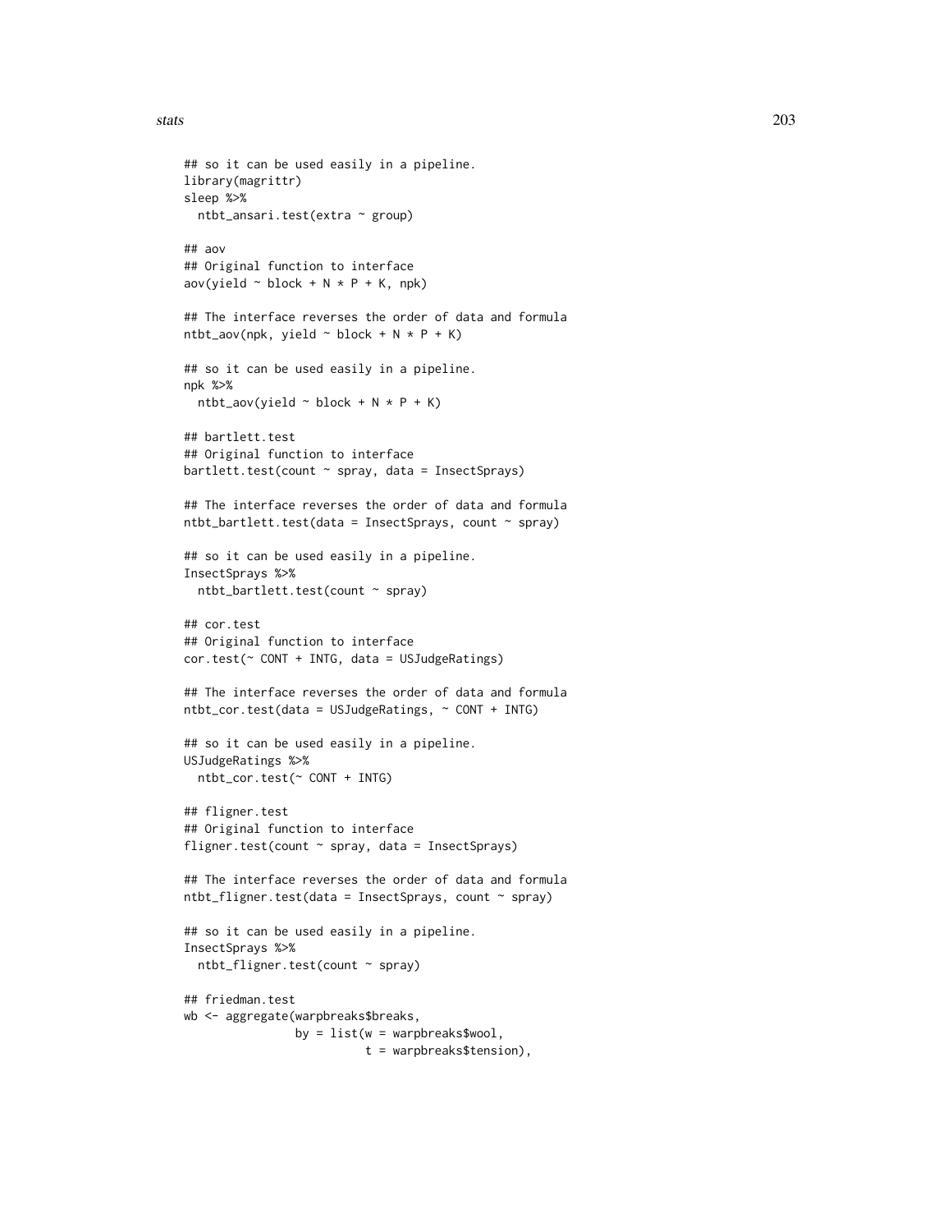```
## so it can be used easily in a pipeline.
library(magrittr)
sleep %>%
  ntbt_ansari.test(extra ~ group)

## aov
## Original function to interface
aov(yield ~ block + N * P + K, npk)

## The interface reverses the order of data and formula
ntbt_aov(npk, yield ~ block + N * P + K)

## so it can be used easily in a pipeline.
npk %>%
  ntbt_aov(yield ~ block + N * P + K)

## bartlett.test
## Original function to interface
bartlett.test(count ~ spray, data = InsectSprays)

## The interface reverses the order of data and formula
ntbt_bartlett.test(data = InsectSprays, count ~ spray)

## so it can be used easily in a pipeline.
InsectSprays %>%
  ntbt_bartlett.test(count ~ spray)

## cor.test
## Original function to interface
cor.test(~ CONT + INTG, data = USJudgeRatings)

## The interface reverses the order of data and formula
ntbt_cor.test(data = USJudgeRatings, ~ CONT + INTG)

## so it can be used easily in a pipeline.
USJudgeRatings %>%
  ntbt_cor.test(~ CONT + INTG)

## fligner.test
## Original function to interface
fligner.test(count ~ spray, data = InsectSprays)

## The interface reverses the order of data and formula
ntbt_fligner.test(data = InsectSprays, count ~ spray)

## so it can be used easily in a pipeline.
InsectSprays %>%
  ntbt_fligner.test(count ~ spray)

## friedman.test
wb <- aggregate(warpbreaks$breaks,
                by = list(w = warpbreaks$wool,
                          t = warpbreaks$tension),
```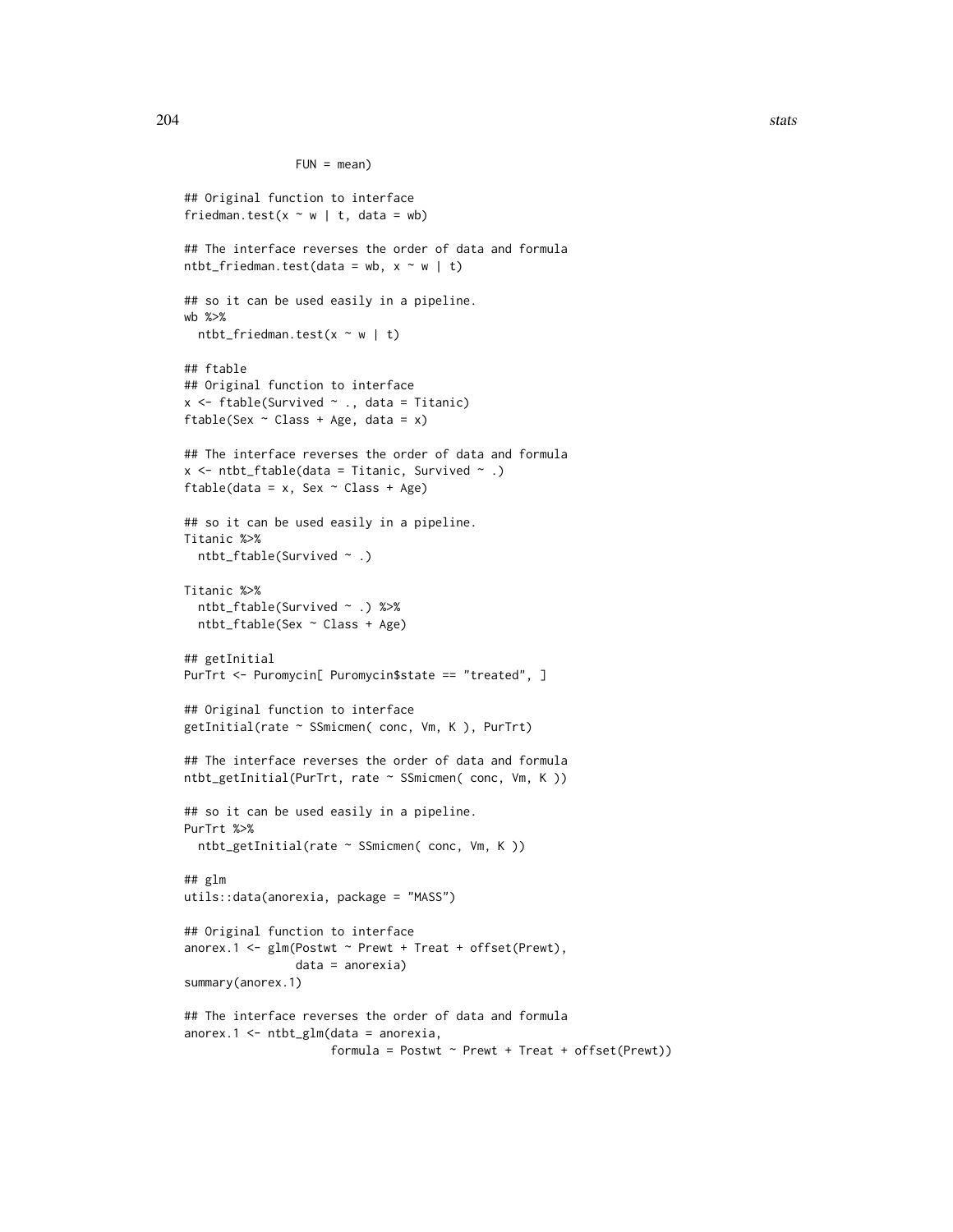```
                FUN = mean)

## Original function to interface
friedman.test(x ~ w | t, data = wb)

## The interface reverses the order of data and formula
ntbt_friedman.test(data = wb, x ~ w | t)

## so it can be used easily in a pipeline.
wb %>%
  ntbt_friedman.test(x ~ w | t)

## ftable
## Original function to interface
x <- ftable(Survived ~ ., data = Titanic)
ftable(Sex ~ Class + Age, data = x)

## The interface reverses the order of data and formula
x <- ntbt_ftable(data = Titanic, Survived ~ .)
ftable(data = x, Sex ~ Class + Age)

## so it can be used easily in a pipeline.
Titanic %>%
  ntbt_ftable(Survived ~ .)

Titanic %>%
  ntbt_ftable(Survived ~ .) %>%
  ntbt_ftable(Sex ~ Class + Age)

## getInitial
PurTrt <- Puromycin[ Puromycin$state == "treated", ]

## Original function to interface
getInitial(rate ~ SSmicmen( conc, Vm, K ), PurTrt)

## The interface reverses the order of data and formula
ntbt_getInitial(PurTrt, rate ~ SSmicmen( conc, Vm, K ))

## so it can be used easily in a pipeline.
PurTrt %>%
  ntbt_getInitial(rate ~ SSmicmen( conc, Vm, K ))

## glm
utils::data(anorexia, package = "MASS")

## Original function to interface
anorex.1 <- glm(Postwt ~ Prewt + Treat + offset(Prewt),
                data = anorexia)
summary(anorex.1)

## The interface reverses the order of data and formula
anorex.1 <- ntbt_glm(data = anorexia,
                     formula = Postwt ~ Prewt + Treat + offset(Prewt))
```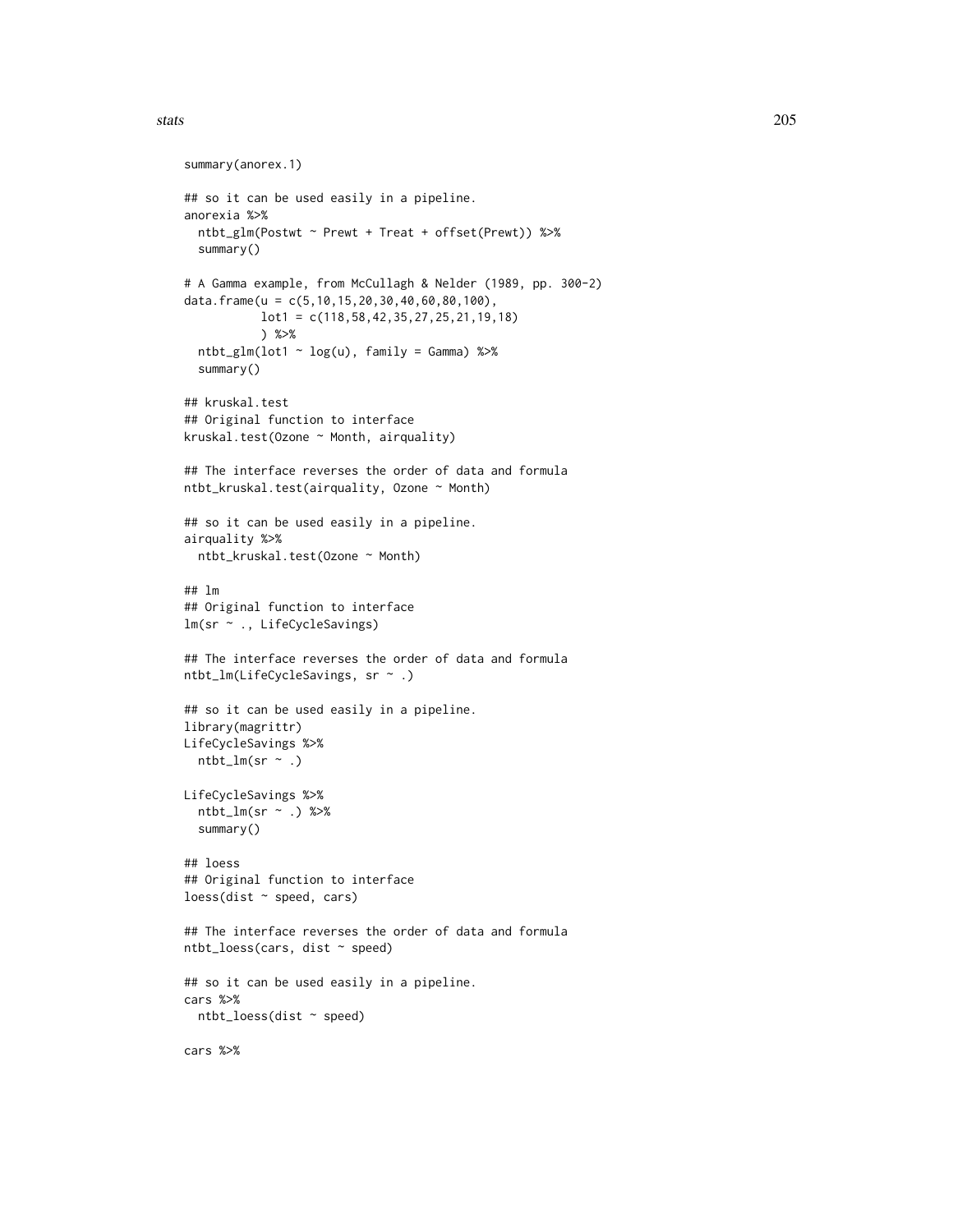```
summary(anorex.1)

## so it can be used easily in a pipeline.
anorexia %>%
  ntbt_glm(Postwt ~ Prewt + Treat + offset(Prewt)) %>%
  summary()

# A Gamma example, from McCullagh & Nelder (1989, pp. 300-2)
data.frame(u = c(5,10,15,20,30,40,60,80,100),
           lot1 = c(118,58,42,35,27,25,21,19,18)
           ) %>%
  ntbt_glm(lot1 ~ log(u), family = Gamma) %>%
  summary()

## kruskal.test
## Original function to interface
kruskal.test(Ozone ~ Month, airquality)

## The interface reverses the order of data and formula
ntbt_kruskal.test(airquality, Ozone ~ Month)

## so it can be used easily in a pipeline.
airquality %>%
  ntbt_kruskal.test(Ozone ~ Month)

## lm
## Original function to interface
lm(sr ~ ., LifeCycleSavings)

## The interface reverses the order of data and formula
ntbt_lm(LifeCycleSavings, sr ~ .)

## so it can be used easily in a pipeline.
library(magrittr)
LifeCycleSavings %>%
  ntbt_lm(sr ~ .)

LifeCycleSavings %>%
  ntbt_lm(sr ~ .) %>%
  summary()

## loess
## Original function to interface
loess(dist ~ speed, cars)

## The interface reverses the order of data and formula
ntbt_loess(cars, dist ~ speed)

## so it can be used easily in a pipeline.
cars %>%
  ntbt_loess(dist ~ speed)

cars %>%
```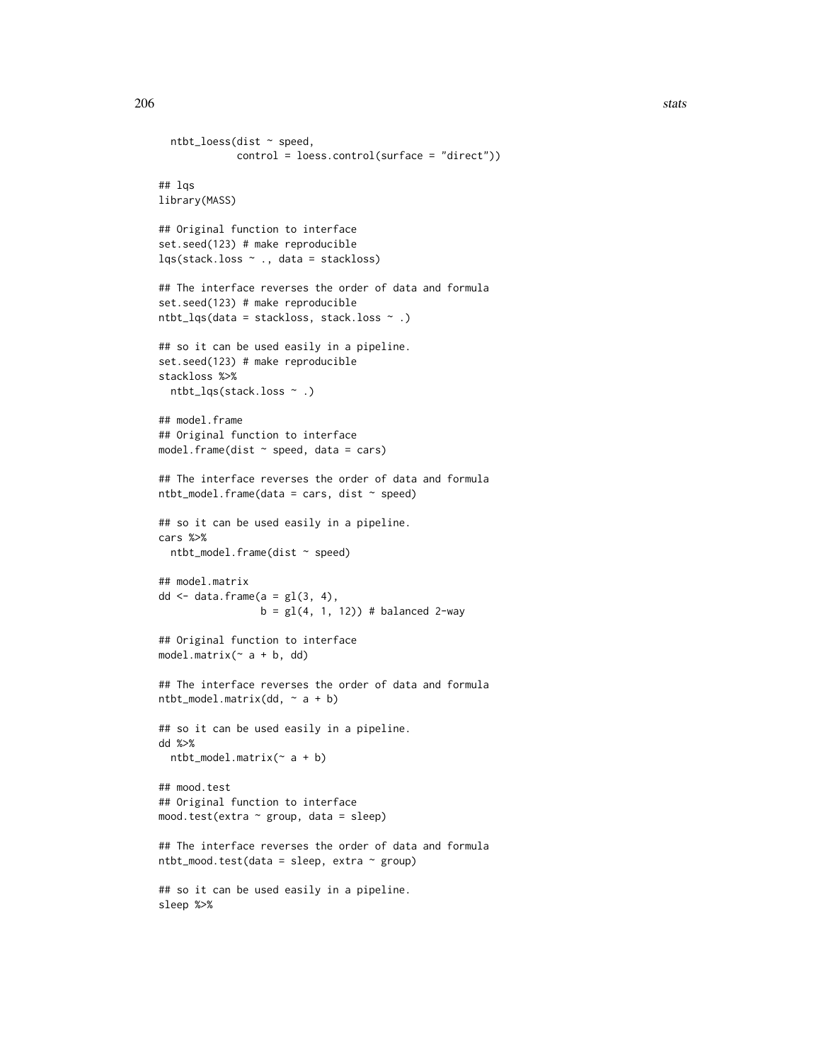```
  ntbt_loess(dist ~ speed,
             control = loess.control(surface = "direct"))

## lqs
library(MASS)

## Original function to interface
set.seed(123) # make reproducible
lqs(stack.loss ~ ., data = stackloss)

## The interface reverses the order of data and formula
set.seed(123) # make reproducible
ntbt_lqs(data = stackloss, stack.loss ~ .)

## so it can be used easily in a pipeline.
set.seed(123) # make reproducible
stackloss %>%
  ntbt_lqs(stack.loss ~ .)

## model.frame
## Original function to interface
model.frame(dist ~ speed, data = cars)

## The interface reverses the order of data and formula
ntbt_model.frame(data = cars, dist ~ speed)

## so it can be used easily in a pipeline.
cars %>%
  ntbt_model.frame(dist ~ speed)

## model.matrix
dd <- data.frame(a = gl(3, 4),
                 b = gl(4, 1, 12)) # balanced 2-way

## Original function to interface
model.matrix(~ a + b, dd)

## The interface reverses the order of data and formula
ntbt_model.matrix(dd, ~ a + b)

## so it can be used easily in a pipeline.
dd %>%
  ntbt_model.matrix(~ a + b)

## mood.test
## Original function to interface
mood.test(extra ~ group, data = sleep)

## The interface reverses the order of data and formula
ntbt_mood.test(data = sleep, extra ~ group)

## so it can be used easily in a pipeline.
sleep %>%
```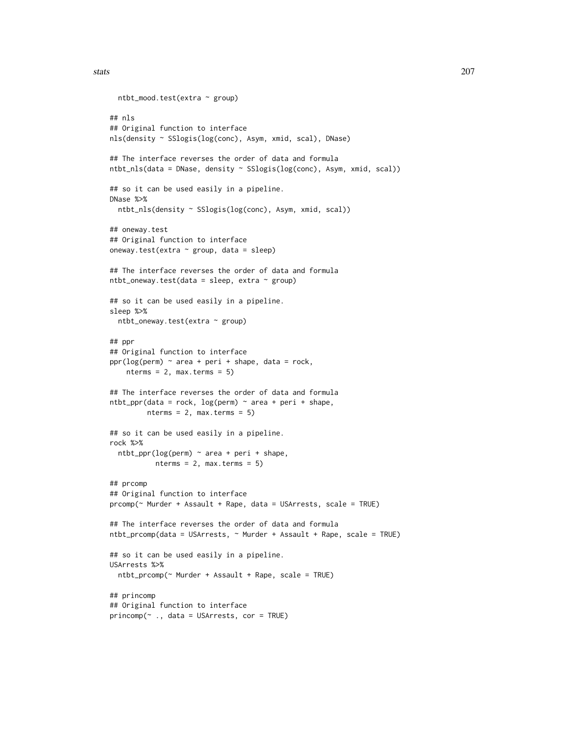```
  ntbt_mood.test(extra ~ group)

## nls
## Original function to interface
nls(density ~ SSlogis(log(conc), Asym, xmid, scal), DNase)

## The interface reverses the order of data and formula
ntbt_nls(data = DNase, density ~ SSlogis(log(conc), Asym, xmid, scal))

## so it can be used easily in a pipeline.
DNase %>%
  ntbt_nls(density ~ SSlogis(log(conc), Asym, xmid, scal))

## oneway.test
## Original function to interface
oneway.test(extra ~ group, data = sleep)

## The interface reverses the order of data and formula
ntbt_oneway.test(data = sleep, extra ~ group)

## so it can be used easily in a pipeline.
sleep %>%
  ntbt_oneway.test(extra ~ group)

## ppr
## Original function to interface
ppr(log(perm) ~ area + peri + shape, data = rock,
    nterms = 2, max.terms = 5)

## The interface reverses the order of data and formula
ntbt_ppr(data = rock, log(perm) ~ area + peri + shape,
         nterms = 2, max.terms = 5)

## so it can be used easily in a pipeline.
rock %>%
  ntbt_ppr(log(perm) ~ area + peri + shape,
           nterms = 2, max.terms = 5)

## prcomp
## Original function to interface
prcomp(~ Murder + Assault + Rape, data = USArrests, scale = TRUE)

## The interface reverses the order of data and formula
ntbt_prcomp(data = USArrests, ~ Murder + Assault + Rape, scale = TRUE)

## so it can be used easily in a pipeline.
USArrests %>%
  ntbt_prcomp(~ Murder + Assault + Rape, scale = TRUE)

## princomp
## Original function to interface
princomp(~ ., data = USArrests, cor = TRUE)
```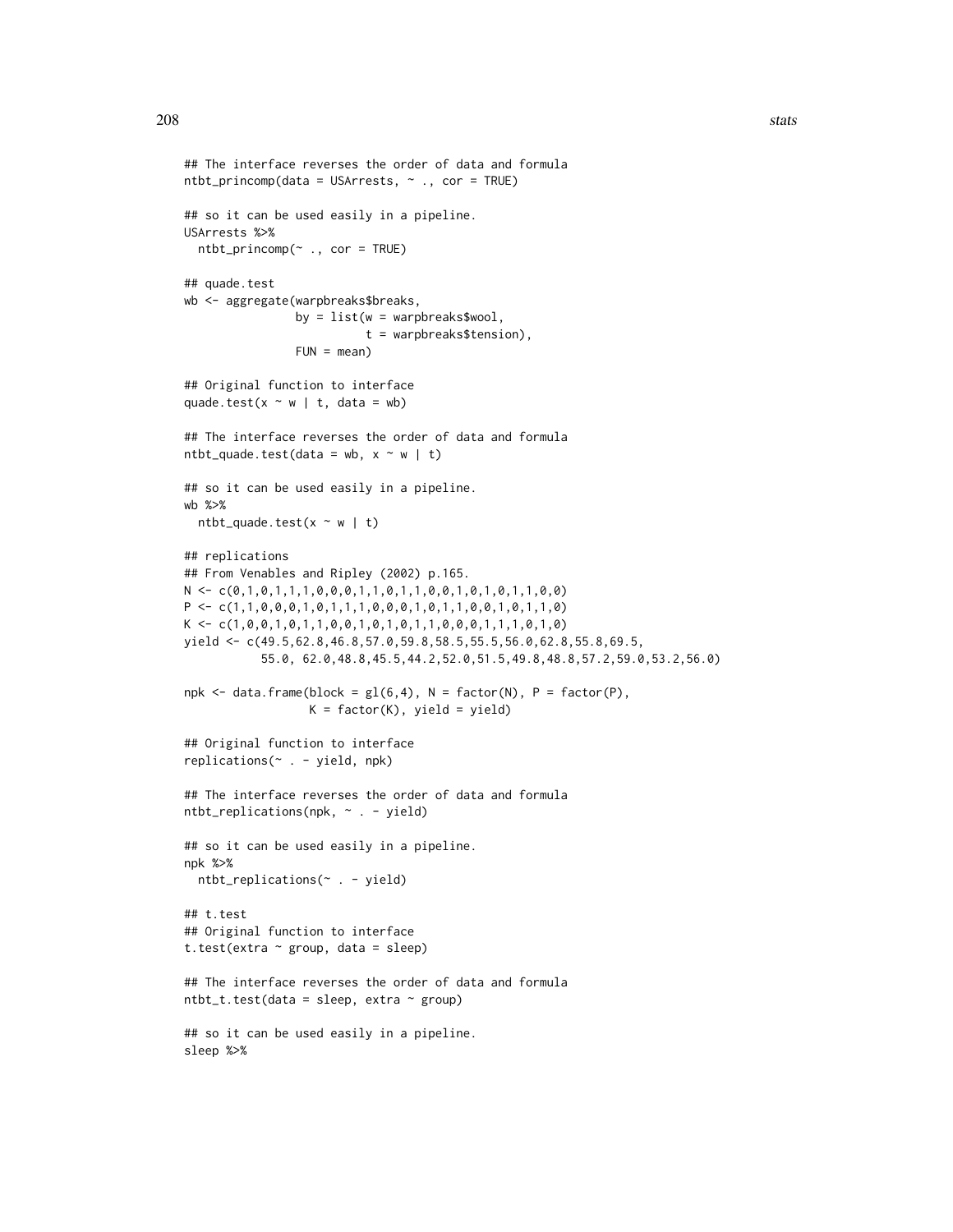```
## The interface reverses the order of data and formula
ntbt_princomp(data = USArrests, ~ ., cor = TRUE)

## so it can be used easily in a pipeline.
USArrests %>%
  ntbt_princomp(~ ., cor = TRUE)

## quade.test
wb <- aggregate(warpbreaks$breaks,
                by = list(w = warpbreaks$wool,
                          t = warpbreaks$tension),
                FUN = mean)

## Original function to interface
quade.test(x ~ w | t, data = wb)

## The interface reverses the order of data and formula
ntbt_quade.test(data = wb, x ~ w | t)

## so it can be used easily in a pipeline.
wb %>%
  ntbt_quade.test(x ~ w | t)

## replications
## From Venables and Ripley (2002) p.165.
N <- c(0,1,0,1,1,1,0,0,0,1,1,0,1,1,0,0,1,0,1,0,1,1,0,0)
P <- c(1,1,0,0,0,1,0,1,1,1,0,0,0,1,0,1,1,0,0,1,0,1,1,0)
K <- c(1,0,0,1,0,1,1,0,0,1,0,1,0,1,1,0,0,0,1,1,1,0,1,0)
yield <- c(49.5,62.8,46.8,57.0,59.8,58.5,55.5,56.0,62.8,55.8,69.5,
           55.0, 62.0,48.8,45.5,44.2,52.0,51.5,49.8,48.8,57.2,59.0,53.2,56.0)

npk <- data.frame(block = gl(6,4), N = factor(N), P = factor(P),
                  K = factor(K), yield = yield)

## Original function to interface
replications(~ . - yield, npk)

## The interface reverses the order of data and formula
ntbt_replications(npk, ~ . - yield)

## so it can be used easily in a pipeline.
npk %>%
  ntbt_replications(~ . - yield)

## t.test
## Original function to interface
t.test(extra ~ group, data = sleep)

## The interface reverses the order of data and formula
ntbt_t.test(data = sleep, extra ~ group)

## so it can be used easily in a pipeline.
sleep %>%
```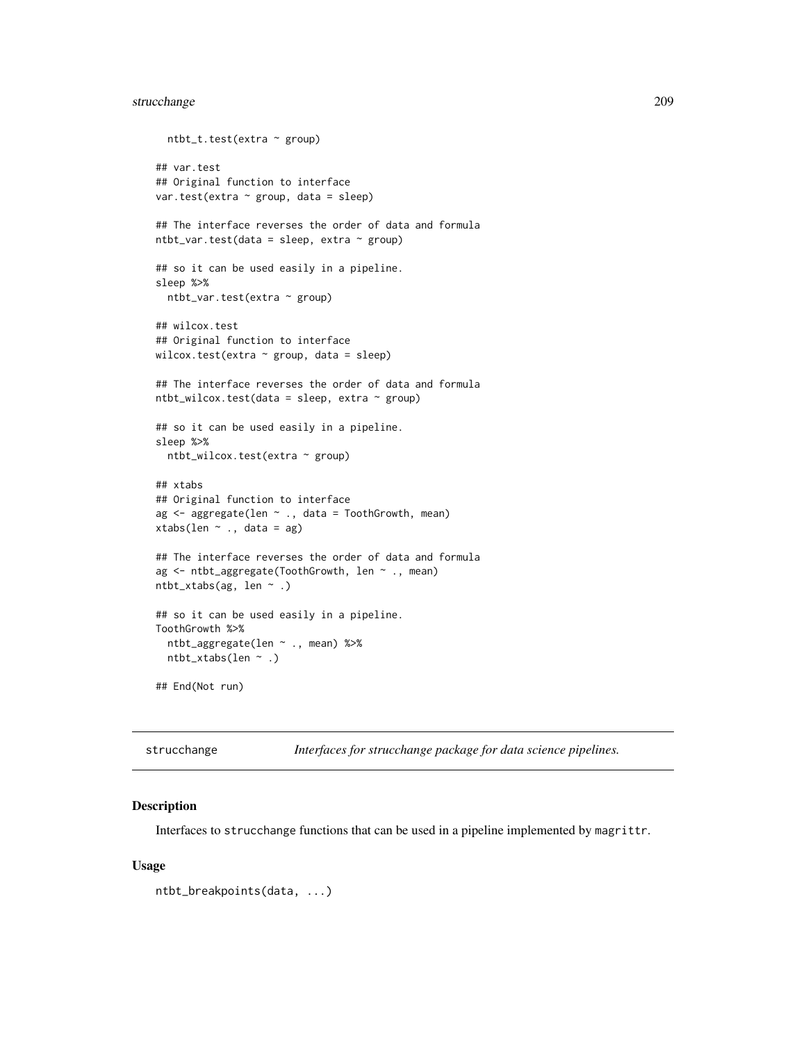```
  ntbt_t.test(extra ~ group)

## var.test
## Original function to interface
var.test(extra ~ group, data = sleep)

## The interface reverses the order of data and formula
ntbt_var.test(data = sleep, extra ~ group)

## so it can be used easily in a pipeline.
sleep %>%
  ntbt_var.test(extra ~ group)

## wilcox.test
## Original function to interface
wilcox.test(extra ~ group, data = sleep)

## The interface reverses the order of data and formula
ntbt_wilcox.test(data = sleep, extra ~ group)

## so it can be used easily in a pipeline.
sleep %>%
  ntbt_wilcox.test(extra ~ group)

## xtabs
## Original function to interface
ag <- aggregate(len ~ ., data = ToothGrowth, mean)
xtabs(len ~ ., data = ag)

## The interface reverses the order of data and formula
ag <- ntbt_aggregate(ToothGrowth, len ~ ., mean)
ntbt_xtabs(ag, len ~ .)

## so it can be used easily in a pipeline.
ToothGrowth %>%
  ntbt_aggregate(len ~ ., mean) %>%
  ntbt_xtabs(len ~ .)

## End(Not run)
```

---

strucchange — *Interfaces for strucchange package for data science pipelines.*

---

### Description

Interfaces to strucchange functions that can be used in a pipeline implemented by magrittr.

### Usage

```
ntbt_breakpoints(data, ...)
```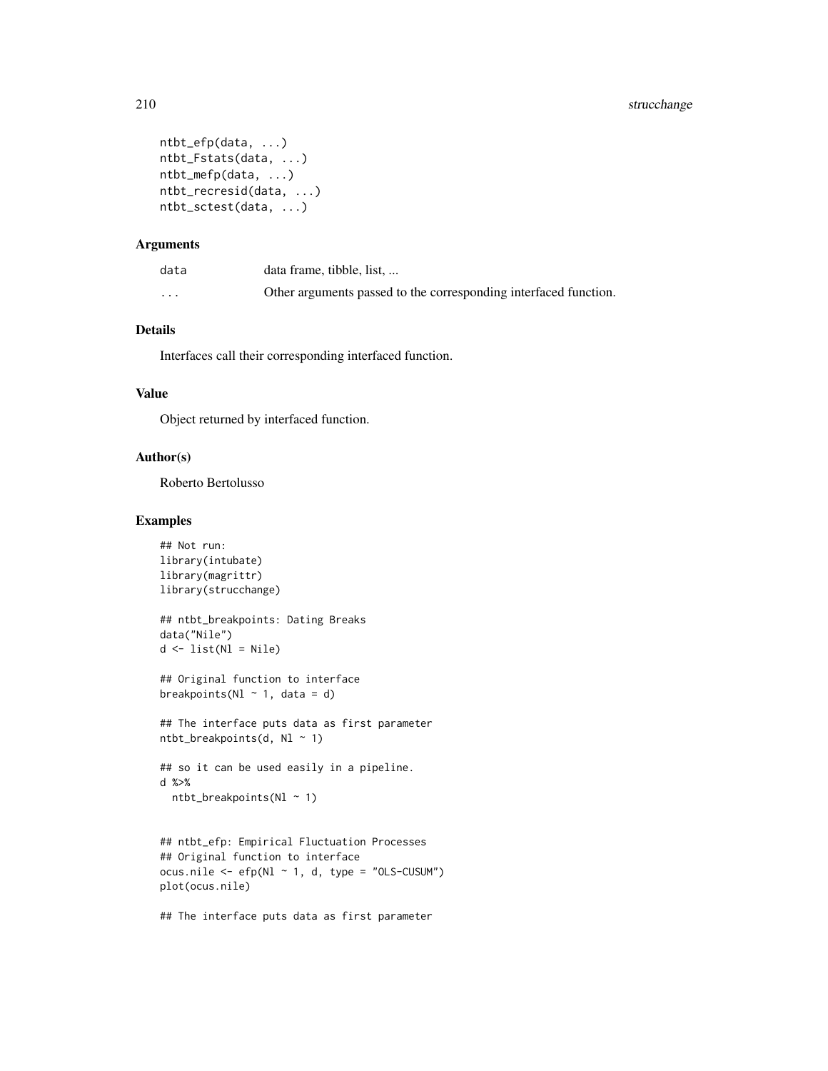```
ntbt_efp(data, ...)
ntbt_Fstats(data, ...)
ntbt_mefp(data, ...)
ntbt_recresid(data, ...)
ntbt_sctest(data, ...)
```

### Arguments

| | |
|---|---|
| data | data frame, tibble, list, ... |
| ... | Other arguments passed to the corresponding interfaced function. |

### Details

Interfaces call their corresponding interfaced function.

### Value

Object returned by interfaced function.

### Author(s)

Roberto Bertolusso

### Examples

```
## Not run:
library(intubate)
library(magrittr)
library(strucchange)

## ntbt_breakpoints: Dating Breaks
data("Nile")
d <- list(Nl = Nile)

## Original function to interface
breakpoints(Nl ~ 1, data = d)

## The interface puts data as first parameter
ntbt_breakpoints(d, Nl ~ 1)

## so it can be used easily in a pipeline.
d %>%
  ntbt_breakpoints(Nl ~ 1)


## ntbt_efp: Empirical Fluctuation Processes
## Original function to interface
ocus.nile <- efp(Nl ~ 1, d, type = "OLS-CUSUM")
plot(ocus.nile)

## The interface puts data as first parameter
```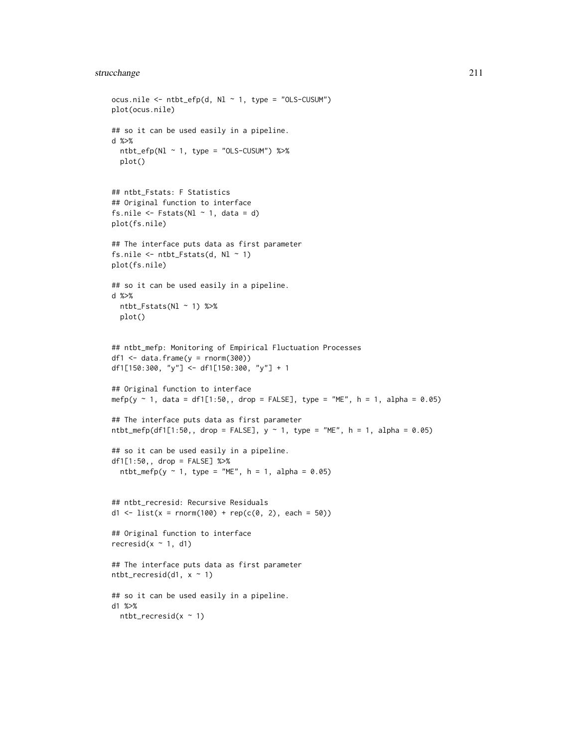```
ocus.nile <- ntbt_efp(d, Nl ~ 1, type = "OLS-CUSUM")
plot(ocus.nile)

## so it can be used easily in a pipeline.
d %>%
  ntbt_efp(Nl ~ 1, type = "OLS-CUSUM") %>%
  plot()


## ntbt_Fstats: F Statistics
## Original function to interface
fs.nile <- Fstats(Nl ~ 1, data = d)
plot(fs.nile)

## The interface puts data as first parameter
fs.nile <- ntbt_Fstats(d, Nl ~ 1)
plot(fs.nile)

## so it can be used easily in a pipeline.
d %>%
  ntbt_Fstats(Nl ~ 1) %>%
  plot()


## ntbt_mefp: Monitoring of Empirical Fluctuation Processes
df1 <- data.frame(y = rnorm(300))
df1[150:300, "y"] <- df1[150:300, "y"] + 1

## Original function to interface
mefp(y ~ 1, data = df1[1:50,, drop = FALSE], type = "ME", h = 1, alpha = 0.05)

## The interface puts data as first parameter
ntbt_mefp(df1[1:50,, drop = FALSE], y ~ 1, type = "ME", h = 1, alpha = 0.05)

## so it can be used easily in a pipeline.
df1[1:50,, drop = FALSE] %>%
  ntbt_mefp(y ~ 1, type = "ME", h = 1, alpha = 0.05)


## ntbt_recresid: Recursive Residuals
d1 <- list(x = rnorm(100) + rep(c(0, 2), each = 50))

## Original function to interface
recresid(x ~ 1, d1)

## The interface puts data as first parameter
ntbt_recresid(d1, x ~ 1)

## so it can be used easily in a pipeline.
d1 %>%
  ntbt_recresid(x ~ 1)
```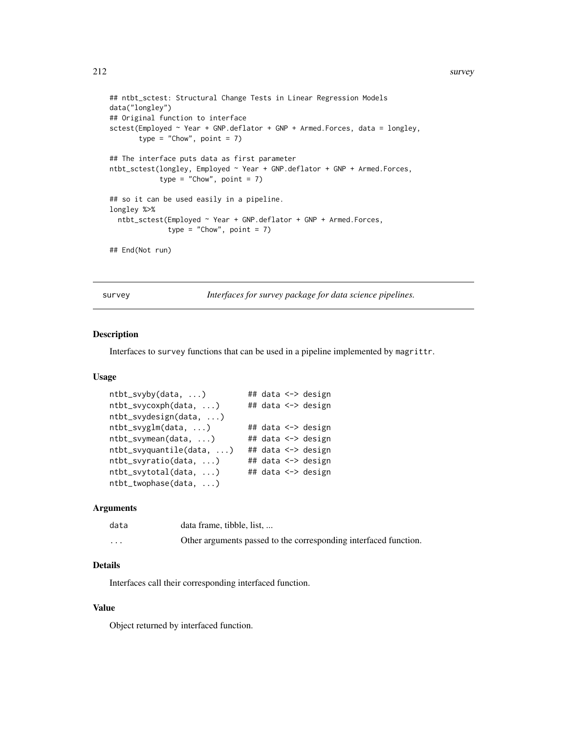```
## ntbt_sctest: Structural Change Tests in Linear Regression Models
data("longley")
## Original function to interface
sctest(Employed ~ Year + GNP.deflator + GNP + Armed.Forces, data = longley,
       type = "Chow", point = 7)

## The interface puts data as first parameter
ntbt_sctest(longley, Employed ~ Year + GNP.deflator + GNP + Armed.Forces,
            type = "Chow", point = 7)

## so it can be used easily in a pipeline.
longley %>%
  ntbt_sctest(Employed ~ Year + GNP.deflator + GNP + Armed.Forces,
              type = "Chow", point = 7)

## End(Not run)
```

## survey — *Interfaces for survey package for data science pipelines.*

### Description

Interfaces to survey functions that can be used in a pipeline implemented by magrittr.

### Usage

```
ntbt_svyby(data, ...)          ## data <-> design
ntbt_svycoxph(data, ...)       ## data <-> design
ntbt_svydesign(data, ...)
ntbt_svyglm(data, ...)         ## data <-> design
ntbt_svymean(data, ...)        ## data <-> design
ntbt_svyquantile(data, ...)    ## data <-> design
ntbt_svyratio(data, ...)       ## data <-> design
ntbt_svytotal(data, ...)       ## data <-> design
ntbt_twophase(data, ...)
```

### Arguments

| | |
|---|---|
| data | data frame, tibble, list, ... |
| ... | Other arguments passed to the corresponding interfaced function. |

### Details

Interfaces call their corresponding interfaced function.

### Value

Object returned by interfaced function.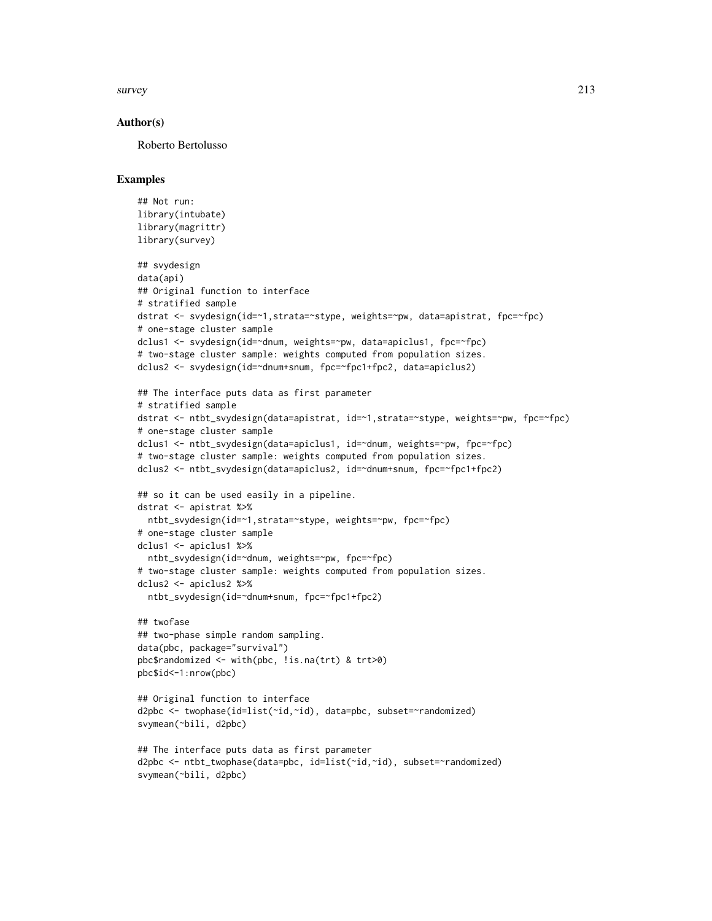## Author(s)

Roberto Bertolusso

## Examples

```
## Not run:
library(intubate)
library(magrittr)
library(survey)

## svydesign
data(api)
## Original function to interface
# stratified sample
dstrat <- svydesign(id=~1,strata=~stype, weights=~pw, data=apistrat, fpc=~fpc)
# one-stage cluster sample
dclus1 <- svydesign(id=~dnum, weights=~pw, data=apiclus1, fpc=~fpc)
# two-stage cluster sample: weights computed from population sizes.
dclus2 <- svydesign(id=~dnum+snum, fpc=~fpc1+fpc2, data=apiclus2)

## The interface puts data as first parameter
# stratified sample
dstrat <- ntbt_svydesign(data=apistrat, id=~1,strata=~stype, weights=~pw, fpc=~fpc)
# one-stage cluster sample
dclus1 <- ntbt_svydesign(data=apiclus1, id=~dnum, weights=~pw, fpc=~fpc)
# two-stage cluster sample: weights computed from population sizes.
dclus2 <- ntbt_svydesign(data=apiclus2, id=~dnum+snum, fpc=~fpc1+fpc2)

## so it can be used easily in a pipeline.
dstrat <- apistrat %>%
  ntbt_svydesign(id=~1,strata=~stype, weights=~pw, fpc=~fpc)
# one-stage cluster sample
dclus1 <- apiclus1 %>%
  ntbt_svydesign(id=~dnum, weights=~pw, fpc=~fpc)
# two-stage cluster sample: weights computed from population sizes.
dclus2 <- apiclus2 %>%
  ntbt_svydesign(id=~dnum+snum, fpc=~fpc1+fpc2)

## twofase
## two-phase simple random sampling.
data(pbc, package="survival")
pbc$randomized <- with(pbc, !is.na(trt) & trt>0)
pbc$id<-1:nrow(pbc)

## Original function to interface
d2pbc <- twophase(id=list(~id,~id), data=pbc, subset=~randomized)
svymean(~bili, d2pbc)

## The interface puts data as first parameter
d2pbc <- ntbt_twophase(data=pbc, id=list(~id,~id), subset=~randomized)
svymean(~bili, d2pbc)
```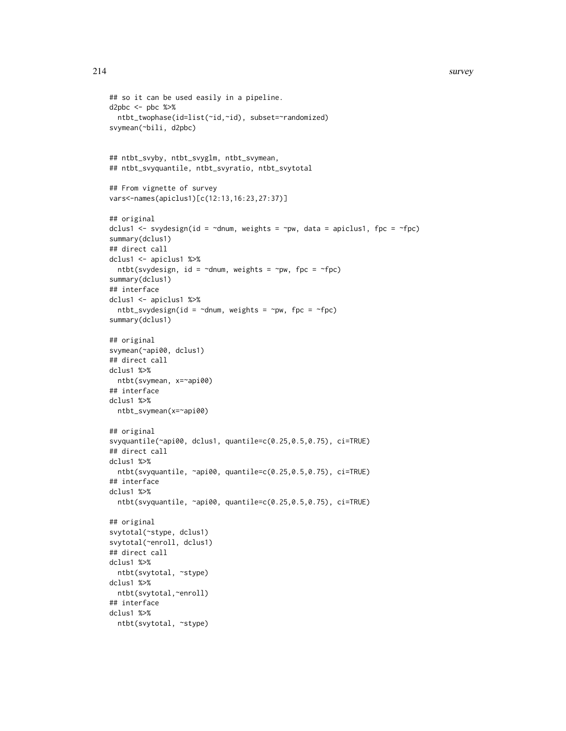```
## so it can be used easily in a pipeline.
d2pbc <- pbc %>%
  ntbt_twophase(id=list(~id,~id), subset=~randomized)
svymean(~bili, d2pbc)


## ntbt_svyby, ntbt_svyglm, ntbt_svymean,
## ntbt_svyquantile, ntbt_svyratio, ntbt_svytotal

## From vignette of survey
vars<-names(apiclus1)[c(12:13,16:23,27:37)]

## original
dclus1 <- svydesign(id = ~dnum, weights = ~pw, data = apiclus1, fpc = ~fpc)
summary(dclus1)
## direct call
dclus1 <- apiclus1 %>%
  ntbt(svydesign, id = ~dnum, weights = ~pw, fpc = ~fpc)
summary(dclus1)
## interface
dclus1 <- apiclus1 %>%
  ntbt_svydesign(id = ~dnum, weights = ~pw, fpc = ~fpc)
summary(dclus1)

## original
svymean(~api00, dclus1)
## direct call
dclus1 %>%
  ntbt(svymean, x=~api00)
## interface
dclus1 %>%
  ntbt_svymean(x=~api00)

## original
svyquantile(~api00, dclus1, quantile=c(0.25,0.5,0.75), ci=TRUE)
## direct call
dclus1 %>%
  ntbt(svyquantile, ~api00, quantile=c(0.25,0.5,0.75), ci=TRUE)
## interface
dclus1 %>%
  ntbt(svyquantile, ~api00, quantile=c(0.25,0.5,0.75), ci=TRUE)

## original
svytotal(~stype, dclus1)
svytotal(~enroll, dclus1)
## direct call
dclus1 %>%
  ntbt(svytotal, ~stype)
dclus1 %>%
  ntbt(svytotal,~enroll)
## interface
dclus1 %>%
  ntbt(svytotal, ~stype)
```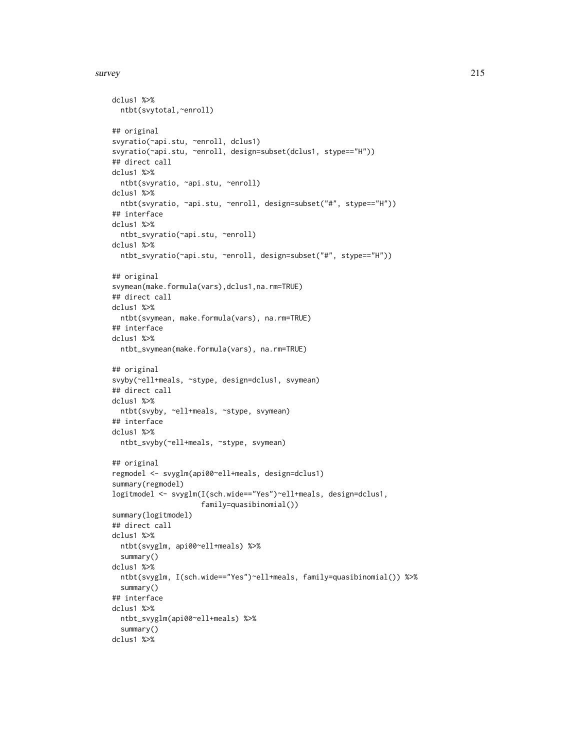```
dclus1 %>%
  ntbt(svytotal,~enroll)

## original
svyratio(~api.stu, ~enroll, dclus1)
svyratio(~api.stu, ~enroll, design=subset(dclus1, stype=="H"))
## direct call
dclus1 %>%
  ntbt(svyratio, ~api.stu, ~enroll)
dclus1 %>%
  ntbt(svyratio, ~api.stu, ~enroll, design=subset("#", stype=="H"))
## interface
dclus1 %>%
  ntbt_svyratio(~api.stu, ~enroll)
dclus1 %>%
  ntbt_svyratio(~api.stu, ~enroll, design=subset("#", stype=="H"))

## original
svymean(make.formula(vars),dclus1,na.rm=TRUE)
## direct call
dclus1 %>%
  ntbt(svymean, make.formula(vars), na.rm=TRUE)
## interface
dclus1 %>%
  ntbt_svymean(make.formula(vars), na.rm=TRUE)

## original
svyby(~ell+meals, ~stype, design=dclus1, svymean)
## direct call
dclus1 %>%
  ntbt(svyby, ~ell+meals, ~stype, svymean)
## interface
dclus1 %>%
  ntbt_svyby(~ell+meals, ~stype, svymean)

## original
regmodel <- svyglm(api00~ell+meals, design=dclus1)
summary(regmodel)
logitmodel <- svyglm(I(sch.wide=="Yes")~ell+meals, design=dclus1,
                     family=quasibinomial())
summary(logitmodel)
## direct call
dclus1 %>%
  ntbt(svyglm, api00~ell+meals) %>%
  summary()
dclus1 %>%
  ntbt(svyglm, I(sch.wide=="Yes")~ell+meals, family=quasibinomial()) %>%
  summary()
## interface
dclus1 %>%
  ntbt_svyglm(api00~ell+meals) %>%
  summary()
dclus1 %>%
```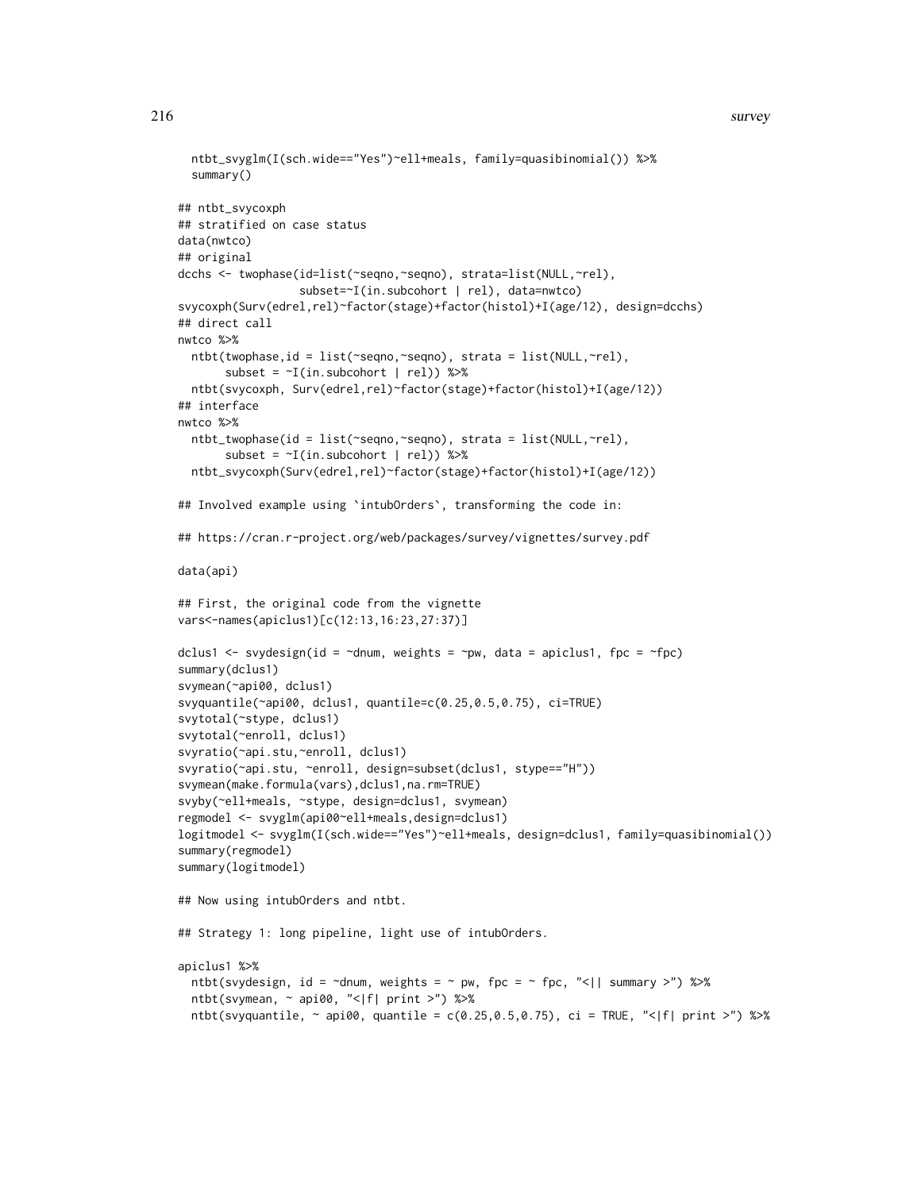```
  ntbt_svyglm(I(sch.wide=="Yes")~ell+meals, family=quasibinomial()) %>%
  summary()

## ntbt_svycoxph
## stratified on case status
data(nwtco)
## original
dcchs <- twophase(id=list(~seqno,~seqno), strata=list(NULL,~rel),
                  subset=~I(in.subcohort | rel), data=nwtco)
svycoxph(Surv(edrel,rel)~factor(stage)+factor(histol)+I(age/12), design=dcchs)
## direct call
nwtco %>%
  ntbt(twophase,id = list(~seqno,~seqno), strata = list(NULL,~rel),
       subset = ~I(in.subcohort | rel)) %>%
  ntbt(svycoxph, Surv(edrel,rel)~factor(stage)+factor(histol)+I(age/12))
## interface
nwtco %>%
  ntbt_twophase(id = list(~seqno,~seqno), strata = list(NULL,~rel),
       subset = ~I(in.subcohort | rel)) %>%
  ntbt_svycoxph(Surv(edrel,rel)~factor(stage)+factor(histol)+I(age/12))

## Involved example using `intubOrders`, transforming the code in:

## https://cran.r-project.org/web/packages/survey/vignettes/survey.pdf

data(api)

## First, the original code from the vignette
vars<-names(apiclus1)[c(12:13,16:23,27:37)]

dclus1 <- svydesign(id = ~dnum, weights = ~pw, data = apiclus1, fpc = ~fpc)
summary(dclus1)
svymean(~api00, dclus1)
svyquantile(~api00, dclus1, quantile=c(0.25,0.5,0.75), ci=TRUE)
svytotal(~stype, dclus1)
svytotal(~enroll, dclus1)
svyratio(~api.stu,~enroll, dclus1)
svyratio(~api.stu, ~enroll, design=subset(dclus1, stype=="H"))
svymean(make.formula(vars),dclus1,na.rm=TRUE)
svyby(~ell+meals, ~stype, design=dclus1, svymean)
regmodel <- svyglm(api00~ell+meals,design=dclus1)
logitmodel <- svyglm(I(sch.wide=="Yes")~ell+meals, design=dclus1, family=quasibinomial())
summary(regmodel)
summary(logitmodel)

## Now using intubOrders and ntbt.

## Strategy 1: long pipeline, light use of intubOrders.

apiclus1 %>%
  ntbt(svydesign, id = ~dnum, weights = ~ pw, fpc = ~ fpc, "<|| summary >") %>%
  ntbt(svymean, ~ api00, "<|f| print >") %>%
  ntbt(svyquantile, ~ api00, quantile = c(0.25,0.5,0.75), ci = TRUE, "<|f| print >") %>%
```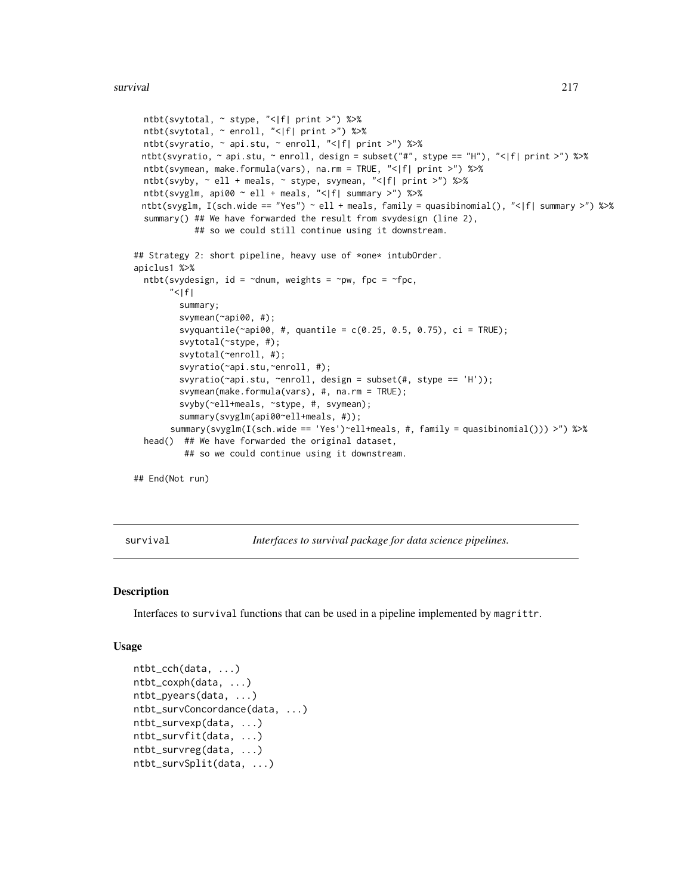```
  ntbt(svytotal, ~ stype, "<|f| print >") %>%
  ntbt(svytotal, ~ enroll, "<|f| print >") %>%
  ntbt(svyratio, ~ api.stu, ~ enroll, "<|f| print >") %>%
  ntbt(svyratio, ~ api.stu, ~ enroll, design = subset("#", stype == "H"), "<|f| print >") %>%
  ntbt(svymean, make.formula(vars), na.rm = TRUE, "<|f| print >") %>%
  ntbt(svyby, ~ ell + meals, ~ stype, svymean, "<|f| print >") %>%
  ntbt(svyglm, api00 ~ ell + meals, "<|f| summary >") %>%
  ntbt(svyglm, I(sch.wide == "Yes") ~ ell + meals, family = quasibinomial(), "<|f| summary >") %>%
  summary() ## We have forwarded the result from svydesign (line 2),
            ## so we could still continue using it downstream.

## Strategy 2: short pipeline, heavy use of *one* intubOrder.
apiclus1 %>%
  ntbt(svydesign, id = ~dnum, weights = ~pw, fpc = ~fpc,
       "<|f|
         summary;
         svymean(~api00, #);
         svyquantile(~api00, #, quantile = c(0.25, 0.5, 0.75), ci = TRUE);
         svytotal(~stype, #);
         svytotal(~enroll, #);
         svyratio(~api.stu,~enroll, #);
         svyratio(~api.stu, ~enroll, design = subset(#, stype == 'H'));
         svymean(make.formula(vars), #, na.rm = TRUE);
         svyby(~ell+meals, ~stype, #, svymean);
         summary(svyglm(api00~ell+meals, #));
       summary(svyglm(I(sch.wide == 'Yes')~ell+meals, #, family = quasibinomial())) >") %>%
  head()  ## We have forwarded the original dataset,
          ## so we could continue using it downstream.

## End(Not run)
```

---

`survival` — *Interfaces to survival package for data science pipelines.*

### Description

Interfaces to `survival` functions that can be used in a pipeline implemented by `magrittr`.

### Usage

```
ntbt_cch(data, ...)
ntbt_coxph(data, ...)
ntbt_pyears(data, ...)
ntbt_survConcordance(data, ...)
ntbt_survexp(data, ...)
ntbt_survfit(data, ...)
ntbt_survreg(data, ...)
ntbt_survSplit(data, ...)
```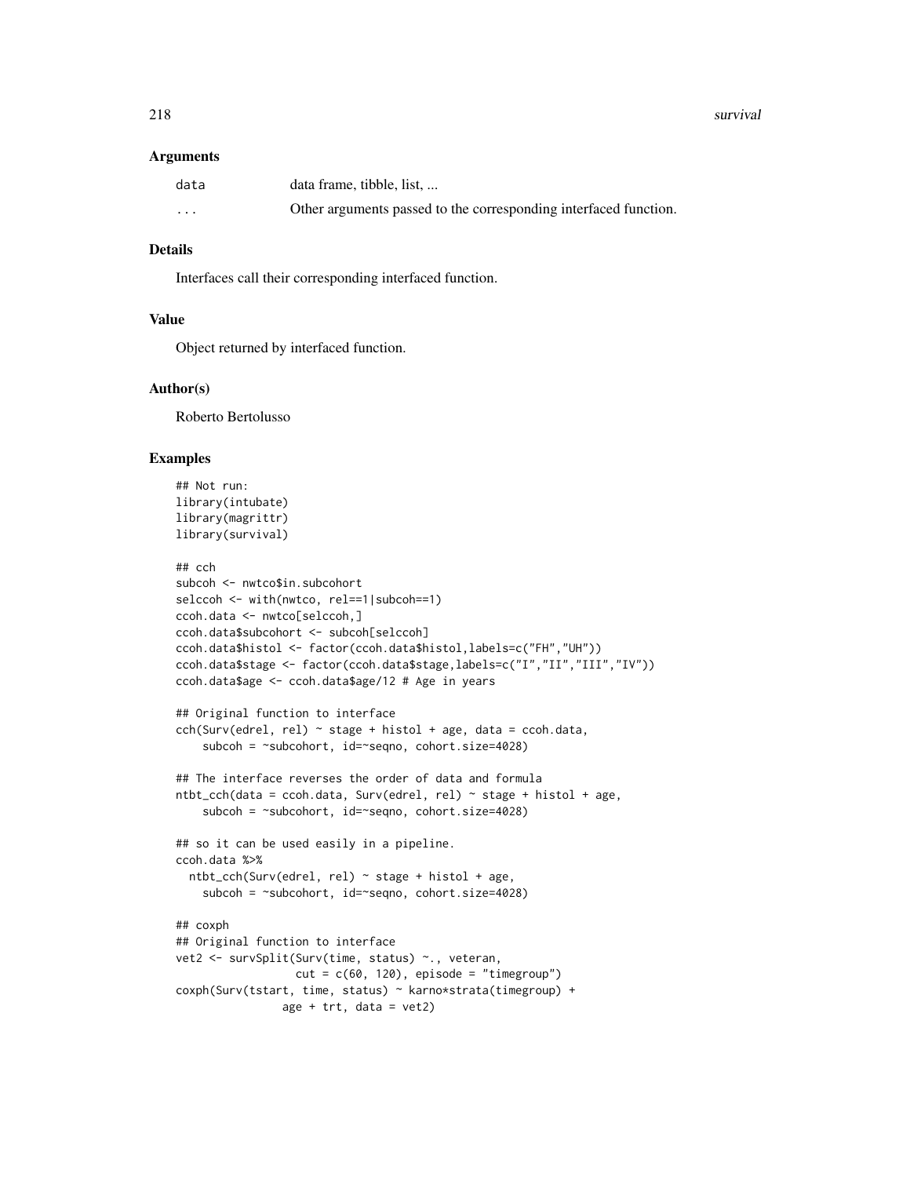### Arguments

| | |
|---|---|
| `data` | data frame, tibble, list, ... |
| `...` | Other arguments passed to the corresponding interfaced function. |

### Details

Interfaces call their corresponding interfaced function.

### Value

Object returned by interfaced function.

### Author(s)

Roberto Bertolusso

### Examples

```
## Not run:
library(intubate)
library(magrittr)
library(survival)

## cch
subcoh <- nwtco$in.subcohort
selccoh <- with(nwtco, rel==1|subcoh==1)
ccoh.data <- nwtco[selccoh,]
ccoh.data$subcohort <- subcoh[selccoh]
ccoh.data$histol <- factor(ccoh.data$histol,labels=c("FH","UH"))
ccoh.data$stage <- factor(ccoh.data$stage,labels=c("I","II","III","IV"))
ccoh.data$age <- ccoh.data$age/12 # Age in years

## Original function to interface
cch(Surv(edrel, rel) ~ stage + histol + age, data = ccoh.data,
    subcoh = ~subcohort, id=~seqno, cohort.size=4028)

## The interface reverses the order of data and formula
ntbt_cch(data = ccoh.data, Surv(edrel, rel) ~ stage + histol + age,
    subcoh = ~subcohort, id=~seqno, cohort.size=4028)

## so it can be used easily in a pipeline.
ccoh.data %>%
  ntbt_cch(Surv(edrel, rel) ~ stage + histol + age,
    subcoh = ~subcohort, id=~seqno, cohort.size=4028)

## coxph
## Original function to interface
vet2 <- survSplit(Surv(time, status) ~., veteran,
                  cut = c(60, 120), episode = "timegroup")
coxph(Surv(tstart, time, status) ~ karno*strata(timegroup) +
                age + trt, data = vet2)
```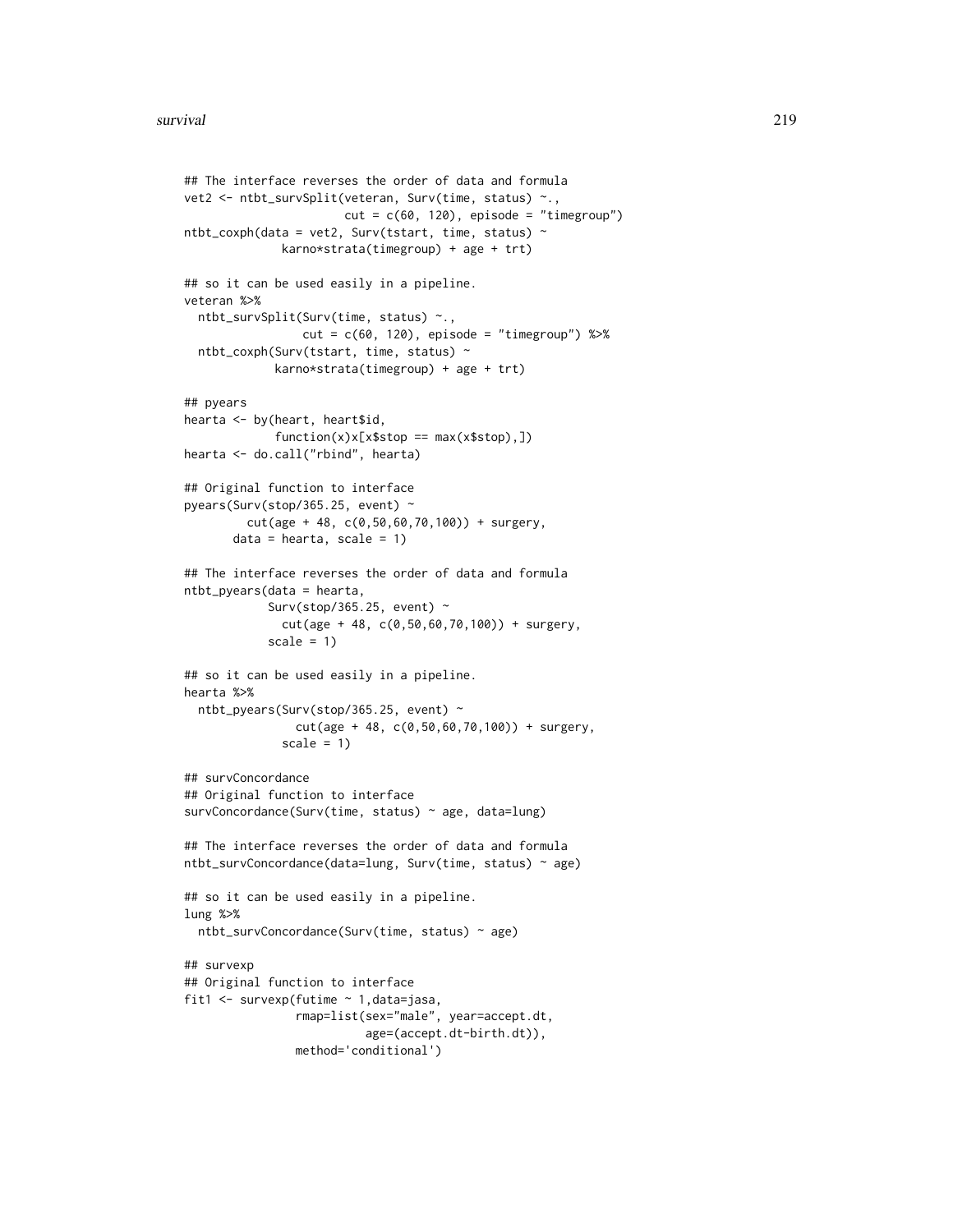```
## The interface reverses the order of data and formula
vet2 <- ntbt_survSplit(veteran, Surv(time, status) ~.,
                       cut = c(60, 120), episode = "timegroup")
ntbt_coxph(data = vet2, Surv(tstart, time, status) ~
              karno*strata(timegroup) + age + trt)

## so it can be used easily in a pipeline.
veteran %>%
  ntbt_survSplit(Surv(time, status) ~.,
                 cut = c(60, 120), episode = "timegroup") %>%
  ntbt_coxph(Surv(tstart, time, status) ~
             karno*strata(timegroup) + age + trt)

## pyears
hearta <- by(heart, heart$id,
             function(x)x[x$stop == max(x$stop),])
hearta <- do.call("rbind", hearta)

## Original function to interface
pyears(Surv(stop/365.25, event) ~
         cut(age + 48, c(0,50,60,70,100)) + surgery,
       data = hearta, scale = 1)

## The interface reverses the order of data and formula
ntbt_pyears(data = hearta,
            Surv(stop/365.25, event) ~
              cut(age + 48, c(0,50,60,70,100)) + surgery,
            scale = 1)

## so it can be used easily in a pipeline.
hearta %>%
  ntbt_pyears(Surv(stop/365.25, event) ~
                cut(age + 48, c(0,50,60,70,100)) + surgery,
              scale = 1)

## survConcordance
## Original function to interface
survConcordance(Surv(time, status) ~ age, data=lung)

## The interface reverses the order of data and formula
ntbt_survConcordance(data=lung, Surv(time, status) ~ age)

## so it can be used easily in a pipeline.
lung %>%
  ntbt_survConcordance(Surv(time, status) ~ age)

## survexp
## Original function to interface
fit1 <- survexp(futime ~ 1,data=jasa,
                rmap=list(sex="male", year=accept.dt,
                          age=(accept.dt-birth.dt)),
                method='conditional')
```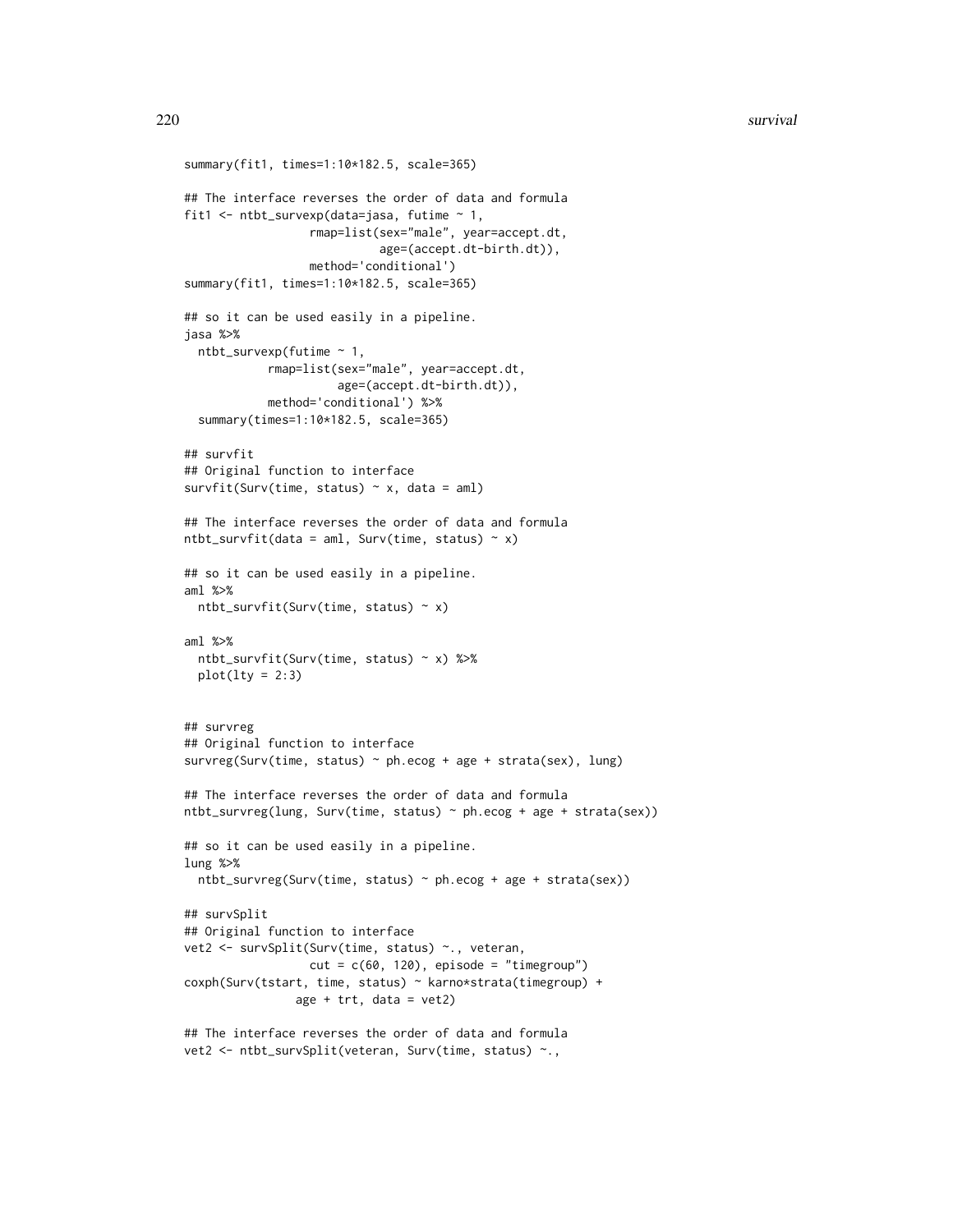```
summary(fit1, times=1:10*182.5, scale=365)

## The interface reverses the order of data and formula
fit1 <- ntbt_survexp(data=jasa, futime ~ 1,
                  rmap=list(sex="male", year=accept.dt,
                            age=(accept.dt-birth.dt)),
                  method='conditional')
summary(fit1, times=1:10*182.5, scale=365)

## so it can be used easily in a pipeline.
jasa %>%
  ntbt_survexp(futime ~ 1,
            rmap=list(sex="male", year=accept.dt,
                      age=(accept.dt-birth.dt)),
            method='conditional') %>%
  summary(times=1:10*182.5, scale=365)

## survfit
## Original function to interface
survfit(Surv(time, status) ~ x, data = aml)

## The interface reverses the order of data and formula
ntbt_survfit(data = aml, Surv(time, status) ~ x)

## so it can be used easily in a pipeline.
aml %>%
  ntbt_survfit(Surv(time, status) ~ x)

aml %>%
  ntbt_survfit(Surv(time, status) ~ x) %>%
  plot(lty = 2:3)


## survreg
## Original function to interface
survreg(Surv(time, status) ~ ph.ecog + age + strata(sex), lung)

## The interface reverses the order of data and formula
ntbt_survreg(lung, Surv(time, status) ~ ph.ecog + age + strata(sex))

## so it can be used easily in a pipeline.
lung %>%
  ntbt_survreg(Surv(time, status) ~ ph.ecog + age + strata(sex))

## survSplit
## Original function to interface
vet2 <- survSplit(Surv(time, status) ~., veteran,
                  cut = c(60, 120), episode = "timegroup")
coxph(Surv(tstart, time, status) ~ karno*strata(timegroup) +
                age + trt, data = vet2)

## The interface reverses the order of data and formula
vet2 <- ntbt_survSplit(veteran, Surv(time, status) ~.,
```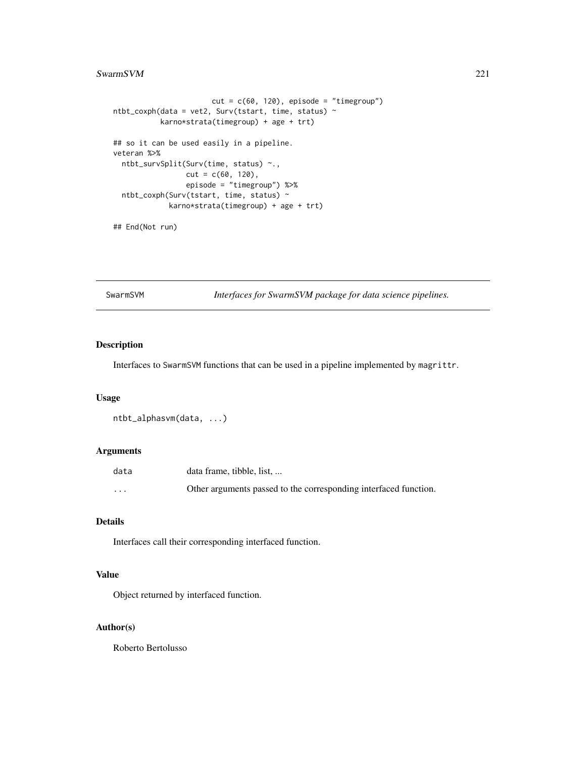```
                         cut = c(60, 120), episode = "timegroup")
ntbt_coxph(data = vet2, Surv(tstart, time, status) ~
           karno*strata(timegroup) + age + trt)

## so it can be used easily in a pipeline.
veteran %>%
  ntbt_survSplit(Surv(time, status) ~.,
                 cut = c(60, 120),
                 episode = "timegroup") %>%
  ntbt_coxph(Surv(tstart, time, status) ~
             karno*strata(timegroup) + age + trt)

## End(Not run)
```

---

## SwarmSVM *Interfaces for SwarmSVM package for data science pipelines.*

---

### Description

Interfaces to SwarmSVM functions that can be used in a pipeline implemented by magrittr.

### Usage

```
ntbt_alphasvm(data, ...)
```

### Arguments

| | |
|---|---|
| data | data frame, tibble, list, ... |
| ... | Other arguments passed to the corresponding interfaced function. |

### Details

Interfaces call their corresponding interfaced function.

### Value

Object returned by interfaced function.

### Author(s)

Roberto Bertolusso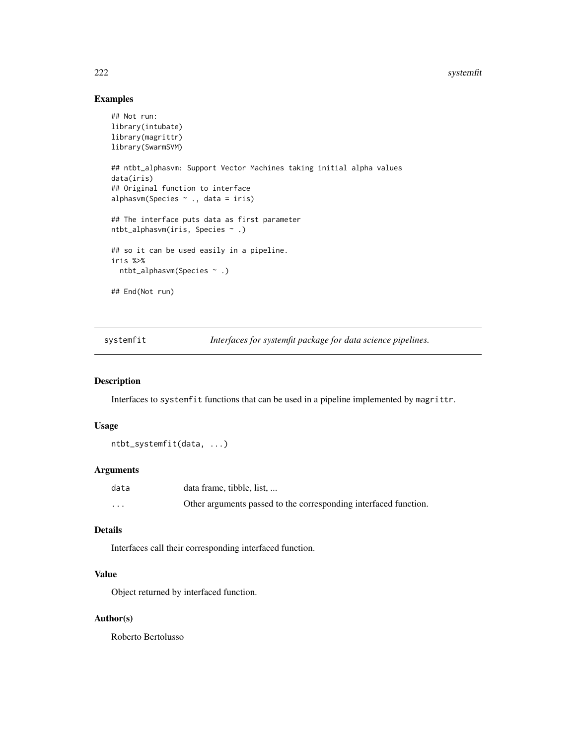## Examples

```
## Not run:
library(intubate)
library(magrittr)
library(SwarmSVM)

## ntbt_alphasvm: Support Vector Machines taking initial alpha values
data(iris)
## Original function to interface
alphasvm(Species ~ ., data = iris)

## The interface puts data as first parameter
ntbt_alphasvm(iris, Species ~ .)

## so it can be used easily in a pipeline.
iris %>%
  ntbt_alphasvm(Species ~ .)

## End(Not run)
```

---

# systemfit — *Interfaces for systemfit package for data science pipelines.*

---

## Description

Interfaces to `systemfit` functions that can be used in a pipeline implemented by `magrittr`.

## Usage

```
ntbt_systemfit(data, ...)
```

## Arguments

| | |
|---|---|
| `data` | data frame, tibble, list, ... |
| `...` | Other arguments passed to the corresponding interfaced function. |

## Details

Interfaces call their corresponding interfaced function.

## Value

Object returned by interfaced function.

## Author(s)

Roberto Bertolusso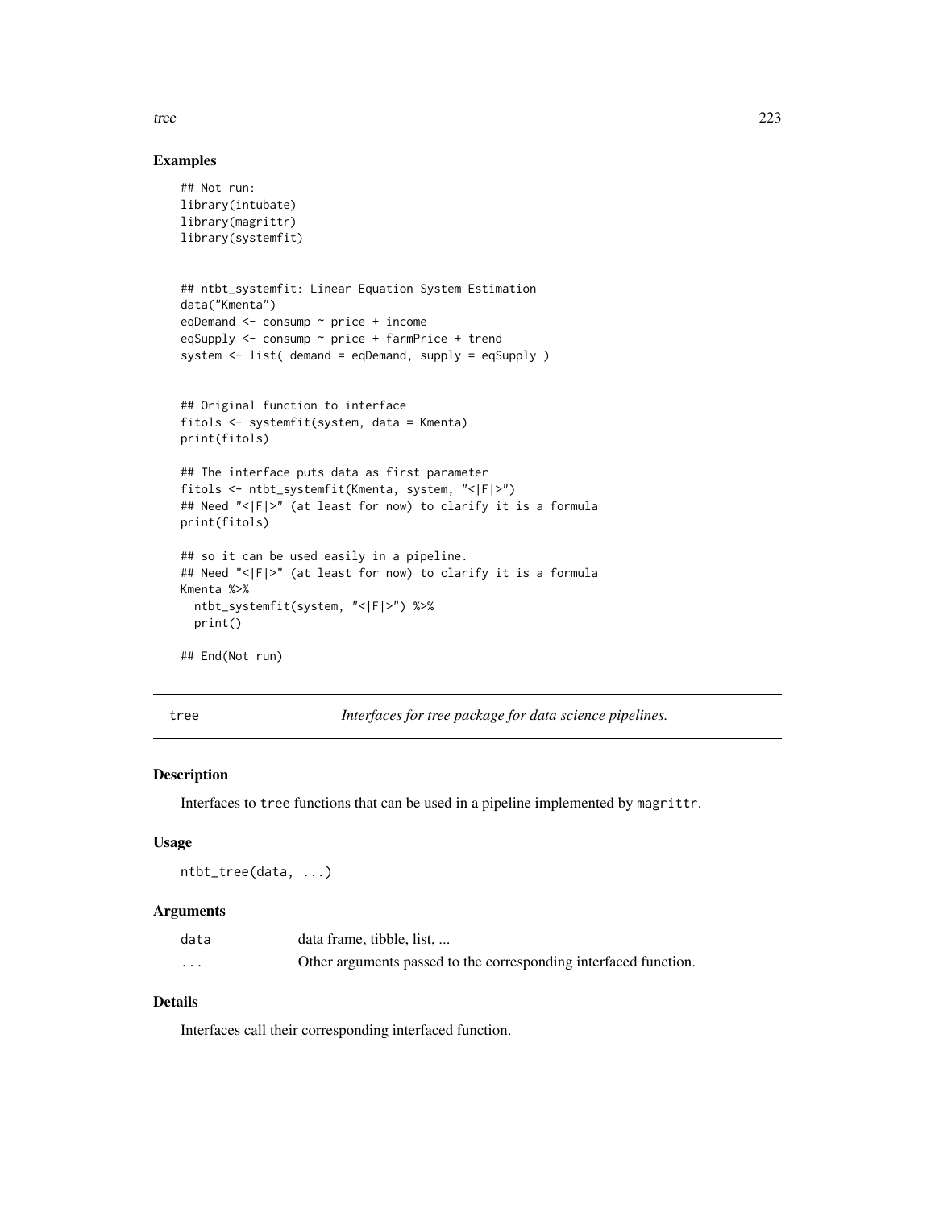### Examples

```
## Not run:
library(intubate)
library(magrittr)
library(systemfit)


## ntbt_systemfit: Linear Equation System Estimation
data("Kmenta")
eqDemand <- consump ~ price + income
eqSupply <- consump ~ price + farmPrice + trend
system <- list( demand = eqDemand, supply = eqSupply )


## Original function to interface
fitols <- systemfit(system, data = Kmenta)
print(fitols)

## The interface puts data as first parameter
fitols <- ntbt_systemfit(Kmenta, system, "<|F|>")
## Need "<|F|>" (at least for now) to clarify it is a formula
print(fitols)

## so it can be used easily in a pipeline.
## Need "<|F|>" (at least for now) to clarify it is a formula
Kmenta %>%
  ntbt_systemfit(system, "<|F|>") %>%
  print()

## End(Not run)
```

---

## tree — *Interfaces for tree package for data science pipelines.*

---

### Description

Interfaces to `tree` functions that can be used in a pipeline implemented by `magrittr`.

### Usage

```
ntbt_tree(data, ...)
```

### Arguments

| | |
|---|---|
| `data` | data frame, tibble, list, ... |
| `...` | Other arguments passed to the corresponding interfaced function. |

### Details

Interfaces call their corresponding interfaced function.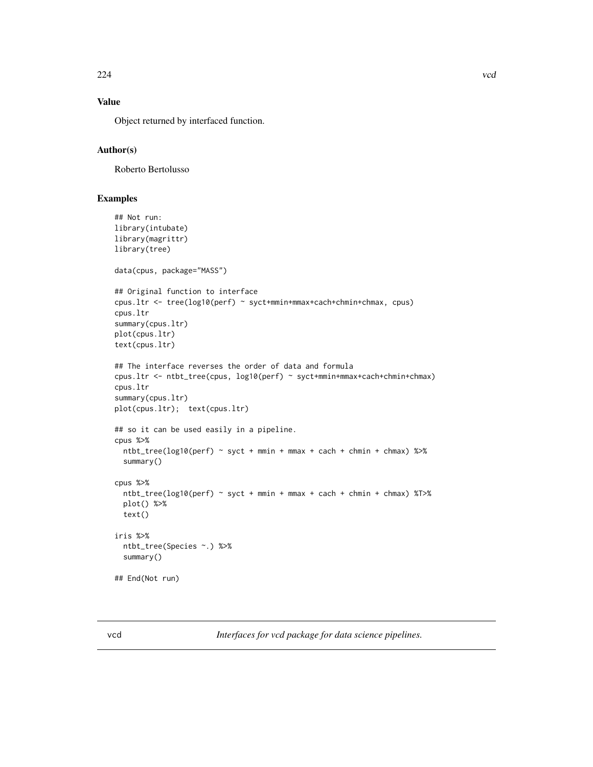## Value

Object returned by interfaced function.

## Author(s)

Roberto Bertolusso

## Examples

```
## Not run:
library(intubate)
library(magrittr)
library(tree)

data(cpus, package="MASS")

## Original function to interface
cpus.ltr <- tree(log10(perf) ~ syct+mmin+mmax+cach+chmin+chmax, cpus)
cpus.ltr
summary(cpus.ltr)
plot(cpus.ltr)
text(cpus.ltr)

## The interface reverses the order of data and formula
cpus.ltr <- ntbt_tree(cpus, log10(perf) ~ syct+mmin+mmax+cach+chmin+chmax)
cpus.ltr
summary(cpus.ltr)
plot(cpus.ltr);  text(cpus.ltr)

## so it can be used easily in a pipeline.
cpus %>%
  ntbt_tree(log10(perf) ~ syct + mmin + mmax + cach + chmin + chmax) %>%
  summary()

cpus %>%
  ntbt_tree(log10(perf) ~ syct + mmin + mmax + cach + chmin + chmax) %T>%
  plot() %>%
  text()

iris %>%
  ntbt_tree(Species ~.) %>%
  summary()

## End(Not run)
```

---

vcd — *Interfaces for vcd package for data science pipelines.*

---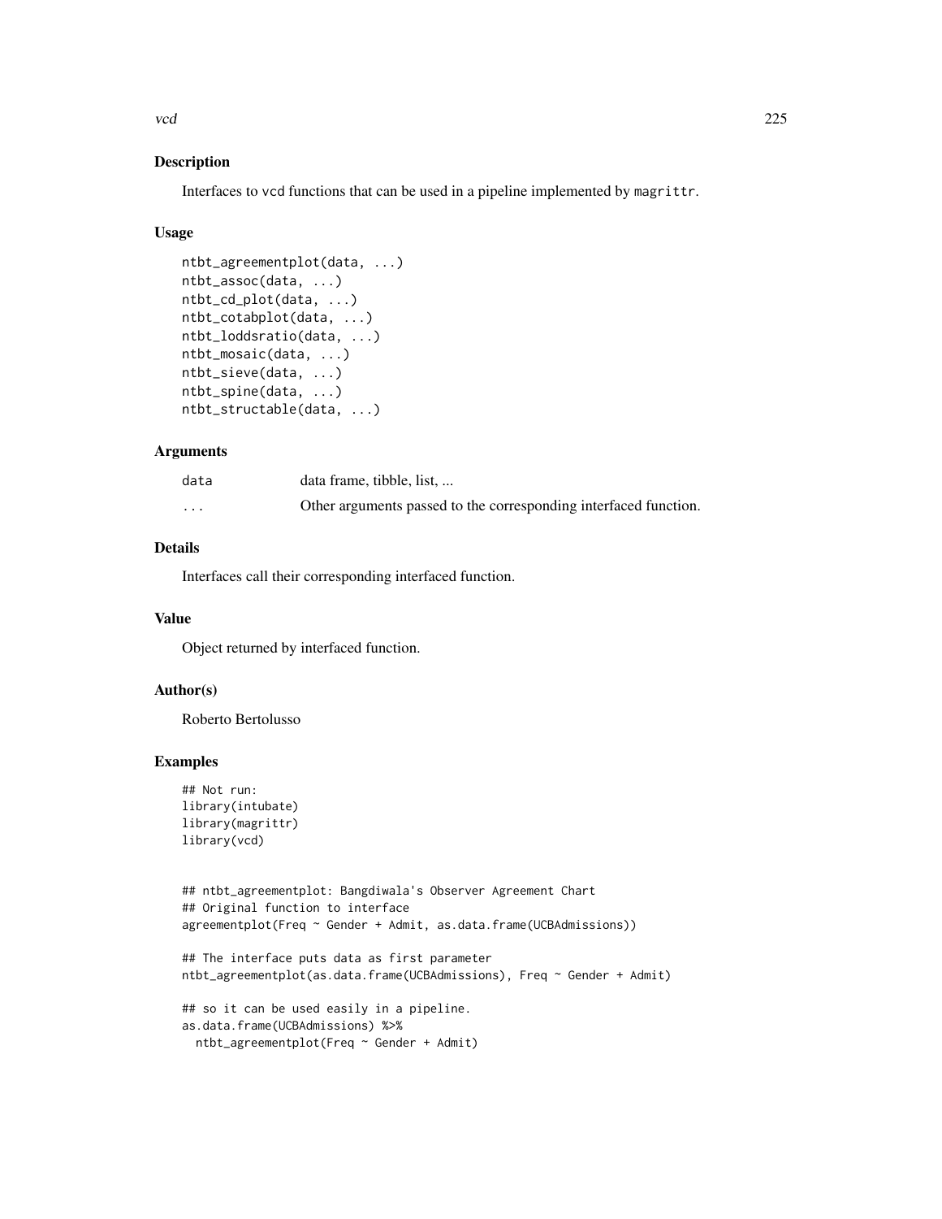## Description

Interfaces to vcd functions that can be used in a pipeline implemented by magrittr.

## Usage

```
ntbt_agreementplot(data, ...)
ntbt_assoc(data, ...)
ntbt_cd_plot(data, ...)
ntbt_cotabplot(data, ...)
ntbt_loddsratio(data, ...)
ntbt_mosaic(data, ...)
ntbt_sieve(data, ...)
ntbt_spine(data, ...)
ntbt_structable(data, ...)
```

## Arguments

| | |
|---|---|
| data | data frame, tibble, list, ... |
| ... | Other arguments passed to the corresponding interfaced function. |

## Details

Interfaces call their corresponding interfaced function.

## Value

Object returned by interfaced function.

## Author(s)

Roberto Bertolusso

## Examples

```
## Not run:
library(intubate)
library(magrittr)
library(vcd)


## ntbt_agreementplot: Bangdiwala's Observer Agreement Chart
## Original function to interface
agreementplot(Freq ~ Gender + Admit, as.data.frame(UCBAdmissions))

## The interface puts data as first parameter
ntbt_agreementplot(as.data.frame(UCBAdmissions), Freq ~ Gender + Admit)

## so it can be used easily in a pipeline.
as.data.frame(UCBAdmissions) %>%
  ntbt_agreementplot(Freq ~ Gender + Admit)
```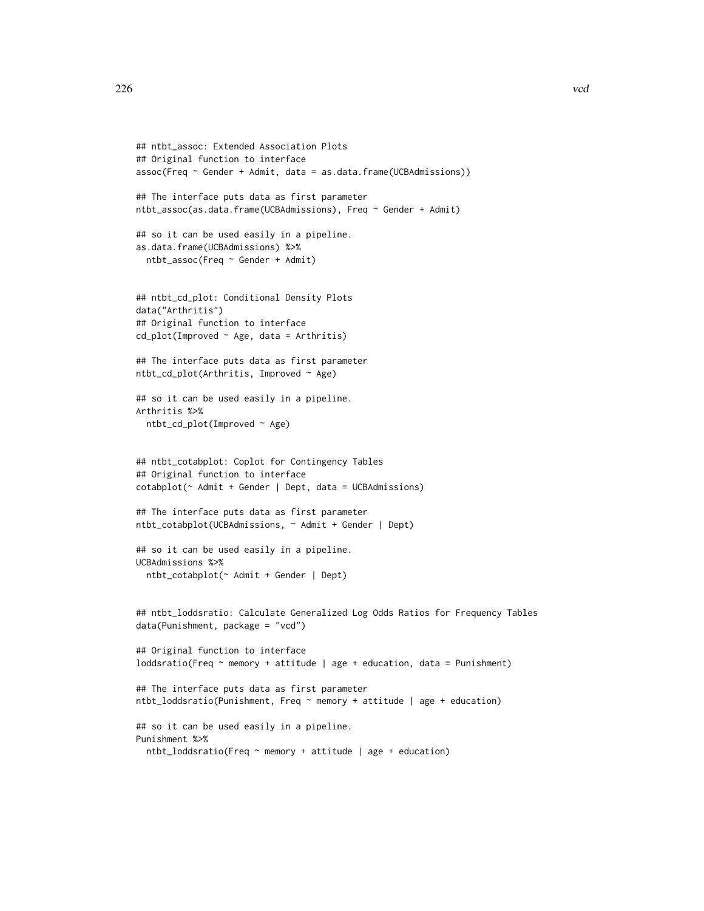```
## ntbt_assoc: Extended Association Plots
## Original function to interface
assoc(Freq ~ Gender + Admit, data = as.data.frame(UCBAdmissions))

## The interface puts data as first parameter
ntbt_assoc(as.data.frame(UCBAdmissions), Freq ~ Gender + Admit)

## so it can be used easily in a pipeline.
as.data.frame(UCBAdmissions) %>%
  ntbt_assoc(Freq ~ Gender + Admit)


## ntbt_cd_plot: Conditional Density Plots
data("Arthritis")
## Original function to interface
cd_plot(Improved ~ Age, data = Arthritis)

## The interface puts data as first parameter
ntbt_cd_plot(Arthritis, Improved ~ Age)

## so it can be used easily in a pipeline.
Arthritis %>%
  ntbt_cd_plot(Improved ~ Age)


## ntbt_cotabplot: Coplot for Contingency Tables
## Original function to interface
cotabplot(~ Admit + Gender | Dept, data = UCBAdmissions)

## The interface puts data as first parameter
ntbt_cotabplot(UCBAdmissions, ~ Admit + Gender | Dept)

## so it can be used easily in a pipeline.
UCBAdmissions %>%
  ntbt_cotabplot(~ Admit + Gender | Dept)


## ntbt_loddsratio: Calculate Generalized Log Odds Ratios for Frequency Tables
data(Punishment, package = "vcd")

## Original function to interface
loddsratio(Freq ~ memory + attitude | age + education, data = Punishment)

## The interface puts data as first parameter
ntbt_loddsratio(Punishment, Freq ~ memory + attitude | age + education)

## so it can be used easily in a pipeline.
Punishment %>%
  ntbt_loddsratio(Freq ~ memory + attitude | age + education)
```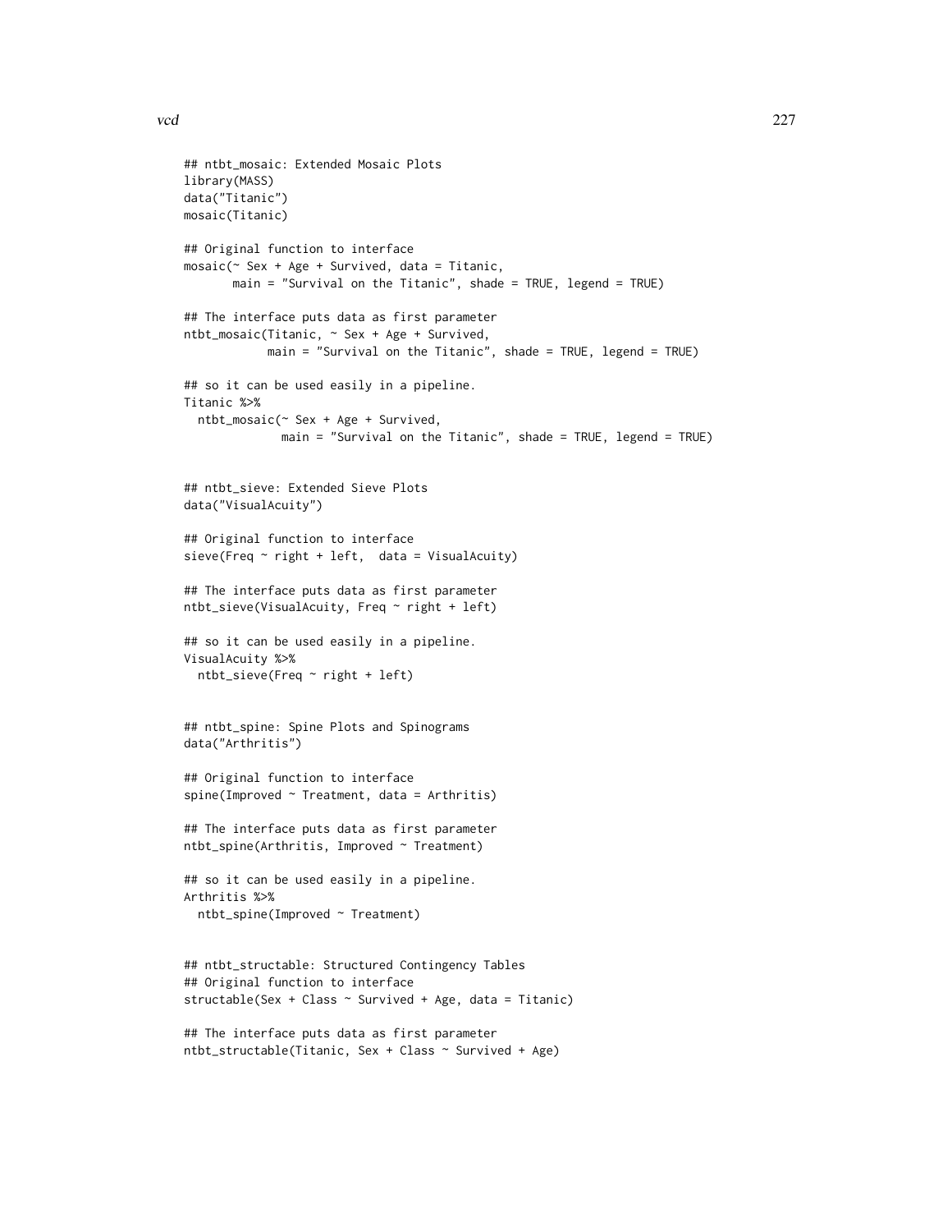```
## ntbt_mosaic: Extended Mosaic Plots
library(MASS)
data("Titanic")
mosaic(Titanic)

## Original function to interface
mosaic(~ Sex + Age + Survived, data = Titanic,
       main = "Survival on the Titanic", shade = TRUE, legend = TRUE)

## The interface puts data as first parameter
ntbt_mosaic(Titanic, ~ Sex + Age + Survived,
            main = "Survival on the Titanic", shade = TRUE, legend = TRUE)

## so it can be used easily in a pipeline.
Titanic %>%
  ntbt_mosaic(~ Sex + Age + Survived,
              main = "Survival on the Titanic", shade = TRUE, legend = TRUE)


## ntbt_sieve: Extended Sieve Plots
data("VisualAcuity")

## Original function to interface
sieve(Freq ~ right + left,  data = VisualAcuity)

## The interface puts data as first parameter
ntbt_sieve(VisualAcuity, Freq ~ right + left)

## so it can be used easily in a pipeline.
VisualAcuity %>%
  ntbt_sieve(Freq ~ right + left)


## ntbt_spine: Spine Plots and Spinograms
data("Arthritis")

## Original function to interface
spine(Improved ~ Treatment, data = Arthritis)

## The interface puts data as first parameter
ntbt_spine(Arthritis, Improved ~ Treatment)

## so it can be used easily in a pipeline.
Arthritis %>%
  ntbt_spine(Improved ~ Treatment)


## ntbt_structable: Structured Contingency Tables
## Original function to interface
structable(Sex + Class ~ Survived + Age, data = Titanic)

## The interface puts data as first parameter
ntbt_structable(Titanic, Sex + Class ~ Survived + Age)
```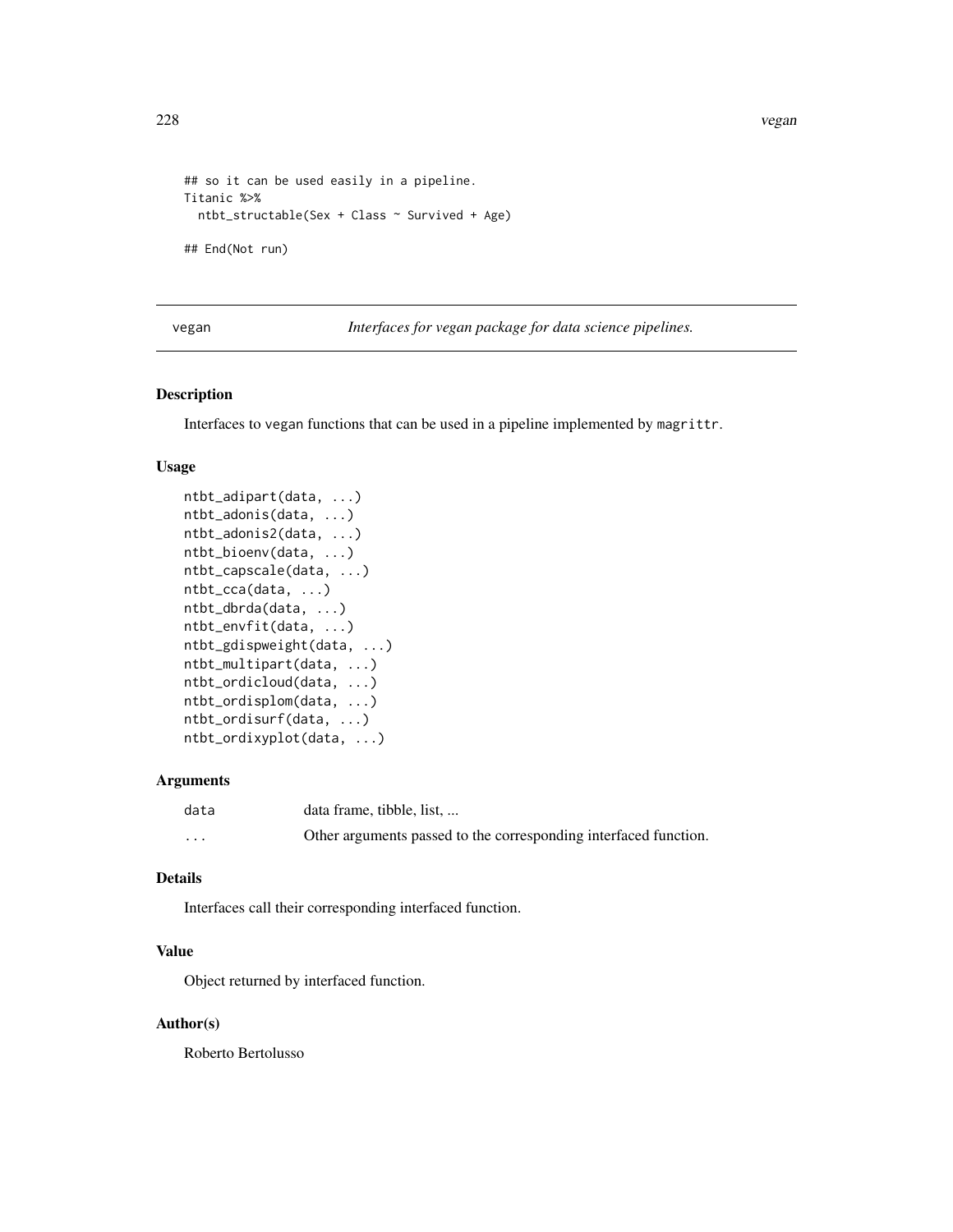```
## so it can be used easily in a pipeline.
Titanic %>%
  ntbt_structable(Sex + Class ~ Survived + Age)

## End(Not run)
```

---

## vegan — *Interfaces for vegan package for data science pipelines.*

### Description

Interfaces to vegan functions that can be used in a pipeline implemented by magrittr.

### Usage

```
ntbt_adipart(data, ...)
ntbt_adonis(data, ...)
ntbt_adonis2(data, ...)
ntbt_bioenv(data, ...)
ntbt_capscale(data, ...)
ntbt_cca(data, ...)
ntbt_dbrda(data, ...)
ntbt_envfit(data, ...)
ntbt_gdispweight(data, ...)
ntbt_multipart(data, ...)
ntbt_ordicloud(data, ...)
ntbt_ordisplom(data, ...)
ntbt_ordisurf(data, ...)
ntbt_ordixyplot(data, ...)
```

### Arguments

| | |
|---|---|
| data | data frame, tibble, list, ... |
| ... | Other arguments passed to the corresponding interfaced function. |

### Details

Interfaces call their corresponding interfaced function.

### Value

Object returned by interfaced function.

### Author(s)

Roberto Bertolusso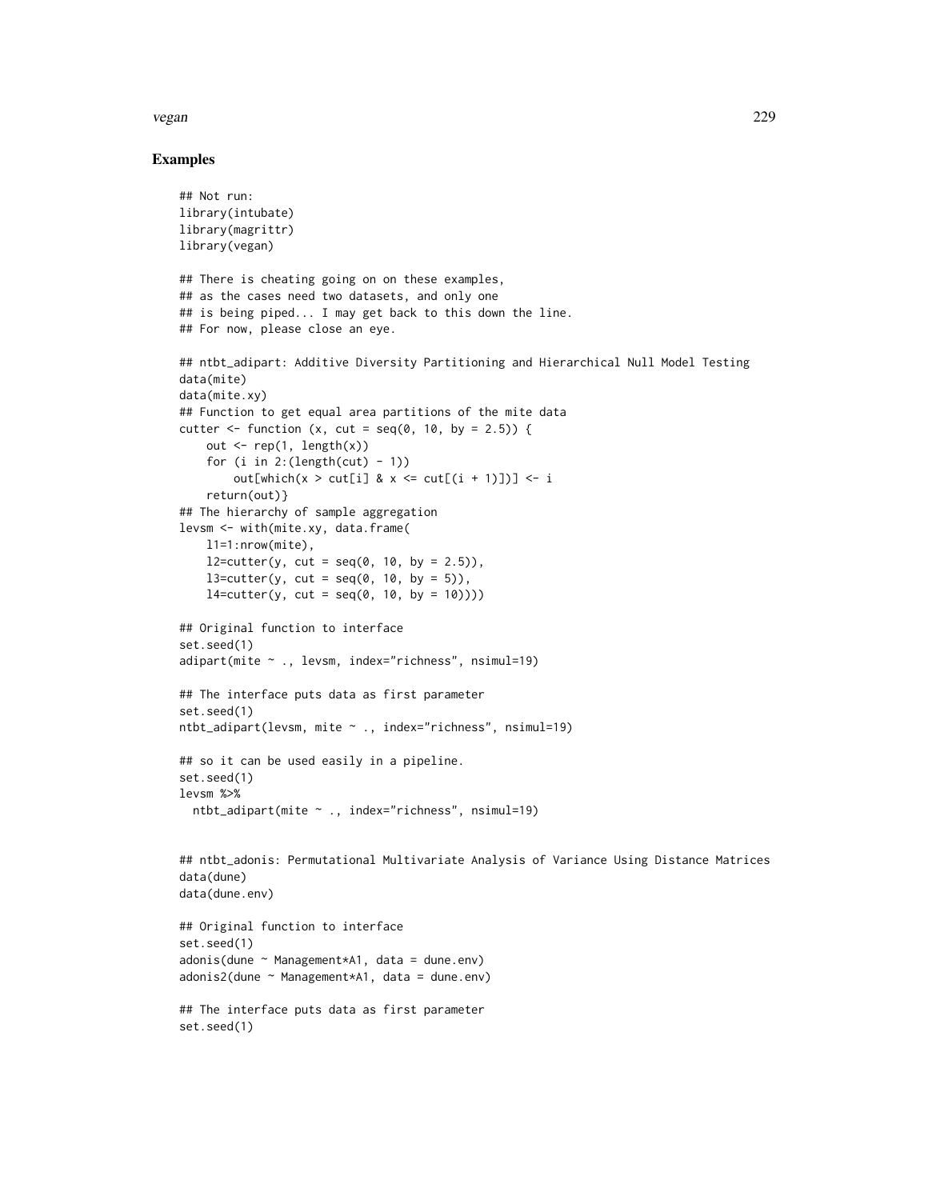# Examples

```
## Not run:
library(intubate)
library(magrittr)
library(vegan)

## There is cheating going on on these examples,
## as the cases need two datasets, and only one
## is being piped... I may get back to this down the line.
## For now, please close an eye.

## ntbt_adipart: Additive Diversity Partitioning and Hierarchical Null Model Testing
data(mite)
data(mite.xy)
## Function to get equal area partitions of the mite data
cutter <- function (x, cut = seq(0, 10, by = 2.5)) {
    out <- rep(1, length(x))
    for (i in 2:(length(cut) - 1))
        out[which(x > cut[i] & x <= cut[(i + 1)])] <- i
    return(out)}
## The hierarchy of sample aggregation
levsm <- with(mite.xy, data.frame(
    l1=1:nrow(mite),
    l2=cutter(y, cut = seq(0, 10, by = 2.5)),
    l3=cutter(y, cut = seq(0, 10, by = 5)),
    l4=cutter(y, cut = seq(0, 10, by = 10))))

## Original function to interface
set.seed(1)
adipart(mite ~ ., levsm, index="richness", nsimul=19)

## The interface puts data as first parameter
set.seed(1)
ntbt_adipart(levsm, mite ~ ., index="richness", nsimul=19)

## so it can be used easily in a pipeline.
set.seed(1)
levsm %>%
  ntbt_adipart(mite ~ ., index="richness", nsimul=19)


## ntbt_adonis: Permutational Multivariate Analysis of Variance Using Distance Matrices
data(dune)
data(dune.env)

## Original function to interface
set.seed(1)
adonis(dune ~ Management*A1, data = dune.env)
adonis2(dune ~ Management*A1, data = dune.env)

## The interface puts data as first parameter
set.seed(1)
```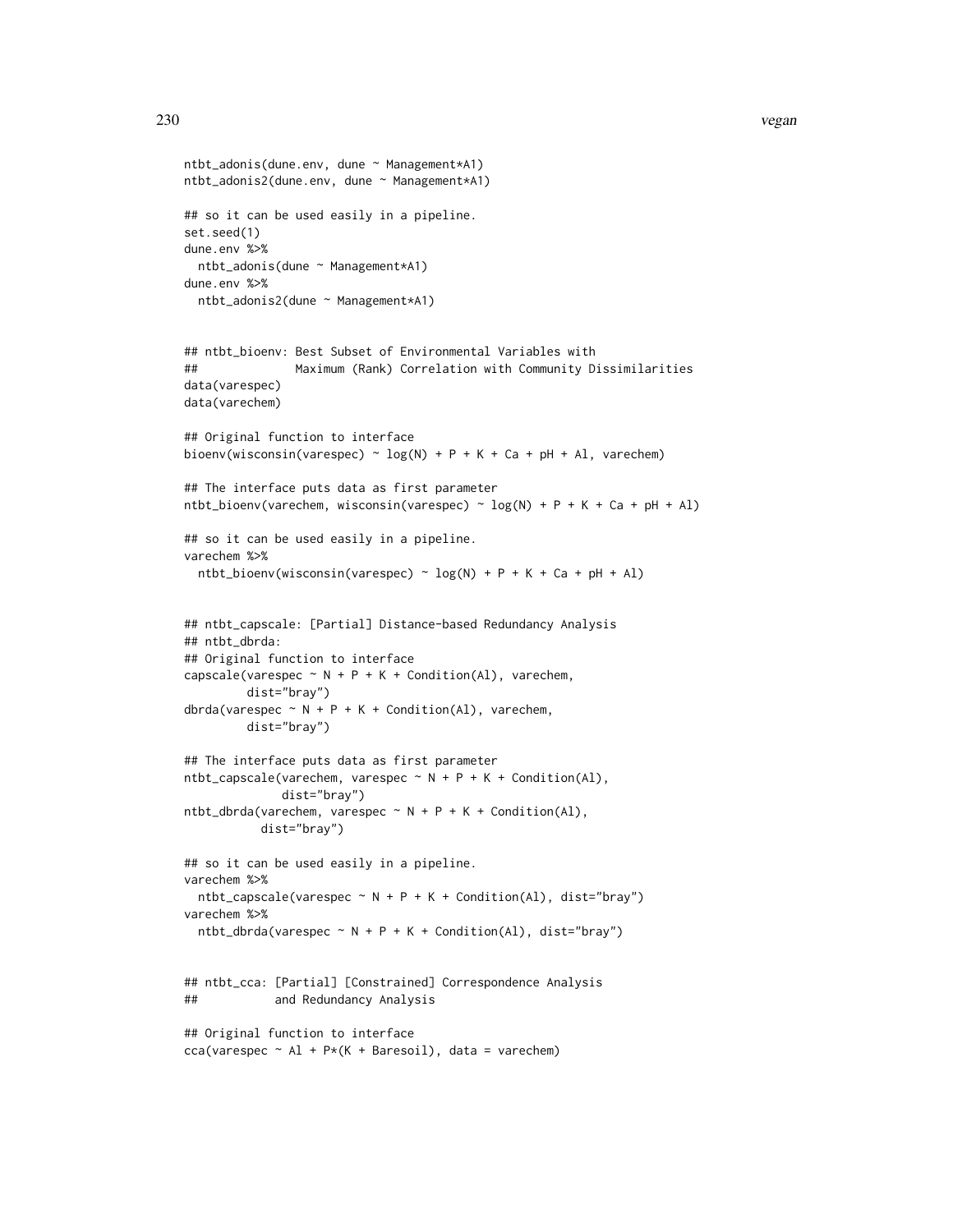```
ntbt_adonis(dune.env, dune ~ Management*A1)
ntbt_adonis2(dune.env, dune ~ Management*A1)

## so it can be used easily in a pipeline.
set.seed(1)
dune.env %>%
  ntbt_adonis(dune ~ Management*A1)
dune.env %>%
  ntbt_adonis2(dune ~ Management*A1)


## ntbt_bioenv: Best Subset of Environmental Variables with
##              Maximum (Rank) Correlation with Community Dissimilarities
data(varespec)
data(varechem)

## Original function to interface
bioenv(wisconsin(varespec) ~ log(N) + P + K + Ca + pH + Al, varechem)

## The interface puts data as first parameter
ntbt_bioenv(varechem, wisconsin(varespec) ~ log(N) + P + K + Ca + pH + Al)

## so it can be used easily in a pipeline.
varechem %>%
  ntbt_bioenv(wisconsin(varespec) ~ log(N) + P + K + Ca + pH + Al)


## ntbt_capscale: [Partial] Distance-based Redundancy Analysis
## ntbt_dbrda:
## Original function to interface
capscale(varespec ~ N + P + K + Condition(Al), varechem,
         dist="bray")
dbrda(varespec ~ N + P + K + Condition(Al), varechem,
         dist="bray")

## The interface puts data as first parameter
ntbt_capscale(varechem, varespec ~ N + P + K + Condition(Al),
              dist="bray")
ntbt_dbrda(varechem, varespec ~ N + P + K + Condition(Al),
           dist="bray")

## so it can be used easily in a pipeline.
varechem %>%
  ntbt_capscale(varespec ~ N + P + K + Condition(Al), dist="bray")
varechem %>%
  ntbt_dbrda(varespec ~ N + P + K + Condition(Al), dist="bray")


## ntbt_cca: [Partial] [Constrained] Correspondence Analysis
##           and Redundancy Analysis

## Original function to interface
cca(varespec ~ Al + P*(K + Baresoil), data = varechem)
```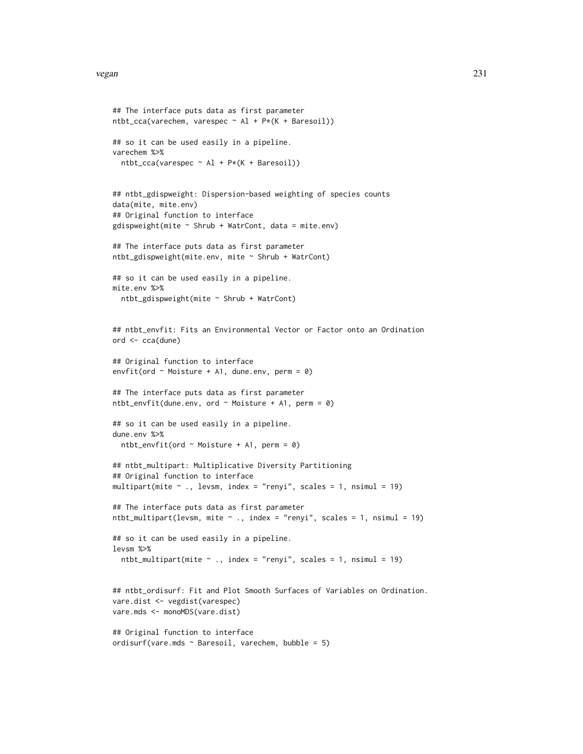```
## The interface puts data as first parameter
ntbt_cca(varechem, varespec ~ Al + P*(K + Baresoil))

## so it can be used easily in a pipeline.
varechem %>%
  ntbt_cca(varespec ~ Al + P*(K + Baresoil))


## ntbt_gdispweight: Dispersion-based weighting of species counts
data(mite, mite.env)
## Original function to interface
gdispweight(mite ~ Shrub + WatrCont, data = mite.env)

## The interface puts data as first parameter
ntbt_gdispweight(mite.env, mite ~ Shrub + WatrCont)

## so it can be used easily in a pipeline.
mite.env %>%
  ntbt_gdispweight(mite ~ Shrub + WatrCont)


## ntbt_envfit: Fits an Environmental Vector or Factor onto an Ordination
ord <- cca(dune)

## Original function to interface
envfit(ord ~ Moisture + A1, dune.env, perm = 0)

## The interface puts data as first parameter
ntbt_envfit(dune.env, ord ~ Moisture + A1, perm = 0)

## so it can be used easily in a pipeline.
dune.env %>%
  ntbt_envfit(ord ~ Moisture + A1, perm = 0)

## ntbt_multipart: Multiplicative Diversity Partitioning
## Original function to interface
multipart(mite ~ ., levsm, index = "renyi", scales = 1, nsimul = 19)

## The interface puts data as first parameter
ntbt_multipart(levsm, mite ~ ., index = "renyi", scales = 1, nsimul = 19)

## so it can be used easily in a pipeline.
levsm %>%
  ntbt_multipart(mite ~ ., index = "renyi", scales = 1, nsimul = 19)


## ntbt_ordisurf: Fit and Plot Smooth Surfaces of Variables on Ordination.
vare.dist <- vegdist(varespec)
vare.mds <- monoMDS(vare.dist)

## Original function to interface
ordisurf(vare.mds ~ Baresoil, varechem, bubble = 5)
```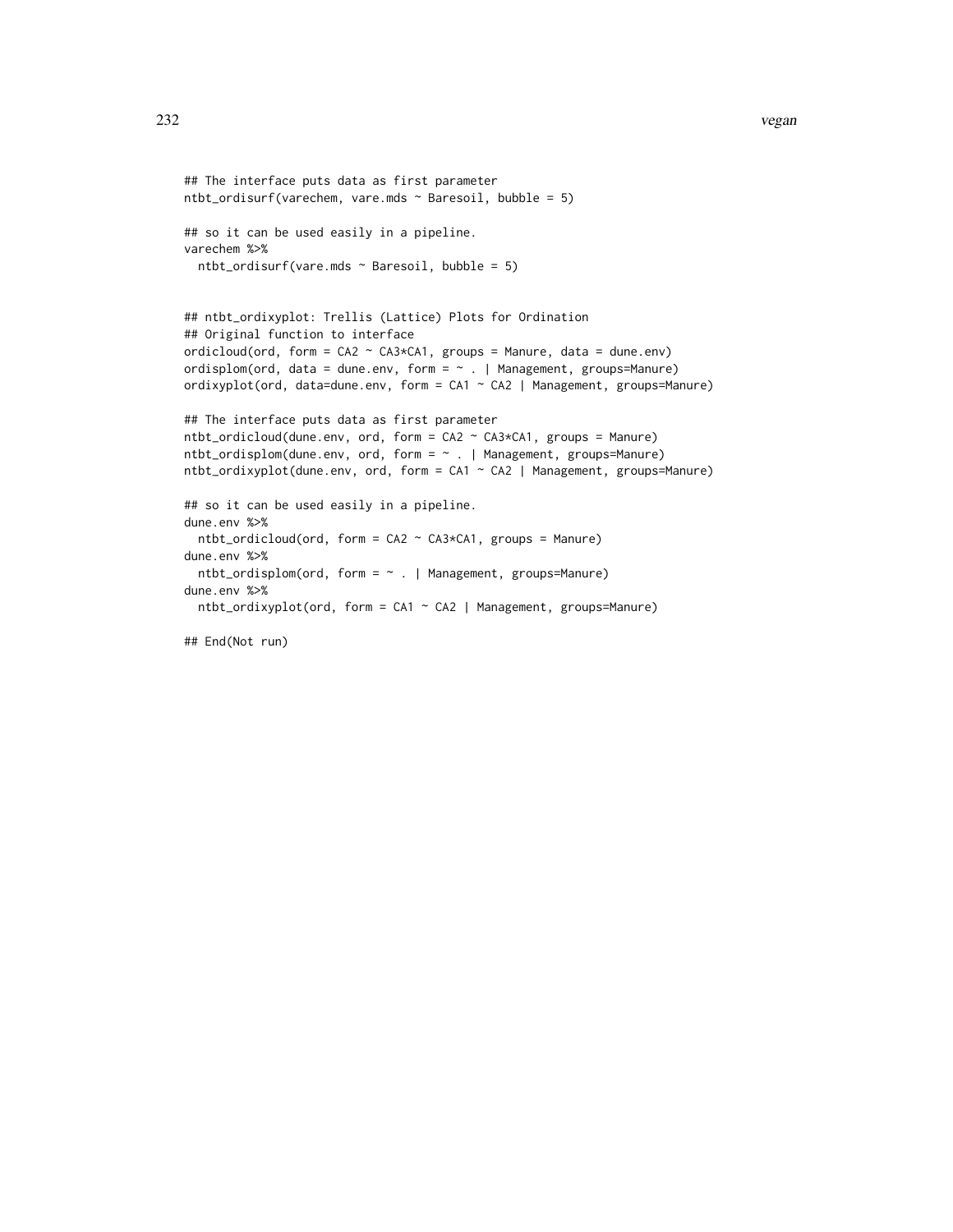```
## The interface puts data as first parameter
ntbt_ordisurf(varechem, vare.mds ~ Baresoil, bubble = 5)

## so it can be used easily in a pipeline.
varechem %>%
  ntbt_ordisurf(vare.mds ~ Baresoil, bubble = 5)


## ntbt_ordixyplot: Trellis (Lattice) Plots for Ordination
## Original function to interface
ordicloud(ord, form = CA2 ~ CA3*CA1, groups = Manure, data = dune.env)
ordisplom(ord, data = dune.env, form = ~ . | Management, groups=Manure)
ordixyplot(ord, data=dune.env, form = CA1 ~ CA2 | Management, groups=Manure)

## The interface puts data as first parameter
ntbt_ordicloud(dune.env, ord, form = CA2 ~ CA3*CA1, groups = Manure)
ntbt_ordisplom(dune.env, ord, form = ~ . | Management, groups=Manure)
ntbt_ordixyplot(dune.env, ord, form = CA1 ~ CA2 | Management, groups=Manure)

## so it can be used easily in a pipeline.
dune.env %>%
  ntbt_ordicloud(ord, form = CA2 ~ CA3*CA1, groups = Manure)
dune.env %>%
  ntbt_ordisplom(ord, form = ~ . | Management, groups=Manure)
dune.env %>%
  ntbt_ordixyplot(ord, form = CA1 ~ CA2 | Management, groups=Manure)

## End(Not run)
```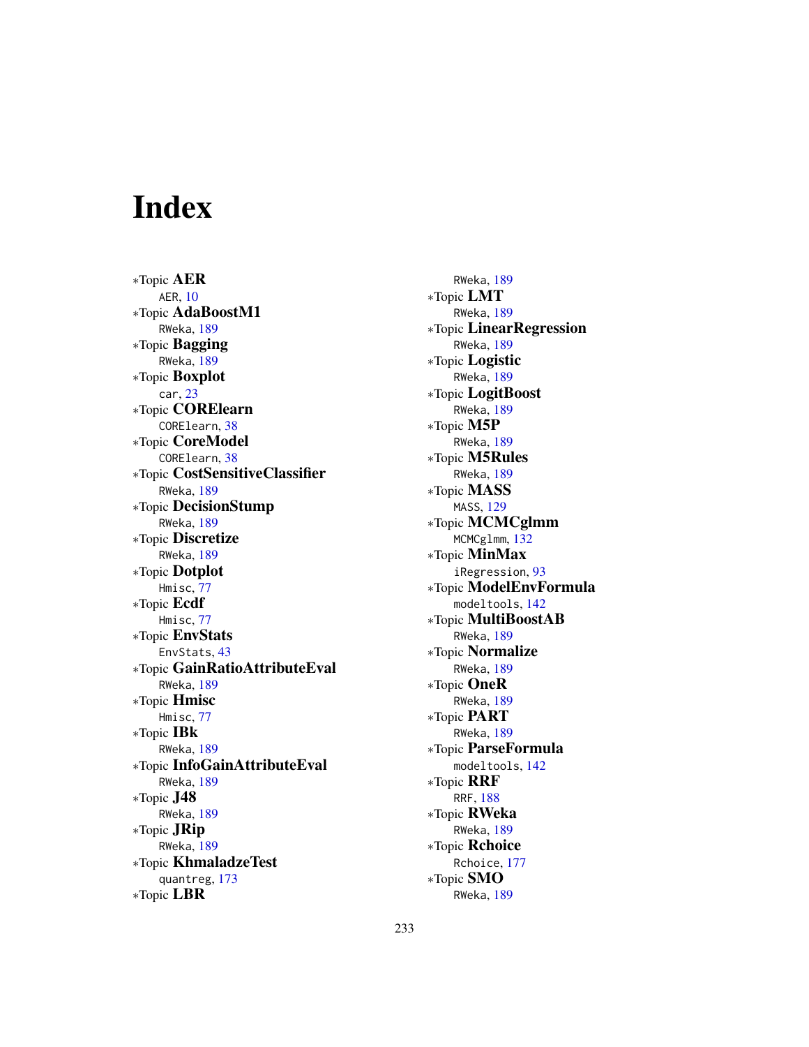# Index

∗Topic **AER**
    AER, 10
∗Topic **AdaBoostM1**
    RWeka, 189
∗Topic **Bagging**
    RWeka, 189
∗Topic **Boxplot**
    car, 23
∗Topic **CORElearn**
    CORElearn, 38
∗Topic **CoreModel**
    CORElearn, 38
∗Topic **CostSensitiveClassifier**
    RWeka, 189
∗Topic **DecisionStump**
    RWeka, 189
∗Topic **Discretize**
    RWeka, 189
∗Topic **Dotplot**
    Hmisc, 77
∗Topic **Ecdf**
    Hmisc, 77
∗Topic **EnvStats**
    EnvStats, 43
∗Topic **GainRatioAttributeEval**
    RWeka, 189
∗Topic **Hmisc**
    Hmisc, 77
∗Topic **IBk**
    RWeka, 189
∗Topic **InfoGainAttributeEval**
    RWeka, 189
∗Topic **J48**
    RWeka, 189
∗Topic **JRip**
    RWeka, 189
∗Topic **KhmaladzeTest**
    quantreg, 173
∗Topic **LBR**
    RWeka, 189
∗Topic **LMT**
    RWeka, 189
∗Topic **LinearRegression**
    RWeka, 189
∗Topic **Logistic**
    RWeka, 189
∗Topic **LogitBoost**
    RWeka, 189
∗Topic **M5P**
    RWeka, 189
∗Topic **M5Rules**
    RWeka, 189
∗Topic **MASS**
    MASS, 129
∗Topic **MCMCglmm**
    MCMCglmm, 132
∗Topic **MinMax**
    iRegression, 93
∗Topic **ModelEnvFormula**
    modeltools, 142
∗Topic **MultiBoostAB**
    RWeka, 189
∗Topic **Normalize**
    RWeka, 189
∗Topic **OneR**
    RWeka, 189
∗Topic **PART**
    RWeka, 189
∗Topic **ParseFormula**
    modeltools, 142
∗Topic **RRF**
    RRF, 188
∗Topic **RWeka**
    RWeka, 189
∗Topic **Rchoice**
    Rchoice, 177
∗Topic **SMO**
    RWeka, 189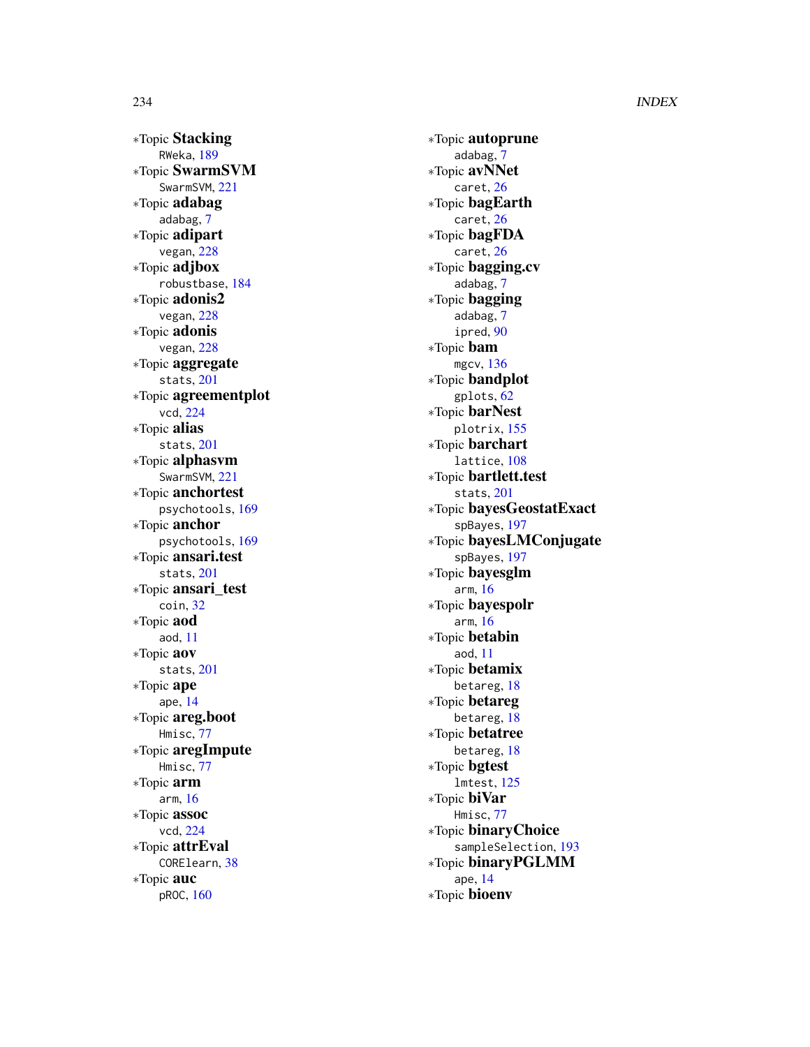∗Topic **Stacking**
    RWeka, 189
∗Topic **SwarmSVM**
    SwarmSVM, 221
∗Topic **adabag**
    adabag, 7
∗Topic **adipart**
    vegan, 228
∗Topic **adjbox**
    robustbase, 184
∗Topic **adonis2**
    vegan, 228
∗Topic **adonis**
    vegan, 228
∗Topic **aggregate**
    stats, 201
∗Topic **agreementplot**
    vcd, 224
∗Topic **alias**
    stats, 201
∗Topic **alphasvm**
    SwarmSVM, 221
∗Topic **anchortest**
    psychotools, 169
∗Topic **anchor**
    psychotools, 169
∗Topic **ansari.test**
    stats, 201
∗Topic **ansari_test**
    coin, 32
∗Topic **aod**
    aod, 11
∗Topic **aov**
    stats, 201
∗Topic **ape**
    ape, 14
∗Topic **areg.boot**
    Hmisc, 77
∗Topic **aregImpute**
    Hmisc, 77
∗Topic **arm**
    arm, 16
∗Topic **assoc**
    vcd, 224
∗Topic **attrEval**
    CORElearn, 38
∗Topic **auc**
    pROC, 160
∗Topic **autoprune**
    adabag, 7
∗Topic **avNNet**
    caret, 26
∗Topic **bagEarth**
    caret, 26
∗Topic **bagFDA**
    caret, 26
∗Topic **bagging.cv**
    adabag, 7
∗Topic **bagging**
    adabag, 7
    ipred, 90
∗Topic **bam**
    mgcv, 136
∗Topic **bandplot**
    gplots, 62
∗Topic **barNest**
    plotrix, 155
∗Topic **barchart**
    lattice, 108
∗Topic **bartlett.test**
    stats, 201
∗Topic **bayesGeostatExact**
    spBayes, 197
∗Topic **bayesLMConjugate**
    spBayes, 197
∗Topic **bayesglm**
    arm, 16
∗Topic **bayespolr**
    arm, 16
∗Topic **betabin**
    aod, 11
∗Topic **betamix**
    betareg, 18
∗Topic **betareg**
    betareg, 18
∗Topic **betatree**
    betareg, 18
∗Topic **bgtest**
    lmtest, 125
∗Topic **biVar**
    Hmisc, 77
∗Topic **binaryChoice**
    sampleSelection, 193
∗Topic **binaryPGLMM**
    ape, 14
∗Topic **bioenv**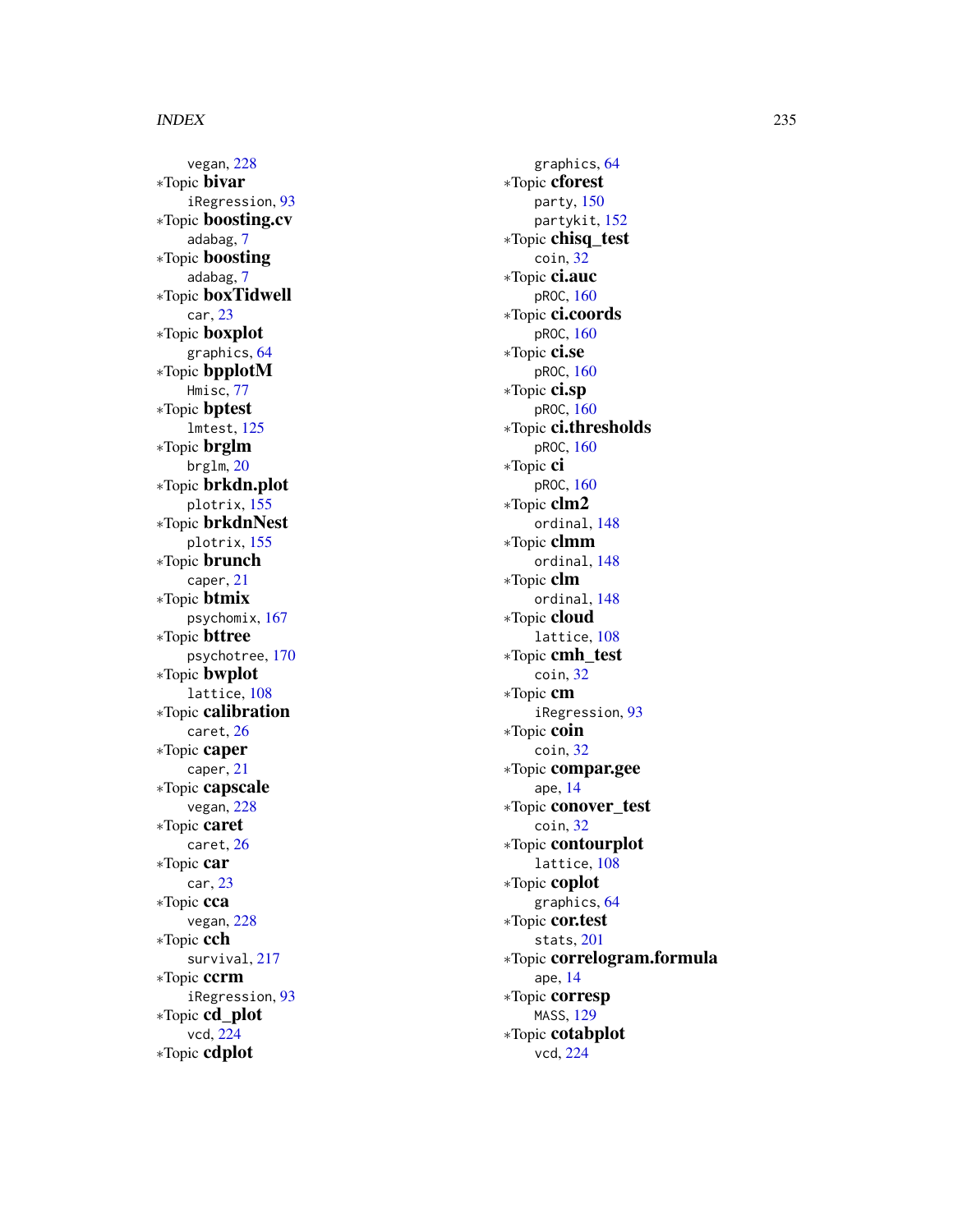vegan, 228
*Topic **bivar**
iRegression, 93
*Topic **boosting.cv**
adabag, 7
*Topic **boosting**
adabag, 7
*Topic **boxTidwell**
car, 23
*Topic **boxplot**
graphics, 64
*Topic **bpplotM**
Hmisc, 77
*Topic **bptest**
lmtest, 125
*Topic **brglm**
brglm, 20
*Topic **brkdn.plot**
plotrix, 155
*Topic **brkdnNest**
plotrix, 155
*Topic **brunch**
caper, 21
*Topic **btmix**
psychomix, 167
*Topic **bttree**
psychotree, 170
*Topic **bwplot**
lattice, 108
*Topic **calibration**
caret, 26
*Topic **caper**
caper, 21
*Topic **capscale**
vegan, 228
*Topic **caret**
caret, 26
*Topic **car**
car, 23
*Topic **cca**
vegan, 228
*Topic **cch**
survival, 217
*Topic **ccrm**
iRegression, 93
*Topic **cd_plot**
vcd, 224
*Topic **cdplot**
graphics, 64
*Topic **cforest**
party, 150
partykit, 152
*Topic **chisq_test**
coin, 32
*Topic **ci.auc**
pROC, 160
*Topic **ci.coords**
pROC, 160
*Topic **ci.se**
pROC, 160
*Topic **ci.sp**
pROC, 160
*Topic **ci.thresholds**
pROC, 160
*Topic **ci**
pROC, 160
*Topic **clm2**
ordinal, 148
*Topic **clmm**
ordinal, 148
*Topic **clm**
ordinal, 148
*Topic **cloud**
lattice, 108
*Topic **cmh_test**
coin, 32
*Topic **cm**
iRegression, 93
*Topic **coin**
coin, 32
*Topic **compar.gee**
ape, 14
*Topic **conover_test**
coin, 32
*Topic **contourplot**
lattice, 108
*Topic **coplot**
graphics, 64
*Topic **cor.test**
stats, 201
*Topic **correlogram.formula**
ape, 14
*Topic **corresp**
MASS, 129
*Topic **cotabplot**
vcd, 224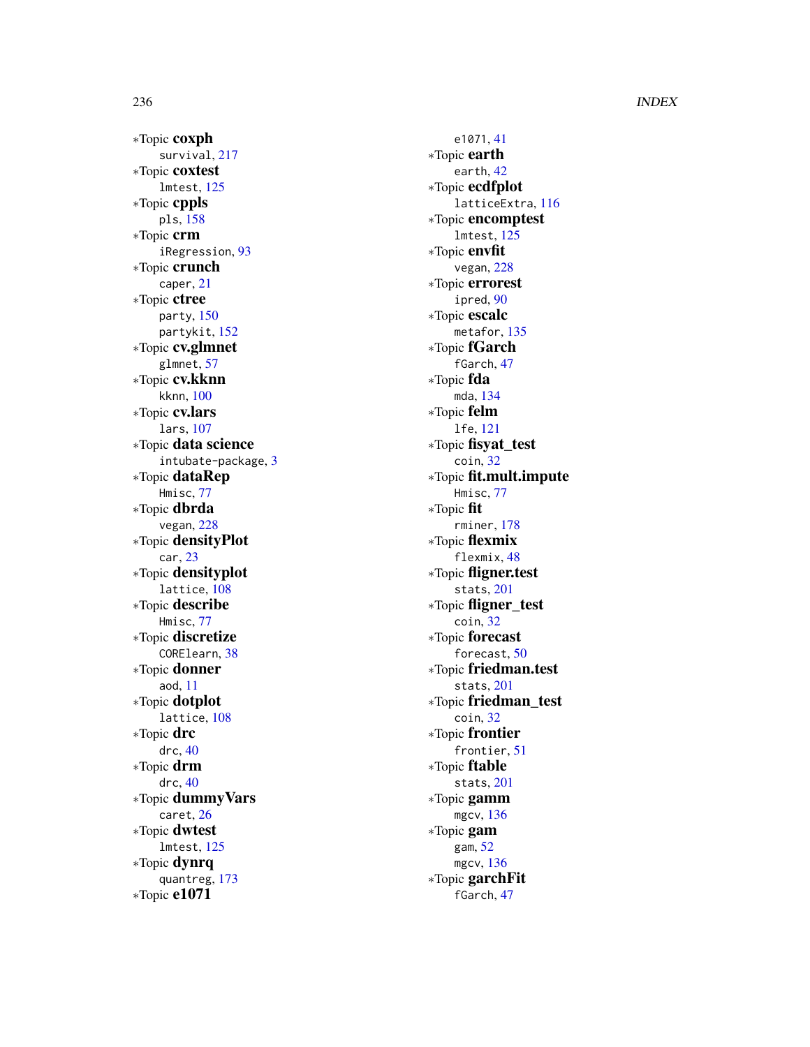∗Topic **coxph**
  survival, 217
∗Topic **coxtest**
  lmtest, 125
∗Topic **cppls**
  pls, 158
∗Topic **crm**
  iRegression, 93
∗Topic **crunch**
  caper, 21
∗Topic **ctree**
  party, 150
  partykit, 152
∗Topic **cv.glmnet**
  glmnet, 57
∗Topic **cv.kknn**
  kknn, 100
∗Topic **cv.lars**
  lars, 107
∗Topic **data science**
  intubate-package, 3
∗Topic **dataRep**
  Hmisc, 77
∗Topic **dbrda**
  vegan, 228
∗Topic **densityPlot**
  car, 23
∗Topic **densityplot**
  lattice, 108
∗Topic **describe**
  Hmisc, 77
∗Topic **discretize**
  CORElearn, 38
∗Topic **donner**
  aod, 11
∗Topic **dotplot**
  lattice, 108
∗Topic **drc**
  drc, 40
∗Topic **drm**
  drc, 40
∗Topic **dummyVars**
  caret, 26
∗Topic **dwtest**
  lmtest, 125
∗Topic **dynrq**
  quantreg, 173
∗Topic **e1071**
  e1071, 41
∗Topic **earth**
  earth, 42
∗Topic **ecdfplot**
  latticeExtra, 116
∗Topic **encomptest**
  lmtest, 125
∗Topic **envfit**
  vegan, 228
∗Topic **errorest**
  ipred, 90
∗Topic **escalc**
  metafor, 135
∗Topic **fGarch**
  fGarch, 47
∗Topic **fda**
  mda, 134
∗Topic **felm**
  lfe, 121
∗Topic **fisyat_test**
  coin, 32
∗Topic **fit.mult.impute**
  Hmisc, 77
∗Topic **fit**
  rminer, 178
∗Topic **flexmix**
  flexmix, 48
∗Topic **fligner.test**
  stats, 201
∗Topic **fligner_test**
  coin, 32
∗Topic **forecast**
  forecast, 50
∗Topic **friedman.test**
  stats, 201
∗Topic **friedman_test**
  coin, 32
∗Topic **frontier**
  frontier, 51
∗Topic **ftable**
  stats, 201
∗Topic **gamm**
  mgcv, 136
∗Topic **gam**
  gam, 52
  mgcv, 136
∗Topic **garchFit**
  fGarch, 47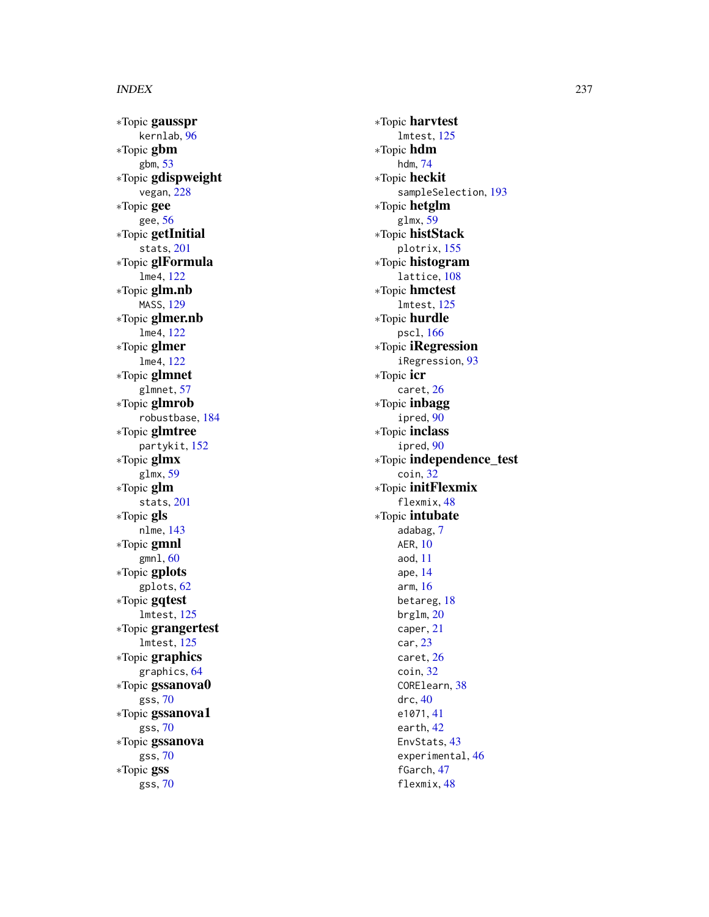∗Topic **gausspr**
  kernlab, 96
∗Topic **gbm**
  gbm, 53
∗Topic **gdispweight**
  vegan, 228
∗Topic **gee**
  gee, 56
∗Topic **getInitial**
  stats, 201
∗Topic **glFormula**
  lme4, 122
∗Topic **glm.nb**
  MASS, 129
∗Topic **glmer.nb**
  lme4, 122
∗Topic **glmer**
  lme4, 122
∗Topic **glmnet**
  glmnet, 57
∗Topic **glmrob**
  robustbase, 184
∗Topic **glmtree**
  partykit, 152
∗Topic **glmx**
  glmx, 59
∗Topic **glm**
  stats, 201
∗Topic **gls**
  nlme, 143
∗Topic **gmnl**
  gmnl, 60
∗Topic **gplots**
  gplots, 62
∗Topic **gqtest**
  lmtest, 125
∗Topic **grangertest**
  lmtest, 125
∗Topic **graphics**
  graphics, 64
∗Topic **gssanova0**
  gss, 70
∗Topic **gssanova1**
  gss, 70
∗Topic **gssanova**
  gss, 70
∗Topic **gss**
  gss, 70
∗Topic **harvtest**
  lmtest, 125
∗Topic **hdm**
  hdm, 74
∗Topic **heckit**
  sampleSelection, 193
∗Topic **hetglm**
  glmx, 59
∗Topic **histStack**
  plotrix, 155
∗Topic **histogram**
  lattice, 108
∗Topic **hmctest**
  lmtest, 125
∗Topic **hurdle**
  pscl, 166
∗Topic **iRegression**
  iRegression, 93
∗Topic **icr**
  caret, 26
∗Topic **inbagg**
  ipred, 90
∗Topic **inclass**
  ipred, 90
∗Topic **independence_test**
  coin, 32
∗Topic **initFlexmix**
  flexmix, 48
∗Topic **intubate**
  adabag, 7
  AER, 10
  aod, 11
  ape, 14
  arm, 16
  betareg, 18
  brglm, 20
  caper, 21
  car, 23
  caret, 26
  coin, 32
  CORElearn, 38
  drc, 40
  e1071, 41
  earth, 42
  EnvStats, 43
  experimental, 46
  fGarch, 47
  flexmix, 48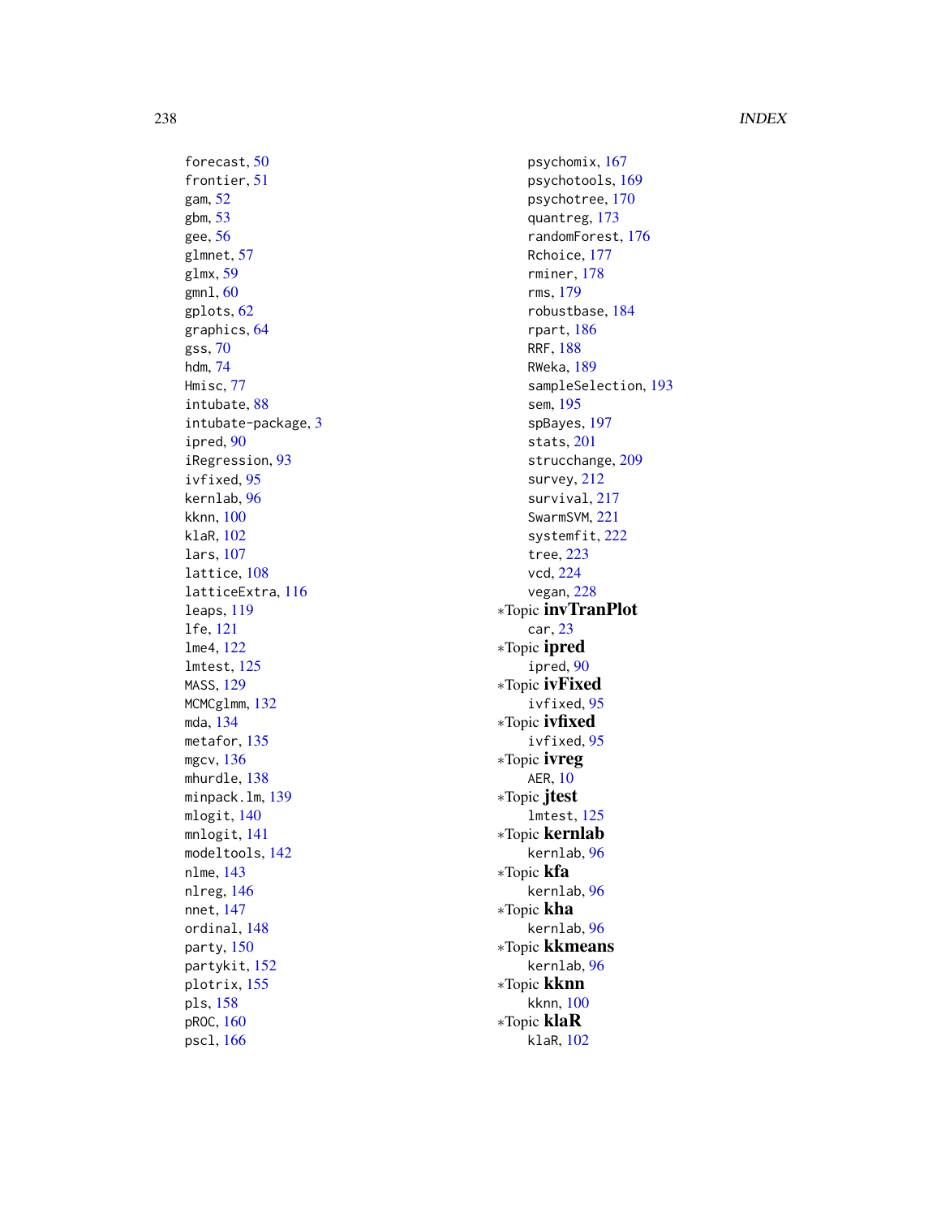forecast, 50
frontier, 51
gam, 52
gbm, 53
gee, 56
glmnet, 57
glmx, 59
gmnl, 60
gplots, 62
graphics, 64
gss, 70
hdm, 74
Hmisc, 77
intubate, 88
intubate-package, 3
ipred, 90
iRegression, 93
ivfixed, 95
kernlab, 96
kknn, 100
klaR, 102
lars, 107
lattice, 108
latticeExtra, 116
leaps, 119
lfe, 121
lme4, 122
lmtest, 125
MASS, 129
MCMCglmm, 132
mda, 134
metafor, 135
mgcv, 136
mhurdle, 138
minpack.lm, 139
mlogit, 140
mnlogit, 141
modeltools, 142
nlme, 143
nlreg, 146
nnet, 147
ordinal, 148
party, 150
partykit, 152
plotrix, 155
pls, 158
pROC, 160
pscl, 166
psychomix, 167
psychotools, 169
psychotree, 170
quantreg, 173
randomForest, 176
Rchoice, 177
rminer, 178
rms, 179
robustbase, 184
rpart, 186
RRF, 188
RWeka, 189
sampleSelection, 193
sem, 195
spBayes, 197
stats, 201
strucchange, 209
survey, 212
survival, 217
SwarmSVM, 221
systemfit, 222
tree, 223
vcd, 224
vegan, 228

∗Topic **invTranPlot**
car, 23

∗Topic **ipred**
ipred, 90

∗Topic **ivFixed**
ivfixed, 95

∗Topic **ivfixed**
ivfixed, 95

∗Topic **ivreg**
AER, 10

∗Topic **jtest**
lmtest, 125

∗Topic **kernlab**
kernlab, 96

∗Topic **kfa**
kernlab, 96

∗Topic **kha**
kernlab, 96

∗Topic **kkmeans**
kernlab, 96

∗Topic **kknn**
kknn, 100

∗Topic **klaR**
klaR, 102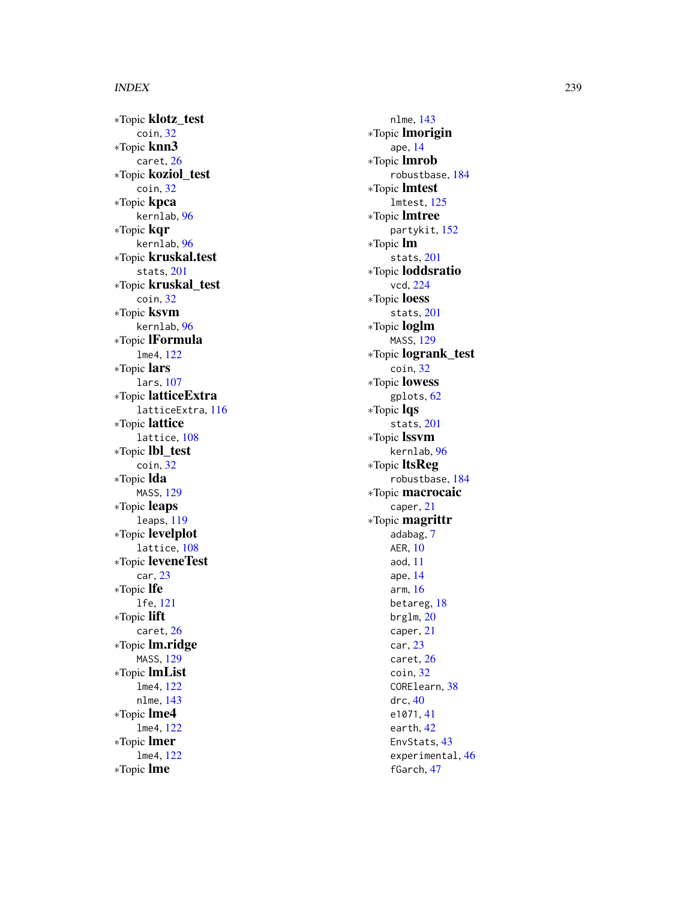*Topic **klotz_test**
  coin, 32
*Topic **knn3**
  caret, 26
*Topic **koziol_test**
  coin, 32
*Topic **kpca**
  kernlab, 96
*Topic **kqr**
  kernlab, 96
*Topic **kruskal.test**
  stats, 201
*Topic **kruskal_test**
  coin, 32
*Topic **ksvm**
  kernlab, 96
*Topic **lFormula**
  lme4, 122
*Topic **lars**
  lars, 107
*Topic **latticeExtra**
  latticeExtra, 116
*Topic **lattice**
  lattice, 108
*Topic **lbl_test**
  coin, 32
*Topic **lda**
  MASS, 129
*Topic **leaps**
  leaps, 119
*Topic **levelplot**
  lattice, 108
*Topic **leveneTest**
  car, 23
*Topic **lfe**
  lfe, 121
*Topic **lift**
  caret, 26
*Topic **lm.ridge**
  MASS, 129
*Topic **lmList**
  lme4, 122
  nlme, 143
*Topic **lme4**
  lme4, 122
*Topic **lmer**
  lme4, 122
*Topic **lme**
  nlme, 143
*Topic **lmorigin**
  ape, 14
*Topic **lmrob**
  robustbase, 184
*Topic **lmtest**
  lmtest, 125
*Topic **lmtree**
  partykit, 152
*Topic **lm**
  stats, 201
*Topic **loddsratio**
  vcd, 224
*Topic **loess**
  stats, 201
*Topic **loglm**
  MASS, 129
*Topic **logrank_test**
  coin, 32
*Topic **lowess**
  gplots, 62
*Topic **lqs**
  stats, 201
*Topic **lssvm**
  kernlab, 96
*Topic **ltsReg**
  robustbase, 184
*Topic **macrocaic**
  caper, 21
*Topic **magrittr**
  adabag, 7
  AER, 10
  aod, 11
  ape, 14
  arm, 16
  betareg, 18
  brglm, 20
  caper, 21
  car, 23
  caret, 26
  coin, 32
  CORElearn, 38
  drc, 40
  e1071, 41
  earth, 42
  EnvStats, 43
  experimental, 46
  fGarch, 47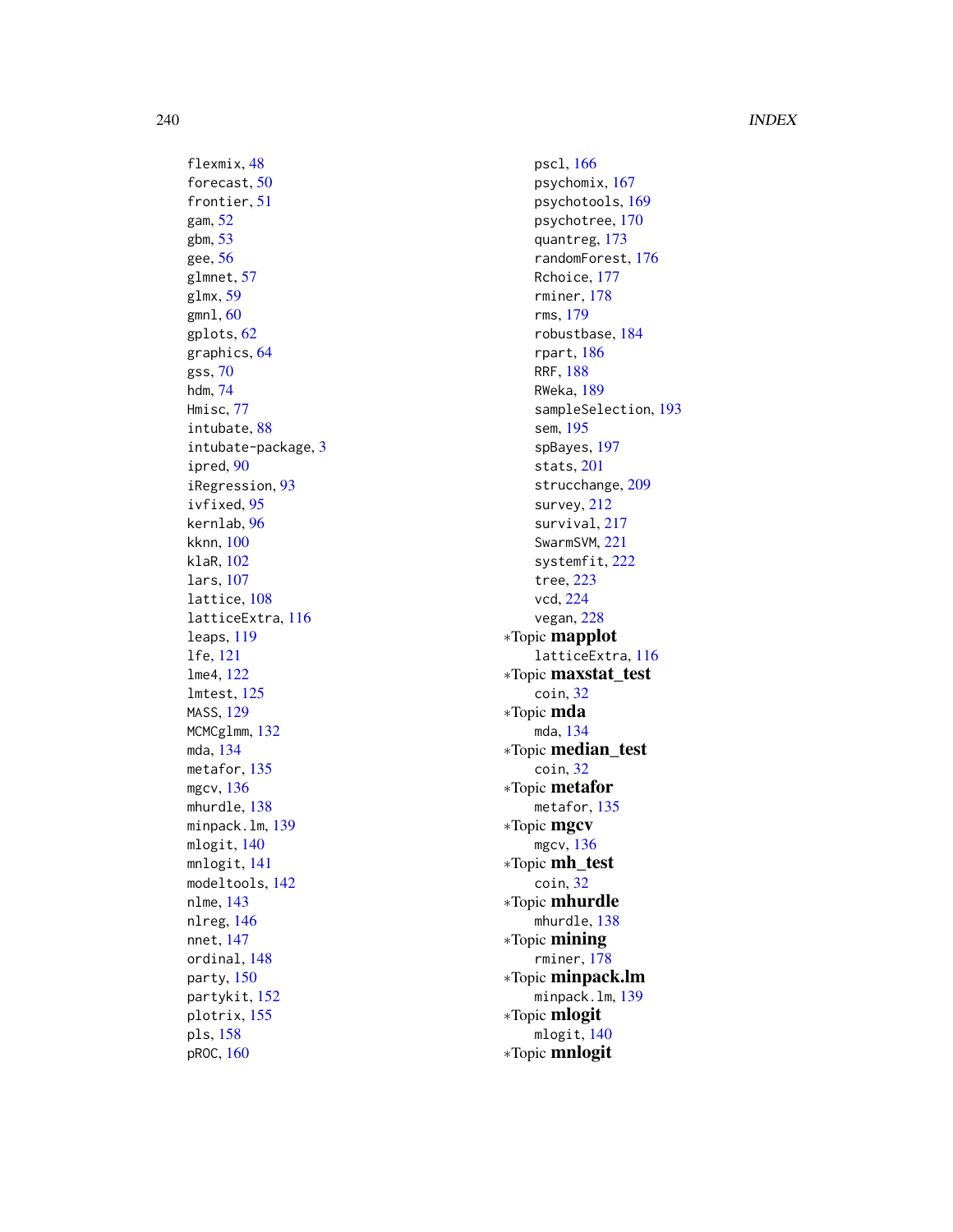flexmix, 48
forecast, 50
frontier, 51
gam, 52
gbm, 53
gee, 56
glmnet, 57
glmx, 59
gmnl, 60
gplots, 62
graphics, 64
gss, 70
hdm, 74
Hmisc, 77
intubate, 88
intubate-package, 3
ipred, 90
iRegression, 93
ivfixed, 95
kernlab, 96
kknn, 100
klaR, 102
lars, 107
lattice, 108
latticeExtra, 116
leaps, 119
lfe, 121
lme4, 122
lmtest, 125
MASS, 129
MCMCglmm, 132
mda, 134
metafor, 135
mgcv, 136
mhurdle, 138
minpack.lm, 139
mlogit, 140
mnlogit, 141
modeltools, 142
nlme, 143
nlreg, 146
nnet, 147
ordinal, 148
party, 150
partykit, 152
plotrix, 155
pls, 158
pROC, 160
pscl, 166
psychomix, 167
psychotools, 169
psychotree, 170
quantreg, 173
randomForest, 176
Rchoice, 177
rminer, 178
rms, 179
robustbase, 184
rpart, 186
RRF, 188
RWeka, 189
sampleSelection, 193
sem, 195
spBayes, 197
stats, 201
strucchange, 209
survey, 212
survival, 217
SwarmSVM, 221
systemfit, 222
tree, 223
vcd, 224
vegan, 228

*Topic **mapplot**
latticeExtra, 116

*Topic **maxstat_test**
coin, 32

*Topic **mda**
mda, 134

*Topic **median_test**
coin, 32

*Topic **metafor**
metafor, 135

*Topic **mgcv**
mgcv, 136

*Topic **mh_test**
coin, 32

*Topic **mhurdle**
mhurdle, 138

*Topic **mining**
rminer, 178

*Topic **minpack.lm**
minpack.lm, 139

*Topic **mlogit**
mlogit, 140

*Topic **mnlogit**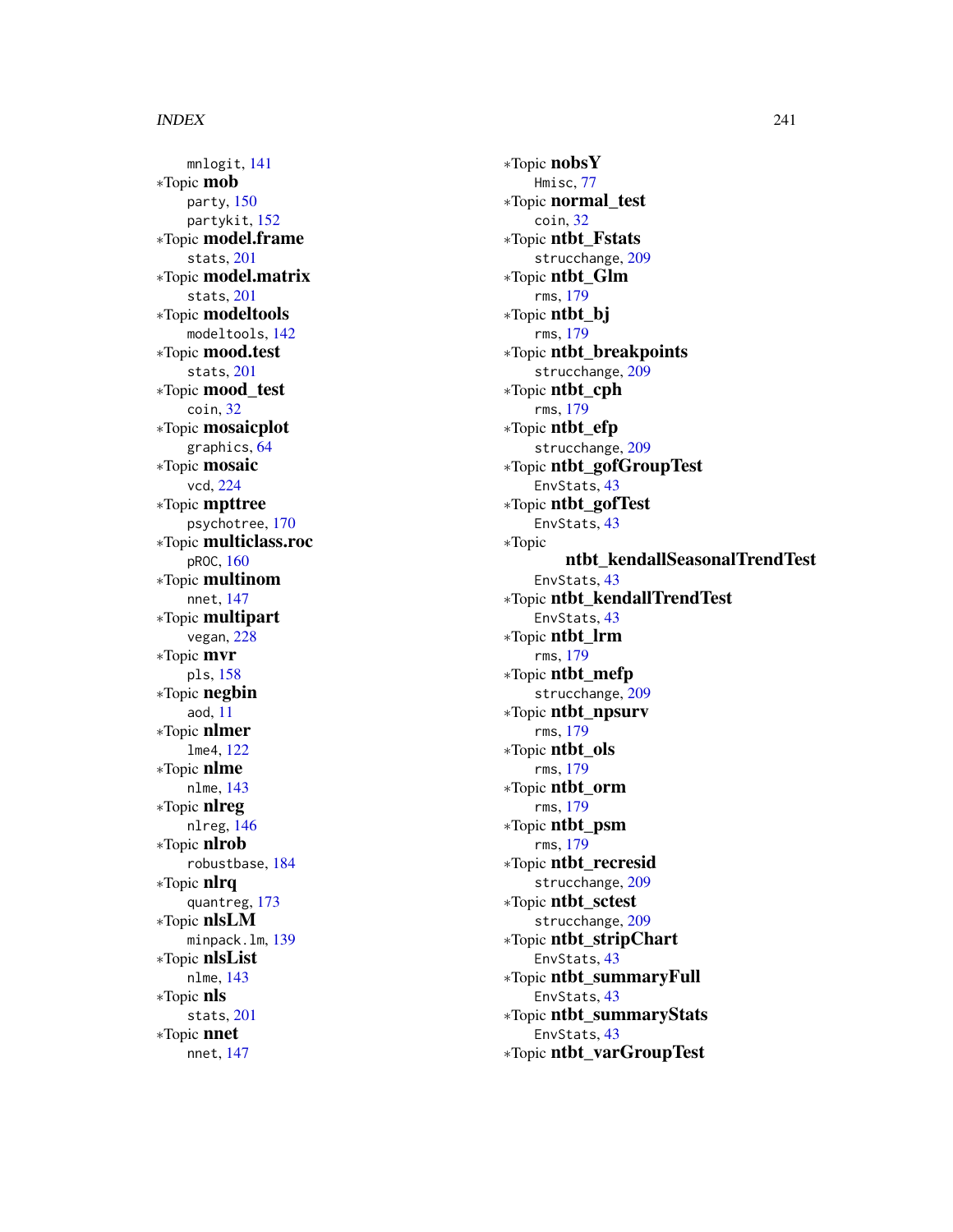mnlogit, 141
*Topic **mob**
party, 150
partykit, 152
*Topic **model.frame**
stats, 201
*Topic **model.matrix**
stats, 201
*Topic **modeltools**
modeltools, 142
*Topic **mood.test**
stats, 201
*Topic **mood_test**
coin, 32
*Topic **mosaicplot**
graphics, 64
*Topic **mosaic**
vcd, 224
*Topic **mpttree**
psychotree, 170
*Topic **multiclass.roc**
pROC, 160
*Topic **multinom**
nnet, 147
*Topic **multipart**
vegan, 228
*Topic **mvr**
pls, 158
*Topic **negbin**
aod, 11
*Topic **nlmer**
lme4, 122
*Topic **nlme**
nlme, 143
*Topic **nlreg**
nlreg, 146
*Topic **nlrob**
robustbase, 184
*Topic **nlrq**
quantreg, 173
*Topic **nlsLM**
minpack.lm, 139
*Topic **nlsList**
nlme, 143
*Topic **nls**
stats, 201
*Topic **nnet**
nnet, 147
*Topic **nobsY**
Hmisc, 77
*Topic **normal_test**
coin, 32
*Topic **ntbt_Fstats**
strucchange, 209
*Topic **ntbt_Glm**
rms, 179
*Topic **ntbt_bj**
rms, 179
*Topic **ntbt_breakpoints**
strucchange, 209
*Topic **ntbt_cph**
rms, 179
*Topic **ntbt_efp**
strucchange, 209
*Topic **ntbt_gofGroupTest**
EnvStats, 43
*Topic **ntbt_gofTest**
EnvStats, 43
*Topic **ntbt_kendallSeasonalTrendTest**
EnvStats, 43
*Topic **ntbt_kendallTrendTest**
EnvStats, 43
*Topic **ntbt_lrm**
rms, 179
*Topic **ntbt_mefp**
strucchange, 209
*Topic **ntbt_npsurv**
rms, 179
*Topic **ntbt_ols**
rms, 179
*Topic **ntbt_orm**
rms, 179
*Topic **ntbt_psm**
rms, 179
*Topic **ntbt_recresid**
strucchange, 209
*Topic **ntbt_sctest**
strucchange, 209
*Topic **ntbt_stripChart**
EnvStats, 43
*Topic **ntbt_summaryFull**
EnvStats, 43
*Topic **ntbt_summaryStats**
EnvStats, 43
*Topic **ntbt_varGroupTest**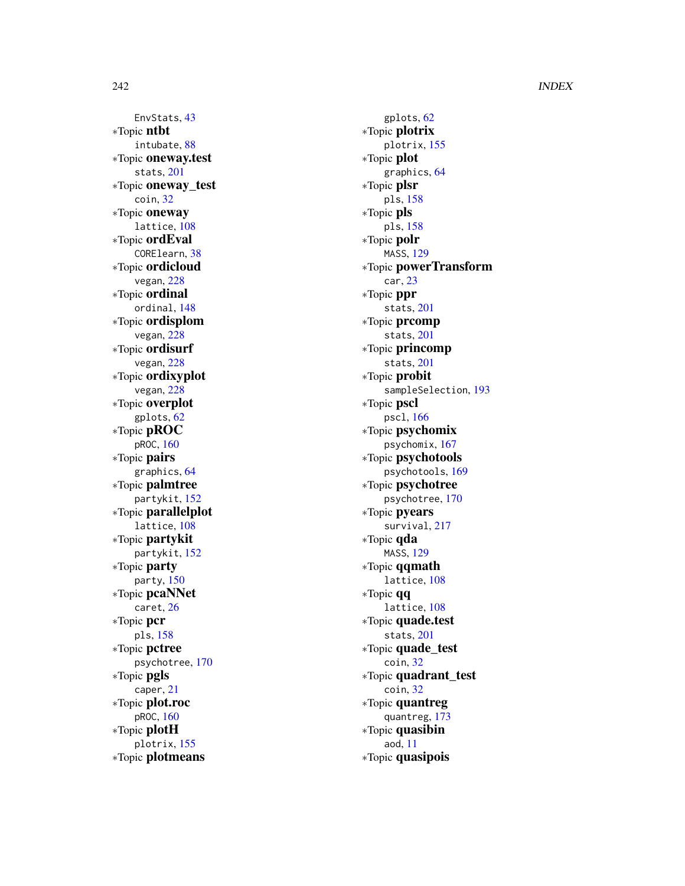EnvStats, 43

*Topic **ntbt**
intubate, 88

*Topic **oneway.test**
stats, 201

*Topic **oneway_test**
coin, 32

*Topic **oneway**
lattice, 108

*Topic **ordEval**
CORElearn, 38

*Topic **ordicloud**
vegan, 228

*Topic **ordinal**
ordinal, 148

*Topic **ordisplom**
vegan, 228

*Topic **ordisurf**
vegan, 228

*Topic **ordixyplot**
vegan, 228

*Topic **overplot**
gplots, 62

*Topic **pROC**
pROC, 160

*Topic **pairs**
graphics, 64

*Topic **palmtree**
partykit, 152

*Topic **parallelplot**
lattice, 108

*Topic **partykit**
partykit, 152

*Topic **party**
party, 150

*Topic **pcaNNet**
caret, 26

*Topic **pcr**
pls, 158

*Topic **pctree**
psychotree, 170

*Topic **pgls**
caper, 21

*Topic **plot.roc**
pROC, 160

*Topic **plotH**
plotrix, 155

*Topic **plotmeans**
gplots, 62

*Topic **plotrix**
plotrix, 155

*Topic **plot**
graphics, 64

*Topic **plsr**
pls, 158

*Topic **pls**
pls, 158

*Topic **polr**
MASS, 129

*Topic **powerTransform**
car, 23

*Topic **ppr**
stats, 201

*Topic **prcomp**
stats, 201

*Topic **princomp**
stats, 201

*Topic **probit**
sampleSelection, 193

*Topic **pscl**
pscl, 166

*Topic **psychomix**
psychomix, 167

*Topic **psychotools**
psychotools, 169

*Topic **psychotree**
psychotree, 170

*Topic **pyears**
survival, 217

*Topic **qda**
MASS, 129

*Topic **qqmath**
lattice, 108

*Topic **qq**
lattice, 108

*Topic **quade.test**
stats, 201

*Topic **quade_test**
coin, 32

*Topic **quadrant_test**
coin, 32

*Topic **quantreg**
quantreg, 173

*Topic **quasibin**
aod, 11

*Topic **quasipois**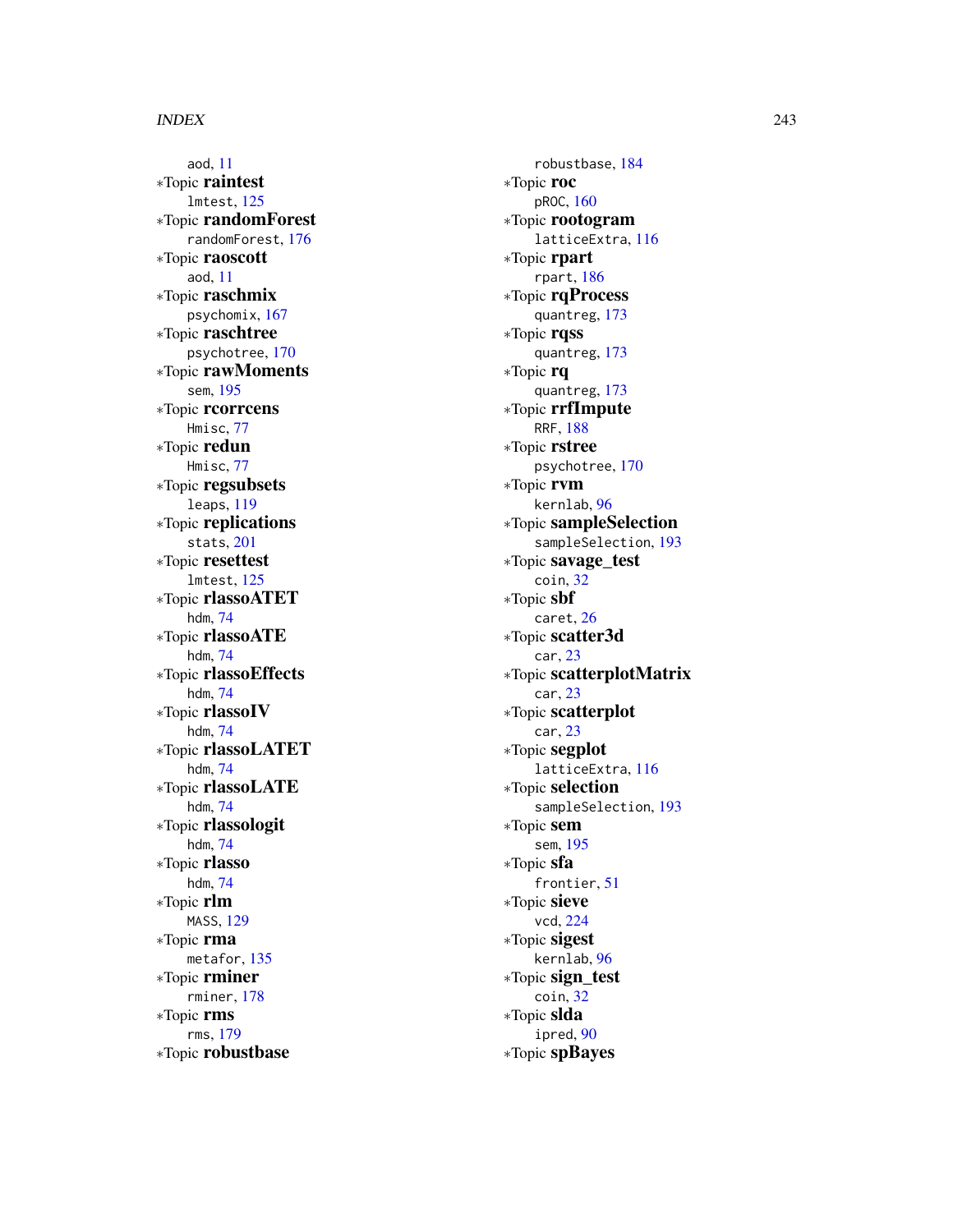aod, 11
∗Topic **raintest**
lmtest, 125
∗Topic **randomForest**
randomForest, 176
∗Topic **raoscott**
aod, 11
∗Topic **raschmix**
psychomix, 167
∗Topic **raschtree**
psychotree, 170
∗Topic **rawMoments**
sem, 195
∗Topic **rcorrcens**
Hmisc, 77
∗Topic **redun**
Hmisc, 77
∗Topic **regsubsets**
leaps, 119
∗Topic **replications**
stats, 201
∗Topic **resettest**
lmtest, 125
∗Topic **rlassoATET**
hdm, 74
∗Topic **rlassoATE**
hdm, 74
∗Topic **rlassoEffects**
hdm, 74
∗Topic **rlassoIV**
hdm, 74
∗Topic **rlassoLATET**
hdm, 74
∗Topic **rlassoLATE**
hdm, 74
∗Topic **rlassologit**
hdm, 74
∗Topic **rlasso**
hdm, 74
∗Topic **rlm**
MASS, 129
∗Topic **rma**
metafor, 135
∗Topic **rminer**
rminer, 178
∗Topic **rms**
rms, 179
∗Topic **robustbase**
robustbase, 184
∗Topic **roc**
pROC, 160
∗Topic **rootogram**
latticeExtra, 116
∗Topic **rpart**
rpart, 186
∗Topic **rqProcess**
quantreg, 173
∗Topic **rqss**
quantreg, 173
∗Topic **rq**
quantreg, 173
∗Topic **rrfImpute**
RRF, 188
∗Topic **rstree**
psychotree, 170
∗Topic **rvm**
kernlab, 96
∗Topic **sampleSelection**
sampleSelection, 193
∗Topic **savage_test**
coin, 32
∗Topic **sbf**
caret, 26
∗Topic **scatter3d**
car, 23
∗Topic **scatterplotMatrix**
car, 23
∗Topic **scatterplot**
car, 23
∗Topic **segplot**
latticeExtra, 116
∗Topic **selection**
sampleSelection, 193
∗Topic **sem**
sem, 195
∗Topic **sfa**
frontier, 51
∗Topic **sieve**
vcd, 224
∗Topic **sigest**
kernlab, 96
∗Topic **sign_test**
coin, 32
∗Topic **slda**
ipred, 90
∗Topic **spBayes**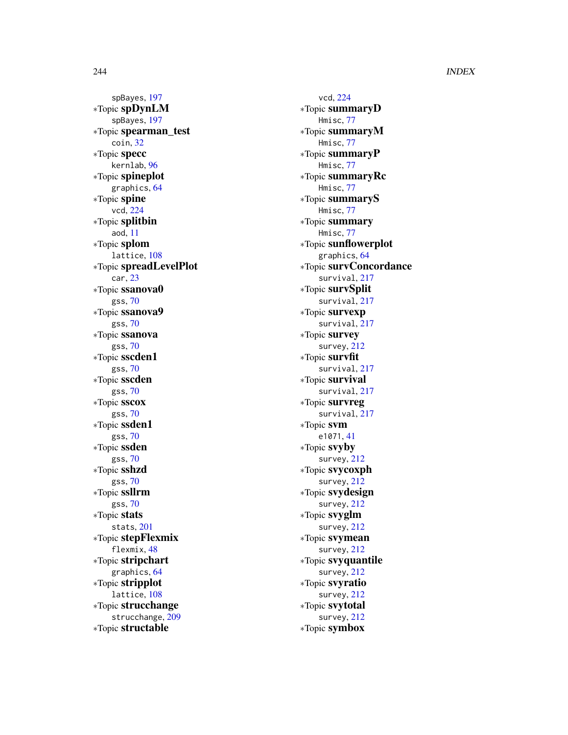spBayes, 197
∗Topic **spDynLM**
spBayes, 197
∗Topic **spearman_test**
coin, 32
∗Topic **specc**
kernlab, 96
∗Topic **spineplot**
graphics, 64
∗Topic **spine**
vcd, 224
∗Topic **splitbin**
aod, 11
∗Topic **splom**
lattice, 108
∗Topic **spreadLevelPlot**
car, 23
∗Topic **ssanova0**
gss, 70
∗Topic **ssanova9**
gss, 70
∗Topic **ssanova**
gss, 70
∗Topic **sscden1**
gss, 70
∗Topic **sscden**
gss, 70
∗Topic **sscox**
gss, 70
∗Topic **ssden1**
gss, 70
∗Topic **ssden**
gss, 70
∗Topic **sshzd**
gss, 70
∗Topic **ssllrm**
gss, 70
∗Topic **stats**
stats, 201
∗Topic **stepFlexmix**
flexmix, 48
∗Topic **stripchart**
graphics, 64
∗Topic **stripplot**
lattice, 108
∗Topic **strucchange**
strucchange, 209
∗Topic **structable**
vcd, 224
∗Topic **summaryD**
Hmisc, 77
∗Topic **summaryM**
Hmisc, 77
∗Topic **summaryP**
Hmisc, 77
∗Topic **summaryRc**
Hmisc, 77
∗Topic **summaryS**
Hmisc, 77
∗Topic **summary**
Hmisc, 77
∗Topic **sunflowerplot**
graphics, 64
∗Topic **survConcordance**
survival, 217
∗Topic **survSplit**
survival, 217
∗Topic **survexp**
survival, 217
∗Topic **survey**
survey, 212
∗Topic **survfit**
survival, 217
∗Topic **survival**
survival, 217
∗Topic **survreg**
survival, 217
∗Topic **svm**
e1071, 41
∗Topic **svyby**
survey, 212
∗Topic **svycoxph**
survey, 212
∗Topic **svydesign**
survey, 212
∗Topic **svyglm**
survey, 212
∗Topic **svymean**
survey, 212
∗Topic **svyquantile**
survey, 212
∗Topic **svyratio**
survey, 212
∗Topic **svytotal**
survey, 212
∗Topic **symbox**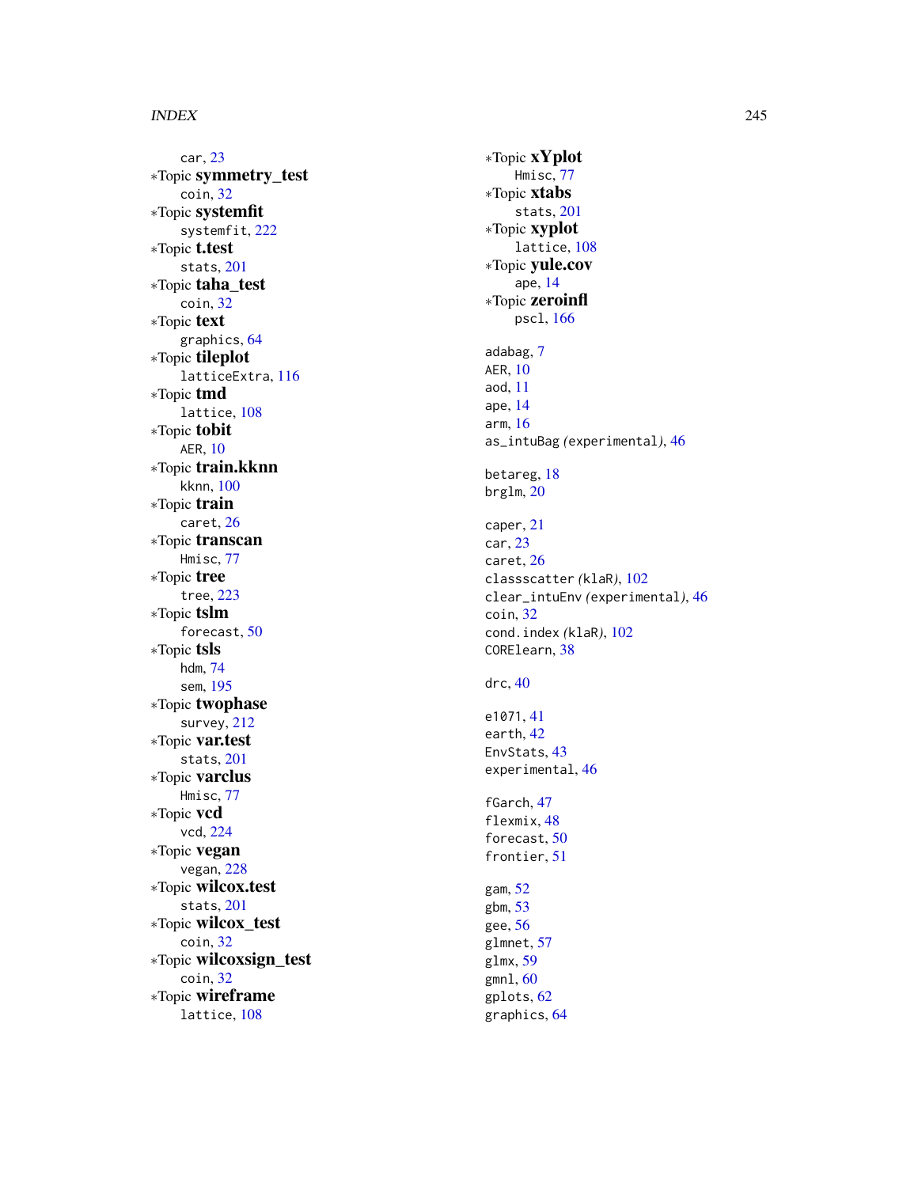car, 23

∗Topic **symmetry_test**

coin, 32

∗Topic **systemfit**

systemfit, 222

∗Topic **t.test**

stats, 201

∗Topic **taha_test**

coin, 32

∗Topic **text**

graphics, 64

∗Topic **tileplot**

latticeExtra, 116

∗Topic **tmd**

lattice, 108

∗Topic **tobit**

AER, 10

∗Topic **train.kknn**

kknn, 100

∗Topic **train**

caret, 26

∗Topic **transcan**

Hmisc, 77

∗Topic **tree**

tree, 223

∗Topic **tslm**

forecast, 50

∗Topic **tsls**

hdm, 74

sem, 195

∗Topic **twophase**

survey, 212

∗Topic **var.test**

stats, 201

∗Topic **varclus**

Hmisc, 77

∗Topic **vcd**

vcd, 224

∗Topic **vegan**

vegan, 228

∗Topic **wilcox.test**

stats, 201

∗Topic **wilcox_test**

coin, 32

∗Topic **wilcoxsign_test**

coin, 32

∗Topic **wireframe**

lattice, 108

∗Topic **xYplot**

Hmisc, 77

∗Topic **xtabs**

stats, 201

∗Topic **xyplot**

lattice, 108

∗Topic **yule.cov**

ape, 14

∗Topic **zeroinfl**

pscl, 166

adabag, 7

AER, 10

aod, 11

ape, 14

arm, 16

as_intuBag *(*experimental*)*, 46

betareg, 18

brglm, 20

caper, 21

car, 23

caret, 26

classscatter *(*klaR*)*, 102

clear_intuEnv *(*experimental*)*, 46

coin, 32

cond.index *(*klaR*)*, 102

CORElearn, 38

drc, 40

e1071, 41

earth, 42

EnvStats, 43

experimental, 46

fGarch, 47

flexmix, 48

forecast, 50

frontier, 51

gam, 52

gbm, 53

gee, 56

glmnet, 57

glmx, 59

gmnl, 60

gplots, 62

graphics, 64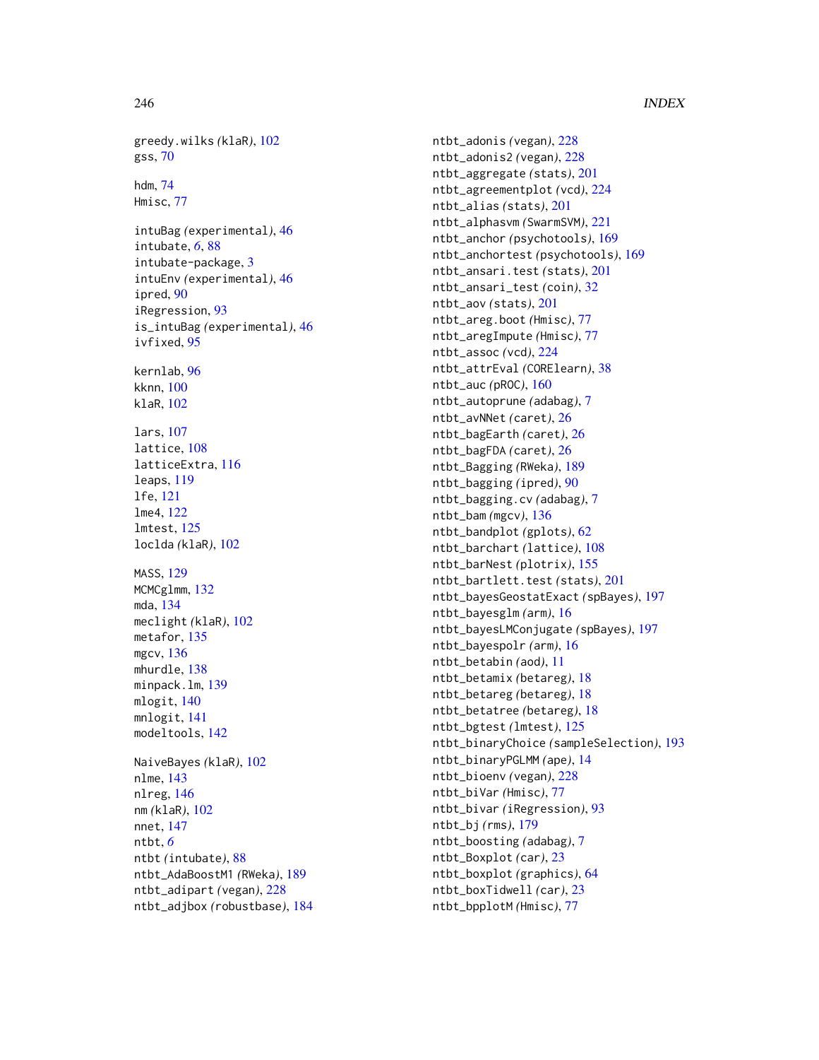greedy.wilks *(klaR)*, 102
gss, 70

hdm, 74
Hmisc, 77

intuBag *(experimental)*, 46
intubate, *6*, 88
intubate-package, 3
intuEnv *(experimental)*, 46
ipred, 90
iRegression, 93
is_intuBag *(experimental)*, 46
ivfixed, 95

kernlab, 96
kknn, 100
klaR, 102

lars, 107
lattice, 108
latticeExtra, 116
leaps, 119
lfe, 121
lme4, 122
lmtest, 125
loclda *(klaR)*, 102

MASS, 129
MCMCglmm, 132
mda, 134
meclight *(klaR)*, 102
metafor, 135
mgcv, 136
mhurdle, 138
minpack.lm, 139
mlogit, 140
mnlogit, 141
modeltools, 142

NaiveBayes *(klaR)*, 102
nlme, 143
nlreg, 146
nm *(klaR)*, 102
nnet, 147
ntbt, *6*
ntbt *(intubate)*, 88
ntbt_AdaBoostM1 *(RWeka)*, 189
ntbt_adipart *(vegan)*, 228
ntbt_adjbox *(robustbase)*, 184
ntbt_adonis *(vegan)*, 228
ntbt_adonis2 *(vegan)*, 228
ntbt_aggregate *(stats)*, 201
ntbt_agreementplot *(vcd)*, 224
ntbt_alias *(stats)*, 201
ntbt_alphasvm *(SwarmSVM)*, 221
ntbt_anchor *(psychotools)*, 169
ntbt_anchortest *(psychotools)*, 169
ntbt_ansari.test *(stats)*, 201
ntbt_ansari_test *(coin)*, 32
ntbt_aov *(stats)*, 201
ntbt_areg.boot *(Hmisc)*, 77
ntbt_aregImpute *(Hmisc)*, 77
ntbt_assoc *(vcd)*, 224
ntbt_attrEval *(CORElearn)*, 38
ntbt_auc *(pROC)*, 160
ntbt_autoprune *(adabag)*, 7
ntbt_avNNet *(caret)*, 26
ntbt_bagEarth *(caret)*, 26
ntbt_bagFDA *(caret)*, 26
ntbt_Bagging *(RWeka)*, 189
ntbt_bagging *(ipred)*, 90
ntbt_bagging.cv *(adabag)*, 7
ntbt_bam *(mgcv)*, 136
ntbt_bandplot *(gplots)*, 62
ntbt_barchart *(lattice)*, 108
ntbt_barNest *(plotrix)*, 155
ntbt_bartlett.test *(stats)*, 201
ntbt_bayesGeostatExact *(spBayes)*, 197
ntbt_bayesglm *(arm)*, 16
ntbt_bayesLMConjugate *(spBayes)*, 197
ntbt_bayespolr *(arm)*, 16
ntbt_betabin *(aod)*, 11
ntbt_betamix *(betareg)*, 18
ntbt_betareg *(betareg)*, 18
ntbt_betatree *(betareg)*, 18
ntbt_bgtest *(lmtest)*, 125
ntbt_binaryChoice *(sampleSelection)*, 193
ntbt_binaryPGLMM *(ape)*, 14
ntbt_bioenv *(vegan)*, 228
ntbt_biVar *(Hmisc)*, 77
ntbt_bivar *(iRegression)*, 93
ntbt_bj *(rms)*, 179
ntbt_boosting *(adabag)*, 7
ntbt_Boxplot *(car)*, 23
ntbt_boxplot *(graphics)*, 64
ntbt_boxTidwell *(car)*, 23
ntbt_bpplotM *(Hmisc)*, 77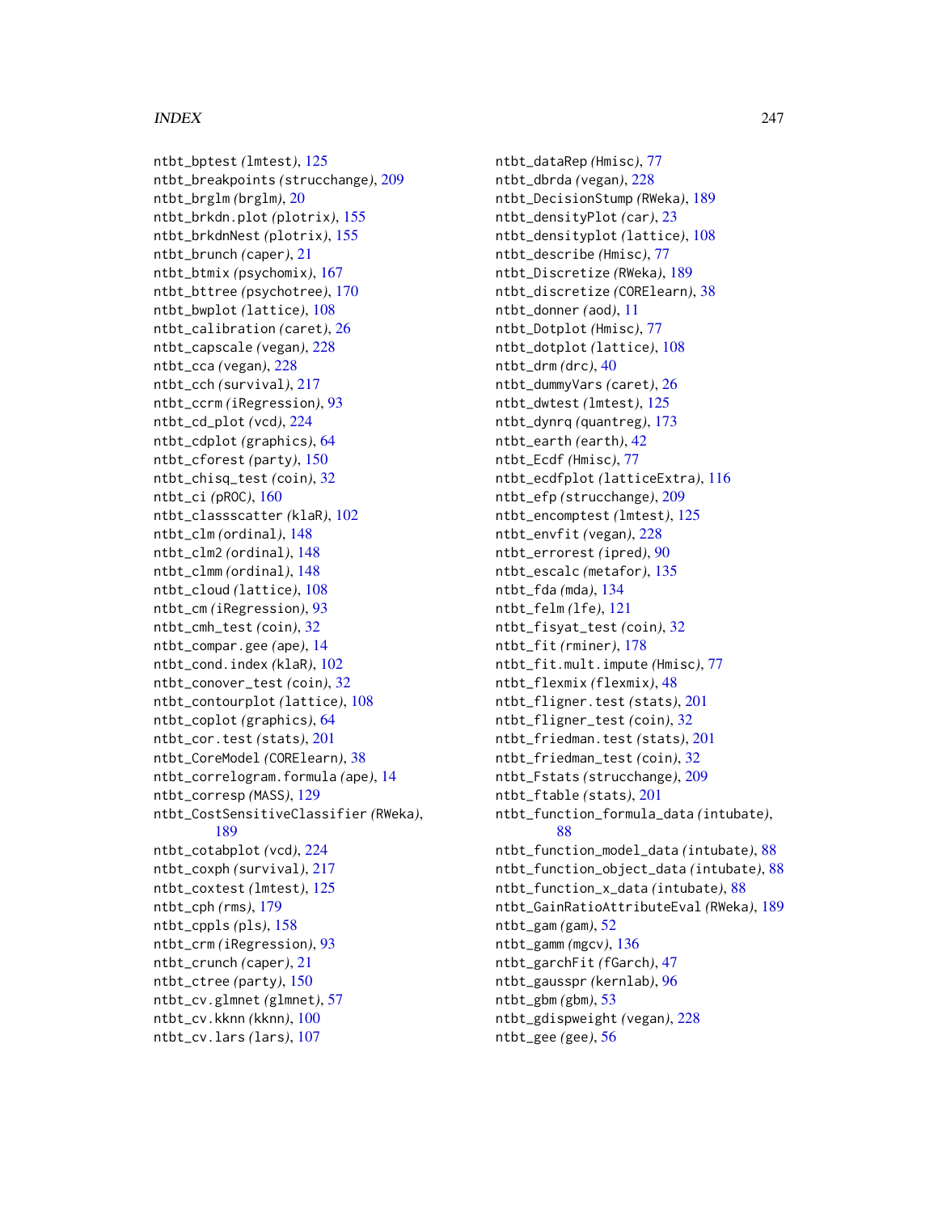ntbt_bptest *(lmtest)*, 125
ntbt_breakpoints *(strucchange)*, 209
ntbt_brglm *(brglm)*, 20
ntbt_brkdn.plot *(plotrix)*, 155
ntbt_brkdnNest *(plotrix)*, 155
ntbt_brunch *(caper)*, 21
ntbt_btmix *(psychomix)*, 167
ntbt_bttree *(psychotree)*, 170
ntbt_bwplot *(lattice)*, 108
ntbt_calibration *(caret)*, 26
ntbt_capscale *(vegan)*, 228
ntbt_cca *(vegan)*, 228
ntbt_cch *(survival)*, 217
ntbt_ccrm *(iRegression)*, 93
ntbt_cd_plot *(vcd)*, 224
ntbt_cdplot *(graphics)*, 64
ntbt_cforest *(party)*, 150
ntbt_chisq_test *(coin)*, 32
ntbt_ci *(pROC)*, 160
ntbt_classscatter *(klaR)*, 102
ntbt_clm *(ordinal)*, 148
ntbt_clm2 *(ordinal)*, 148
ntbt_clmm *(ordinal)*, 148
ntbt_cloud *(lattice)*, 108
ntbt_cm *(iRegression)*, 93
ntbt_cmh_test *(coin)*, 32
ntbt_compar.gee *(ape)*, 14
ntbt_cond.index *(klaR)*, 102
ntbt_conover_test *(coin)*, 32
ntbt_contourplot *(lattice)*, 108
ntbt_coplot *(graphics)*, 64
ntbt_cor.test *(stats)*, 201
ntbt_CoreModel *(CORElearn)*, 38
ntbt_correlogram.formula *(ape)*, 14
ntbt_corresp *(MASS)*, 129
ntbt_CostSensitiveClassifier *(RWeka)*, 189
ntbt_cotabplot *(vcd)*, 224
ntbt_coxph *(survival)*, 217
ntbt_coxtest *(lmtest)*, 125
ntbt_cph *(rms)*, 179
ntbt_cppls *(pls)*, 158
ntbt_crm *(iRegression)*, 93
ntbt_crunch *(caper)*, 21
ntbt_ctree *(party)*, 150
ntbt_cv.glmnet *(glmnet)*, 57
ntbt_cv.kknn *(kknn)*, 100
ntbt_cv.lars *(lars)*, 107
ntbt_dataRep *(Hmisc)*, 77
ntbt_dbrda *(vegan)*, 228
ntbt_DecisionStump *(RWeka)*, 189
ntbt_densityPlot *(car)*, 23
ntbt_densityplot *(lattice)*, 108
ntbt_describe *(Hmisc)*, 77
ntbt_Discretize *(RWeka)*, 189
ntbt_discretize *(CORElearn)*, 38
ntbt_donner *(aod)*, 11
ntbt_Dotplot *(Hmisc)*, 77
ntbt_dotplot *(lattice)*, 108
ntbt_drm *(drc)*, 40
ntbt_dummyVars *(caret)*, 26
ntbt_dwtest *(lmtest)*, 125
ntbt_dynrq *(quantreg)*, 173
ntbt_earth *(earth)*, 42
ntbt_Ecdf *(Hmisc)*, 77
ntbt_ecdfplot *(latticeExtra)*, 116
ntbt_efp *(strucchange)*, 209
ntbt_encomptest *(lmtest)*, 125
ntbt_envfit *(vegan)*, 228
ntbt_errorest *(ipred)*, 90
ntbt_escalc *(metafor)*, 135
ntbt_fda *(mda)*, 134
ntbt_felm *(lfe)*, 121
ntbt_fisyat_test *(coin)*, 32
ntbt_fit *(rminer)*, 178
ntbt_fit.mult.impute *(Hmisc)*, 77
ntbt_flexmix *(flexmix)*, 48
ntbt_fligner.test *(stats)*, 201
ntbt_fligner_test *(coin)*, 32
ntbt_friedman.test *(stats)*, 201
ntbt_friedman_test *(coin)*, 32
ntbt_Fstats *(strucchange)*, 209
ntbt_ftable *(stats)*, 201
ntbt_function_formula_data *(intubate)*, 88
ntbt_function_model_data *(intubate)*, 88
ntbt_function_object_data *(intubate)*, 88
ntbt_function_x_data *(intubate)*, 88
ntbt_GainRatioAttributeEval *(RWeka)*, 189
ntbt_gam *(gam)*, 52
ntbt_gamm *(mgcv)*, 136
ntbt_garchFit *(fGarch)*, 47
ntbt_gausspr *(kernlab)*, 96
ntbt_gbm *(gbm)*, 53
ntbt_gdispweight *(vegan)*, 228
ntbt_gee *(gee)*, 56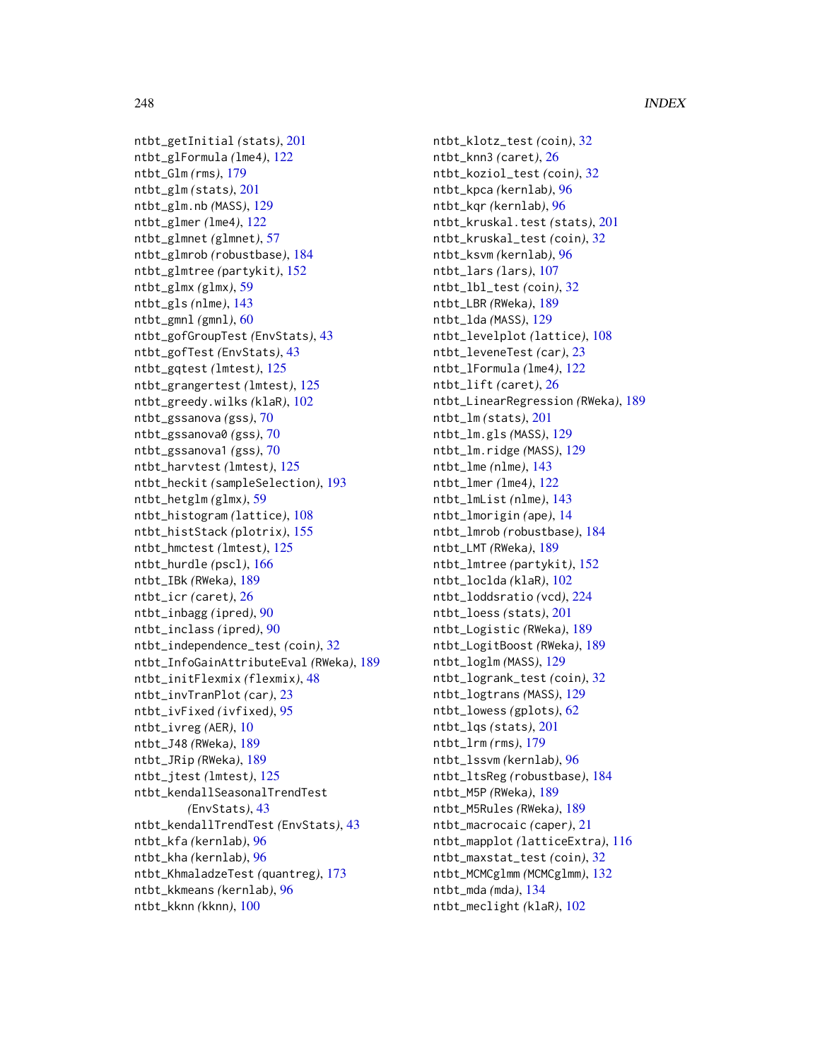ntbt_getInitial (stats), 201
ntbt_glFormula (lme4), 122
ntbt_Glm (rms), 179
ntbt_glm (stats), 201
ntbt_glm.nb (MASS), 129
ntbt_glmer (lme4), 122
ntbt_glmnet (glmnet), 57
ntbt_glmrob (robustbase), 184
ntbt_glmtree (partykit), 152
ntbt_glmx (glmx), 59
ntbt_gls (nlme), 143
ntbt_gmnl (gmnl), 60
ntbt_gofGroupTest (EnvStats), 43
ntbt_gofTest (EnvStats), 43
ntbt_gqtest (lmtest), 125
ntbt_grangertest (lmtest), 125
ntbt_greedy.wilks (klaR), 102
ntbt_gssanova (gss), 70
ntbt_gssanova0 (gss), 70
ntbt_gssanova1 (gss), 70
ntbt_harvtest (lmtest), 125
ntbt_heckit (sampleSelection), 193
ntbt_hetglm (glmx), 59
ntbt_histogram (lattice), 108
ntbt_histStack (plotrix), 155
ntbt_hmctest (lmtest), 125
ntbt_hurdle (pscl), 166
ntbt_IBk (RWeka), 189
ntbt_icr (caret), 26
ntbt_inbagg (ipred), 90
ntbt_inclass (ipred), 90
ntbt_independence_test (coin), 32
ntbt_InfoGainAttributeEval (RWeka), 189
ntbt_initFlexmix (flexmix), 48
ntbt_invTranPlot (car), 23
ntbt_ivFixed (ivfixed), 95
ntbt_ivreg (AER), 10
ntbt_J48 (RWeka), 189
ntbt_JRip (RWeka), 189
ntbt_jtest (lmtest), 125
ntbt_kendallSeasonalTrendTest (EnvStats), 43
ntbt_kendallTrendTest (EnvStats), 43
ntbt_kfa (kernlab), 96
ntbt_kha (kernlab), 96
ntbt_KhmaladzeTest (quantreg), 173
ntbt_kkmeans (kernlab), 96
ntbt_kknn (kknn), 100
ntbt_klotz_test (coin), 32
ntbt_knn3 (caret), 26
ntbt_koziol_test (coin), 32
ntbt_kpca (kernlab), 96
ntbt_kqr (kernlab), 96
ntbt_kruskal.test (stats), 201
ntbt_kruskal_test (coin), 32
ntbt_ksvm (kernlab), 96
ntbt_lars (lars), 107
ntbt_lbl_test (coin), 32
ntbt_LBR (RWeka), 189
ntbt_lda (MASS), 129
ntbt_levelplot (lattice), 108
ntbt_leveneTest (car), 23
ntbt_lFormula (lme4), 122
ntbt_lift (caret), 26
ntbt_LinearRegression (RWeka), 189
ntbt_lm (stats), 201
ntbt_lm.gls (MASS), 129
ntbt_lm.ridge (MASS), 129
ntbt_lme (nlme), 143
ntbt_lmer (lme4), 122
ntbt_lmList (nlme), 143
ntbt_lmorigin (ape), 14
ntbt_lmrob (robustbase), 184
ntbt_LMT (RWeka), 189
ntbt_lmtree (partykit), 152
ntbt_loclda (klaR), 102
ntbt_loddsratio (vcd), 224
ntbt_loess (stats), 201
ntbt_Logistic (RWeka), 189
ntbt_LogitBoost (RWeka), 189
ntbt_loglm (MASS), 129
ntbt_logrank_test (coin), 32
ntbt_logtrans (MASS), 129
ntbt_lowess (gplots), 62
ntbt_lqs (stats), 201
ntbt_lrm (rms), 179
ntbt_lssvm (kernlab), 96
ntbt_ltsReg (robustbase), 184
ntbt_M5P (RWeka), 189
ntbt_M5Rules (RWeka), 189
ntbt_macrocaic (caper), 21
ntbt_mapplot (latticeExtra), 116
ntbt_maxstat_test (coin), 32
ntbt_MCMCglmm (MCMCglmm), 132
ntbt_mda (mda), 134
ntbt_meclight (klaR), 102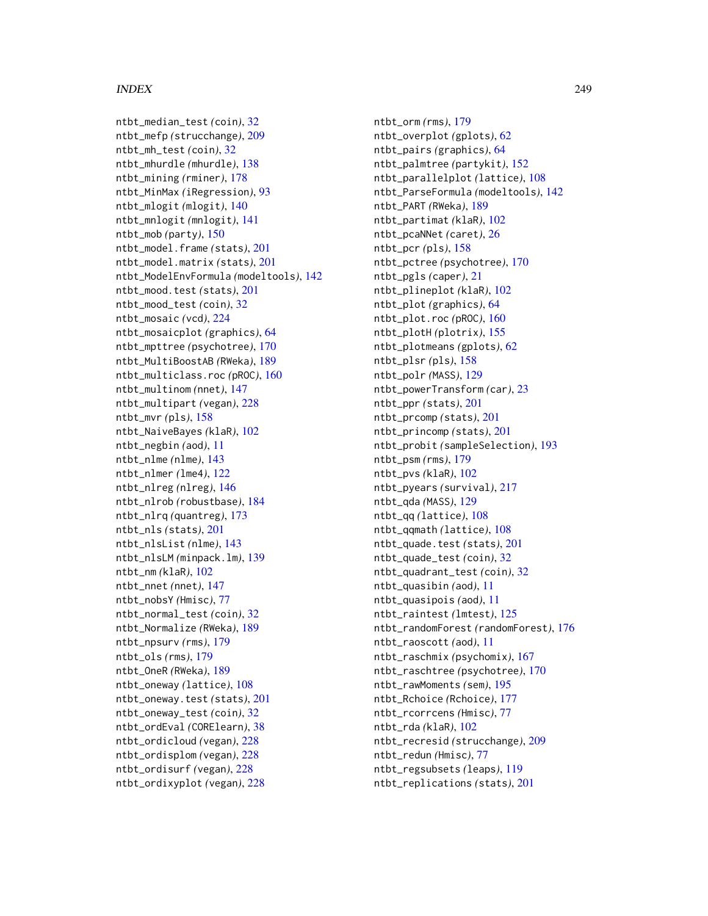ntbt_median_test *(coin)*, 32
ntbt_mefp *(strucchange)*, 209
ntbt_mh_test *(coin)*, 32
ntbt_mhurdle *(mhurdle)*, 138
ntbt_mining *(rminer)*, 178
ntbt_MinMax *(iRegression)*, 93
ntbt_mlogit *(mlogit)*, 140
ntbt_mnlogit *(mnlogit)*, 141
ntbt_mob *(party)*, 150
ntbt_model.frame *(stats)*, 201
ntbt_model.matrix *(stats)*, 201
ntbt_ModelEnvFormula *(modeltools)*, 142
ntbt_mood.test *(stats)*, 201
ntbt_mood_test *(coin)*, 32
ntbt_mosaic *(vcd)*, 224
ntbt_mosaicplot *(graphics)*, 64
ntbt_mpttree *(psychotree)*, 170
ntbt_MultiBoostAB *(RWeka)*, 189
ntbt_multiclass.roc *(pROC)*, 160
ntbt_multinom *(nnet)*, 147
ntbt_multipart *(vegan)*, 228
ntbt_mvr *(pls)*, 158
ntbt_NaiveBayes *(klaR)*, 102
ntbt_negbin *(aod)*, 11
ntbt_nlme *(nlme)*, 143
ntbt_nlmer *(lme4)*, 122
ntbt_nlreg *(nlreg)*, 146
ntbt_nlrob *(robustbase)*, 184
ntbt_nlrq *(quantreg)*, 173
ntbt_nls *(stats)*, 201
ntbt_nlsList *(nlme)*, 143
ntbt_nlsLM *(minpack.lm)*, 139
ntbt_nm *(klaR)*, 102
ntbt_nnet *(nnet)*, 147
ntbt_nobsY *(Hmisc)*, 77
ntbt_normal_test *(coin)*, 32
ntbt_Normalize *(RWeka)*, 189
ntbt_npsurv *(rms)*, 179
ntbt_ols *(rms)*, 179
ntbt_OneR *(RWeka)*, 189
ntbt_oneway *(lattice)*, 108
ntbt_oneway.test *(stats)*, 201
ntbt_oneway_test *(coin)*, 32
ntbt_ordEval *(CORElearn)*, 38
ntbt_ordicloud *(vegan)*, 228
ntbt_ordisplom *(vegan)*, 228
ntbt_ordisurf *(vegan)*, 228
ntbt_ordixyplot *(vegan)*, 228
ntbt_orm *(rms)*, 179
ntbt_overplot *(gplots)*, 62
ntbt_pairs *(graphics)*, 64
ntbt_palmtree *(partykit)*, 152
ntbt_parallelplot *(lattice)*, 108
ntbt_ParseFormula *(modeltools)*, 142
ntbt_PART *(RWeka)*, 189
ntbt_partimat *(klaR)*, 102
ntbt_pcaNNet *(caret)*, 26
ntbt_pcr *(pls)*, 158
ntbt_pctree *(psychotree)*, 170
ntbt_pgls *(caper)*, 21
ntbt_plineplot *(klaR)*, 102
ntbt_plot *(graphics)*, 64
ntbt_plot.roc *(pROC)*, 160
ntbt_plotH *(plotrix)*, 155
ntbt_plotmeans *(gplots)*, 62
ntbt_plsr *(pls)*, 158
ntbt_polr *(MASS)*, 129
ntbt_powerTransform *(car)*, 23
ntbt_ppr *(stats)*, 201
ntbt_prcomp *(stats)*, 201
ntbt_princomp *(stats)*, 201
ntbt_probit *(sampleSelection)*, 193
ntbt_psm *(rms)*, 179
ntbt_pvs *(klaR)*, 102
ntbt_pyears *(survival)*, 217
ntbt_qda *(MASS)*, 129
ntbt_qq *(lattice)*, 108
ntbt_qqmath *(lattice)*, 108
ntbt_quade.test *(stats)*, 201
ntbt_quade_test *(coin)*, 32
ntbt_quadrant_test *(coin)*, 32
ntbt_quasibin *(aod)*, 11
ntbt_quasipois *(aod)*, 11
ntbt_raintest *(lmtest)*, 125
ntbt_randomForest *(randomForest)*, 176
ntbt_raoscott *(aod)*, 11
ntbt_raschmix *(psychomix)*, 167
ntbt_raschtree *(psychotree)*, 170
ntbt_rawMoments *(sem)*, 195
ntbt_Rchoice *(Rchoice)*, 177
ntbt_rcorrcens *(Hmisc)*, 77
ntbt_rda *(klaR)*, 102
ntbt_recresid *(strucchange)*, 209
ntbt_redun *(Hmisc)*, 77
ntbt_regsubsets *(leaps)*, 119
ntbt_replications *(stats)*, 201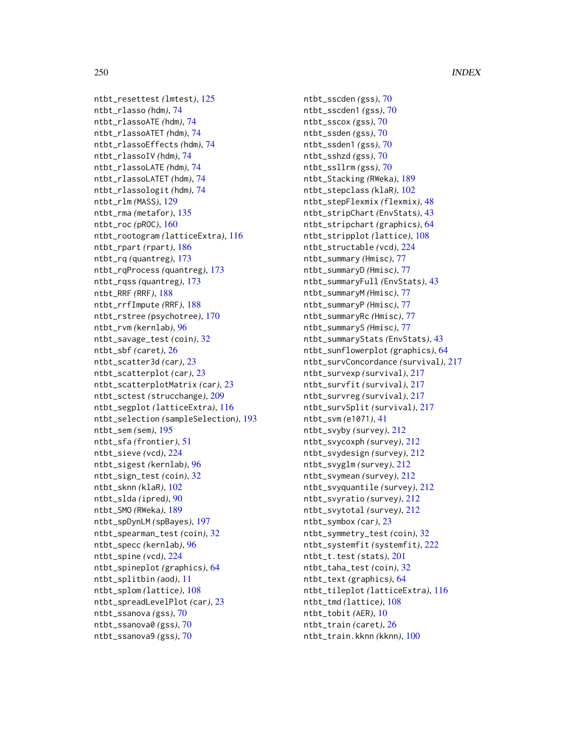ntbt_resettest (lmtest), 125
ntbt_rlasso (hdm), 74
ntbt_rlassoATE (hdm), 74
ntbt_rlassoATET (hdm), 74
ntbt_rlassoEffects (hdm), 74
ntbt_rlassoIV (hdm), 74
ntbt_rlassoLATE (hdm), 74
ntbt_rlassoLATET (hdm), 74
ntbt_rlassologit (hdm), 74
ntbt_rlm (MASS), 129
ntbt_rma (metafor), 135
ntbt_roc (pROC), 160
ntbt_rootogram (latticeExtra), 116
ntbt_rpart (rpart), 186
ntbt_rq (quantreg), 173
ntbt_rqProcess (quantreg), 173
ntbt_rqss (quantreg), 173
ntbt_RRF (RRF), 188
ntbt_rrfImpute (RRF), 188
ntbt_rstree (psychotree), 170
ntbt_rvm (kernlab), 96
ntbt_savage_test (coin), 32
ntbt_sbf (caret), 26
ntbt_scatter3d (car), 23
ntbt_scatterplot (car), 23
ntbt_scatterplotMatrix (car), 23
ntbt_sctest (strucchange), 209
ntbt_segplot (latticeExtra), 116
ntbt_selection (sampleSelection), 193
ntbt_sem (sem), 195
ntbt_sfa (frontier), 51
ntbt_sieve (vcd), 224
ntbt_sigest (kernlab), 96
ntbt_sign_test (coin), 32
ntbt_sknn (klaR), 102
ntbt_slda (ipred), 90
ntbt_SMO (RWeka), 189
ntbt_spDynLM (spBayes), 197
ntbt_spearman_test (coin), 32
ntbt_specc (kernlab), 96
ntbt_spine (vcd), 224
ntbt_spineplot (graphics), 64
ntbt_splitbin (aod), 11
ntbt_splom (lattice), 108
ntbt_spreadLevelPlot (car), 23
ntbt_ssanova (gss), 70
ntbt_ssanova0 (gss), 70
ntbt_ssanova9 (gss), 70
ntbt_sscden (gss), 70
ntbt_sscden1 (gss), 70
ntbt_sscox (gss), 70
ntbt_ssden (gss), 70
ntbt_ssden1 (gss), 70
ntbt_sshzd (gss), 70
ntbt_ssllrm (gss), 70
ntbt_Stacking (RWeka), 189
ntbt_stepclass (klaR), 102
ntbt_stepFlexmix (flexmix), 48
ntbt_stripChart (EnvStats), 43
ntbt_stripchart (graphics), 64
ntbt_stripplot (lattice), 108
ntbt_structable (vcd), 224
ntbt_summary (Hmisc), 77
ntbt_summaryD (Hmisc), 77
ntbt_summaryFull (EnvStats), 43
ntbt_summaryM (Hmisc), 77
ntbt_summaryP (Hmisc), 77
ntbt_summaryRc (Hmisc), 77
ntbt_summaryS (Hmisc), 77
ntbt_summaryStats (EnvStats), 43
ntbt_sunflowerplot (graphics), 64
ntbt_survConcordance (survival), 217
ntbt_survexp (survival), 217
ntbt_survfit (survival), 217
ntbt_survreg (survival), 217
ntbt_survSplit (survival), 217
ntbt_svm (e1071), 41
ntbt_svyby (survey), 212
ntbt_svycoxph (survey), 212
ntbt_svydesign (survey), 212
ntbt_svyglm (survey), 212
ntbt_svymean (survey), 212
ntbt_svyquantile (survey), 212
ntbt_svyratio (survey), 212
ntbt_svytotal (survey), 212
ntbt_symbox (car), 23
ntbt_symmetry_test (coin), 32
ntbt_systemfit (systemfit), 222
ntbt_t.test (stats), 201
ntbt_taha_test (coin), 32
ntbt_text (graphics), 64
ntbt_tileplot (latticeExtra), 116
ntbt_tmd (lattice), 108
ntbt_tobit (AER), 10
ntbt_train (caret), 26
ntbt_train.kknn (kknn), 100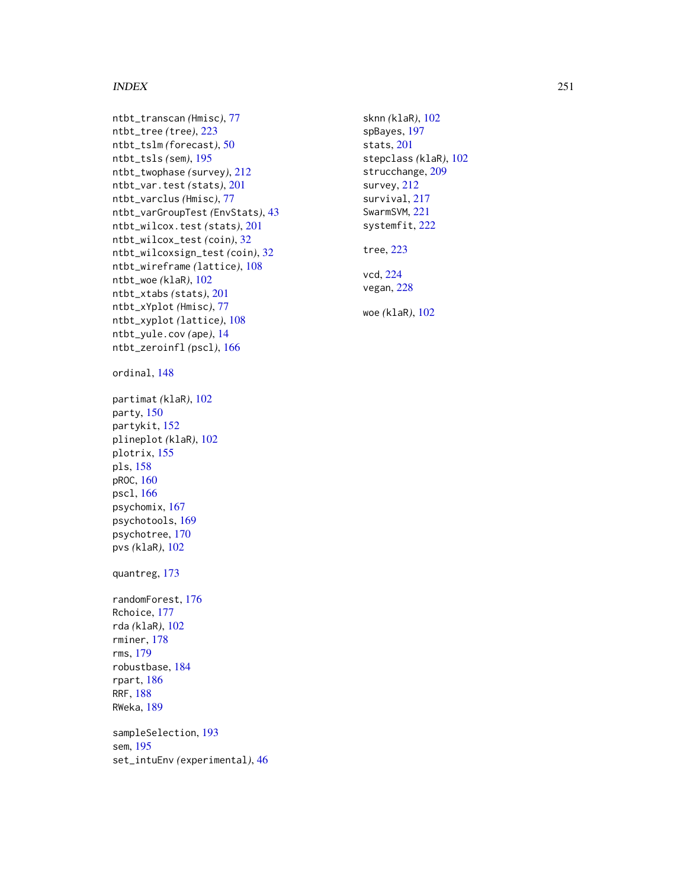ntbt_transcan (Hmisc), 77
ntbt_tree (tree), 223
ntbt_tslm (forecast), 50
ntbt_tsls (sem), 195
ntbt_twophase (survey), 212
ntbt_var.test (stats), 201
ntbt_varclus (Hmisc), 77
ntbt_varGroupTest (EnvStats), 43
ntbt_wilcox.test (stats), 201
ntbt_wilcox_test (coin), 32
ntbt_wilcoxsign_test (coin), 32
ntbt_wireframe (lattice), 108
ntbt_woe (klaR), 102
ntbt_xtabs (stats), 201
ntbt_xYplot (Hmisc), 77
ntbt_xyplot (lattice), 108
ntbt_yule.cov (ape), 14
ntbt_zeroinfl (pscl), 166

ordinal, 148

partimat (klaR), 102
party, 150
partykit, 152
plineplot (klaR), 102
plotrix, 155
pls, 158
pROC, 160
pscl, 166
psychomix, 167
psychotools, 169
psychotree, 170
pvs (klaR), 102

quantreg, 173

randomForest, 176
Rchoice, 177
rda (klaR), 102
rminer, 178
rms, 179
robustbase, 184
rpart, 186
RRF, 188
RWeka, 189

sampleSelection, 193
sem, 195
set_intuEnv (experimental), 46
sknn (klaR), 102
spBayes, 197
stats, 201
stepclass (klaR), 102
strucchange, 209
survey, 212
survival, 217
SwarmSVM, 221
systemfit, 222

tree, 223

vcd, 224
vegan, 228

woe (klaR), 102